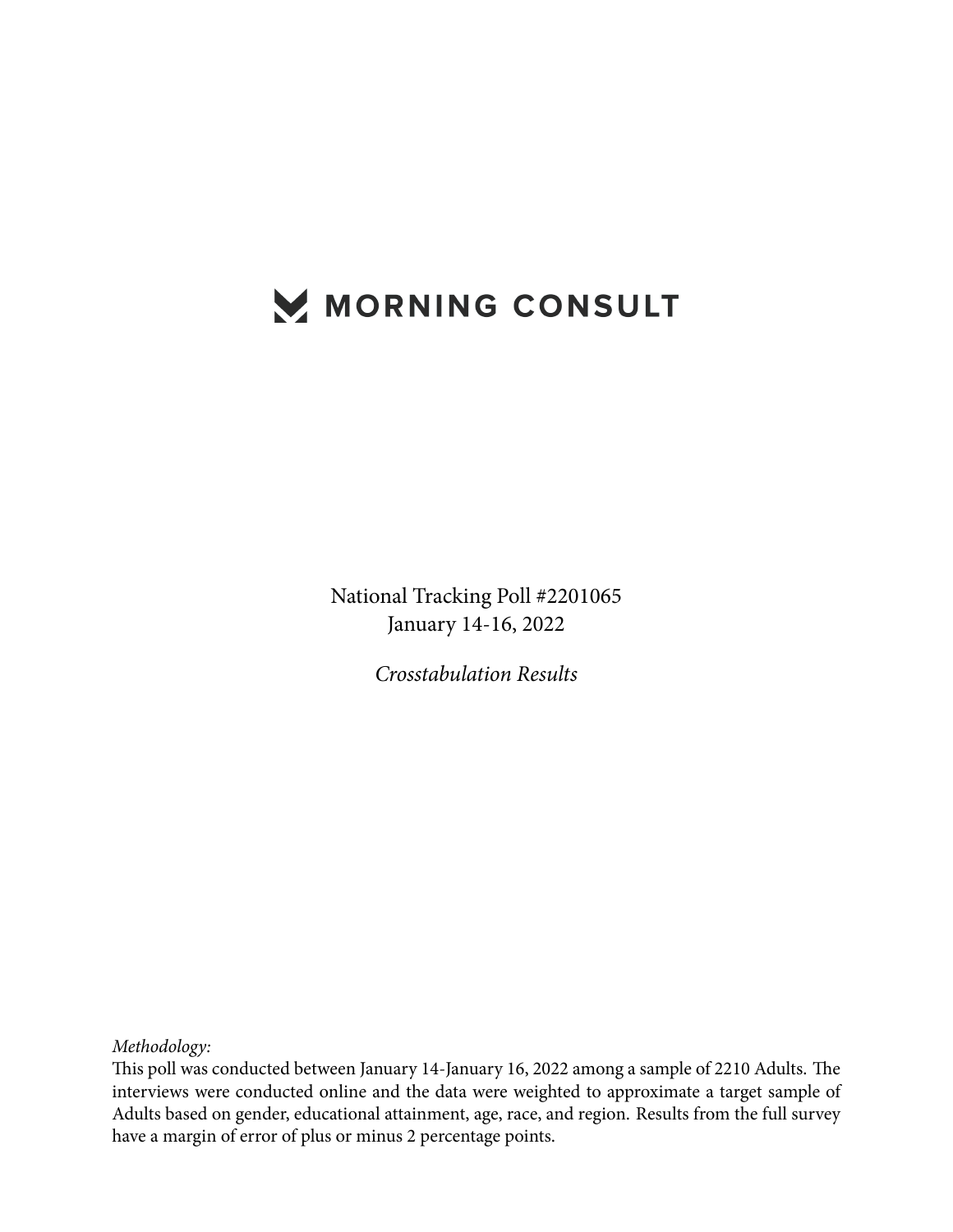# MORNING CONSULT

National Tracking Poll #2201065
January 14-16, 2022

*Crosstabulation Results*

*Methodology:*
This poll was conducted between January 14-January 16, 2022 among a sample of 2210 Adults. The interviews were conducted online and the data were weighted to approximate a target sample of Adults based on gender, educational attainment, age, race, and region. Results from the full survey have a margin of error of plus or minus 2 percentage points.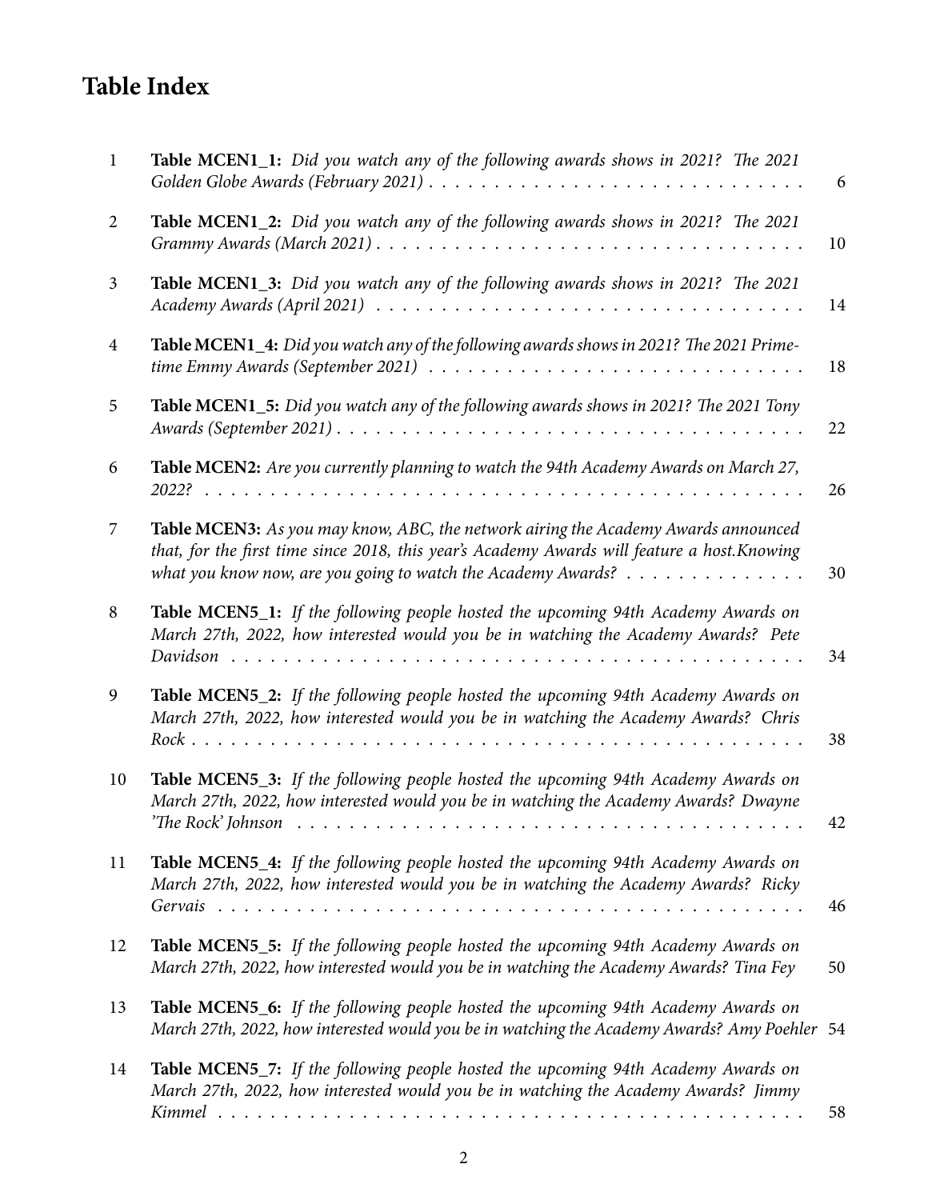# Table Index

| | | |
|---|---|---|
| 1 | **Table MCEN1_1:** *Did you watch any of the following awards shows in 2021? The 2021 Golden Globe Awards (February 2021)* | 6 |
| 2 | **Table MCEN1_2:** *Did you watch any of the following awards shows in 2021? The 2021 Grammy Awards (March 2021)* | 10 |
| 3 | **Table MCEN1_3:** *Did you watch any of the following awards shows in 2021? The 2021 Academy Awards (April 2021)* | 14 |
| 4 | **Table MCEN1_4:** *Did you watch any of the following awards shows in 2021? The 2021 Primetime Emmy Awards (September 2021)* | 18 |
| 5 | **Table MCEN1_5:** *Did you watch any of the following awards shows in 2021? The 2021 Tony Awards (September 2021)* | 22 |
| 6 | **Table MCEN2:** *Are you currently planning to watch the 94th Academy Awards on March 27, 2022?* | 26 |
| 7 | **Table MCEN3:** *As you may know, ABC, the network airing the Academy Awards announced that, for the first time since 2018, this year's Academy Awards will feature a host.Knowing what you know now, are you going to watch the Academy Awards?* | 30 |
| 8 | **Table MCEN5_1:** *If the following people hosted the upcoming 94th Academy Awards on March 27th, 2022, how interested would you be in watching the Academy Awards? Pete Davidson* | 34 |
| 9 | **Table MCEN5_2:** *If the following people hosted the upcoming 94th Academy Awards on March 27th, 2022, how interested would you be in watching the Academy Awards? Chris Rock* | 38 |
| 10 | **Table MCEN5_3:** *If the following people hosted the upcoming 94th Academy Awards on March 27th, 2022, how interested would you be in watching the Academy Awards? Dwayne 'The Rock' Johnson* | 42 |
| 11 | **Table MCEN5_4:** *If the following people hosted the upcoming 94th Academy Awards on March 27th, 2022, how interested would you be in watching the Academy Awards? Ricky Gervais* | 46 |
| 12 | **Table MCEN5_5:** *If the following people hosted the upcoming 94th Academy Awards on March 27th, 2022, how interested would you be in watching the Academy Awards? Tina Fey* | 50 |
| 13 | **Table MCEN5_6:** *If the following people hosted the upcoming 94th Academy Awards on March 27th, 2022, how interested would you be in watching the Academy Awards? Amy Poehler* | 54 |
| 14 | **Table MCEN5_7:** *If the following people hosted the upcoming 94th Academy Awards on March 27th, 2022, how interested would you be in watching the Academy Awards? Jimmy Kimmel* | 58 |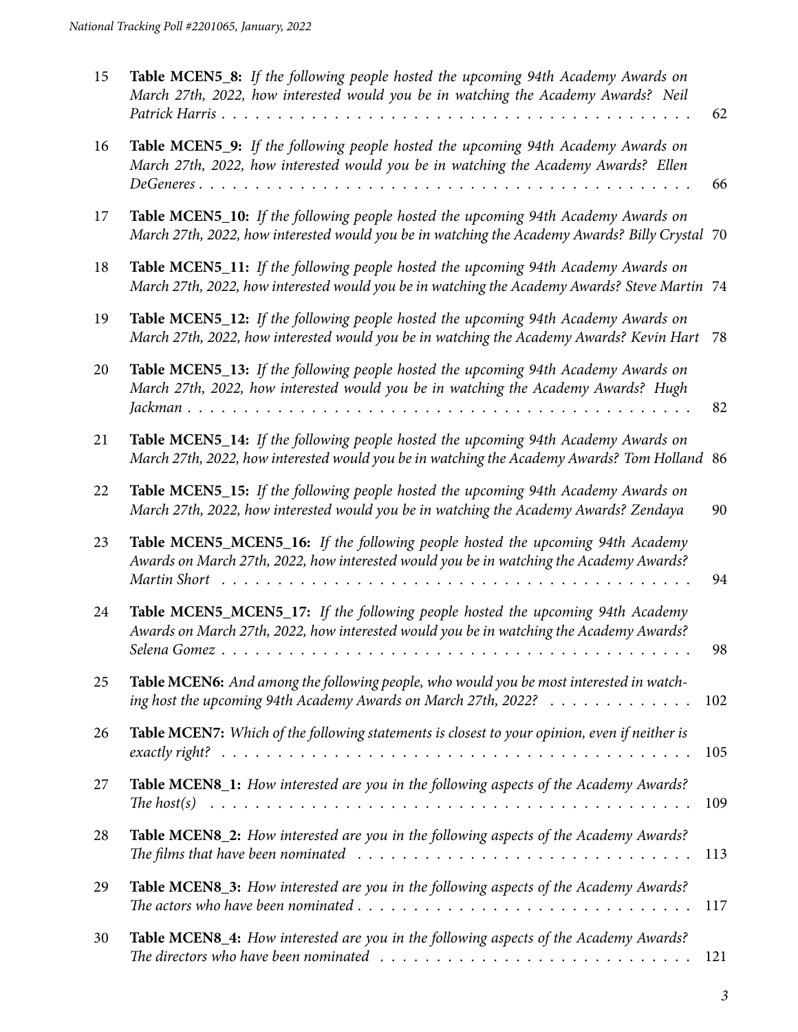| | | |
|---|---|---|
| 15 | **Table MCEN5_8:** *If the following people hosted the upcoming 94th Academy Awards on March 27th, 2022, how interested would you be in watching the Academy Awards? Neil Patrick Harris* | 62 |
| 16 | **Table MCEN5_9:** *If the following people hosted the upcoming 94th Academy Awards on March 27th, 2022, how interested would you be in watching the Academy Awards? Ellen DeGeneres* | 66 |
| 17 | **Table MCEN5_10:** *If the following people hosted the upcoming 94th Academy Awards on March 27th, 2022, how interested would you be in watching the Academy Awards? Billy Crystal* | 70 |
| 18 | **Table MCEN5_11:** *If the following people hosted the upcoming 94th Academy Awards on March 27th, 2022, how interested would you be in watching the Academy Awards? Steve Martin* | 74 |
| 19 | **Table MCEN5_12:** *If the following people hosted the upcoming 94th Academy Awards on March 27th, 2022, how interested would you be in watching the Academy Awards? Kevin Hart* | 78 |
| 20 | **Table MCEN5_13:** *If the following people hosted the upcoming 94th Academy Awards on March 27th, 2022, how interested would you be in watching the Academy Awards? Hugh Jackman* | 82 |
| 21 | **Table MCEN5_14:** *If the following people hosted the upcoming 94th Academy Awards on March 27th, 2022, how interested would you be in watching the Academy Awards? Tom Holland* | 86 |
| 22 | **Table MCEN5_15:** *If the following people hosted the upcoming 94th Academy Awards on March 27th, 2022, how interested would you be in watching the Academy Awards? Zendaya* | 90 |
| 23 | **Table MCEN5_MCEN5_16:** *If the following people hosted the upcoming 94th Academy Awards on March 27th, 2022, how interested would you be in watching the Academy Awards? Martin Short* | 94 |
| 24 | **Table MCEN5_MCEN5_17:** *If the following people hosted the upcoming 94th Academy Awards on March 27th, 2022, how interested would you be in watching the Academy Awards? Selena Gomez* | 98 |
| 25 | **Table MCEN6:** *And among the following people, who would you be most interested in watching host the upcoming 94th Academy Awards on March 27th, 2022?* | 102 |
| 26 | **Table MCEN7:** *Which of the following statements is closest to your opinion, even if neither is exactly right?* | 105 |
| 27 | **Table MCEN8_1:** *How interested are you in the following aspects of the Academy Awards? The host(s)* | 109 |
| 28 | **Table MCEN8_2:** *How interested are you in the following aspects of the Academy Awards? The films that have been nominated* | 113 |
| 29 | **Table MCEN8_3:** *How interested are you in the following aspects of the Academy Awards? The actors who have been nominated* | 117 |
| 30 | **Table MCEN8_4:** *How interested are you in the following aspects of the Academy Awards? The directors who have been nominated* | 121 |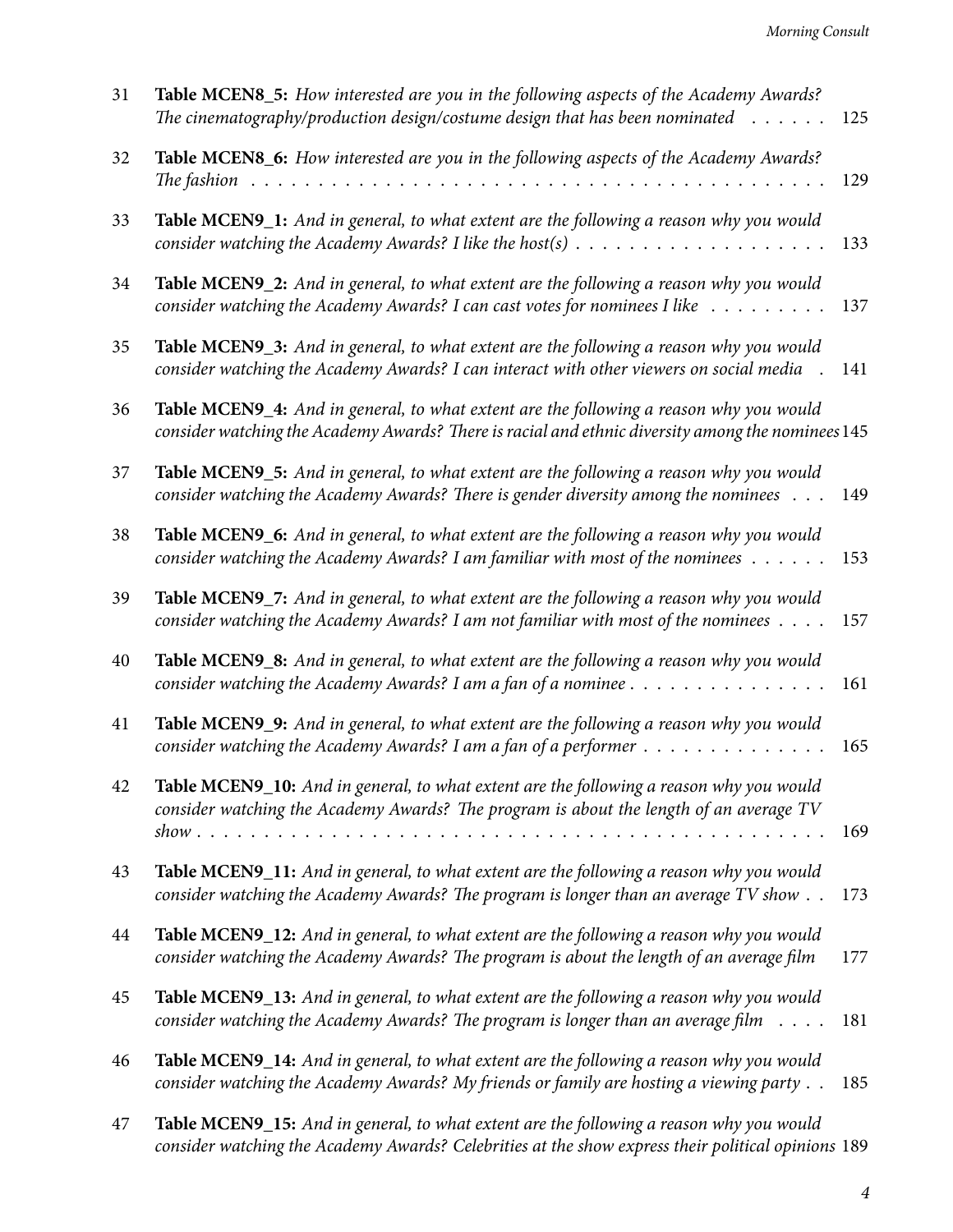| | | |
|---|---|---|
| 31 | **Table MCEN8_5:** *How interested are you in the following aspects of the Academy Awards? The cinematography/production design/costume design that has been nominated* | 125 |
| 32 | **Table MCEN8_6:** *How interested are you in the following aspects of the Academy Awards? The fashion* | 129 |
| 33 | **Table MCEN9_1:** *And in general, to what extent are the following a reason why you would consider watching the Academy Awards? I like the host(s)* | 133 |
| 34 | **Table MCEN9_2:** *And in general, to what extent are the following a reason why you would consider watching the Academy Awards? I can cast votes for nominees I like* | 137 |
| 35 | **Table MCEN9_3:** *And in general, to what extent are the following a reason why you would consider watching the Academy Awards? I can interact with other viewers on social media* | 141 |
| 36 | **Table MCEN9_4:** *And in general, to what extent are the following a reason why you would consider watching the Academy Awards? There is racial and ethnic diversity among the nominees* | 145 |
| 37 | **Table MCEN9_5:** *And in general, to what extent are the following a reason why you would consider watching the Academy Awards? There is gender diversity among the nominees* | 149 |
| 38 | **Table MCEN9_6:** *And in general, to what extent are the following a reason why you would consider watching the Academy Awards? I am familiar with most of the nominees* | 153 |
| 39 | **Table MCEN9_7:** *And in general, to what extent are the following a reason why you would consider watching the Academy Awards? I am not familiar with most of the nominees* | 157 |
| 40 | **Table MCEN9_8:** *And in general, to what extent are the following a reason why you would consider watching the Academy Awards? I am a fan of a nominee* | 161 |
| 41 | **Table MCEN9_9:** *And in general, to what extent are the following a reason why you would consider watching the Academy Awards? I am a fan of a performer* | 165 |
| 42 | **Table MCEN9_10:** *And in general, to what extent are the following a reason why you would consider watching the Academy Awards? The program is about the length of an average TV show* | 169 |
| 43 | **Table MCEN9_11:** *And in general, to what extent are the following a reason why you would consider watching the Academy Awards? The program is longer than an average TV show* | 173 |
| 44 | **Table MCEN9_12:** *And in general, to what extent are the following a reason why you would consider watching the Academy Awards? The program is about the length of an average film* | 177 |
| 45 | **Table MCEN9_13:** *And in general, to what extent are the following a reason why you would consider watching the Academy Awards? The program is longer than an average film* | 181 |
| 46 | **Table MCEN9_14:** *And in general, to what extent are the following a reason why you would consider watching the Academy Awards? My friends or family are hosting a viewing party* | 185 |
| 47 | **Table MCEN9_15:** *And in general, to what extent are the following a reason why you would consider watching the Academy Awards? Celebrities at the show express their political opinions* | 189 |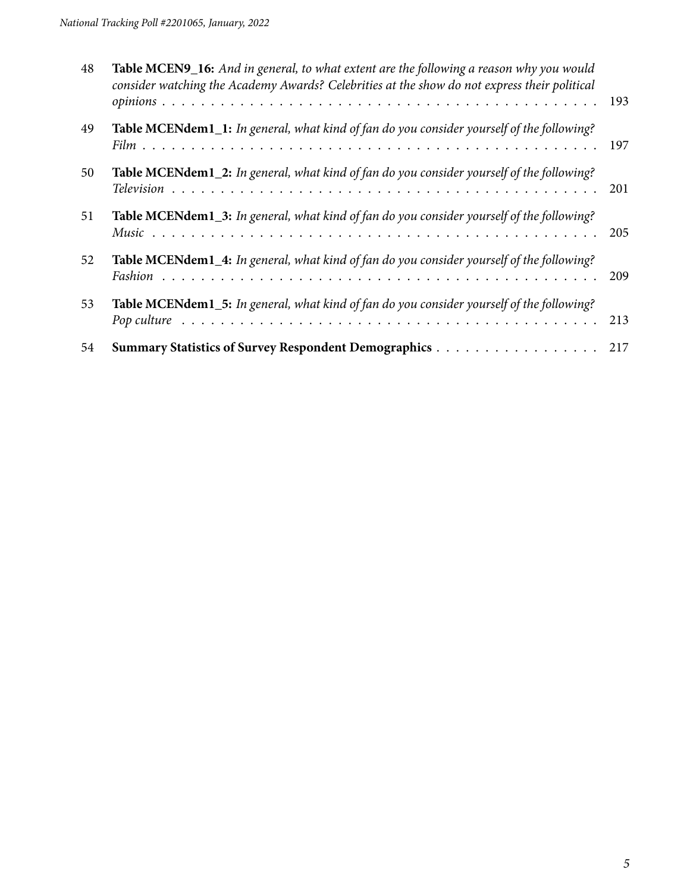48 **Table MCEN9_16:** *And in general, to what extent are the following a reason why you would consider watching the Academy Awards? Celebrities at the show do not express their political opinions* . . . . . . . . . . . . . . . . . . . . . . . . . . . . . . . . . . . . . . . . . . . 193

49 **Table MCENdem1_1:** *In general, what kind of fan do you consider yourself of the following? Film* . . . . . . . . . . . . . . . . . . . . . . . . . . . . . . . . . . . . . . . . . . . . . 197

50 **Table MCENdem1_2:** *In general, what kind of fan do you consider yourself of the following? Television* . . . . . . . . . . . . . . . . . . . . . . . . . . . . . . . . . . . . . . . . . . 201

51 **Table MCENdem1_3:** *In general, what kind of fan do you consider yourself of the following? Music* . . . . . . . . . . . . . . . . . . . . . . . . . . . . . . . . . . . . . . . . . . . . 205

52 **Table MCENdem1_4:** *In general, what kind of fan do you consider yourself of the following? Fashion* . . . . . . . . . . . . . . . . . . . . . . . . . . . . . . . . . . . . . . . . . . . 209

53 **Table MCENdem1_5:** *In general, what kind of fan do you consider yourself of the following? Pop culture* . . . . . . . . . . . . . . . . . . . . . . . . . . . . . . . . . . . . . . . . . 213

54 **Summary Statistics of Survey Respondent Demographics** . . . . . . . . . . . . . . . . . 217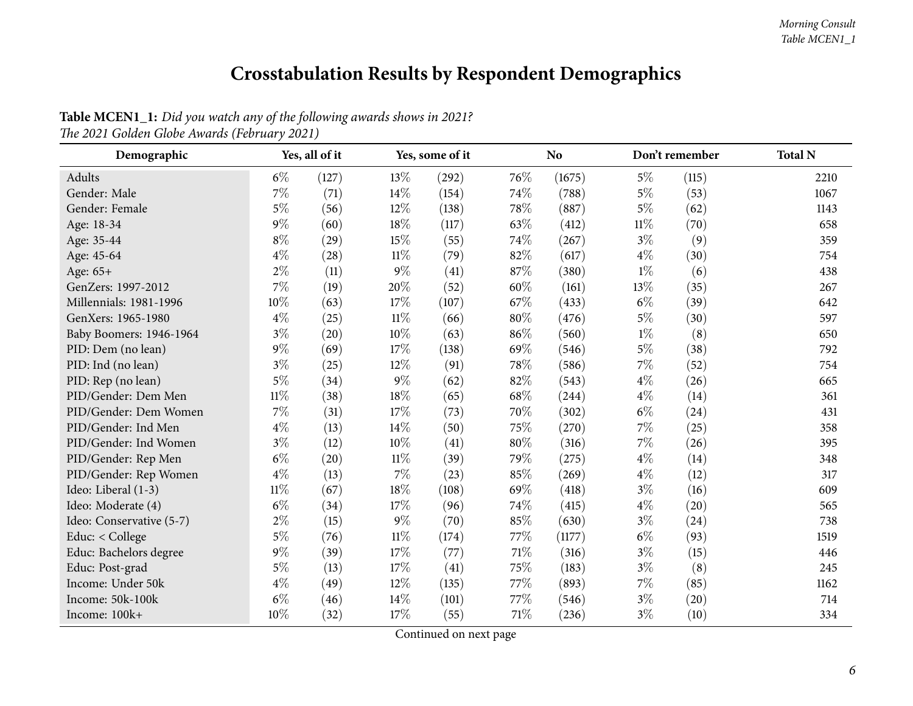# Crosstabulation Results by Respondent Demographics

**Table MCEN1_1:** *Did you watch any of the following awards shows in 2021?*
*The 2021 Golden Globe Awards (February 2021)*

| Demographic | Yes, all of it | | Yes, some of it | | No | | Don't remember | | Total N |
|---|---|---|---|---|---|---|---|---|---|
| Adults | 6% | (127) | 13% | (292) | 76% | (1675) | 5% | (115) | 2210 |
| Gender: Male | 7% | (71) | 14% | (154) | 74% | (788) | 5% | (53) | 1067 |
| Gender: Female | 5% | (56) | 12% | (138) | 78% | (887) | 5% | (62) | 1143 |
| Age: 18-34 | 9% | (60) | 18% | (117) | 63% | (412) | 11% | (70) | 658 |
| Age: 35-44 | 8% | (29) | 15% | (55) | 74% | (267) | 3% | (9) | 359 |
| Age: 45-64 | 4% | (28) | 11% | (79) | 82% | (617) | 4% | (30) | 754 |
| Age: 65+ | 2% | (11) | 9% | (41) | 87% | (380) | 1% | (6) | 438 |
| GenZers: 1997-2012 | 7% | (19) | 20% | (52) | 60% | (161) | 13% | (35) | 267 |
| Millennials: 1981-1996 | 10% | (63) | 17% | (107) | 67% | (433) | 6% | (39) | 642 |
| GenXers: 1965-1980 | 4% | (25) | 11% | (66) | 80% | (476) | 5% | (30) | 597 |
| Baby Boomers: 1946-1964 | 3% | (20) | 10% | (63) | 86% | (560) | 1% | (8) | 650 |
| PID: Dem (no lean) | 9% | (69) | 17% | (138) | 69% | (546) | 5% | (38) | 792 |
| PID: Ind (no lean) | 3% | (25) | 12% | (91) | 78% | (586) | 7% | (52) | 754 |
| PID: Rep (no lean) | 5% | (34) | 9% | (62) | 82% | (543) | 4% | (26) | 665 |
| PID/Gender: Dem Men | 11% | (38) | 18% | (65) | 68% | (244) | 4% | (14) | 361 |
| PID/Gender: Dem Women | 7% | (31) | 17% | (73) | 70% | (302) | 6% | (24) | 431 |
| PID/Gender: Ind Men | 4% | (13) | 14% | (50) | 75% | (270) | 7% | (25) | 358 |
| PID/Gender: Ind Women | 3% | (12) | 10% | (41) | 80% | (316) | 7% | (26) | 395 |
| PID/Gender: Rep Men | 6% | (20) | 11% | (39) | 79% | (275) | 4% | (14) | 348 |
| PID/Gender: Rep Women | 4% | (13) | 7% | (23) | 85% | (269) | 4% | (12) | 317 |
| Ideo: Liberal (1-3) | 11% | (67) | 18% | (108) | 69% | (418) | 3% | (16) | 609 |
| Ideo: Moderate (4) | 6% | (34) | 17% | (96) | 74% | (415) | 4% | (20) | 565 |
| Ideo: Conservative (5-7) | 2% | (15) | 9% | (70) | 85% | (630) | 3% | (24) | 738 |
| Educ: < College | 5% | (76) | 11% | (174) | 77% | (1177) | 6% | (93) | 1519 |
| Educ: Bachelors degree | 9% | (39) | 17% | (77) | 71% | (316) | 3% | (15) | 446 |
| Educ: Post-grad | 5% | (13) | 17% | (41) | 75% | (183) | 3% | (8) | 245 |
| Income: Under 50k | 4% | (49) | 12% | (135) | 77% | (893) | 7% | (85) | 1162 |
| Income: 50k-100k | 6% | (46) | 14% | (101) | 77% | (546) | 3% | (20) | 714 |
| Income: 100k+ | 10% | (32) | 17% | (55) | 71% | (236) | 3% | (10) | 334 |

Continued on next page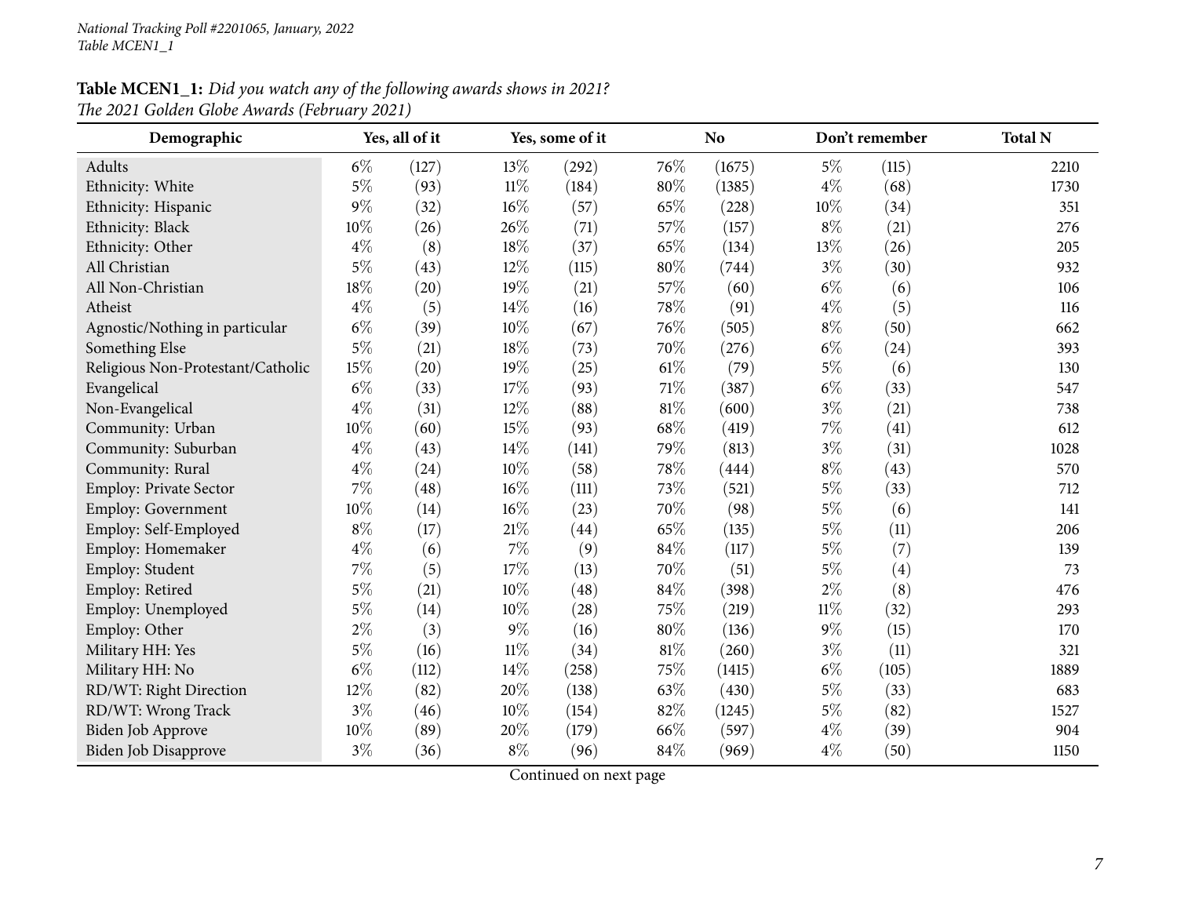National Tracking Poll #2201065, January, 2022
Table MCEN1_1

**Table MCEN1_1:** *Did you watch any of the following awards shows in 2021?*
*The 2021 Golden Globe Awards (February 2021)*

| Demographic | Yes, all of it | | Yes, some of it | | No | | Don't remember | | Total N |
|---|---|---|---|---|---|---|---|---|---|
| Adults | 6% | (127) | 13% | (292) | 76% | (1675) | 5% | (115) | 2210 |
| Ethnicity: White | 5% | (93) | 11% | (184) | 80% | (1385) | 4% | (68) | 1730 |
| Ethnicity: Hispanic | 9% | (32) | 16% | (57) | 65% | (228) | 10% | (34) | 351 |
| Ethnicity: Black | 10% | (26) | 26% | (71) | 57% | (157) | 8% | (21) | 276 |
| Ethnicity: Other | 4% | (8) | 18% | (37) | 65% | (134) | 13% | (26) | 205 |
| All Christian | 5% | (43) | 12% | (115) | 80% | (744) | 3% | (30) | 932 |
| All Non-Christian | 18% | (20) | 19% | (21) | 57% | (60) | 6% | (6) | 106 |
| Atheist | 4% | (5) | 14% | (16) | 78% | (91) | 4% | (5) | 116 |
| Agnostic/Nothing in particular | 6% | (39) | 10% | (67) | 76% | (505) | 8% | (50) | 662 |
| Something Else | 5% | (21) | 18% | (73) | 70% | (276) | 6% | (24) | 393 |
| Religious Non-Protestant/Catholic | 15% | (20) | 19% | (25) | 61% | (79) | 5% | (6) | 130 |
| Evangelical | 6% | (33) | 17% | (93) | 71% | (387) | 6% | (33) | 547 |
| Non-Evangelical | 4% | (31) | 12% | (88) | 81% | (600) | 3% | (21) | 738 |
| Community: Urban | 10% | (60) | 15% | (93) | 68% | (419) | 7% | (41) | 612 |
| Community: Suburban | 4% | (43) | 14% | (141) | 79% | (813) | 3% | (31) | 1028 |
| Community: Rural | 4% | (24) | 10% | (58) | 78% | (444) | 8% | (43) | 570 |
| Employ: Private Sector | 7% | (48) | 16% | (111) | 73% | (521) | 5% | (33) | 712 |
| Employ: Government | 10% | (14) | 16% | (23) | 70% | (98) | 5% | (6) | 141 |
| Employ: Self-Employed | 8% | (17) | 21% | (44) | 65% | (135) | 5% | (11) | 206 |
| Employ: Homemaker | 4% | (6) | 7% | (9) | 84% | (117) | 5% | (7) | 139 |
| Employ: Student | 7% | (5) | 17% | (13) | 70% | (51) | 5% | (4) | 73 |
| Employ: Retired | 5% | (21) | 10% | (48) | 84% | (398) | 2% | (8) | 476 |
| Employ: Unemployed | 5% | (14) | 10% | (28) | 75% | (219) | 11% | (32) | 293 |
| Employ: Other | 2% | (3) | 9% | (16) | 80% | (136) | 9% | (15) | 170 |
| Military HH: Yes | 5% | (16) | 11% | (34) | 81% | (260) | 3% | (11) | 321 |
| Military HH: No | 6% | (112) | 14% | (258) | 75% | (1415) | 6% | (105) | 1889 |
| RD/WT: Right Direction | 12% | (82) | 20% | (138) | 63% | (430) | 5% | (33) | 683 |
| RD/WT: Wrong Track | 3% | (46) | 10% | (154) | 82% | (1245) | 5% | (82) | 1527 |
| Biden Job Approve | 10% | (89) | 20% | (179) | 66% | (597) | 4% | (39) | 904 |
| Biden Job Disapprove | 3% | (36) | 8% | (96) | 84% | (969) | 4% | (50) | 1150 |

Continued on next page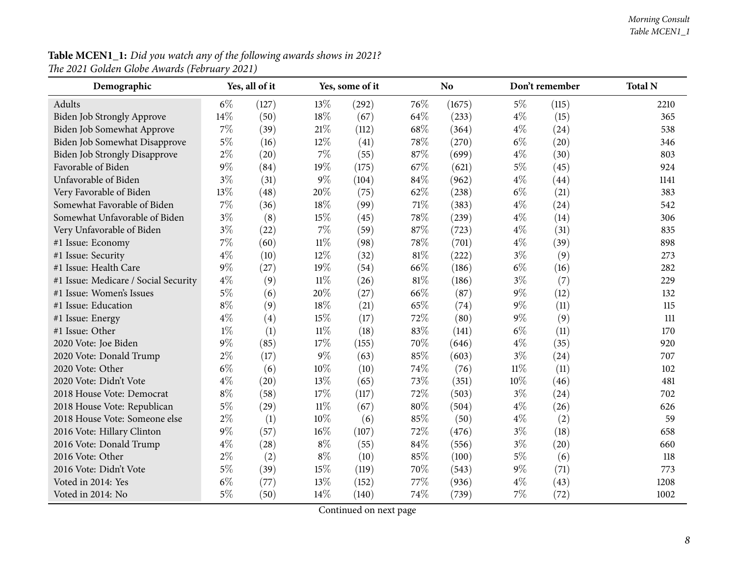**Table MCEN1_1:** *Did you watch any of the following awards shows in 2021?*
*The 2021 Golden Globe Awards (February 2021)*

| Demographic | Yes, all of it | | Yes, some of it | | No | | Don't remember | | Total N |
|---|---|---|---|---|---|---|---|---|---|
| Adults | 6% | (127) | 13% | (292) | 76% | (1675) | 5% | (115) | 2210 |
| Biden Job Strongly Approve | 14% | (50) | 18% | (67) | 64% | (233) | 4% | (15) | 365 |
| Biden Job Somewhat Approve | 7% | (39) | 21% | (112) | 68% | (364) | 4% | (24) | 538 |
| Biden Job Somewhat Disapprove | 5% | (16) | 12% | (41) | 78% | (270) | 6% | (20) | 346 |
| Biden Job Strongly Disapprove | 2% | (20) | 7% | (55) | 87% | (699) | 4% | (30) | 803 |
| Favorable of Biden | 9% | (84) | 19% | (175) | 67% | (621) | 5% | (45) | 924 |
| Unfavorable of Biden | 3% | (31) | 9% | (104) | 84% | (962) | 4% | (44) | 1141 |
| Very Favorable of Biden | 13% | (48) | 20% | (75) | 62% | (238) | 6% | (21) | 383 |
| Somewhat Favorable of Biden | 7% | (36) | 18% | (99) | 71% | (383) | 4% | (24) | 542 |
| Somewhat Unfavorable of Biden | 3% | (8) | 15% | (45) | 78% | (239) | 4% | (14) | 306 |
| Very Unfavorable of Biden | 3% | (22) | 7% | (59) | 87% | (723) | 4% | (31) | 835 |
| #1 Issue: Economy | 7% | (60) | 11% | (98) | 78% | (701) | 4% | (39) | 898 |
| #1 Issue: Security | 4% | (10) | 12% | (32) | 81% | (222) | 3% | (9) | 273 |
| #1 Issue: Health Care | 9% | (27) | 19% | (54) | 66% | (186) | 6% | (16) | 282 |
| #1 Issue: Medicare / Social Security | 4% | (9) | 11% | (26) | 81% | (186) | 3% | (7) | 229 |
| #1 Issue: Women's Issues | 5% | (6) | 20% | (27) | 66% | (87) | 9% | (12) | 132 |
| #1 Issue: Education | 8% | (9) | 18% | (21) | 65% | (74) | 9% | (11) | 115 |
| #1 Issue: Energy | 4% | (4) | 15% | (17) | 72% | (80) | 9% | (9) | 111 |
| #1 Issue: Other | 1% | (1) | 11% | (18) | 83% | (141) | 6% | (11) | 170 |
| 2020 Vote: Joe Biden | 9% | (85) | 17% | (155) | 70% | (646) | 4% | (35) | 920 |
| 2020 Vote: Donald Trump | 2% | (17) | 9% | (63) | 85% | (603) | 3% | (24) | 707 |
| 2020 Vote: Other | 6% | (6) | 10% | (10) | 74% | (76) | 11% | (11) | 102 |
| 2020 Vote: Didn't Vote | 4% | (20) | 13% | (65) | 73% | (351) | 10% | (46) | 481 |
| 2018 House Vote: Democrat | 8% | (58) | 17% | (117) | 72% | (503) | 3% | (24) | 702 |
| 2018 House Vote: Republican | 5% | (29) | 11% | (67) | 80% | (504) | 4% | (26) | 626 |
| 2018 House Vote: Someone else | 2% | (1) | 10% | (6) | 85% | (50) | 4% | (2) | 59 |
| 2016 Vote: Hillary Clinton | 9% | (57) | 16% | (107) | 72% | (476) | 3% | (18) | 658 |
| 2016 Vote: Donald Trump | 4% | (28) | 8% | (55) | 84% | (556) | 3% | (20) | 660 |
| 2016 Vote: Other | 2% | (2) | 8% | (10) | 85% | (100) | 5% | (6) | 118 |
| 2016 Vote: Didn't Vote | 5% | (39) | 15% | (119) | 70% | (543) | 9% | (71) | 773 |
| Voted in 2014: Yes | 6% | (77) | 13% | (152) | 77% | (936) | 4% | (43) | 1208 |
| Voted in 2014: No | 5% | (50) | 14% | (140) | 74% | (739) | 7% | (72) | 1002 |

Continued on next page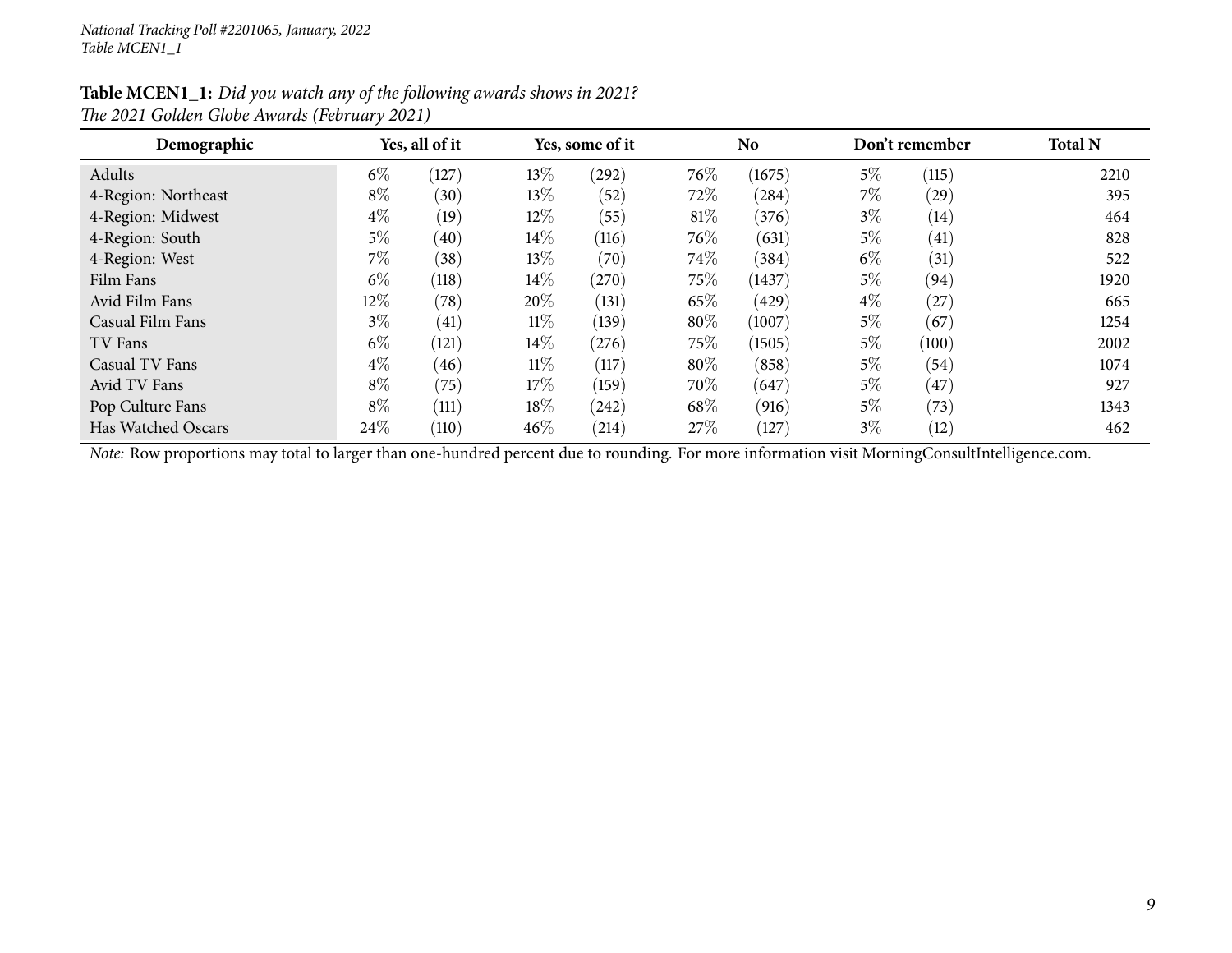*National Tracking Poll #2201065, January, 2022*
*Table MCEN1_1*

**Table MCEN1_1:** *Did you watch any of the following awards shows in 2021?*
*The 2021 Golden Globe Awards (February 2021)*

| Demographic | Yes, all of it | | Yes, some of it | | No | | Don't remember | | Total N |
|---|---|---|---|---|---|---|---|---|---|
| Adults | 6% | (127) | 13% | (292) | 76% | (1675) | 5% | (115) | 2210 |
| 4-Region: Northeast | 8% | (30) | 13% | (52) | 72% | (284) | 7% | (29) | 395 |
| 4-Region: Midwest | 4% | (19) | 12% | (55) | 81% | (376) | 3% | (14) | 464 |
| 4-Region: South | 5% | (40) | 14% | (116) | 76% | (631) | 5% | (41) | 828 |
| 4-Region: West | 7% | (38) | 13% | (70) | 74% | (384) | 6% | (31) | 522 |
| Film Fans | 6% | (118) | 14% | (270) | 75% | (1437) | 5% | (94) | 1920 |
| Avid Film Fans | 12% | (78) | 20% | (131) | 65% | (429) | 4% | (27) | 665 |
| Casual Film Fans | 3% | (41) | 11% | (139) | 80% | (1007) | 5% | (67) | 1254 |
| TV Fans | 6% | (121) | 14% | (276) | 75% | (1505) | 5% | (100) | 2002 |
| Casual TV Fans | 4% | (46) | 11% | (117) | 80% | (858) | 5% | (54) | 1074 |
| Avid TV Fans | 8% | (75) | 17% | (159) | 70% | (647) | 5% | (47) | 927 |
| Pop Culture Fans | 8% | (111) | 18% | (242) | 68% | (916) | 5% | (73) | 1343 |
| Has Watched Oscars | 24% | (110) | 46% | (214) | 27% | (127) | 3% | (12) | 462 |

*Note:* Row proportions may total to larger than one-hundred percent due to rounding. For more information visit MorningConsultIntelligence.com.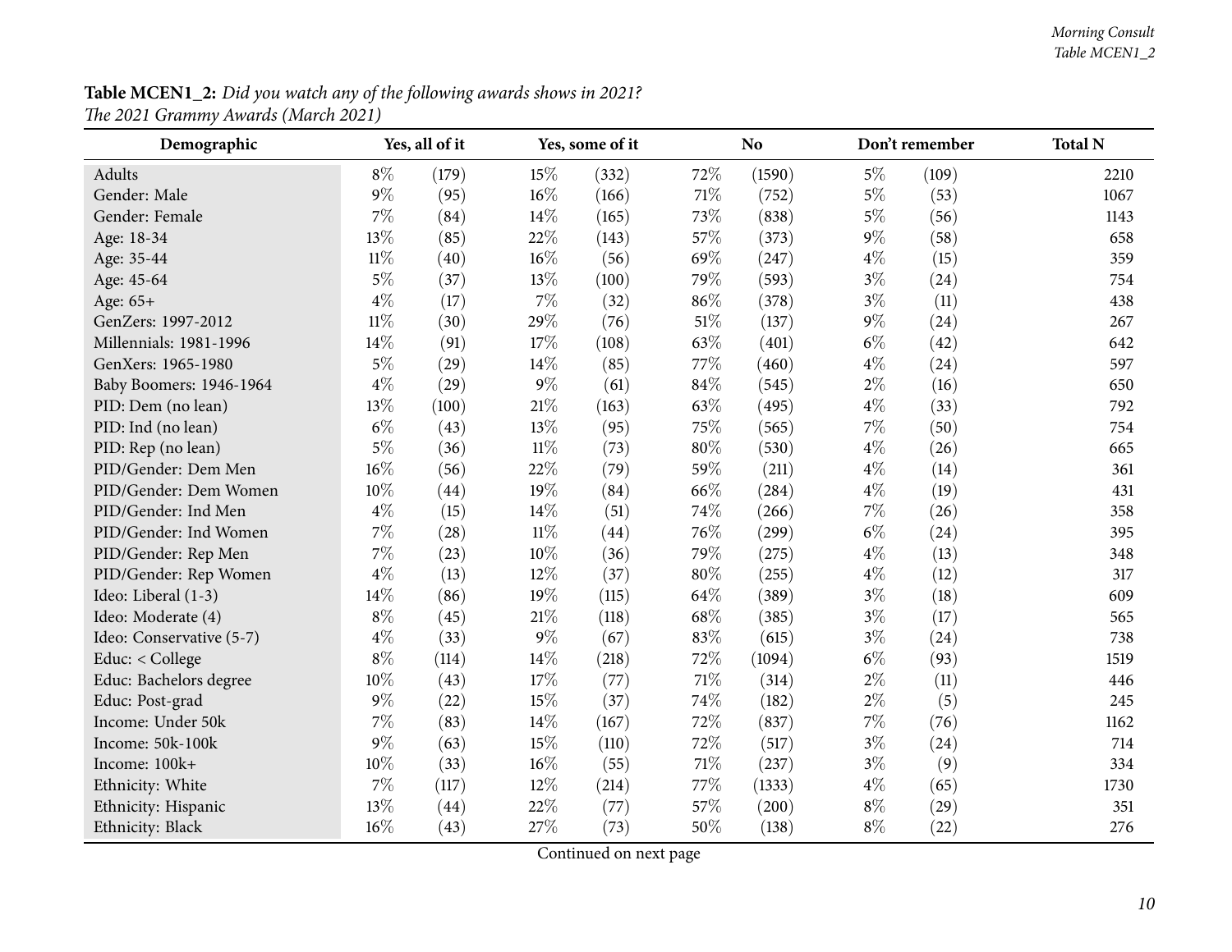**Table MCEN1_2:** *Did you watch any of the following awards shows in 2021?*
*The 2021 Grammy Awards (March 2021)*

| Demographic | Yes, all of it | | Yes, some of it | | No | | Don't remember | | Total N |
|---|---|---|---|---|---|---|---|---|---|
| Adults | 8% | (179) | 15% | (332) | 72% | (1590) | 5% | (109) | 2210 |
| Gender: Male | 9% | (95) | 16% | (166) | 71% | (752) | 5% | (53) | 1067 |
| Gender: Female | 7% | (84) | 14% | (165) | 73% | (838) | 5% | (56) | 1143 |
| Age: 18-34 | 13% | (85) | 22% | (143) | 57% | (373) | 9% | (58) | 658 |
| Age: 35-44 | 11% | (40) | 16% | (56) | 69% | (247) | 4% | (15) | 359 |
| Age: 45-64 | 5% | (37) | 13% | (100) | 79% | (593) | 3% | (24) | 754 |
| Age: 65+ | 4% | (17) | 7% | (32) | 86% | (378) | 3% | (11) | 438 |
| GenZers: 1997-2012 | 11% | (30) | 29% | (76) | 51% | (137) | 9% | (24) | 267 |
| Millennials: 1981-1996 | 14% | (91) | 17% | (108) | 63% | (401) | 6% | (42) | 642 |
| GenXers: 1965-1980 | 5% | (29) | 14% | (85) | 77% | (460) | 4% | (24) | 597 |
| Baby Boomers: 1946-1964 | 4% | (29) | 9% | (61) | 84% | (545) | 2% | (16) | 650 |
| PID: Dem (no lean) | 13% | (100) | 21% | (163) | 63% | (495) | 4% | (33) | 792 |
| PID: Ind (no lean) | 6% | (43) | 13% | (95) | 75% | (565) | 7% | (50) | 754 |
| PID: Rep (no lean) | 5% | (36) | 11% | (73) | 80% | (530) | 4% | (26) | 665 |
| PID/Gender: Dem Men | 16% | (56) | 22% | (79) | 59% | (211) | 4% | (14) | 361 |
| PID/Gender: Dem Women | 10% | (44) | 19% | (84) | 66% | (284) | 4% | (19) | 431 |
| PID/Gender: Ind Men | 4% | (15) | 14% | (51) | 74% | (266) | 7% | (26) | 358 |
| PID/Gender: Ind Women | 7% | (28) | 11% | (44) | 76% | (299) | 6% | (24) | 395 |
| PID/Gender: Rep Men | 7% | (23) | 10% | (36) | 79% | (275) | 4% | (13) | 348 |
| PID/Gender: Rep Women | 4% | (13) | 12% | (37) | 80% | (255) | 4% | (12) | 317 |
| Ideo: Liberal (1-3) | 14% | (86) | 19% | (115) | 64% | (389) | 3% | (18) | 609 |
| Ideo: Moderate (4) | 8% | (45) | 21% | (118) | 68% | (385) | 3% | (17) | 565 |
| Ideo: Conservative (5-7) | 4% | (33) | 9% | (67) | 83% | (615) | 3% | (24) | 738 |
| Educ: < College | 8% | (114) | 14% | (218) | 72% | (1094) | 6% | (93) | 1519 |
| Educ: Bachelors degree | 10% | (43) | 17% | (77) | 71% | (314) | 2% | (11) | 446 |
| Educ: Post-grad | 9% | (22) | 15% | (37) | 74% | (182) | 2% | (5) | 245 |
| Income: Under 50k | 7% | (83) | 14% | (167) | 72% | (837) | 7% | (76) | 1162 |
| Income: 50k-100k | 9% | (63) | 15% | (110) | 72% | (517) | 3% | (24) | 714 |
| Income: 100k+ | 10% | (33) | 16% | (55) | 71% | (237) | 3% | (9) | 334 |
| Ethnicity: White | 7% | (117) | 12% | (214) | 77% | (1333) | 4% | (65) | 1730 |
| Ethnicity: Hispanic | 13% | (44) | 22% | (77) | 57% | (200) | 8% | (29) | 351 |
| Ethnicity: Black | 16% | (43) | 27% | (73) | 50% | (138) | 8% | (22) | 276 |

Continued on next page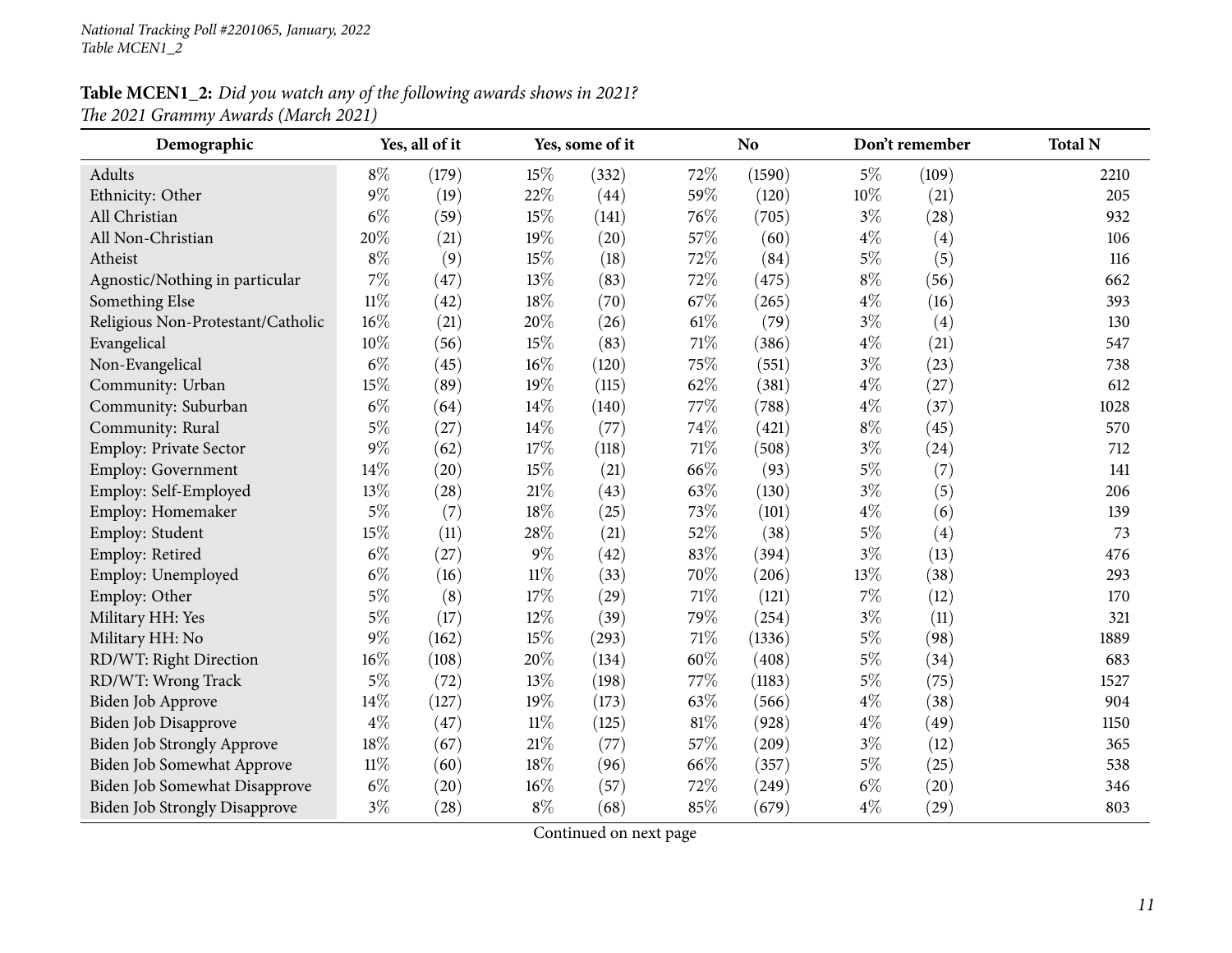National Tracking Poll #2201065, January, 2022
Table MCEN1_2

**Table MCEN1_2:** *Did you watch any of the following awards shows in 2021?*
*The 2021 Grammy Awards (March 2021)*

| Demographic | Yes, all of it | | Yes, some of it | | No | | Don't remember | | Total N |
|---|---|---|---|---|---|---|---|---|---|
| Adults | 8% | (179) | 15% | (332) | 72% | (1590) | 5% | (109) | 2210 |
| Ethnicity: Other | 9% | (19) | 22% | (44) | 59% | (120) | 10% | (21) | 205 |
| All Christian | 6% | (59) | 15% | (141) | 76% | (705) | 3% | (28) | 932 |
| All Non-Christian | 20% | (21) | 19% | (20) | 57% | (60) | 4% | (4) | 106 |
| Atheist | 8% | (9) | 15% | (18) | 72% | (84) | 5% | (5) | 116 |
| Agnostic/Nothing in particular | 7% | (47) | 13% | (83) | 72% | (475) | 8% | (56) | 662 |
| Something Else | 11% | (42) | 18% | (70) | 67% | (265) | 4% | (16) | 393 |
| Religious Non-Protestant/Catholic | 16% | (21) | 20% | (26) | 61% | (79) | 3% | (4) | 130 |
| Evangelical | 10% | (56) | 15% | (83) | 71% | (386) | 4% | (21) | 547 |
| Non-Evangelical | 6% | (45) | 16% | (120) | 75% | (551) | 3% | (23) | 738 |
| Community: Urban | 15% | (89) | 19% | (115) | 62% | (381) | 4% | (27) | 612 |
| Community: Suburban | 6% | (64) | 14% | (140) | 77% | (788) | 4% | (37) | 1028 |
| Community: Rural | 5% | (27) | 14% | (77) | 74% | (421) | 8% | (45) | 570 |
| Employ: Private Sector | 9% | (62) | 17% | (118) | 71% | (508) | 3% | (24) | 712 |
| Employ: Government | 14% | (20) | 15% | (21) | 66% | (93) | 5% | (7) | 141 |
| Employ: Self-Employed | 13% | (28) | 21% | (43) | 63% | (130) | 3% | (5) | 206 |
| Employ: Homemaker | 5% | (7) | 18% | (25) | 73% | (101) | 4% | (6) | 139 |
| Employ: Student | 15% | (11) | 28% | (21) | 52% | (38) | 5% | (4) | 73 |
| Employ: Retired | 6% | (27) | 9% | (42) | 83% | (394) | 3% | (13) | 476 |
| Employ: Unemployed | 6% | (16) | 11% | (33) | 70% | (206) | 13% | (38) | 293 |
| Employ: Other | 5% | (8) | 17% | (29) | 71% | (121) | 7% | (12) | 170 |
| Military HH: Yes | 5% | (17) | 12% | (39) | 79% | (254) | 3% | (11) | 321 |
| Military HH: No | 9% | (162) | 15% | (293) | 71% | (1336) | 5% | (98) | 1889 |
| RD/WT: Right Direction | 16% | (108) | 20% | (134) | 60% | (408) | 5% | (34) | 683 |
| RD/WT: Wrong Track | 5% | (72) | 13% | (198) | 77% | (1183) | 5% | (75) | 1527 |
| Biden Job Approve | 14% | (127) | 19% | (173) | 63% | (566) | 4% | (38) | 904 |
| Biden Job Disapprove | 4% | (47) | 11% | (125) | 81% | (928) | 4% | (49) | 1150 |
| Biden Job Strongly Approve | 18% | (67) | 21% | (77) | 57% | (209) | 3% | (12) | 365 |
| Biden Job Somewhat Approve | 11% | (60) | 18% | (96) | 66% | (357) | 5% | (25) | 538 |
| Biden Job Somewhat Disapprove | 6% | (20) | 16% | (57) | 72% | (249) | 6% | (20) | 346 |
| Biden Job Strongly Disapprove | 3% | (28) | 8% | (68) | 85% | (679) | 4% | (29) | 803 |

Continued on next page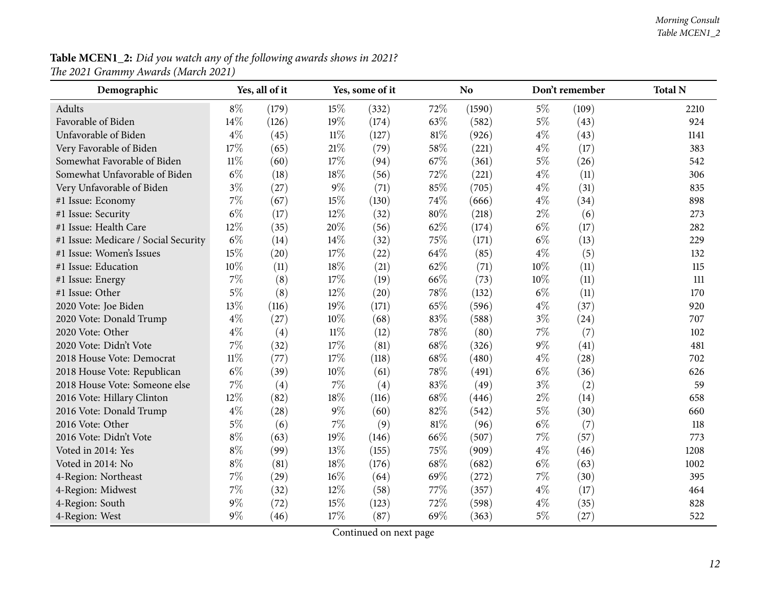**Table MCEN1_2:** *Did you watch any of the following awards shows in 2021?*
*The 2021 Grammy Awards (March 2021)*

| Demographic | Yes, all of it | | Yes, some of it | | No | | Don't remember | | Total N |
|---|---|---|---|---|---|---|---|---|---|
| Adults | 8% | (179) | 15% | (332) | 72% | (1590) | 5% | (109) | 2210 |
| Favorable of Biden | 14% | (126) | 19% | (174) | 63% | (582) | 5% | (43) | 924 |
| Unfavorable of Biden | 4% | (45) | 11% | (127) | 81% | (926) | 4% | (43) | 1141 |
| Very Favorable of Biden | 17% | (65) | 21% | (79) | 58% | (221) | 4% | (17) | 383 |
| Somewhat Favorable of Biden | 11% | (60) | 17% | (94) | 67% | (361) | 5% | (26) | 542 |
| Somewhat Unfavorable of Biden | 6% | (18) | 18% | (56) | 72% | (221) | 4% | (11) | 306 |
| Very Unfavorable of Biden | 3% | (27) | 9% | (71) | 85% | (705) | 4% | (31) | 835 |
| #1 Issue: Economy | 7% | (67) | 15% | (130) | 74% | (666) | 4% | (34) | 898 |
| #1 Issue: Security | 6% | (17) | 12% | (32) | 80% | (218) | 2% | (6) | 273 |
| #1 Issue: Health Care | 12% | (35) | 20% | (56) | 62% | (174) | 6% | (17) | 282 |
| #1 Issue: Medicare / Social Security | 6% | (14) | 14% | (32) | 75% | (171) | 6% | (13) | 229 |
| #1 Issue: Women's Issues | 15% | (20) | 17% | (22) | 64% | (85) | 4% | (5) | 132 |
| #1 Issue: Education | 10% | (11) | 18% | (21) | 62% | (71) | 10% | (11) | 115 |
| #1 Issue: Energy | 7% | (8) | 17% | (19) | 66% | (73) | 10% | (11) | 111 |
| #1 Issue: Other | 5% | (8) | 12% | (20) | 78% | (132) | 6% | (11) | 170 |
| 2020 Vote: Joe Biden | 13% | (116) | 19% | (171) | 65% | (596) | 4% | (37) | 920 |
| 2020 Vote: Donald Trump | 4% | (27) | 10% | (68) | 83% | (588) | 3% | (24) | 707 |
| 2020 Vote: Other | 4% | (4) | 11% | (12) | 78% | (80) | 7% | (7) | 102 |
| 2020 Vote: Didn't Vote | 7% | (32) | 17% | (81) | 68% | (326) | 9% | (41) | 481 |
| 2018 House Vote: Democrat | 11% | (77) | 17% | (118) | 68% | (480) | 4% | (28) | 702 |
| 2018 House Vote: Republican | 6% | (39) | 10% | (61) | 78% | (491) | 6% | (36) | 626 |
| 2018 House Vote: Someone else | 7% | (4) | 7% | (4) | 83% | (49) | 3% | (2) | 59 |
| 2016 Vote: Hillary Clinton | 12% | (82) | 18% | (116) | 68% | (446) | 2% | (14) | 658 |
| 2016 Vote: Donald Trump | 4% | (28) | 9% | (60) | 82% | (542) | 5% | (30) | 660 |
| 2016 Vote: Other | 5% | (6) | 7% | (9) | 81% | (96) | 6% | (7) | 118 |
| 2016 Vote: Didn't Vote | 8% | (63) | 19% | (146) | 66% | (507) | 7% | (57) | 773 |
| Voted in 2014: Yes | 8% | (99) | 13% | (155) | 75% | (909) | 4% | (46) | 1208 |
| Voted in 2014: No | 8% | (81) | 18% | (176) | 68% | (682) | 6% | (63) | 1002 |
| 4-Region: Northeast | 7% | (29) | 16% | (64) | 69% | (272) | 7% | (30) | 395 |
| 4-Region: Midwest | 7% | (32) | 12% | (58) | 77% | (357) | 4% | (17) | 464 |
| 4-Region: South | 9% | (72) | 15% | (123) | 72% | (598) | 4% | (35) | 828 |
| 4-Region: West | 9% | (46) | 17% | (87) | 69% | (363) | 5% | (27) | 522 |

Continued on next page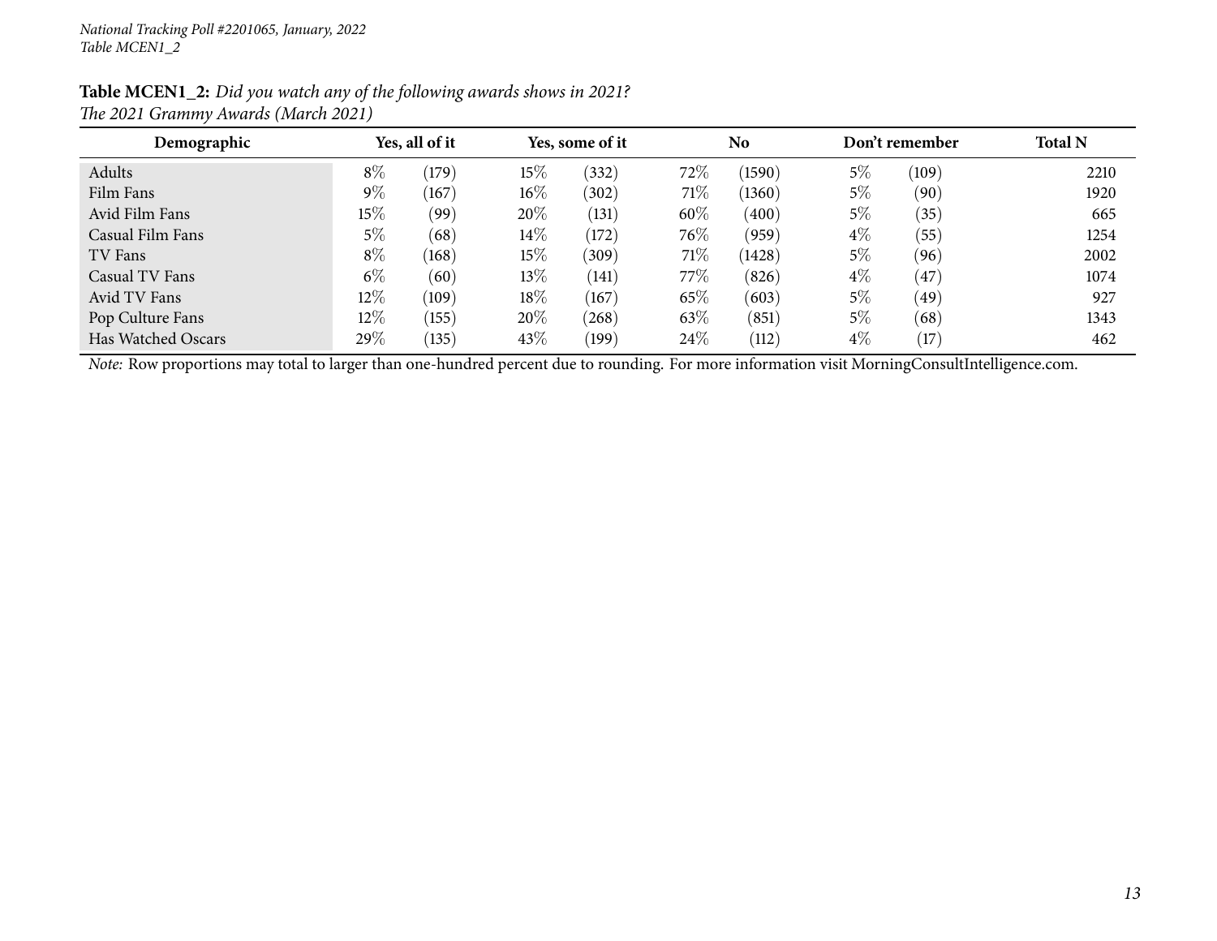*National Tracking Poll #2201065, January, 2022*
*Table MCEN1_2*

**Table MCEN1_2:** *Did you watch any of the following awards shows in 2021?*
*The 2021 Grammy Awards (March 2021)*

| Demographic | Yes, all of it | | Yes, some of it | | No | | Don't remember | | Total N |
|---|---|---|---|---|---|---|---|---|---|
| Adults | 8% | (179) | 15% | (332) | 72% | (1590) | 5% | (109) | 2210 |
| Film Fans | 9% | (167) | 16% | (302) | 71% | (1360) | 5% | (90) | 1920 |
| Avid Film Fans | 15% | (99) | 20% | (131) | 60% | (400) | 5% | (35) | 665 |
| Casual Film Fans | 5% | (68) | 14% | (172) | 76% | (959) | 4% | (55) | 1254 |
| TV Fans | 8% | (168) | 15% | (309) | 71% | (1428) | 5% | (96) | 2002 |
| Casual TV Fans | 6% | (60) | 13% | (141) | 77% | (826) | 4% | (47) | 1074 |
| Avid TV Fans | 12% | (109) | 18% | (167) | 65% | (603) | 5% | (49) | 927 |
| Pop Culture Fans | 12% | (155) | 20% | (268) | 63% | (851) | 5% | (68) | 1343 |
| Has Watched Oscars | 29% | (135) | 43% | (199) | 24% | (112) | 4% | (17) | 462 |

*Note:* Row proportions may total to larger than one-hundred percent due to rounding. For more information visit MorningConsultIntelligence.com.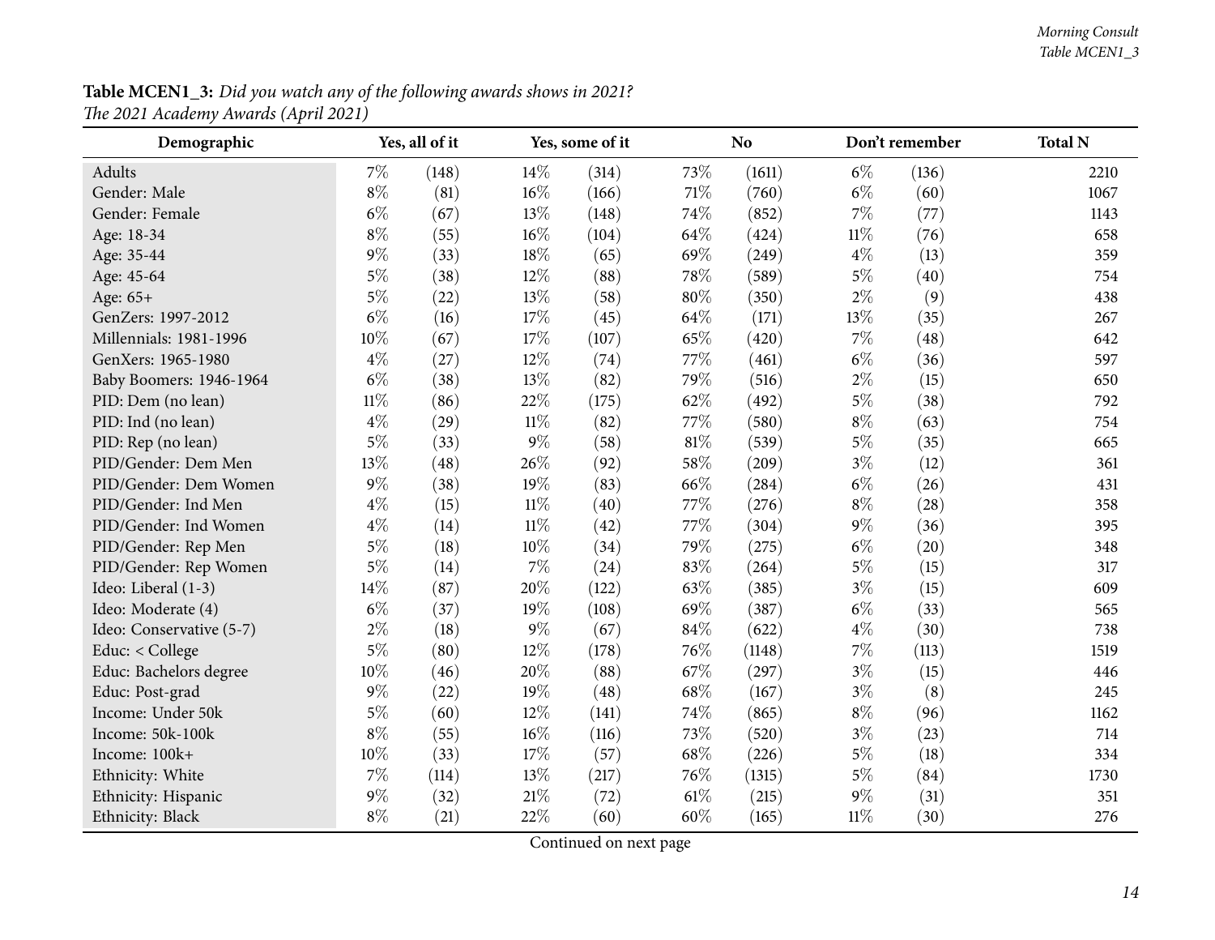**Table MCEN1_3:** *Did you watch any of the following awards shows in 2021?*
*The 2021 Academy Awards (April 2021)*

| Demographic | Yes, all of it | | Yes, some of it | | No | | Don't remember | | Total N |
|---|---|---|---|---|---|---|---|---|---|
| Adults | 7% | (148) | 14% | (314) | 73% | (1611) | 6% | (136) | 2210 |
| Gender: Male | 8% | (81) | 16% | (166) | 71% | (760) | 6% | (60) | 1067 |
| Gender: Female | 6% | (67) | 13% | (148) | 74% | (852) | 7% | (77) | 1143 |
| Age: 18-34 | 8% | (55) | 16% | (104) | 64% | (424) | 11% | (76) | 658 |
| Age: 35-44 | 9% | (33) | 18% | (65) | 69% | (249) | 4% | (13) | 359 |
| Age: 45-64 | 5% | (38) | 12% | (88) | 78% | (589) | 5% | (40) | 754 |
| Age: 65+ | 5% | (22) | 13% | (58) | 80% | (350) | 2% | (9) | 438 |
| GenZers: 1997-2012 | 6% | (16) | 17% | (45) | 64% | (171) | 13% | (35) | 267 |
| Millennials: 1981-1996 | 10% | (67) | 17% | (107) | 65% | (420) | 7% | (48) | 642 |
| GenXers: 1965-1980 | 4% | (27) | 12% | (74) | 77% | (461) | 6% | (36) | 597 |
| Baby Boomers: 1946-1964 | 6% | (38) | 13% | (82) | 79% | (516) | 2% | (15) | 650 |
| PID: Dem (no lean) | 11% | (86) | 22% | (175) | 62% | (492) | 5% | (38) | 792 |
| PID: Ind (no lean) | 4% | (29) | 11% | (82) | 77% | (580) | 8% | (63) | 754 |
| PID: Rep (no lean) | 5% | (33) | 9% | (58) | 81% | (539) | 5% | (35) | 665 |
| PID/Gender: Dem Men | 13% | (48) | 26% | (92) | 58% | (209) | 3% | (12) | 361 |
| PID/Gender: Dem Women | 9% | (38) | 19% | (83) | 66% | (284) | 6% | (26) | 431 |
| PID/Gender: Ind Men | 4% | (15) | 11% | (40) | 77% | (276) | 8% | (28) | 358 |
| PID/Gender: Ind Women | 4% | (14) | 11% | (42) | 77% | (304) | 9% | (36) | 395 |
| PID/Gender: Rep Men | 5% | (18) | 10% | (34) | 79% | (275) | 6% | (20) | 348 |
| PID/Gender: Rep Women | 5% | (14) | 7% | (24) | 83% | (264) | 5% | (15) | 317 |
| Ideo: Liberal (1-3) | 14% | (87) | 20% | (122) | 63% | (385) | 3% | (15) | 609 |
| Ideo: Moderate (4) | 6% | (37) | 19% | (108) | 69% | (387) | 6% | (33) | 565 |
| Ideo: Conservative (5-7) | 2% | (18) | 9% | (67) | 84% | (622) | 4% | (30) | 738 |
| Educ: < College | 5% | (80) | 12% | (178) | 76% | (1148) | 7% | (113) | 1519 |
| Educ: Bachelors degree | 10% | (46) | 20% | (88) | 67% | (297) | 3% | (15) | 446 |
| Educ: Post-grad | 9% | (22) | 19% | (48) | 68% | (167) | 3% | (8) | 245 |
| Income: Under 50k | 5% | (60) | 12% | (141) | 74% | (865) | 8% | (96) | 1162 |
| Income: 50k-100k | 8% | (55) | 16% | (116) | 73% | (520) | 3% | (23) | 714 |
| Income: 100k+ | 10% | (33) | 17% | (57) | 68% | (226) | 5% | (18) | 334 |
| Ethnicity: White | 7% | (114) | 13% | (217) | 76% | (1315) | 5% | (84) | 1730 |
| Ethnicity: Hispanic | 9% | (32) | 21% | (72) | 61% | (215) | 9% | (31) | 351 |
| Ethnicity: Black | 8% | (21) | 22% | (60) | 60% | (165) | 11% | (30) | 276 |

Continued on next page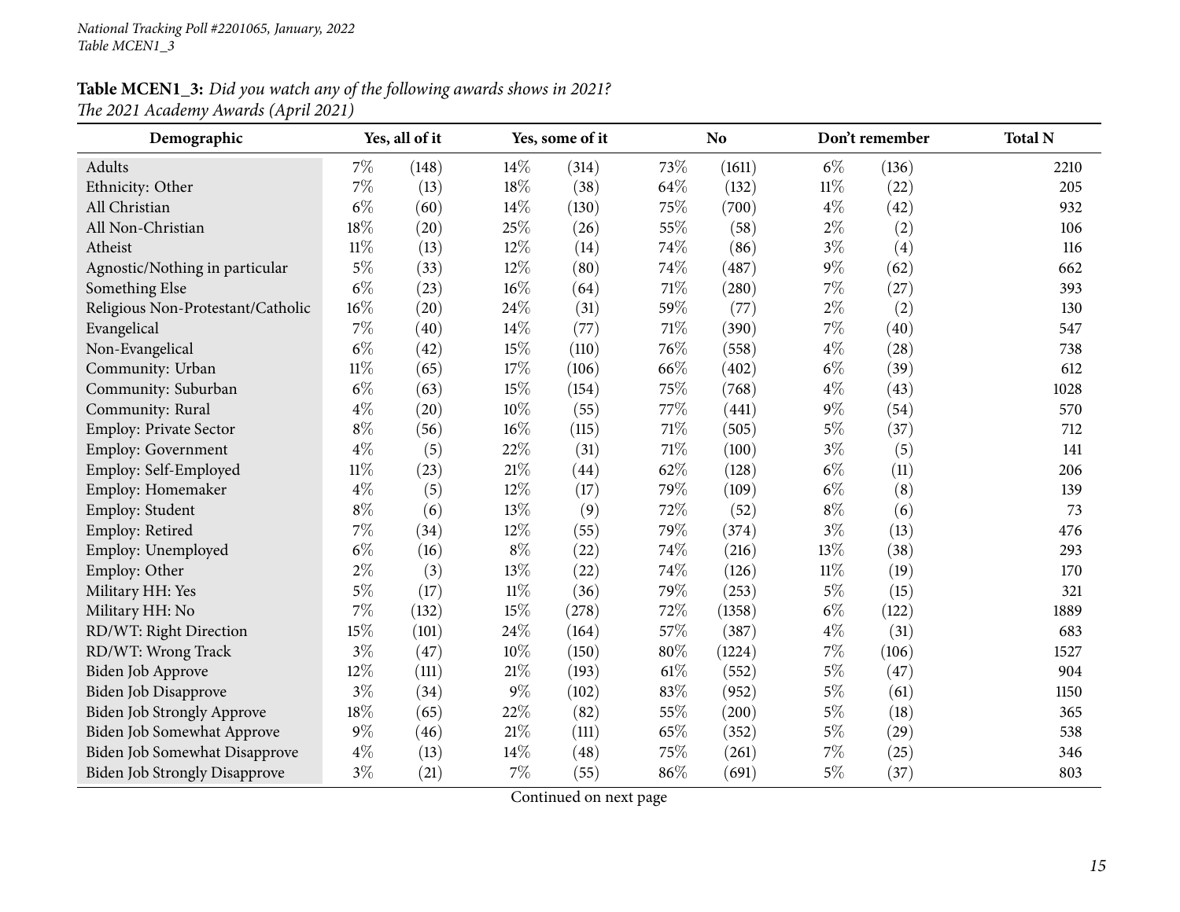*National Tracking Poll #2201065, January, 2022*
*Table MCEN1_3*

**Table MCEN1_3:** *Did you watch any of the following awards shows in 2021?*
*The 2021 Academy Awards (April 2021)*

| Demographic | Yes, all of it | | Yes, some of it | | No | | Don't remember | | Total N |
|---|---|---|---|---|---|---|---|---|---|
| Adults | 7% | (148) | 14% | (314) | 73% | (1611) | 6% | (136) | 2210 |
| Ethnicity: Other | 7% | (13) | 18% | (38) | 64% | (132) | 11% | (22) | 205 |
| All Christian | 6% | (60) | 14% | (130) | 75% | (700) | 4% | (42) | 932 |
| All Non-Christian | 18% | (20) | 25% | (26) | 55% | (58) | 2% | (2) | 106 |
| Atheist | 11% | (13) | 12% | (14) | 74% | (86) | 3% | (4) | 116 |
| Agnostic/Nothing in particular | 5% | (33) | 12% | (80) | 74% | (487) | 9% | (62) | 662 |
| Something Else | 6% | (23) | 16% | (64) | 71% | (280) | 7% | (27) | 393 |
| Religious Non-Protestant/Catholic | 16% | (20) | 24% | (31) | 59% | (77) | 2% | (2) | 130 |
| Evangelical | 7% | (40) | 14% | (77) | 71% | (390) | 7% | (40) | 547 |
| Non-Evangelical | 6% | (42) | 15% | (110) | 76% | (558) | 4% | (28) | 738 |
| Community: Urban | 11% | (65) | 17% | (106) | 66% | (402) | 6% | (39) | 612 |
| Community: Suburban | 6% | (63) | 15% | (154) | 75% | (768) | 4% | (43) | 1028 |
| Community: Rural | 4% | (20) | 10% | (55) | 77% | (441) | 9% | (54) | 570 |
| Employ: Private Sector | 8% | (56) | 16% | (115) | 71% | (505) | 5% | (37) | 712 |
| Employ: Government | 4% | (5) | 22% | (31) | 71% | (100) | 3% | (5) | 141 |
| Employ: Self-Employed | 11% | (23) | 21% | (44) | 62% | (128) | 6% | (11) | 206 |
| Employ: Homemaker | 4% | (5) | 12% | (17) | 79% | (109) | 6% | (8) | 139 |
| Employ: Student | 8% | (6) | 13% | (9) | 72% | (52) | 8% | (6) | 73 |
| Employ: Retired | 7% | (34) | 12% | (55) | 79% | (374) | 3% | (13) | 476 |
| Employ: Unemployed | 6% | (16) | 8% | (22) | 74% | (216) | 13% | (38) | 293 |
| Employ: Other | 2% | (3) | 13% | (22) | 74% | (126) | 11% | (19) | 170 |
| Military HH: Yes | 5% | (17) | 11% | (36) | 79% | (253) | 5% | (15) | 321 |
| Military HH: No | 7% | (132) | 15% | (278) | 72% | (1358) | 6% | (122) | 1889 |
| RD/WT: Right Direction | 15% | (101) | 24% | (164) | 57% | (387) | 4% | (31) | 683 |
| RD/WT: Wrong Track | 3% | (47) | 10% | (150) | 80% | (1224) | 7% | (106) | 1527 |
| Biden Job Approve | 12% | (111) | 21% | (193) | 61% | (552) | 5% | (47) | 904 |
| Biden Job Disapprove | 3% | (34) | 9% | (102) | 83% | (952) | 5% | (61) | 1150 |
| Biden Job Strongly Approve | 18% | (65) | 22% | (82) | 55% | (200) | 5% | (18) | 365 |
| Biden Job Somewhat Approve | 9% | (46) | 21% | (111) | 65% | (352) | 5% | (29) | 538 |
| Biden Job Somewhat Disapprove | 4% | (13) | 14% | (48) | 75% | (261) | 7% | (25) | 346 |
| Biden Job Strongly Disapprove | 3% | (21) | 7% | (55) | 86% | (691) | 5% | (37) | 803 |

Continued on next page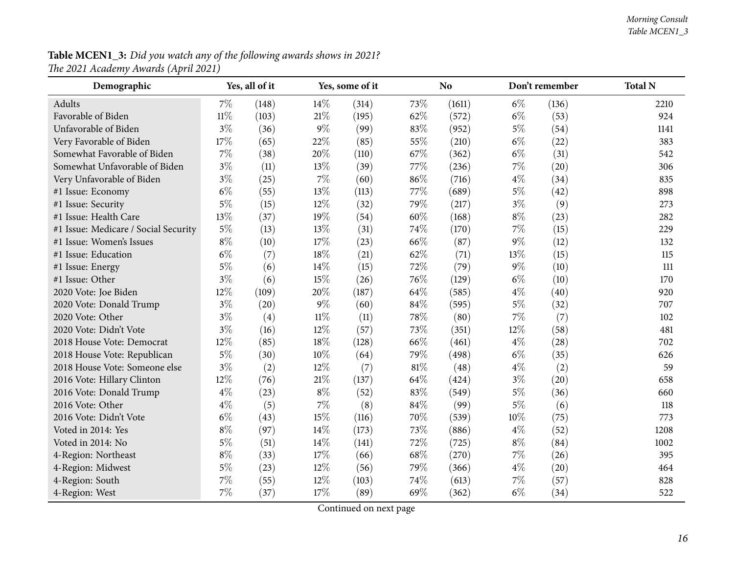**Table MCEN1_3:** *Did you watch any of the following awards shows in 2021?*
*The 2021 Academy Awards (April 2021)*

| Demographic | Yes, all of it | | Yes, some of it | | No | | Don't remember | | Total N |
|---|---|---|---|---|---|---|---|---|---|
| Adults | 7% | (148) | 14% | (314) | 73% | (1611) | 6% | (136) | 2210 |
| Favorable of Biden | 11% | (103) | 21% | (195) | 62% | (572) | 6% | (53) | 924 |
| Unfavorable of Biden | 3% | (36) | 9% | (99) | 83% | (952) | 5% | (54) | 1141 |
| Very Favorable of Biden | 17% | (65) | 22% | (85) | 55% | (210) | 6% | (22) | 383 |
| Somewhat Favorable of Biden | 7% | (38) | 20% | (110) | 67% | (362) | 6% | (31) | 542 |
| Somewhat Unfavorable of Biden | 3% | (11) | 13% | (39) | 77% | (236) | 7% | (20) | 306 |
| Very Unfavorable of Biden | 3% | (25) | 7% | (60) | 86% | (716) | 4% | (34) | 835 |
| #1 Issue: Economy | 6% | (55) | 13% | (113) | 77% | (689) | 5% | (42) | 898 |
| #1 Issue: Security | 5% | (15) | 12% | (32) | 79% | (217) | 3% | (9) | 273 |
| #1 Issue: Health Care | 13% | (37) | 19% | (54) | 60% | (168) | 8% | (23) | 282 |
| #1 Issue: Medicare / Social Security | 5% | (13) | 13% | (31) | 74% | (170) | 7% | (15) | 229 |
| #1 Issue: Women's Issues | 8% | (10) | 17% | (23) | 66% | (87) | 9% | (12) | 132 |
| #1 Issue: Education | 6% | (7) | 18% | (21) | 62% | (71) | 13% | (15) | 115 |
| #1 Issue: Energy | 5% | (6) | 14% | (15) | 72% | (79) | 9% | (10) | 111 |
| #1 Issue: Other | 3% | (6) | 15% | (26) | 76% | (129) | 6% | (10) | 170 |
| 2020 Vote: Joe Biden | 12% | (109) | 20% | (187) | 64% | (585) | 4% | (40) | 920 |
| 2020 Vote: Donald Trump | 3% | (20) | 9% | (60) | 84% | (595) | 5% | (32) | 707 |
| 2020 Vote: Other | 3% | (4) | 11% | (11) | 78% | (80) | 7% | (7) | 102 |
| 2020 Vote: Didn't Vote | 3% | (16) | 12% | (57) | 73% | (351) | 12% | (58) | 481 |
| 2018 House Vote: Democrat | 12% | (85) | 18% | (128) | 66% | (461) | 4% | (28) | 702 |
| 2018 House Vote: Republican | 5% | (30) | 10% | (64) | 79% | (498) | 6% | (35) | 626 |
| 2018 House Vote: Someone else | 3% | (2) | 12% | (7) | 81% | (48) | 4% | (2) | 59 |
| 2016 Vote: Hillary Clinton | 12% | (76) | 21% | (137) | 64% | (424) | 3% | (20) | 658 |
| 2016 Vote: Donald Trump | 4% | (23) | 8% | (52) | 83% | (549) | 5% | (36) | 660 |
| 2016 Vote: Other | 4% | (5) | 7% | (8) | 84% | (99) | 5% | (6) | 118 |
| 2016 Vote: Didn't Vote | 6% | (43) | 15% | (116) | 70% | (539) | 10% | (75) | 773 |
| Voted in 2014: Yes | 8% | (97) | 14% | (173) | 73% | (886) | 4% | (52) | 1208 |
| Voted in 2014: No | 5% | (51) | 14% | (141) | 72% | (725) | 8% | (84) | 1002 |
| 4-Region: Northeast | 8% | (33) | 17% | (66) | 68% | (270) | 7% | (26) | 395 |
| 4-Region: Midwest | 5% | (23) | 12% | (56) | 79% | (366) | 4% | (20) | 464 |
| 4-Region: South | 7% | (55) | 12% | (103) | 74% | (613) | 7% | (57) | 828 |
| 4-Region: West | 7% | (37) | 17% | (89) | 69% | (362) | 6% | (34) | 522 |

Continued on next page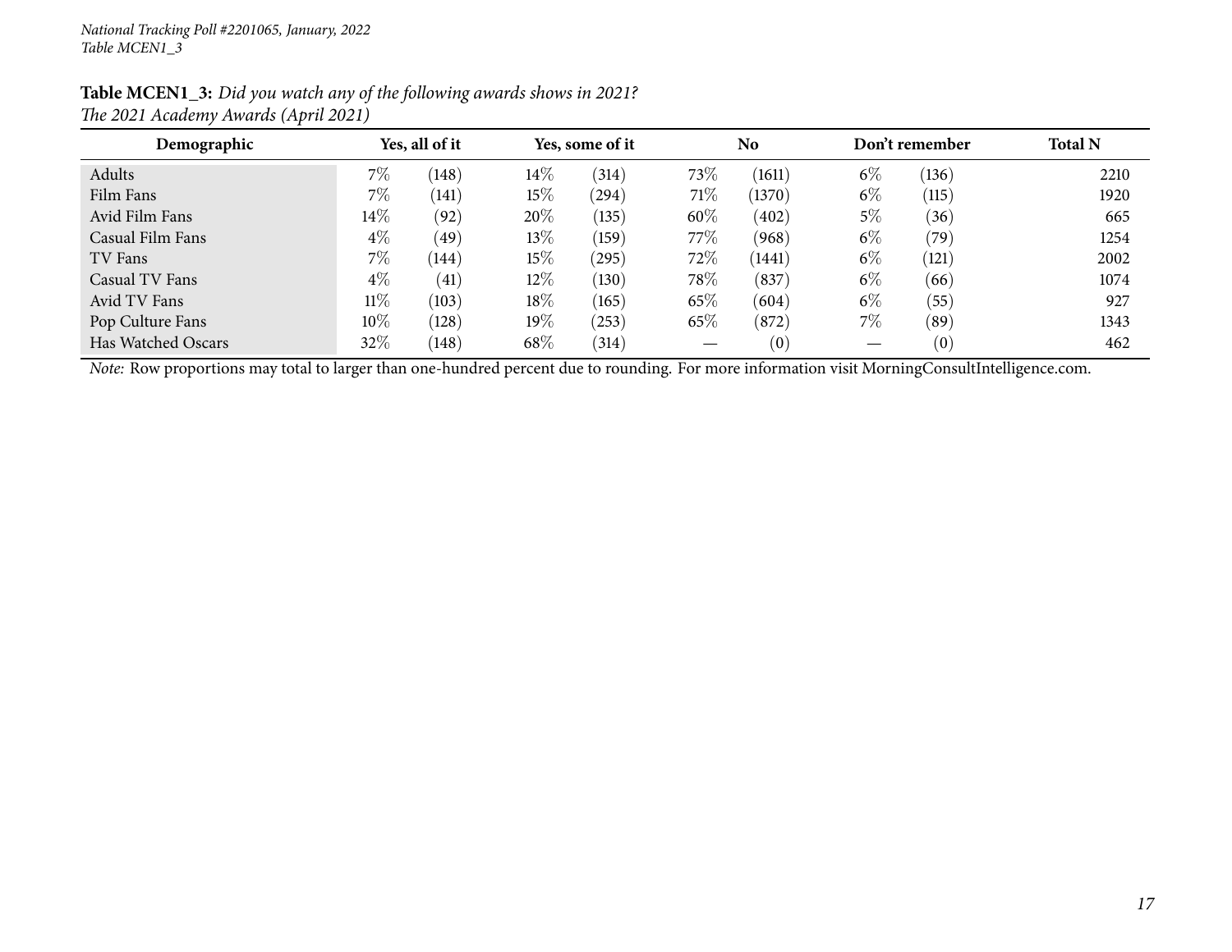**Table MCEN1_3:** *Did you watch any of the following awards shows in 2021?*
*The 2021 Academy Awards (April 2021)*

| Demographic | Yes, all of it | | Yes, some of it | | No | | Don't remember | | Total N |
|---|---|---|---|---|---|---|---|---|---|
| Adults | 7% | (148) | 14% | (314) | 73% | (1611) | 6% | (136) | 2210 |
| Film Fans | 7% | (141) | 15% | (294) | 71% | (1370) | 6% | (115) | 1920 |
| Avid Film Fans | 14% | (92) | 20% | (135) | 60% | (402) | 5% | (36) | 665 |
| Casual Film Fans | 4% | (49) | 13% | (159) | 77% | (968) | 6% | (79) | 1254 |
| TV Fans | 7% | (144) | 15% | (295) | 72% | (1441) | 6% | (121) | 2002 |
| Casual TV Fans | 4% | (41) | 12% | (130) | 78% | (837) | 6% | (66) | 1074 |
| Avid TV Fans | 11% | (103) | 18% | (165) | 65% | (604) | 6% | (55) | 927 |
| Pop Culture Fans | 10% | (128) | 19% | (253) | 65% | (872) | 7% | (89) | 1343 |
| Has Watched Oscars | 32% | (148) | 68% | (314) | — | (0) | — | (0) | 462 |

*Note:* Row proportions may total to larger than one-hundred percent due to rounding. For more information visit MorningConsultIntelligence.com.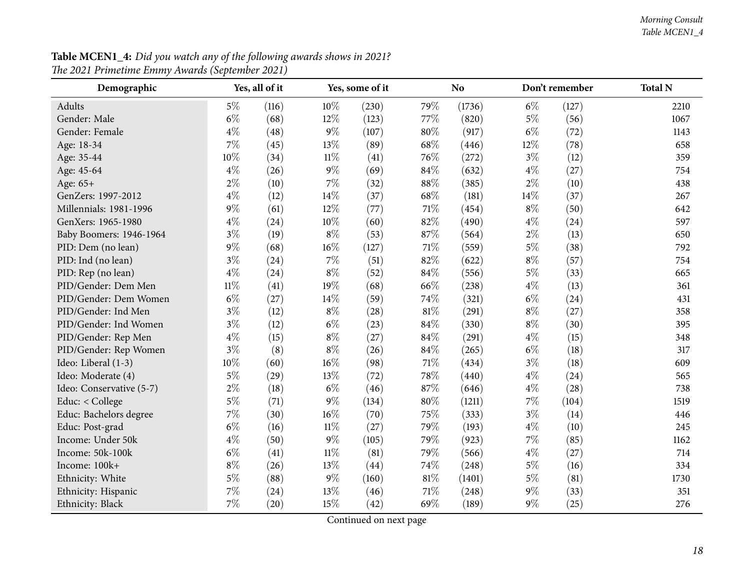**Table MCEN1_4:** *Did you watch any of the following awards shows in 2021?*
*The 2021 Primetime Emmy Awards (September 2021)*

| Demographic | Yes, all of it | | Yes, some of it | | No | | Don't remember | | Total N |
|---|---|---|---|---|---|---|---|---|---|
| Adults | 5% | (116) | 10% | (230) | 79% | (1736) | 6% | (127) | 2210 |
| Gender: Male | 6% | (68) | 12% | (123) | 77% | (820) | 5% | (56) | 1067 |
| Gender: Female | 4% | (48) | 9% | (107) | 80% | (917) | 6% | (72) | 1143 |
| Age: 18-34 | 7% | (45) | 13% | (89) | 68% | (446) | 12% | (78) | 658 |
| Age: 35-44 | 10% | (34) | 11% | (41) | 76% | (272) | 3% | (12) | 359 |
| Age: 45-64 | 4% | (26) | 9% | (69) | 84% | (632) | 4% | (27) | 754 |
| Age: 65+ | 2% | (10) | 7% | (32) | 88% | (385) | 2% | (10) | 438 |
| GenZers: 1997-2012 | 4% | (12) | 14% | (37) | 68% | (181) | 14% | (37) | 267 |
| Millennials: 1981-1996 | 9% | (61) | 12% | (77) | 71% | (454) | 8% | (50) | 642 |
| GenXers: 1965-1980 | 4% | (24) | 10% | (60) | 82% | (490) | 4% | (24) | 597 |
| Baby Boomers: 1946-1964 | 3% | (19) | 8% | (53) | 87% | (564) | 2% | (13) | 650 |
| PID: Dem (no lean) | 9% | (68) | 16% | (127) | 71% | (559) | 5% | (38) | 792 |
| PID: Ind (no lean) | 3% | (24) | 7% | (51) | 82% | (622) | 8% | (57) | 754 |
| PID: Rep (no lean) | 4% | (24) | 8% | (52) | 84% | (556) | 5% | (33) | 665 |
| PID/Gender: Dem Men | 11% | (41) | 19% | (68) | 66% | (238) | 4% | (13) | 361 |
| PID/Gender: Dem Women | 6% | (27) | 14% | (59) | 74% | (321) | 6% | (24) | 431 |
| PID/Gender: Ind Men | 3% | (12) | 8% | (28) | 81% | (291) | 8% | (27) | 358 |
| PID/Gender: Ind Women | 3% | (12) | 6% | (23) | 84% | (330) | 8% | (30) | 395 |
| PID/Gender: Rep Men | 4% | (15) | 8% | (27) | 84% | (291) | 4% | (15) | 348 |
| PID/Gender: Rep Women | 3% | (8) | 8% | (26) | 84% | (265) | 6% | (18) | 317 |
| Ideo: Liberal (1-3) | 10% | (60) | 16% | (98) | 71% | (434) | 3% | (18) | 609 |
| Ideo: Moderate (4) | 5% | (29) | 13% | (72) | 78% | (440) | 4% | (24) | 565 |
| Ideo: Conservative (5-7) | 2% | (18) | 6% | (46) | 87% | (646) | 4% | (28) | 738 |
| Educ: < College | 5% | (71) | 9% | (134) | 80% | (1211) | 7% | (104) | 1519 |
| Educ: Bachelors degree | 7% | (30) | 16% | (70) | 75% | (333) | 3% | (14) | 446 |
| Educ: Post-grad | 6% | (16) | 11% | (27) | 79% | (193) | 4% | (10) | 245 |
| Income: Under 50k | 4% | (50) | 9% | (105) | 79% | (923) | 7% | (85) | 1162 |
| Income: 50k-100k | 6% | (41) | 11% | (81) | 79% | (566) | 4% | (27) | 714 |
| Income: 100k+ | 8% | (26) | 13% | (44) | 74% | (248) | 5% | (16) | 334 |
| Ethnicity: White | 5% | (88) | 9% | (160) | 81% | (1401) | 5% | (81) | 1730 |
| Ethnicity: Hispanic | 7% | (24) | 13% | (46) | 71% | (248) | 9% | (33) | 351 |
| Ethnicity: Black | 7% | (20) | 15% | (42) | 69% | (189) | 9% | (25) | 276 |

Continued on next page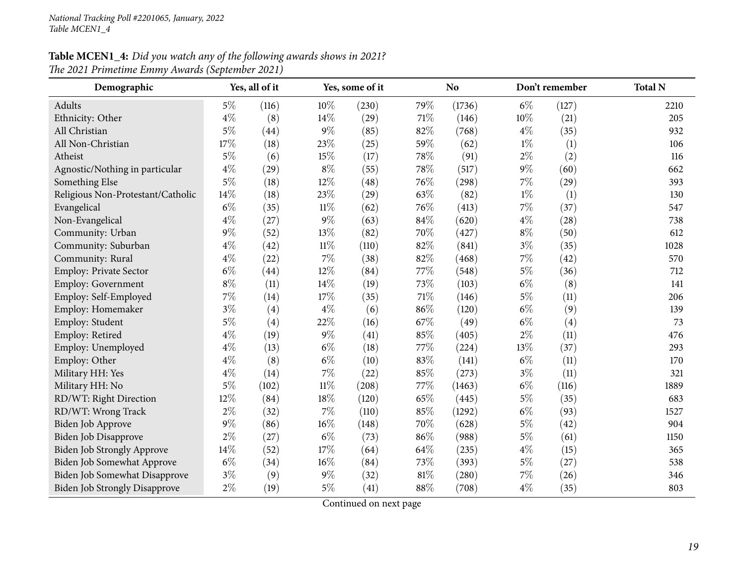*National Tracking Poll #2201065, January, 2022*
*Table MCEN1_4*

**Table MCEN1_4:** *Did you watch any of the following awards shows in 2021?*
*The 2021 Primetime Emmy Awards (September 2021)*

| Demographic | Yes, all of it | | Yes, some of it | | No | | Don't remember | | Total N |
|---|---|---|---|---|---|---|---|---|---|
| Adults | 5% | (116) | 10% | (230) | 79% | (1736) | 6% | (127) | 2210 |
| Ethnicity: Other | 4% | (8) | 14% | (29) | 71% | (146) | 10% | (21) | 205 |
| All Christian | 5% | (44) | 9% | (85) | 82% | (768) | 4% | (35) | 932 |
| All Non-Christian | 17% | (18) | 23% | (25) | 59% | (62) | 1% | (1) | 106 |
| Atheist | 5% | (6) | 15% | (17) | 78% | (91) | 2% | (2) | 116 |
| Agnostic/Nothing in particular | 4% | (29) | 8% | (55) | 78% | (517) | 9% | (60) | 662 |
| Something Else | 5% | (18) | 12% | (48) | 76% | (298) | 7% | (29) | 393 |
| Religious Non-Protestant/Catholic | 14% | (18) | 23% | (29) | 63% | (82) | 1% | (1) | 130 |
| Evangelical | 6% | (35) | 11% | (62) | 76% | (413) | 7% | (37) | 547 |
| Non-Evangelical | 4% | (27) | 9% | (63) | 84% | (620) | 4% | (28) | 738 |
| Community: Urban | 9% | (52) | 13% | (82) | 70% | (427) | 8% | (50) | 612 |
| Community: Suburban | 4% | (42) | 11% | (110) | 82% | (841) | 3% | (35) | 1028 |
| Community: Rural | 4% | (22) | 7% | (38) | 82% | (468) | 7% | (42) | 570 |
| Employ: Private Sector | 6% | (44) | 12% | (84) | 77% | (548) | 5% | (36) | 712 |
| Employ: Government | 8% | (11) | 14% | (19) | 73% | (103) | 6% | (8) | 141 |
| Employ: Self-Employed | 7% | (14) | 17% | (35) | 71% | (146) | 5% | (11) | 206 |
| Employ: Homemaker | 3% | (4) | 4% | (6) | 86% | (120) | 6% | (9) | 139 |
| Employ: Student | 5% | (4) | 22% | (16) | 67% | (49) | 6% | (4) | 73 |
| Employ: Retired | 4% | (19) | 9% | (41) | 85% | (405) | 2% | (11) | 476 |
| Employ: Unemployed | 4% | (13) | 6% | (18) | 77% | (224) | 13% | (37) | 293 |
| Employ: Other | 4% | (8) | 6% | (10) | 83% | (141) | 6% | (11) | 170 |
| Military HH: Yes | 4% | (14) | 7% | (22) | 85% | (273) | 3% | (11) | 321 |
| Military HH: No | 5% | (102) | 11% | (208) | 77% | (1463) | 6% | (116) | 1889 |
| RD/WT: Right Direction | 12% | (84) | 18% | (120) | 65% | (445) | 5% | (35) | 683 |
| RD/WT: Wrong Track | 2% | (32) | 7% | (110) | 85% | (1292) | 6% | (93) | 1527 |
| Biden Job Approve | 9% | (86) | 16% | (148) | 70% | (628) | 5% | (42) | 904 |
| Biden Job Disapprove | 2% | (27) | 6% | (73) | 86% | (988) | 5% | (61) | 1150 |
| Biden Job Strongly Approve | 14% | (52) | 17% | (64) | 64% | (235) | 4% | (15) | 365 |
| Biden Job Somewhat Approve | 6% | (34) | 16% | (84) | 73% | (393) | 5% | (27) | 538 |
| Biden Job Somewhat Disapprove | 3% | (9) | 9% | (32) | 81% | (280) | 7% | (26) | 346 |
| Biden Job Strongly Disapprove | 2% | (19) | 5% | (41) | 88% | (708) | 4% | (35) | 803 |

Continued on next page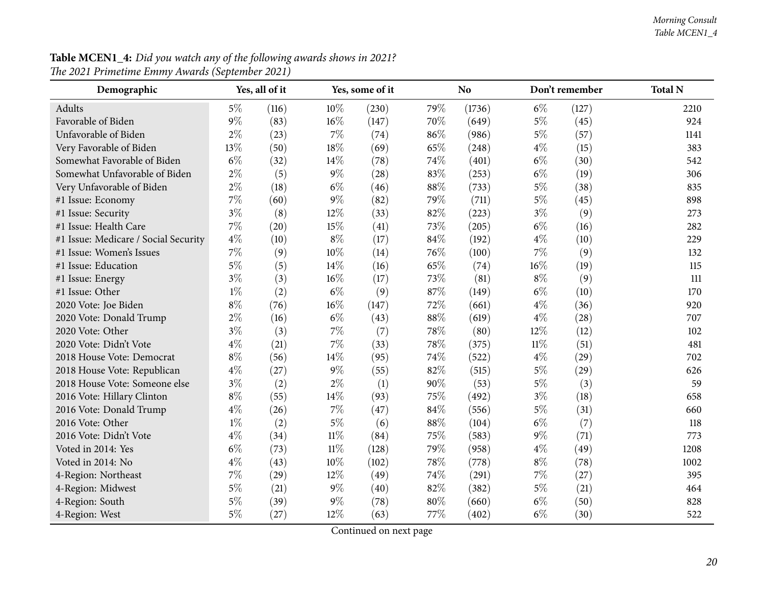**Table MCEN1_4:** *Did you watch any of the following awards shows in 2021?*
*The 2021 Primetime Emmy Awards (September 2021)*

| Demographic | Yes, all of it | | Yes, some of it | | No | | Don't remember | | Total N |
|---|---|---|---|---|---|---|---|---|---|
| Adults | 5% | (116) | 10% | (230) | 79% | (1736) | 6% | (127) | 2210 |
| Favorable of Biden | 9% | (83) | 16% | (147) | 70% | (649) | 5% | (45) | 924 |
| Unfavorable of Biden | 2% | (23) | 7% | (74) | 86% | (986) | 5% | (57) | 1141 |
| Very Favorable of Biden | 13% | (50) | 18% | (69) | 65% | (248) | 4% | (15) | 383 |
| Somewhat Favorable of Biden | 6% | (32) | 14% | (78) | 74% | (401) | 6% | (30) | 542 |
| Somewhat Unfavorable of Biden | 2% | (5) | 9% | (28) | 83% | (253) | 6% | (19) | 306 |
| Very Unfavorable of Biden | 2% | (18) | 6% | (46) | 88% | (733) | 5% | (38) | 835 |
| #1 Issue: Economy | 7% | (60) | 9% | (82) | 79% | (711) | 5% | (45) | 898 |
| #1 Issue: Security | 3% | (8) | 12% | (33) | 82% | (223) | 3% | (9) | 273 |
| #1 Issue: Health Care | 7% | (20) | 15% | (41) | 73% | (205) | 6% | (16) | 282 |
| #1 Issue: Medicare / Social Security | 4% | (10) | 8% | (17) | 84% | (192) | 4% | (10) | 229 |
| #1 Issue: Women's Issues | 7% | (9) | 10% | (14) | 76% | (100) | 7% | (9) | 132 |
| #1 Issue: Education | 5% | (5) | 14% | (16) | 65% | (74) | 16% | (19) | 115 |
| #1 Issue: Energy | 3% | (3) | 16% | (17) | 73% | (81) | 8% | (9) | 111 |
| #1 Issue: Other | 1% | (2) | 6% | (9) | 87% | (149) | 6% | (10) | 170 |
| 2020 Vote: Joe Biden | 8% | (76) | 16% | (147) | 72% | (661) | 4% | (36) | 920 |
| 2020 Vote: Donald Trump | 2% | (16) | 6% | (43) | 88% | (619) | 4% | (28) | 707 |
| 2020 Vote: Other | 3% | (3) | 7% | (7) | 78% | (80) | 12% | (12) | 102 |
| 2020 Vote: Didn't Vote | 4% | (21) | 7% | (33) | 78% | (375) | 11% | (51) | 481 |
| 2018 House Vote: Democrat | 8% | (56) | 14% | (95) | 74% | (522) | 4% | (29) | 702 |
| 2018 House Vote: Republican | 4% | (27) | 9% | (55) | 82% | (515) | 5% | (29) | 626 |
| 2018 House Vote: Someone else | 3% | (2) | 2% | (1) | 90% | (53) | 5% | (3) | 59 |
| 2016 Vote: Hillary Clinton | 8% | (55) | 14% | (93) | 75% | (492) | 3% | (18) | 658 |
| 2016 Vote: Donald Trump | 4% | (26) | 7% | (47) | 84% | (556) | 5% | (31) | 660 |
| 2016 Vote: Other | 1% | (2) | 5% | (6) | 88% | (104) | 6% | (7) | 118 |
| 2016 Vote: Didn't Vote | 4% | (34) | 11% | (84) | 75% | (583) | 9% | (71) | 773 |
| Voted in 2014: Yes | 6% | (73) | 11% | (128) | 79% | (958) | 4% | (49) | 1208 |
| Voted in 2014: No | 4% | (43) | 10% | (102) | 78% | (778) | 8% | (78) | 1002 |
| 4-Region: Northeast | 7% | (29) | 12% | (49) | 74% | (291) | 7% | (27) | 395 |
| 4-Region: Midwest | 5% | (21) | 9% | (40) | 82% | (382) | 5% | (21) | 464 |
| 4-Region: South | 5% | (39) | 9% | (78) | 80% | (660) | 6% | (50) | 828 |
| 4-Region: West | 5% | (27) | 12% | (63) | 77% | (402) | 6% | (30) | 522 |

Continued on next page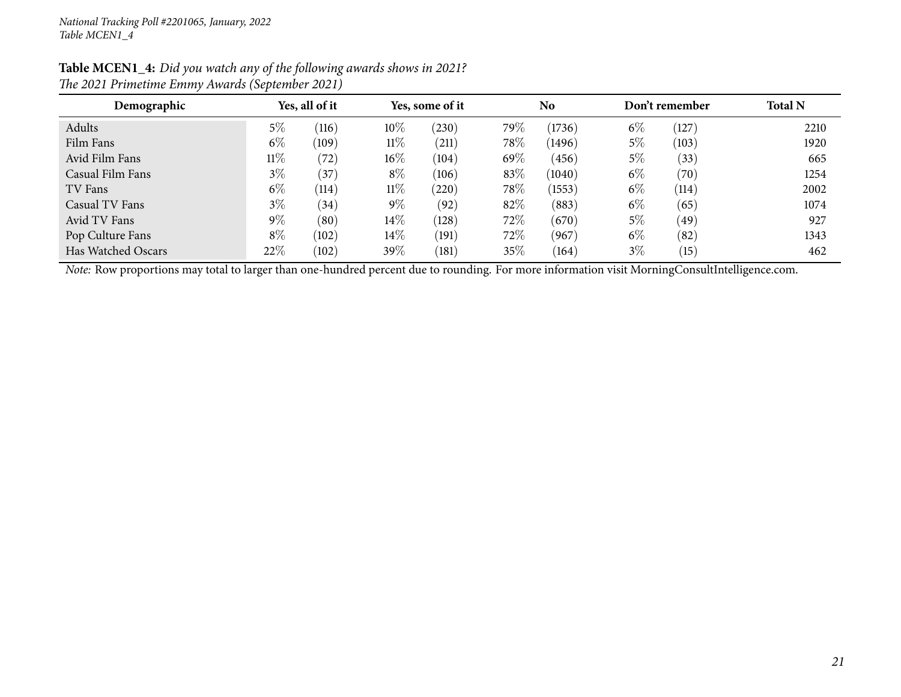*National Tracking Poll #2201065, January, 2022*
*Table MCEN1_4*

**Table MCEN1_4:** *Did you watch any of the following awards shows in 2021?*
*The 2021 Primetime Emmy Awards (September 2021)*

| Demographic | Yes, all of it | | Yes, some of it | | No | | Don't remember | | Total N |
|---|---|---|---|---|---|---|---|---|---|
| Adults | 5% | (116) | 10% | (230) | 79% | (1736) | 6% | (127) | 2210 |
| Film Fans | 6% | (109) | 11% | (211) | 78% | (1496) | 5% | (103) | 1920 |
| Avid Film Fans | 11% | (72) | 16% | (104) | 69% | (456) | 5% | (33) | 665 |
| Casual Film Fans | 3% | (37) | 8% | (106) | 83% | (1040) | 6% | (70) | 1254 |
| TV Fans | 6% | (114) | 11% | (220) | 78% | (1553) | 6% | (114) | 2002 |
| Casual TV Fans | 3% | (34) | 9% | (92) | 82% | (883) | 6% | (65) | 1074 |
| Avid TV Fans | 9% | (80) | 14% | (128) | 72% | (670) | 5% | (49) | 927 |
| Pop Culture Fans | 8% | (102) | 14% | (191) | 72% | (967) | 6% | (82) | 1343 |
| Has Watched Oscars | 22% | (102) | 39% | (181) | 35% | (164) | 3% | (15) | 462 |

*Note:* Row proportions may total to larger than one-hundred percent due to rounding. For more information visit MorningConsultIntelligence.com.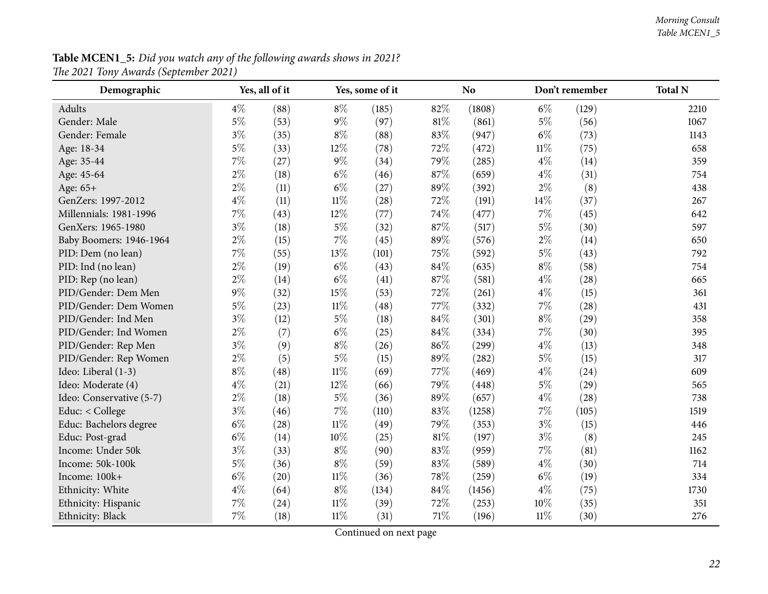**Table MCEN1_5:** *Did you watch any of the following awards shows in 2021?*
*The 2021 Tony Awards (September 2021)*

| Demographic | Yes, all of it | | Yes, some of it | | No | | Don't remember | | Total N |
|---|---|---|---|---|---|---|---|---|---|
| Adults | 4% | (88) | 8% | (185) | 82% | (1808) | 6% | (129) | 2210 |
| Gender: Male | 5% | (53) | 9% | (97) | 81% | (861) | 5% | (56) | 1067 |
| Gender: Female | 3% | (35) | 8% | (88) | 83% | (947) | 6% | (73) | 1143 |
| Age: 18-34 | 5% | (33) | 12% | (78) | 72% | (472) | 11% | (75) | 658 |
| Age: 35-44 | 7% | (27) | 9% | (34) | 79% | (285) | 4% | (14) | 359 |
| Age: 45-64 | 2% | (18) | 6% | (46) | 87% | (659) | 4% | (31) | 754 |
| Age: 65+ | 2% | (11) | 6% | (27) | 89% | (392) | 2% | (8) | 438 |
| GenZers: 1997-2012 | 4% | (11) | 11% | (28) | 72% | (191) | 14% | (37) | 267 |
| Millennials: 1981-1996 | 7% | (43) | 12% | (77) | 74% | (477) | 7% | (45) | 642 |
| GenXers: 1965-1980 | 3% | (18) | 5% | (32) | 87% | (517) | 5% | (30) | 597 |
| Baby Boomers: 1946-1964 | 2% | (15) | 7% | (45) | 89% | (576) | 2% | (14) | 650 |
| PID: Dem (no lean) | 7% | (55) | 13% | (101) | 75% | (592) | 5% | (43) | 792 |
| PID: Ind (no lean) | 2% | (19) | 6% | (43) | 84% | (635) | 8% | (58) | 754 |
| PID: Rep (no lean) | 2% | (14) | 6% | (41) | 87% | (581) | 4% | (28) | 665 |
| PID/Gender: Dem Men | 9% | (32) | 15% | (53) | 72% | (261) | 4% | (15) | 361 |
| PID/Gender: Dem Women | 5% | (23) | 11% | (48) | 77% | (332) | 7% | (28) | 431 |
| PID/Gender: Ind Men | 3% | (12) | 5% | (18) | 84% | (301) | 8% | (29) | 358 |
| PID/Gender: Ind Women | 2% | (7) | 6% | (25) | 84% | (334) | 7% | (30) | 395 |
| PID/Gender: Rep Men | 3% | (9) | 8% | (26) | 86% | (299) | 4% | (13) | 348 |
| PID/Gender: Rep Women | 2% | (5) | 5% | (15) | 89% | (282) | 5% | (15) | 317 |
| Ideo: Liberal (1-3) | 8% | (48) | 11% | (69) | 77% | (469) | 4% | (24) | 609 |
| Ideo: Moderate (4) | 4% | (21) | 12% | (66) | 79% | (448) | 5% | (29) | 565 |
| Ideo: Conservative (5-7) | 2% | (18) | 5% | (36) | 89% | (657) | 4% | (28) | 738 |
| Educ: < College | 3% | (46) | 7% | (110) | 83% | (1258) | 7% | (105) | 1519 |
| Educ: Bachelors degree | 6% | (28) | 11% | (49) | 79% | (353) | 3% | (15) | 446 |
| Educ: Post-grad | 6% | (14) | 10% | (25) | 81% | (197) | 3% | (8) | 245 |
| Income: Under 50k | 3% | (33) | 8% | (90) | 83% | (959) | 7% | (81) | 1162 |
| Income: 50k-100k | 5% | (36) | 8% | (59) | 83% | (589) | 4% | (30) | 714 |
| Income: 100k+ | 6% | (20) | 11% | (36) | 78% | (259) | 6% | (19) | 334 |
| Ethnicity: White | 4% | (64) | 8% | (134) | 84% | (1456) | 4% | (75) | 1730 |
| Ethnicity: Hispanic | 7% | (24) | 11% | (39) | 72% | (253) | 10% | (35) | 351 |
| Ethnicity: Black | 7% | (18) | 11% | (31) | 71% | (196) | 11% | (30) | 276 |

Continued on next page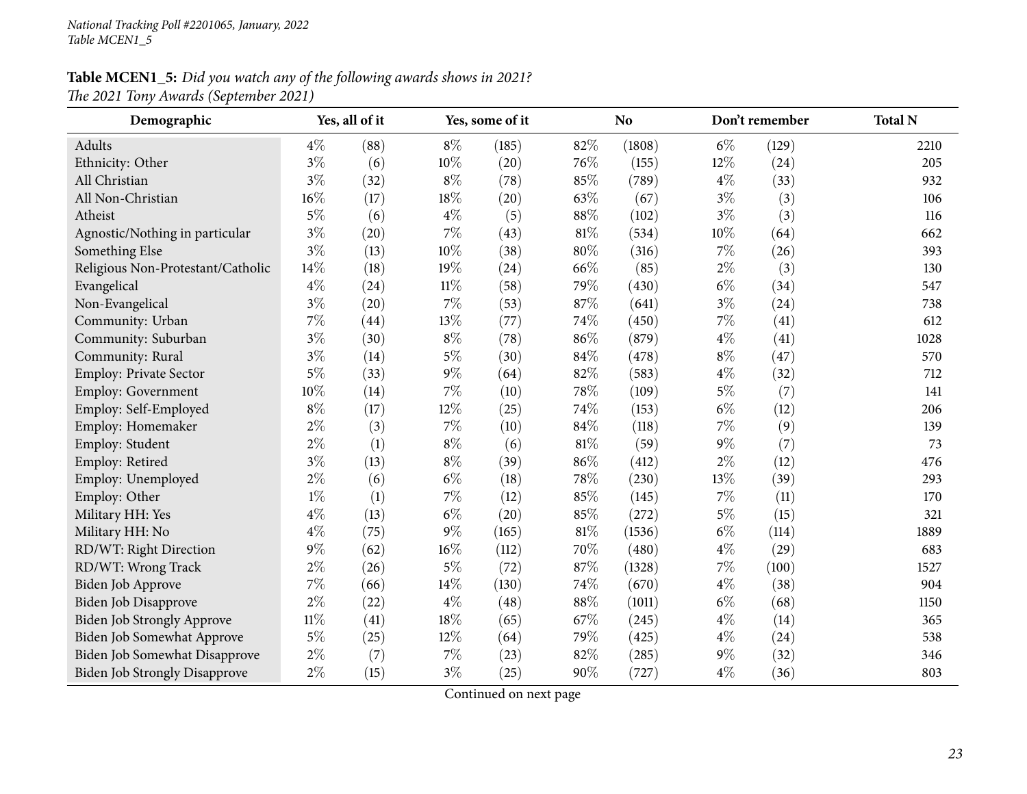*National Tracking Poll #2201065, January, 2022*
*Table MCEN1_5*

**Table MCEN1_5:** *Did you watch any of the following awards shows in 2021?*
*The 2021 Tony Awards (September 2021)*

| Demographic | Yes, all of it | | Yes, some of it | | No | | Don't remember | | Total N |
|---|---|---|---|---|---|---|---|---|---|
| Adults | 4% | (88) | 8% | (185) | 82% | (1808) | 6% | (129) | 2210 |
| Ethnicity: Other | 3% | (6) | 10% | (20) | 76% | (155) | 12% | (24) | 205 |
| All Christian | 3% | (32) | 8% | (78) | 85% | (789) | 4% | (33) | 932 |
| All Non-Christian | 16% | (17) | 18% | (20) | 63% | (67) | 3% | (3) | 106 |
| Atheist | 5% | (6) | 4% | (5) | 88% | (102) | 3% | (3) | 116 |
| Agnostic/Nothing in particular | 3% | (20) | 7% | (43) | 81% | (534) | 10% | (64) | 662 |
| Something Else | 3% | (13) | 10% | (38) | 80% | (316) | 7% | (26) | 393 |
| Religious Non-Protestant/Catholic | 14% | (18) | 19% | (24) | 66% | (85) | 2% | (3) | 130 |
| Evangelical | 4% | (24) | 11% | (58) | 79% | (430) | 6% | (34) | 547 |
| Non-Evangelical | 3% | (20) | 7% | (53) | 87% | (641) | 3% | (24) | 738 |
| Community: Urban | 7% | (44) | 13% | (77) | 74% | (450) | 7% | (41) | 612 |
| Community: Suburban | 3% | (30) | 8% | (78) | 86% | (879) | 4% | (41) | 1028 |
| Community: Rural | 3% | (14) | 5% | (30) | 84% | (478) | 8% | (47) | 570 |
| Employ: Private Sector | 5% | (33) | 9% | (64) | 82% | (583) | 4% | (32) | 712 |
| Employ: Government | 10% | (14) | 7% | (10) | 78% | (109) | 5% | (7) | 141 |
| Employ: Self-Employed | 8% | (17) | 12% | (25) | 74% | (153) | 6% | (12) | 206 |
| Employ: Homemaker | 2% | (3) | 7% | (10) | 84% | (118) | 7% | (9) | 139 |
| Employ: Student | 2% | (1) | 8% | (6) | 81% | (59) | 9% | (7) | 73 |
| Employ: Retired | 3% | (13) | 8% | (39) | 86% | (412) | 2% | (12) | 476 |
| Employ: Unemployed | 2% | (6) | 6% | (18) | 78% | (230) | 13% | (39) | 293 |
| Employ: Other | 1% | (1) | 7% | (12) | 85% | (145) | 7% | (11) | 170 |
| Military HH: Yes | 4% | (13) | 6% | (20) | 85% | (272) | 5% | (15) | 321 |
| Military HH: No | 4% | (75) | 9% | (165) | 81% | (1536) | 6% | (114) | 1889 |
| RD/WT: Right Direction | 9% | (62) | 16% | (112) | 70% | (480) | 4% | (29) | 683 |
| RD/WT: Wrong Track | 2% | (26) | 5% | (72) | 87% | (1328) | 7% | (100) | 1527 |
| Biden Job Approve | 7% | (66) | 14% | (130) | 74% | (670) | 4% | (38) | 904 |
| Biden Job Disapprove | 2% | (22) | 4% | (48) | 88% | (1011) | 6% | (68) | 1150 |
| Biden Job Strongly Approve | 11% | (41) | 18% | (65) | 67% | (245) | 4% | (14) | 365 |
| Biden Job Somewhat Approve | 5% | (25) | 12% | (64) | 79% | (425) | 4% | (24) | 538 |
| Biden Job Somewhat Disapprove | 2% | (7) | 7% | (23) | 82% | (285) | 9% | (32) | 346 |
| Biden Job Strongly Disapprove | 2% | (15) | 3% | (25) | 90% | (727) | 4% | (36) | 803 |

Continued on next page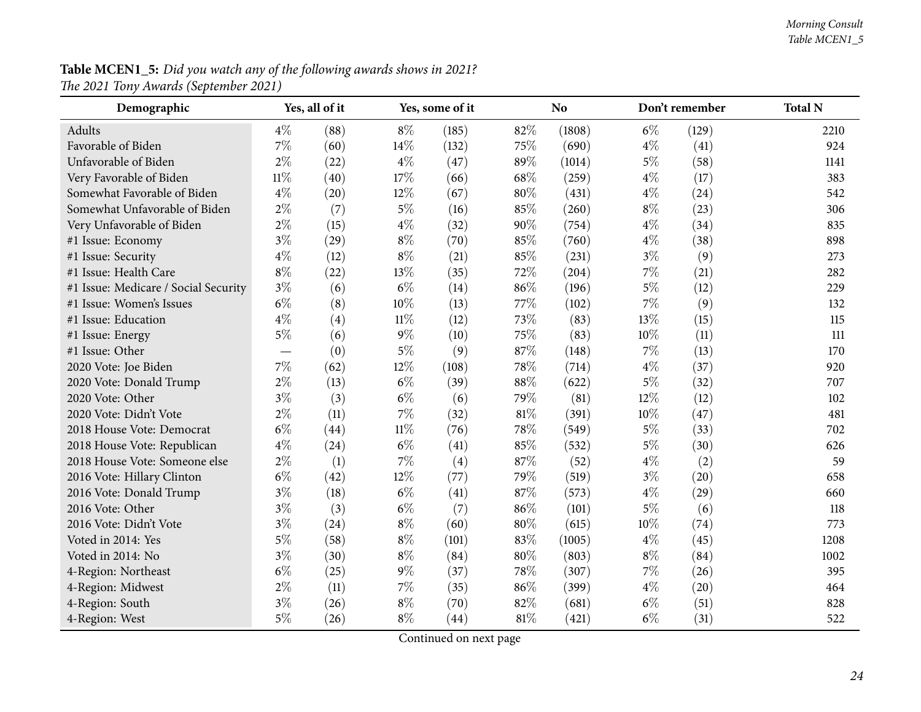**Table MCEN1_5:** *Did you watch any of the following awards shows in 2021?*
*The 2021 Tony Awards (September 2021)*

| Demographic | Yes, all of it | | Yes, some of it | | No | | Don't remember | | Total N |
|---|---|---|---|---|---|---|---|---|---|
| Adults | 4% | (88) | 8% | (185) | 82% | (1808) | 6% | (129) | 2210 |
| Favorable of Biden | 7% | (60) | 14% | (132) | 75% | (690) | 4% | (41) | 924 |
| Unfavorable of Biden | 2% | (22) | 4% | (47) | 89% | (1014) | 5% | (58) | 1141 |
| Very Favorable of Biden | 11% | (40) | 17% | (66) | 68% | (259) | 4% | (17) | 383 |
| Somewhat Favorable of Biden | 4% | (20) | 12% | (67) | 80% | (431) | 4% | (24) | 542 |
| Somewhat Unfavorable of Biden | 2% | (7) | 5% | (16) | 85% | (260) | 8% | (23) | 306 |
| Very Unfavorable of Biden | 2% | (15) | 4% | (32) | 90% | (754) | 4% | (34) | 835 |
| #1 Issue: Economy | 3% | (29) | 8% | (70) | 85% | (760) | 4% | (38) | 898 |
| #1 Issue: Security | 4% | (12) | 8% | (21) | 85% | (231) | 3% | (9) | 273 |
| #1 Issue: Health Care | 8% | (22) | 13% | (35) | 72% | (204) | 7% | (21) | 282 |
| #1 Issue: Medicare / Social Security | 3% | (6) | 6% | (14) | 86% | (196) | 5% | (12) | 229 |
| #1 Issue: Women's Issues | 6% | (8) | 10% | (13) | 77% | (102) | 7% | (9) | 132 |
| #1 Issue: Education | 4% | (4) | 11% | (12) | 73% | (83) | 13% | (15) | 115 |
| #1 Issue: Energy | 5% | (6) | 9% | (10) | 75% | (83) | 10% | (11) | 111 |
| #1 Issue: Other | — | (0) | 5% | (9) | 87% | (148) | 7% | (13) | 170 |
| 2020 Vote: Joe Biden | 7% | (62) | 12% | (108) | 78% | (714) | 4% | (37) | 920 |
| 2020 Vote: Donald Trump | 2% | (13) | 6% | (39) | 88% | (622) | 5% | (32) | 707 |
| 2020 Vote: Other | 3% | (3) | 6% | (6) | 79% | (81) | 12% | (12) | 102 |
| 2020 Vote: Didn't Vote | 2% | (11) | 7% | (32) | 81% | (391) | 10% | (47) | 481 |
| 2018 House Vote: Democrat | 6% | (44) | 11% | (76) | 78% | (549) | 5% | (33) | 702 |
| 2018 House Vote: Republican | 4% | (24) | 6% | (41) | 85% | (532) | 5% | (30) | 626 |
| 2018 House Vote: Someone else | 2% | (1) | 7% | (4) | 87% | (52) | 4% | (2) | 59 |
| 2016 Vote: Hillary Clinton | 6% | (42) | 12% | (77) | 79% | (519) | 3% | (20) | 658 |
| 2016 Vote: Donald Trump | 3% | (18) | 6% | (41) | 87% | (573) | 4% | (29) | 660 |
| 2016 Vote: Other | 3% | (3) | 6% | (7) | 86% | (101) | 5% | (6) | 118 |
| 2016 Vote: Didn't Vote | 3% | (24) | 8% | (60) | 80% | (615) | 10% | (74) | 773 |
| Voted in 2014: Yes | 5% | (58) | 8% | (101) | 83% | (1005) | 4% | (45) | 1208 |
| Voted in 2014: No | 3% | (30) | 8% | (84) | 80% | (803) | 8% | (84) | 1002 |
| 4-Region: Northeast | 6% | (25) | 9% | (37) | 78% | (307) | 7% | (26) | 395 |
| 4-Region: Midwest | 2% | (11) | 7% | (35) | 86% | (399) | 4% | (20) | 464 |
| 4-Region: South | 3% | (26) | 8% | (70) | 82% | (681) | 6% | (51) | 828 |
| 4-Region: West | 5% | (26) | 8% | (44) | 81% | (421) | 6% | (31) | 522 |

Continued on next page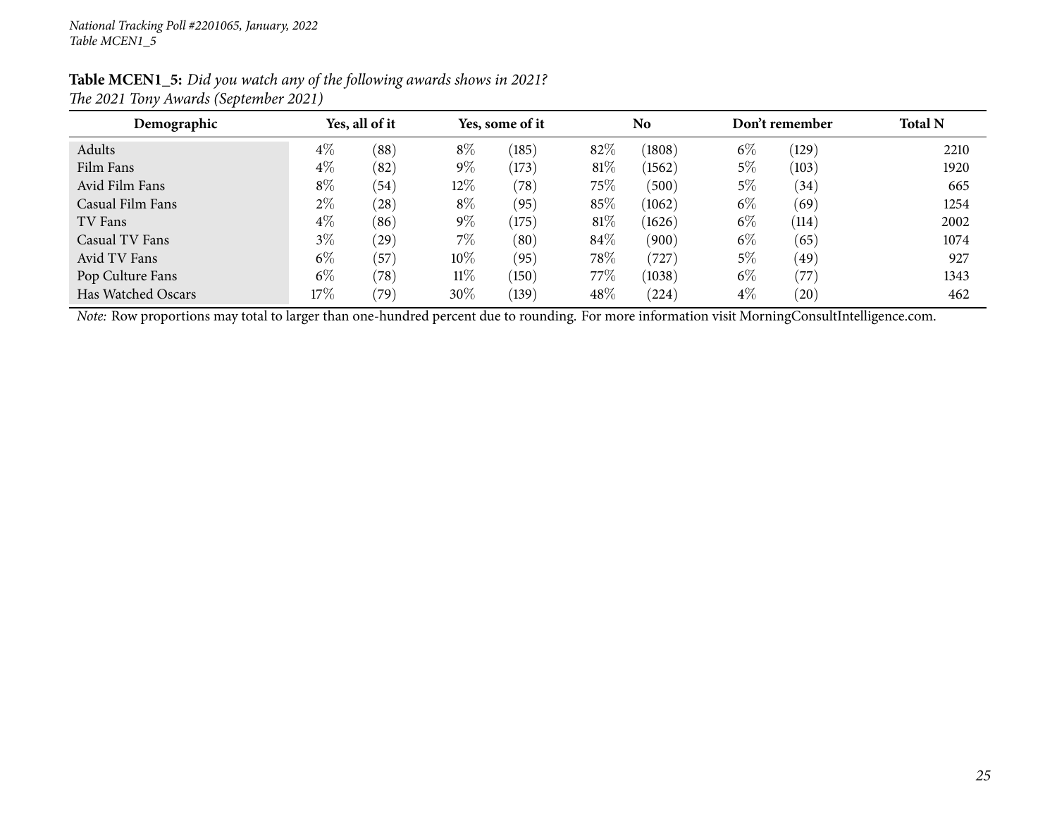*National Tracking Poll #2201065, January, 2022*
*Table MCEN1_5*

**Table MCEN1_5:** *Did you watch any of the following awards shows in 2021?*
*The 2021 Tony Awards (September 2021)*

| Demographic | Yes, all of it | | Yes, some of it | | No | | Don't remember | | Total N |
|---|---|---|---|---|---|---|---|---|---|
| Adults | 4% | (88) | 8% | (185) | 82% | (1808) | 6% | (129) | 2210 |
| Film Fans | 4% | (82) | 9% | (173) | 81% | (1562) | 5% | (103) | 1920 |
| Avid Film Fans | 8% | (54) | 12% | (78) | 75% | (500) | 5% | (34) | 665 |
| Casual Film Fans | 2% | (28) | 8% | (95) | 85% | (1062) | 6% | (69) | 1254 |
| TV Fans | 4% | (86) | 9% | (175) | 81% | (1626) | 6% | (114) | 2002 |
| Casual TV Fans | 3% | (29) | 7% | (80) | 84% | (900) | 6% | (65) | 1074 |
| Avid TV Fans | 6% | (57) | 10% | (95) | 78% | (727) | 5% | (49) | 927 |
| Pop Culture Fans | 6% | (78) | 11% | (150) | 77% | (1038) | 6% | (77) | 1343 |
| Has Watched Oscars | 17% | (79) | 30% | (139) | 48% | (224) | 4% | (20) | 462 |

*Note:* Row proportions may total to larger than one-hundred percent due to rounding. For more information visit MorningConsultIntelligence.com.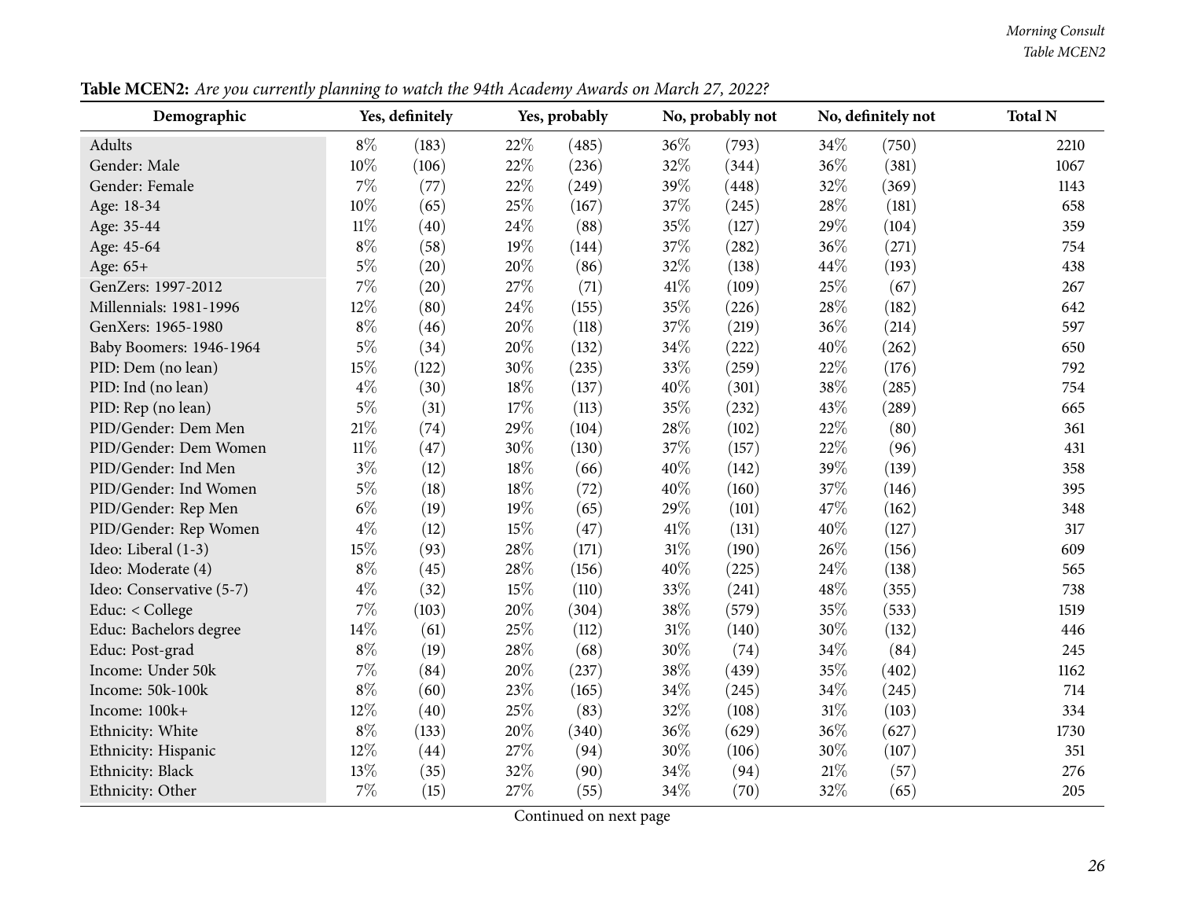**Table MCEN2:** *Are you currently planning to watch the 94th Academy Awards on March 27, 2022?*

| Demographic | Yes, definitely | | Yes, probably | | No, probably not | | No, definitely not | | Total N |
|---|---|---|---|---|---|---|---|---|---|
| Adults | 8% | (183) | 22% | (485) | 36% | (793) | 34% | (750) | 2210 |
| Gender: Male | 10% | (106) | 22% | (236) | 32% | (344) | 36% | (381) | 1067 |
| Gender: Female | 7% | (77) | 22% | (249) | 39% | (448) | 32% | (369) | 1143 |
| Age: 18-34 | 10% | (65) | 25% | (167) | 37% | (245) | 28% | (181) | 658 |
| Age: 35-44 | 11% | (40) | 24% | (88) | 35% | (127) | 29% | (104) | 359 |
| Age: 45-64 | 8% | (58) | 19% | (144) | 37% | (282) | 36% | (271) | 754 |
| Age: 65+ | 5% | (20) | 20% | (86) | 32% | (138) | 44% | (193) | 438 |
| GenZers: 1997-2012 | 7% | (20) | 27% | (71) | 41% | (109) | 25% | (67) | 267 |
| Millennials: 1981-1996 | 12% | (80) | 24% | (155) | 35% | (226) | 28% | (182) | 642 |
| GenXers: 1965-1980 | 8% | (46) | 20% | (118) | 37% | (219) | 36% | (214) | 597 |
| Baby Boomers: 1946-1964 | 5% | (34) | 20% | (132) | 34% | (222) | 40% | (262) | 650 |
| PID: Dem (no lean) | 15% | (122) | 30% | (235) | 33% | (259) | 22% | (176) | 792 |
| PID: Ind (no lean) | 4% | (30) | 18% | (137) | 40% | (301) | 38% | (285) | 754 |
| PID: Rep (no lean) | 5% | (31) | 17% | (113) | 35% | (232) | 43% | (289) | 665 |
| PID/Gender: Dem Men | 21% | (74) | 29% | (104) | 28% | (102) | 22% | (80) | 361 |
| PID/Gender: Dem Women | 11% | (47) | 30% | (130) | 37% | (157) | 22% | (96) | 431 |
| PID/Gender: Ind Men | 3% | (12) | 18% | (66) | 40% | (142) | 39% | (139) | 358 |
| PID/Gender: Ind Women | 5% | (18) | 18% | (72) | 40% | (160) | 37% | (146) | 395 |
| PID/Gender: Rep Men | 6% | (19) | 19% | (65) | 29% | (101) | 47% | (162) | 348 |
| PID/Gender: Rep Women | 4% | (12) | 15% | (47) | 41% | (131) | 40% | (127) | 317 |
| Ideo: Liberal (1-3) | 15% | (93) | 28% | (171) | 31% | (190) | 26% | (156) | 609 |
| Ideo: Moderate (4) | 8% | (45) | 28% | (156) | 40% | (225) | 24% | (138) | 565 |
| Ideo: Conservative (5-7) | 4% | (32) | 15% | (110) | 33% | (241) | 48% | (355) | 738 |
| Educ: < College | 7% | (103) | 20% | (304) | 38% | (579) | 35% | (533) | 1519 |
| Educ: Bachelors degree | 14% | (61) | 25% | (112) | 31% | (140) | 30% | (132) | 446 |
| Educ: Post-grad | 8% | (19) | 28% | (68) | 30% | (74) | 34% | (84) | 245 |
| Income: Under 50k | 7% | (84) | 20% | (237) | 38% | (439) | 35% | (402) | 1162 |
| Income: 50k-100k | 8% | (60) | 23% | (165) | 34% | (245) | 34% | (245) | 714 |
| Income: 100k+ | 12% | (40) | 25% | (83) | 32% | (108) | 31% | (103) | 334 |
| Ethnicity: White | 8% | (133) | 20% | (340) | 36% | (629) | 36% | (627) | 1730 |
| Ethnicity: Hispanic | 12% | (44) | 27% | (94) | 30% | (106) | 30% | (107) | 351 |
| Ethnicity: Black | 13% | (35) | 32% | (90) | 34% | (94) | 21% | (57) | 276 |
| Ethnicity: Other | 7% | (15) | 27% | (55) | 34% | (70) | 32% | (65) | 205 |

Continued on next page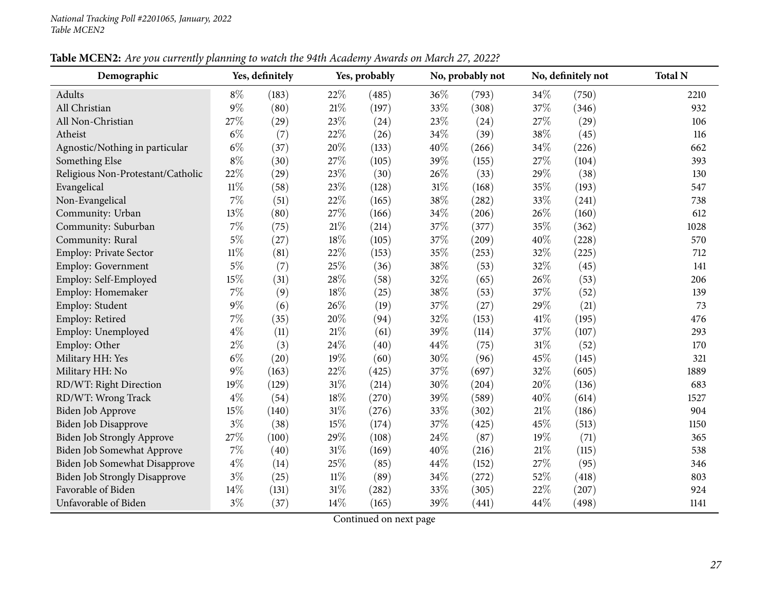*National Tracking Poll #2201065, January, 2022*
*Table MCEN2*

**Table MCEN2:** *Are you currently planning to watch the 94th Academy Awards on March 27, 2022?*

| Demographic | Yes, definitely | | Yes, probably | | No, probably not | | No, definitely not | | Total N |
|---|---|---|---|---|---|---|---|---|---|
| Adults | 8% | (183) | 22% | (485) | 36% | (793) | 34% | (750) | 2210 |
| All Christian | 9% | (80) | 21% | (197) | 33% | (308) | 37% | (346) | 932 |
| All Non-Christian | 27% | (29) | 23% | (24) | 23% | (24) | 27% | (29) | 106 |
| Atheist | 6% | (7) | 22% | (26) | 34% | (39) | 38% | (45) | 116 |
| Agnostic/Nothing in particular | 6% | (37) | 20% | (133) | 40% | (266) | 34% | (226) | 662 |
| Something Else | 8% | (30) | 27% | (105) | 39% | (155) | 27% | (104) | 393 |
| Religious Non-Protestant/Catholic | 22% | (29) | 23% | (30) | 26% | (33) | 29% | (38) | 130 |
| Evangelical | 11% | (58) | 23% | (128) | 31% | (168) | 35% | (193) | 547 |
| Non-Evangelical | 7% | (51) | 22% | (165) | 38% | (282) | 33% | (241) | 738 |
| Community: Urban | 13% | (80) | 27% | (166) | 34% | (206) | 26% | (160) | 612 |
| Community: Suburban | 7% | (75) | 21% | (214) | 37% | (377) | 35% | (362) | 1028 |
| Community: Rural | 5% | (27) | 18% | (105) | 37% | (209) | 40% | (228) | 570 |
| Employ: Private Sector | 11% | (81) | 22% | (153) | 35% | (253) | 32% | (225) | 712 |
| Employ: Government | 5% | (7) | 25% | (36) | 38% | (53) | 32% | (45) | 141 |
| Employ: Self-Employed | 15% | (31) | 28% | (58) | 32% | (65) | 26% | (53) | 206 |
| Employ: Homemaker | 7% | (9) | 18% | (25) | 38% | (53) | 37% | (52) | 139 |
| Employ: Student | 9% | (6) | 26% | (19) | 37% | (27) | 29% | (21) | 73 |
| Employ: Retired | 7% | (35) | 20% | (94) | 32% | (153) | 41% | (195) | 476 |
| Employ: Unemployed | 4% | (11) | 21% | (61) | 39% | (114) | 37% | (107) | 293 |
| Employ: Other | 2% | (3) | 24% | (40) | 44% | (75) | 31% | (52) | 170 |
| Military HH: Yes | 6% | (20) | 19% | (60) | 30% | (96) | 45% | (145) | 321 |
| Military HH: No | 9% | (163) | 22% | (425) | 37% | (697) | 32% | (605) | 1889 |
| RD/WT: Right Direction | 19% | (129) | 31% | (214) | 30% | (204) | 20% | (136) | 683 |
| RD/WT: Wrong Track | 4% | (54) | 18% | (270) | 39% | (589) | 40% | (614) | 1527 |
| Biden Job Approve | 15% | (140) | 31% | (276) | 33% | (302) | 21% | (186) | 904 |
| Biden Job Disapprove | 3% | (38) | 15% | (174) | 37% | (425) | 45% | (513) | 1150 |
| Biden Job Strongly Approve | 27% | (100) | 29% | (108) | 24% | (87) | 19% | (71) | 365 |
| Biden Job Somewhat Approve | 7% | (40) | 31% | (169) | 40% | (216) | 21% | (115) | 538 |
| Biden Job Somewhat Disapprove | 4% | (14) | 25% | (85) | 44% | (152) | 27% | (95) | 346 |
| Biden Job Strongly Disapprove | 3% | (25) | 11% | (89) | 34% | (272) | 52% | (418) | 803 |
| Favorable of Biden | 14% | (131) | 31% | (282) | 33% | (305) | 22% | (207) | 924 |
| Unfavorable of Biden | 3% | (37) | 14% | (165) | 39% | (441) | 44% | (498) | 1141 |

Continued on next page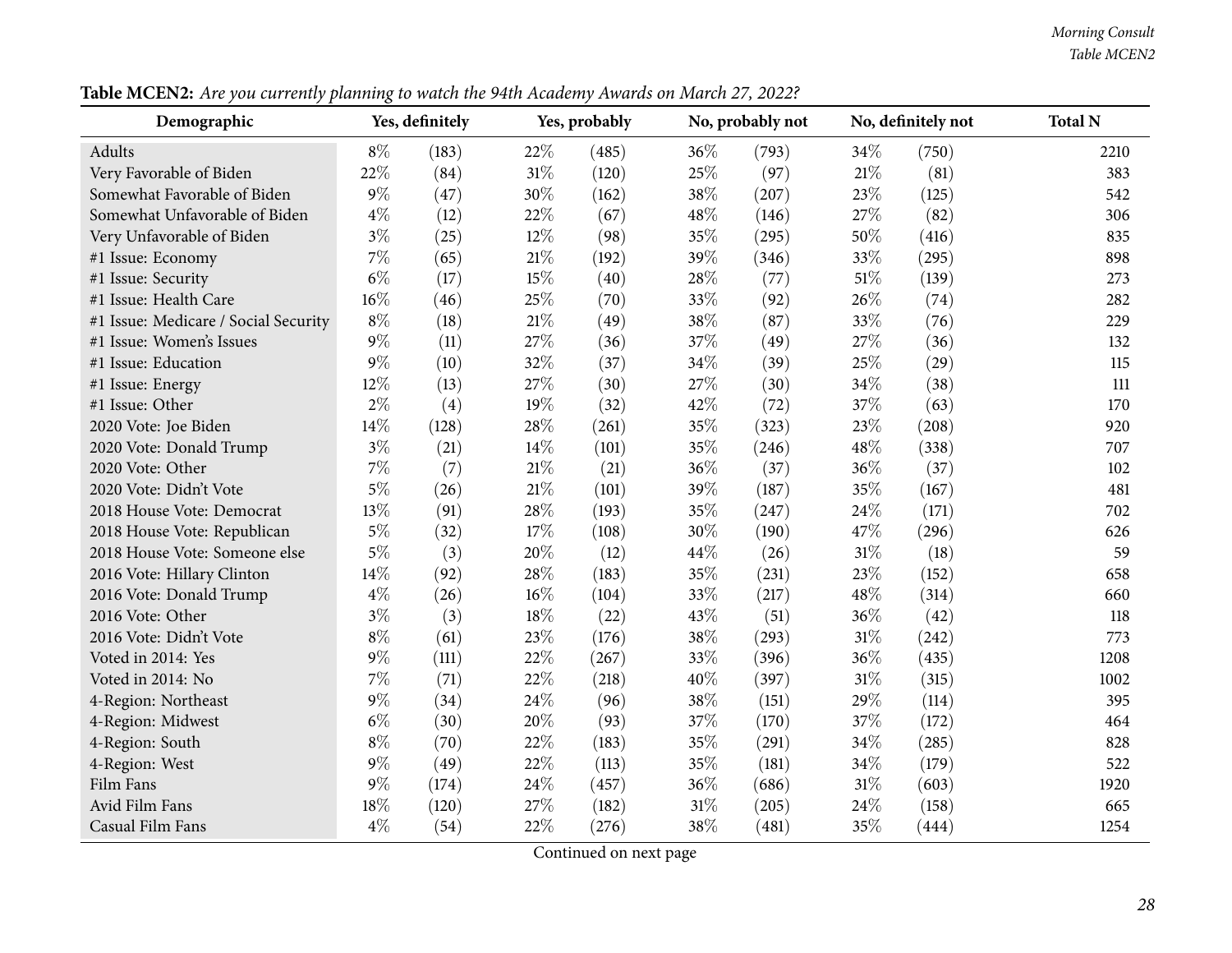**Table MCEN2:** *Are you currently planning to watch the 94th Academy Awards on March 27, 2022?*

| Demographic | Yes, definitely | | Yes, probably | | No, probably not | | No, definitely not | | Total N |
|---|---|---|---|---|---|---|---|---|---|
| Adults | 8% | (183) | 22% | (485) | 36% | (793) | 34% | (750) | 2210 |
| Very Favorable of Biden | 22% | (84) | 31% | (120) | 25% | (97) | 21% | (81) | 383 |
| Somewhat Favorable of Biden | 9% | (47) | 30% | (162) | 38% | (207) | 23% | (125) | 542 |
| Somewhat Unfavorable of Biden | 4% | (12) | 22% | (67) | 48% | (146) | 27% | (82) | 306 |
| Very Unfavorable of Biden | 3% | (25) | 12% | (98) | 35% | (295) | 50% | (416) | 835 |
| #1 Issue: Economy | 7% | (65) | 21% | (192) | 39% | (346) | 33% | (295) | 898 |
| #1 Issue: Security | 6% | (17) | 15% | (40) | 28% | (77) | 51% | (139) | 273 |
| #1 Issue: Health Care | 16% | (46) | 25% | (70) | 33% | (92) | 26% | (74) | 282 |
| #1 Issue: Medicare / Social Security | 8% | (18) | 21% | (49) | 38% | (87) | 33% | (76) | 229 |
| #1 Issue: Women's Issues | 9% | (11) | 27% | (36) | 37% | (49) | 27% | (36) | 132 |
| #1 Issue: Education | 9% | (10) | 32% | (37) | 34% | (39) | 25% | (29) | 115 |
| #1 Issue: Energy | 12% | (13) | 27% | (30) | 27% | (30) | 34% | (38) | 111 |
| #1 Issue: Other | 2% | (4) | 19% | (32) | 42% | (72) | 37% | (63) | 170 |
| 2020 Vote: Joe Biden | 14% | (128) | 28% | (261) | 35% | (323) | 23% | (208) | 920 |
| 2020 Vote: Donald Trump | 3% | (21) | 14% | (101) | 35% | (246) | 48% | (338) | 707 |
| 2020 Vote: Other | 7% | (7) | 21% | (21) | 36% | (37) | 36% | (37) | 102 |
| 2020 Vote: Didn't Vote | 5% | (26) | 21% | (101) | 39% | (187) | 35% | (167) | 481 |
| 2018 House Vote: Democrat | 13% | (91) | 28% | (193) | 35% | (247) | 24% | (171) | 702 |
| 2018 House Vote: Republican | 5% | (32) | 17% | (108) | 30% | (190) | 47% | (296) | 626 |
| 2018 House Vote: Someone else | 5% | (3) | 20% | (12) | 44% | (26) | 31% | (18) | 59 |
| 2016 Vote: Hillary Clinton | 14% | (92) | 28% | (183) | 35% | (231) | 23% | (152) | 658 |
| 2016 Vote: Donald Trump | 4% | (26) | 16% | (104) | 33% | (217) | 48% | (314) | 660 |
| 2016 Vote: Other | 3% | (3) | 18% | (22) | 43% | (51) | 36% | (42) | 118 |
| 2016 Vote: Didn't Vote | 8% | (61) | 23% | (176) | 38% | (293) | 31% | (242) | 773 |
| Voted in 2014: Yes | 9% | (111) | 22% | (267) | 33% | (396) | 36% | (435) | 1208 |
| Voted in 2014: No | 7% | (71) | 22% | (218) | 40% | (397) | 31% | (315) | 1002 |
| 4-Region: Northeast | 9% | (34) | 24% | (96) | 38% | (151) | 29% | (114) | 395 |
| 4-Region: Midwest | 6% | (30) | 20% | (93) | 37% | (170) | 37% | (172) | 464 |
| 4-Region: South | 8% | (70) | 22% | (183) | 35% | (291) | 34% | (285) | 828 |
| 4-Region: West | 9% | (49) | 22% | (113) | 35% | (181) | 34% | (179) | 522 |
| Film Fans | 9% | (174) | 24% | (457) | 36% | (686) | 31% | (603) | 1920 |
| Avid Film Fans | 18% | (120) | 27% | (182) | 31% | (205) | 24% | (158) | 665 |
| Casual Film Fans | 4% | (54) | 22% | (276) | 38% | (481) | 35% | (444) | 1254 |

Continued on next page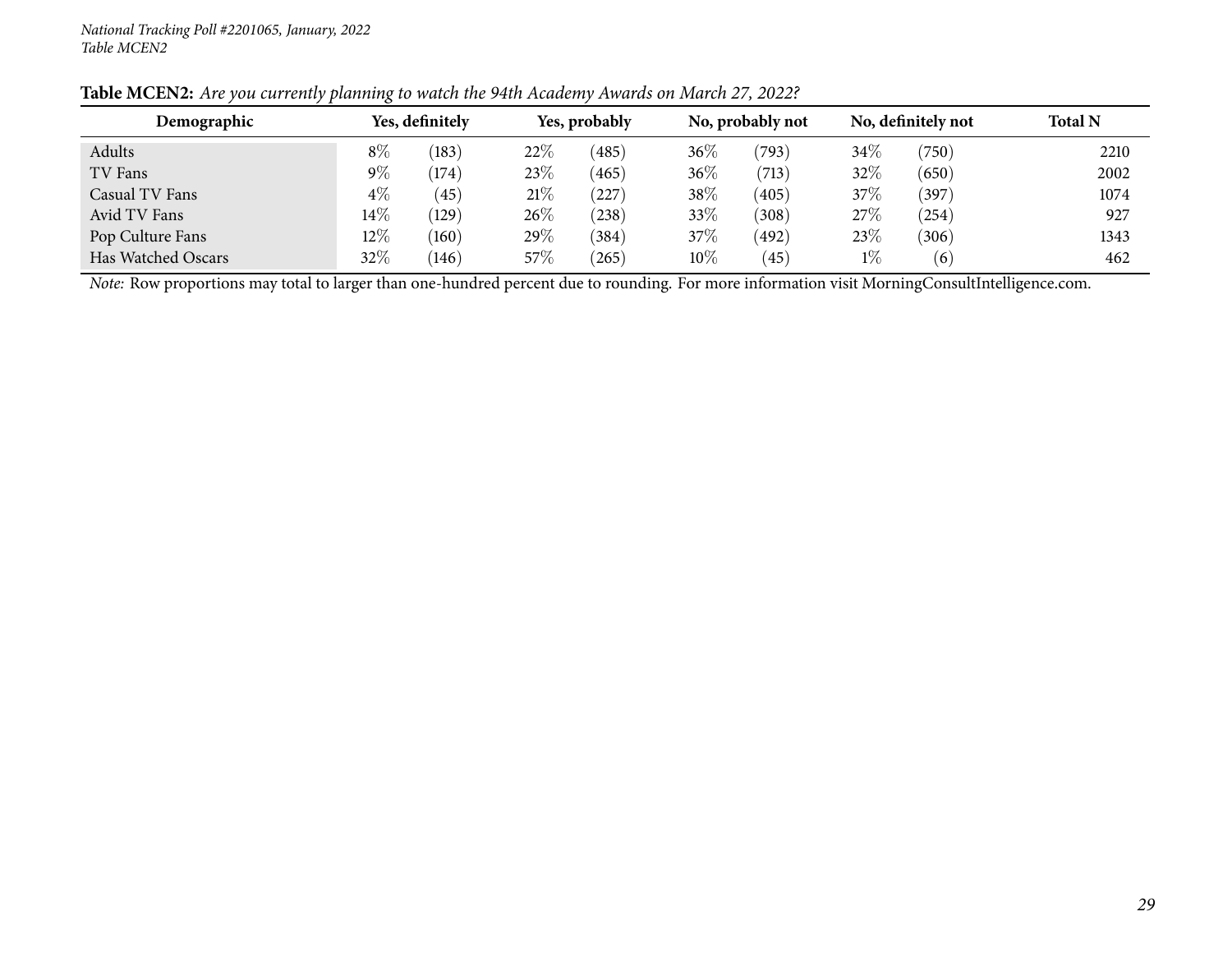National Tracking Poll #2201065, January, 2022
Table MCEN2

**Table MCEN2:** *Are you currently planning to watch the 94th Academy Awards on March 27, 2022?*

| Demographic | Yes, definitely | | Yes, probably | | No, probably not | | No, definitely not | | Total N |
|---|---|---|---|---|---|---|---|---|---|
| Adults | 8% | (183) | 22% | (485) | 36% | (793) | 34% | (750) | 2210 |
| TV Fans | 9% | (174) | 23% | (465) | 36% | (713) | 32% | (650) | 2002 |
| Casual TV Fans | 4% | (45) | 21% | (227) | 38% | (405) | 37% | (397) | 1074 |
| Avid TV Fans | 14% | (129) | 26% | (238) | 33% | (308) | 27% | (254) | 927 |
| Pop Culture Fans | 12% | (160) | 29% | (384) | 37% | (492) | 23% | (306) | 1343 |
| Has Watched Oscars | 32% | (146) | 57% | (265) | 10% | (45) | 1% | (6) | 462 |

*Note:* Row proportions may total to larger than one-hundred percent due to rounding. For more information visit MorningConsultIntelligence.com.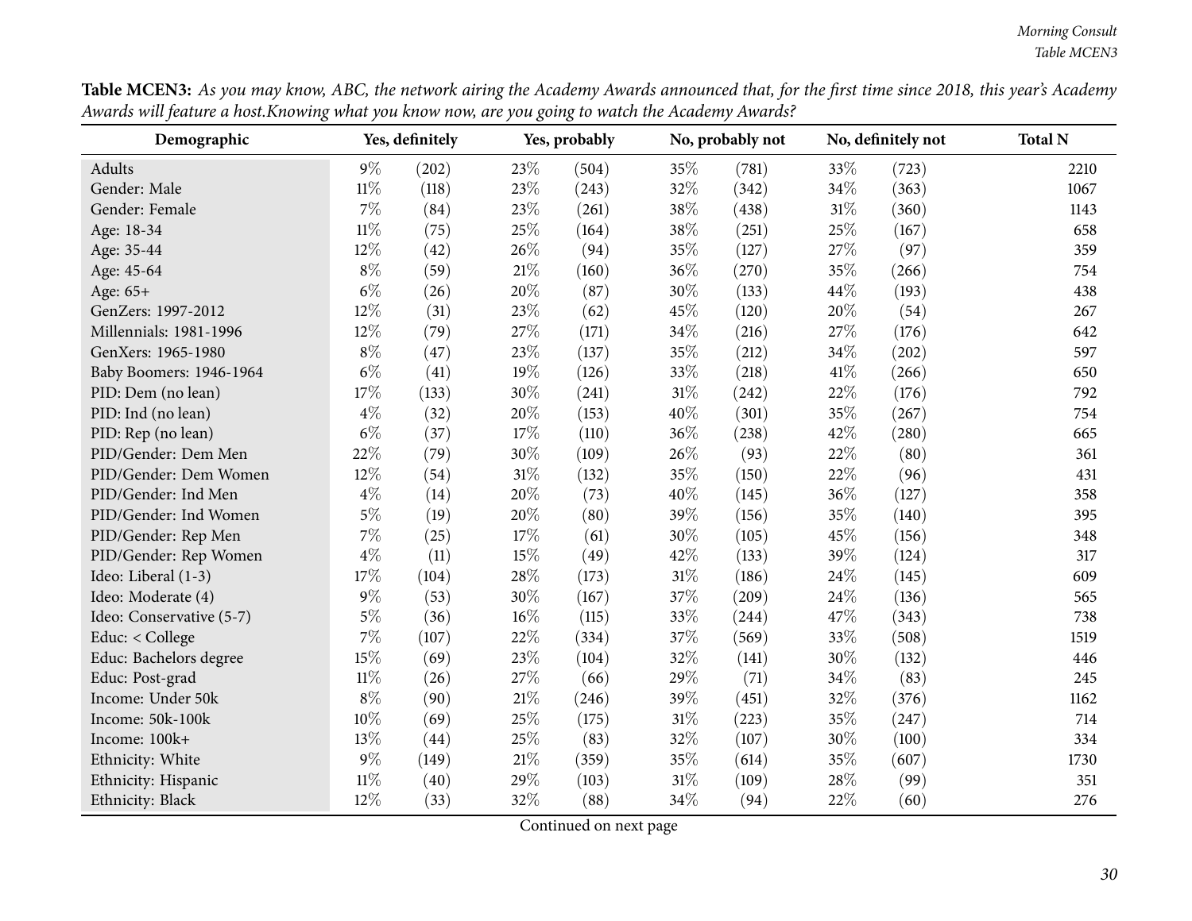**Table MCEN3:** *As you may know, ABC, the network airing the Academy Awards announced that, for the first time since 2018, this year's Academy Awards will feature a host.Knowing what you know now, are you going to watch the Academy Awards?*

| Demographic | Yes, definitely | | Yes, probably | | No, probably not | | No, definitely not | | Total N |
|---|---|---|---|---|---|---|---|---|---|
| Adults | 9% | (202) | 23% | (504) | 35% | (781) | 33% | (723) | 2210 |
| Gender: Male | 11% | (118) | 23% | (243) | 32% | (342) | 34% | (363) | 1067 |
| Gender: Female | 7% | (84) | 23% | (261) | 38% | (438) | 31% | (360) | 1143 |
| Age: 18-34 | 11% | (75) | 25% | (164) | 38% | (251) | 25% | (167) | 658 |
| Age: 35-44 | 12% | (42) | 26% | (94) | 35% | (127) | 27% | (97) | 359 |
| Age: 45-64 | 8% | (59) | 21% | (160) | 36% | (270) | 35% | (266) | 754 |
| Age: 65+ | 6% | (26) | 20% | (87) | 30% | (133) | 44% | (193) | 438 |
| GenZers: 1997-2012 | 12% | (31) | 23% | (62) | 45% | (120) | 20% | (54) | 267 |
| Millennials: 1981-1996 | 12% | (79) | 27% | (171) | 34% | (216) | 27% | (176) | 642 |
| GenXers: 1965-1980 | 8% | (47) | 23% | (137) | 35% | (212) | 34% | (202) | 597 |
| Baby Boomers: 1946-1964 | 6% | (41) | 19% | (126) | 33% | (218) | 41% | (266) | 650 |
| PID: Dem (no lean) | 17% | (133) | 30% | (241) | 31% | (242) | 22% | (176) | 792 |
| PID: Ind (no lean) | 4% | (32) | 20% | (153) | 40% | (301) | 35% | (267) | 754 |
| PID: Rep (no lean) | 6% | (37) | 17% | (110) | 36% | (238) | 42% | (280) | 665 |
| PID/Gender: Dem Men | 22% | (79) | 30% | (109) | 26% | (93) | 22% | (80) | 361 |
| PID/Gender: Dem Women | 12% | (54) | 31% | (132) | 35% | (150) | 22% | (96) | 431 |
| PID/Gender: Ind Men | 4% | (14) | 20% | (73) | 40% | (145) | 36% | (127) | 358 |
| PID/Gender: Ind Women | 5% | (19) | 20% | (80) | 39% | (156) | 35% | (140) | 395 |
| PID/Gender: Rep Men | 7% | (25) | 17% | (61) | 30% | (105) | 45% | (156) | 348 |
| PID/Gender: Rep Women | 4% | (11) | 15% | (49) | 42% | (133) | 39% | (124) | 317 |
| Ideo: Liberal (1-3) | 17% | (104) | 28% | (173) | 31% | (186) | 24% | (145) | 609 |
| Ideo: Moderate (4) | 9% | (53) | 30% | (167) | 37% | (209) | 24% | (136) | 565 |
| Ideo: Conservative (5-7) | 5% | (36) | 16% | (115) | 33% | (244) | 47% | (343) | 738 |
| Educ: < College | 7% | (107) | 22% | (334) | 37% | (569) | 33% | (508) | 1519 |
| Educ: Bachelors degree | 15% | (69) | 23% | (104) | 32% | (141) | 30% | (132) | 446 |
| Educ: Post-grad | 11% | (26) | 27% | (66) | 29% | (71) | 34% | (83) | 245 |
| Income: Under 50k | 8% | (90) | 21% | (246) | 39% | (451) | 32% | (376) | 1162 |
| Income: 50k-100k | 10% | (69) | 25% | (175) | 31% | (223) | 35% | (247) | 714 |
| Income: 100k+ | 13% | (44) | 25% | (83) | 32% | (107) | 30% | (100) | 334 |
| Ethnicity: White | 9% | (149) | 21% | (359) | 35% | (614) | 35% | (607) | 1730 |
| Ethnicity: Hispanic | 11% | (40) | 29% | (103) | 31% | (109) | 28% | (99) | 351 |
| Ethnicity: Black | 12% | (33) | 32% | (88) | 34% | (94) | 22% | (60) | 276 |

Continued on next page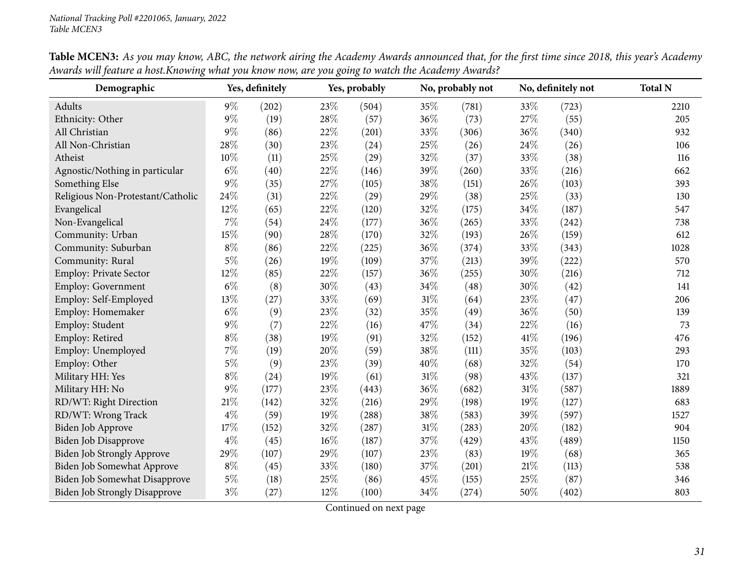National Tracking Poll #2201065, January, 2022
Table MCEN3

**Table MCEN3:** *As you may know, ABC, the network airing the Academy Awards announced that, for the first time since 2018, this year's Academy Awards will feature a host.Knowing what you know now, are you going to watch the Academy Awards?*

| Demographic | Yes, definitely | | Yes, probably | | No, probably not | | No, definitely not | | Total N |
|---|---|---|---|---|---|---|---|---|---|
| Adults | 9% | (202) | 23% | (504) | 35% | (781) | 33% | (723) | 2210 |
| Ethnicity: Other | 9% | (19) | 28% | (57) | 36% | (73) | 27% | (55) | 205 |
| All Christian | 9% | (86) | 22% | (201) | 33% | (306) | 36% | (340) | 932 |
| All Non-Christian | 28% | (30) | 23% | (24) | 25% | (26) | 24% | (26) | 106 |
| Atheist | 10% | (11) | 25% | (29) | 32% | (37) | 33% | (38) | 116 |
| Agnostic/Nothing in particular | 6% | (40) | 22% | (146) | 39% | (260) | 33% | (216) | 662 |
| Something Else | 9% | (35) | 27% | (105) | 38% | (151) | 26% | (103) | 393 |
| Religious Non-Protestant/Catholic | 24% | (31) | 22% | (29) | 29% | (38) | 25% | (33) | 130 |
| Evangelical | 12% | (65) | 22% | (120) | 32% | (175) | 34% | (187) | 547 |
| Non-Evangelical | 7% | (54) | 24% | (177) | 36% | (265) | 33% | (242) | 738 |
| Community: Urban | 15% | (90) | 28% | (170) | 32% | (193) | 26% | (159) | 612 |
| Community: Suburban | 8% | (86) | 22% | (225) | 36% | (374) | 33% | (343) | 1028 |
| Community: Rural | 5% | (26) | 19% | (109) | 37% | (213) | 39% | (222) | 570 |
| Employ: Private Sector | 12% | (85) | 22% | (157) | 36% | (255) | 30% | (216) | 712 |
| Employ: Government | 6% | (8) | 30% | (43) | 34% | (48) | 30% | (42) | 141 |
| Employ: Self-Employed | 13% | (27) | 33% | (69) | 31% | (64) | 23% | (47) | 206 |
| Employ: Homemaker | 6% | (9) | 23% | (32) | 35% | (49) | 36% | (50) | 139 |
| Employ: Student | 9% | (7) | 22% | (16) | 47% | (34) | 22% | (16) | 73 |
| Employ: Retired | 8% | (38) | 19% | (91) | 32% | (152) | 41% | (196) | 476 |
| Employ: Unemployed | 7% | (19) | 20% | (59) | 38% | (111) | 35% | (103) | 293 |
| Employ: Other | 5% | (9) | 23% | (39) | 40% | (68) | 32% | (54) | 170 |
| Military HH: Yes | 8% | (24) | 19% | (61) | 31% | (98) | 43% | (137) | 321 |
| Military HH: No | 9% | (177) | 23% | (443) | 36% | (682) | 31% | (587) | 1889 |
| RD/WT: Right Direction | 21% | (142) | 32% | (216) | 29% | (198) | 19% | (127) | 683 |
| RD/WT: Wrong Track | 4% | (59) | 19% | (288) | 38% | (583) | 39% | (597) | 1527 |
| Biden Job Approve | 17% | (152) | 32% | (287) | 31% | (283) | 20% | (182) | 904 |
| Biden Job Disapprove | 4% | (45) | 16% | (187) | 37% | (429) | 43% | (489) | 1150 |
| Biden Job Strongly Approve | 29% | (107) | 29% | (107) | 23% | (83) | 19% | (68) | 365 |
| Biden Job Somewhat Approve | 8% | (45) | 33% | (180) | 37% | (201) | 21% | (113) | 538 |
| Biden Job Somewhat Disapprove | 5% | (18) | 25% | (86) | 45% | (155) | 25% | (87) | 346 |
| Biden Job Strongly Disapprove | 3% | (27) | 12% | (100) | 34% | (274) | 50% | (402) | 803 |

Continued on next page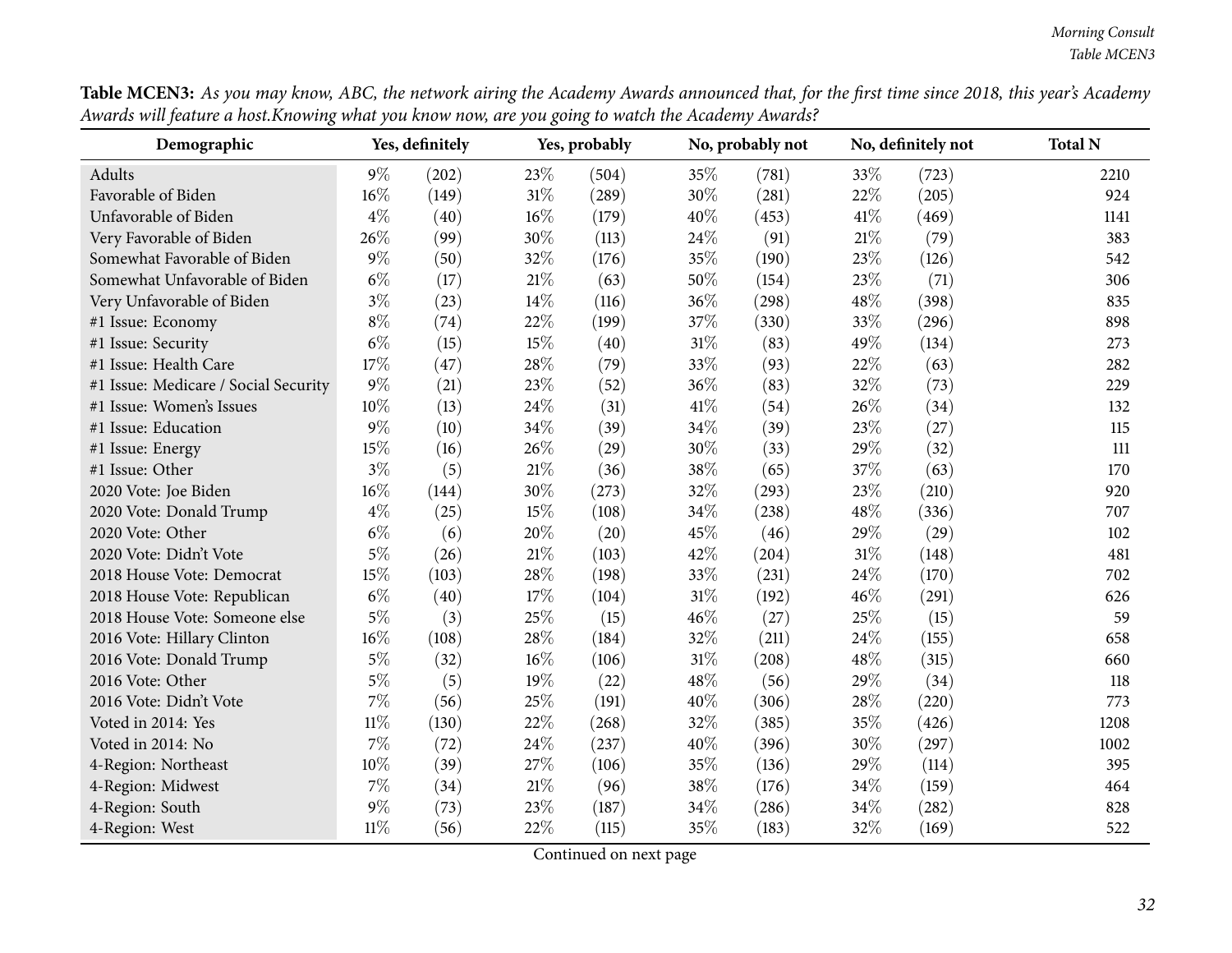**Table MCEN3:** *As you may know, ABC, the network airing the Academy Awards announced that, for the first time since 2018, this year's Academy Awards will feature a host.Knowing what you know now, are you going to watch the Academy Awards?*

| Demographic | Yes, definitely | | Yes, probably | | No, probably not | | No, definitely not | | Total N |
|---|---|---|---|---|---|---|---|---|---|
| Adults | 9% | (202) | 23% | (504) | 35% | (781) | 33% | (723) | 2210 |
| Favorable of Biden | 16% | (149) | 31% | (289) | 30% | (281) | 22% | (205) | 924 |
| Unfavorable of Biden | 4% | (40) | 16% | (179) | 40% | (453) | 41% | (469) | 1141 |
| Very Favorable of Biden | 26% | (99) | 30% | (113) | 24% | (91) | 21% | (79) | 383 |
| Somewhat Favorable of Biden | 9% | (50) | 32% | (176) | 35% | (190) | 23% | (126) | 542 |
| Somewhat Unfavorable of Biden | 6% | (17) | 21% | (63) | 50% | (154) | 23% | (71) | 306 |
| Very Unfavorable of Biden | 3% | (23) | 14% | (116) | 36% | (298) | 48% | (398) | 835 |
| #1 Issue: Economy | 8% | (74) | 22% | (199) | 37% | (330) | 33% | (296) | 898 |
| #1 Issue: Security | 6% | (15) | 15% | (40) | 31% | (83) | 49% | (134) | 273 |
| #1 Issue: Health Care | 17% | (47) | 28% | (79) | 33% | (93) | 22% | (63) | 282 |
| #1 Issue: Medicare / Social Security | 9% | (21) | 23% | (52) | 36% | (83) | 32% | (73) | 229 |
| #1 Issue: Women's Issues | 10% | (13) | 24% | (31) | 41% | (54) | 26% | (34) | 132 |
| #1 Issue: Education | 9% | (10) | 34% | (39) | 34% | (39) | 23% | (27) | 115 |
| #1 Issue: Energy | 15% | (16) | 26% | (29) | 30% | (33) | 29% | (32) | 111 |
| #1 Issue: Other | 3% | (5) | 21% | (36) | 38% | (65) | 37% | (63) | 170 |
| 2020 Vote: Joe Biden | 16% | (144) | 30% | (273) | 32% | (293) | 23% | (210) | 920 |
| 2020 Vote: Donald Trump | 4% | (25) | 15% | (108) | 34% | (238) | 48% | (336) | 707 |
| 2020 Vote: Other | 6% | (6) | 20% | (20) | 45% | (46) | 29% | (29) | 102 |
| 2020 Vote: Didn't Vote | 5% | (26) | 21% | (103) | 42% | (204) | 31% | (148) | 481 |
| 2018 House Vote: Democrat | 15% | (103) | 28% | (198) | 33% | (231) | 24% | (170) | 702 |
| 2018 House Vote: Republican | 6% | (40) | 17% | (104) | 31% | (192) | 46% | (291) | 626 |
| 2018 House Vote: Someone else | 5% | (3) | 25% | (15) | 46% | (27) | 25% | (15) | 59 |
| 2016 Vote: Hillary Clinton | 16% | (108) | 28% | (184) | 32% | (211) | 24% | (155) | 658 |
| 2016 Vote: Donald Trump | 5% | (32) | 16% | (106) | 31% | (208) | 48% | (315) | 660 |
| 2016 Vote: Other | 5% | (5) | 19% | (22) | 48% | (56) | 29% | (34) | 118 |
| 2016 Vote: Didn't Vote | 7% | (56) | 25% | (191) | 40% | (306) | 28% | (220) | 773 |
| Voted in 2014: Yes | 11% | (130) | 22% | (268) | 32% | (385) | 35% | (426) | 1208 |
| Voted in 2014: No | 7% | (72) | 24% | (237) | 40% | (396) | 30% | (297) | 1002 |
| 4-Region: Northeast | 10% | (39) | 27% | (106) | 35% | (136) | 29% | (114) | 395 |
| 4-Region: Midwest | 7% | (34) | 21% | (96) | 38% | (176) | 34% | (159) | 464 |
| 4-Region: South | 9% | (73) | 23% | (187) | 34% | (286) | 34% | (282) | 828 |
| 4-Region: West | 11% | (56) | 22% | (115) | 35% | (183) | 32% | (169) | 522 |

Continued on next page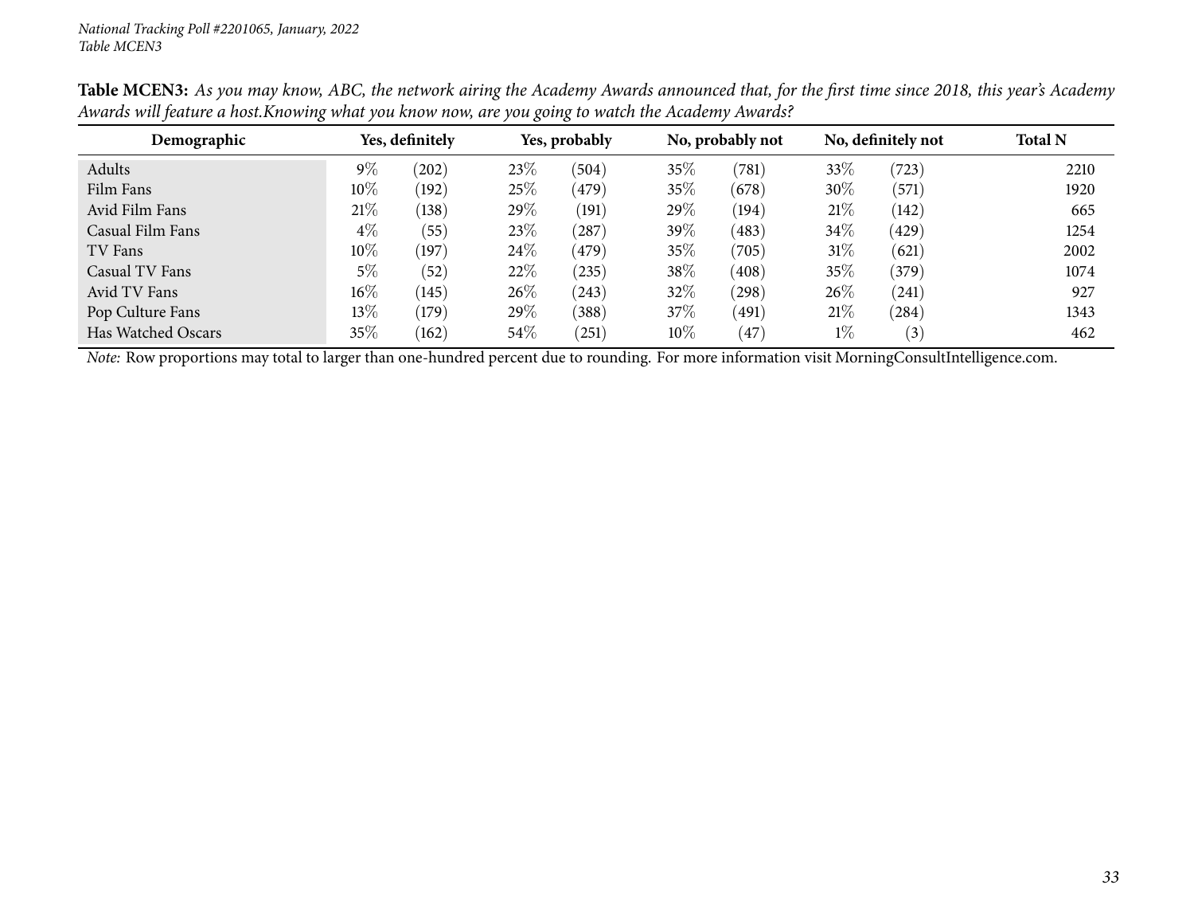*National Tracking Poll #2201065, January, 2022*
*Table MCEN3*

**Table MCEN3:** *As you may know, ABC, the network airing the Academy Awards announced that, for the first time since 2018, this year's Academy Awards will feature a host.Knowing what you know now, are you going to watch the Academy Awards?*

| Demographic | Yes, definitely | | Yes, probably | | No, probably not | | No, definitely not | | Total N |
|---|---|---|---|---|---|---|---|---|---|
| Adults | 9% | (202) | 23% | (504) | 35% | (781) | 33% | (723) | 2210 |
| Film Fans | 10% | (192) | 25% | (479) | 35% | (678) | 30% | (571) | 1920 |
| Avid Film Fans | 21% | (138) | 29% | (191) | 29% | (194) | 21% | (142) | 665 |
| Casual Film Fans | 4% | (55) | 23% | (287) | 39% | (483) | 34% | (429) | 1254 |
| TV Fans | 10% | (197) | 24% | (479) | 35% | (705) | 31% | (621) | 2002 |
| Casual TV Fans | 5% | (52) | 22% | (235) | 38% | (408) | 35% | (379) | 1074 |
| Avid TV Fans | 16% | (145) | 26% | (243) | 32% | (298) | 26% | (241) | 927 |
| Pop Culture Fans | 13% | (179) | 29% | (388) | 37% | (491) | 21% | (284) | 1343 |
| Has Watched Oscars | 35% | (162) | 54% | (251) | 10% | (47) | 1% | (3) | 462 |

*Note:* Row proportions may total to larger than one-hundred percent due to rounding. For more information visit MorningConsultIntelligence.com.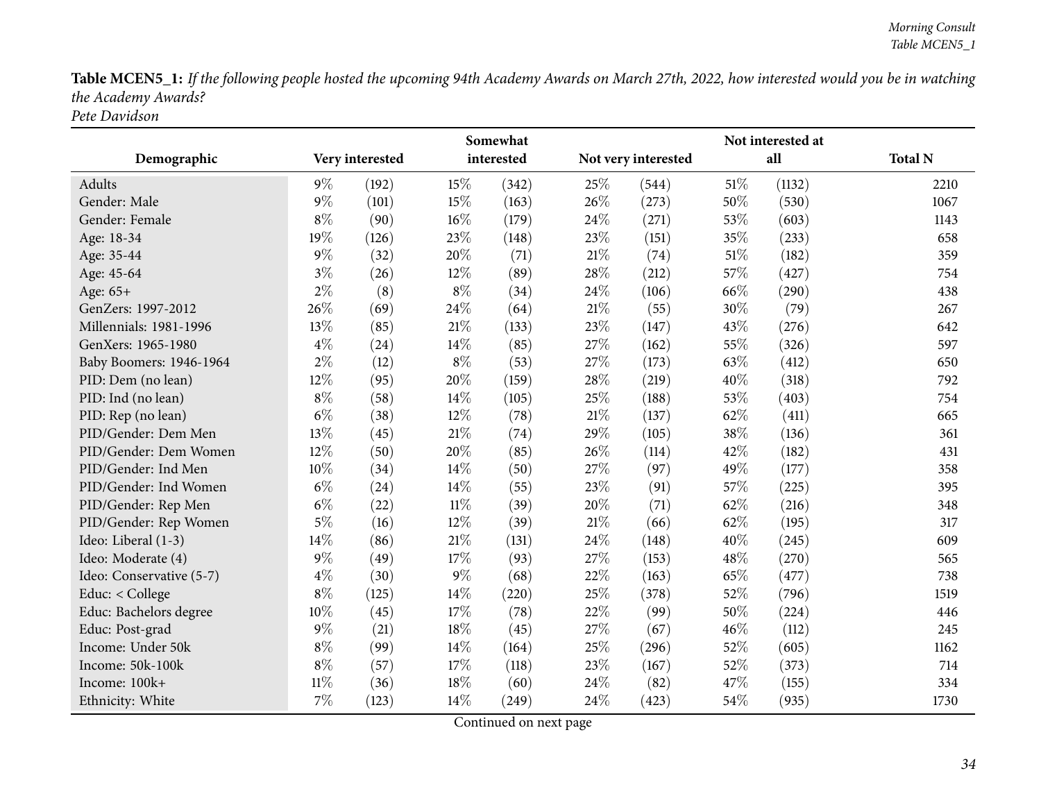**Table MCEN5_1:** *If the following people hosted the upcoming 94th Academy Awards on March 27th, 2022, how interested would you be in watching the Academy Awards?*
*Pete Davidson*

| Demographic | Very interested | | Somewhat interested | | Not very interested | | Not interested at all | | Total N |
|---|---|---|---|---|---|---|---|---|---|
| Adults | 9% | (192) | 15% | (342) | 25% | (544) | 51% | (1132) | 2210 |
| Gender: Male | 9% | (101) | 15% | (163) | 26% | (273) | 50% | (530) | 1067 |
| Gender: Female | 8% | (90) | 16% | (179) | 24% | (271) | 53% | (603) | 1143 |
| Age: 18-34 | 19% | (126) | 23% | (148) | 23% | (151) | 35% | (233) | 658 |
| Age: 35-44 | 9% | (32) | 20% | (71) | 21% | (74) | 51% | (182) | 359 |
| Age: 45-64 | 3% | (26) | 12% | (89) | 28% | (212) | 57% | (427) | 754 |
| Age: 65+ | 2% | (8) | 8% | (34) | 24% | (106) | 66% | (290) | 438 |
| GenZers: 1997-2012 | 26% | (69) | 24% | (64) | 21% | (55) | 30% | (79) | 267 |
| Millennials: 1981-1996 | 13% | (85) | 21% | (133) | 23% | (147) | 43% | (276) | 642 |
| GenXers: 1965-1980 | 4% | (24) | 14% | (85) | 27% | (162) | 55% | (326) | 597 |
| Baby Boomers: 1946-1964 | 2% | (12) | 8% | (53) | 27% | (173) | 63% | (412) | 650 |
| PID: Dem (no lean) | 12% | (95) | 20% | (159) | 28% | (219) | 40% | (318) | 792 |
| PID: Ind (no lean) | 8% | (58) | 14% | (105) | 25% | (188) | 53% | (403) | 754 |
| PID: Rep (no lean) | 6% | (38) | 12% | (78) | 21% | (137) | 62% | (411) | 665 |
| PID/Gender: Dem Men | 13% | (45) | 21% | (74) | 29% | (105) | 38% | (136) | 361 |
| PID/Gender: Dem Women | 12% | (50) | 20% | (85) | 26% | (114) | 42% | (182) | 431 |
| PID/Gender: Ind Men | 10% | (34) | 14% | (50) | 27% | (97) | 49% | (177) | 358 |
| PID/Gender: Ind Women | 6% | (24) | 14% | (55) | 23% | (91) | 57% | (225) | 395 |
| PID/Gender: Rep Men | 6% | (22) | 11% | (39) | 20% | (71) | 62% | (216) | 348 |
| PID/Gender: Rep Women | 5% | (16) | 12% | (39) | 21% | (66) | 62% | (195) | 317 |
| Ideo: Liberal (1-3) | 14% | (86) | 21% | (131) | 24% | (148) | 40% | (245) | 609 |
| Ideo: Moderate (4) | 9% | (49) | 17% | (93) | 27% | (153) | 48% | (270) | 565 |
| Ideo: Conservative (5-7) | 4% | (30) | 9% | (68) | 22% | (163) | 65% | (477) | 738 |
| Educ: < College | 8% | (125) | 14% | (220) | 25% | (378) | 52% | (796) | 1519 |
| Educ: Bachelors degree | 10% | (45) | 17% | (78) | 22% | (99) | 50% | (224) | 446 |
| Educ: Post-grad | 9% | (21) | 18% | (45) | 27% | (67) | 46% | (112) | 245 |
| Income: Under 50k | 8% | (99) | 14% | (164) | 25% | (296) | 52% | (605) | 1162 |
| Income: 50k-100k | 8% | (57) | 17% | (118) | 23% | (167) | 52% | (373) | 714 |
| Income: 100k+ | 11% | (36) | 18% | (60) | 24% | (82) | 47% | (155) | 334 |
| Ethnicity: White | 7% | (123) | 14% | (249) | 24% | (423) | 54% | (935) | 1730 |

Continued on next page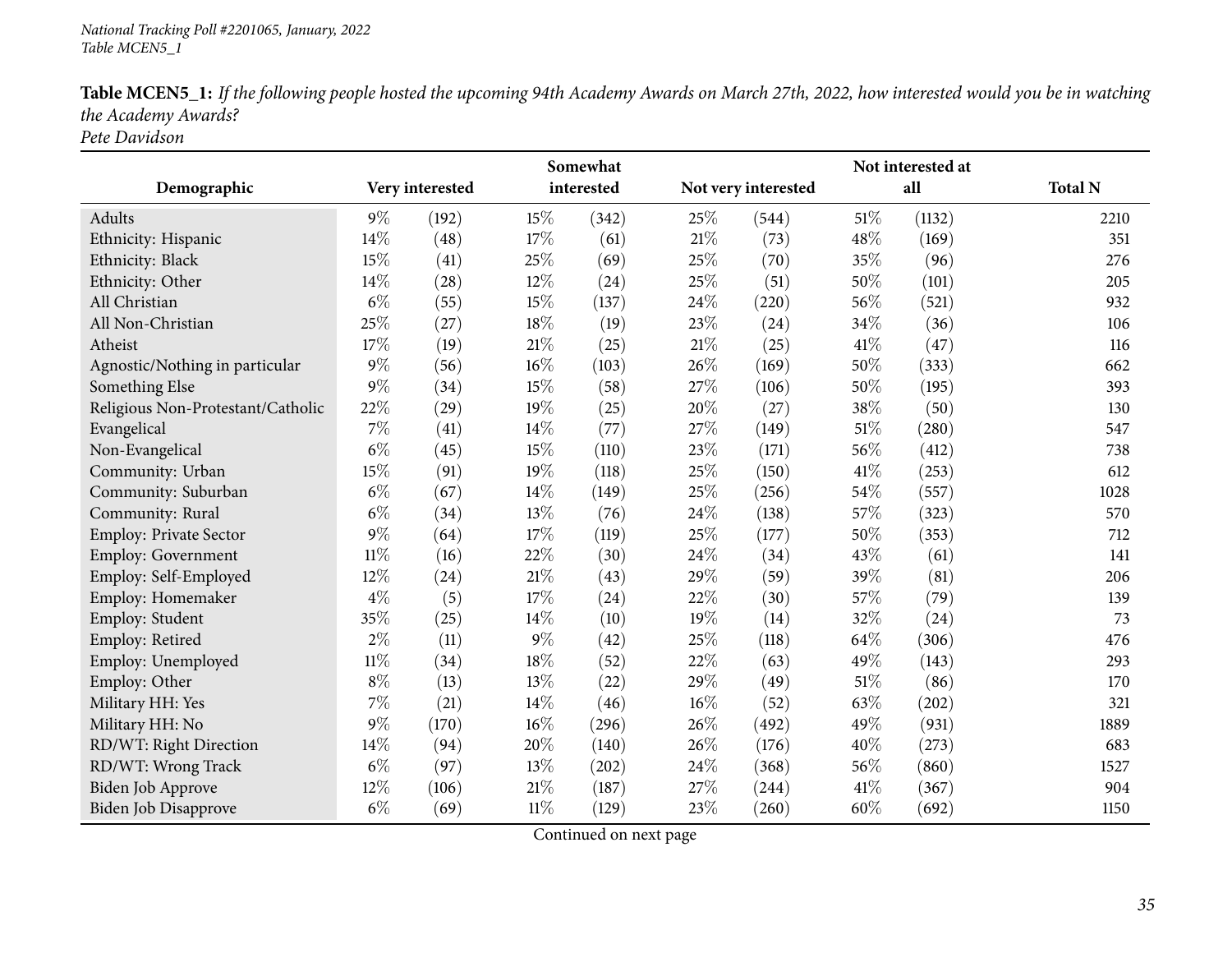National Tracking Poll #2201065, January, 2022
Table MCEN5_1

**Table MCEN5_1:** *If the following people hosted the upcoming 94th Academy Awards on March 27th, 2022, how interested would you be in watching the Academy Awards?*
*Pete Davidson*

| Demographic | Very interested | | Somewhat interested | | Not very interested | | Not interested at all | | Total N |
|---|---|---|---|---|---|---|---|---|---|
| Adults | 9% | (192) | 15% | (342) | 25% | (544) | 51% | (1132) | 2210 |
| Ethnicity: Hispanic | 14% | (48) | 17% | (61) | 21% | (73) | 48% | (169) | 351 |
| Ethnicity: Black | 15% | (41) | 25% | (69) | 25% | (70) | 35% | (96) | 276 |
| Ethnicity: Other | 14% | (28) | 12% | (24) | 25% | (51) | 50% | (101) | 205 |
| All Christian | 6% | (55) | 15% | (137) | 24% | (220) | 56% | (521) | 932 |
| All Non-Christian | 25% | (27) | 18% | (19) | 23% | (24) | 34% | (36) | 106 |
| Atheist | 17% | (19) | 21% | (25) | 21% | (25) | 41% | (47) | 116 |
| Agnostic/Nothing in particular | 9% | (56) | 16% | (103) | 26% | (169) | 50% | (333) | 662 |
| Something Else | 9% | (34) | 15% | (58) | 27% | (106) | 50% | (195) | 393 |
| Religious Non-Protestant/Catholic | 22% | (29) | 19% | (25) | 20% | (27) | 38% | (50) | 130 |
| Evangelical | 7% | (41) | 14% | (77) | 27% | (149) | 51% | (280) | 547 |
| Non-Evangelical | 6% | (45) | 15% | (110) | 23% | (171) | 56% | (412) | 738 |
| Community: Urban | 15% | (91) | 19% | (118) | 25% | (150) | 41% | (253) | 612 |
| Community: Suburban | 6% | (67) | 14% | (149) | 25% | (256) | 54% | (557) | 1028 |
| Community: Rural | 6% | (34) | 13% | (76) | 24% | (138) | 57% | (323) | 570 |
| Employ: Private Sector | 9% | (64) | 17% | (119) | 25% | (177) | 50% | (353) | 712 |
| Employ: Government | 11% | (16) | 22% | (30) | 24% | (34) | 43% | (61) | 141 |
| Employ: Self-Employed | 12% | (24) | 21% | (43) | 29% | (59) | 39% | (81) | 206 |
| Employ: Homemaker | 4% | (5) | 17% | (24) | 22% | (30) | 57% | (79) | 139 |
| Employ: Student | 35% | (25) | 14% | (10) | 19% | (14) | 32% | (24) | 73 |
| Employ: Retired | 2% | (11) | 9% | (42) | 25% | (118) | 64% | (306) | 476 |
| Employ: Unemployed | 11% | (34) | 18% | (52) | 22% | (63) | 49% | (143) | 293 |
| Employ: Other | 8% | (13) | 13% | (22) | 29% | (49) | 51% | (86) | 170 |
| Military HH: Yes | 7% | (21) | 14% | (46) | 16% | (52) | 63% | (202) | 321 |
| Military HH: No | 9% | (170) | 16% | (296) | 26% | (492) | 49% | (931) | 1889 |
| RD/WT: Right Direction | 14% | (94) | 20% | (140) | 26% | (176) | 40% | (273) | 683 |
| RD/WT: Wrong Track | 6% | (97) | 13% | (202) | 24% | (368) | 56% | (860) | 1527 |
| Biden Job Approve | 12% | (106) | 21% | (187) | 27% | (244) | 41% | (367) | 904 |
| Biden Job Disapprove | 6% | (69) | 11% | (129) | 23% | (260) | 60% | (692) | 1150 |

Continued on next page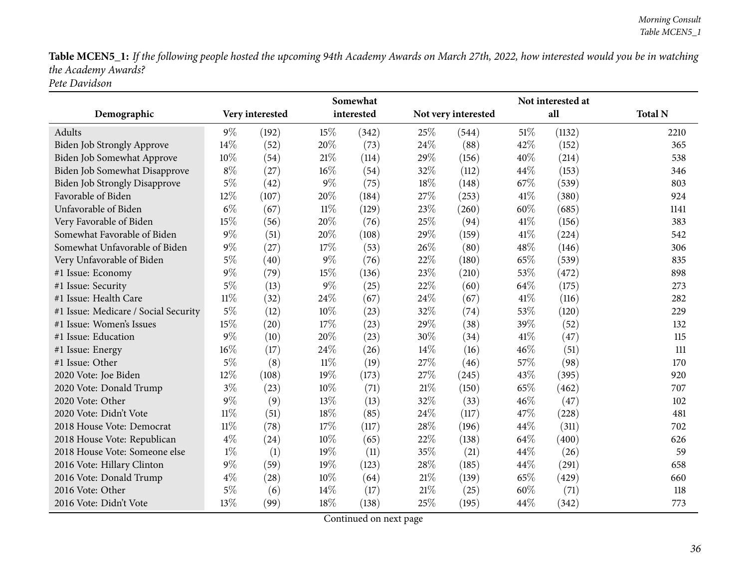**Table MCEN5_1:** *If the following people hosted the upcoming 94th Academy Awards on March 27th, 2022, how interested would you be in watching the Academy Awards?*
*Pete Davidson*

| Demographic | Very interested | | Somewhat interested | | Not very interested | | Not interested at all | | Total N |
|---|---|---|---|---|---|---|---|---|---|
| Adults | 9% | (192) | 15% | (342) | 25% | (544) | 51% | (1132) | 2210 |
| Biden Job Strongly Approve | 14% | (52) | 20% | (73) | 24% | (88) | 42% | (152) | 365 |
| Biden Job Somewhat Approve | 10% | (54) | 21% | (114) | 29% | (156) | 40% | (214) | 538 |
| Biden Job Somewhat Disapprove | 8% | (27) | 16% | (54) | 32% | (112) | 44% | (153) | 346 |
| Biden Job Strongly Disapprove | 5% | (42) | 9% | (75) | 18% | (148) | 67% | (539) | 803 |
| Favorable of Biden | 12% | (107) | 20% | (184) | 27% | (253) | 41% | (380) | 924 |
| Unfavorable of Biden | 6% | (67) | 11% | (129) | 23% | (260) | 60% | (685) | 1141 |
| Very Favorable of Biden | 15% | (56) | 20% | (76) | 25% | (94) | 41% | (156) | 383 |
| Somewhat Favorable of Biden | 9% | (51) | 20% | (108) | 29% | (159) | 41% | (224) | 542 |
| Somewhat Unfavorable of Biden | 9% | (27) | 17% | (53) | 26% | (80) | 48% | (146) | 306 |
| Very Unfavorable of Biden | 5% | (40) | 9% | (76) | 22% | (180) | 65% | (539) | 835 |
| #1 Issue: Economy | 9% | (79) | 15% | (136) | 23% | (210) | 53% | (472) | 898 |
| #1 Issue: Security | 5% | (13) | 9% | (25) | 22% | (60) | 64% | (175) | 273 |
| #1 Issue: Health Care | 11% | (32) | 24% | (67) | 24% | (67) | 41% | (116) | 282 |
| #1 Issue: Medicare / Social Security | 5% | (12) | 10% | (23) | 32% | (74) | 53% | (120) | 229 |
| #1 Issue: Women's Issues | 15% | (20) | 17% | (23) | 29% | (38) | 39% | (52) | 132 |
| #1 Issue: Education | 9% | (10) | 20% | (23) | 30% | (34) | 41% | (47) | 115 |
| #1 Issue: Energy | 16% | (17) | 24% | (26) | 14% | (16) | 46% | (51) | 111 |
| #1 Issue: Other | 5% | (8) | 11% | (19) | 27% | (46) | 57% | (98) | 170 |
| 2020 Vote: Joe Biden | 12% | (108) | 19% | (173) | 27% | (245) | 43% | (395) | 920 |
| 2020 Vote: Donald Trump | 3% | (23) | 10% | (71) | 21% | (150) | 65% | (462) | 707 |
| 2020 Vote: Other | 9% | (9) | 13% | (13) | 32% | (33) | 46% | (47) | 102 |
| 2020 Vote: Didn't Vote | 11% | (51) | 18% | (85) | 24% | (117) | 47% | (228) | 481 |
| 2018 House Vote: Democrat | 11% | (78) | 17% | (117) | 28% | (196) | 44% | (311) | 702 |
| 2018 House Vote: Republican | 4% | (24) | 10% | (65) | 22% | (138) | 64% | (400) | 626 |
| 2018 House Vote: Someone else | 1% | (1) | 19% | (11) | 35% | (21) | 44% | (26) | 59 |
| 2016 Vote: Hillary Clinton | 9% | (59) | 19% | (123) | 28% | (185) | 44% | (291) | 658 |
| 2016 Vote: Donald Trump | 4% | (28) | 10% | (64) | 21% | (139) | 65% | (429) | 660 |
| 2016 Vote: Other | 5% | (6) | 14% | (17) | 21% | (25) | 60% | (71) | 118 |
| 2016 Vote: Didn't Vote | 13% | (99) | 18% | (138) | 25% | (195) | 44% | (342) | 773 |

Continued on next page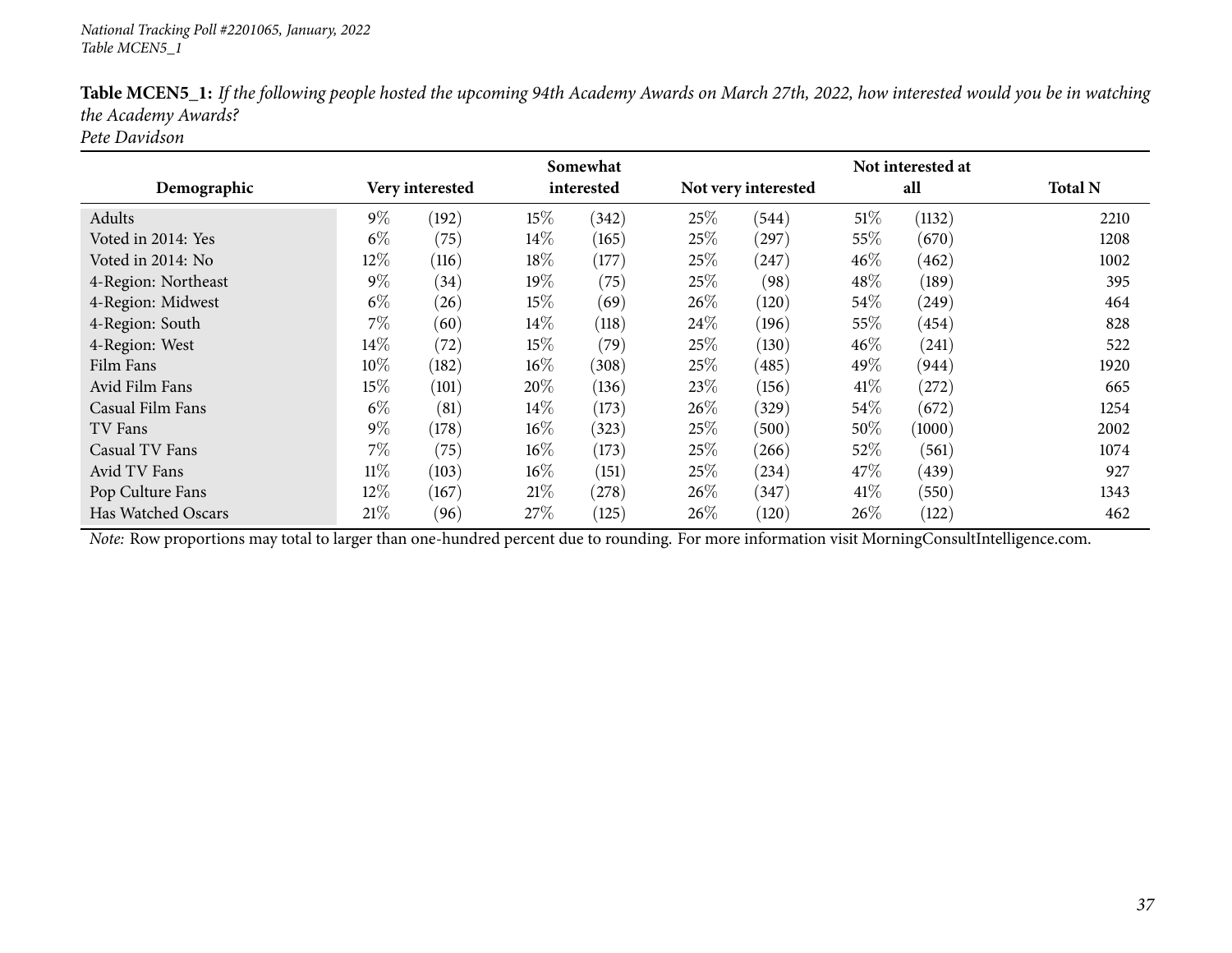*National Tracking Poll #2201065, January, 2022*
*Table MCEN5_1*

**Table MCEN5_1:** *If the following people hosted the upcoming 94th Academy Awards on March 27th, 2022, how interested would you be in watching the Academy Awards?*
*Pete Davidson*

| Demographic | Very interested | | Somewhat interested | | Not very interested | | Not interested at all | | Total N |
|---|---|---|---|---|---|---|---|---|---|
| Adults | 9% | (192) | 15% | (342) | 25% | (544) | 51% | (1132) | 2210 |
| Voted in 2014: Yes | 6% | (75) | 14% | (165) | 25% | (297) | 55% | (670) | 1208 |
| Voted in 2014: No | 12% | (116) | 18% | (177) | 25% | (247) | 46% | (462) | 1002 |
| 4-Region: Northeast | 9% | (34) | 19% | (75) | 25% | (98) | 48% | (189) | 395 |
| 4-Region: Midwest | 6% | (26) | 15% | (69) | 26% | (120) | 54% | (249) | 464 |
| 4-Region: South | 7% | (60) | 14% | (118) | 24% | (196) | 55% | (454) | 828 |
| 4-Region: West | 14% | (72) | 15% | (79) | 25% | (130) | 46% | (241) | 522 |
| Film Fans | 10% | (182) | 16% | (308) | 25% | (485) | 49% | (944) | 1920 |
| Avid Film Fans | 15% | (101) | 20% | (136) | 23% | (156) | 41% | (272) | 665 |
| Casual Film Fans | 6% | (81) | 14% | (173) | 26% | (329) | 54% | (672) | 1254 |
| TV Fans | 9% | (178) | 16% | (323) | 25% | (500) | 50% | (1000) | 2002 |
| Casual TV Fans | 7% | (75) | 16% | (173) | 25% | (266) | 52% | (561) | 1074 |
| Avid TV Fans | 11% | (103) | 16% | (151) | 25% | (234) | 47% | (439) | 927 |
| Pop Culture Fans | 12% | (167) | 21% | (278) | 26% | (347) | 41% | (550) | 1343 |
| Has Watched Oscars | 21% | (96) | 27% | (125) | 26% | (120) | 26% | (122) | 462 |

*Note:* Row proportions may total to larger than one-hundred percent due to rounding. For more information visit MorningConsultIntelligence.com.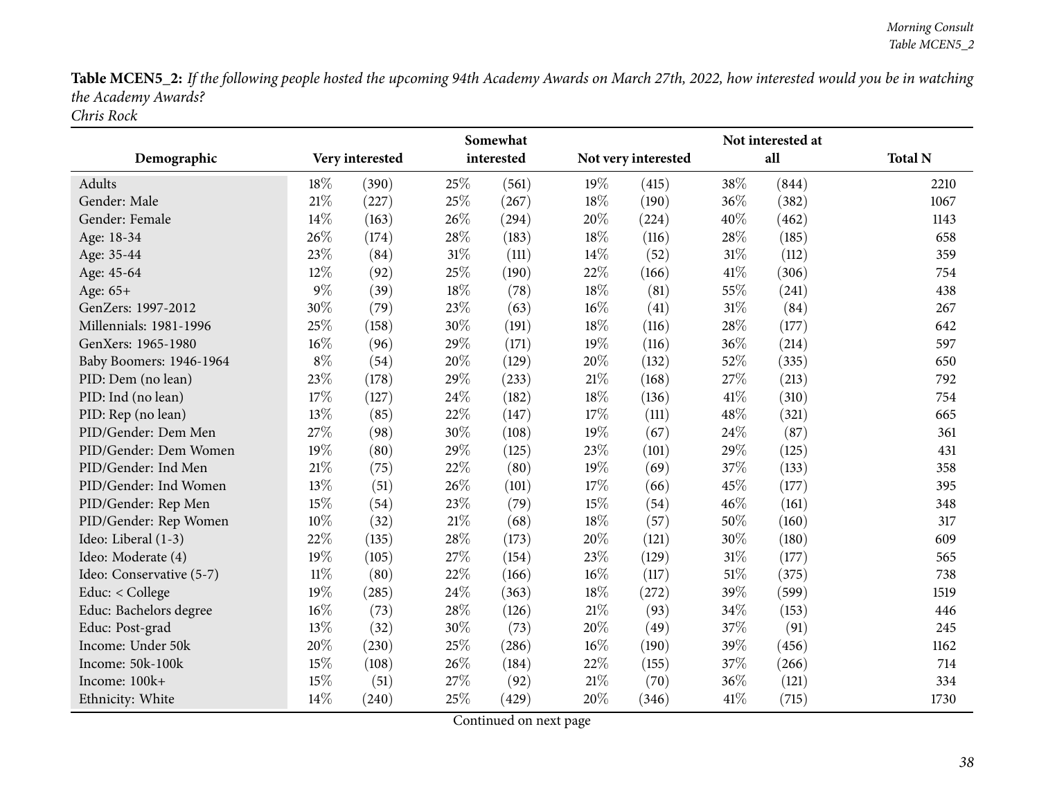**Table MCEN5_2:** *If the following people hosted the upcoming 94th Academy Awards on March 27th, 2022, how interested would you be in watching the Academy Awards?*
*Chris Rock*

| Demographic | Very interested | | Somewhat interested | | Not very interested | | Not interested at all | | Total N |
|---|---|---|---|---|---|---|---|---|---|
| Adults | 18% | (390) | 25% | (561) | 19% | (415) | 38% | (844) | 2210 |
| Gender: Male | 21% | (227) | 25% | (267) | 18% | (190) | 36% | (382) | 1067 |
| Gender: Female | 14% | (163) | 26% | (294) | 20% | (224) | 40% | (462) | 1143 |
| Age: 18-34 | 26% | (174) | 28% | (183) | 18% | (116) | 28% | (185) | 658 |
| Age: 35-44 | 23% | (84) | 31% | (111) | 14% | (52) | 31% | (112) | 359 |
| Age: 45-64 | 12% | (92) | 25% | (190) | 22% | (166) | 41% | (306) | 754 |
| Age: 65+ | 9% | (39) | 18% | (78) | 18% | (81) | 55% | (241) | 438 |
| GenZers: 1997-2012 | 30% | (79) | 23% | (63) | 16% | (41) | 31% | (84) | 267 |
| Millennials: 1981-1996 | 25% | (158) | 30% | (191) | 18% | (116) | 28% | (177) | 642 |
| GenXers: 1965-1980 | 16% | (96) | 29% | (171) | 19% | (116) | 36% | (214) | 597 |
| Baby Boomers: 1946-1964 | 8% | (54) | 20% | (129) | 20% | (132) | 52% | (335) | 650 |
| PID: Dem (no lean) | 23% | (178) | 29% | (233) | 21% | (168) | 27% | (213) | 792 |
| PID: Ind (no lean) | 17% | (127) | 24% | (182) | 18% | (136) | 41% | (310) | 754 |
| PID: Rep (no lean) | 13% | (85) | 22% | (147) | 17% | (111) | 48% | (321) | 665 |
| PID/Gender: Dem Men | 27% | (98) | 30% | (108) | 19% | (67) | 24% | (87) | 361 |
| PID/Gender: Dem Women | 19% | (80) | 29% | (125) | 23% | (101) | 29% | (125) | 431 |
| PID/Gender: Ind Men | 21% | (75) | 22% | (80) | 19% | (69) | 37% | (133) | 358 |
| PID/Gender: Ind Women | 13% | (51) | 26% | (101) | 17% | (66) | 45% | (177) | 395 |
| PID/Gender: Rep Men | 15% | (54) | 23% | (79) | 15% | (54) | 46% | (161) | 348 |
| PID/Gender: Rep Women | 10% | (32) | 21% | (68) | 18% | (57) | 50% | (160) | 317 |
| Ideo: Liberal (1-3) | 22% | (135) | 28% | (173) | 20% | (121) | 30% | (180) | 609 |
| Ideo: Moderate (4) | 19% | (105) | 27% | (154) | 23% | (129) | 31% | (177) | 565 |
| Ideo: Conservative (5-7) | 11% | (80) | 22% | (166) | 16% | (117) | 51% | (375) | 738 |
| Educ: < College | 19% | (285) | 24% | (363) | 18% | (272) | 39% | (599) | 1519 |
| Educ: Bachelors degree | 16% | (73) | 28% | (126) | 21% | (93) | 34% | (153) | 446 |
| Educ: Post-grad | 13% | (32) | 30% | (73) | 20% | (49) | 37% | (91) | 245 |
| Income: Under 50k | 20% | (230) | 25% | (286) | 16% | (190) | 39% | (456) | 1162 |
| Income: 50k-100k | 15% | (108) | 26% | (184) | 22% | (155) | 37% | (266) | 714 |
| Income: 100k+ | 15% | (51) | 27% | (92) | 21% | (70) | 36% | (121) | 334 |
| Ethnicity: White | 14% | (240) | 25% | (429) | 20% | (346) | 41% | (715) | 1730 |

Continued on next page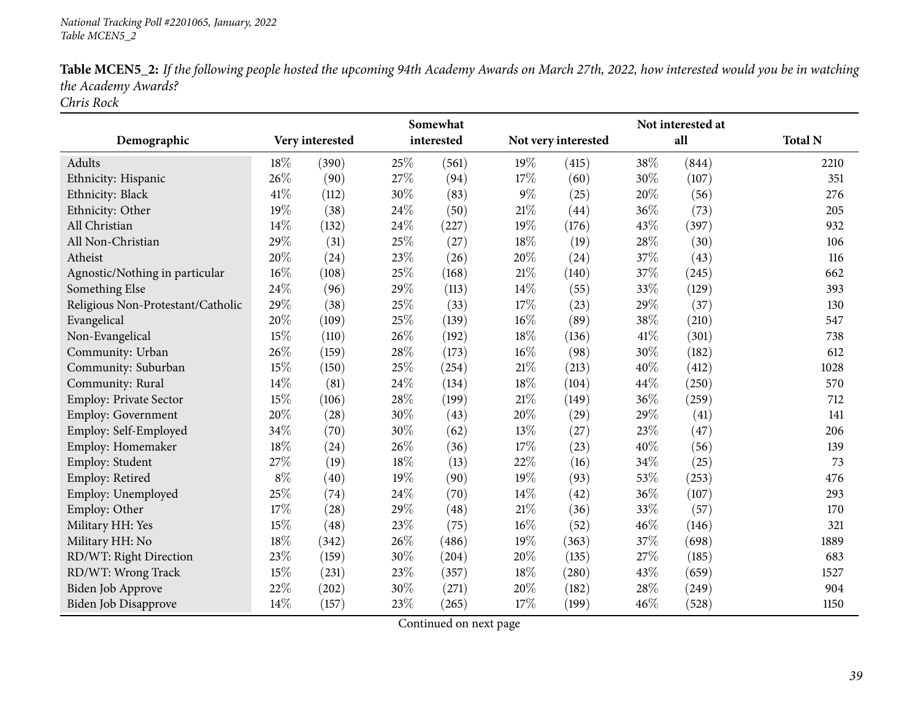**Table MCEN5_2:** *If the following people hosted the upcoming 94th Academy Awards on March 27th, 2022, how interested would you be in watching the Academy Awards?*
*Chris Rock*

| Demographic | Very interested | | Somewhat interested | | Not very interested | | Not interested at all | | Total N |
|---|---|---|---|---|---|---|---|---|---|
| Adults | 18% | (390) | 25% | (561) | 19% | (415) | 38% | (844) | 2210 |
| Ethnicity: Hispanic | 26% | (90) | 27% | (94) | 17% | (60) | 30% | (107) | 351 |
| Ethnicity: Black | 41% | (112) | 30% | (83) | 9% | (25) | 20% | (56) | 276 |
| Ethnicity: Other | 19% | (38) | 24% | (50) | 21% | (44) | 36% | (73) | 205 |
| All Christian | 14% | (132) | 24% | (227) | 19% | (176) | 43% | (397) | 932 |
| All Non-Christian | 29% | (31) | 25% | (27) | 18% | (19) | 28% | (30) | 106 |
| Atheist | 20% | (24) | 23% | (26) | 20% | (24) | 37% | (43) | 116 |
| Agnostic/Nothing in particular | 16% | (108) | 25% | (168) | 21% | (140) | 37% | (245) | 662 |
| Something Else | 24% | (96) | 29% | (113) | 14% | (55) | 33% | (129) | 393 |
| Religious Non-Protestant/Catholic | 29% | (38) | 25% | (33) | 17% | (23) | 29% | (37) | 130 |
| Evangelical | 20% | (109) | 25% | (139) | 16% | (89) | 38% | (210) | 547 |
| Non-Evangelical | 15% | (110) | 26% | (192) | 18% | (136) | 41% | (301) | 738 |
| Community: Urban | 26% | (159) | 28% | (173) | 16% | (98) | 30% | (182) | 612 |
| Community: Suburban | 15% | (150) | 25% | (254) | 21% | (213) | 40% | (412) | 1028 |
| Community: Rural | 14% | (81) | 24% | (134) | 18% | (104) | 44% | (250) | 570 |
| Employ: Private Sector | 15% | (106) | 28% | (199) | 21% | (149) | 36% | (259) | 712 |
| Employ: Government | 20% | (28) | 30% | (43) | 20% | (29) | 29% | (41) | 141 |
| Employ: Self-Employed | 34% | (70) | 30% | (62) | 13% | (27) | 23% | (47) | 206 |
| Employ: Homemaker | 18% | (24) | 26% | (36) | 17% | (23) | 40% | (56) | 139 |
| Employ: Student | 27% | (19) | 18% | (13) | 22% | (16) | 34% | (25) | 73 |
| Employ: Retired | 8% | (40) | 19% | (90) | 19% | (93) | 53% | (253) | 476 |
| Employ: Unemployed | 25% | (74) | 24% | (70) | 14% | (42) | 36% | (107) | 293 |
| Employ: Other | 17% | (28) | 29% | (48) | 21% | (36) | 33% | (57) | 170 |
| Military HH: Yes | 15% | (48) | 23% | (75) | 16% | (52) | 46% | (146) | 321 |
| Military HH: No | 18% | (342) | 26% | (486) | 19% | (363) | 37% | (698) | 1889 |
| RD/WT: Right Direction | 23% | (159) | 30% | (204) | 20% | (135) | 27% | (185) | 683 |
| RD/WT: Wrong Track | 15% | (231) | 23% | (357) | 18% | (280) | 43% | (659) | 1527 |
| Biden Job Approve | 22% | (202) | 30% | (271) | 20% | (182) | 28% | (249) | 904 |
| Biden Job Disapprove | 14% | (157) | 23% | (265) | 17% | (199) | 46% | (528) | 1150 |

Continued on next page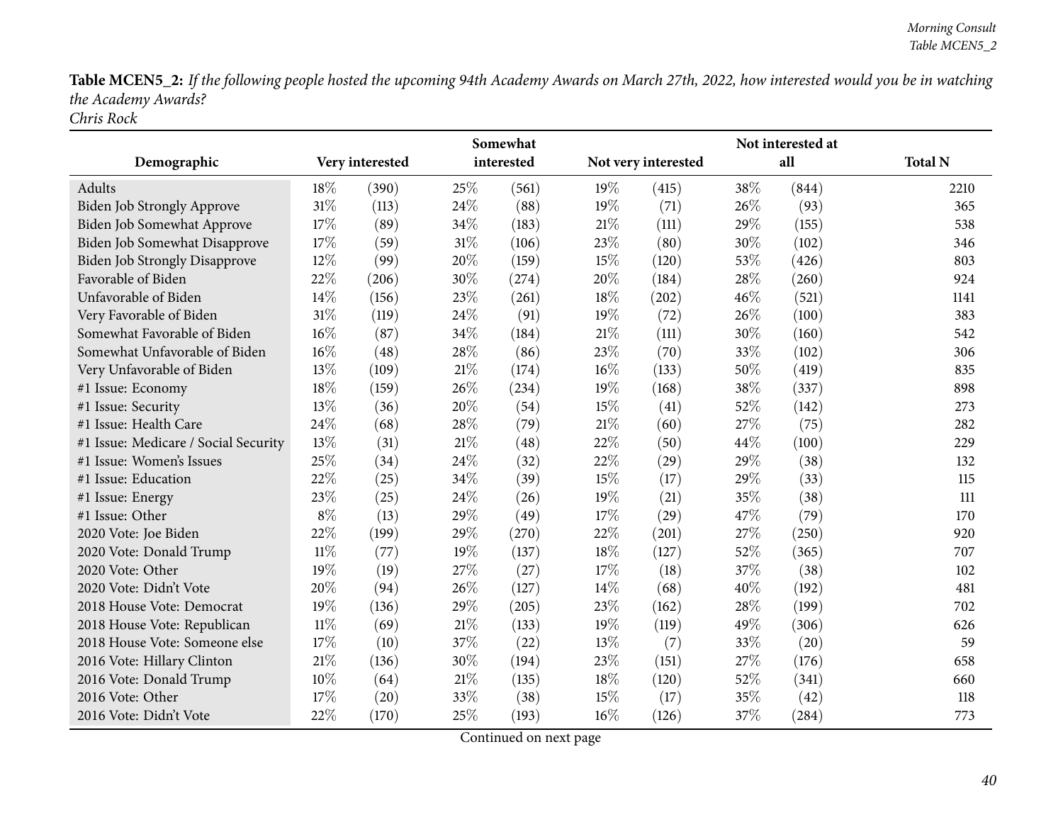**Table MCEN5_2:** *If the following people hosted the upcoming 94th Academy Awards on March 27th, 2022, how interested would you be in watching the Academy Awards?*
*Chris Rock*

| Demographic | Very interested | | Somewhat interested | | Not very interested | | Not interested at all | | Total N |
|---|---|---|---|---|---|---|---|---|---|
| Adults | 18% | (390) | 25% | (561) | 19% | (415) | 38% | (844) | 2210 |
| Biden Job Strongly Approve | 31% | (113) | 24% | (88) | 19% | (71) | 26% | (93) | 365 |
| Biden Job Somewhat Approve | 17% | (89) | 34% | (183) | 21% | (111) | 29% | (155) | 538 |
| Biden Job Somewhat Disapprove | 17% | (59) | 31% | (106) | 23% | (80) | 30% | (102) | 346 |
| Biden Job Strongly Disapprove | 12% | (99) | 20% | (159) | 15% | (120) | 53% | (426) | 803 |
| Favorable of Biden | 22% | (206) | 30% | (274) | 20% | (184) | 28% | (260) | 924 |
| Unfavorable of Biden | 14% | (156) | 23% | (261) | 18% | (202) | 46% | (521) | 1141 |
| Very Favorable of Biden | 31% | (119) | 24% | (91) | 19% | (72) | 26% | (100) | 383 |
| Somewhat Favorable of Biden | 16% | (87) | 34% | (184) | 21% | (111) | 30% | (160) | 542 |
| Somewhat Unfavorable of Biden | 16% | (48) | 28% | (86) | 23% | (70) | 33% | (102) | 306 |
| Very Unfavorable of Biden | 13% | (109) | 21% | (174) | 16% | (133) | 50% | (419) | 835 |
| #1 Issue: Economy | 18% | (159) | 26% | (234) | 19% | (168) | 38% | (337) | 898 |
| #1 Issue: Security | 13% | (36) | 20% | (54) | 15% | (41) | 52% | (142) | 273 |
| #1 Issue: Health Care | 24% | (68) | 28% | (79) | 21% | (60) | 27% | (75) | 282 |
| #1 Issue: Medicare / Social Security | 13% | (31) | 21% | (48) | 22% | (50) | 44% | (100) | 229 |
| #1 Issue: Women's Issues | 25% | (34) | 24% | (32) | 22% | (29) | 29% | (38) | 132 |
| #1 Issue: Education | 22% | (25) | 34% | (39) | 15% | (17) | 29% | (33) | 115 |
| #1 Issue: Energy | 23% | (25) | 24% | (26) | 19% | (21) | 35% | (38) | 111 |
| #1 Issue: Other | 8% | (13) | 29% | (49) | 17% | (29) | 47% | (79) | 170 |
| 2020 Vote: Joe Biden | 22% | (199) | 29% | (270) | 22% | (201) | 27% | (250) | 920 |
| 2020 Vote: Donald Trump | 11% | (77) | 19% | (137) | 18% | (127) | 52% | (365) | 707 |
| 2020 Vote: Other | 19% | (19) | 27% | (27) | 17% | (18) | 37% | (38) | 102 |
| 2020 Vote: Didn't Vote | 20% | (94) | 26% | (127) | 14% | (68) | 40% | (192) | 481 |
| 2018 House Vote: Democrat | 19% | (136) | 29% | (205) | 23% | (162) | 28% | (199) | 702 |
| 2018 House Vote: Republican | 11% | (69) | 21% | (133) | 19% | (119) | 49% | (306) | 626 |
| 2018 House Vote: Someone else | 17% | (10) | 37% | (22) | 13% | (7) | 33% | (20) | 59 |
| 2016 Vote: Hillary Clinton | 21% | (136) | 30% | (194) | 23% | (151) | 27% | (176) | 658 |
| 2016 Vote: Donald Trump | 10% | (64) | 21% | (135) | 18% | (120) | 52% | (341) | 660 |
| 2016 Vote: Other | 17% | (20) | 33% | (38) | 15% | (17) | 35% | (42) | 118 |
| 2016 Vote: Didn't Vote | 22% | (170) | 25% | (193) | 16% | (126) | 37% | (284) | 773 |

Continued on next page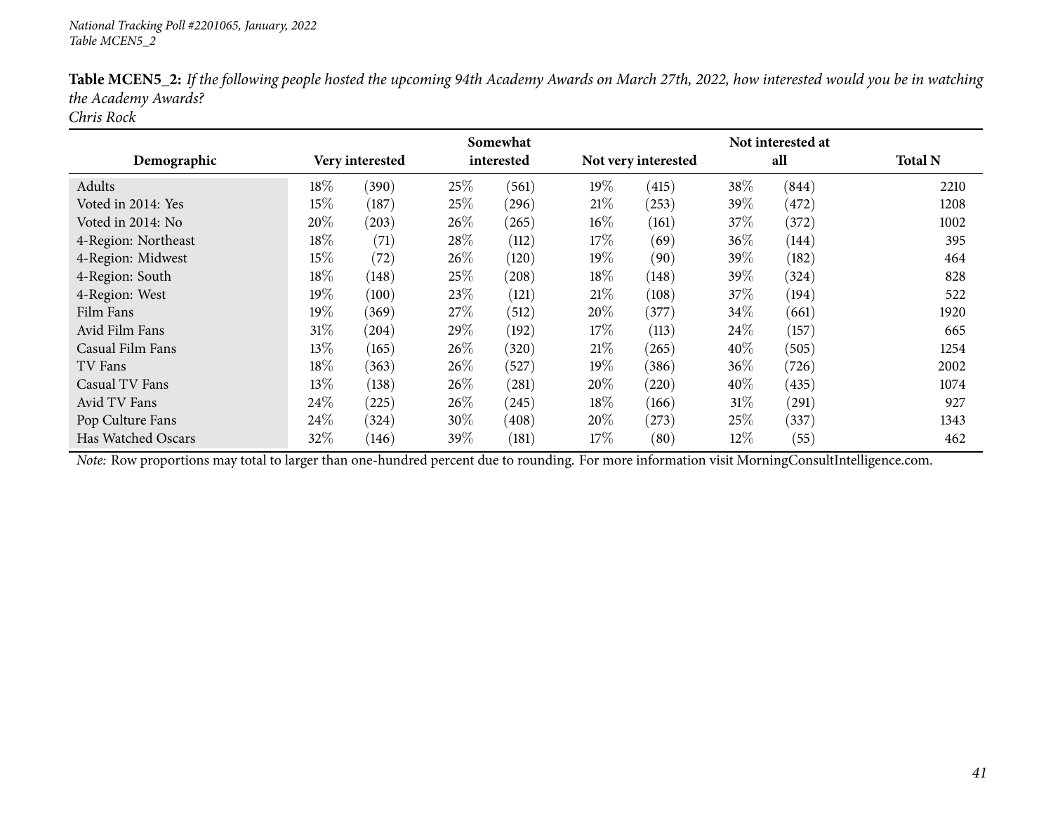*National Tracking Poll #2201065, January, 2022*
*Table MCEN5_2*

**Table MCEN5_2:** *If the following people hosted the upcoming 94th Academy Awards on March 27th, 2022, how interested would you be in watching the Academy Awards?*
*Chris Rock*

| Demographic | Very interested | | Somewhat interested | | Not very interested | | Not interested at all | | Total N |
|---|---|---|---|---|---|---|---|---|---|
| Adults | 18% | (390) | 25% | (561) | 19% | (415) | 38% | (844) | 2210 |
| Voted in 2014: Yes | 15% | (187) | 25% | (296) | 21% | (253) | 39% | (472) | 1208 |
| Voted in 2014: No | 20% | (203) | 26% | (265) | 16% | (161) | 37% | (372) | 1002 |
| 4-Region: Northeast | 18% | (71) | 28% | (112) | 17% | (69) | 36% | (144) | 395 |
| 4-Region: Midwest | 15% | (72) | 26% | (120) | 19% | (90) | 39% | (182) | 464 |
| 4-Region: South | 18% | (148) | 25% | (208) | 18% | (148) | 39% | (324) | 828 |
| 4-Region: West | 19% | (100) | 23% | (121) | 21% | (108) | 37% | (194) | 522 |
| Film Fans | 19% | (369) | 27% | (512) | 20% | (377) | 34% | (661) | 1920 |
| Avid Film Fans | 31% | (204) | 29% | (192) | 17% | (113) | 24% | (157) | 665 |
| Casual Film Fans | 13% | (165) | 26% | (320) | 21% | (265) | 40% | (505) | 1254 |
| TV Fans | 18% | (363) | 26% | (527) | 19% | (386) | 36% | (726) | 2002 |
| Casual TV Fans | 13% | (138) | 26% | (281) | 20% | (220) | 40% | (435) | 1074 |
| Avid TV Fans | 24% | (225) | 26% | (245) | 18% | (166) | 31% | (291) | 927 |
| Pop Culture Fans | 24% | (324) | 30% | (408) | 20% | (273) | 25% | (337) | 1343 |
| Has Watched Oscars | 32% | (146) | 39% | (181) | 17% | (80) | 12% | (55) | 462 |

*Note:* Row proportions may total to larger than one-hundred percent due to rounding. For more information visit MorningConsultIntelligence.com.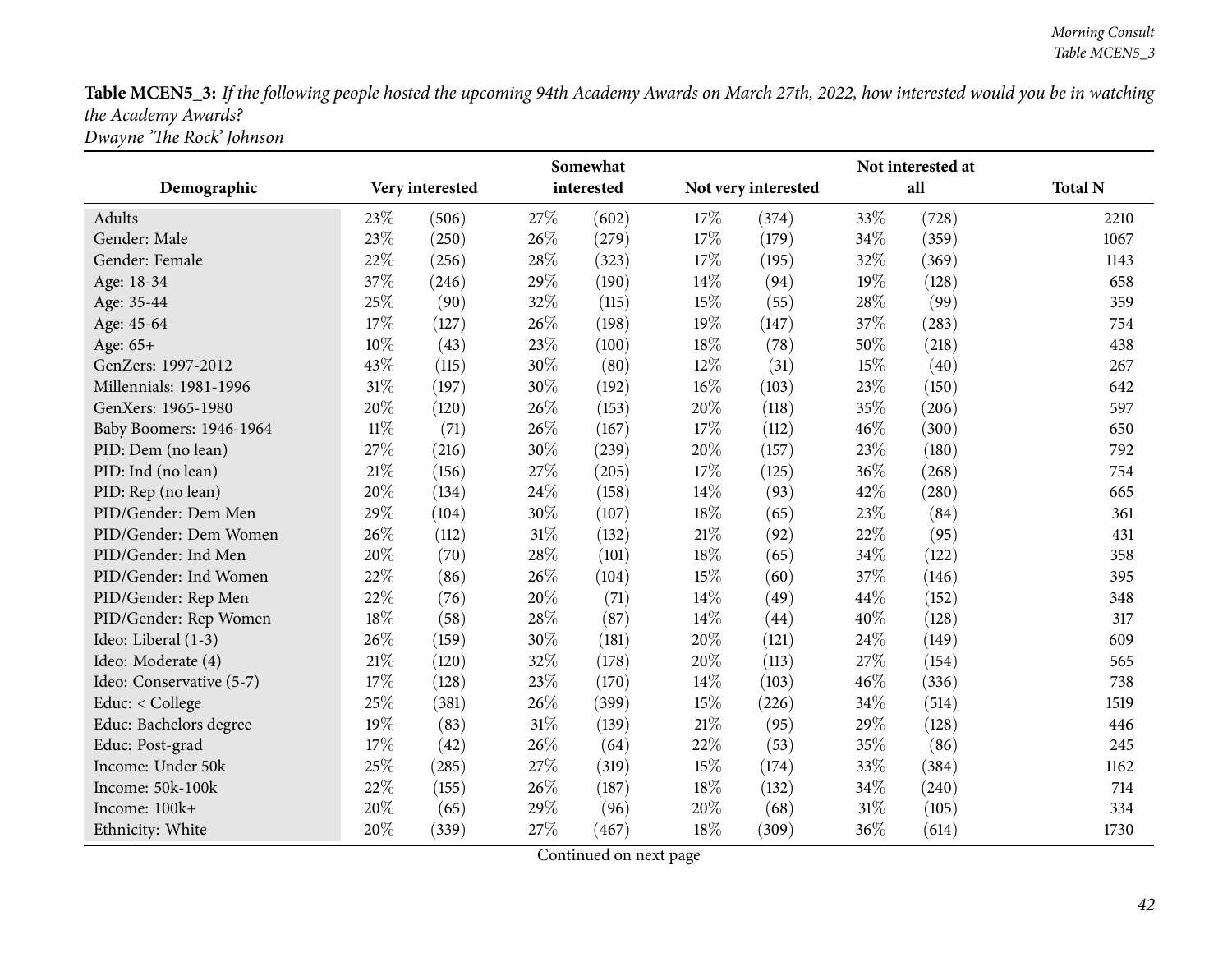**Table MCEN5_3:** *If the following people hosted the upcoming 94th Academy Awards on March 27th, 2022, how interested would you be in watching the Academy Awards?*
*Dwayne 'The Rock' Johnson*

| Demographic | Very interested | | Somewhat interested | | Not very interested | | Not interested at all | | Total N |
|---|---|---|---|---|---|---|---|---|---|
| Adults | 23% | (506) | 27% | (602) | 17% | (374) | 33% | (728) | 2210 |
| Gender: Male | 23% | (250) | 26% | (279) | 17% | (179) | 34% | (359) | 1067 |
| Gender: Female | 22% | (256) | 28% | (323) | 17% | (195) | 32% | (369) | 1143 |
| Age: 18-34 | 37% | (246) | 29% | (190) | 14% | (94) | 19% | (128) | 658 |
| Age: 35-44 | 25% | (90) | 32% | (115) | 15% | (55) | 28% | (99) | 359 |
| Age: 45-64 | 17% | (127) | 26% | (198) | 19% | (147) | 37% | (283) | 754 |
| Age: 65+ | 10% | (43) | 23% | (100) | 18% | (78) | 50% | (218) | 438 |
| GenZers: 1997-2012 | 43% | (115) | 30% | (80) | 12% | (31) | 15% | (40) | 267 |
| Millennials: 1981-1996 | 31% | (197) | 30% | (192) | 16% | (103) | 23% | (150) | 642 |
| GenXers: 1965-1980 | 20% | (120) | 26% | (153) | 20% | (118) | 35% | (206) | 597 |
| Baby Boomers: 1946-1964 | 11% | (71) | 26% | (167) | 17% | (112) | 46% | (300) | 650 |
| PID: Dem (no lean) | 27% | (216) | 30% | (239) | 20% | (157) | 23% | (180) | 792 |
| PID: Ind (no lean) | 21% | (156) | 27% | (205) | 17% | (125) | 36% | (268) | 754 |
| PID: Rep (no lean) | 20% | (134) | 24% | (158) | 14% | (93) | 42% | (280) | 665 |
| PID/Gender: Dem Men | 29% | (104) | 30% | (107) | 18% | (65) | 23% | (84) | 361 |
| PID/Gender: Dem Women | 26% | (112) | 31% | (132) | 21% | (92) | 22% | (95) | 431 |
| PID/Gender: Ind Men | 20% | (70) | 28% | (101) | 18% | (65) | 34% | (122) | 358 |
| PID/Gender: Ind Women | 22% | (86) | 26% | (104) | 15% | (60) | 37% | (146) | 395 |
| PID/Gender: Rep Men | 22% | (76) | 20% | (71) | 14% | (49) | 44% | (152) | 348 |
| PID/Gender: Rep Women | 18% | (58) | 28% | (87) | 14% | (44) | 40% | (128) | 317 |
| Ideo: Liberal (1-3) | 26% | (159) | 30% | (181) | 20% | (121) | 24% | (149) | 609 |
| Ideo: Moderate (4) | 21% | (120) | 32% | (178) | 20% | (113) | 27% | (154) | 565 |
| Ideo: Conservative (5-7) | 17% | (128) | 23% | (170) | 14% | (103) | 46% | (336) | 738 |
| Educ: < College | 25% | (381) | 26% | (399) | 15% | (226) | 34% | (514) | 1519 |
| Educ: Bachelors degree | 19% | (83) | 31% | (139) | 21% | (95) | 29% | (128) | 446 |
| Educ: Post-grad | 17% | (42) | 26% | (64) | 22% | (53) | 35% | (86) | 245 |
| Income: Under 50k | 25% | (285) | 27% | (319) | 15% | (174) | 33% | (384) | 1162 |
| Income: 50k-100k | 22% | (155) | 26% | (187) | 18% | (132) | 34% | (240) | 714 |
| Income: 100k+ | 20% | (65) | 29% | (96) | 20% | (68) | 31% | (105) | 334 |
| Ethnicity: White | 20% | (339) | 27% | (467) | 18% | (309) | 36% | (614) | 1730 |

Continued on next page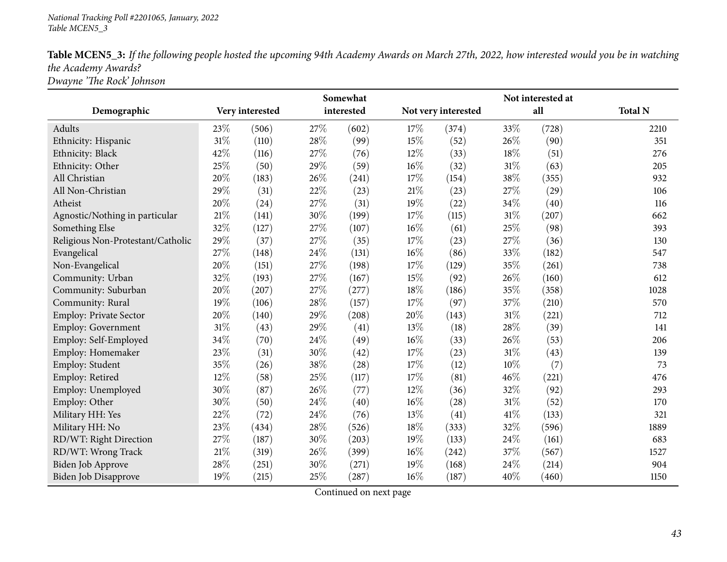*National Tracking Poll #2201065, January, 2022*
*Table MCEN5_3*

**Table MCEN5_3:** *If the following people hosted the upcoming 94th Academy Awards on March 27th, 2022, how interested would you be in watching the Academy Awards?*
*Dwayne 'The Rock' Johnson*

| Demographic | Very interested | | Somewhat interested | | Not very interested | | Not interested at all | | Total N |
|---|---|---|---|---|---|---|---|---|---|
| Adults | 23% | (506) | 27% | (602) | 17% | (374) | 33% | (728) | 2210 |
| Ethnicity: Hispanic | 31% | (110) | 28% | (99) | 15% | (52) | 26% | (90) | 351 |
| Ethnicity: Black | 42% | (116) | 27% | (76) | 12% | (33) | 18% | (51) | 276 |
| Ethnicity: Other | 25% | (50) | 29% | (59) | 16% | (32) | 31% | (63) | 205 |
| All Christian | 20% | (183) | 26% | (241) | 17% | (154) | 38% | (355) | 932 |
| All Non-Christian | 29% | (31) | 22% | (23) | 21% | (23) | 27% | (29) | 106 |
| Atheist | 20% | (24) | 27% | (31) | 19% | (22) | 34% | (40) | 116 |
| Agnostic/Nothing in particular | 21% | (141) | 30% | (199) | 17% | (115) | 31% | (207) | 662 |
| Something Else | 32% | (127) | 27% | (107) | 16% | (61) | 25% | (98) | 393 |
| Religious Non-Protestant/Catholic | 29% | (37) | 27% | (35) | 17% | (23) | 27% | (36) | 130 |
| Evangelical | 27% | (148) | 24% | (131) | 16% | (86) | 33% | (182) | 547 |
| Non-Evangelical | 20% | (151) | 27% | (198) | 17% | (129) | 35% | (261) | 738 |
| Community: Urban | 32% | (193) | 27% | (167) | 15% | (92) | 26% | (160) | 612 |
| Community: Suburban | 20% | (207) | 27% | (277) | 18% | (186) | 35% | (358) | 1028 |
| Community: Rural | 19% | (106) | 28% | (157) | 17% | (97) | 37% | (210) | 570 |
| Employ: Private Sector | 20% | (140) | 29% | (208) | 20% | (143) | 31% | (221) | 712 |
| Employ: Government | 31% | (43) | 29% | (41) | 13% | (18) | 28% | (39) | 141 |
| Employ: Self-Employed | 34% | (70) | 24% | (49) | 16% | (33) | 26% | (53) | 206 |
| Employ: Homemaker | 23% | (31) | 30% | (42) | 17% | (23) | 31% | (43) | 139 |
| Employ: Student | 35% | (26) | 38% | (28) | 17% | (12) | 10% | (7) | 73 |
| Employ: Retired | 12% | (58) | 25% | (117) | 17% | (81) | 46% | (221) | 476 |
| Employ: Unemployed | 30% | (87) | 26% | (77) | 12% | (36) | 32% | (92) | 293 |
| Employ: Other | 30% | (50) | 24% | (40) | 16% | (28) | 31% | (52) | 170 |
| Military HH: Yes | 22% | (72) | 24% | (76) | 13% | (41) | 41% | (133) | 321 |
| Military HH: No | 23% | (434) | 28% | (526) | 18% | (333) | 32% | (596) | 1889 |
| RD/WT: Right Direction | 27% | (187) | 30% | (203) | 19% | (133) | 24% | (161) | 683 |
| RD/WT: Wrong Track | 21% | (319) | 26% | (399) | 16% | (242) | 37% | (567) | 1527 |
| Biden Job Approve | 28% | (251) | 30% | (271) | 19% | (168) | 24% | (214) | 904 |
| Biden Job Disapprove | 19% | (215) | 25% | (287) | 16% | (187) | 40% | (460) | 1150 |

Continued on next page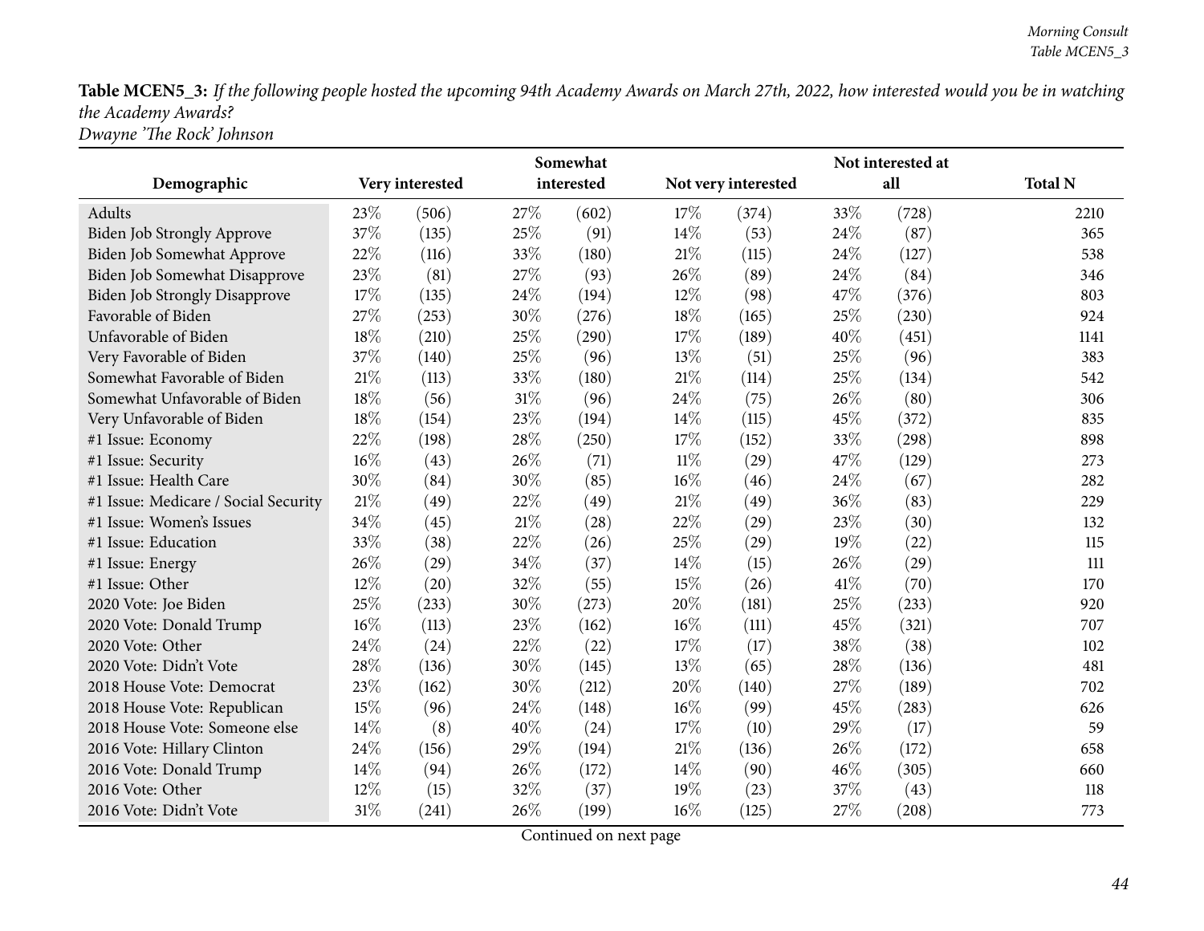**Table MCEN5_3:** *If the following people hosted the upcoming 94th Academy Awards on March 27th, 2022, how interested would you be in watching the Academy Awards?*
*Dwayne 'The Rock' Johnson*

| Demographic | Very interested | | Somewhat interested | | Not very interested | | Not interested at all | | Total N |
|---|---|---|---|---|---|---|---|---|---|
| Adults | 23% | (506) | 27% | (602) | 17% | (374) | 33% | (728) | 2210 |
| Biden Job Strongly Approve | 37% | (135) | 25% | (91) | 14% | (53) | 24% | (87) | 365 |
| Biden Job Somewhat Approve | 22% | (116) | 33% | (180) | 21% | (115) | 24% | (127) | 538 |
| Biden Job Somewhat Disapprove | 23% | (81) | 27% | (93) | 26% | (89) | 24% | (84) | 346 |
| Biden Job Strongly Disapprove | 17% | (135) | 24% | (194) | 12% | (98) | 47% | (376) | 803 |
| Favorable of Biden | 27% | (253) | 30% | (276) | 18% | (165) | 25% | (230) | 924 |
| Unfavorable of Biden | 18% | (210) | 25% | (290) | 17% | (189) | 40% | (451) | 1141 |
| Very Favorable of Biden | 37% | (140) | 25% | (96) | 13% | (51) | 25% | (96) | 383 |
| Somewhat Favorable of Biden | 21% | (113) | 33% | (180) | 21% | (114) | 25% | (134) | 542 |
| Somewhat Unfavorable of Biden | 18% | (56) | 31% | (96) | 24% | (75) | 26% | (80) | 306 |
| Very Unfavorable of Biden | 18% | (154) | 23% | (194) | 14% | (115) | 45% | (372) | 835 |
| #1 Issue: Economy | 22% | (198) | 28% | (250) | 17% | (152) | 33% | (298) | 898 |
| #1 Issue: Security | 16% | (43) | 26% | (71) | 11% | (29) | 47% | (129) | 273 |
| #1 Issue: Health Care | 30% | (84) | 30% | (85) | 16% | (46) | 24% | (67) | 282 |
| #1 Issue: Medicare / Social Security | 21% | (49) | 22% | (49) | 21% | (49) | 36% | (83) | 229 |
| #1 Issue: Women's Issues | 34% | (45) | 21% | (28) | 22% | (29) | 23% | (30) | 132 |
| #1 Issue: Education | 33% | (38) | 22% | (26) | 25% | (29) | 19% | (22) | 115 |
| #1 Issue: Energy | 26% | (29) | 34% | (37) | 14% | (15) | 26% | (29) | 111 |
| #1 Issue: Other | 12% | (20) | 32% | (55) | 15% | (26) | 41% | (70) | 170 |
| 2020 Vote: Joe Biden | 25% | (233) | 30% | (273) | 20% | (181) | 25% | (233) | 920 |
| 2020 Vote: Donald Trump | 16% | (113) | 23% | (162) | 16% | (111) | 45% | (321) | 707 |
| 2020 Vote: Other | 24% | (24) | 22% | (22) | 17% | (17) | 38% | (38) | 102 |
| 2020 Vote: Didn't Vote | 28% | (136) | 30% | (145) | 13% | (65) | 28% | (136) | 481 |
| 2018 House Vote: Democrat | 23% | (162) | 30% | (212) | 20% | (140) | 27% | (189) | 702 |
| 2018 House Vote: Republican | 15% | (96) | 24% | (148) | 16% | (99) | 45% | (283) | 626 |
| 2018 House Vote: Someone else | 14% | (8) | 40% | (24) | 17% | (10) | 29% | (17) | 59 |
| 2016 Vote: Hillary Clinton | 24% | (156) | 29% | (194) | 21% | (136) | 26% | (172) | 658 |
| 2016 Vote: Donald Trump | 14% | (94) | 26% | (172) | 14% | (90) | 46% | (305) | 660 |
| 2016 Vote: Other | 12% | (15) | 32% | (37) | 19% | (23) | 37% | (43) | 118 |
| 2016 Vote: Didn't Vote | 31% | (241) | 26% | (199) | 16% | (125) | 27% | (208) | 773 |

Continued on next page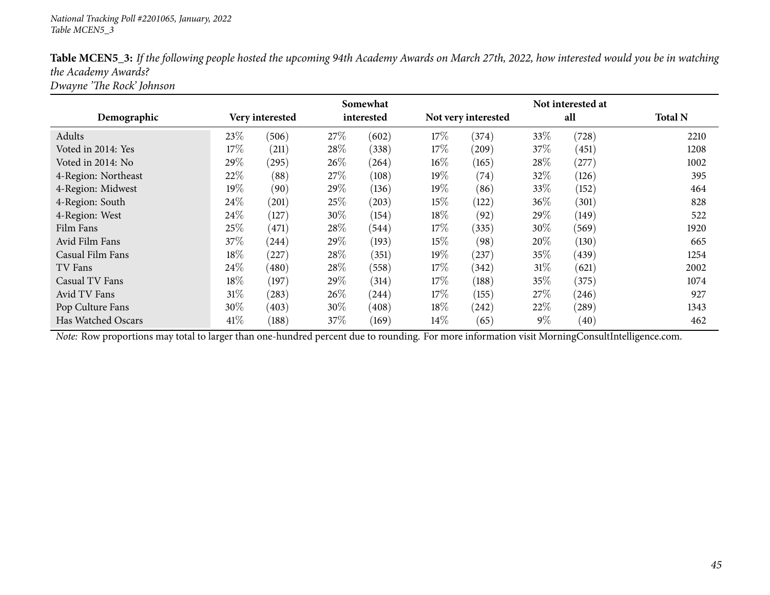*National Tracking Poll #2201065, January, 2022*
*Table MCEN5_3*

**Table MCEN5_3:** *If the following people hosted the upcoming 94th Academy Awards on March 27th, 2022, how interested would you be in watching the Academy Awards?*
*Dwayne 'The Rock' Johnson*

| Demographic | Very interested | | Somewhat interested | | Not very interested | | Not interested at all | | Total N |
|---|---|---|---|---|---|---|---|---|---|
| Adults | 23% | (506) | 27% | (602) | 17% | (374) | 33% | (728) | 2210 |
| Voted in 2014: Yes | 17% | (211) | 28% | (338) | 17% | (209) | 37% | (451) | 1208 |
| Voted in 2014: No | 29% | (295) | 26% | (264) | 16% | (165) | 28% | (277) | 1002 |
| 4-Region: Northeast | 22% | (88) | 27% | (108) | 19% | (74) | 32% | (126) | 395 |
| 4-Region: Midwest | 19% | (90) | 29% | (136) | 19% | (86) | 33% | (152) | 464 |
| 4-Region: South | 24% | (201) | 25% | (203) | 15% | (122) | 36% | (301) | 828 |
| 4-Region: West | 24% | (127) | 30% | (154) | 18% | (92) | 29% | (149) | 522 |
| Film Fans | 25% | (471) | 28% | (544) | 17% | (335) | 30% | (569) | 1920 |
| Avid Film Fans | 37% | (244) | 29% | (193) | 15% | (98) | 20% | (130) | 665 |
| Casual Film Fans | 18% | (227) | 28% | (351) | 19% | (237) | 35% | (439) | 1254 |
| TV Fans | 24% | (480) | 28% | (558) | 17% | (342) | 31% | (621) | 2002 |
| Casual TV Fans | 18% | (197) | 29% | (314) | 17% | (188) | 35% | (375) | 1074 |
| Avid TV Fans | 31% | (283) | 26% | (244) | 17% | (155) | 27% | (246) | 927 |
| Pop Culture Fans | 30% | (403) | 30% | (408) | 18% | (242) | 22% | (289) | 1343 |
| Has Watched Oscars | 41% | (188) | 37% | (169) | 14% | (65) | 9% | (40) | 462 |

*Note:* Row proportions may total to larger than one-hundred percent due to rounding. For more information visit MorningConsultIntelligence.com.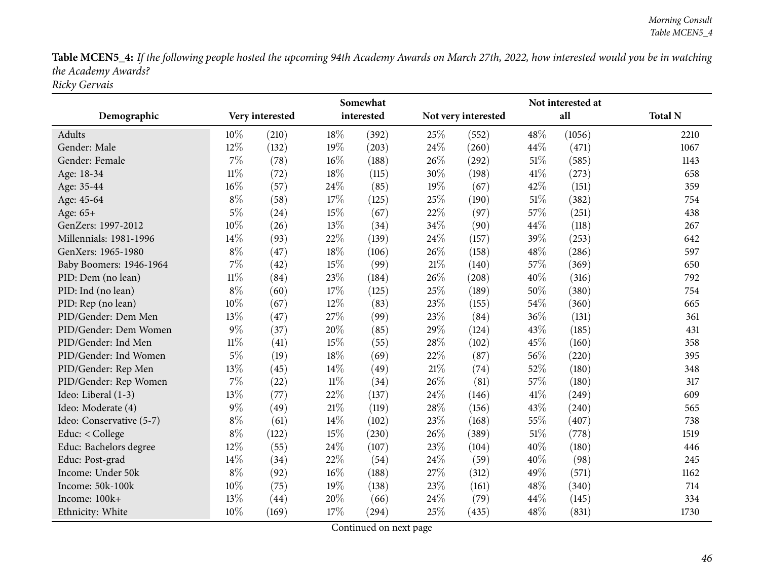**Table MCEN5_4:** *If the following people hosted the upcoming 94th Academy Awards on March 27th, 2022, how interested would you be in watching the Academy Awards?*
*Ricky Gervais*

| Demographic | Very interested | | Somewhat interested | | Not very interested | | Not interested at all | | Total N |
|---|---|---|---|---|---|---|---|---|---|
| Adults | 10% | (210) | 18% | (392) | 25% | (552) | 48% | (1056) | 2210 |
| Gender: Male | 12% | (132) | 19% | (203) | 24% | (260) | 44% | (471) | 1067 |
| Gender: Female | 7% | (78) | 16% | (188) | 26% | (292) | 51% | (585) | 1143 |
| Age: 18-34 | 11% | (72) | 18% | (115) | 30% | (198) | 41% | (273) | 658 |
| Age: 35-44 | 16% | (57) | 24% | (85) | 19% | (67) | 42% | (151) | 359 |
| Age: 45-64 | 8% | (58) | 17% | (125) | 25% | (190) | 51% | (382) | 754 |
| Age: 65+ | 5% | (24) | 15% | (67) | 22% | (97) | 57% | (251) | 438 |
| GenZers: 1997-2012 | 10% | (26) | 13% | (34) | 34% | (90) | 44% | (118) | 267 |
| Millennials: 1981-1996 | 14% | (93) | 22% | (139) | 24% | (157) | 39% | (253) | 642 |
| GenXers: 1965-1980 | 8% | (47) | 18% | (106) | 26% | (158) | 48% | (286) | 597 |
| Baby Boomers: 1946-1964 | 7% | (42) | 15% | (99) | 21% | (140) | 57% | (369) | 650 |
| PID: Dem (no lean) | 11% | (84) | 23% | (184) | 26% | (208) | 40% | (316) | 792 |
| PID: Ind (no lean) | 8% | (60) | 17% | (125) | 25% | (189) | 50% | (380) | 754 |
| PID: Rep (no lean) | 10% | (67) | 12% | (83) | 23% | (155) | 54% | (360) | 665 |
| PID/Gender: Dem Men | 13% | (47) | 27% | (99) | 23% | (84) | 36% | (131) | 361 |
| PID/Gender: Dem Women | 9% | (37) | 20% | (85) | 29% | (124) | 43% | (185) | 431 |
| PID/Gender: Ind Men | 11% | (41) | 15% | (55) | 28% | (102) | 45% | (160) | 358 |
| PID/Gender: Ind Women | 5% | (19) | 18% | (69) | 22% | (87) | 56% | (220) | 395 |
| PID/Gender: Rep Men | 13% | (45) | 14% | (49) | 21% | (74) | 52% | (180) | 348 |
| PID/Gender: Rep Women | 7% | (22) | 11% | (34) | 26% | (81) | 57% | (180) | 317 |
| Ideo: Liberal (1-3) | 13% | (77) | 22% | (137) | 24% | (146) | 41% | (249) | 609 |
| Ideo: Moderate (4) | 9% | (49) | 21% | (119) | 28% | (156) | 43% | (240) | 565 |
| Ideo: Conservative (5-7) | 8% | (61) | 14% | (102) | 23% | (168) | 55% | (407) | 738 |
| Educ: < College | 8% | (122) | 15% | (230) | 26% | (389) | 51% | (778) | 1519 |
| Educ: Bachelors degree | 12% | (55) | 24% | (107) | 23% | (104) | 40% | (180) | 446 |
| Educ: Post-grad | 14% | (34) | 22% | (54) | 24% | (59) | 40% | (98) | 245 |
| Income: Under 50k | 8% | (92) | 16% | (188) | 27% | (312) | 49% | (571) | 1162 |
| Income: 50k-100k | 10% | (75) | 19% | (138) | 23% | (161) | 48% | (340) | 714 |
| Income: 100k+ | 13% | (44) | 20% | (66) | 24% | (79) | 44% | (145) | 334 |
| Ethnicity: White | 10% | (169) | 17% | (294) | 25% | (435) | 48% | (831) | 1730 |

Continued on next page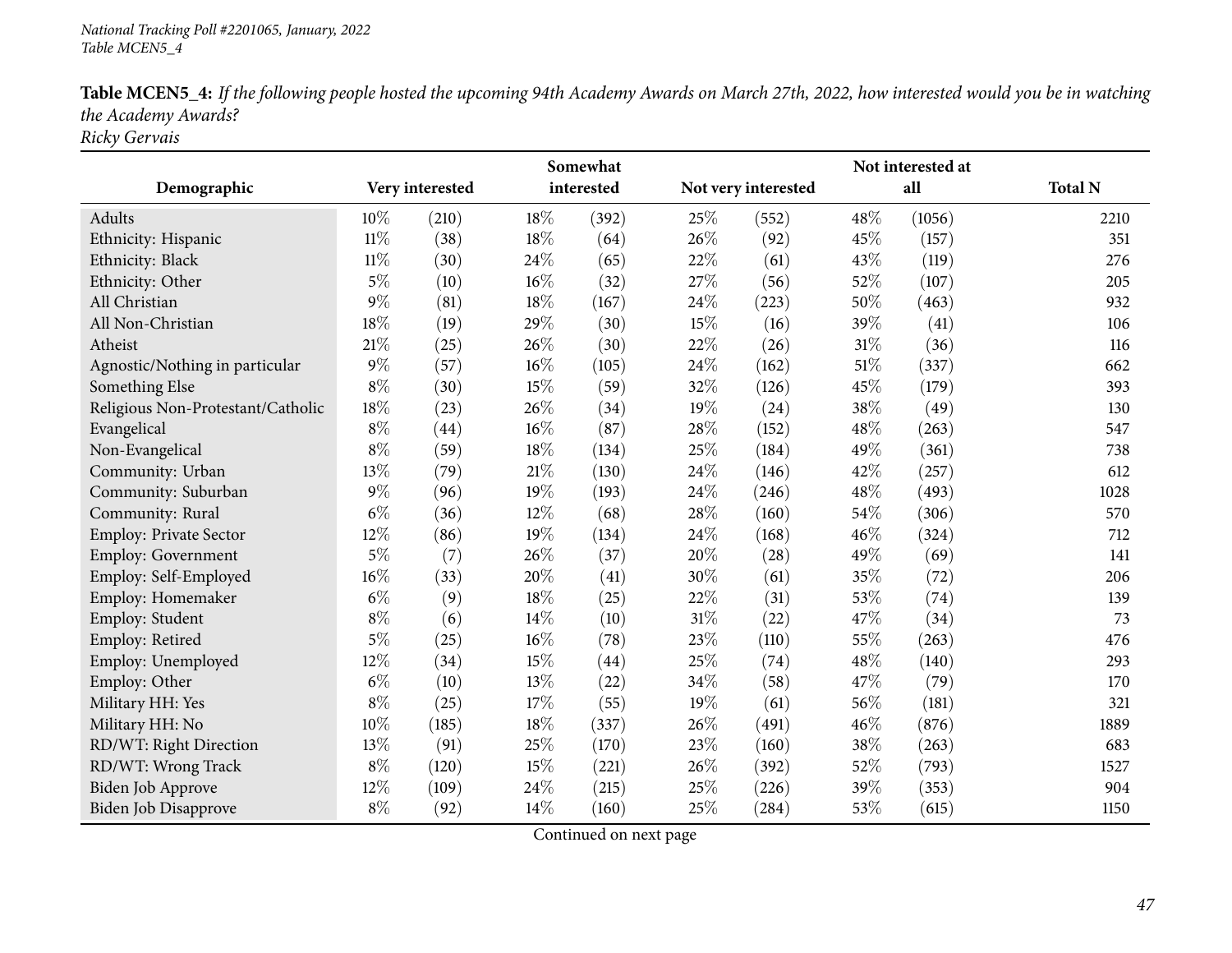*National Tracking Poll #2201065, January, 2022*
*Table MCEN5_4*

**Table MCEN5_4:** *If the following people hosted the upcoming 94th Academy Awards on March 27th, 2022, how interested would you be in watching the Academy Awards?*
*Ricky Gervais*

| Demographic | Very interested | | Somewhat interested | | Not very interested | | Not interested at all | | Total N |
|---|---|---|---|---|---|---|---|---|---|
| Adults | 10% | (210) | 18% | (392) | 25% | (552) | 48% | (1056) | 2210 |
| Ethnicity: Hispanic | 11% | (38) | 18% | (64) | 26% | (92) | 45% | (157) | 351 |
| Ethnicity: Black | 11% | (30) | 24% | (65) | 22% | (61) | 43% | (119) | 276 |
| Ethnicity: Other | 5% | (10) | 16% | (32) | 27% | (56) | 52% | (107) | 205 |
| All Christian | 9% | (81) | 18% | (167) | 24% | (223) | 50% | (463) | 932 |
| All Non-Christian | 18% | (19) | 29% | (30) | 15% | (16) | 39% | (41) | 106 |
| Atheist | 21% | (25) | 26% | (30) | 22% | (26) | 31% | (36) | 116 |
| Agnostic/Nothing in particular | 9% | (57) | 16% | (105) | 24% | (162) | 51% | (337) | 662 |
| Something Else | 8% | (30) | 15% | (59) | 32% | (126) | 45% | (179) | 393 |
| Religious Non-Protestant/Catholic | 18% | (23) | 26% | (34) | 19% | (24) | 38% | (49) | 130 |
| Evangelical | 8% | (44) | 16% | (87) | 28% | (152) | 48% | (263) | 547 |
| Non-Evangelical | 8% | (59) | 18% | (134) | 25% | (184) | 49% | (361) | 738 |
| Community: Urban | 13% | (79) | 21% | (130) | 24% | (146) | 42% | (257) | 612 |
| Community: Suburban | 9% | (96) | 19% | (193) | 24% | (246) | 48% | (493) | 1028 |
| Community: Rural | 6% | (36) | 12% | (68) | 28% | (160) | 54% | (306) | 570 |
| Employ: Private Sector | 12% | (86) | 19% | (134) | 24% | (168) | 46% | (324) | 712 |
| Employ: Government | 5% | (7) | 26% | (37) | 20% | (28) | 49% | (69) | 141 |
| Employ: Self-Employed | 16% | (33) | 20% | (41) | 30% | (61) | 35% | (72) | 206 |
| Employ: Homemaker | 6% | (9) | 18% | (25) | 22% | (31) | 53% | (74) | 139 |
| Employ: Student | 8% | (6) | 14% | (10) | 31% | (22) | 47% | (34) | 73 |
| Employ: Retired | 5% | (25) | 16% | (78) | 23% | (110) | 55% | (263) | 476 |
| Employ: Unemployed | 12% | (34) | 15% | (44) | 25% | (74) | 48% | (140) | 293 |
| Employ: Other | 6% | (10) | 13% | (22) | 34% | (58) | 47% | (79) | 170 |
| Military HH: Yes | 8% | (25) | 17% | (55) | 19% | (61) | 56% | (181) | 321 |
| Military HH: No | 10% | (185) | 18% | (337) | 26% | (491) | 46% | (876) | 1889 |
| RD/WT: Right Direction | 13% | (91) | 25% | (170) | 23% | (160) | 38% | (263) | 683 |
| RD/WT: Wrong Track | 8% | (120) | 15% | (221) | 26% | (392) | 52% | (793) | 1527 |
| Biden Job Approve | 12% | (109) | 24% | (215) | 25% | (226) | 39% | (353) | 904 |
| Biden Job Disapprove | 8% | (92) | 14% | (160) | 25% | (284) | 53% | (615) | 1150 |

Continued on next page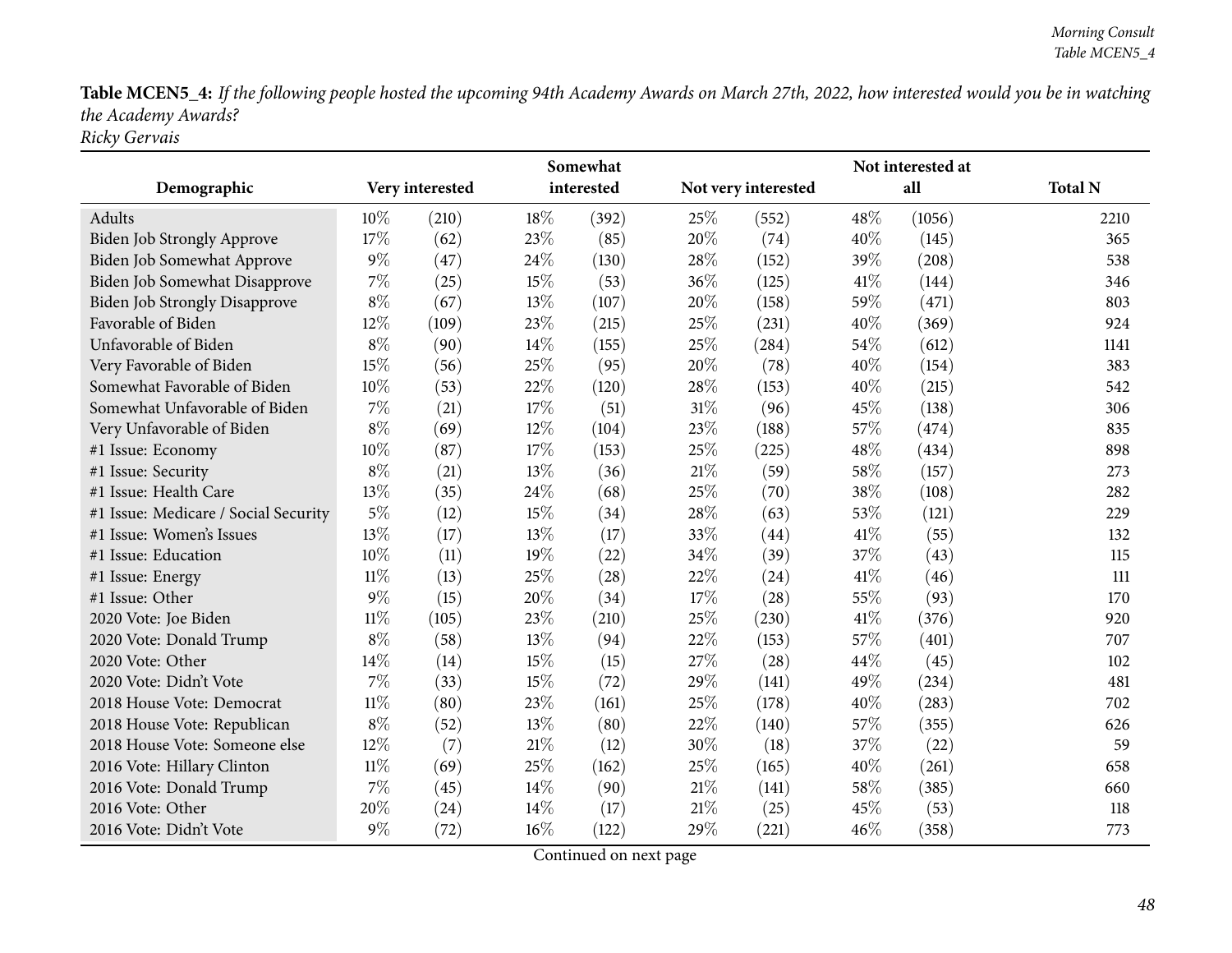**Table MCEN5_4:** *If the following people hosted the upcoming 94th Academy Awards on March 27th, 2022, how interested would you be in watching the Academy Awards?*
*Ricky Gervais*

| Demographic | Very interested | | Somewhat interested | | Not very interested | | Not interested at all | | Total N |
|---|---|---|---|---|---|---|---|---|---|
| Adults | 10% | (210) | 18% | (392) | 25% | (552) | 48% | (1056) | 2210 |
| Biden Job Strongly Approve | 17% | (62) | 23% | (85) | 20% | (74) | 40% | (145) | 365 |
| Biden Job Somewhat Approve | 9% | (47) | 24% | (130) | 28% | (152) | 39% | (208) | 538 |
| Biden Job Somewhat Disapprove | 7% | (25) | 15% | (53) | 36% | (125) | 41% | (144) | 346 |
| Biden Job Strongly Disapprove | 8% | (67) | 13% | (107) | 20% | (158) | 59% | (471) | 803 |
| Favorable of Biden | 12% | (109) | 23% | (215) | 25% | (231) | 40% | (369) | 924 |
| Unfavorable of Biden | 8% | (90) | 14% | (155) | 25% | (284) | 54% | (612) | 1141 |
| Very Favorable of Biden | 15% | (56) | 25% | (95) | 20% | (78) | 40% | (154) | 383 |
| Somewhat Favorable of Biden | 10% | (53) | 22% | (120) | 28% | (153) | 40% | (215) | 542 |
| Somewhat Unfavorable of Biden | 7% | (21) | 17% | (51) | 31% | (96) | 45% | (138) | 306 |
| Very Unfavorable of Biden | 8% | (69) | 12% | (104) | 23% | (188) | 57% | (474) | 835 |
| #1 Issue: Economy | 10% | (87) | 17% | (153) | 25% | (225) | 48% | (434) | 898 |
| #1 Issue: Security | 8% | (21) | 13% | (36) | 21% | (59) | 58% | (157) | 273 |
| #1 Issue: Health Care | 13% | (35) | 24% | (68) | 25% | (70) | 38% | (108) | 282 |
| #1 Issue: Medicare / Social Security | 5% | (12) | 15% | (34) | 28% | (63) | 53% | (121) | 229 |
| #1 Issue: Women's Issues | 13% | (17) | 13% | (17) | 33% | (44) | 41% | (55) | 132 |
| #1 Issue: Education | 10% | (11) | 19% | (22) | 34% | (39) | 37% | (43) | 115 |
| #1 Issue: Energy | 11% | (13) | 25% | (28) | 22% | (24) | 41% | (46) | 111 |
| #1 Issue: Other | 9% | (15) | 20% | (34) | 17% | (28) | 55% | (93) | 170 |
| 2020 Vote: Joe Biden | 11% | (105) | 23% | (210) | 25% | (230) | 41% | (376) | 920 |
| 2020 Vote: Donald Trump | 8% | (58) | 13% | (94) | 22% | (153) | 57% | (401) | 707 |
| 2020 Vote: Other | 14% | (14) | 15% | (15) | 27% | (28) | 44% | (45) | 102 |
| 2020 Vote: Didn't Vote | 7% | (33) | 15% | (72) | 29% | (141) | 49% | (234) | 481 |
| 2018 House Vote: Democrat | 11% | (80) | 23% | (161) | 25% | (178) | 40% | (283) | 702 |
| 2018 House Vote: Republican | 8% | (52) | 13% | (80) | 22% | (140) | 57% | (355) | 626 |
| 2018 House Vote: Someone else | 12% | (7) | 21% | (12) | 30% | (18) | 37% | (22) | 59 |
| 2016 Vote: Hillary Clinton | 11% | (69) | 25% | (162) | 25% | (165) | 40% | (261) | 658 |
| 2016 Vote: Donald Trump | 7% | (45) | 14% | (90) | 21% | (141) | 58% | (385) | 660 |
| 2016 Vote: Other | 20% | (24) | 14% | (17) | 21% | (25) | 45% | (53) | 118 |
| 2016 Vote: Didn't Vote | 9% | (72) | 16% | (122) | 29% | (221) | 46% | (358) | 773 |

Continued on next page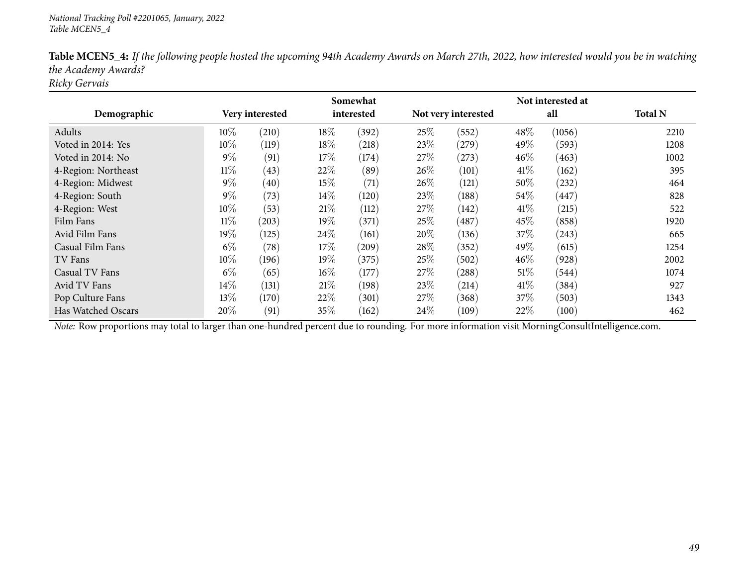*National Tracking Poll #2201065, January, 2022*
*Table MCEN5_4*

**Table MCEN5_4:** *If the following people hosted the upcoming 94th Academy Awards on March 27th, 2022, how interested would you be in watching the Academy Awards?*
*Ricky Gervais*

| Demographic | Very interested | | Somewhat interested | | Not very interested | | Not interested at all | | Total N |
|---|---|---|---|---|---|---|---|---|---|
| Adults | 10% | (210) | 18% | (392) | 25% | (552) | 48% | (1056) | 2210 |
| Voted in 2014: Yes | 10% | (119) | 18% | (218) | 23% | (279) | 49% | (593) | 1208 |
| Voted in 2014: No | 9% | (91) | 17% | (174) | 27% | (273) | 46% | (463) | 1002 |
| 4-Region: Northeast | 11% | (43) | 22% | (89) | 26% | (101) | 41% | (162) | 395 |
| 4-Region: Midwest | 9% | (40) | 15% | (71) | 26% | (121) | 50% | (232) | 464 |
| 4-Region: South | 9% | (73) | 14% | (120) | 23% | (188) | 54% | (447) | 828 |
| 4-Region: West | 10% | (53) | 21% | (112) | 27% | (142) | 41% | (215) | 522 |
| Film Fans | 11% | (203) | 19% | (371) | 25% | (487) | 45% | (858) | 1920 |
| Avid Film Fans | 19% | (125) | 24% | (161) | 20% | (136) | 37% | (243) | 665 |
| Casual Film Fans | 6% | (78) | 17% | (209) | 28% | (352) | 49% | (615) | 1254 |
| TV Fans | 10% | (196) | 19% | (375) | 25% | (502) | 46% | (928) | 2002 |
| Casual TV Fans | 6% | (65) | 16% | (177) | 27% | (288) | 51% | (544) | 1074 |
| Avid TV Fans | 14% | (131) | 21% | (198) | 23% | (214) | 41% | (384) | 927 |
| Pop Culture Fans | 13% | (170) | 22% | (301) | 27% | (368) | 37% | (503) | 1343 |
| Has Watched Oscars | 20% | (91) | 35% | (162) | 24% | (109) | 22% | (100) | 462 |

*Note:* Row proportions may total to larger than one-hundred percent due to rounding. For more information visit MorningConsultIntelligence.com.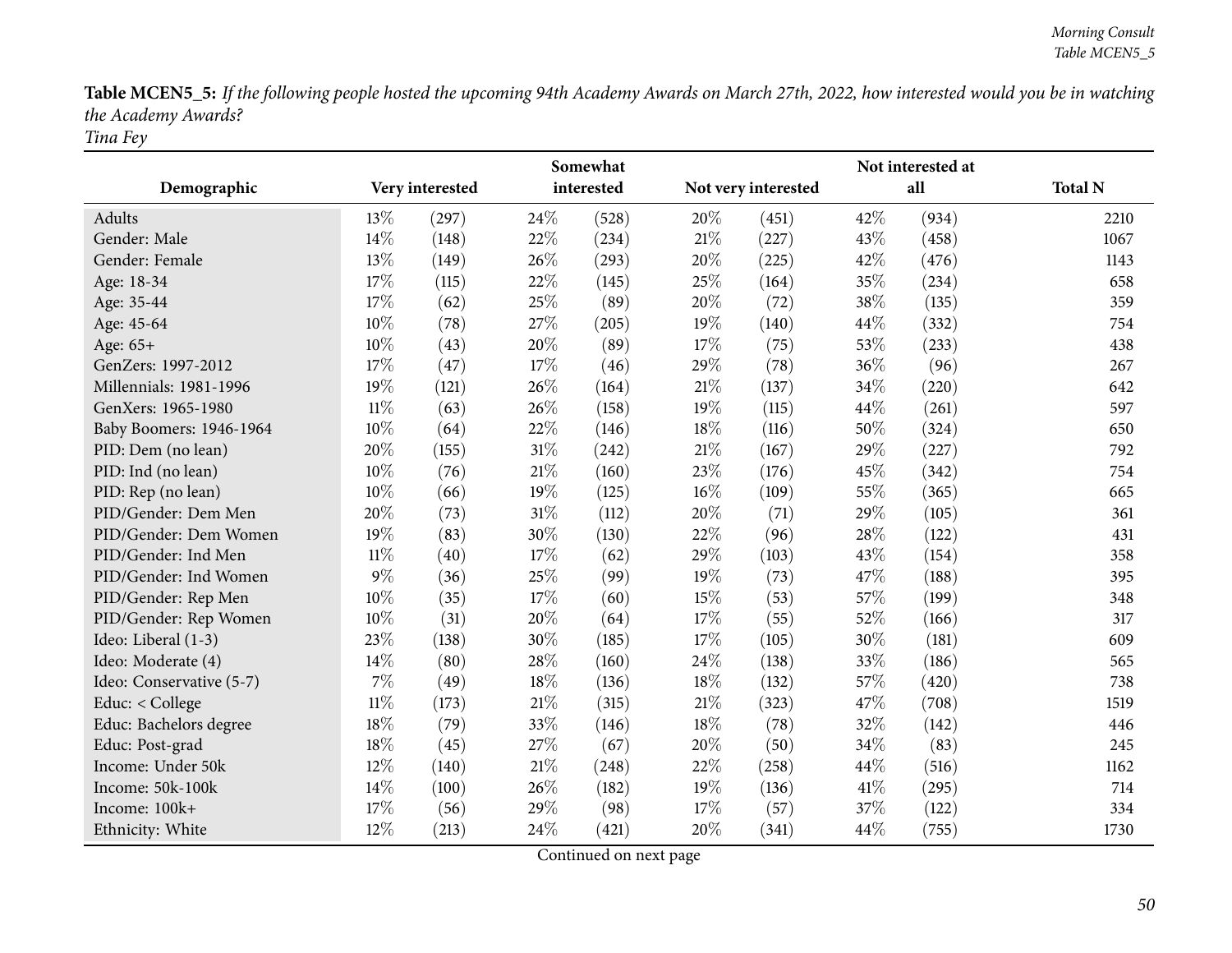**Table MCEN5_5:** *If the following people hosted the upcoming 94th Academy Awards on March 27th, 2022, how interested would you be in watching the Academy Awards?*
*Tina Fey*

| Demographic | Very interested | | Somewhat interested | | Not very interested | | Not interested at all | | Total N |
|---|---|---|---|---|---|---|---|---|---|
| Adults | 13% | (297) | 24% | (528) | 20% | (451) | 42% | (934) | 2210 |
| Gender: Male | 14% | (148) | 22% | (234) | 21% | (227) | 43% | (458) | 1067 |
| Gender: Female | 13% | (149) | 26% | (293) | 20% | (225) | 42% | (476) | 1143 |
| Age: 18-34 | 17% | (115) | 22% | (145) | 25% | (164) | 35% | (234) | 658 |
| Age: 35-44 | 17% | (62) | 25% | (89) | 20% | (72) | 38% | (135) | 359 |
| Age: 45-64 | 10% | (78) | 27% | (205) | 19% | (140) | 44% | (332) | 754 |
| Age: 65+ | 10% | (43) | 20% | (89) | 17% | (75) | 53% | (233) | 438 |
| GenZers: 1997-2012 | 17% | (47) | 17% | (46) | 29% | (78) | 36% | (96) | 267 |
| Millennials: 1981-1996 | 19% | (121) | 26% | (164) | 21% | (137) | 34% | (220) | 642 |
| GenXers: 1965-1980 | 11% | (63) | 26% | (158) | 19% | (115) | 44% | (261) | 597 |
| Baby Boomers: 1946-1964 | 10% | (64) | 22% | (146) | 18% | (116) | 50% | (324) | 650 |
| PID: Dem (no lean) | 20% | (155) | 31% | (242) | 21% | (167) | 29% | (227) | 792 |
| PID: Ind (no lean) | 10% | (76) | 21% | (160) | 23% | (176) | 45% | (342) | 754 |
| PID: Rep (no lean) | 10% | (66) | 19% | (125) | 16% | (109) | 55% | (365) | 665 |
| PID/Gender: Dem Men | 20% | (73) | 31% | (112) | 20% | (71) | 29% | (105) | 361 |
| PID/Gender: Dem Women | 19% | (83) | 30% | (130) | 22% | (96) | 28% | (122) | 431 |
| PID/Gender: Ind Men | 11% | (40) | 17% | (62) | 29% | (103) | 43% | (154) | 358 |
| PID/Gender: Ind Women | 9% | (36) | 25% | (99) | 19% | (73) | 47% | (188) | 395 |
| PID/Gender: Rep Men | 10% | (35) | 17% | (60) | 15% | (53) | 57% | (199) | 348 |
| PID/Gender: Rep Women | 10% | (31) | 20% | (64) | 17% | (55) | 52% | (166) | 317 |
| Ideo: Liberal (1-3) | 23% | (138) | 30% | (185) | 17% | (105) | 30% | (181) | 609 |
| Ideo: Moderate (4) | 14% | (80) | 28% | (160) | 24% | (138) | 33% | (186) | 565 |
| Ideo: Conservative (5-7) | 7% | (49) | 18% | (136) | 18% | (132) | 57% | (420) | 738 |
| Educ: < College | 11% | (173) | 21% | (315) | 21% | (323) | 47% | (708) | 1519 |
| Educ: Bachelors degree | 18% | (79) | 33% | (146) | 18% | (78) | 32% | (142) | 446 |
| Educ: Post-grad | 18% | (45) | 27% | (67) | 20% | (50) | 34% | (83) | 245 |
| Income: Under 50k | 12% | (140) | 21% | (248) | 22% | (258) | 44% | (516) | 1162 |
| Income: 50k-100k | 14% | (100) | 26% | (182) | 19% | (136) | 41% | (295) | 714 |
| Income: 100k+ | 17% | (56) | 29% | (98) | 17% | (57) | 37% | (122) | 334 |
| Ethnicity: White | 12% | (213) | 24% | (421) | 20% | (341) | 44% | (755) | 1730 |

Continued on next page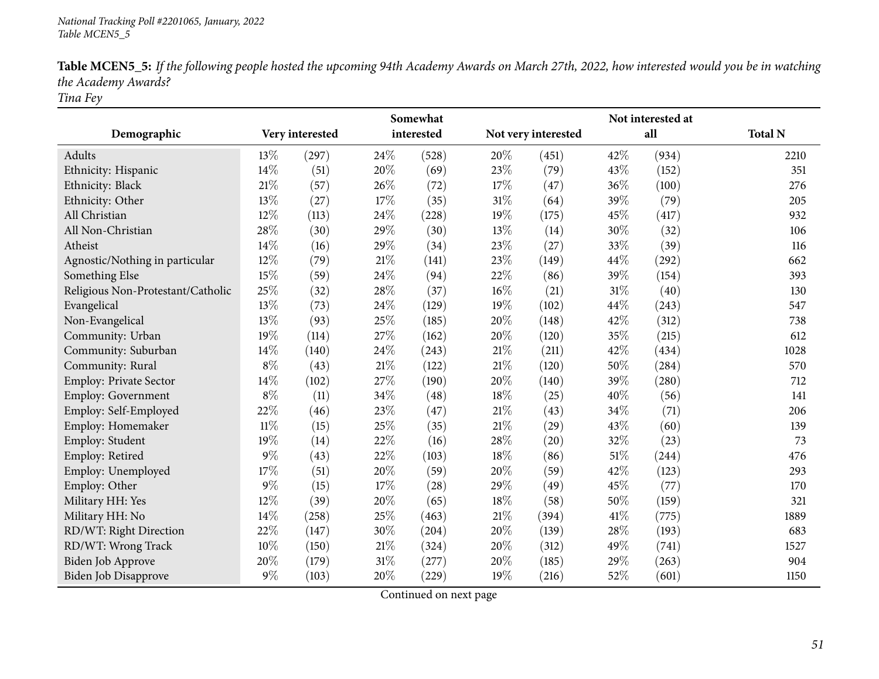**Table MCEN5_5:** *If the following people hosted the upcoming 94th Academy Awards on March 27th, 2022, how interested would you be in watching the Academy Awards?*
*Tina Fey*

| Demographic | Very interested | | Somewhat interested | | Not very interested | | Not interested at all | | Total N |
|---|---|---|---|---|---|---|---|---|---|
| Adults | 13% | (297) | 24% | (528) | 20% | (451) | 42% | (934) | 2210 |
| Ethnicity: Hispanic | 14% | (51) | 20% | (69) | 23% | (79) | 43% | (152) | 351 |
| Ethnicity: Black | 21% | (57) | 26% | (72) | 17% | (47) | 36% | (100) | 276 |
| Ethnicity: Other | 13% | (27) | 17% | (35) | 31% | (64) | 39% | (79) | 205 |
| All Christian | 12% | (113) | 24% | (228) | 19% | (175) | 45% | (417) | 932 |
| All Non-Christian | 28% | (30) | 29% | (30) | 13% | (14) | 30% | (32) | 106 |
| Atheist | 14% | (16) | 29% | (34) | 23% | (27) | 33% | (39) | 116 |
| Agnostic/Nothing in particular | 12% | (79) | 21% | (141) | 23% | (149) | 44% | (292) | 662 |
| Something Else | 15% | (59) | 24% | (94) | 22% | (86) | 39% | (154) | 393 |
| Religious Non-Protestant/Catholic | 25% | (32) | 28% | (37) | 16% | (21) | 31% | (40) | 130 |
| Evangelical | 13% | (73) | 24% | (129) | 19% | (102) | 44% | (243) | 547 |
| Non-Evangelical | 13% | (93) | 25% | (185) | 20% | (148) | 42% | (312) | 738 |
| Community: Urban | 19% | (114) | 27% | (162) | 20% | (120) | 35% | (215) | 612 |
| Community: Suburban | 14% | (140) | 24% | (243) | 21% | (211) | 42% | (434) | 1028 |
| Community: Rural | 8% | (43) | 21% | (122) | 21% | (120) | 50% | (284) | 570 |
| Employ: Private Sector | 14% | (102) | 27% | (190) | 20% | (140) | 39% | (280) | 712 |
| Employ: Government | 8% | (11) | 34% | (48) | 18% | (25) | 40% | (56) | 141 |
| Employ: Self-Employed | 22% | (46) | 23% | (47) | 21% | (43) | 34% | (71) | 206 |
| Employ: Homemaker | 11% | (15) | 25% | (35) | 21% | (29) | 43% | (60) | 139 |
| Employ: Student | 19% | (14) | 22% | (16) | 28% | (20) | 32% | (23) | 73 |
| Employ: Retired | 9% | (43) | 22% | (103) | 18% | (86) | 51% | (244) | 476 |
| Employ: Unemployed | 17% | (51) | 20% | (59) | 20% | (59) | 42% | (123) | 293 |
| Employ: Other | 9% | (15) | 17% | (28) | 29% | (49) | 45% | (77) | 170 |
| Military HH: Yes | 12% | (39) | 20% | (65) | 18% | (58) | 50% | (159) | 321 |
| Military HH: No | 14% | (258) | 25% | (463) | 21% | (394) | 41% | (775) | 1889 |
| RD/WT: Right Direction | 22% | (147) | 30% | (204) | 20% | (139) | 28% | (193) | 683 |
| RD/WT: Wrong Track | 10% | (150) | 21% | (324) | 20% | (312) | 49% | (741) | 1527 |
| Biden Job Approve | 20% | (179) | 31% | (277) | 20% | (185) | 29% | (263) | 904 |
| Biden Job Disapprove | 9% | (103) | 20% | (229) | 19% | (216) | 52% | (601) | 1150 |

Continued on next page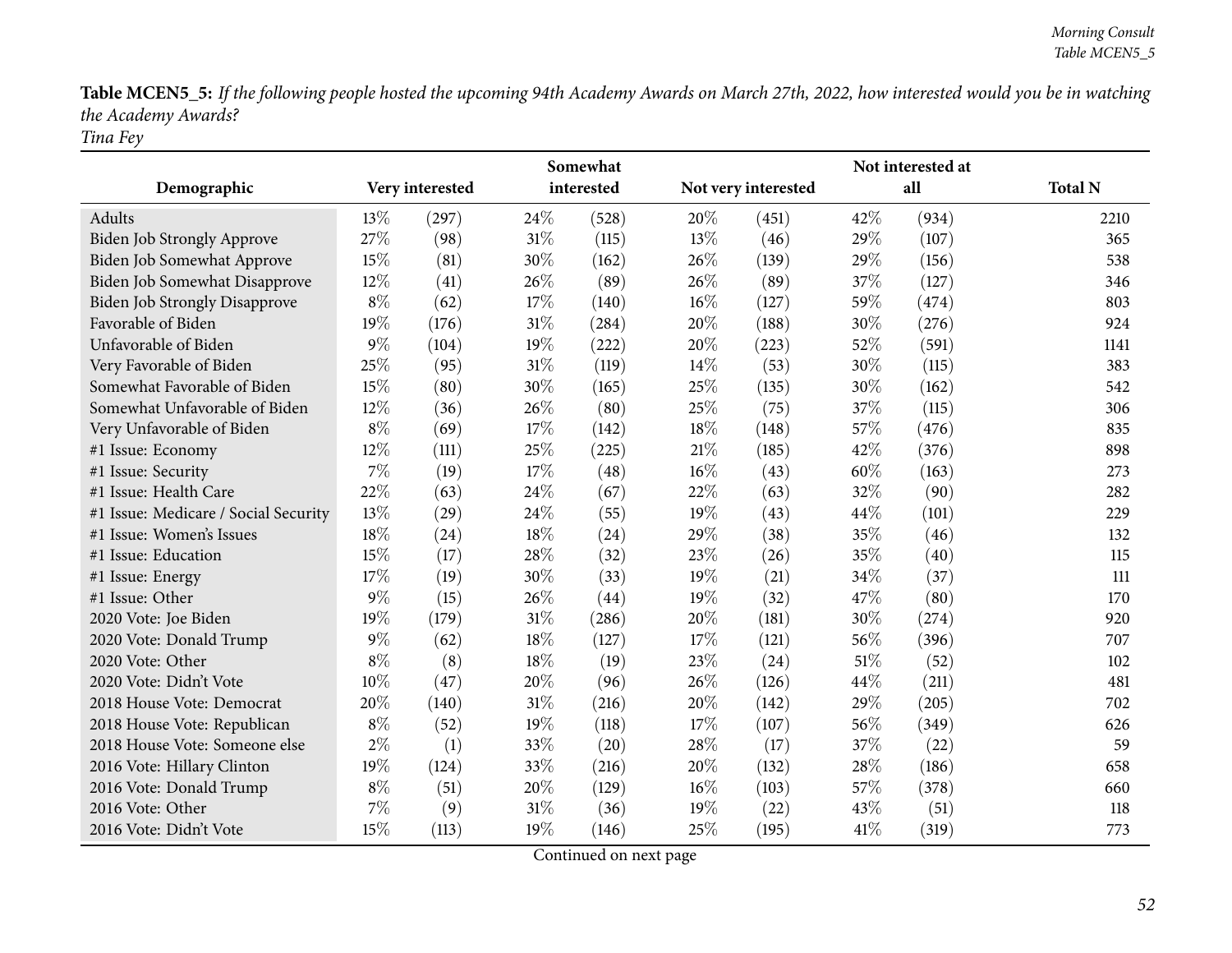**Table MCEN5_5:** *If the following people hosted the upcoming 94th Academy Awards on March 27th, 2022, how interested would you be in watching the Academy Awards?*
*Tina Fey*

| Demographic | Very interested | | Somewhat interested | | Not very interested | | Not interested at all | | Total N |
|---|---|---|---|---|---|---|---|---|---|
| Adults | 13% | (297) | 24% | (528) | 20% | (451) | 42% | (934) | 2210 |
| Biden Job Strongly Approve | 27% | (98) | 31% | (115) | 13% | (46) | 29% | (107) | 365 |
| Biden Job Somewhat Approve | 15% | (81) | 30% | (162) | 26% | (139) | 29% | (156) | 538 |
| Biden Job Somewhat Disapprove | 12% | (41) | 26% | (89) | 26% | (89) | 37% | (127) | 346 |
| Biden Job Strongly Disapprove | 8% | (62) | 17% | (140) | 16% | (127) | 59% | (474) | 803 |
| Favorable of Biden | 19% | (176) | 31% | (284) | 20% | (188) | 30% | (276) | 924 |
| Unfavorable of Biden | 9% | (104) | 19% | (222) | 20% | (223) | 52% | (591) | 1141 |
| Very Favorable of Biden | 25% | (95) | 31% | (119) | 14% | (53) | 30% | (115) | 383 |
| Somewhat Favorable of Biden | 15% | (80) | 30% | (165) | 25% | (135) | 30% | (162) | 542 |
| Somewhat Unfavorable of Biden | 12% | (36) | 26% | (80) | 25% | (75) | 37% | (115) | 306 |
| Very Unfavorable of Biden | 8% | (69) | 17% | (142) | 18% | (148) | 57% | (476) | 835 |
| #1 Issue: Economy | 12% | (111) | 25% | (225) | 21% | (185) | 42% | (376) | 898 |
| #1 Issue: Security | 7% | (19) | 17% | (48) | 16% | (43) | 60% | (163) | 273 |
| #1 Issue: Health Care | 22% | (63) | 24% | (67) | 22% | (63) | 32% | (90) | 282 |
| #1 Issue: Medicare / Social Security | 13% | (29) | 24% | (55) | 19% | (43) | 44% | (101) | 229 |
| #1 Issue: Women's Issues | 18% | (24) | 18% | (24) | 29% | (38) | 35% | (46) | 132 |
| #1 Issue: Education | 15% | (17) | 28% | (32) | 23% | (26) | 35% | (40) | 115 |
| #1 Issue: Energy | 17% | (19) | 30% | (33) | 19% | (21) | 34% | (37) | 111 |
| #1 Issue: Other | 9% | (15) | 26% | (44) | 19% | (32) | 47% | (80) | 170 |
| 2020 Vote: Joe Biden | 19% | (179) | 31% | (286) | 20% | (181) | 30% | (274) | 920 |
| 2020 Vote: Donald Trump | 9% | (62) | 18% | (127) | 17% | (121) | 56% | (396) | 707 |
| 2020 Vote: Other | 8% | (8) | 18% | (19) | 23% | (24) | 51% | (52) | 102 |
| 2020 Vote: Didn't Vote | 10% | (47) | 20% | (96) | 26% | (126) | 44% | (211) | 481 |
| 2018 House Vote: Democrat | 20% | (140) | 31% | (216) | 20% | (142) | 29% | (205) | 702 |
| 2018 House Vote: Republican | 8% | (52) | 19% | (118) | 17% | (107) | 56% | (349) | 626 |
| 2018 House Vote: Someone else | 2% | (1) | 33% | (20) | 28% | (17) | 37% | (22) | 59 |
| 2016 Vote: Hillary Clinton | 19% | (124) | 33% | (216) | 20% | (132) | 28% | (186) | 658 |
| 2016 Vote: Donald Trump | 8% | (51) | 20% | (129) | 16% | (103) | 57% | (378) | 660 |
| 2016 Vote: Other | 7% | (9) | 31% | (36) | 19% | (22) | 43% | (51) | 118 |
| 2016 Vote: Didn't Vote | 15% | (113) | 19% | (146) | 25% | (195) | 41% | (319) | 773 |

Continued on next page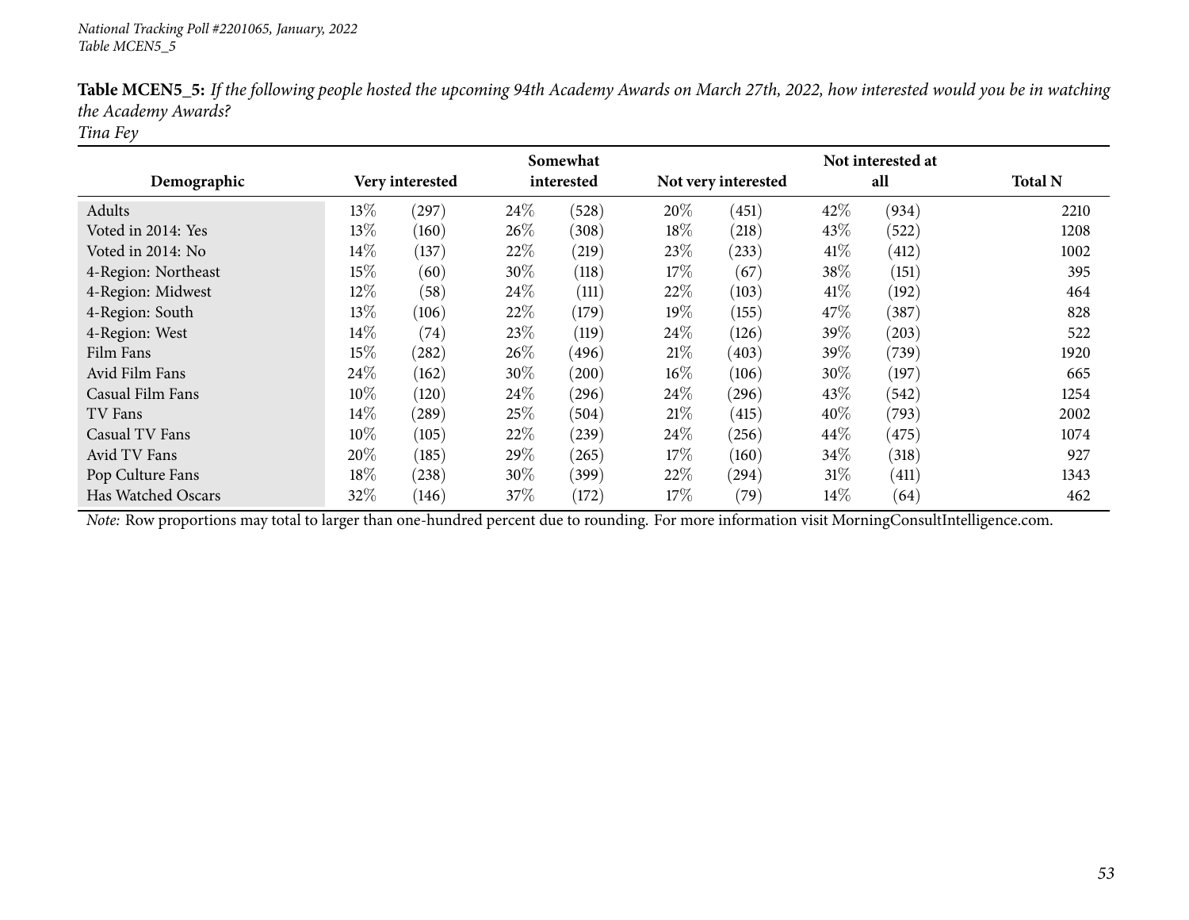*National Tracking Poll #2201065, January, 2022*
*Table MCEN5_5*

**Table MCEN5_5:** *If the following people hosted the upcoming 94th Academy Awards on March 27th, 2022, how interested would you be in watching the Academy Awards?*
*Tina Fey*

| Demographic | Very interested | | Somewhat interested | | Not very interested | | Not interested at all | | Total N |
|---|---|---|---|---|---|---|---|---|---|
| Adults | 13% | (297) | 24% | (528) | 20% | (451) | 42% | (934) | 2210 |
| Voted in 2014: Yes | 13% | (160) | 26% | (308) | 18% | (218) | 43% | (522) | 1208 |
| Voted in 2014: No | 14% | (137) | 22% | (219) | 23% | (233) | 41% | (412) | 1002 |
| 4-Region: Northeast | 15% | (60) | 30% | (118) | 17% | (67) | 38% | (151) | 395 |
| 4-Region: Midwest | 12% | (58) | 24% | (111) | 22% | (103) | 41% | (192) | 464 |
| 4-Region: South | 13% | (106) | 22% | (179) | 19% | (155) | 47% | (387) | 828 |
| 4-Region: West | 14% | (74) | 23% | (119) | 24% | (126) | 39% | (203) | 522 |
| Film Fans | 15% | (282) | 26% | (496) | 21% | (403) | 39% | (739) | 1920 |
| Avid Film Fans | 24% | (162) | 30% | (200) | 16% | (106) | 30% | (197) | 665 |
| Casual Film Fans | 10% | (120) | 24% | (296) | 24% | (296) | 43% | (542) | 1254 |
| TV Fans | 14% | (289) | 25% | (504) | 21% | (415) | 40% | (793) | 2002 |
| Casual TV Fans | 10% | (105) | 22% | (239) | 24% | (256) | 44% | (475) | 1074 |
| Avid TV Fans | 20% | (185) | 29% | (265) | 17% | (160) | 34% | (318) | 927 |
| Pop Culture Fans | 18% | (238) | 30% | (399) | 22% | (294) | 31% | (411) | 1343 |
| Has Watched Oscars | 32% | (146) | 37% | (172) | 17% | (79) | 14% | (64) | 462 |

*Note:* Row proportions may total to larger than one-hundred percent due to rounding. For more information visit MorningConsultIntelligence.com.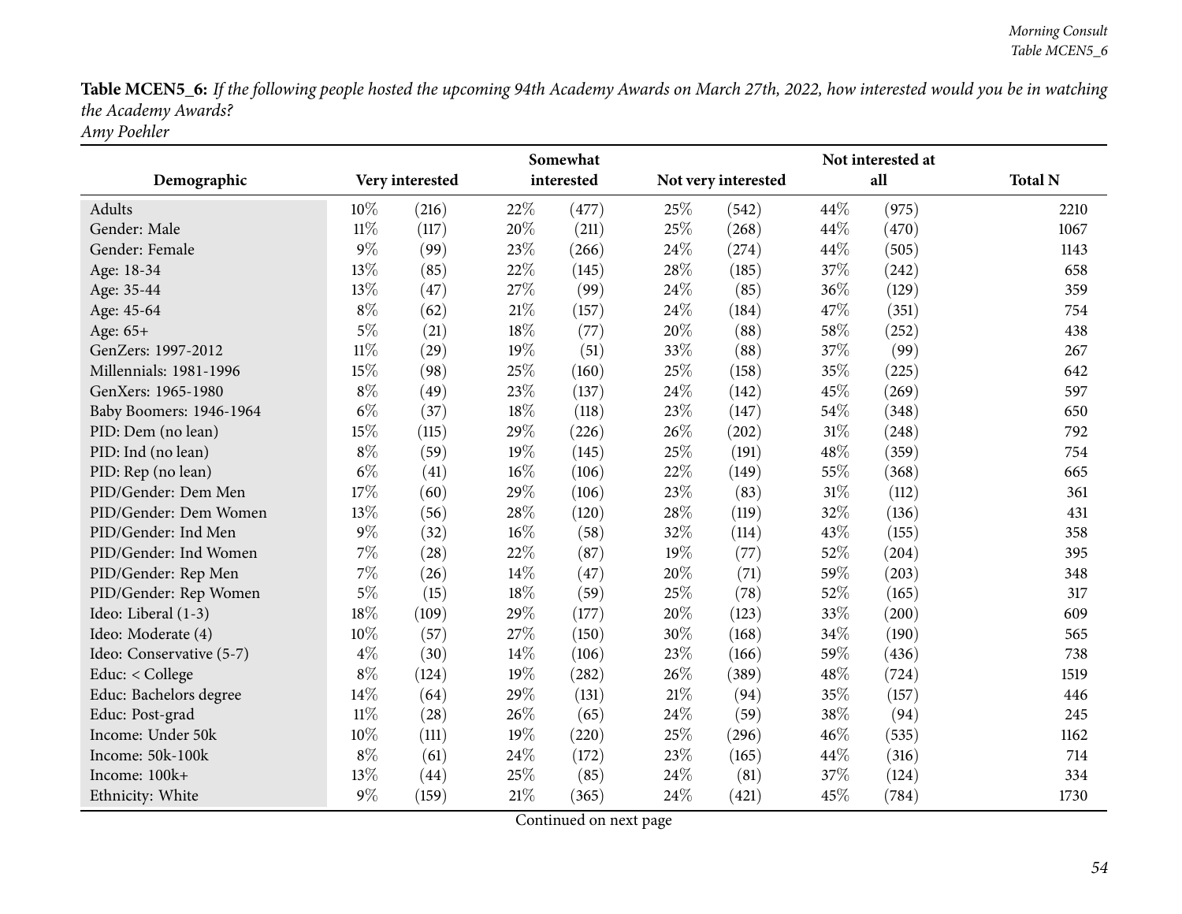**Table MCEN5_6:** *If the following people hosted the upcoming 94th Academy Awards on March 27th, 2022, how interested would you be in watching the Academy Awards?*
*Amy Poehler*

| Demographic | Very interested | | Somewhat interested | | Not very interested | | Not interested at all | | Total N |
|---|---|---|---|---|---|---|---|---|---|
| Adults | 10% | (216) | 22% | (477) | 25% | (542) | 44% | (975) | 2210 |
| Gender: Male | 11% | (117) | 20% | (211) | 25% | (268) | 44% | (470) | 1067 |
| Gender: Female | 9% | (99) | 23% | (266) | 24% | (274) | 44% | (505) | 1143 |
| Age: 18-34 | 13% | (85) | 22% | (145) | 28% | (185) | 37% | (242) | 658 |
| Age: 35-44 | 13% | (47) | 27% | (99) | 24% | (85) | 36% | (129) | 359 |
| Age: 45-64 | 8% | (62) | 21% | (157) | 24% | (184) | 47% | (351) | 754 |
| Age: 65+ | 5% | (21) | 18% | (77) | 20% | (88) | 58% | (252) | 438 |
| GenZers: 1997-2012 | 11% | (29) | 19% | (51) | 33% | (88) | 37% | (99) | 267 |
| Millennials: 1981-1996 | 15% | (98) | 25% | (160) | 25% | (158) | 35% | (225) | 642 |
| GenXers: 1965-1980 | 8% | (49) | 23% | (137) | 24% | (142) | 45% | (269) | 597 |
| Baby Boomers: 1946-1964 | 6% | (37) | 18% | (118) | 23% | (147) | 54% | (348) | 650 |
| PID: Dem (no lean) | 15% | (115) | 29% | (226) | 26% | (202) | 31% | (248) | 792 |
| PID: Ind (no lean) | 8% | (59) | 19% | (145) | 25% | (191) | 48% | (359) | 754 |
| PID: Rep (no lean) | 6% | (41) | 16% | (106) | 22% | (149) | 55% | (368) | 665 |
| PID/Gender: Dem Men | 17% | (60) | 29% | (106) | 23% | (83) | 31% | (112) | 361 |
| PID/Gender: Dem Women | 13% | (56) | 28% | (120) | 28% | (119) | 32% | (136) | 431 |
| PID/Gender: Ind Men | 9% | (32) | 16% | (58) | 32% | (114) | 43% | (155) | 358 |
| PID/Gender: Ind Women | 7% | (28) | 22% | (87) | 19% | (77) | 52% | (204) | 395 |
| PID/Gender: Rep Men | 7% | (26) | 14% | (47) | 20% | (71) | 59% | (203) | 348 |
| PID/Gender: Rep Women | 5% | (15) | 18% | (59) | 25% | (78) | 52% | (165) | 317 |
| Ideo: Liberal (1-3) | 18% | (109) | 29% | (177) | 20% | (123) | 33% | (200) | 609 |
| Ideo: Moderate (4) | 10% | (57) | 27% | (150) | 30% | (168) | 34% | (190) | 565 |
| Ideo: Conservative (5-7) | 4% | (30) | 14% | (106) | 23% | (166) | 59% | (436) | 738 |
| Educ: < College | 8% | (124) | 19% | (282) | 26% | (389) | 48% | (724) | 1519 |
| Educ: Bachelors degree | 14% | (64) | 29% | (131) | 21% | (94) | 35% | (157) | 446 |
| Educ: Post-grad | 11% | (28) | 26% | (65) | 24% | (59) | 38% | (94) | 245 |
| Income: Under 50k | 10% | (111) | 19% | (220) | 25% | (296) | 46% | (535) | 1162 |
| Income: 50k-100k | 8% | (61) | 24% | (172) | 23% | (165) | 44% | (316) | 714 |
| Income: 100k+ | 13% | (44) | 25% | (85) | 24% | (81) | 37% | (124) | 334 |
| Ethnicity: White | 9% | (159) | 21% | (365) | 24% | (421) | 45% | (784) | 1730 |

Continued on next page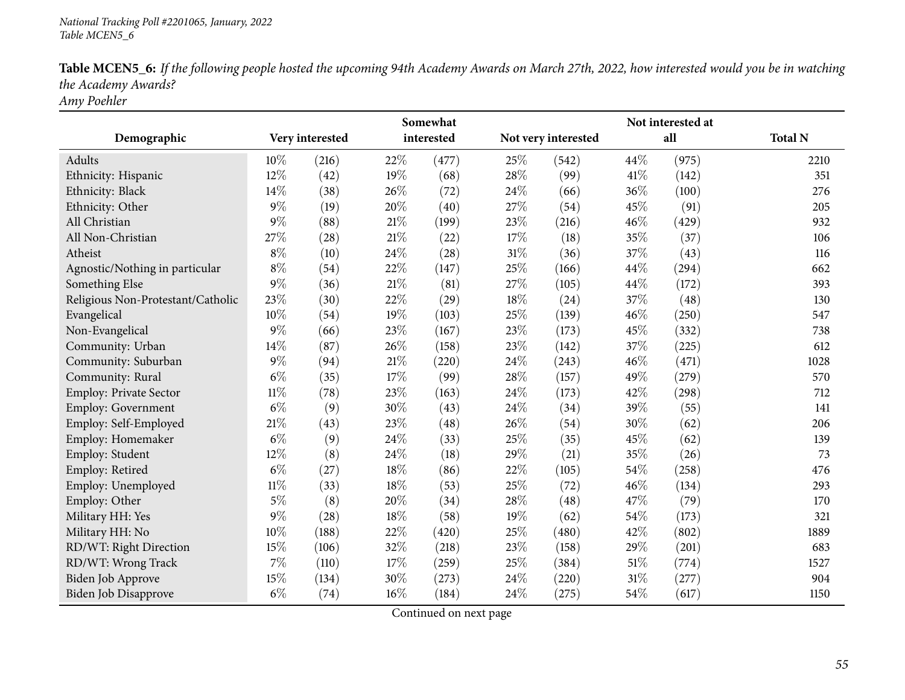*National Tracking Poll #2201065, January, 2022*
*Table MCEN5_6*

**Table MCEN5_6:** *If the following people hosted the upcoming 94th Academy Awards on March 27th, 2022, how interested would you be in watching the Academy Awards?*
*Amy Poehler*

| Demographic | Very interested | | Somewhat interested | | Not very interested | | Not interested at all | | Total N |
|---|---|---|---|---|---|---|---|---|---|
| Adults | 10% | (216) | 22% | (477) | 25% | (542) | 44% | (975) | 2210 |
| Ethnicity: Hispanic | 12% | (42) | 19% | (68) | 28% | (99) | 41% | (142) | 351 |
| Ethnicity: Black | 14% | (38) | 26% | (72) | 24% | (66) | 36% | (100) | 276 |
| Ethnicity: Other | 9% | (19) | 20% | (40) | 27% | (54) | 45% | (91) | 205 |
| All Christian | 9% | (88) | 21% | (199) | 23% | (216) | 46% | (429) | 932 |
| All Non-Christian | 27% | (28) | 21% | (22) | 17% | (18) | 35% | (37) | 106 |
| Atheist | 8% | (10) | 24% | (28) | 31% | (36) | 37% | (43) | 116 |
| Agnostic/Nothing in particular | 8% | (54) | 22% | (147) | 25% | (166) | 44% | (294) | 662 |
| Something Else | 9% | (36) | 21% | (81) | 27% | (105) | 44% | (172) | 393 |
| Religious Non-Protestant/Catholic | 23% | (30) | 22% | (29) | 18% | (24) | 37% | (48) | 130 |
| Evangelical | 10% | (54) | 19% | (103) | 25% | (139) | 46% | (250) | 547 |
| Non-Evangelical | 9% | (66) | 23% | (167) | 23% | (173) | 45% | (332) | 738 |
| Community: Urban | 14% | (87) | 26% | (158) | 23% | (142) | 37% | (225) | 612 |
| Community: Suburban | 9% | (94) | 21% | (220) | 24% | (243) | 46% | (471) | 1028 |
| Community: Rural | 6% | (35) | 17% | (99) | 28% | (157) | 49% | (279) | 570 |
| Employ: Private Sector | 11% | (78) | 23% | (163) | 24% | (173) | 42% | (298) | 712 |
| Employ: Government | 6% | (9) | 30% | (43) | 24% | (34) | 39% | (55) | 141 |
| Employ: Self-Employed | 21% | (43) | 23% | (48) | 26% | (54) | 30% | (62) | 206 |
| Employ: Homemaker | 6% | (9) | 24% | (33) | 25% | (35) | 45% | (62) | 139 |
| Employ: Student | 12% | (8) | 24% | (18) | 29% | (21) | 35% | (26) | 73 |
| Employ: Retired | 6% | (27) | 18% | (86) | 22% | (105) | 54% | (258) | 476 |
| Employ: Unemployed | 11% | (33) | 18% | (53) | 25% | (72) | 46% | (134) | 293 |
| Employ: Other | 5% | (8) | 20% | (34) | 28% | (48) | 47% | (79) | 170 |
| Military HH: Yes | 9% | (28) | 18% | (58) | 19% | (62) | 54% | (173) | 321 |
| Military HH: No | 10% | (188) | 22% | (420) | 25% | (480) | 42% | (802) | 1889 |
| RD/WT: Right Direction | 15% | (106) | 32% | (218) | 23% | (158) | 29% | (201) | 683 |
| RD/WT: Wrong Track | 7% | (110) | 17% | (259) | 25% | (384) | 51% | (774) | 1527 |
| Biden Job Approve | 15% | (134) | 30% | (273) | 24% | (220) | 31% | (277) | 904 |
| Biden Job Disapprove | 6% | (74) | 16% | (184) | 24% | (275) | 54% | (617) | 1150 |

Continued on next page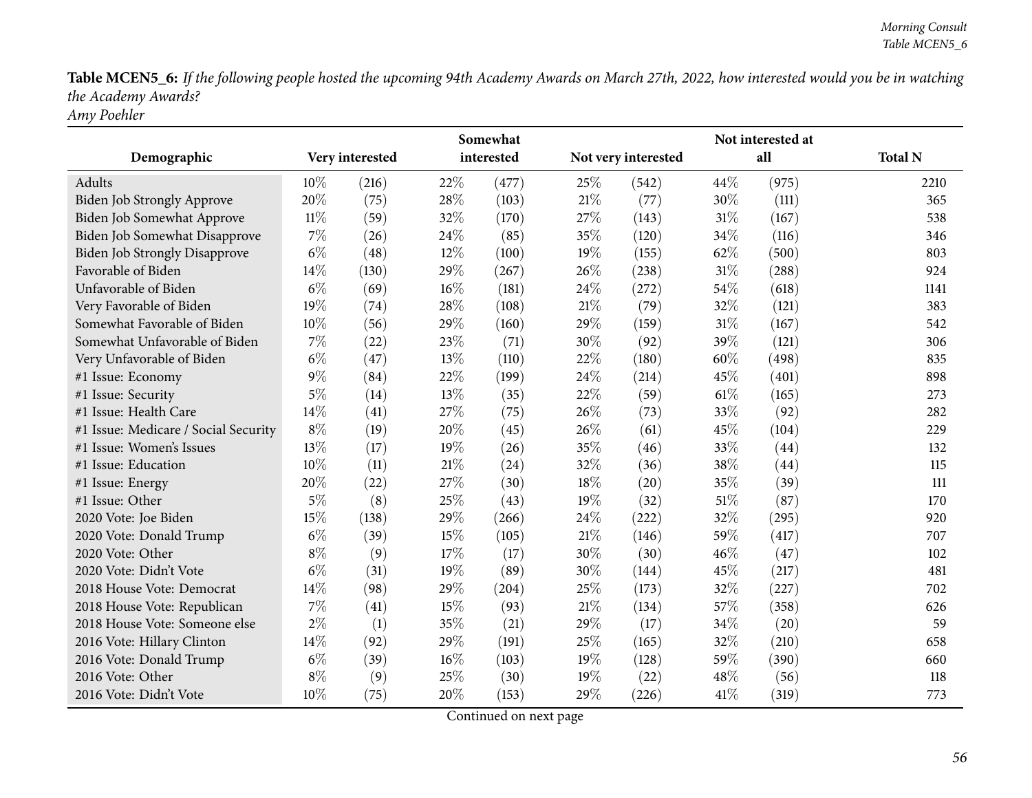**Table MCEN5_6:** *If the following people hosted the upcoming 94th Academy Awards on March 27th, 2022, how interested would you be in watching the Academy Awards?*
*Amy Poehler*

| Demographic | Very interested | | Somewhat interested | | Not very interested | | Not interested at all | | Total N |
|---|---|---|---|---|---|---|---|---|---|
| Adults | 10% | (216) | 22% | (477) | 25% | (542) | 44% | (975) | 2210 |
| Biden Job Strongly Approve | 20% | (75) | 28% | (103) | 21% | (77) | 30% | (111) | 365 |
| Biden Job Somewhat Approve | 11% | (59) | 32% | (170) | 27% | (143) | 31% | (167) | 538 |
| Biden Job Somewhat Disapprove | 7% | (26) | 24% | (85) | 35% | (120) | 34% | (116) | 346 |
| Biden Job Strongly Disapprove | 6% | (48) | 12% | (100) | 19% | (155) | 62% | (500) | 803 |
| Favorable of Biden | 14% | (130) | 29% | (267) | 26% | (238) | 31% | (288) | 924 |
| Unfavorable of Biden | 6% | (69) | 16% | (181) | 24% | (272) | 54% | (618) | 1141 |
| Very Favorable of Biden | 19% | (74) | 28% | (108) | 21% | (79) | 32% | (121) | 383 |
| Somewhat Favorable of Biden | 10% | (56) | 29% | (160) | 29% | (159) | 31% | (167) | 542 |
| Somewhat Unfavorable of Biden | 7% | (22) | 23% | (71) | 30% | (92) | 39% | (121) | 306 |
| Very Unfavorable of Biden | 6% | (47) | 13% | (110) | 22% | (180) | 60% | (498) | 835 |
| #1 Issue: Economy | 9% | (84) | 22% | (199) | 24% | (214) | 45% | (401) | 898 |
| #1 Issue: Security | 5% | (14) | 13% | (35) | 22% | (59) | 61% | (165) | 273 |
| #1 Issue: Health Care | 14% | (41) | 27% | (75) | 26% | (73) | 33% | (92) | 282 |
| #1 Issue: Medicare / Social Security | 8% | (19) | 20% | (45) | 26% | (61) | 45% | (104) | 229 |
| #1 Issue: Women's Issues | 13% | (17) | 19% | (26) | 35% | (46) | 33% | (44) | 132 |
| #1 Issue: Education | 10% | (11) | 21% | (24) | 32% | (36) | 38% | (44) | 115 |
| #1 Issue: Energy | 20% | (22) | 27% | (30) | 18% | (20) | 35% | (39) | 111 |
| #1 Issue: Other | 5% | (8) | 25% | (43) | 19% | (32) | 51% | (87) | 170 |
| 2020 Vote: Joe Biden | 15% | (138) | 29% | (266) | 24% | (222) | 32% | (295) | 920 |
| 2020 Vote: Donald Trump | 6% | (39) | 15% | (105) | 21% | (146) | 59% | (417) | 707 |
| 2020 Vote: Other | 8% | (9) | 17% | (17) | 30% | (30) | 46% | (47) | 102 |
| 2020 Vote: Didn't Vote | 6% | (31) | 19% | (89) | 30% | (144) | 45% | (217) | 481 |
| 2018 House Vote: Democrat | 14% | (98) | 29% | (204) | 25% | (173) | 32% | (227) | 702 |
| 2018 House Vote: Republican | 7% | (41) | 15% | (93) | 21% | (134) | 57% | (358) | 626 |
| 2018 House Vote: Someone else | 2% | (1) | 35% | (21) | 29% | (17) | 34% | (20) | 59 |
| 2016 Vote: Hillary Clinton | 14% | (92) | 29% | (191) | 25% | (165) | 32% | (210) | 658 |
| 2016 Vote: Donald Trump | 6% | (39) | 16% | (103) | 19% | (128) | 59% | (390) | 660 |
| 2016 Vote: Other | 8% | (9) | 25% | (30) | 19% | (22) | 48% | (56) | 118 |
| 2016 Vote: Didn't Vote | 10% | (75) | 20% | (153) | 29% | (226) | 41% | (319) | 773 |

Continued on next page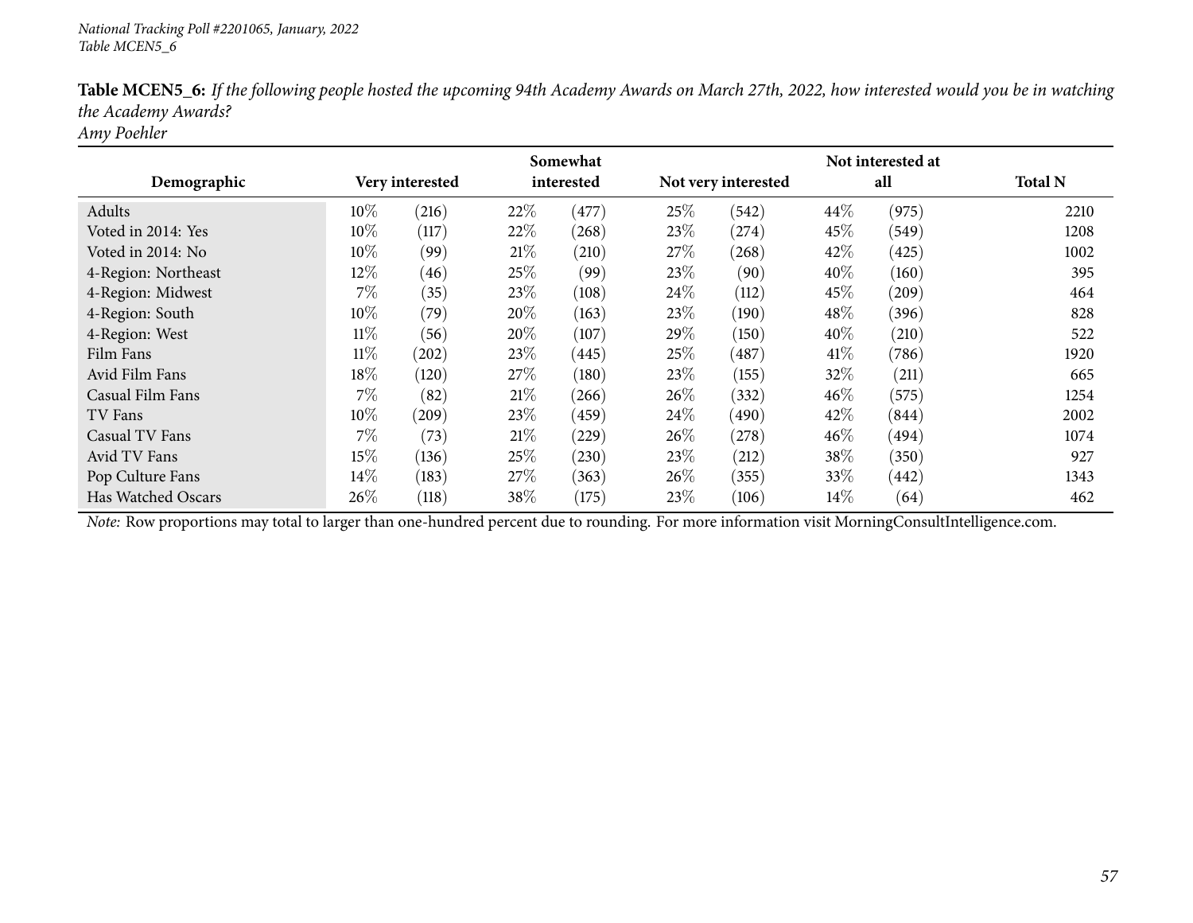*National Tracking Poll #2201065, January, 2022*
*Table MCEN5_6*

**Table MCEN5_6:** *If the following people hosted the upcoming 94th Academy Awards on March 27th, 2022, how interested would you be in watching the Academy Awards?*
*Amy Poehler*

| Demographic | Very interested | | Somewhat interested | | Not very interested | | Not interested at all | | Total N |
|---|---|---|---|---|---|---|---|---|---|
| Adults | 10% | (216) | 22% | (477) | 25% | (542) | 44% | (975) | 2210 |
| Voted in 2014: Yes | 10% | (117) | 22% | (268) | 23% | (274) | 45% | (549) | 1208 |
| Voted in 2014: No | 10% | (99) | 21% | (210) | 27% | (268) | 42% | (425) | 1002 |
| 4-Region: Northeast | 12% | (46) | 25% | (99) | 23% | (90) | 40% | (160) | 395 |
| 4-Region: Midwest | 7% | (35) | 23% | (108) | 24% | (112) | 45% | (209) | 464 |
| 4-Region: South | 10% | (79) | 20% | (163) | 23% | (190) | 48% | (396) | 828 |
| 4-Region: West | 11% | (56) | 20% | (107) | 29% | (150) | 40% | (210) | 522 |
| Film Fans | 11% | (202) | 23% | (445) | 25% | (487) | 41% | (786) | 1920 |
| Avid Film Fans | 18% | (120) | 27% | (180) | 23% | (155) | 32% | (211) | 665 |
| Casual Film Fans | 7% | (82) | 21% | (266) | 26% | (332) | 46% | (575) | 1254 |
| TV Fans | 10% | (209) | 23% | (459) | 24% | (490) | 42% | (844) | 2002 |
| Casual TV Fans | 7% | (73) | 21% | (229) | 26% | (278) | 46% | (494) | 1074 |
| Avid TV Fans | 15% | (136) | 25% | (230) | 23% | (212) | 38% | (350) | 927 |
| Pop Culture Fans | 14% | (183) | 27% | (363) | 26% | (355) | 33% | (442) | 1343 |
| Has Watched Oscars | 26% | (118) | 38% | (175) | 23% | (106) | 14% | (64) | 462 |

*Note:* Row proportions may total to larger than one-hundred percent due to rounding. For more information visit MorningConsultIntelligence.com.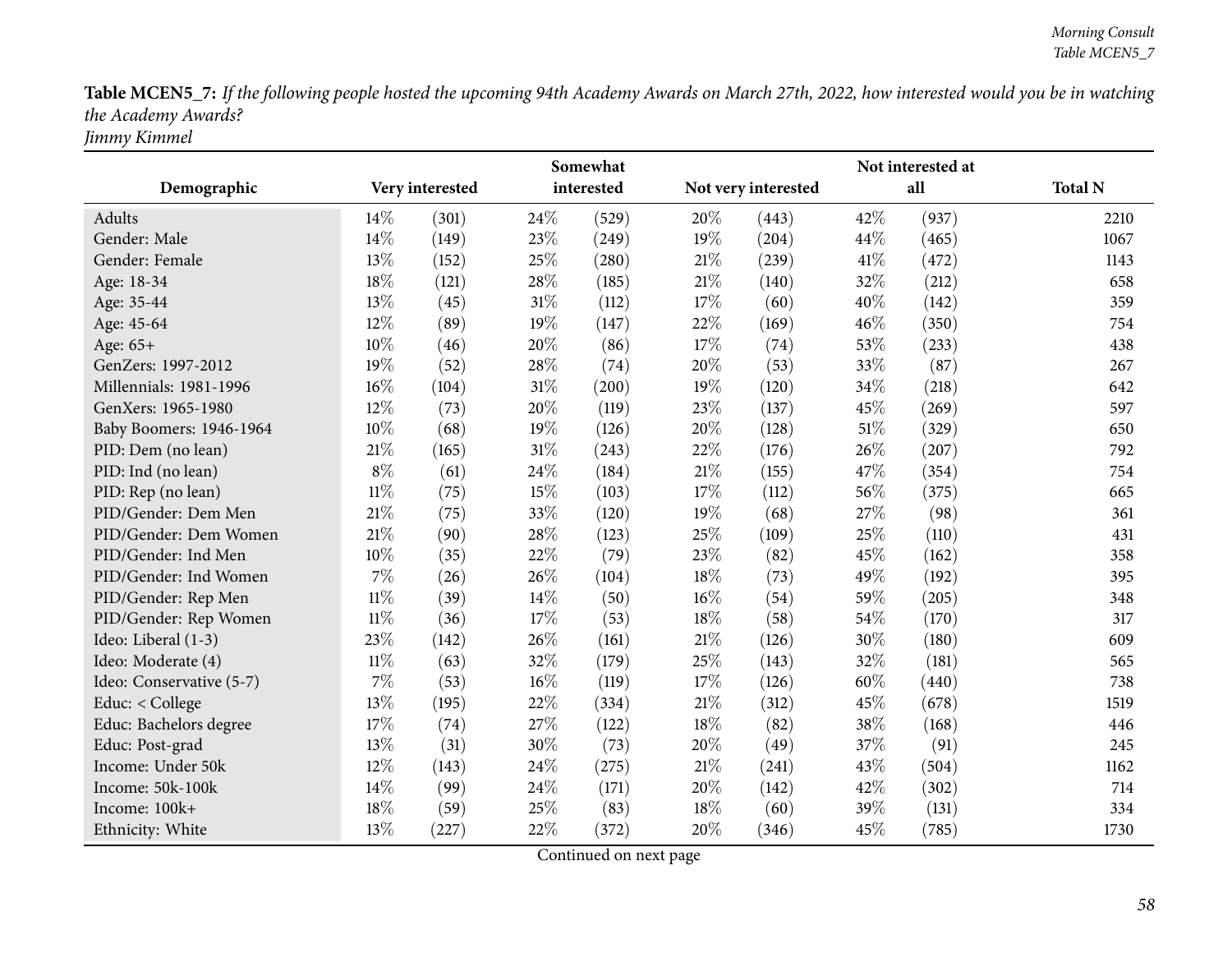**Table MCEN5_7:** *If the following people hosted the upcoming 94th Academy Awards on March 27th, 2022, how interested would you be in watching the Academy Awards?*
*Jimmy Kimmel*

| Demographic | Very interested | | Somewhat interested | | Not very interested | | Not interested at all | | Total N |
|---|---|---|---|---|---|---|---|---|---|
| Adults | 14% | (301) | 24% | (529) | 20% | (443) | 42% | (937) | 2210 |
| Gender: Male | 14% | (149) | 23% | (249) | 19% | (204) | 44% | (465) | 1067 |
| Gender: Female | 13% | (152) | 25% | (280) | 21% | (239) | 41% | (472) | 1143 |
| Age: 18-34 | 18% | (121) | 28% | (185) | 21% | (140) | 32% | (212) | 658 |
| Age: 35-44 | 13% | (45) | 31% | (112) | 17% | (60) | 40% | (142) | 359 |
| Age: 45-64 | 12% | (89) | 19% | (147) | 22% | (169) | 46% | (350) | 754 |
| Age: 65+ | 10% | (46) | 20% | (86) | 17% | (74) | 53% | (233) | 438 |
| GenZers: 1997-2012 | 19% | (52) | 28% | (74) | 20% | (53) | 33% | (87) | 267 |
| Millennials: 1981-1996 | 16% | (104) | 31% | (200) | 19% | (120) | 34% | (218) | 642 |
| GenXers: 1965-1980 | 12% | (73) | 20% | (119) | 23% | (137) | 45% | (269) | 597 |
| Baby Boomers: 1946-1964 | 10% | (68) | 19% | (126) | 20% | (128) | 51% | (329) | 650 |
| PID: Dem (no lean) | 21% | (165) | 31% | (243) | 22% | (176) | 26% | (207) | 792 |
| PID: Ind (no lean) | 8% | (61) | 24% | (184) | 21% | (155) | 47% | (354) | 754 |
| PID: Rep (no lean) | 11% | (75) | 15% | (103) | 17% | (112) | 56% | (375) | 665 |
| PID/Gender: Dem Men | 21% | (75) | 33% | (120) | 19% | (68) | 27% | (98) | 361 |
| PID/Gender: Dem Women | 21% | (90) | 28% | (123) | 25% | (109) | 25% | (110) | 431 |
| PID/Gender: Ind Men | 10% | (35) | 22% | (79) | 23% | (82) | 45% | (162) | 358 |
| PID/Gender: Ind Women | 7% | (26) | 26% | (104) | 18% | (73) | 49% | (192) | 395 |
| PID/Gender: Rep Men | 11% | (39) | 14% | (50) | 16% | (54) | 59% | (205) | 348 |
| PID/Gender: Rep Women | 11% | (36) | 17% | (53) | 18% | (58) | 54% | (170) | 317 |
| Ideo: Liberal (1-3) | 23% | (142) | 26% | (161) | 21% | (126) | 30% | (180) | 609 |
| Ideo: Moderate (4) | 11% | (63) | 32% | (179) | 25% | (143) | 32% | (181) | 565 |
| Ideo: Conservative (5-7) | 7% | (53) | 16% | (119) | 17% | (126) | 60% | (440) | 738 |
| Educ: < College | 13% | (195) | 22% | (334) | 21% | (312) | 45% | (678) | 1519 |
| Educ: Bachelors degree | 17% | (74) | 27% | (122) | 18% | (82) | 38% | (168) | 446 |
| Educ: Post-grad | 13% | (31) | 30% | (73) | 20% | (49) | 37% | (91) | 245 |
| Income: Under 50k | 12% | (143) | 24% | (275) | 21% | (241) | 43% | (504) | 1162 |
| Income: 50k-100k | 14% | (99) | 24% | (171) | 20% | (142) | 42% | (302) | 714 |
| Income: 100k+ | 18% | (59) | 25% | (83) | 18% | (60) | 39% | (131) | 334 |
| Ethnicity: White | 13% | (227) | 22% | (372) | 20% | (346) | 45% | (785) | 1730 |

Continued on next page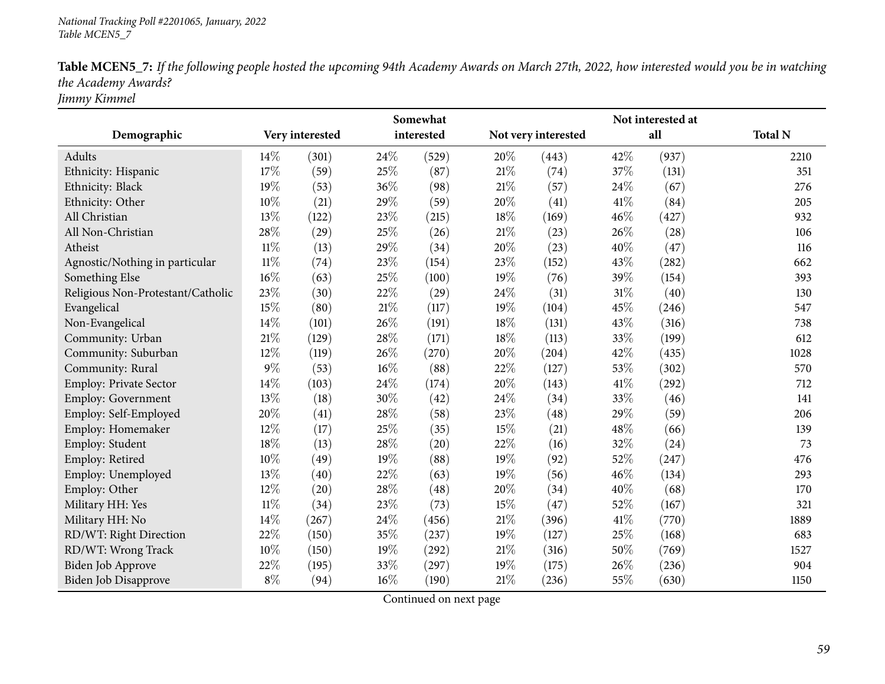*National Tracking Poll #2201065, January, 2022*
*Table MCEN5_7*

**Table MCEN5_7:** *If the following people hosted the upcoming 94th Academy Awards on March 27th, 2022, how interested would you be in watching the Academy Awards?*
*Jimmy Kimmel*

| Demographic | Very interested | | Somewhat interested | | Not very interested | | Not interested at all | | Total N |
|---|---|---|---|---|---|---|---|---|---|
| Adults | 14% | (301) | 24% | (529) | 20% | (443) | 42% | (937) | 2210 |
| Ethnicity: Hispanic | 17% | (59) | 25% | (87) | 21% | (74) | 37% | (131) | 351 |
| Ethnicity: Black | 19% | (53) | 36% | (98) | 21% | (57) | 24% | (67) | 276 |
| Ethnicity: Other | 10% | (21) | 29% | (59) | 20% | (41) | 41% | (84) | 205 |
| All Christian | 13% | (122) | 23% | (215) | 18% | (169) | 46% | (427) | 932 |
| All Non-Christian | 28% | (29) | 25% | (26) | 21% | (23) | 26% | (28) | 106 |
| Atheist | 11% | (13) | 29% | (34) | 20% | (23) | 40% | (47) | 116 |
| Agnostic/Nothing in particular | 11% | (74) | 23% | (154) | 23% | (152) | 43% | (282) | 662 |
| Something Else | 16% | (63) | 25% | (100) | 19% | (76) | 39% | (154) | 393 |
| Religious Non-Protestant/Catholic | 23% | (30) | 22% | (29) | 24% | (31) | 31% | (40) | 130 |
| Evangelical | 15% | (80) | 21% | (117) | 19% | (104) | 45% | (246) | 547 |
| Non-Evangelical | 14% | (101) | 26% | (191) | 18% | (131) | 43% | (316) | 738 |
| Community: Urban | 21% | (129) | 28% | (171) | 18% | (113) | 33% | (199) | 612 |
| Community: Suburban | 12% | (119) | 26% | (270) | 20% | (204) | 42% | (435) | 1028 |
| Community: Rural | 9% | (53) | 16% | (88) | 22% | (127) | 53% | (302) | 570 |
| Employ: Private Sector | 14% | (103) | 24% | (174) | 20% | (143) | 41% | (292) | 712 |
| Employ: Government | 13% | (18) | 30% | (42) | 24% | (34) | 33% | (46) | 141 |
| Employ: Self-Employed | 20% | (41) | 28% | (58) | 23% | (48) | 29% | (59) | 206 |
| Employ: Homemaker | 12% | (17) | 25% | (35) | 15% | (21) | 48% | (66) | 139 |
| Employ: Student | 18% | (13) | 28% | (20) | 22% | (16) | 32% | (24) | 73 |
| Employ: Retired | 10% | (49) | 19% | (88) | 19% | (92) | 52% | (247) | 476 |
| Employ: Unemployed | 13% | (40) | 22% | (63) | 19% | (56) | 46% | (134) | 293 |
| Employ: Other | 12% | (20) | 28% | (48) | 20% | (34) | 40% | (68) | 170 |
| Military HH: Yes | 11% | (34) | 23% | (73) | 15% | (47) | 52% | (167) | 321 |
| Military HH: No | 14% | (267) | 24% | (456) | 21% | (396) | 41% | (770) | 1889 |
| RD/WT: Right Direction | 22% | (150) | 35% | (237) | 19% | (127) | 25% | (168) | 683 |
| RD/WT: Wrong Track | 10% | (150) | 19% | (292) | 21% | (316) | 50% | (769) | 1527 |
| Biden Job Approve | 22% | (195) | 33% | (297) | 19% | (175) | 26% | (236) | 904 |
| Biden Job Disapprove | 8% | (94) | 16% | (190) | 21% | (236) | 55% | (630) | 1150 |

Continued on next page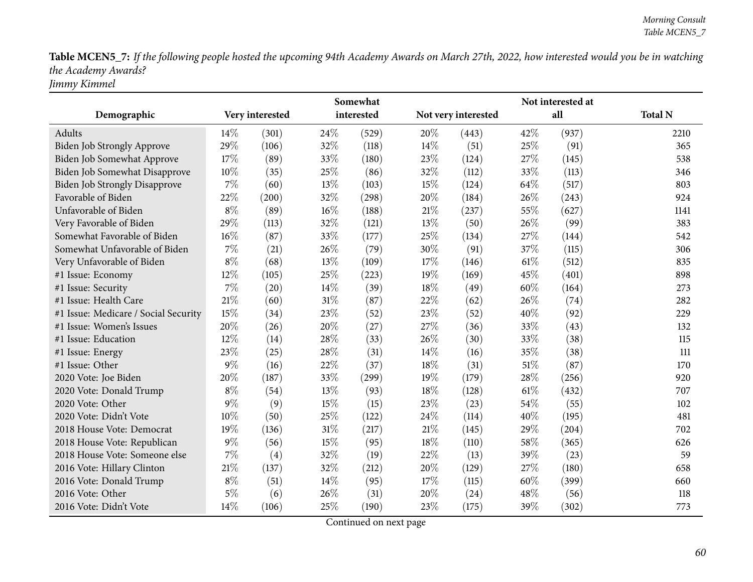**Table MCEN5_7:** *If the following people hosted the upcoming 94th Academy Awards on March 27th, 2022, how interested would you be in watching the Academy Awards?*
*Jimmy Kimmel*

| Demographic | Very interested | | Somewhat interested | | Not very interested | | Not interested at all | | Total N |
|---|---|---|---|---|---|---|---|---|---|
| Adults | 14% | (301) | 24% | (529) | 20% | (443) | 42% | (937) | 2210 |
| Biden Job Strongly Approve | 29% | (106) | 32% | (118) | 14% | (51) | 25% | (91) | 365 |
| Biden Job Somewhat Approve | 17% | (89) | 33% | (180) | 23% | (124) | 27% | (145) | 538 |
| Biden Job Somewhat Disapprove | 10% | (35) | 25% | (86) | 32% | (112) | 33% | (113) | 346 |
| Biden Job Strongly Disapprove | 7% | (60) | 13% | (103) | 15% | (124) | 64% | (517) | 803 |
| Favorable of Biden | 22% | (200) | 32% | (298) | 20% | (184) | 26% | (243) | 924 |
| Unfavorable of Biden | 8% | (89) | 16% | (188) | 21% | (237) | 55% | (627) | 1141 |
| Very Favorable of Biden | 29% | (113) | 32% | (121) | 13% | (50) | 26% | (99) | 383 |
| Somewhat Favorable of Biden | 16% | (87) | 33% | (177) | 25% | (134) | 27% | (144) | 542 |
| Somewhat Unfavorable of Biden | 7% | (21) | 26% | (79) | 30% | (91) | 37% | (115) | 306 |
| Very Unfavorable of Biden | 8% | (68) | 13% | (109) | 17% | (146) | 61% | (512) | 835 |
| #1 Issue: Economy | 12% | (105) | 25% | (223) | 19% | (169) | 45% | (401) | 898 |
| #1 Issue: Security | 7% | (20) | 14% | (39) | 18% | (49) | 60% | (164) | 273 |
| #1 Issue: Health Care | 21% | (60) | 31% | (87) | 22% | (62) | 26% | (74) | 282 |
| #1 Issue: Medicare / Social Security | 15% | (34) | 23% | (52) | 23% | (52) | 40% | (92) | 229 |
| #1 Issue: Women's Issues | 20% | (26) | 20% | (27) | 27% | (36) | 33% | (43) | 132 |
| #1 Issue: Education | 12% | (14) | 28% | (33) | 26% | (30) | 33% | (38) | 115 |
| #1 Issue: Energy | 23% | (25) | 28% | (31) | 14% | (16) | 35% | (38) | 111 |
| #1 Issue: Other | 9% | (16) | 22% | (37) | 18% | (31) | 51% | (87) | 170 |
| 2020 Vote: Joe Biden | 20% | (187) | 33% | (299) | 19% | (179) | 28% | (256) | 920 |
| 2020 Vote: Donald Trump | 8% | (54) | 13% | (93) | 18% | (128) | 61% | (432) | 707 |
| 2020 Vote: Other | 9% | (9) | 15% | (15) | 23% | (23) | 54% | (55) | 102 |
| 2020 Vote: Didn't Vote | 10% | (50) | 25% | (122) | 24% | (114) | 40% | (195) | 481 |
| 2018 House Vote: Democrat | 19% | (136) | 31% | (217) | 21% | (145) | 29% | (204) | 702 |
| 2018 House Vote: Republican | 9% | (56) | 15% | (95) | 18% | (110) | 58% | (365) | 626 |
| 2018 House Vote: Someone else | 7% | (4) | 32% | (19) | 22% | (13) | 39% | (23) | 59 |
| 2016 Vote: Hillary Clinton | 21% | (137) | 32% | (212) | 20% | (129) | 27% | (180) | 658 |
| 2016 Vote: Donald Trump | 8% | (51) | 14% | (95) | 17% | (115) | 60% | (399) | 660 |
| 2016 Vote: Other | 5% | (6) | 26% | (31) | 20% | (24) | 48% | (56) | 118 |
| 2016 Vote: Didn't Vote | 14% | (106) | 25% | (190) | 23% | (175) | 39% | (302) | 773 |

Continued on next page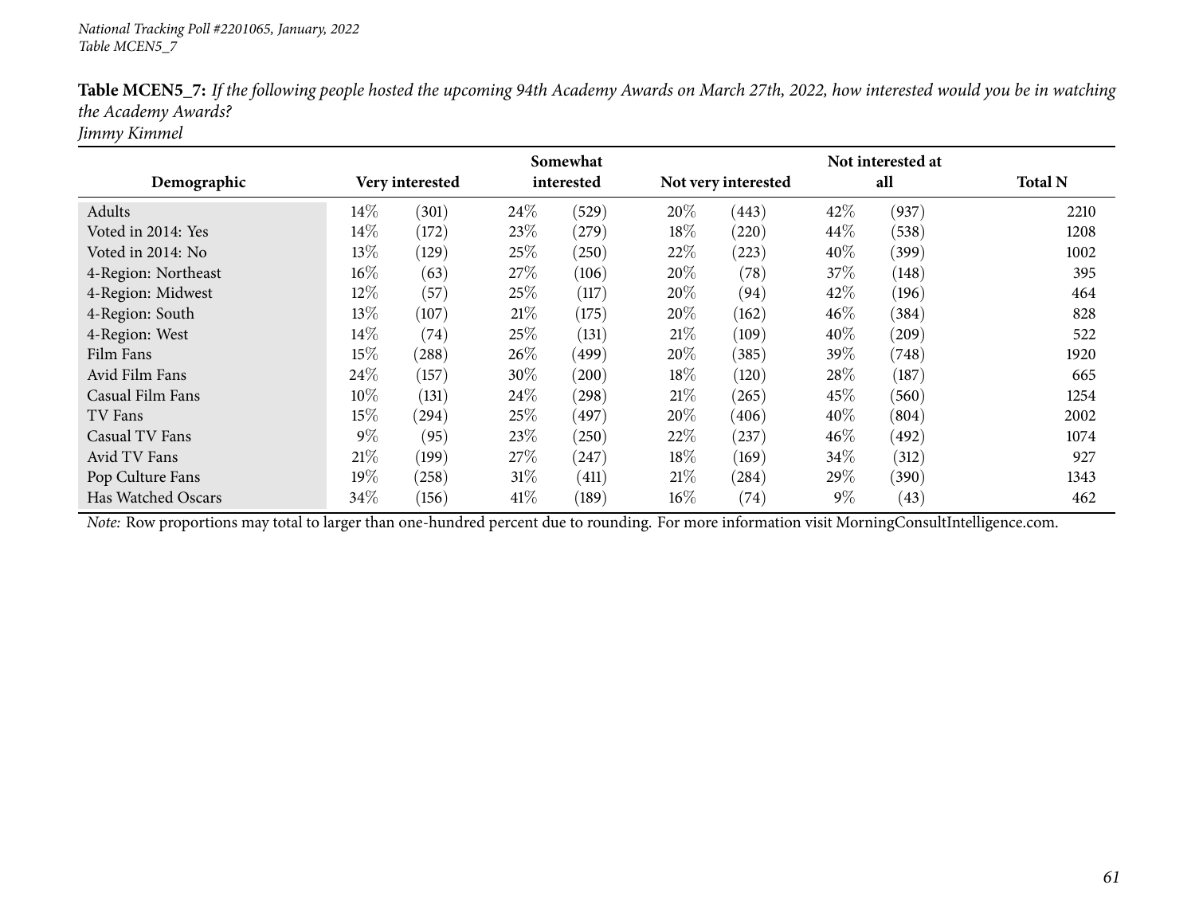*National Tracking Poll #2201065, January, 2022*
*Table MCEN5_7*

**Table MCEN5_7:** *If the following people hosted the upcoming 94th Academy Awards on March 27th, 2022, how interested would you be in watching the Academy Awards?*
*Jimmy Kimmel*

| Demographic | Very interested | | Somewhat interested | | Not very interested | | Not interested at all | | Total N |
|---|---|---|---|---|---|---|---|---|---|
| Adults | 14% | (301) | 24% | (529) | 20% | (443) | 42% | (937) | 2210 |
| Voted in 2014: Yes | 14% | (172) | 23% | (279) | 18% | (220) | 44% | (538) | 1208 |
| Voted in 2014: No | 13% | (129) | 25% | (250) | 22% | (223) | 40% | (399) | 1002 |
| 4-Region: Northeast | 16% | (63) | 27% | (106) | 20% | (78) | 37% | (148) | 395 |
| 4-Region: Midwest | 12% | (57) | 25% | (117) | 20% | (94) | 42% | (196) | 464 |
| 4-Region: South | 13% | (107) | 21% | (175) | 20% | (162) | 46% | (384) | 828 |
| 4-Region: West | 14% | (74) | 25% | (131) | 21% | (109) | 40% | (209) | 522 |
| Film Fans | 15% | (288) | 26% | (499) | 20% | (385) | 39% | (748) | 1920 |
| Avid Film Fans | 24% | (157) | 30% | (200) | 18% | (120) | 28% | (187) | 665 |
| Casual Film Fans | 10% | (131) | 24% | (298) | 21% | (265) | 45% | (560) | 1254 |
| TV Fans | 15% | (294) | 25% | (497) | 20% | (406) | 40% | (804) | 2002 |
| Casual TV Fans | 9% | (95) | 23% | (250) | 22% | (237) | 46% | (492) | 1074 |
| Avid TV Fans | 21% | (199) | 27% | (247) | 18% | (169) | 34% | (312) | 927 |
| Pop Culture Fans | 19% | (258) | 31% | (411) | 21% | (284) | 29% | (390) | 1343 |
| Has Watched Oscars | 34% | (156) | 41% | (189) | 16% | (74) | 9% | (43) | 462 |

*Note:* Row proportions may total to larger than one-hundred percent due to rounding. For more information visit MorningConsultIntelligence.com.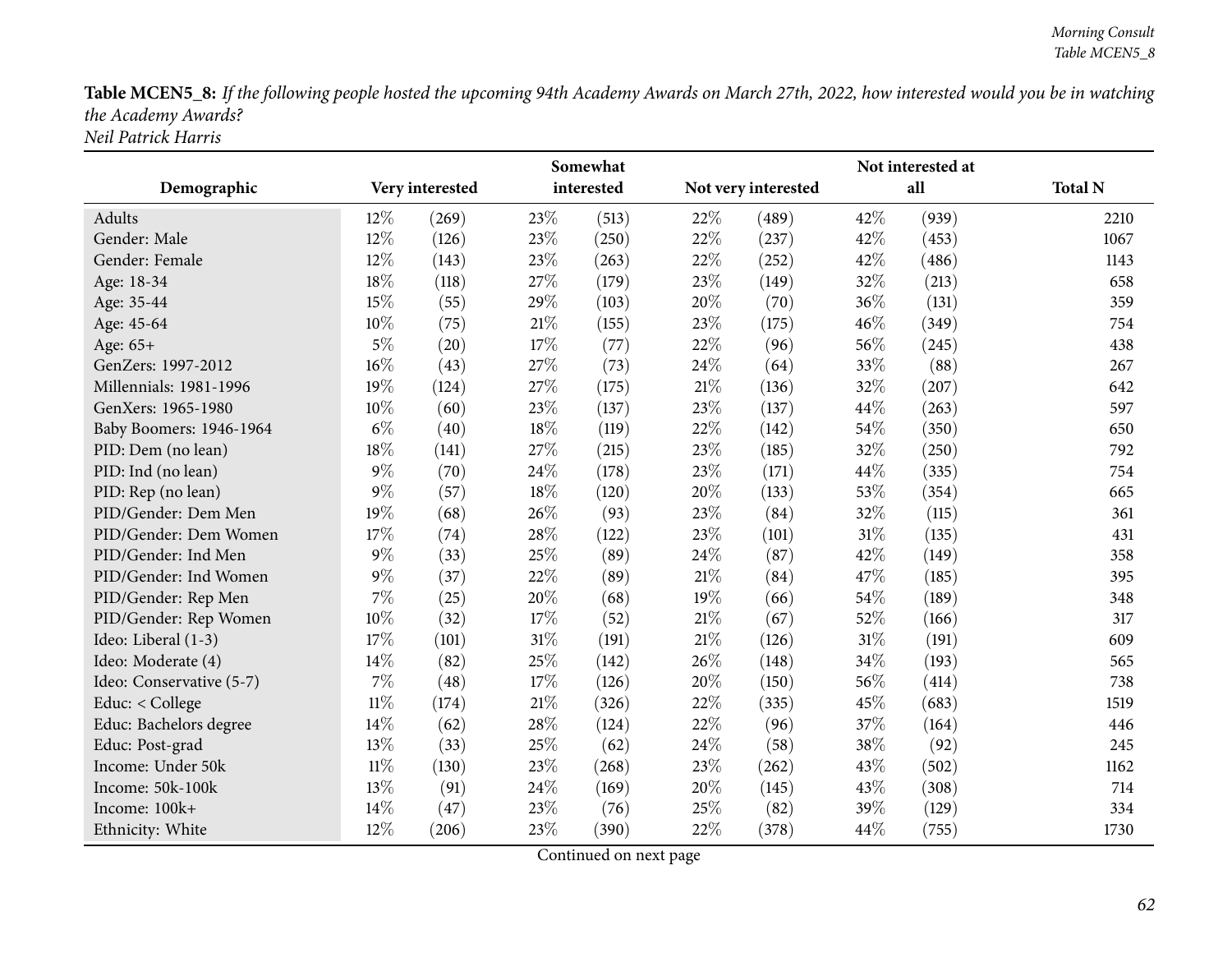**Table MCEN5_8:** *If the following people hosted the upcoming 94th Academy Awards on March 27th, 2022, how interested would you be in watching the Academy Awards?*
*Neil Patrick Harris*

| Demographic | Very interested | | Somewhat interested | | Not very interested | | Not interested at all | | Total N |
|---|---|---|---|---|---|---|---|---|---|
| Adults | 12% | (269) | 23% | (513) | 22% | (489) | 42% | (939) | 2210 |
| Gender: Male | 12% | (126) | 23% | (250) | 22% | (237) | 42% | (453) | 1067 |
| Gender: Female | 12% | (143) | 23% | (263) | 22% | (252) | 42% | (486) | 1143 |
| Age: 18-34 | 18% | (118) | 27% | (179) | 23% | (149) | 32% | (213) | 658 |
| Age: 35-44 | 15% | (55) | 29% | (103) | 20% | (70) | 36% | (131) | 359 |
| Age: 45-64 | 10% | (75) | 21% | (155) | 23% | (175) | 46% | (349) | 754 |
| Age: 65+ | 5% | (20) | 17% | (77) | 22% | (96) | 56% | (245) | 438 |
| GenZers: 1997-2012 | 16% | (43) | 27% | (73) | 24% | (64) | 33% | (88) | 267 |
| Millennials: 1981-1996 | 19% | (124) | 27% | (175) | 21% | (136) | 32% | (207) | 642 |
| GenXers: 1965-1980 | 10% | (60) | 23% | (137) | 23% | (137) | 44% | (263) | 597 |
| Baby Boomers: 1946-1964 | 6% | (40) | 18% | (119) | 22% | (142) | 54% | (350) | 650 |
| PID: Dem (no lean) | 18% | (141) | 27% | (215) | 23% | (185) | 32% | (250) | 792 |
| PID: Ind (no lean) | 9% | (70) | 24% | (178) | 23% | (171) | 44% | (335) | 754 |
| PID: Rep (no lean) | 9% | (57) | 18% | (120) | 20% | (133) | 53% | (354) | 665 |
| PID/Gender: Dem Men | 19% | (68) | 26% | (93) | 23% | (84) | 32% | (115) | 361 |
| PID/Gender: Dem Women | 17% | (74) | 28% | (122) | 23% | (101) | 31% | (135) | 431 |
| PID/Gender: Ind Men | 9% | (33) | 25% | (89) | 24% | (87) | 42% | (149) | 358 |
| PID/Gender: Ind Women | 9% | (37) | 22% | (89) | 21% | (84) | 47% | (185) | 395 |
| PID/Gender: Rep Men | 7% | (25) | 20% | (68) | 19% | (66) | 54% | (189) | 348 |
| PID/Gender: Rep Women | 10% | (32) | 17% | (52) | 21% | (67) | 52% | (166) | 317 |
| Ideo: Liberal (1-3) | 17% | (101) | 31% | (191) | 21% | (126) | 31% | (191) | 609 |
| Ideo: Moderate (4) | 14% | (82) | 25% | (142) | 26% | (148) | 34% | (193) | 565 |
| Ideo: Conservative (5-7) | 7% | (48) | 17% | (126) | 20% | (150) | 56% | (414) | 738 |
| Educ: < College | 11% | (174) | 21% | (326) | 22% | (335) | 45% | (683) | 1519 |
| Educ: Bachelors degree | 14% | (62) | 28% | (124) | 22% | (96) | 37% | (164) | 446 |
| Educ: Post-grad | 13% | (33) | 25% | (62) | 24% | (58) | 38% | (92) | 245 |
| Income: Under 50k | 11% | (130) | 23% | (268) | 23% | (262) | 43% | (502) | 1162 |
| Income: 50k-100k | 13% | (91) | 24% | (169) | 20% | (145) | 43% | (308) | 714 |
| Income: 100k+ | 14% | (47) | 23% | (76) | 25% | (82) | 39% | (129) | 334 |
| Ethnicity: White | 12% | (206) | 23% | (390) | 22% | (378) | 44% | (755) | 1730 |

Continued on next page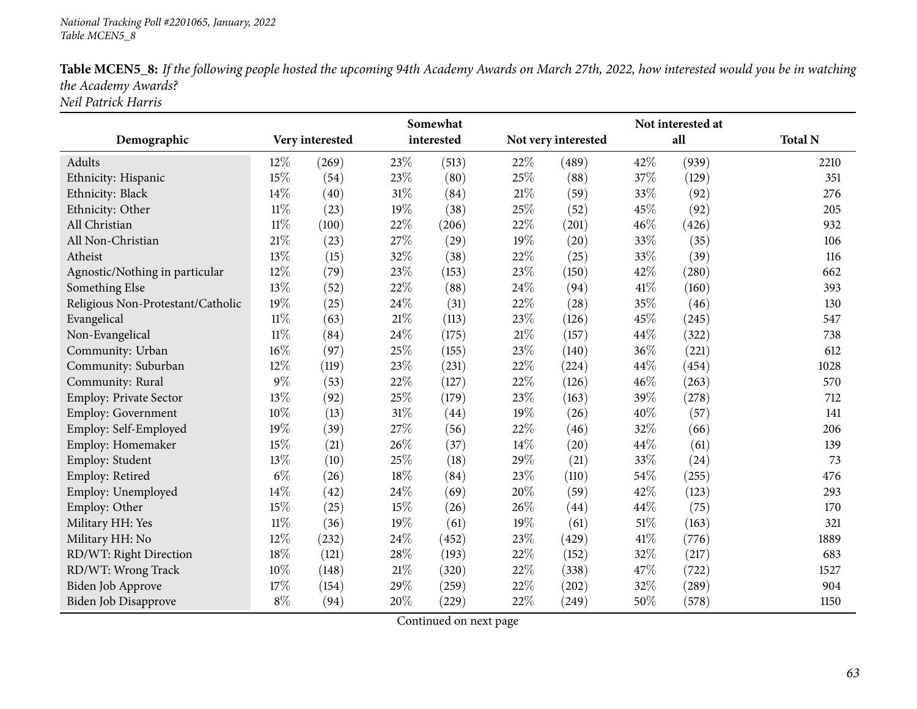*National Tracking Poll #2201065, January, 2022*
*Table MCEN5_8*

**Table MCEN5_8:** *If the following people hosted the upcoming 94th Academy Awards on March 27th, 2022, how interested would you be in watching the Academy Awards?*
*Neil Patrick Harris*

| Demographic | Very interested | | Somewhat interested | | Not very interested | | Not interested at all | | Total N |
|---|---|---|---|---|---|---|---|---|---|
| Adults | 12% | (269) | 23% | (513) | 22% | (489) | 42% | (939) | 2210 |
| Ethnicity: Hispanic | 15% | (54) | 23% | (80) | 25% | (88) | 37% | (129) | 351 |
| Ethnicity: Black | 14% | (40) | 31% | (84) | 21% | (59) | 33% | (92) | 276 |
| Ethnicity: Other | 11% | (23) | 19% | (38) | 25% | (52) | 45% | (92) | 205 |
| All Christian | 11% | (100) | 22% | (206) | 22% | (201) | 46% | (426) | 932 |
| All Non-Christian | 21% | (23) | 27% | (29) | 19% | (20) | 33% | (35) | 106 |
| Atheist | 13% | (15) | 32% | (38) | 22% | (25) | 33% | (39) | 116 |
| Agnostic/Nothing in particular | 12% | (79) | 23% | (153) | 23% | (150) | 42% | (280) | 662 |
| Something Else | 13% | (52) | 22% | (88) | 24% | (94) | 41% | (160) | 393 |
| Religious Non-Protestant/Catholic | 19% | (25) | 24% | (31) | 22% | (28) | 35% | (46) | 130 |
| Evangelical | 11% | (63) | 21% | (113) | 23% | (126) | 45% | (245) | 547 |
| Non-Evangelical | 11% | (84) | 24% | (175) | 21% | (157) | 44% | (322) | 738 |
| Community: Urban | 16% | (97) | 25% | (155) | 23% | (140) | 36% | (221) | 612 |
| Community: Suburban | 12% | (119) | 23% | (231) | 22% | (224) | 44% | (454) | 1028 |
| Community: Rural | 9% | (53) | 22% | (127) | 22% | (126) | 46% | (263) | 570 |
| Employ: Private Sector | 13% | (92) | 25% | (179) | 23% | (163) | 39% | (278) | 712 |
| Employ: Government | 10% | (13) | 31% | (44) | 19% | (26) | 40% | (57) | 141 |
| Employ: Self-Employed | 19% | (39) | 27% | (56) | 22% | (46) | 32% | (66) | 206 |
| Employ: Homemaker | 15% | (21) | 26% | (37) | 14% | (20) | 44% | (61) | 139 |
| Employ: Student | 13% | (10) | 25% | (18) | 29% | (21) | 33% | (24) | 73 |
| Employ: Retired | 6% | (26) | 18% | (84) | 23% | (110) | 54% | (255) | 476 |
| Employ: Unemployed | 14% | (42) | 24% | (69) | 20% | (59) | 42% | (123) | 293 |
| Employ: Other | 15% | (25) | 15% | (26) | 26% | (44) | 44% | (75) | 170 |
| Military HH: Yes | 11% | (36) | 19% | (61) | 19% | (61) | 51% | (163) | 321 |
| Military HH: No | 12% | (232) | 24% | (452) | 23% | (429) | 41% | (776) | 1889 |
| RD/WT: Right Direction | 18% | (121) | 28% | (193) | 22% | (152) | 32% | (217) | 683 |
| RD/WT: Wrong Track | 10% | (148) | 21% | (320) | 22% | (338) | 47% | (722) | 1527 |
| Biden Job Approve | 17% | (154) | 29% | (259) | 22% | (202) | 32% | (289) | 904 |
| Biden Job Disapprove | 8% | (94) | 20% | (229) | 22% | (249) | 50% | (578) | 1150 |

Continued on next page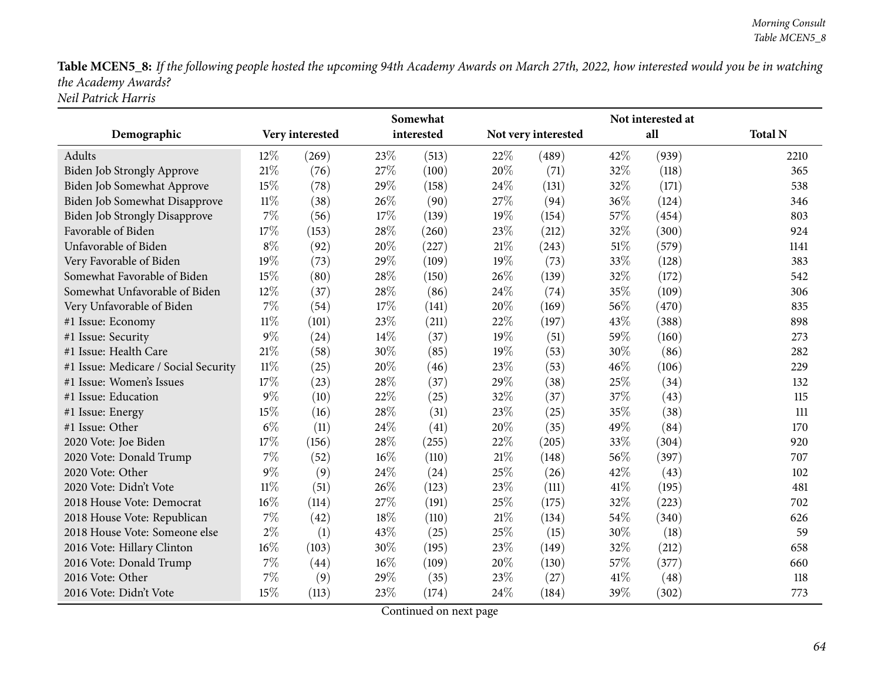**Table MCEN5_8:** *If the following people hosted the upcoming 94th Academy Awards on March 27th, 2022, how interested would you be in watching the Academy Awards?*
*Neil Patrick Harris*

| Demographic | Very interested | | Somewhat interested | | Not very interested | | Not interested at all | | Total N |
|---|---|---|---|---|---|---|---|---|---|
| Adults | 12% | (269) | 23% | (513) | 22% | (489) | 42% | (939) | 2210 |
| Biden Job Strongly Approve | 21% | (76) | 27% | (100) | 20% | (71) | 32% | (118) | 365 |
| Biden Job Somewhat Approve | 15% | (78) | 29% | (158) | 24% | (131) | 32% | (171) | 538 |
| Biden Job Somewhat Disapprove | 11% | (38) | 26% | (90) | 27% | (94) | 36% | (124) | 346 |
| Biden Job Strongly Disapprove | 7% | (56) | 17% | (139) | 19% | (154) | 57% | (454) | 803 |
| Favorable of Biden | 17% | (153) | 28% | (260) | 23% | (212) | 32% | (300) | 924 |
| Unfavorable of Biden | 8% | (92) | 20% | (227) | 21% | (243) | 51% | (579) | 1141 |
| Very Favorable of Biden | 19% | (73) | 29% | (109) | 19% | (73) | 33% | (128) | 383 |
| Somewhat Favorable of Biden | 15% | (80) | 28% | (150) | 26% | (139) | 32% | (172) | 542 |
| Somewhat Unfavorable of Biden | 12% | (37) | 28% | (86) | 24% | (74) | 35% | (109) | 306 |
| Very Unfavorable of Biden | 7% | (54) | 17% | (141) | 20% | (169) | 56% | (470) | 835 |
| #1 Issue: Economy | 11% | (101) | 23% | (211) | 22% | (197) | 43% | (388) | 898 |
| #1 Issue: Security | 9% | (24) | 14% | (37) | 19% | (51) | 59% | (160) | 273 |
| #1 Issue: Health Care | 21% | (58) | 30% | (85) | 19% | (53) | 30% | (86) | 282 |
| #1 Issue: Medicare / Social Security | 11% | (25) | 20% | (46) | 23% | (53) | 46% | (106) | 229 |
| #1 Issue: Women's Issues | 17% | (23) | 28% | (37) | 29% | (38) | 25% | (34) | 132 |
| #1 Issue: Education | 9% | (10) | 22% | (25) | 32% | (37) | 37% | (43) | 115 |
| #1 Issue: Energy | 15% | (16) | 28% | (31) | 23% | (25) | 35% | (38) | 111 |
| #1 Issue: Other | 6% | (11) | 24% | (41) | 20% | (35) | 49% | (84) | 170 |
| 2020 Vote: Joe Biden | 17% | (156) | 28% | (255) | 22% | (205) | 33% | (304) | 920 |
| 2020 Vote: Donald Trump | 7% | (52) | 16% | (110) | 21% | (148) | 56% | (397) | 707 |
| 2020 Vote: Other | 9% | (9) | 24% | (24) | 25% | (26) | 42% | (43) | 102 |
| 2020 Vote: Didn't Vote | 11% | (51) | 26% | (123) | 23% | (111) | 41% | (195) | 481 |
| 2018 House Vote: Democrat | 16% | (114) | 27% | (191) | 25% | (175) | 32% | (223) | 702 |
| 2018 House Vote: Republican | 7% | (42) | 18% | (110) | 21% | (134) | 54% | (340) | 626 |
| 2018 House Vote: Someone else | 2% | (1) | 43% | (25) | 25% | (15) | 30% | (18) | 59 |
| 2016 Vote: Hillary Clinton | 16% | (103) | 30% | (195) | 23% | (149) | 32% | (212) | 658 |
| 2016 Vote: Donald Trump | 7% | (44) | 16% | (109) | 20% | (130) | 57% | (377) | 660 |
| 2016 Vote: Other | 7% | (9) | 29% | (35) | 23% | (27) | 41% | (48) | 118 |
| 2016 Vote: Didn't Vote | 15% | (113) | 23% | (174) | 24% | (184) | 39% | (302) | 773 |

Continued on next page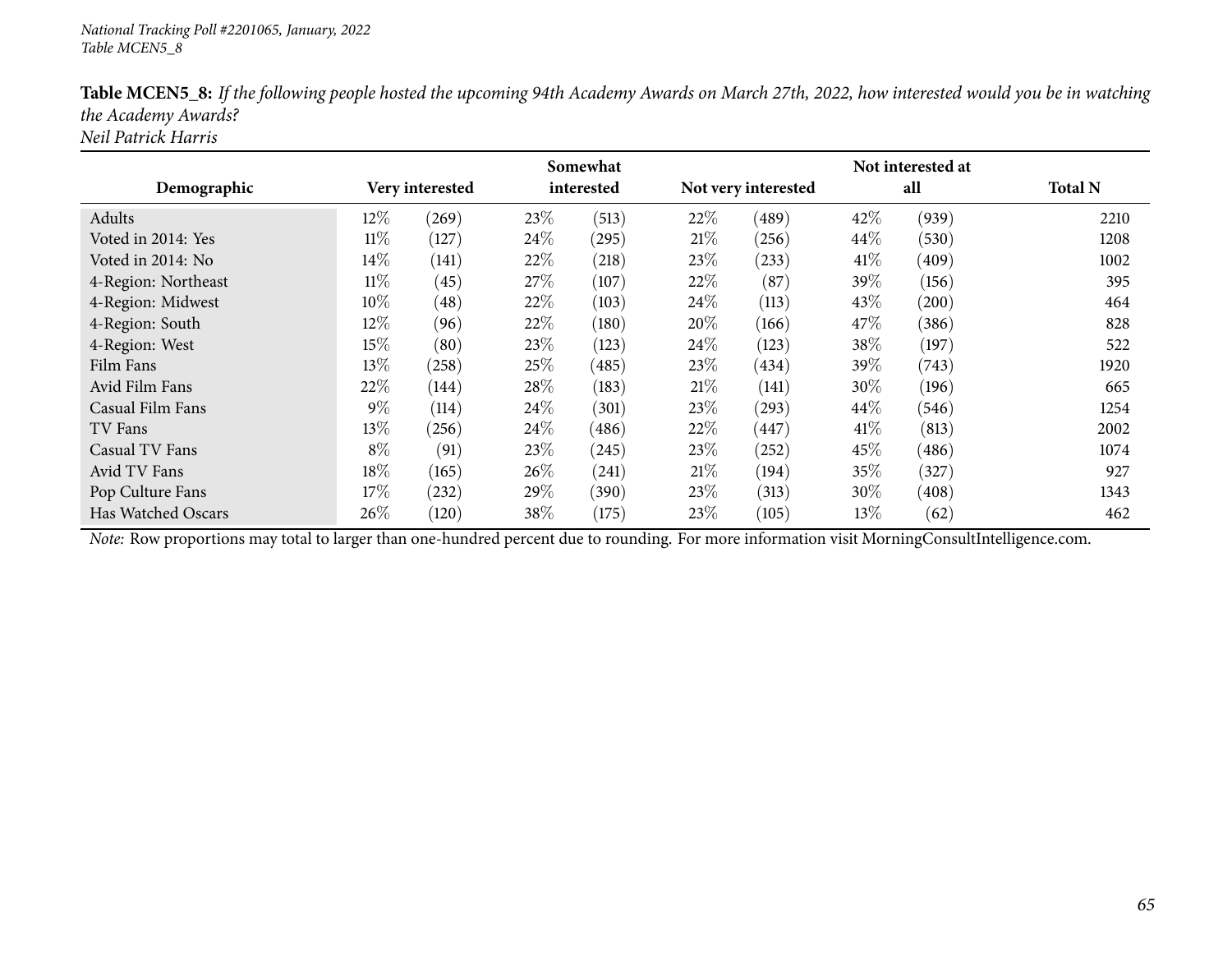*National Tracking Poll #2201065, January, 2022*
*Table MCEN5_8*

**Table MCEN5_8:** *If the following people hosted the upcoming 94th Academy Awards on March 27th, 2022, how interested would you be in watching the Academy Awards?*
*Neil Patrick Harris*

| Demographic | Very interested | | Somewhat interested | | Not very interested | | Not interested at all | | Total N |
|---|---|---|---|---|---|---|---|---|---|
| Adults | 12% | (269) | 23% | (513) | 22% | (489) | 42% | (939) | 2210 |
| Voted in 2014: Yes | 11% | (127) | 24% | (295) | 21% | (256) | 44% | (530) | 1208 |
| Voted in 2014: No | 14% | (141) | 22% | (218) | 23% | (233) | 41% | (409) | 1002 |
| 4-Region: Northeast | 11% | (45) | 27% | (107) | 22% | (87) | 39% | (156) | 395 |
| 4-Region: Midwest | 10% | (48) | 22% | (103) | 24% | (113) | 43% | (200) | 464 |
| 4-Region: South | 12% | (96) | 22% | (180) | 20% | (166) | 47% | (386) | 828 |
| 4-Region: West | 15% | (80) | 23% | (123) | 24% | (123) | 38% | (197) | 522 |
| Film Fans | 13% | (258) | 25% | (485) | 23% | (434) | 39% | (743) | 1920 |
| Avid Film Fans | 22% | (144) | 28% | (183) | 21% | (141) | 30% | (196) | 665 |
| Casual Film Fans | 9% | (114) | 24% | (301) | 23% | (293) | 44% | (546) | 1254 |
| TV Fans | 13% | (256) | 24% | (486) | 22% | (447) | 41% | (813) | 2002 |
| Casual TV Fans | 8% | (91) | 23% | (245) | 23% | (252) | 45% | (486) | 1074 |
| Avid TV Fans | 18% | (165) | 26% | (241) | 21% | (194) | 35% | (327) | 927 |
| Pop Culture Fans | 17% | (232) | 29% | (390) | 23% | (313) | 30% | (408) | 1343 |
| Has Watched Oscars | 26% | (120) | 38% | (175) | 23% | (105) | 13% | (62) | 462 |

*Note:* Row proportions may total to larger than one-hundred percent due to rounding. For more information visit MorningConsultIntelligence.com.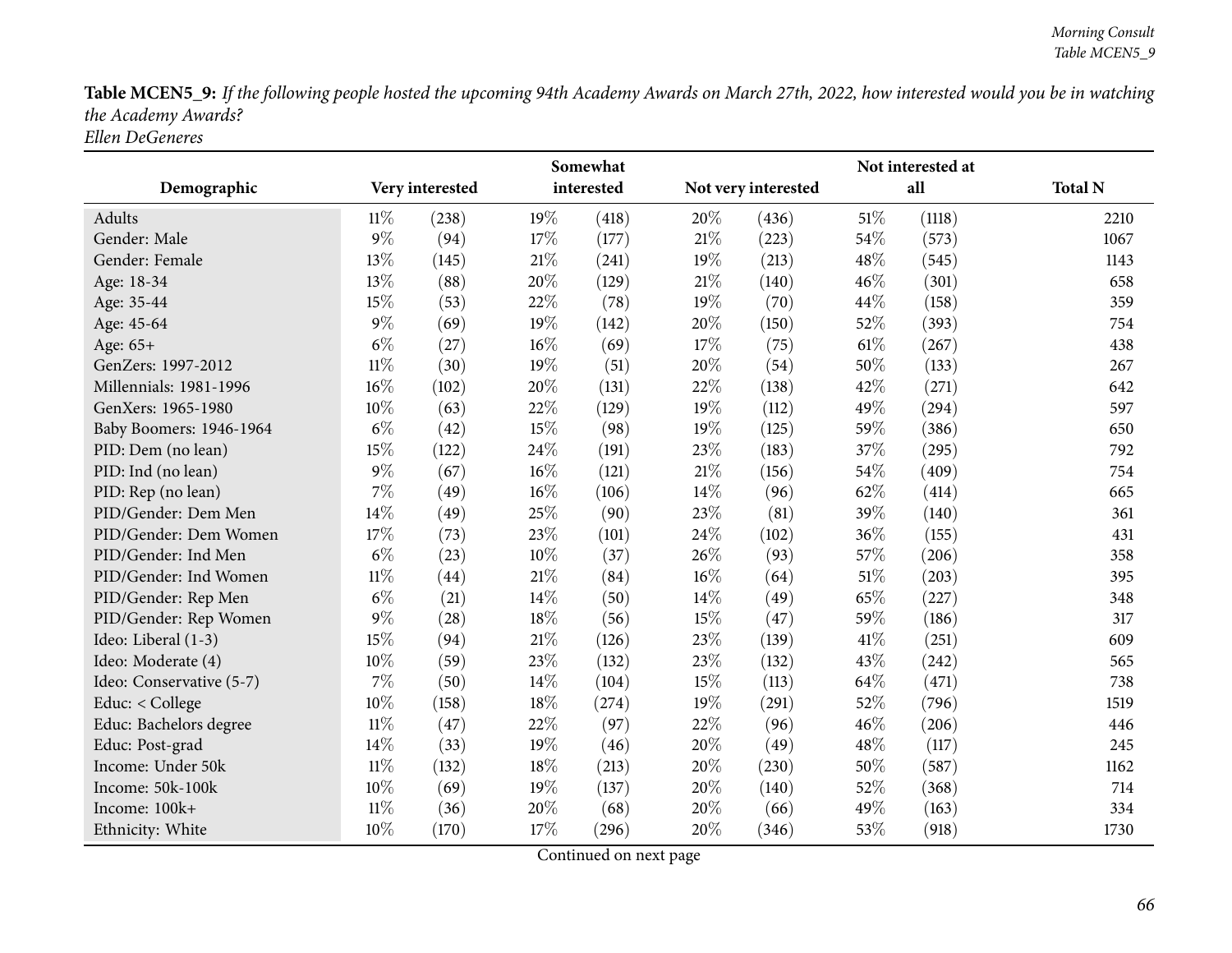**Table MCEN5_9:** *If the following people hosted the upcoming 94th Academy Awards on March 27th, 2022, how interested would you be in watching the Academy Awards?*
*Ellen DeGeneres*

| Demographic | Very interested | | Somewhat interested | | Not very interested | | Not interested at all | | Total N |
|---|---|---|---|---|---|---|---|---|---|
| Adults | 11% | (238) | 19% | (418) | 20% | (436) | 51% | (1118) | 2210 |
| Gender: Male | 9% | (94) | 17% | (177) | 21% | (223) | 54% | (573) | 1067 |
| Gender: Female | 13% | (145) | 21% | (241) | 19% | (213) | 48% | (545) | 1143 |
| Age: 18-34 | 13% | (88) | 20% | (129) | 21% | (140) | 46% | (301) | 658 |
| Age: 35-44 | 15% | (53) | 22% | (78) | 19% | (70) | 44% | (158) | 359 |
| Age: 45-64 | 9% | (69) | 19% | (142) | 20% | (150) | 52% | (393) | 754 |
| Age: 65+ | 6% | (27) | 16% | (69) | 17% | (75) | 61% | (267) | 438 |
| GenZers: 1997-2012 | 11% | (30) | 19% | (51) | 20% | (54) | 50% | (133) | 267 |
| Millennials: 1981-1996 | 16% | (102) | 20% | (131) | 22% | (138) | 42% | (271) | 642 |
| GenXers: 1965-1980 | 10% | (63) | 22% | (129) | 19% | (112) | 49% | (294) | 597 |
| Baby Boomers: 1946-1964 | 6% | (42) | 15% | (98) | 19% | (125) | 59% | (386) | 650 |
| PID: Dem (no lean) | 15% | (122) | 24% | (191) | 23% | (183) | 37% | (295) | 792 |
| PID: Ind (no lean) | 9% | (67) | 16% | (121) | 21% | (156) | 54% | (409) | 754 |
| PID: Rep (no lean) | 7% | (49) | 16% | (106) | 14% | (96) | 62% | (414) | 665 |
| PID/Gender: Dem Men | 14% | (49) | 25% | (90) | 23% | (81) | 39% | (140) | 361 |
| PID/Gender: Dem Women | 17% | (73) | 23% | (101) | 24% | (102) | 36% | (155) | 431 |
| PID/Gender: Ind Men | 6% | (23) | 10% | (37) | 26% | (93) | 57% | (206) | 358 |
| PID/Gender: Ind Women | 11% | (44) | 21% | (84) | 16% | (64) | 51% | (203) | 395 |
| PID/Gender: Rep Men | 6% | (21) | 14% | (50) | 14% | (49) | 65% | (227) | 348 |
| PID/Gender: Rep Women | 9% | (28) | 18% | (56) | 15% | (47) | 59% | (186) | 317 |
| Ideo: Liberal (1-3) | 15% | (94) | 21% | (126) | 23% | (139) | 41% | (251) | 609 |
| Ideo: Moderate (4) | 10% | (59) | 23% | (132) | 23% | (132) | 43% | (242) | 565 |
| Ideo: Conservative (5-7) | 7% | (50) | 14% | (104) | 15% | (113) | 64% | (471) | 738 |
| Educ: < College | 10% | (158) | 18% | (274) | 19% | (291) | 52% | (796) | 1519 |
| Educ: Bachelors degree | 11% | (47) | 22% | (97) | 22% | (96) | 46% | (206) | 446 |
| Educ: Post-grad | 14% | (33) | 19% | (46) | 20% | (49) | 48% | (117) | 245 |
| Income: Under 50k | 11% | (132) | 18% | (213) | 20% | (230) | 50% | (587) | 1162 |
| Income: 50k-100k | 10% | (69) | 19% | (137) | 20% | (140) | 52% | (368) | 714 |
| Income: 100k+ | 11% | (36) | 20% | (68) | 20% | (66) | 49% | (163) | 334 |
| Ethnicity: White | 10% | (170) | 17% | (296) | 20% | (346) | 53% | (918) | 1730 |

Continued on next page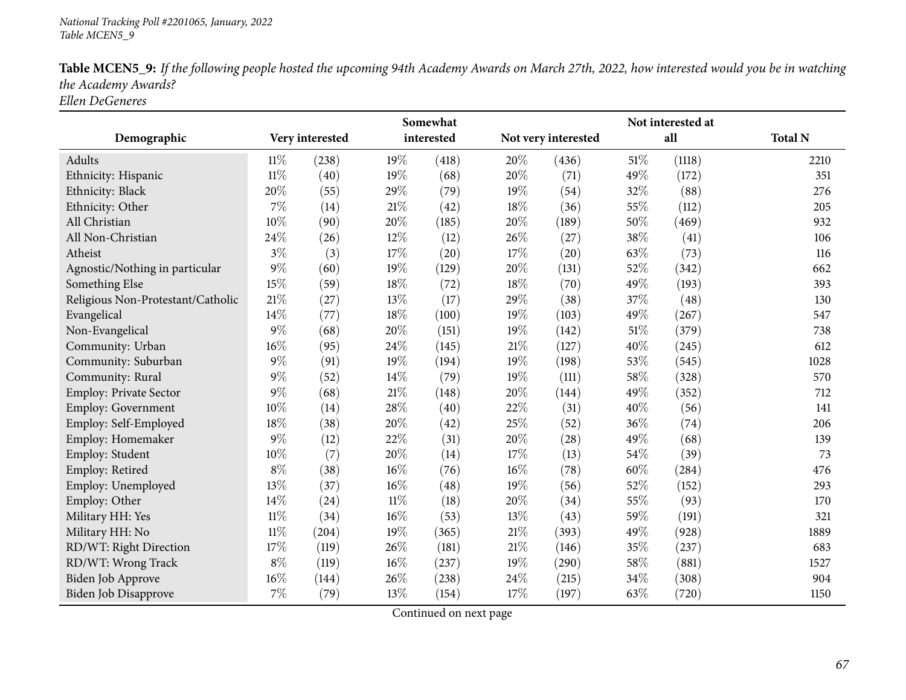National Tracking Poll #2201065, January, 2022
Table MCEN5_9

**Table MCEN5_9:** *If the following people hosted the upcoming 94th Academy Awards on March 27th, 2022, how interested would you be in watching the Academy Awards?*
*Ellen DeGeneres*

| Demographic | Very interested | | Somewhat interested | | Not very interested | | Not interested at all | | Total N |
|---|---|---|---|---|---|---|---|---|---|
| Adults | 11% | (238) | 19% | (418) | 20% | (436) | 51% | (1118) | 2210 |
| Ethnicity: Hispanic | 11% | (40) | 19% | (68) | 20% | (71) | 49% | (172) | 351 |
| Ethnicity: Black | 20% | (55) | 29% | (79) | 19% | (54) | 32% | (88) | 276 |
| Ethnicity: Other | 7% | (14) | 21% | (42) | 18% | (36) | 55% | (112) | 205 |
| All Christian | 10% | (90) | 20% | (185) | 20% | (189) | 50% | (469) | 932 |
| All Non-Christian | 24% | (26) | 12% | (12) | 26% | (27) | 38% | (41) | 106 |
| Atheist | 3% | (3) | 17% | (20) | 17% | (20) | 63% | (73) | 116 |
| Agnostic/Nothing in particular | 9% | (60) | 19% | (129) | 20% | (131) | 52% | (342) | 662 |
| Something Else | 15% | (59) | 18% | (72) | 18% | (70) | 49% | (193) | 393 |
| Religious Non-Protestant/Catholic | 21% | (27) | 13% | (17) | 29% | (38) | 37% | (48) | 130 |
| Evangelical | 14% | (77) | 18% | (100) | 19% | (103) | 49% | (267) | 547 |
| Non-Evangelical | 9% | (68) | 20% | (151) | 19% | (142) | 51% | (379) | 738 |
| Community: Urban | 16% | (95) | 24% | (145) | 21% | (127) | 40% | (245) | 612 |
| Community: Suburban | 9% | (91) | 19% | (194) | 19% | (198) | 53% | (545) | 1028 |
| Community: Rural | 9% | (52) | 14% | (79) | 19% | (111) | 58% | (328) | 570 |
| Employ: Private Sector | 9% | (68) | 21% | (148) | 20% | (144) | 49% | (352) | 712 |
| Employ: Government | 10% | (14) | 28% | (40) | 22% | (31) | 40% | (56) | 141 |
| Employ: Self-Employed | 18% | (38) | 20% | (42) | 25% | (52) | 36% | (74) | 206 |
| Employ: Homemaker | 9% | (12) | 22% | (31) | 20% | (28) | 49% | (68) | 139 |
| Employ: Student | 10% | (7) | 20% | (14) | 17% | (13) | 54% | (39) | 73 |
| Employ: Retired | 8% | (38) | 16% | (76) | 16% | (78) | 60% | (284) | 476 |
| Employ: Unemployed | 13% | (37) | 16% | (48) | 19% | (56) | 52% | (152) | 293 |
| Employ: Other | 14% | (24) | 11% | (18) | 20% | (34) | 55% | (93) | 170 |
| Military HH: Yes | 11% | (34) | 16% | (53) | 13% | (43) | 59% | (191) | 321 |
| Military HH: No | 11% | (204) | 19% | (365) | 21% | (393) | 49% | (928) | 1889 |
| RD/WT: Right Direction | 17% | (119) | 26% | (181) | 21% | (146) | 35% | (237) | 683 |
| RD/WT: Wrong Track | 8% | (119) | 16% | (237) | 19% | (290) | 58% | (881) | 1527 |
| Biden Job Approve | 16% | (144) | 26% | (238) | 24% | (215) | 34% | (308) | 904 |
| Biden Job Disapprove | 7% | (79) | 13% | (154) | 17% | (197) | 63% | (720) | 1150 |

Continued on next page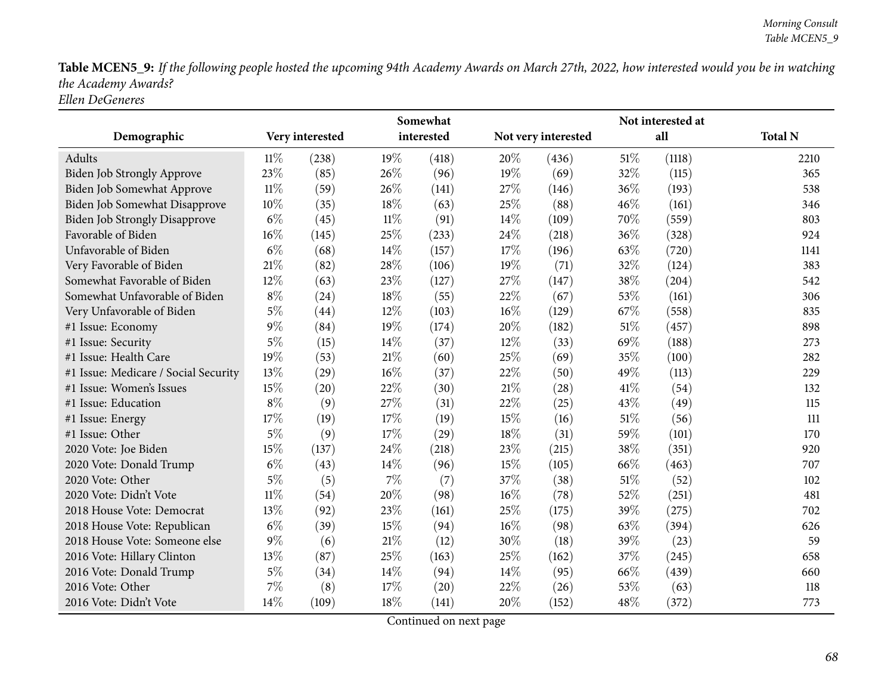**Table MCEN5_9:** *If the following people hosted the upcoming 94th Academy Awards on March 27th, 2022, how interested would you be in watching the Academy Awards?*
*Ellen DeGeneres*

| Demographic | Very interested | | Somewhat interested | | Not very interested | | Not interested at all | | Total N |
|---|---|---|---|---|---|---|---|---|---|
| Adults | 11% | (238) | 19% | (418) | 20% | (436) | 51% | (1118) | 2210 |
| Biden Job Strongly Approve | 23% | (85) | 26% | (96) | 19% | (69) | 32% | (115) | 365 |
| Biden Job Somewhat Approve | 11% | (59) | 26% | (141) | 27% | (146) | 36% | (193) | 538 |
| Biden Job Somewhat Disapprove | 10% | (35) | 18% | (63) | 25% | (88) | 46% | (161) | 346 |
| Biden Job Strongly Disapprove | 6% | (45) | 11% | (91) | 14% | (109) | 70% | (559) | 803 |
| Favorable of Biden | 16% | (145) | 25% | (233) | 24% | (218) | 36% | (328) | 924 |
| Unfavorable of Biden | 6% | (68) | 14% | (157) | 17% | (196) | 63% | (720) | 1141 |
| Very Favorable of Biden | 21% | (82) | 28% | (106) | 19% | (71) | 32% | (124) | 383 |
| Somewhat Favorable of Biden | 12% | (63) | 23% | (127) | 27% | (147) | 38% | (204) | 542 |
| Somewhat Unfavorable of Biden | 8% | (24) | 18% | (55) | 22% | (67) | 53% | (161) | 306 |
| Very Unfavorable of Biden | 5% | (44) | 12% | (103) | 16% | (129) | 67% | (558) | 835 |
| #1 Issue: Economy | 9% | (84) | 19% | (174) | 20% | (182) | 51% | (457) | 898 |
| #1 Issue: Security | 5% | (15) | 14% | (37) | 12% | (33) | 69% | (188) | 273 |
| #1 Issue: Health Care | 19% | (53) | 21% | (60) | 25% | (69) | 35% | (100) | 282 |
| #1 Issue: Medicare / Social Security | 13% | (29) | 16% | (37) | 22% | (50) | 49% | (113) | 229 |
| #1 Issue: Women's Issues | 15% | (20) | 22% | (30) | 21% | (28) | 41% | (54) | 132 |
| #1 Issue: Education | 8% | (9) | 27% | (31) | 22% | (25) | 43% | (49) | 115 |
| #1 Issue: Energy | 17% | (19) | 17% | (19) | 15% | (16) | 51% | (56) | 111 |
| #1 Issue: Other | 5% | (9) | 17% | (29) | 18% | (31) | 59% | (101) | 170 |
| 2020 Vote: Joe Biden | 15% | (137) | 24% | (218) | 23% | (215) | 38% | (351) | 920 |
| 2020 Vote: Donald Trump | 6% | (43) | 14% | (96) | 15% | (105) | 66% | (463) | 707 |
| 2020 Vote: Other | 5% | (5) | 7% | (7) | 37% | (38) | 51% | (52) | 102 |
| 2020 Vote: Didn't Vote | 11% | (54) | 20% | (98) | 16% | (78) | 52% | (251) | 481 |
| 2018 House Vote: Democrat | 13% | (92) | 23% | (161) | 25% | (175) | 39% | (275) | 702 |
| 2018 House Vote: Republican | 6% | (39) | 15% | (94) | 16% | (98) | 63% | (394) | 626 |
| 2018 House Vote: Someone else | 9% | (6) | 21% | (12) | 30% | (18) | 39% | (23) | 59 |
| 2016 Vote: Hillary Clinton | 13% | (87) | 25% | (163) | 25% | (162) | 37% | (245) | 658 |
| 2016 Vote: Donald Trump | 5% | (34) | 14% | (94) | 14% | (95) | 66% | (439) | 660 |
| 2016 Vote: Other | 7% | (8) | 17% | (20) | 22% | (26) | 53% | (63) | 118 |
| 2016 Vote: Didn't Vote | 14% | (109) | 18% | (141) | 20% | (152) | 48% | (372) | 773 |

Continued on next page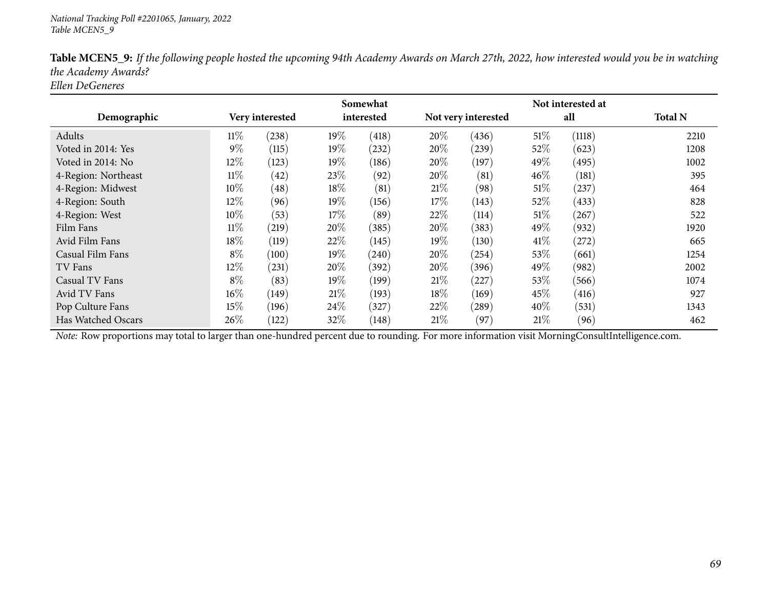*National Tracking Poll #2201065, January, 2022*
*Table MCEN5_9*

**Table MCEN5_9:** *If the following people hosted the upcoming 94th Academy Awards on March 27th, 2022, how interested would you be in watching the Academy Awards?*
*Ellen DeGeneres*

| Demographic | Very interested | | Somewhat interested | | Not very interested | | Not interested at all | | Total N |
|---|---|---|---|---|---|---|---|---|---|
| Adults | 11% | (238) | 19% | (418) | 20% | (436) | 51% | (1118) | 2210 |
| Voted in 2014: Yes | 9% | (115) | 19% | (232) | 20% | (239) | 52% | (623) | 1208 |
| Voted in 2014: No | 12% | (123) | 19% | (186) | 20% | (197) | 49% | (495) | 1002 |
| 4-Region: Northeast | 11% | (42) | 23% | (92) | 20% | (81) | 46% | (181) | 395 |
| 4-Region: Midwest | 10% | (48) | 18% | (81) | 21% | (98) | 51% | (237) | 464 |
| 4-Region: South | 12% | (96) | 19% | (156) | 17% | (143) | 52% | (433) | 828 |
| 4-Region: West | 10% | (53) | 17% | (89) | 22% | (114) | 51% | (267) | 522 |
| Film Fans | 11% | (219) | 20% | (385) | 20% | (383) | 49% | (932) | 1920 |
| Avid Film Fans | 18% | (119) | 22% | (145) | 19% | (130) | 41% | (272) | 665 |
| Casual Film Fans | 8% | (100) | 19% | (240) | 20% | (254) | 53% | (661) | 1254 |
| TV Fans | 12% | (231) | 20% | (392) | 20% | (396) | 49% | (982) | 2002 |
| Casual TV Fans | 8% | (83) | 19% | (199) | 21% | (227) | 53% | (566) | 1074 |
| Avid TV Fans | 16% | (149) | 21% | (193) | 18% | (169) | 45% | (416) | 927 |
| Pop Culture Fans | 15% | (196) | 24% | (327) | 22% | (289) | 40% | (531) | 1343 |
| Has Watched Oscars | 26% | (122) | 32% | (148) | 21% | (97) | 21% | (96) | 462 |

*Note:* Row proportions may total to larger than one-hundred percent due to rounding. For more information visit MorningConsultIntelligence.com.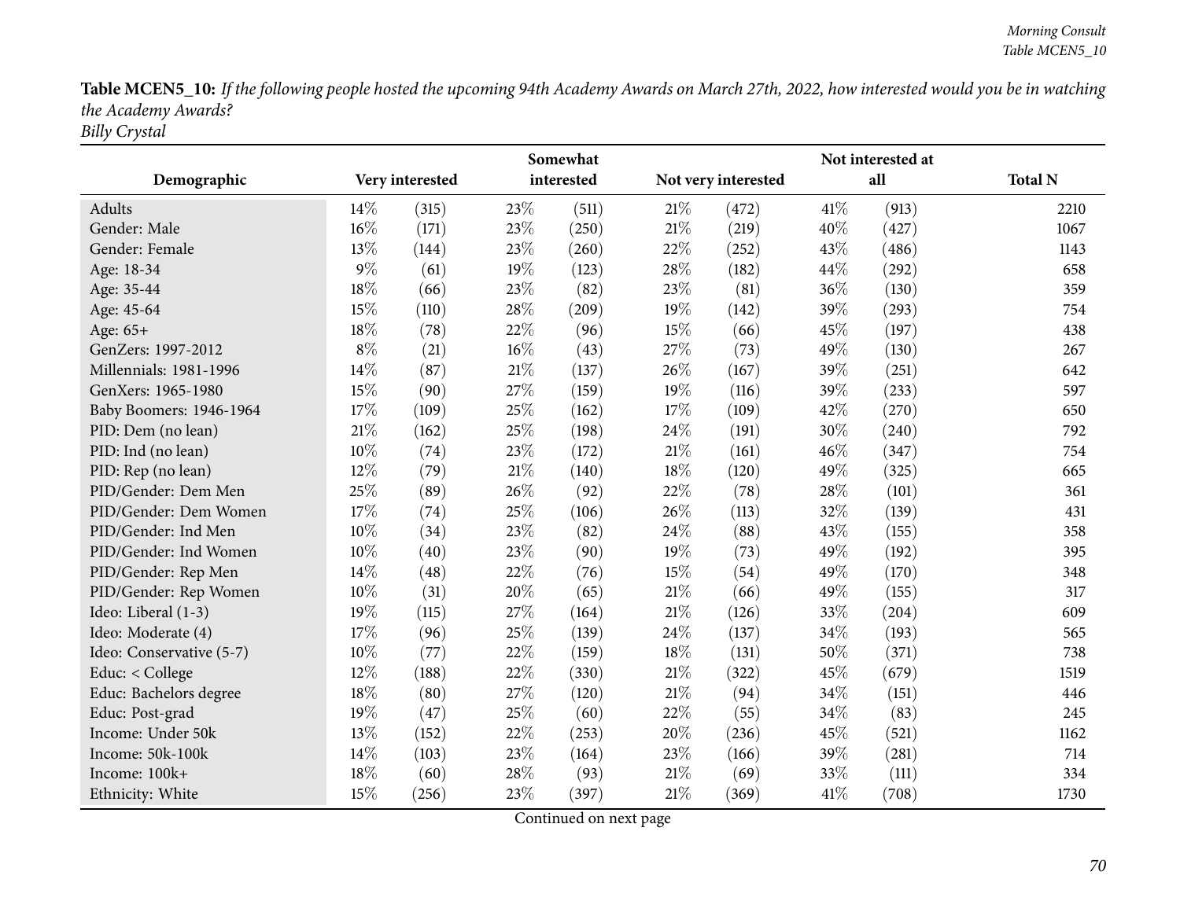**Table MCEN5_10:** *If the following people hosted the upcoming 94th Academy Awards on March 27th, 2022, how interested would you be in watching the Academy Awards?*
*Billy Crystal*

| Demographic | Very interested | | Somewhat interested | | Not very interested | | Not interested at all | | Total N |
|---|---|---|---|---|---|---|---|---|---|
| Adults | 14% | (315) | 23% | (511) | 21% | (472) | 41% | (913) | 2210 |
| Gender: Male | 16% | (171) | 23% | (250) | 21% | (219) | 40% | (427) | 1067 |
| Gender: Female | 13% | (144) | 23% | (260) | 22% | (252) | 43% | (486) | 1143 |
| Age: 18-34 | 9% | (61) | 19% | (123) | 28% | (182) | 44% | (292) | 658 |
| Age: 35-44 | 18% | (66) | 23% | (82) | 23% | (81) | 36% | (130) | 359 |
| Age: 45-64 | 15% | (110) | 28% | (209) | 19% | (142) | 39% | (293) | 754 |
| Age: 65+ | 18% | (78) | 22% | (96) | 15% | (66) | 45% | (197) | 438 |
| GenZers: 1997-2012 | 8% | (21) | 16% | (43) | 27% | (73) | 49% | (130) | 267 |
| Millennials: 1981-1996 | 14% | (87) | 21% | (137) | 26% | (167) | 39% | (251) | 642 |
| GenXers: 1965-1980 | 15% | (90) | 27% | (159) | 19% | (116) | 39% | (233) | 597 |
| Baby Boomers: 1946-1964 | 17% | (109) | 25% | (162) | 17% | (109) | 42% | (270) | 650 |
| PID: Dem (no lean) | 21% | (162) | 25% | (198) | 24% | (191) | 30% | (240) | 792 |
| PID: Ind (no lean) | 10% | (74) | 23% | (172) | 21% | (161) | 46% | (347) | 754 |
| PID: Rep (no lean) | 12% | (79) | 21% | (140) | 18% | (120) | 49% | (325) | 665 |
| PID/Gender: Dem Men | 25% | (89) | 26% | (92) | 22% | (78) | 28% | (101) | 361 |
| PID/Gender: Dem Women | 17% | (74) | 25% | (106) | 26% | (113) | 32% | (139) | 431 |
| PID/Gender: Ind Men | 10% | (34) | 23% | (82) | 24% | (88) | 43% | (155) | 358 |
| PID/Gender: Ind Women | 10% | (40) | 23% | (90) | 19% | (73) | 49% | (192) | 395 |
| PID/Gender: Rep Men | 14% | (48) | 22% | (76) | 15% | (54) | 49% | (170) | 348 |
| PID/Gender: Rep Women | 10% | (31) | 20% | (65) | 21% | (66) | 49% | (155) | 317 |
| Ideo: Liberal (1-3) | 19% | (115) | 27% | (164) | 21% | (126) | 33% | (204) | 609 |
| Ideo: Moderate (4) | 17% | (96) | 25% | (139) | 24% | (137) | 34% | (193) | 565 |
| Ideo: Conservative (5-7) | 10% | (77) | 22% | (159) | 18% | (131) | 50% | (371) | 738 |
| Educ: < College | 12% | (188) | 22% | (330) | 21% | (322) | 45% | (679) | 1519 |
| Educ: Bachelors degree | 18% | (80) | 27% | (120) | 21% | (94) | 34% | (151) | 446 |
| Educ: Post-grad | 19% | (47) | 25% | (60) | 22% | (55) | 34% | (83) | 245 |
| Income: Under 50k | 13% | (152) | 22% | (253) | 20% | (236) | 45% | (521) | 1162 |
| Income: 50k-100k | 14% | (103) | 23% | (164) | 23% | (166) | 39% | (281) | 714 |
| Income: 100k+ | 18% | (60) | 28% | (93) | 21% | (69) | 33% | (111) | 334 |
| Ethnicity: White | 15% | (256) | 23% | (397) | 21% | (369) | 41% | (708) | 1730 |

Continued on next page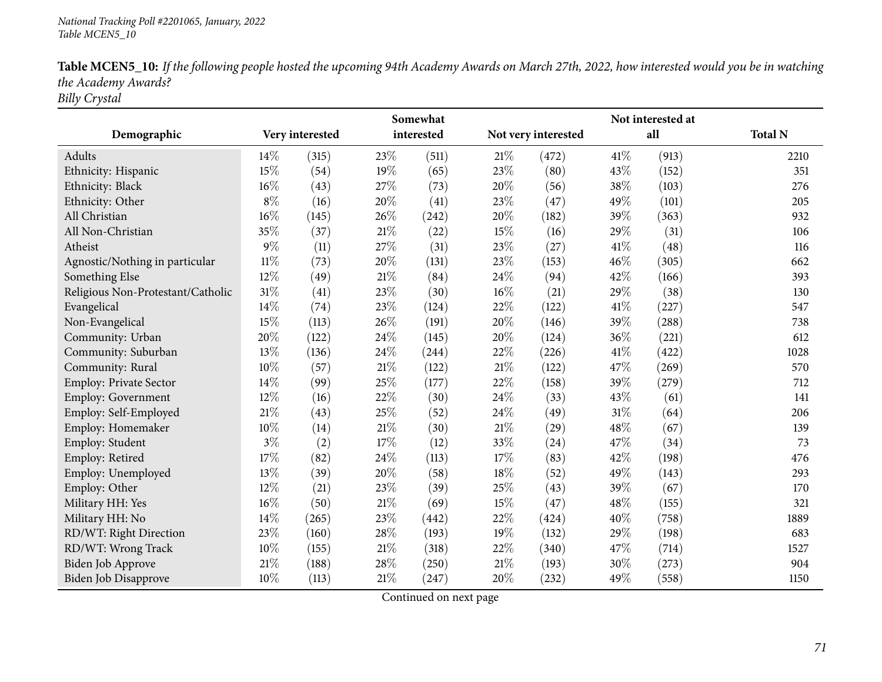*National Tracking Poll #2201065, January, 2022*
*Table MCEN5_10*

**Table MCEN5_10:** *If the following people hosted the upcoming 94th Academy Awards on March 27th, 2022, how interested would you be in watching the Academy Awards?*
*Billy Crystal*

| Demographic | Very interested | | Somewhat interested | | Not very interested | | Not interested at all | | Total N |
|---|---|---|---|---|---|---|---|---|---|
| Adults | 14% | (315) | 23% | (511) | 21% | (472) | 41% | (913) | 2210 |
| Ethnicity: Hispanic | 15% | (54) | 19% | (65) | 23% | (80) | 43% | (152) | 351 |
| Ethnicity: Black | 16% | (43) | 27% | (73) | 20% | (56) | 38% | (103) | 276 |
| Ethnicity: Other | 8% | (16) | 20% | (41) | 23% | (47) | 49% | (101) | 205 |
| All Christian | 16% | (145) | 26% | (242) | 20% | (182) | 39% | (363) | 932 |
| All Non-Christian | 35% | (37) | 21% | (22) | 15% | (16) | 29% | (31) | 106 |
| Atheist | 9% | (11) | 27% | (31) | 23% | (27) | 41% | (48) | 116 |
| Agnostic/Nothing in particular | 11% | (73) | 20% | (131) | 23% | (153) | 46% | (305) | 662 |
| Something Else | 12% | (49) | 21% | (84) | 24% | (94) | 42% | (166) | 393 |
| Religious Non-Protestant/Catholic | 31% | (41) | 23% | (30) | 16% | (21) | 29% | (38) | 130 |
| Evangelical | 14% | (74) | 23% | (124) | 22% | (122) | 41% | (227) | 547 |
| Non-Evangelical | 15% | (113) | 26% | (191) | 20% | (146) | 39% | (288) | 738 |
| Community: Urban | 20% | (122) | 24% | (145) | 20% | (124) | 36% | (221) | 612 |
| Community: Suburban | 13% | (136) | 24% | (244) | 22% | (226) | 41% | (422) | 1028 |
| Community: Rural | 10% | (57) | 21% | (122) | 21% | (122) | 47% | (269) | 570 |
| Employ: Private Sector | 14% | (99) | 25% | (177) | 22% | (158) | 39% | (279) | 712 |
| Employ: Government | 12% | (16) | 22% | (30) | 24% | (33) | 43% | (61) | 141 |
| Employ: Self-Employed | 21% | (43) | 25% | (52) | 24% | (49) | 31% | (64) | 206 |
| Employ: Homemaker | 10% | (14) | 21% | (30) | 21% | (29) | 48% | (67) | 139 |
| Employ: Student | 3% | (2) | 17% | (12) | 33% | (24) | 47% | (34) | 73 |
| Employ: Retired | 17% | (82) | 24% | (113) | 17% | (83) | 42% | (198) | 476 |
| Employ: Unemployed | 13% | (39) | 20% | (58) | 18% | (52) | 49% | (143) | 293 |
| Employ: Other | 12% | (21) | 23% | (39) | 25% | (43) | 39% | (67) | 170 |
| Military HH: Yes | 16% | (50) | 21% | (69) | 15% | (47) | 48% | (155) | 321 |
| Military HH: No | 14% | (265) | 23% | (442) | 22% | (424) | 40% | (758) | 1889 |
| RD/WT: Right Direction | 23% | (160) | 28% | (193) | 19% | (132) | 29% | (198) | 683 |
| RD/WT: Wrong Track | 10% | (155) | 21% | (318) | 22% | (340) | 47% | (714) | 1527 |
| Biden Job Approve | 21% | (188) | 28% | (250) | 21% | (193) | 30% | (273) | 904 |
| Biden Job Disapprove | 10% | (113) | 21% | (247) | 20% | (232) | 49% | (558) | 1150 |

Continued on next page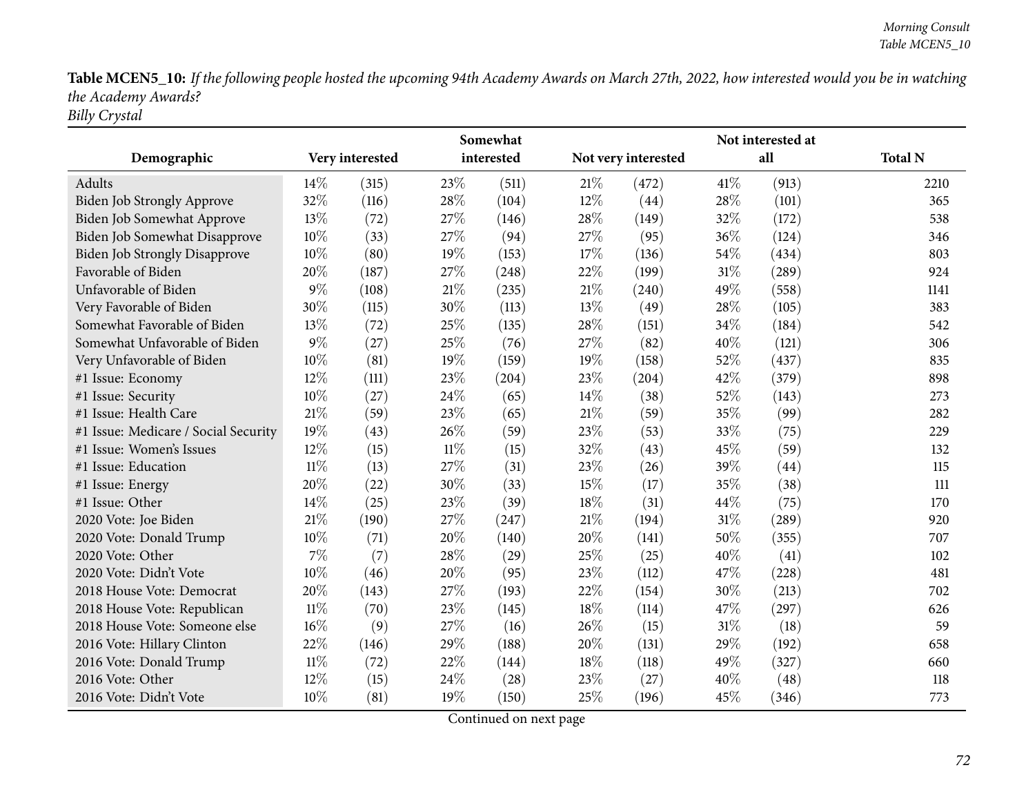**Table MCEN5_10:** *If the following people hosted the upcoming 94th Academy Awards on March 27th, 2022, how interested would you be in watching the Academy Awards?*
*Billy Crystal*

| Demographic | Very interested | | Somewhat interested | | Not very interested | | Not interested at all | | Total N |
|---|---|---|---|---|---|---|---|---|---|
| Adults | 14% | (315) | 23% | (511) | 21% | (472) | 41% | (913) | 2210 |
| Biden Job Strongly Approve | 32% | (116) | 28% | (104) | 12% | (44) | 28% | (101) | 365 |
| Biden Job Somewhat Approve | 13% | (72) | 27% | (146) | 28% | (149) | 32% | (172) | 538 |
| Biden Job Somewhat Disapprove | 10% | (33) | 27% | (94) | 27% | (95) | 36% | (124) | 346 |
| Biden Job Strongly Disapprove | 10% | (80) | 19% | (153) | 17% | (136) | 54% | (434) | 803 |
| Favorable of Biden | 20% | (187) | 27% | (248) | 22% | (199) | 31% | (289) | 924 |
| Unfavorable of Biden | 9% | (108) | 21% | (235) | 21% | (240) | 49% | (558) | 1141 |
| Very Favorable of Biden | 30% | (115) | 30% | (113) | 13% | (49) | 28% | (105) | 383 |
| Somewhat Favorable of Biden | 13% | (72) | 25% | (135) | 28% | (151) | 34% | (184) | 542 |
| Somewhat Unfavorable of Biden | 9% | (27) | 25% | (76) | 27% | (82) | 40% | (121) | 306 |
| Very Unfavorable of Biden | 10% | (81) | 19% | (159) | 19% | (158) | 52% | (437) | 835 |
| #1 Issue: Economy | 12% | (111) | 23% | (204) | 23% | (204) | 42% | (379) | 898 |
| #1 Issue: Security | 10% | (27) | 24% | (65) | 14% | (38) | 52% | (143) | 273 |
| #1 Issue: Health Care | 21% | (59) | 23% | (65) | 21% | (59) | 35% | (99) | 282 |
| #1 Issue: Medicare / Social Security | 19% | (43) | 26% | (59) | 23% | (53) | 33% | (75) | 229 |
| #1 Issue: Women's Issues | 12% | (15) | 11% | (15) | 32% | (43) | 45% | (59) | 132 |
| #1 Issue: Education | 11% | (13) | 27% | (31) | 23% | (26) | 39% | (44) | 115 |
| #1 Issue: Energy | 20% | (22) | 30% | (33) | 15% | (17) | 35% | (38) | 111 |
| #1 Issue: Other | 14% | (25) | 23% | (39) | 18% | (31) | 44% | (75) | 170 |
| 2020 Vote: Joe Biden | 21% | (190) | 27% | (247) | 21% | (194) | 31% | (289) | 920 |
| 2020 Vote: Donald Trump | 10% | (71) | 20% | (140) | 20% | (141) | 50% | (355) | 707 |
| 2020 Vote: Other | 7% | (7) | 28% | (29) | 25% | (25) | 40% | (41) | 102 |
| 2020 Vote: Didn't Vote | 10% | (46) | 20% | (95) | 23% | (112) | 47% | (228) | 481 |
| 2018 House Vote: Democrat | 20% | (143) | 27% | (193) | 22% | (154) | 30% | (213) | 702 |
| 2018 House Vote: Republican | 11% | (70) | 23% | (145) | 18% | (114) | 47% | (297) | 626 |
| 2018 House Vote: Someone else | 16% | (9) | 27% | (16) | 26% | (15) | 31% | (18) | 59 |
| 2016 Vote: Hillary Clinton | 22% | (146) | 29% | (188) | 20% | (131) | 29% | (192) | 658 |
| 2016 Vote: Donald Trump | 11% | (72) | 22% | (144) | 18% | (118) | 49% | (327) | 660 |
| 2016 Vote: Other | 12% | (15) | 24% | (28) | 23% | (27) | 40% | (48) | 118 |
| 2016 Vote: Didn't Vote | 10% | (81) | 19% | (150) | 25% | (196) | 45% | (346) | 773 |

Continued on next page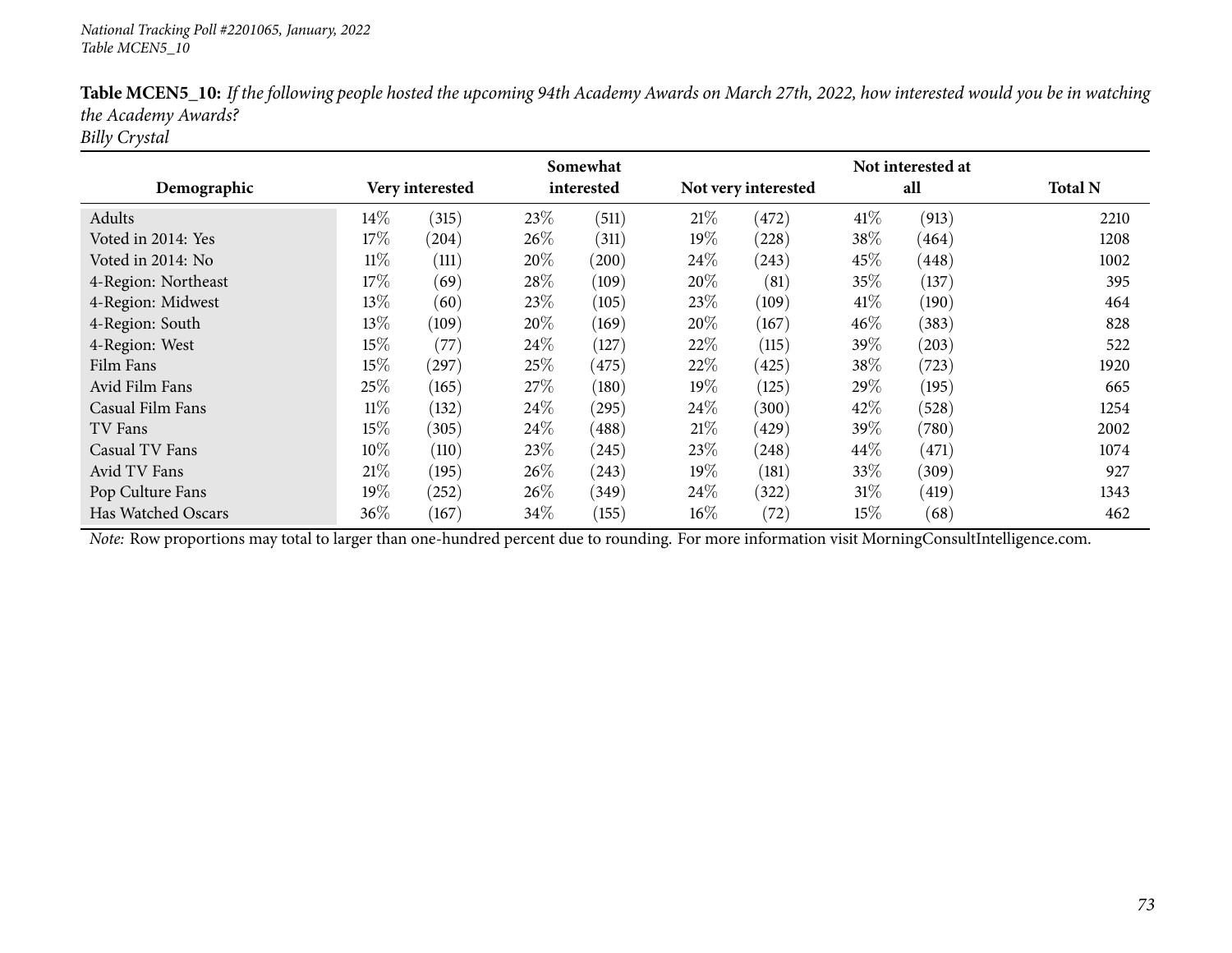*National Tracking Poll #2201065, January, 2022*
*Table MCEN5_10*

**Table MCEN5_10:** *If the following people hosted the upcoming 94th Academy Awards on March 27th, 2022, how interested would you be in watching the Academy Awards?*
*Billy Crystal*

| Demographic | Very interested | | Somewhat interested | | Not very interested | | Not interested at all | | Total N |
|---|---|---|---|---|---|---|---|---|---|
| Adults | 14% | (315) | 23% | (511) | 21% | (472) | 41% | (913) | 2210 |
| Voted in 2014: Yes | 17% | (204) | 26% | (311) | 19% | (228) | 38% | (464) | 1208 |
| Voted in 2014: No | 11% | (111) | 20% | (200) | 24% | (243) | 45% | (448) | 1002 |
| 4-Region: Northeast | 17% | (69) | 28% | (109) | 20% | (81) | 35% | (137) | 395 |
| 4-Region: Midwest | 13% | (60) | 23% | (105) | 23% | (109) | 41% | (190) | 464 |
| 4-Region: South | 13% | (109) | 20% | (169) | 20% | (167) | 46% | (383) | 828 |
| 4-Region: West | 15% | (77) | 24% | (127) | 22% | (115) | 39% | (203) | 522 |
| Film Fans | 15% | (297) | 25% | (475) | 22% | (425) | 38% | (723) | 1920 |
| Avid Film Fans | 25% | (165) | 27% | (180) | 19% | (125) | 29% | (195) | 665 |
| Casual Film Fans | 11% | (132) | 24% | (295) | 24% | (300) | 42% | (528) | 1254 |
| TV Fans | 15% | (305) | 24% | (488) | 21% | (429) | 39% | (780) | 2002 |
| Casual TV Fans | 10% | (110) | 23% | (245) | 23% | (248) | 44% | (471) | 1074 |
| Avid TV Fans | 21% | (195) | 26% | (243) | 19% | (181) | 33% | (309) | 927 |
| Pop Culture Fans | 19% | (252) | 26% | (349) | 24% | (322) | 31% | (419) | 1343 |
| Has Watched Oscars | 36% | (167) | 34% | (155) | 16% | (72) | 15% | (68) | 462 |

*Note:* Row proportions may total to larger than one-hundred percent due to rounding. For more information visit MorningConsultIntelligence.com.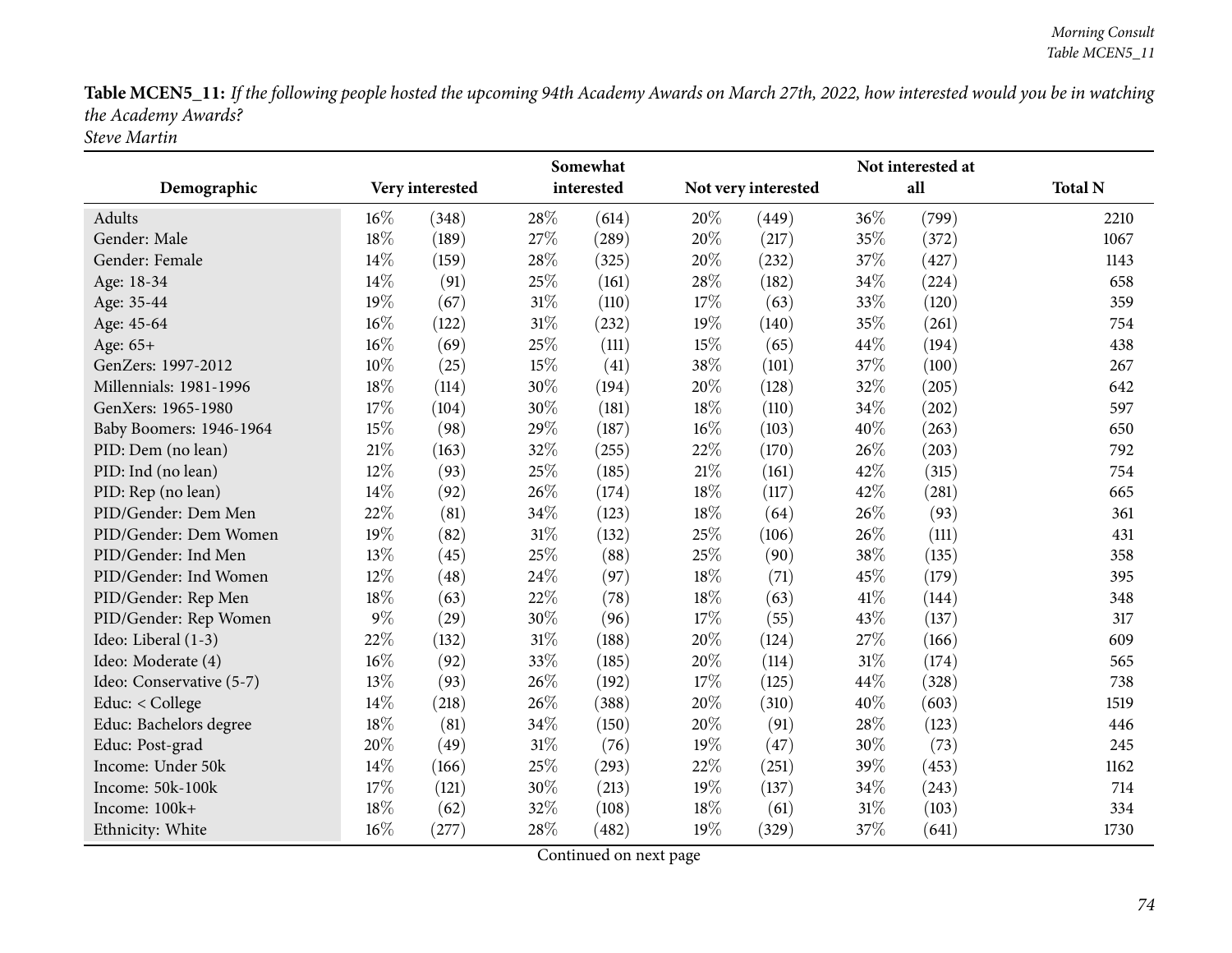**Table MCEN5_11:** *If the following people hosted the upcoming 94th Academy Awards on March 27th, 2022, how interested would you be in watching the Academy Awards?*
*Steve Martin*

| Demographic | Very interested | | Somewhat interested | | Not very interested | | Not interested at all | | Total N |
|---|---|---|---|---|---|---|---|---|---|
| Adults | 16% | (348) | 28% | (614) | 20% | (449) | 36% | (799) | 2210 |
| Gender: Male | 18% | (189) | 27% | (289) | 20% | (217) | 35% | (372) | 1067 |
| Gender: Female | 14% | (159) | 28% | (325) | 20% | (232) | 37% | (427) | 1143 |
| Age: 18-34 | 14% | (91) | 25% | (161) | 28% | (182) | 34% | (224) | 658 |
| Age: 35-44 | 19% | (67) | 31% | (110) | 17% | (63) | 33% | (120) | 359 |
| Age: 45-64 | 16% | (122) | 31% | (232) | 19% | (140) | 35% | (261) | 754 |
| Age: 65+ | 16% | (69) | 25% | (111) | 15% | (65) | 44% | (194) | 438 |
| GenZers: 1997-2012 | 10% | (25) | 15% | (41) | 38% | (101) | 37% | (100) | 267 |
| Millennials: 1981-1996 | 18% | (114) | 30% | (194) | 20% | (128) | 32% | (205) | 642 |
| GenXers: 1965-1980 | 17% | (104) | 30% | (181) | 18% | (110) | 34% | (202) | 597 |
| Baby Boomers: 1946-1964 | 15% | (98) | 29% | (187) | 16% | (103) | 40% | (263) | 650 |
| PID: Dem (no lean) | 21% | (163) | 32% | (255) | 22% | (170) | 26% | (203) | 792 |
| PID: Ind (no lean) | 12% | (93) | 25% | (185) | 21% | (161) | 42% | (315) | 754 |
| PID: Rep (no lean) | 14% | (92) | 26% | (174) | 18% | (117) | 42% | (281) | 665 |
| PID/Gender: Dem Men | 22% | (81) | 34% | (123) | 18% | (64) | 26% | (93) | 361 |
| PID/Gender: Dem Women | 19% | (82) | 31% | (132) | 25% | (106) | 26% | (111) | 431 |
| PID/Gender: Ind Men | 13% | (45) | 25% | (88) | 25% | (90) | 38% | (135) | 358 |
| PID/Gender: Ind Women | 12% | (48) | 24% | (97) | 18% | (71) | 45% | (179) | 395 |
| PID/Gender: Rep Men | 18% | (63) | 22% | (78) | 18% | (63) | 41% | (144) | 348 |
| PID/Gender: Rep Women | 9% | (29) | 30% | (96) | 17% | (55) | 43% | (137) | 317 |
| Ideo: Liberal (1-3) | 22% | (132) | 31% | (188) | 20% | (124) | 27% | (166) | 609 |
| Ideo: Moderate (4) | 16% | (92) | 33% | (185) | 20% | (114) | 31% | (174) | 565 |
| Ideo: Conservative (5-7) | 13% | (93) | 26% | (192) | 17% | (125) | 44% | (328) | 738 |
| Educ: < College | 14% | (218) | 26% | (388) | 20% | (310) | 40% | (603) | 1519 |
| Educ: Bachelors degree | 18% | (81) | 34% | (150) | 20% | (91) | 28% | (123) | 446 |
| Educ: Post-grad | 20% | (49) | 31% | (76) | 19% | (47) | 30% | (73) | 245 |
| Income: Under 50k | 14% | (166) | 25% | (293) | 22% | (251) | 39% | (453) | 1162 |
| Income: 50k-100k | 17% | (121) | 30% | (213) | 19% | (137) | 34% | (243) | 714 |
| Income: 100k+ | 18% | (62) | 32% | (108) | 18% | (61) | 31% | (103) | 334 |
| Ethnicity: White | 16% | (277) | 28% | (482) | 19% | (329) | 37% | (641) | 1730 |

Continued on next page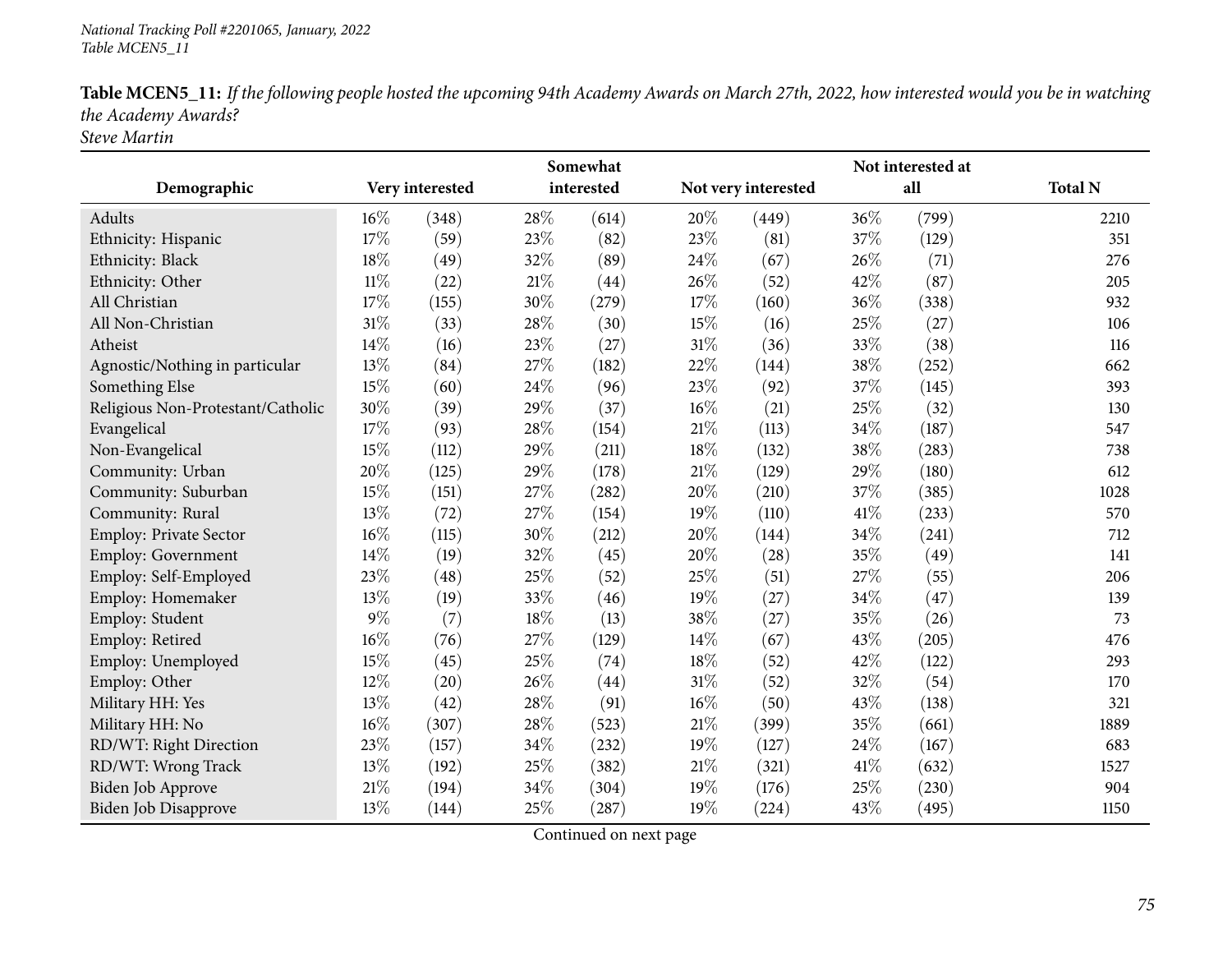*National Tracking Poll #2201065, January, 2022*
*Table MCEN5_11*

**Table MCEN5_11:** *If the following people hosted the upcoming 94th Academy Awards on March 27th, 2022, how interested would you be in watching the Academy Awards?*
*Steve Martin*

| Demographic | Very interested | | Somewhat interested | | Not very interested | | Not interested at all | | Total N |
|---|---|---|---|---|---|---|---|---|---|
| Adults | 16% | (348) | 28% | (614) | 20% | (449) | 36% | (799) | 2210 |
| Ethnicity: Hispanic | 17% | (59) | 23% | (82) | 23% | (81) | 37% | (129) | 351 |
| Ethnicity: Black | 18% | (49) | 32% | (89) | 24% | (67) | 26% | (71) | 276 |
| Ethnicity: Other | 11% | (22) | 21% | (44) | 26% | (52) | 42% | (87) | 205 |
| All Christian | 17% | (155) | 30% | (279) | 17% | (160) | 36% | (338) | 932 |
| All Non-Christian | 31% | (33) | 28% | (30) | 15% | (16) | 25% | (27) | 106 |
| Atheist | 14% | (16) | 23% | (27) | 31% | (36) | 33% | (38) | 116 |
| Agnostic/Nothing in particular | 13% | (84) | 27% | (182) | 22% | (144) | 38% | (252) | 662 |
| Something Else | 15% | (60) | 24% | (96) | 23% | (92) | 37% | (145) | 393 |
| Religious Non-Protestant/Catholic | 30% | (39) | 29% | (37) | 16% | (21) | 25% | (32) | 130 |
| Evangelical | 17% | (93) | 28% | (154) | 21% | (113) | 34% | (187) | 547 |
| Non-Evangelical | 15% | (112) | 29% | (211) | 18% | (132) | 38% | (283) | 738 |
| Community: Urban | 20% | (125) | 29% | (178) | 21% | (129) | 29% | (180) | 612 |
| Community: Suburban | 15% | (151) | 27% | (282) | 20% | (210) | 37% | (385) | 1028 |
| Community: Rural | 13% | (72) | 27% | (154) | 19% | (110) | 41% | (233) | 570 |
| Employ: Private Sector | 16% | (115) | 30% | (212) | 20% | (144) | 34% | (241) | 712 |
| Employ: Government | 14% | (19) | 32% | (45) | 20% | (28) | 35% | (49) | 141 |
| Employ: Self-Employed | 23% | (48) | 25% | (52) | 25% | (51) | 27% | (55) | 206 |
| Employ: Homemaker | 13% | (19) | 33% | (46) | 19% | (27) | 34% | (47) | 139 |
| Employ: Student | 9% | (7) | 18% | (13) | 38% | (27) | 35% | (26) | 73 |
| Employ: Retired | 16% | (76) | 27% | (129) | 14% | (67) | 43% | (205) | 476 |
| Employ: Unemployed | 15% | (45) | 25% | (74) | 18% | (52) | 42% | (122) | 293 |
| Employ: Other | 12% | (20) | 26% | (44) | 31% | (52) | 32% | (54) | 170 |
| Military HH: Yes | 13% | (42) | 28% | (91) | 16% | (50) | 43% | (138) | 321 |
| Military HH: No | 16% | (307) | 28% | (523) | 21% | (399) | 35% | (661) | 1889 |
| RD/WT: Right Direction | 23% | (157) | 34% | (232) | 19% | (127) | 24% | (167) | 683 |
| RD/WT: Wrong Track | 13% | (192) | 25% | (382) | 21% | (321) | 41% | (632) | 1527 |
| Biden Job Approve | 21% | (194) | 34% | (304) | 19% | (176) | 25% | (230) | 904 |
| Biden Job Disapprove | 13% | (144) | 25% | (287) | 19% | (224) | 43% | (495) | 1150 |

Continued on next page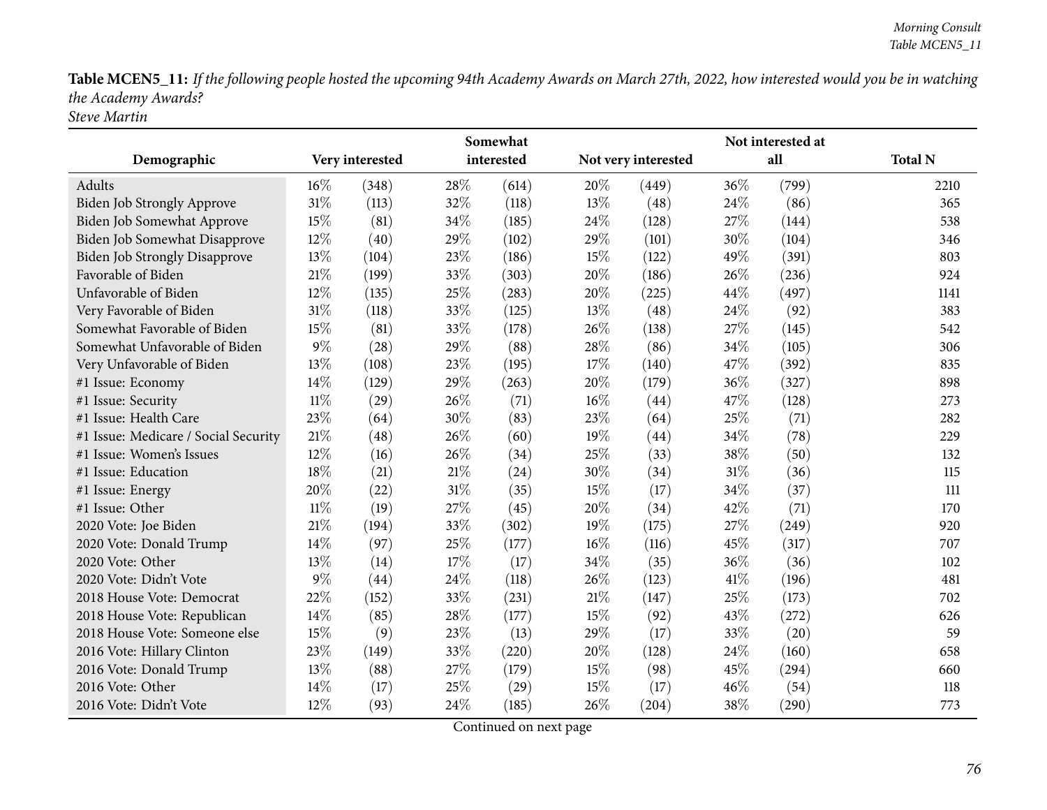**Table MCEN5_11:** *If the following people hosted the upcoming 94th Academy Awards on March 27th, 2022, how interested would you be in watching the Academy Awards?*
*Steve Martin*

| Demographic | Very interested | | Somewhat interested | | Not very interested | | Not interested at all | | Total N |
|---|---|---|---|---|---|---|---|---|---|
| Adults | 16% | (348) | 28% | (614) | 20% | (449) | 36% | (799) | 2210 |
| Biden Job Strongly Approve | 31% | (113) | 32% | (118) | 13% | (48) | 24% | (86) | 365 |
| Biden Job Somewhat Approve | 15% | (81) | 34% | (185) | 24% | (128) | 27% | (144) | 538 |
| Biden Job Somewhat Disapprove | 12% | (40) | 29% | (102) | 29% | (101) | 30% | (104) | 346 |
| Biden Job Strongly Disapprove | 13% | (104) | 23% | (186) | 15% | (122) | 49% | (391) | 803 |
| Favorable of Biden | 21% | (199) | 33% | (303) | 20% | (186) | 26% | (236) | 924 |
| Unfavorable of Biden | 12% | (135) | 25% | (283) | 20% | (225) | 44% | (497) | 1141 |
| Very Favorable of Biden | 31% | (118) | 33% | (125) | 13% | (48) | 24% | (92) | 383 |
| Somewhat Favorable of Biden | 15% | (81) | 33% | (178) | 26% | (138) | 27% | (145) | 542 |
| Somewhat Unfavorable of Biden | 9% | (28) | 29% | (88) | 28% | (86) | 34% | (105) | 306 |
| Very Unfavorable of Biden | 13% | (108) | 23% | (195) | 17% | (140) | 47% | (392) | 835 |
| #1 Issue: Economy | 14% | (129) | 29% | (263) | 20% | (179) | 36% | (327) | 898 |
| #1 Issue: Security | 11% | (29) | 26% | (71) | 16% | (44) | 47% | (128) | 273 |
| #1 Issue: Health Care | 23% | (64) | 30% | (83) | 23% | (64) | 25% | (71) | 282 |
| #1 Issue: Medicare / Social Security | 21% | (48) | 26% | (60) | 19% | (44) | 34% | (78) | 229 |
| #1 Issue: Women's Issues | 12% | (16) | 26% | (34) | 25% | (33) | 38% | (50) | 132 |
| #1 Issue: Education | 18% | (21) | 21% | (24) | 30% | (34) | 31% | (36) | 115 |
| #1 Issue: Energy | 20% | (22) | 31% | (35) | 15% | (17) | 34% | (37) | 111 |
| #1 Issue: Other | 11% | (19) | 27% | (45) | 20% | (34) | 42% | (71) | 170 |
| 2020 Vote: Joe Biden | 21% | (194) | 33% | (302) | 19% | (175) | 27% | (249) | 920 |
| 2020 Vote: Donald Trump | 14% | (97) | 25% | (177) | 16% | (116) | 45% | (317) | 707 |
| 2020 Vote: Other | 13% | (14) | 17% | (17) | 34% | (35) | 36% | (36) | 102 |
| 2020 Vote: Didn't Vote | 9% | (44) | 24% | (118) | 26% | (123) | 41% | (196) | 481 |
| 2018 House Vote: Democrat | 22% | (152) | 33% | (231) | 21% | (147) | 25% | (173) | 702 |
| 2018 House Vote: Republican | 14% | (85) | 28% | (177) | 15% | (92) | 43% | (272) | 626 |
| 2018 House Vote: Someone else | 15% | (9) | 23% | (13) | 29% | (17) | 33% | (20) | 59 |
| 2016 Vote: Hillary Clinton | 23% | (149) | 33% | (220) | 20% | (128) | 24% | (160) | 658 |
| 2016 Vote: Donald Trump | 13% | (88) | 27% | (179) | 15% | (98) | 45% | (294) | 660 |
| 2016 Vote: Other | 14% | (17) | 25% | (29) | 15% | (17) | 46% | (54) | 118 |
| 2016 Vote: Didn't Vote | 12% | (93) | 24% | (185) | 26% | (204) | 38% | (290) | 773 |

Continued on next page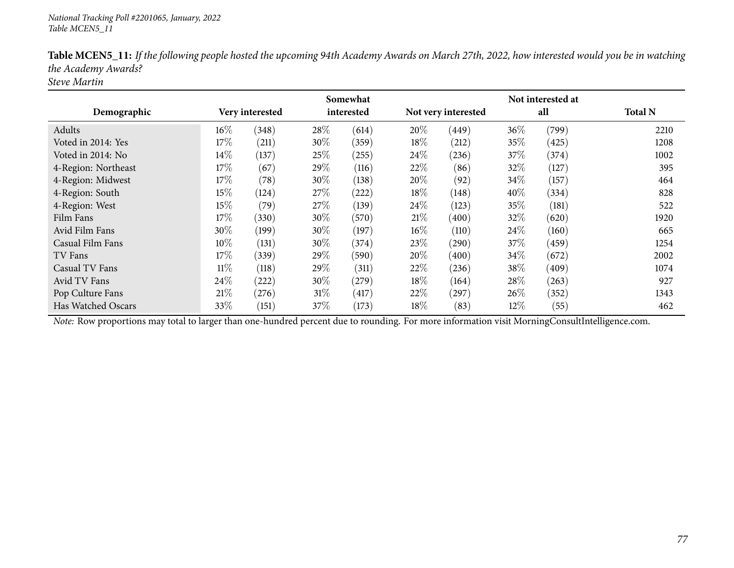*National Tracking Poll #2201065, January, 2022*
*Table MCEN5_11*

**Table MCEN5_11:** *If the following people hosted the upcoming 94th Academy Awards on March 27th, 2022, how interested would you be in watching the Academy Awards?*
*Steve Martin*

| Demographic | Very interested | | Somewhat interested | | Not very interested | | Not interested at all | | Total N |
|---|---|---|---|---|---|---|---|---|---|
| Adults | 16% | (348) | 28% | (614) | 20% | (449) | 36% | (799) | 2210 |
| Voted in 2014: Yes | 17% | (211) | 30% | (359) | 18% | (212) | 35% | (425) | 1208 |
| Voted in 2014: No | 14% | (137) | 25% | (255) | 24% | (236) | 37% | (374) | 1002 |
| 4-Region: Northeast | 17% | (67) | 29% | (116) | 22% | (86) | 32% | (127) | 395 |
| 4-Region: Midwest | 17% | (78) | 30% | (138) | 20% | (92) | 34% | (157) | 464 |
| 4-Region: South | 15% | (124) | 27% | (222) | 18% | (148) | 40% | (334) | 828 |
| 4-Region: West | 15% | (79) | 27% | (139) | 24% | (123) | 35% | (181) | 522 |
| Film Fans | 17% | (330) | 30% | (570) | 21% | (400) | 32% | (620) | 1920 |
| Avid Film Fans | 30% | (199) | 30% | (197) | 16% | (110) | 24% | (160) | 665 |
| Casual Film Fans | 10% | (131) | 30% | (374) | 23% | (290) | 37% | (459) | 1254 |
| TV Fans | 17% | (339) | 29% | (590) | 20% | (400) | 34% | (672) | 2002 |
| Casual TV Fans | 11% | (118) | 29% | (311) | 22% | (236) | 38% | (409) | 1074 |
| Avid TV Fans | 24% | (222) | 30% | (279) | 18% | (164) | 28% | (263) | 927 |
| Pop Culture Fans | 21% | (276) | 31% | (417) | 22% | (297) | 26% | (352) | 1343 |
| Has Watched Oscars | 33% | (151) | 37% | (173) | 18% | (83) | 12% | (55) | 462 |

*Note:* Row proportions may total to larger than one-hundred percent due to rounding. For more information visit MorningConsultIntelligence.com.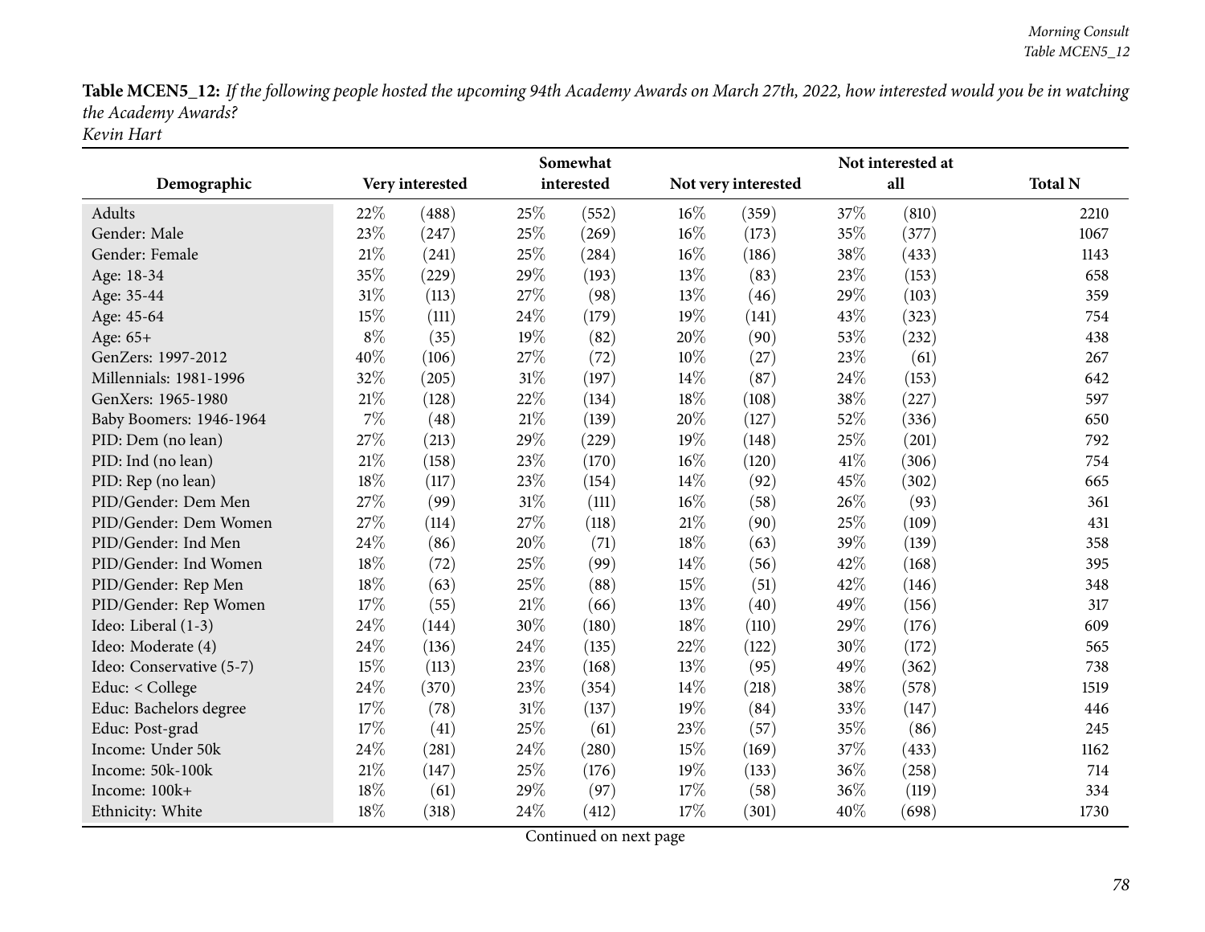**Table MCEN5_12:** *If the following people hosted the upcoming 94th Academy Awards on March 27th, 2022, how interested would you be in watching the Academy Awards?*
*Kevin Hart*

| Demographic | Very interested | | Somewhat interested | | Not very interested | | Not interested at all | | Total N |
|---|---|---|---|---|---|---|---|---|---|
| Adults | 22% | (488) | 25% | (552) | 16% | (359) | 37% | (810) | 2210 |
| Gender: Male | 23% | (247) | 25% | (269) | 16% | (173) | 35% | (377) | 1067 |
| Gender: Female | 21% | (241) | 25% | (284) | 16% | (186) | 38% | (433) | 1143 |
| Age: 18-34 | 35% | (229) | 29% | (193) | 13% | (83) | 23% | (153) | 658 |
| Age: 35-44 | 31% | (113) | 27% | (98) | 13% | (46) | 29% | (103) | 359 |
| Age: 45-64 | 15% | (111) | 24% | (179) | 19% | (141) | 43% | (323) | 754 |
| Age: 65+ | 8% | (35) | 19% | (82) | 20% | (90) | 53% | (232) | 438 |
| GenZers: 1997-2012 | 40% | (106) | 27% | (72) | 10% | (27) | 23% | (61) | 267 |
| Millennials: 1981-1996 | 32% | (205) | 31% | (197) | 14% | (87) | 24% | (153) | 642 |
| GenXers: 1965-1980 | 21% | (128) | 22% | (134) | 18% | (108) | 38% | (227) | 597 |
| Baby Boomers: 1946-1964 | 7% | (48) | 21% | (139) | 20% | (127) | 52% | (336) | 650 |
| PID: Dem (no lean) | 27% | (213) | 29% | (229) | 19% | (148) | 25% | (201) | 792 |
| PID: Ind (no lean) | 21% | (158) | 23% | (170) | 16% | (120) | 41% | (306) | 754 |
| PID: Rep (no lean) | 18% | (117) | 23% | (154) | 14% | (92) | 45% | (302) | 665 |
| PID/Gender: Dem Men | 27% | (99) | 31% | (111) | 16% | (58) | 26% | (93) | 361 |
| PID/Gender: Dem Women | 27% | (114) | 27% | (118) | 21% | (90) | 25% | (109) | 431 |
| PID/Gender: Ind Men | 24% | (86) | 20% | (71) | 18% | (63) | 39% | (139) | 358 |
| PID/Gender: Ind Women | 18% | (72) | 25% | (99) | 14% | (56) | 42% | (168) | 395 |
| PID/Gender: Rep Men | 18% | (63) | 25% | (88) | 15% | (51) | 42% | (146) | 348 |
| PID/Gender: Rep Women | 17% | (55) | 21% | (66) | 13% | (40) | 49% | (156) | 317 |
| Ideo: Liberal (1-3) | 24% | (144) | 30% | (180) | 18% | (110) | 29% | (176) | 609 |
| Ideo: Moderate (4) | 24% | (136) | 24% | (135) | 22% | (122) | 30% | (172) | 565 |
| Ideo: Conservative (5-7) | 15% | (113) | 23% | (168) | 13% | (95) | 49% | (362) | 738 |
| Educ: < College | 24% | (370) | 23% | (354) | 14% | (218) | 38% | (578) | 1519 |
| Educ: Bachelors degree | 17% | (78) | 31% | (137) | 19% | (84) | 33% | (147) | 446 |
| Educ: Post-grad | 17% | (41) | 25% | (61) | 23% | (57) | 35% | (86) | 245 |
| Income: Under 50k | 24% | (281) | 24% | (280) | 15% | (169) | 37% | (433) | 1162 |
| Income: 50k-100k | 21% | (147) | 25% | (176) | 19% | (133) | 36% | (258) | 714 |
| Income: 100k+ | 18% | (61) | 29% | (97) | 17% | (58) | 36% | (119) | 334 |
| Ethnicity: White | 18% | (318) | 24% | (412) | 17% | (301) | 40% | (698) | 1730 |

Continued on next page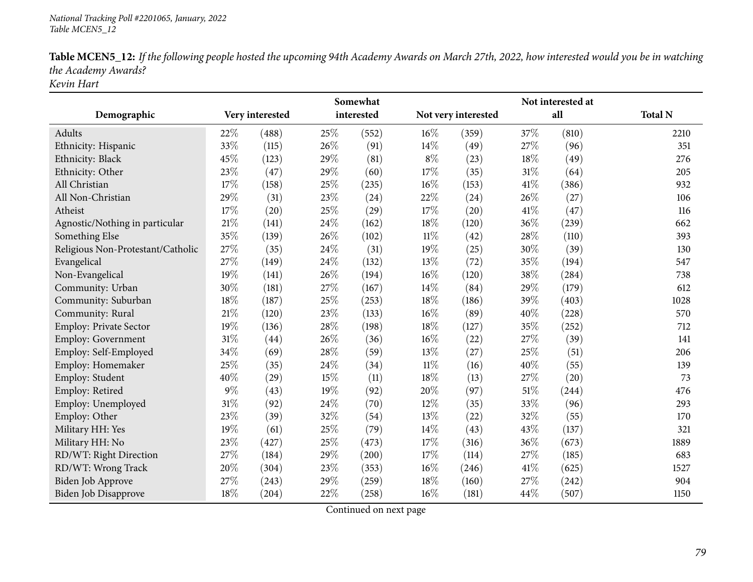*National Tracking Poll #2201065, January, 2022*
*Table MCEN5_12*

**Table MCEN5_12:** *If the following people hosted the upcoming 94th Academy Awards on March 27th, 2022, how interested would you be in watching the Academy Awards?*
*Kevin Hart*

| Demographic | Very interested | | Somewhat interested | | Not very interested | | Not interested at all | | Total N |
|---|---|---|---|---|---|---|---|---|---|
| Adults | 22% | (488) | 25% | (552) | 16% | (359) | 37% | (810) | 2210 |
| Ethnicity: Hispanic | 33% | (115) | 26% | (91) | 14% | (49) | 27% | (96) | 351 |
| Ethnicity: Black | 45% | (123) | 29% | (81) | 8% | (23) | 18% | (49) | 276 |
| Ethnicity: Other | 23% | (47) | 29% | (60) | 17% | (35) | 31% | (64) | 205 |
| All Christian | 17% | (158) | 25% | (235) | 16% | (153) | 41% | (386) | 932 |
| All Non-Christian | 29% | (31) | 23% | (24) | 22% | (24) | 26% | (27) | 106 |
| Atheist | 17% | (20) | 25% | (29) | 17% | (20) | 41% | (47) | 116 |
| Agnostic/Nothing in particular | 21% | (141) | 24% | (162) | 18% | (120) | 36% | (239) | 662 |
| Something Else | 35% | (139) | 26% | (102) | 11% | (42) | 28% | (110) | 393 |
| Religious Non-Protestant/Catholic | 27% | (35) | 24% | (31) | 19% | (25) | 30% | (39) | 130 |
| Evangelical | 27% | (149) | 24% | (132) | 13% | (72) | 35% | (194) | 547 |
| Non-Evangelical | 19% | (141) | 26% | (194) | 16% | (120) | 38% | (284) | 738 |
| Community: Urban | 30% | (181) | 27% | (167) | 14% | (84) | 29% | (179) | 612 |
| Community: Suburban | 18% | (187) | 25% | (253) | 18% | (186) | 39% | (403) | 1028 |
| Community: Rural | 21% | (120) | 23% | (133) | 16% | (89) | 40% | (228) | 570 |
| Employ: Private Sector | 19% | (136) | 28% | (198) | 18% | (127) | 35% | (252) | 712 |
| Employ: Government | 31% | (44) | 26% | (36) | 16% | (22) | 27% | (39) | 141 |
| Employ: Self-Employed | 34% | (69) | 28% | (59) | 13% | (27) | 25% | (51) | 206 |
| Employ: Homemaker | 25% | (35) | 24% | (34) | 11% | (16) | 40% | (55) | 139 |
| Employ: Student | 40% | (29) | 15% | (11) | 18% | (13) | 27% | (20) | 73 |
| Employ: Retired | 9% | (43) | 19% | (92) | 20% | (97) | 51% | (244) | 476 |
| Employ: Unemployed | 31% | (92) | 24% | (70) | 12% | (35) | 33% | (96) | 293 |
| Employ: Other | 23% | (39) | 32% | (54) | 13% | (22) | 32% | (55) | 170 |
| Military HH: Yes | 19% | (61) | 25% | (79) | 14% | (43) | 43% | (137) | 321 |
| Military HH: No | 23% | (427) | 25% | (473) | 17% | (316) | 36% | (673) | 1889 |
| RD/WT: Right Direction | 27% | (184) | 29% | (200) | 17% | (114) | 27% | (185) | 683 |
| RD/WT: Wrong Track | 20% | (304) | 23% | (353) | 16% | (246) | 41% | (625) | 1527 |
| Biden Job Approve | 27% | (243) | 29% | (259) | 18% | (160) | 27% | (242) | 904 |
| Biden Job Disapprove | 18% | (204) | 22% | (258) | 16% | (181) | 44% | (507) | 1150 |

Continued on next page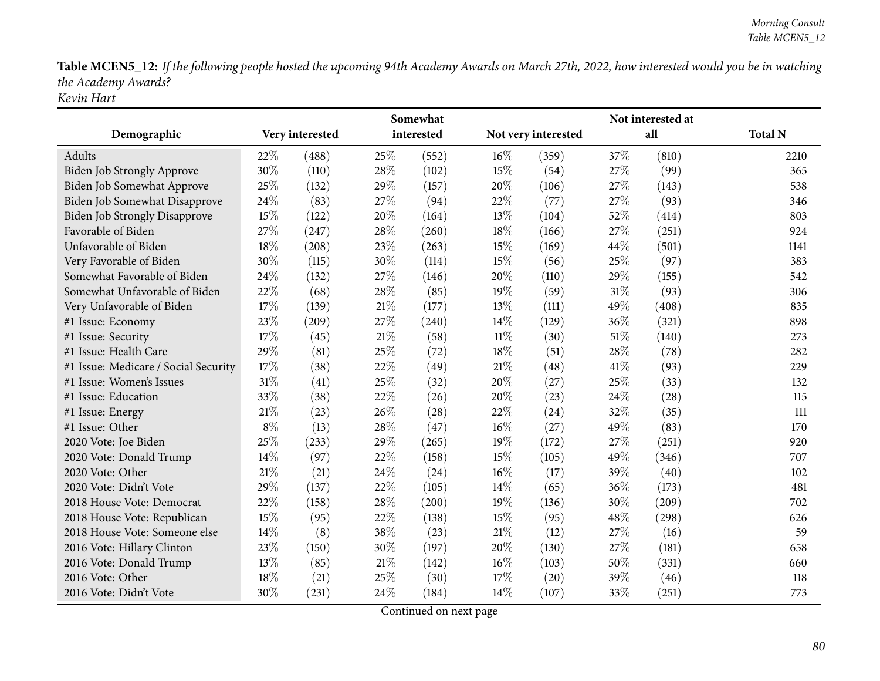**Table MCEN5_12:** *If the following people hosted the upcoming 94th Academy Awards on March 27th, 2022, how interested would you be in watching the Academy Awards?*
*Kevin Hart*

| Demographic | Very interested | | Somewhat interested | | Not very interested | | Not interested at all | | Total N |
|---|---|---|---|---|---|---|---|---|---|
| Adults | 22% | (488) | 25% | (552) | 16% | (359) | 37% | (810) | 2210 |
| Biden Job Strongly Approve | 30% | (110) | 28% | (102) | 15% | (54) | 27% | (99) | 365 |
| Biden Job Somewhat Approve | 25% | (132) | 29% | (157) | 20% | (106) | 27% | (143) | 538 |
| Biden Job Somewhat Disapprove | 24% | (83) | 27% | (94) | 22% | (77) | 27% | (93) | 346 |
| Biden Job Strongly Disapprove | 15% | (122) | 20% | (164) | 13% | (104) | 52% | (414) | 803 |
| Favorable of Biden | 27% | (247) | 28% | (260) | 18% | (166) | 27% | (251) | 924 |
| Unfavorable of Biden | 18% | (208) | 23% | (263) | 15% | (169) | 44% | (501) | 1141 |
| Very Favorable of Biden | 30% | (115) | 30% | (114) | 15% | (56) | 25% | (97) | 383 |
| Somewhat Favorable of Biden | 24% | (132) | 27% | (146) | 20% | (110) | 29% | (155) | 542 |
| Somewhat Unfavorable of Biden | 22% | (68) | 28% | (85) | 19% | (59) | 31% | (93) | 306 |
| Very Unfavorable of Biden | 17% | (139) | 21% | (177) | 13% | (111) | 49% | (408) | 835 |
| #1 Issue: Economy | 23% | (209) | 27% | (240) | 14% | (129) | 36% | (321) | 898 |
| #1 Issue: Security | 17% | (45) | 21% | (58) | 11% | (30) | 51% | (140) | 273 |
| #1 Issue: Health Care | 29% | (81) | 25% | (72) | 18% | (51) | 28% | (78) | 282 |
| #1 Issue: Medicare / Social Security | 17% | (38) | 22% | (49) | 21% | (48) | 41% | (93) | 229 |
| #1 Issue: Women's Issues | 31% | (41) | 25% | (32) | 20% | (27) | 25% | (33) | 132 |
| #1 Issue: Education | 33% | (38) | 22% | (26) | 20% | (23) | 24% | (28) | 115 |
| #1 Issue: Energy | 21% | (23) | 26% | (28) | 22% | (24) | 32% | (35) | 111 |
| #1 Issue: Other | 8% | (13) | 28% | (47) | 16% | (27) | 49% | (83) | 170 |
| 2020 Vote: Joe Biden | 25% | (233) | 29% | (265) | 19% | (172) | 27% | (251) | 920 |
| 2020 Vote: Donald Trump | 14% | (97) | 22% | (158) | 15% | (105) | 49% | (346) | 707 |
| 2020 Vote: Other | 21% | (21) | 24% | (24) | 16% | (17) | 39% | (40) | 102 |
| 2020 Vote: Didn't Vote | 29% | (137) | 22% | (105) | 14% | (65) | 36% | (173) | 481 |
| 2018 House Vote: Democrat | 22% | (158) | 28% | (200) | 19% | (136) | 30% | (209) | 702 |
| 2018 House Vote: Republican | 15% | (95) | 22% | (138) | 15% | (95) | 48% | (298) | 626 |
| 2018 House Vote: Someone else | 14% | (8) | 38% | (23) | 21% | (12) | 27% | (16) | 59 |
| 2016 Vote: Hillary Clinton | 23% | (150) | 30% | (197) | 20% | (130) | 27% | (181) | 658 |
| 2016 Vote: Donald Trump | 13% | (85) | 21% | (142) | 16% | (103) | 50% | (331) | 660 |
| 2016 Vote: Other | 18% | (21) | 25% | (30) | 17% | (20) | 39% | (46) | 118 |
| 2016 Vote: Didn't Vote | 30% | (231) | 24% | (184) | 14% | (107) | 33% | (251) | 773 |

Continued on next page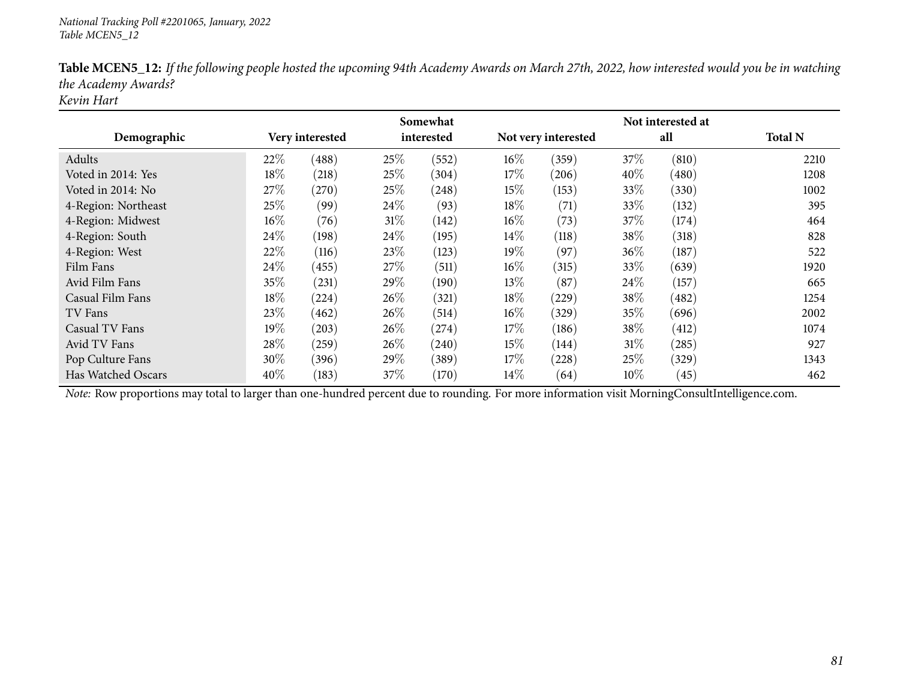*National Tracking Poll #2201065, January, 2022*
*Table MCEN5_12*

**Table MCEN5_12:** *If the following people hosted the upcoming 94th Academy Awards on March 27th, 2022, how interested would you be in watching the Academy Awards?*
*Kevin Hart*

| Demographic | Very interested | | Somewhat interested | | Not very interested | | Not interested at all | | Total N |
|---|---|---|---|---|---|---|---|---|---|
| Adults | 22% | (488) | 25% | (552) | 16% | (359) | 37% | (810) | 2210 |
| Voted in 2014: Yes | 18% | (218) | 25% | (304) | 17% | (206) | 40% | (480) | 1208 |
| Voted in 2014: No | 27% | (270) | 25% | (248) | 15% | (153) | 33% | (330) | 1002 |
| 4-Region: Northeast | 25% | (99) | 24% | (93) | 18% | (71) | 33% | (132) | 395 |
| 4-Region: Midwest | 16% | (76) | 31% | (142) | 16% | (73) | 37% | (174) | 464 |
| 4-Region: South | 24% | (198) | 24% | (195) | 14% | (118) | 38% | (318) | 828 |
| 4-Region: West | 22% | (116) | 23% | (123) | 19% | (97) | 36% | (187) | 522 |
| Film Fans | 24% | (455) | 27% | (511) | 16% | (315) | 33% | (639) | 1920 |
| Avid Film Fans | 35% | (231) | 29% | (190) | 13% | (87) | 24% | (157) | 665 |
| Casual Film Fans | 18% | (224) | 26% | (321) | 18% | (229) | 38% | (482) | 1254 |
| TV Fans | 23% | (462) | 26% | (514) | 16% | (329) | 35% | (696) | 2002 |
| Casual TV Fans | 19% | (203) | 26% | (274) | 17% | (186) | 38% | (412) | 1074 |
| Avid TV Fans | 28% | (259) | 26% | (240) | 15% | (144) | 31% | (285) | 927 |
| Pop Culture Fans | 30% | (396) | 29% | (389) | 17% | (228) | 25% | (329) | 1343 |
| Has Watched Oscars | 40% | (183) | 37% | (170) | 14% | (64) | 10% | (45) | 462 |

*Note:* Row proportions may total to larger than one-hundred percent due to rounding. For more information visit MorningConsultIntelligence.com.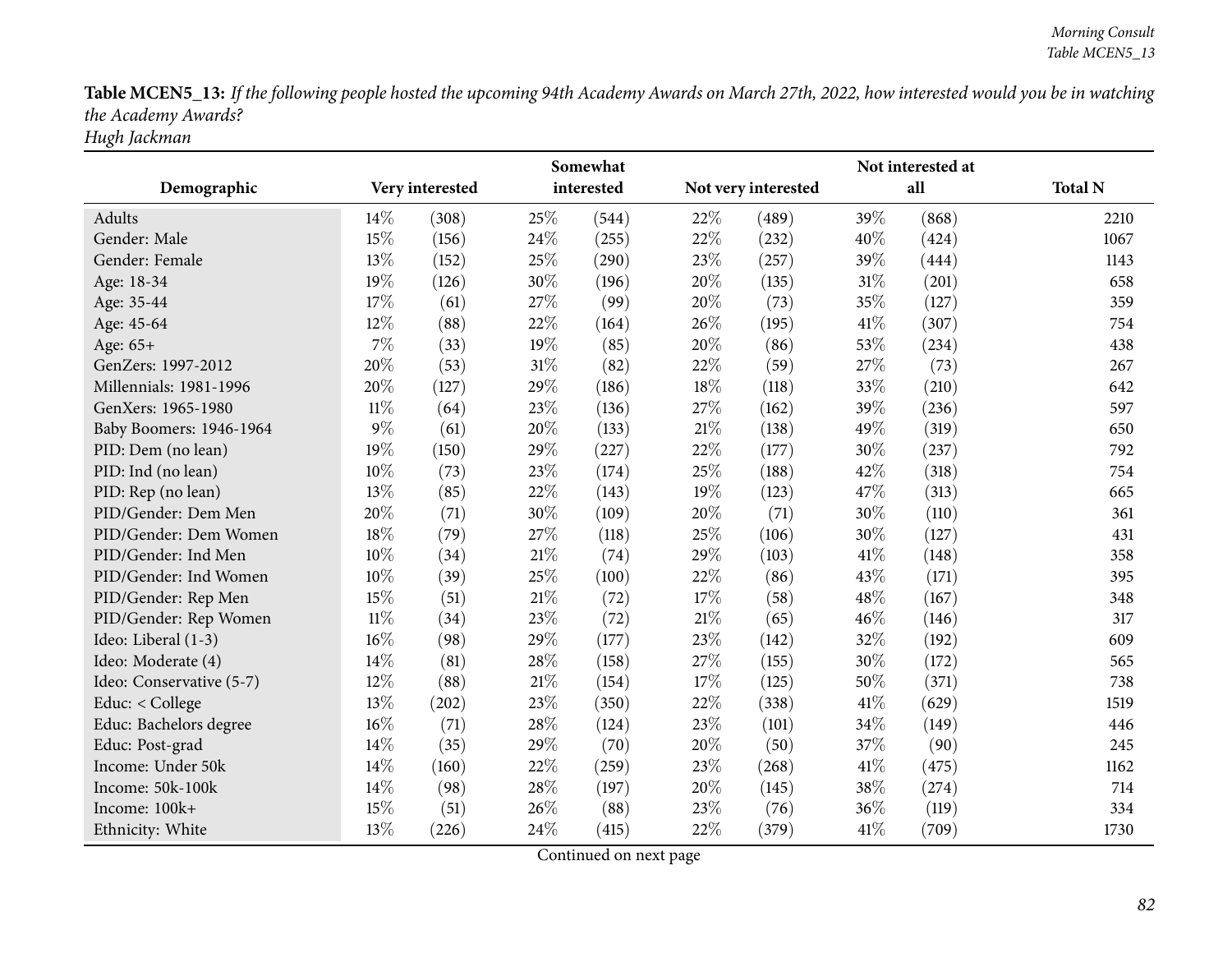**Table MCEN5_13:** *If the following people hosted the upcoming 94th Academy Awards on March 27th, 2022, how interested would you be in watching the Academy Awards?*
*Hugh Jackman*

| Demographic | Very interested | | Somewhat interested | | Not very interested | | Not interested at all | | Total N |
|---|---|---|---|---|---|---|---|---|---|
| Adults | 14% | (308) | 25% | (544) | 22% | (489) | 39% | (868) | 2210 |
| Gender: Male | 15% | (156) | 24% | (255) | 22% | (232) | 40% | (424) | 1067 |
| Gender: Female | 13% | (152) | 25% | (290) | 23% | (257) | 39% | (444) | 1143 |
| Age: 18-34 | 19% | (126) | 30% | (196) | 20% | (135) | 31% | (201) | 658 |
| Age: 35-44 | 17% | (61) | 27% | (99) | 20% | (73) | 35% | (127) | 359 |
| Age: 45-64 | 12% | (88) | 22% | (164) | 26% | (195) | 41% | (307) | 754 |
| Age: 65+ | 7% | (33) | 19% | (85) | 20% | (86) | 53% | (234) | 438 |
| GenZers: 1997-2012 | 20% | (53) | 31% | (82) | 22% | (59) | 27% | (73) | 267 |
| Millennials: 1981-1996 | 20% | (127) | 29% | (186) | 18% | (118) | 33% | (210) | 642 |
| GenXers: 1965-1980 | 11% | (64) | 23% | (136) | 27% | (162) | 39% | (236) | 597 |
| Baby Boomers: 1946-1964 | 9% | (61) | 20% | (133) | 21% | (138) | 49% | (319) | 650 |
| PID: Dem (no lean) | 19% | (150) | 29% | (227) | 22% | (177) | 30% | (237) | 792 |
| PID: Ind (no lean) | 10% | (73) | 23% | (174) | 25% | (188) | 42% | (318) | 754 |
| PID: Rep (no lean) | 13% | (85) | 22% | (143) | 19% | (123) | 47% | (313) | 665 |
| PID/Gender: Dem Men | 20% | (71) | 30% | (109) | 20% | (71) | 30% | (110) | 361 |
| PID/Gender: Dem Women | 18% | (79) | 27% | (118) | 25% | (106) | 30% | (127) | 431 |
| PID/Gender: Ind Men | 10% | (34) | 21% | (74) | 29% | (103) | 41% | (148) | 358 |
| PID/Gender: Ind Women | 10% | (39) | 25% | (100) | 22% | (86) | 43% | (171) | 395 |
| PID/Gender: Rep Men | 15% | (51) | 21% | (72) | 17% | (58) | 48% | (167) | 348 |
| PID/Gender: Rep Women | 11% | (34) | 23% | (72) | 21% | (65) | 46% | (146) | 317 |
| Ideo: Liberal (1-3) | 16% | (98) | 29% | (177) | 23% | (142) | 32% | (192) | 609 |
| Ideo: Moderate (4) | 14% | (81) | 28% | (158) | 27% | (155) | 30% | (172) | 565 |
| Ideo: Conservative (5-7) | 12% | (88) | 21% | (154) | 17% | (125) | 50% | (371) | 738 |
| Educ: < College | 13% | (202) | 23% | (350) | 22% | (338) | 41% | (629) | 1519 |
| Educ: Bachelors degree | 16% | (71) | 28% | (124) | 23% | (101) | 34% | (149) | 446 |
| Educ: Post-grad | 14% | (35) | 29% | (70) | 20% | (50) | 37% | (90) | 245 |
| Income: Under 50k | 14% | (160) | 22% | (259) | 23% | (268) | 41% | (475) | 1162 |
| Income: 50k-100k | 14% | (98) | 28% | (197) | 20% | (145) | 38% | (274) | 714 |
| Income: 100k+ | 15% | (51) | 26% | (88) | 23% | (76) | 36% | (119) | 334 |
| Ethnicity: White | 13% | (226) | 24% | (415) | 22% | (379) | 41% | (709) | 1730 |

Continued on next page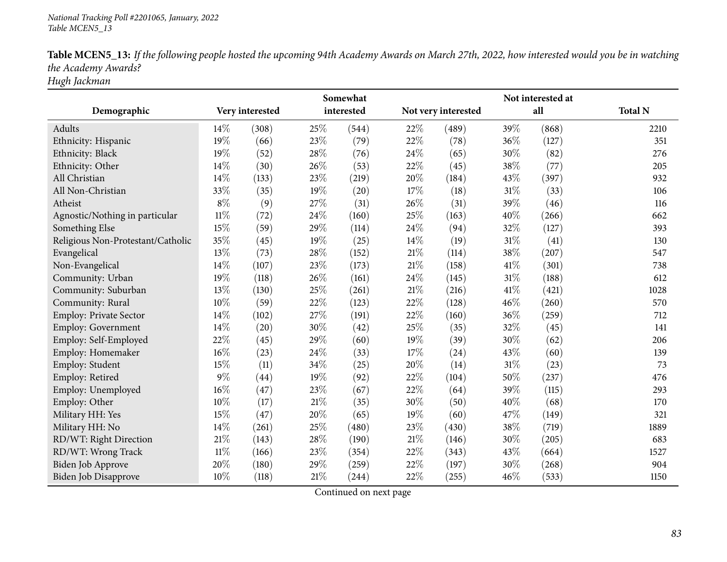*National Tracking Poll #2201065, January, 2022*
*Table MCEN5_13*

**Table MCEN5_13:** *If the following people hosted the upcoming 94th Academy Awards on March 27th, 2022, how interested would you be in watching the Academy Awards?*
*Hugh Jackman*

| Demographic | Very interested | | Somewhat interested | | Not very interested | | Not interested at all | | Total N |
|---|---|---|---|---|---|---|---|---|---|
| Adults | 14% | (308) | 25% | (544) | 22% | (489) | 39% | (868) | 2210 |
| Ethnicity: Hispanic | 19% | (66) | 23% | (79) | 22% | (78) | 36% | (127) | 351 |
| Ethnicity: Black | 19% | (52) | 28% | (76) | 24% | (65) | 30% | (82) | 276 |
| Ethnicity: Other | 14% | (30) | 26% | (53) | 22% | (45) | 38% | (77) | 205 |
| All Christian | 14% | (133) | 23% | (219) | 20% | (184) | 43% | (397) | 932 |
| All Non-Christian | 33% | (35) | 19% | (20) | 17% | (18) | 31% | (33) | 106 |
| Atheist | 8% | (9) | 27% | (31) | 26% | (31) | 39% | (46) | 116 |
| Agnostic/Nothing in particular | 11% | (72) | 24% | (160) | 25% | (163) | 40% | (266) | 662 |
| Something Else | 15% | (59) | 29% | (114) | 24% | (94) | 32% | (127) | 393 |
| Religious Non-Protestant/Catholic | 35% | (45) | 19% | (25) | 14% | (19) | 31% | (41) | 130 |
| Evangelical | 13% | (73) | 28% | (152) | 21% | (114) | 38% | (207) | 547 |
| Non-Evangelical | 14% | (107) | 23% | (173) | 21% | (158) | 41% | (301) | 738 |
| Community: Urban | 19% | (118) | 26% | (161) | 24% | (145) | 31% | (188) | 612 |
| Community: Suburban | 13% | (130) | 25% | (261) | 21% | (216) | 41% | (421) | 1028 |
| Community: Rural | 10% | (59) | 22% | (123) | 22% | (128) | 46% | (260) | 570 |
| Employ: Private Sector | 14% | (102) | 27% | (191) | 22% | (160) | 36% | (259) | 712 |
| Employ: Government | 14% | (20) | 30% | (42) | 25% | (35) | 32% | (45) | 141 |
| Employ: Self-Employed | 22% | (45) | 29% | (60) | 19% | (39) | 30% | (62) | 206 |
| Employ: Homemaker | 16% | (23) | 24% | (33) | 17% | (24) | 43% | (60) | 139 |
| Employ: Student | 15% | (11) | 34% | (25) | 20% | (14) | 31% | (23) | 73 |
| Employ: Retired | 9% | (44) | 19% | (92) | 22% | (104) | 50% | (237) | 476 |
| Employ: Unemployed | 16% | (47) | 23% | (67) | 22% | (64) | 39% | (115) | 293 |
| Employ: Other | 10% | (17) | 21% | (35) | 30% | (50) | 40% | (68) | 170 |
| Military HH: Yes | 15% | (47) | 20% | (65) | 19% | (60) | 47% | (149) | 321 |
| Military HH: No | 14% | (261) | 25% | (480) | 23% | (430) | 38% | (719) | 1889 |
| RD/WT: Right Direction | 21% | (143) | 28% | (190) | 21% | (146) | 30% | (205) | 683 |
| RD/WT: Wrong Track | 11% | (166) | 23% | (354) | 22% | (343) | 43% | (664) | 1527 |
| Biden Job Approve | 20% | (180) | 29% | (259) | 22% | (197) | 30% | (268) | 904 |
| Biden Job Disapprove | 10% | (118) | 21% | (244) | 22% | (255) | 46% | (533) | 1150 |

Continued on next page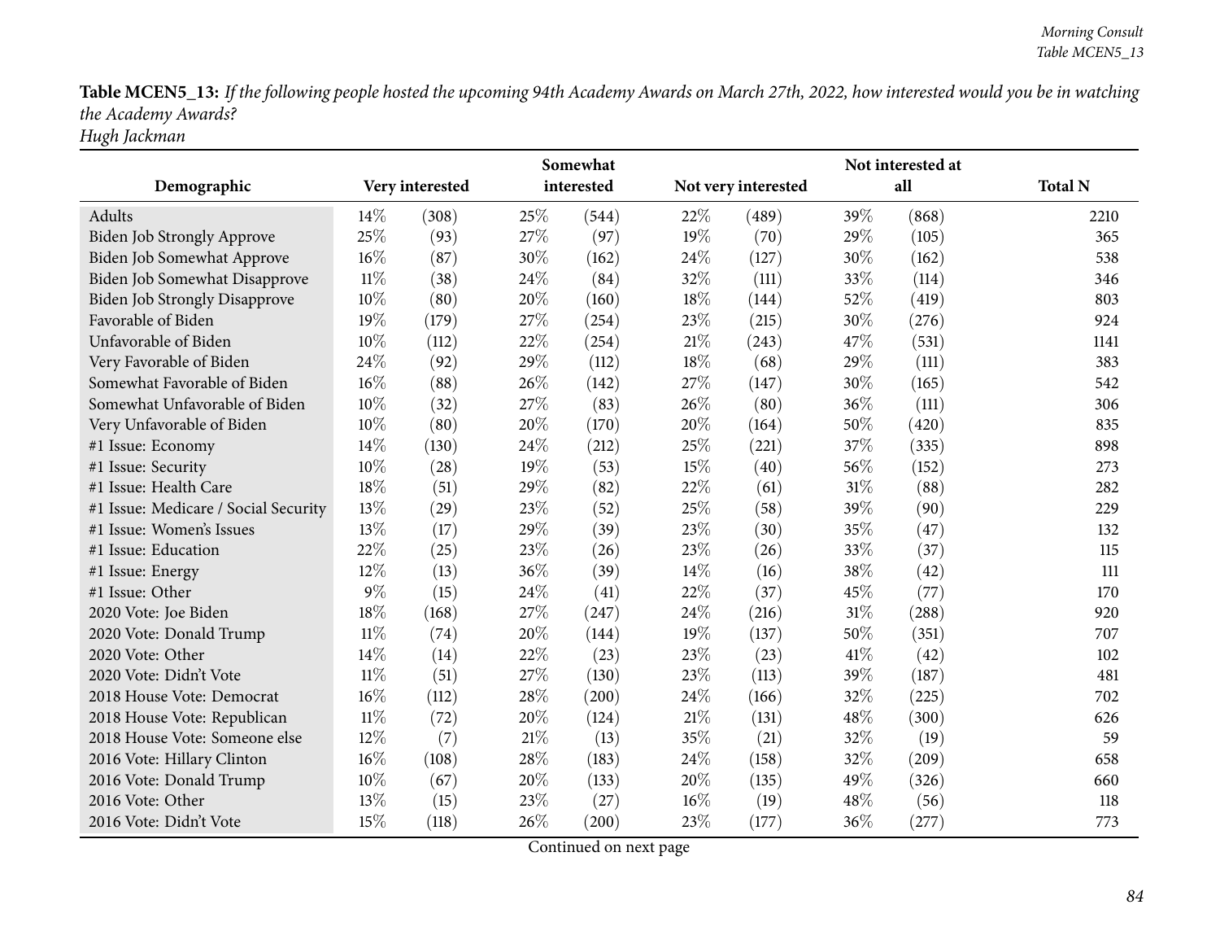**Table MCEN5_13:** *If the following people hosted the upcoming 94th Academy Awards on March 27th, 2022, how interested would you be in watching the Academy Awards?*
*Hugh Jackman*

| Demographic | Very interested | | Somewhat interested | | Not very interested | | Not interested at all | | Total N |
|---|---|---|---|---|---|---|---|---|---|
| Adults | 14% | (308) | 25% | (544) | 22% | (489) | 39% | (868) | 2210 |
| Biden Job Strongly Approve | 25% | (93) | 27% | (97) | 19% | (70) | 29% | (105) | 365 |
| Biden Job Somewhat Approve | 16% | (87) | 30% | (162) | 24% | (127) | 30% | (162) | 538 |
| Biden Job Somewhat Disapprove | 11% | (38) | 24% | (84) | 32% | (111) | 33% | (114) | 346 |
| Biden Job Strongly Disapprove | 10% | (80) | 20% | (160) | 18% | (144) | 52% | (419) | 803 |
| Favorable of Biden | 19% | (179) | 27% | (254) | 23% | (215) | 30% | (276) | 924 |
| Unfavorable of Biden | 10% | (112) | 22% | (254) | 21% | (243) | 47% | (531) | 1141 |
| Very Favorable of Biden | 24% | (92) | 29% | (112) | 18% | (68) | 29% | (111) | 383 |
| Somewhat Favorable of Biden | 16% | (88) | 26% | (142) | 27% | (147) | 30% | (165) | 542 |
| Somewhat Unfavorable of Biden | 10% | (32) | 27% | (83) | 26% | (80) | 36% | (111) | 306 |
| Very Unfavorable of Biden | 10% | (80) | 20% | (170) | 20% | (164) | 50% | (420) | 835 |
| #1 Issue: Economy | 14% | (130) | 24% | (212) | 25% | (221) | 37% | (335) | 898 |
| #1 Issue: Security | 10% | (28) | 19% | (53) | 15% | (40) | 56% | (152) | 273 |
| #1 Issue: Health Care | 18% | (51) | 29% | (82) | 22% | (61) | 31% | (88) | 282 |
| #1 Issue: Medicare / Social Security | 13% | (29) | 23% | (52) | 25% | (58) | 39% | (90) | 229 |
| #1 Issue: Women's Issues | 13% | (17) | 29% | (39) | 23% | (30) | 35% | (47) | 132 |
| #1 Issue: Education | 22% | (25) | 23% | (26) | 23% | (26) | 33% | (37) | 115 |
| #1 Issue: Energy | 12% | (13) | 36% | (39) | 14% | (16) | 38% | (42) | 111 |
| #1 Issue: Other | 9% | (15) | 24% | (41) | 22% | (37) | 45% | (77) | 170 |
| 2020 Vote: Joe Biden | 18% | (168) | 27% | (247) | 24% | (216) | 31% | (288) | 920 |
| 2020 Vote: Donald Trump | 11% | (74) | 20% | (144) | 19% | (137) | 50% | (351) | 707 |
| 2020 Vote: Other | 14% | (14) | 22% | (23) | 23% | (23) | 41% | (42) | 102 |
| 2020 Vote: Didn't Vote | 11% | (51) | 27% | (130) | 23% | (113) | 39% | (187) | 481 |
| 2018 House Vote: Democrat | 16% | (112) | 28% | (200) | 24% | (166) | 32% | (225) | 702 |
| 2018 House Vote: Republican | 11% | (72) | 20% | (124) | 21% | (131) | 48% | (300) | 626 |
| 2018 House Vote: Someone else | 12% | (7) | 21% | (13) | 35% | (21) | 32% | (19) | 59 |
| 2016 Vote: Hillary Clinton | 16% | (108) | 28% | (183) | 24% | (158) | 32% | (209) | 658 |
| 2016 Vote: Donald Trump | 10% | (67) | 20% | (133) | 20% | (135) | 49% | (326) | 660 |
| 2016 Vote: Other | 13% | (15) | 23% | (27) | 16% | (19) | 48% | (56) | 118 |
| 2016 Vote: Didn't Vote | 15% | (118) | 26% | (200) | 23% | (177) | 36% | (277) | 773 |

Continued on next page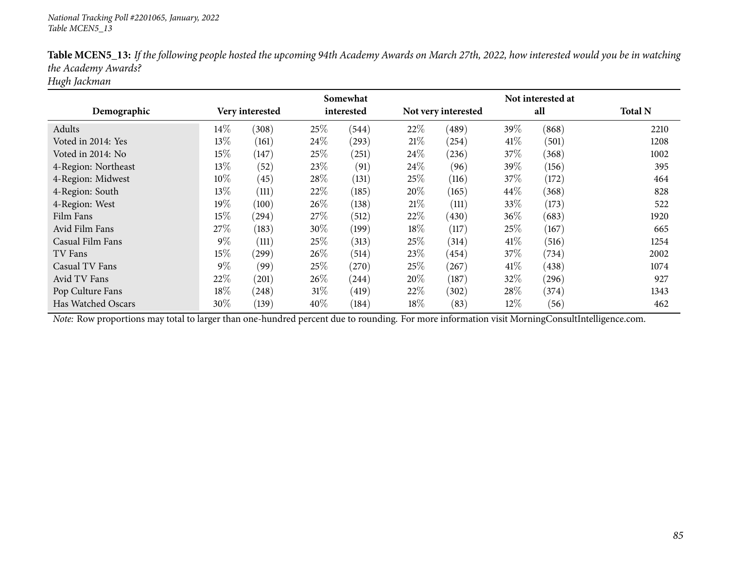*National Tracking Poll #2201065, January, 2022*
*Table MCEN5_13*

**Table MCEN5_13:** *If the following people hosted the upcoming 94th Academy Awards on March 27th, 2022, how interested would you be in watching the Academy Awards?*
*Hugh Jackman*

| Demographic | Very interested | | Somewhat interested | | Not very interested | | Not interested at all | | Total N |
|---|---|---|---|---|---|---|---|---|---|
| Adults | 14% | (308) | 25% | (544) | 22% | (489) | 39% | (868) | 2210 |
| Voted in 2014: Yes | 13% | (161) | 24% | (293) | 21% | (254) | 41% | (501) | 1208 |
| Voted in 2014: No | 15% | (147) | 25% | (251) | 24% | (236) | 37% | (368) | 1002 |
| 4-Region: Northeast | 13% | (52) | 23% | (91) | 24% | (96) | 39% | (156) | 395 |
| 4-Region: Midwest | 10% | (45) | 28% | (131) | 25% | (116) | 37% | (172) | 464 |
| 4-Region: South | 13% | (111) | 22% | (185) | 20% | (165) | 44% | (368) | 828 |
| 4-Region: West | 19% | (100) | 26% | (138) | 21% | (111) | 33% | (173) | 522 |
| Film Fans | 15% | (294) | 27% | (512) | 22% | (430) | 36% | (683) | 1920 |
| Avid Film Fans | 27% | (183) | 30% | (199) | 18% | (117) | 25% | (167) | 665 |
| Casual Film Fans | 9% | (111) | 25% | (313) | 25% | (314) | 41% | (516) | 1254 |
| TV Fans | 15% | (299) | 26% | (514) | 23% | (454) | 37% | (734) | 2002 |
| Casual TV Fans | 9% | (99) | 25% | (270) | 25% | (267) | 41% | (438) | 1074 |
| Avid TV Fans | 22% | (201) | 26% | (244) | 20% | (187) | 32% | (296) | 927 |
| Pop Culture Fans | 18% | (248) | 31% | (419) | 22% | (302) | 28% | (374) | 1343 |
| Has Watched Oscars | 30% | (139) | 40% | (184) | 18% | (83) | 12% | (56) | 462 |

*Note:* Row proportions may total to larger than one-hundred percent due to rounding. For more information visit MorningConsultIntelligence.com.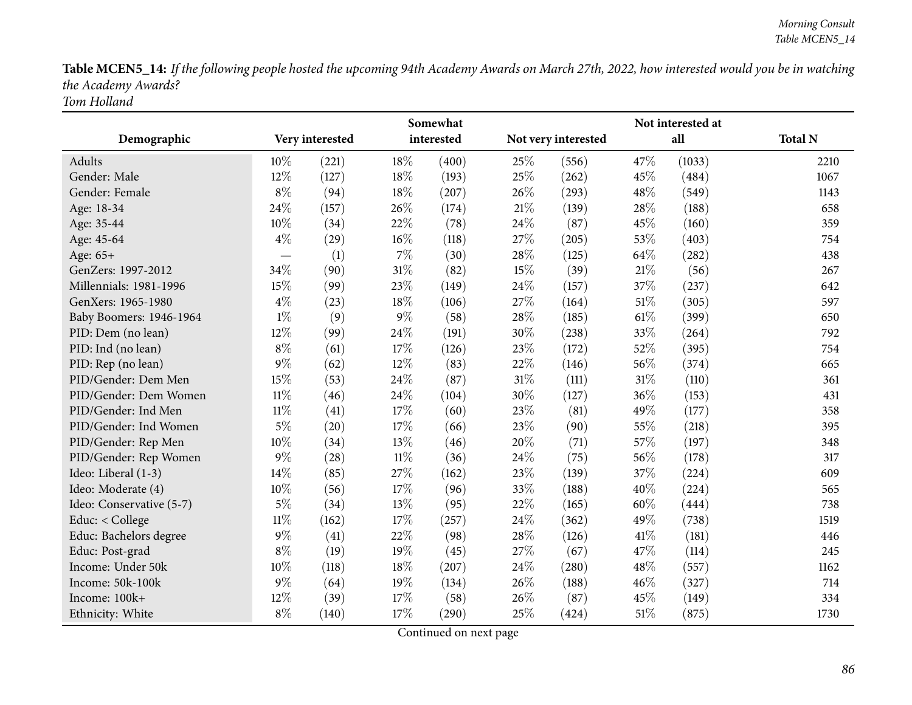**Table MCEN5_14:** *If the following people hosted the upcoming 94th Academy Awards on March 27th, 2022, how interested would you be in watching the Academy Awards?*
*Tom Holland*

| Demographic | Very interested | | Somewhat interested | | Not very interested | | Not interested at all | | Total N |
|---|---|---|---|---|---|---|---|---|---|
| Adults | 10% | (221) | 18% | (400) | 25% | (556) | 47% | (1033) | 2210 |
| Gender: Male | 12% | (127) | 18% | (193) | 25% | (262) | 45% | (484) | 1067 |
| Gender: Female | 8% | (94) | 18% | (207) | 26% | (293) | 48% | (549) | 1143 |
| Age: 18-34 | 24% | (157) | 26% | (174) | 21% | (139) | 28% | (188) | 658 |
| Age: 35-44 | 10% | (34) | 22% | (78) | 24% | (87) | 45% | (160) | 359 |
| Age: 45-64 | 4% | (29) | 16% | (118) | 27% | (205) | 53% | (403) | 754 |
| Age: 65+ | — | (1) | 7% | (30) | 28% | (125) | 64% | (282) | 438 |
| GenZers: 1997-2012 | 34% | (90) | 31% | (82) | 15% | (39) | 21% | (56) | 267 |
| Millennials: 1981-1996 | 15% | (99) | 23% | (149) | 24% | (157) | 37% | (237) | 642 |
| GenXers: 1965-1980 | 4% | (23) | 18% | (106) | 27% | (164) | 51% | (305) | 597 |
| Baby Boomers: 1946-1964 | 1% | (9) | 9% | (58) | 28% | (185) | 61% | (399) | 650 |
| PID: Dem (no lean) | 12% | (99) | 24% | (191) | 30% | (238) | 33% | (264) | 792 |
| PID: Ind (no lean) | 8% | (61) | 17% | (126) | 23% | (172) | 52% | (395) | 754 |
| PID: Rep (no lean) | 9% | (62) | 12% | (83) | 22% | (146) | 56% | (374) | 665 |
| PID/Gender: Dem Men | 15% | (53) | 24% | (87) | 31% | (111) | 31% | (110) | 361 |
| PID/Gender: Dem Women | 11% | (46) | 24% | (104) | 30% | (127) | 36% | (153) | 431 |
| PID/Gender: Ind Men | 11% | (41) | 17% | (60) | 23% | (81) | 49% | (177) | 358 |
| PID/Gender: Ind Women | 5% | (20) | 17% | (66) | 23% | (90) | 55% | (218) | 395 |
| PID/Gender: Rep Men | 10% | (34) | 13% | (46) | 20% | (71) | 57% | (197) | 348 |
| PID/Gender: Rep Women | 9% | (28) | 11% | (36) | 24% | (75) | 56% | (178) | 317 |
| Ideo: Liberal (1-3) | 14% | (85) | 27% | (162) | 23% | (139) | 37% | (224) | 609 |
| Ideo: Moderate (4) | 10% | (56) | 17% | (96) | 33% | (188) | 40% | (224) | 565 |
| Ideo: Conservative (5-7) | 5% | (34) | 13% | (95) | 22% | (165) | 60% | (444) | 738 |
| Educ: < College | 11% | (162) | 17% | (257) | 24% | (362) | 49% | (738) | 1519 |
| Educ: Bachelors degree | 9% | (41) | 22% | (98) | 28% | (126) | 41% | (181) | 446 |
| Educ: Post-grad | 8% | (19) | 19% | (45) | 27% | (67) | 47% | (114) | 245 |
| Income: Under 50k | 10% | (118) | 18% | (207) | 24% | (280) | 48% | (557) | 1162 |
| Income: 50k-100k | 9% | (64) | 19% | (134) | 26% | (188) | 46% | (327) | 714 |
| Income: 100k+ | 12% | (39) | 17% | (58) | 26% | (87) | 45% | (149) | 334 |
| Ethnicity: White | 8% | (140) | 17% | (290) | 25% | (424) | 51% | (875) | 1730 |

Continued on next page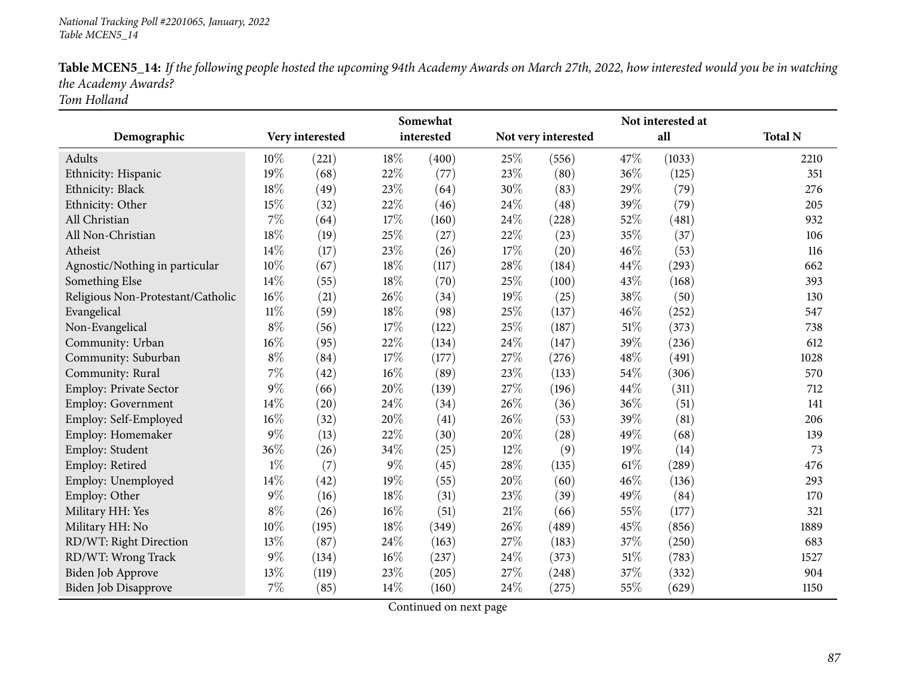*National Tracking Poll #2201065, January, 2022*
*Table MCEN5_14*

**Table MCEN5_14:** *If the following people hosted the upcoming 94th Academy Awards on March 27th, 2022, how interested would you be in watching the Academy Awards?*
*Tom Holland*

| Demographic | Very interested | | Somewhat interested | | Not very interested | | Not interested at all | | Total N |
|---|---|---|---|---|---|---|---|---|---|
| Adults | 10% | (221) | 18% | (400) | 25% | (556) | 47% | (1033) | 2210 |
| Ethnicity: Hispanic | 19% | (68) | 22% | (77) | 23% | (80) | 36% | (125) | 351 |
| Ethnicity: Black | 18% | (49) | 23% | (64) | 30% | (83) | 29% | (79) | 276 |
| Ethnicity: Other | 15% | (32) | 22% | (46) | 24% | (48) | 39% | (79) | 205 |
| All Christian | 7% | (64) | 17% | (160) | 24% | (228) | 52% | (481) | 932 |
| All Non-Christian | 18% | (19) | 25% | (27) | 22% | (23) | 35% | (37) | 106 |
| Atheist | 14% | (17) | 23% | (26) | 17% | (20) | 46% | (53) | 116 |
| Agnostic/Nothing in particular | 10% | (67) | 18% | (117) | 28% | (184) | 44% | (293) | 662 |
| Something Else | 14% | (55) | 18% | (70) | 25% | (100) | 43% | (168) | 393 |
| Religious Non-Protestant/Catholic | 16% | (21) | 26% | (34) | 19% | (25) | 38% | (50) | 130 |
| Evangelical | 11% | (59) | 18% | (98) | 25% | (137) | 46% | (252) | 547 |
| Non-Evangelical | 8% | (56) | 17% | (122) | 25% | (187) | 51% | (373) | 738 |
| Community: Urban | 16% | (95) | 22% | (134) | 24% | (147) | 39% | (236) | 612 |
| Community: Suburban | 8% | (84) | 17% | (177) | 27% | (276) | 48% | (491) | 1028 |
| Community: Rural | 7% | (42) | 16% | (89) | 23% | (133) | 54% | (306) | 570 |
| Employ: Private Sector | 9% | (66) | 20% | (139) | 27% | (196) | 44% | (311) | 712 |
| Employ: Government | 14% | (20) | 24% | (34) | 26% | (36) | 36% | (51) | 141 |
| Employ: Self-Employed | 16% | (32) | 20% | (41) | 26% | (53) | 39% | (81) | 206 |
| Employ: Homemaker | 9% | (13) | 22% | (30) | 20% | (28) | 49% | (68) | 139 |
| Employ: Student | 36% | (26) | 34% | (25) | 12% | (9) | 19% | (14) | 73 |
| Employ: Retired | 1% | (7) | 9% | (45) | 28% | (135) | 61% | (289) | 476 |
| Employ: Unemployed | 14% | (42) | 19% | (55) | 20% | (60) | 46% | (136) | 293 |
| Employ: Other | 9% | (16) | 18% | (31) | 23% | (39) | 49% | (84) | 170 |
| Military HH: Yes | 8% | (26) | 16% | (51) | 21% | (66) | 55% | (177) | 321 |
| Military HH: No | 10% | (195) | 18% | (349) | 26% | (489) | 45% | (856) | 1889 |
| RD/WT: Right Direction | 13% | (87) | 24% | (163) | 27% | (183) | 37% | (250) | 683 |
| RD/WT: Wrong Track | 9% | (134) | 16% | (237) | 24% | (373) | 51% | (783) | 1527 |
| Biden Job Approve | 13% | (119) | 23% | (205) | 27% | (248) | 37% | (332) | 904 |
| Biden Job Disapprove | 7% | (85) | 14% | (160) | 24% | (275) | 55% | (629) | 1150 |

Continued on next page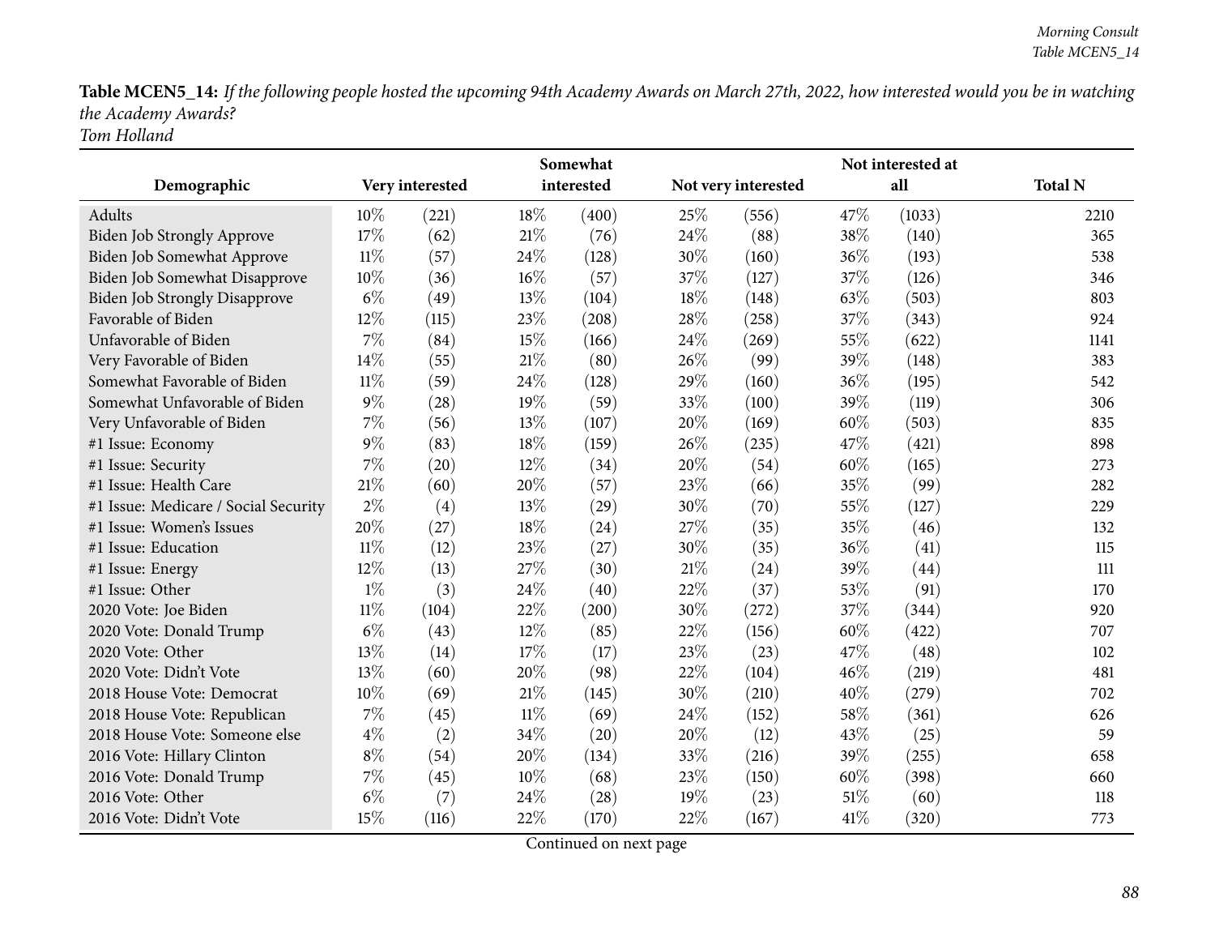**Table MCEN5_14:** *If the following people hosted the upcoming 94th Academy Awards on March 27th, 2022, how interested would you be in watching the Academy Awards?*
*Tom Holland*

| Demographic | Very interested | | Somewhat interested | | Not very interested | | Not interested at all | | Total N |
|---|---|---|---|---|---|---|---|---|---|
| Adults | 10% | (221) | 18% | (400) | 25% | (556) | 47% | (1033) | 2210 |
| Biden Job Strongly Approve | 17% | (62) | 21% | (76) | 24% | (88) | 38% | (140) | 365 |
| Biden Job Somewhat Approve | 11% | (57) | 24% | (128) | 30% | (160) | 36% | (193) | 538 |
| Biden Job Somewhat Disapprove | 10% | (36) | 16% | (57) | 37% | (127) | 37% | (126) | 346 |
| Biden Job Strongly Disapprove | 6% | (49) | 13% | (104) | 18% | (148) | 63% | (503) | 803 |
| Favorable of Biden | 12% | (115) | 23% | (208) | 28% | (258) | 37% | (343) | 924 |
| Unfavorable of Biden | 7% | (84) | 15% | (166) | 24% | (269) | 55% | (622) | 1141 |
| Very Favorable of Biden | 14% | (55) | 21% | (80) | 26% | (99) | 39% | (148) | 383 |
| Somewhat Favorable of Biden | 11% | (59) | 24% | (128) | 29% | (160) | 36% | (195) | 542 |
| Somewhat Unfavorable of Biden | 9% | (28) | 19% | (59) | 33% | (100) | 39% | (119) | 306 |
| Very Unfavorable of Biden | 7% | (56) | 13% | (107) | 20% | (169) | 60% | (503) | 835 |
| #1 Issue: Economy | 9% | (83) | 18% | (159) | 26% | (235) | 47% | (421) | 898 |
| #1 Issue: Security | 7% | (20) | 12% | (34) | 20% | (54) | 60% | (165) | 273 |
| #1 Issue: Health Care | 21% | (60) | 20% | (57) | 23% | (66) | 35% | (99) | 282 |
| #1 Issue: Medicare / Social Security | 2% | (4) | 13% | (29) | 30% | (70) | 55% | (127) | 229 |
| #1 Issue: Women's Issues | 20% | (27) | 18% | (24) | 27% | (35) | 35% | (46) | 132 |
| #1 Issue: Education | 11% | (12) | 23% | (27) | 30% | (35) | 36% | (41) | 115 |
| #1 Issue: Energy | 12% | (13) | 27% | (30) | 21% | (24) | 39% | (44) | 111 |
| #1 Issue: Other | 1% | (3) | 24% | (40) | 22% | (37) | 53% | (91) | 170 |
| 2020 Vote: Joe Biden | 11% | (104) | 22% | (200) | 30% | (272) | 37% | (344) | 920 |
| 2020 Vote: Donald Trump | 6% | (43) | 12% | (85) | 22% | (156) | 60% | (422) | 707 |
| 2020 Vote: Other | 13% | (14) | 17% | (17) | 23% | (23) | 47% | (48) | 102 |
| 2020 Vote: Didn't Vote | 13% | (60) | 20% | (98) | 22% | (104) | 46% | (219) | 481 |
| 2018 House Vote: Democrat | 10% | (69) | 21% | (145) | 30% | (210) | 40% | (279) | 702 |
| 2018 House Vote: Republican | 7% | (45) | 11% | (69) | 24% | (152) | 58% | (361) | 626 |
| 2018 House Vote: Someone else | 4% | (2) | 34% | (20) | 20% | (12) | 43% | (25) | 59 |
| 2016 Vote: Hillary Clinton | 8% | (54) | 20% | (134) | 33% | (216) | 39% | (255) | 658 |
| 2016 Vote: Donald Trump | 7% | (45) | 10% | (68) | 23% | (150) | 60% | (398) | 660 |
| 2016 Vote: Other | 6% | (7) | 24% | (28) | 19% | (23) | 51% | (60) | 118 |
| 2016 Vote: Didn't Vote | 15% | (116) | 22% | (170) | 22% | (167) | 41% | (320) | 773 |

Continued on next page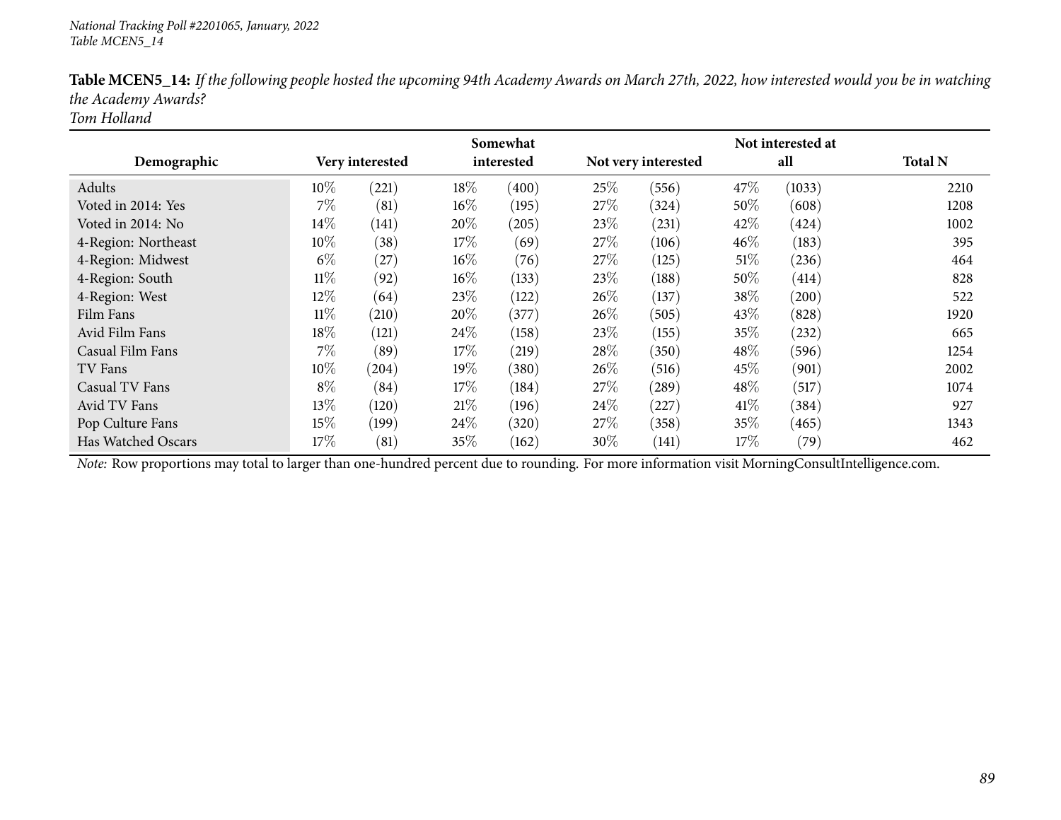*National Tracking Poll #2201065, January, 2022*
*Table MCEN5_14*

**Table MCEN5_14:** *If the following people hosted the upcoming 94th Academy Awards on March 27th, 2022, how interested would you be in watching the Academy Awards?*
*Tom Holland*

| Demographic | Very interested | | Somewhat interested | | Not very interested | | Not interested at all | | Total N |
|---|---|---|---|---|---|---|---|---|---|
| Adults | 10% | (221) | 18% | (400) | 25% | (556) | 47% | (1033) | 2210 |
| Voted in 2014: Yes | 7% | (81) | 16% | (195) | 27% | (324) | 50% | (608) | 1208 |
| Voted in 2014: No | 14% | (141) | 20% | (205) | 23% | (231) | 42% | (424) | 1002 |
| 4-Region: Northeast | 10% | (38) | 17% | (69) | 27% | (106) | 46% | (183) | 395 |
| 4-Region: Midwest | 6% | (27) | 16% | (76) | 27% | (125) | 51% | (236) | 464 |
| 4-Region: South | 11% | (92) | 16% | (133) | 23% | (188) | 50% | (414) | 828 |
| 4-Region: West | 12% | (64) | 23% | (122) | 26% | (137) | 38% | (200) | 522 |
| Film Fans | 11% | (210) | 20% | (377) | 26% | (505) | 43% | (828) | 1920 |
| Avid Film Fans | 18% | (121) | 24% | (158) | 23% | (155) | 35% | (232) | 665 |
| Casual Film Fans | 7% | (89) | 17% | (219) | 28% | (350) | 48% | (596) | 1254 |
| TV Fans | 10% | (204) | 19% | (380) | 26% | (516) | 45% | (901) | 2002 |
| Casual TV Fans | 8% | (84) | 17% | (184) | 27% | (289) | 48% | (517) | 1074 |
| Avid TV Fans | 13% | (120) | 21% | (196) | 24% | (227) | 41% | (384) | 927 |
| Pop Culture Fans | 15% | (199) | 24% | (320) | 27% | (358) | 35% | (465) | 1343 |
| Has Watched Oscars | 17% | (81) | 35% | (162) | 30% | (141) | 17% | (79) | 462 |

*Note:* Row proportions may total to larger than one-hundred percent due to rounding. For more information visit MorningConsultIntelligence.com.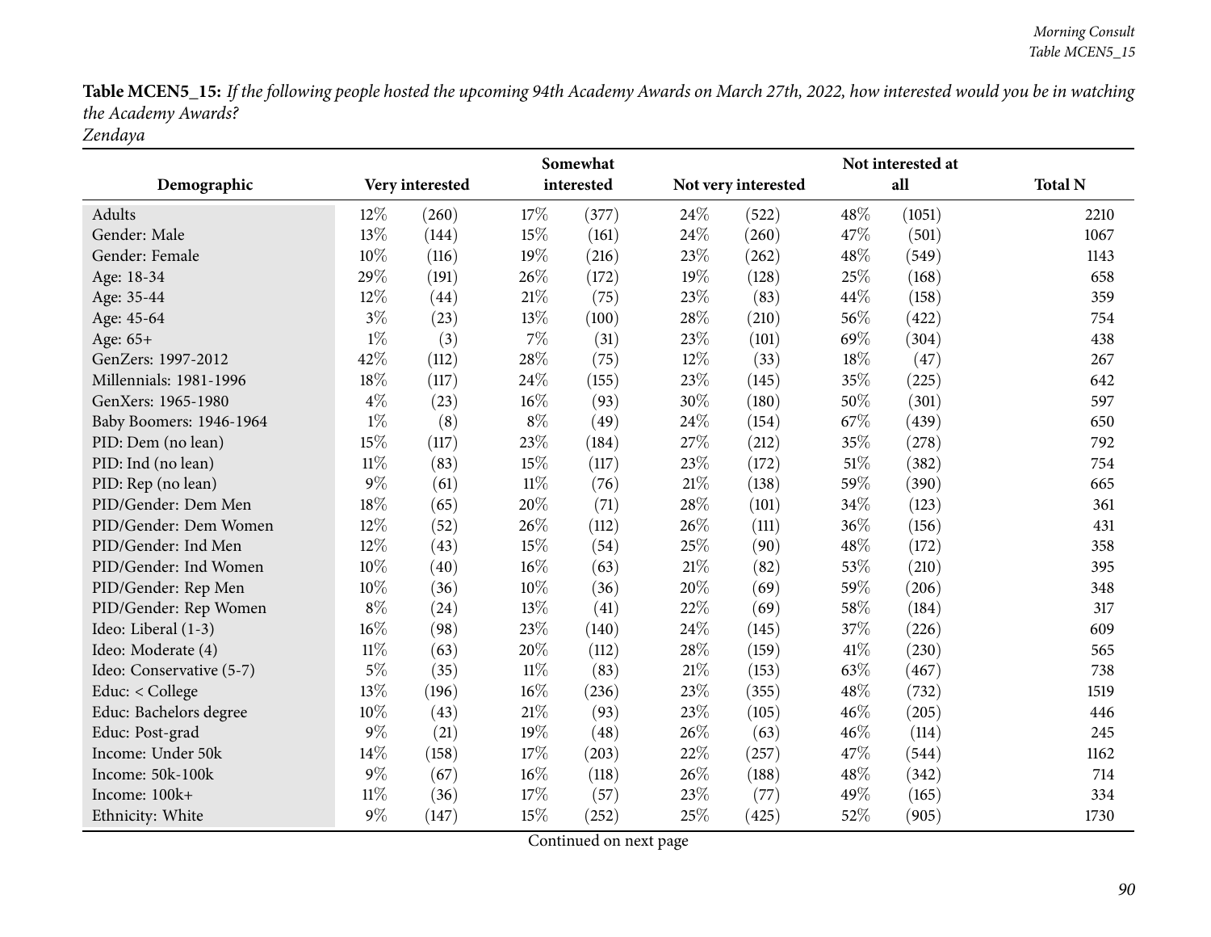**Table MCEN5_15:** *If the following people hosted the upcoming 94th Academy Awards on March 27th, 2022, how interested would you be in watching the Academy Awards?*
*Zendaya*

| Demographic | Very interested | | Somewhat interested | | Not very interested | | Not interested at all | | Total N |
|---|---|---|---|---|---|---|---|---|---|
| Adults | 12% | (260) | 17% | (377) | 24% | (522) | 48% | (1051) | 2210 |
| Gender: Male | 13% | (144) | 15% | (161) | 24% | (260) | 47% | (501) | 1067 |
| Gender: Female | 10% | (116) | 19% | (216) | 23% | (262) | 48% | (549) | 1143 |
| Age: 18-34 | 29% | (191) | 26% | (172) | 19% | (128) | 25% | (168) | 658 |
| Age: 35-44 | 12% | (44) | 21% | (75) | 23% | (83) | 44% | (158) | 359 |
| Age: 45-64 | 3% | (23) | 13% | (100) | 28% | (210) | 56% | (422) | 754 |
| Age: 65+ | 1% | (3) | 7% | (31) | 23% | (101) | 69% | (304) | 438 |
| GenZers: 1997-2012 | 42% | (112) | 28% | (75) | 12% | (33) | 18% | (47) | 267 |
| Millennials: 1981-1996 | 18% | (117) | 24% | (155) | 23% | (145) | 35% | (225) | 642 |
| GenXers: 1965-1980 | 4% | (23) | 16% | (93) | 30% | (180) | 50% | (301) | 597 |
| Baby Boomers: 1946-1964 | 1% | (8) | 8% | (49) | 24% | (154) | 67% | (439) | 650 |
| PID: Dem (no lean) | 15% | (117) | 23% | (184) | 27% | (212) | 35% | (278) | 792 |
| PID: Ind (no lean) | 11% | (83) | 15% | (117) | 23% | (172) | 51% | (382) | 754 |
| PID: Rep (no lean) | 9% | (61) | 11% | (76) | 21% | (138) | 59% | (390) | 665 |
| PID/Gender: Dem Men | 18% | (65) | 20% | (71) | 28% | (101) | 34% | (123) | 361 |
| PID/Gender: Dem Women | 12% | (52) | 26% | (112) | 26% | (111) | 36% | (156) | 431 |
| PID/Gender: Ind Men | 12% | (43) | 15% | (54) | 25% | (90) | 48% | (172) | 358 |
| PID/Gender: Ind Women | 10% | (40) | 16% | (63) | 21% | (82) | 53% | (210) | 395 |
| PID/Gender: Rep Men | 10% | (36) | 10% | (36) | 20% | (69) | 59% | (206) | 348 |
| PID/Gender: Rep Women | 8% | (24) | 13% | (41) | 22% | (69) | 58% | (184) | 317 |
| Ideo: Liberal (1-3) | 16% | (98) | 23% | (140) | 24% | (145) | 37% | (226) | 609 |
| Ideo: Moderate (4) | 11% | (63) | 20% | (112) | 28% | (159) | 41% | (230) | 565 |
| Ideo: Conservative (5-7) | 5% | (35) | 11% | (83) | 21% | (153) | 63% | (467) | 738 |
| Educ: < College | 13% | (196) | 16% | (236) | 23% | (355) | 48% | (732) | 1519 |
| Educ: Bachelors degree | 10% | (43) | 21% | (93) | 23% | (105) | 46% | (205) | 446 |
| Educ: Post-grad | 9% | (21) | 19% | (48) | 26% | (63) | 46% | (114) | 245 |
| Income: Under 50k | 14% | (158) | 17% | (203) | 22% | (257) | 47% | (544) | 1162 |
| Income: 50k-100k | 9% | (67) | 16% | (118) | 26% | (188) | 48% | (342) | 714 |
| Income: 100k+ | 11% | (36) | 17% | (57) | 23% | (77) | 49% | (165) | 334 |
| Ethnicity: White | 9% | (147) | 15% | (252) | 25% | (425) | 52% | (905) | 1730 |

Continued on next page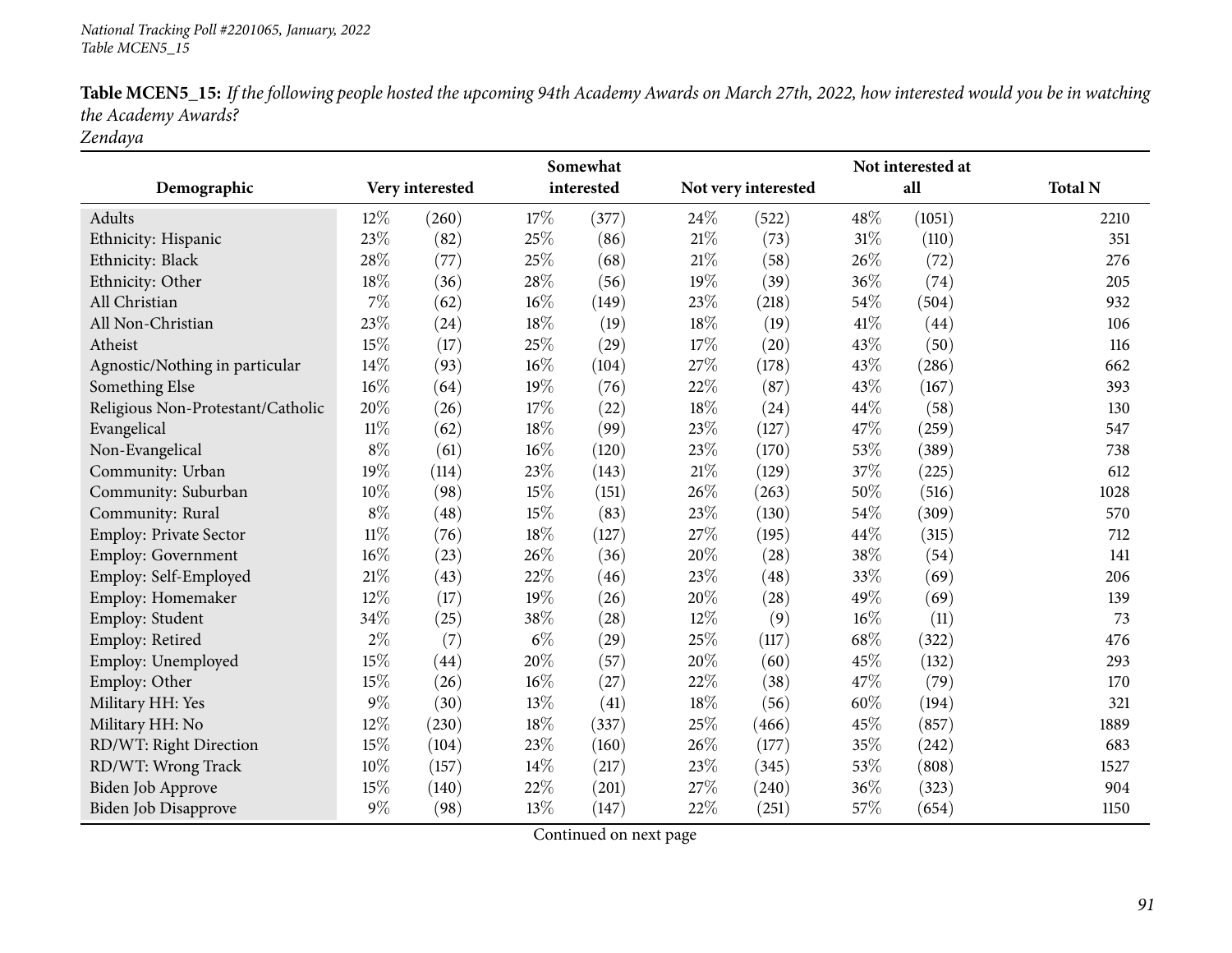**Table MCEN5_15:** *If the following people hosted the upcoming 94th Academy Awards on March 27th, 2022, how interested would you be in watching the Academy Awards?*
*Zendaya*

| Demographic | Very interested | | Somewhat interested | | Not very interested | | Not interested at all | | Total N |
|---|---|---|---|---|---|---|---|---|---|
| Adults | 12% | (260) | 17% | (377) | 24% | (522) | 48% | (1051) | 2210 |
| Ethnicity: Hispanic | 23% | (82) | 25% | (86) | 21% | (73) | 31% | (110) | 351 |
| Ethnicity: Black | 28% | (77) | 25% | (68) | 21% | (58) | 26% | (72) | 276 |
| Ethnicity: Other | 18% | (36) | 28% | (56) | 19% | (39) | 36% | (74) | 205 |
| All Christian | 7% | (62) | 16% | (149) | 23% | (218) | 54% | (504) | 932 |
| All Non-Christian | 23% | (24) | 18% | (19) | 18% | (19) | 41% | (44) | 106 |
| Atheist | 15% | (17) | 25% | (29) | 17% | (20) | 43% | (50) | 116 |
| Agnostic/Nothing in particular | 14% | (93) | 16% | (104) | 27% | (178) | 43% | (286) | 662 |
| Something Else | 16% | (64) | 19% | (76) | 22% | (87) | 43% | (167) | 393 |
| Religious Non-Protestant/Catholic | 20% | (26) | 17% | (22) | 18% | (24) | 44% | (58) | 130 |
| Evangelical | 11% | (62) | 18% | (99) | 23% | (127) | 47% | (259) | 547 |
| Non-Evangelical | 8% | (61) | 16% | (120) | 23% | (170) | 53% | (389) | 738 |
| Community: Urban | 19% | (114) | 23% | (143) | 21% | (129) | 37% | (225) | 612 |
| Community: Suburban | 10% | (98) | 15% | (151) | 26% | (263) | 50% | (516) | 1028 |
| Community: Rural | 8% | (48) | 15% | (83) | 23% | (130) | 54% | (309) | 570 |
| Employ: Private Sector | 11% | (76) | 18% | (127) | 27% | (195) | 44% | (315) | 712 |
| Employ: Government | 16% | (23) | 26% | (36) | 20% | (28) | 38% | (54) | 141 |
| Employ: Self-Employed | 21% | (43) | 22% | (46) | 23% | (48) | 33% | (69) | 206 |
| Employ: Homemaker | 12% | (17) | 19% | (26) | 20% | (28) | 49% | (69) | 139 |
| Employ: Student | 34% | (25) | 38% | (28) | 12% | (9) | 16% | (11) | 73 |
| Employ: Retired | 2% | (7) | 6% | (29) | 25% | (117) | 68% | (322) | 476 |
| Employ: Unemployed | 15% | (44) | 20% | (57) | 20% | (60) | 45% | (132) | 293 |
| Employ: Other | 15% | (26) | 16% | (27) | 22% | (38) | 47% | (79) | 170 |
| Military HH: Yes | 9% | (30) | 13% | (41) | 18% | (56) | 60% | (194) | 321 |
| Military HH: No | 12% | (230) | 18% | (337) | 25% | (466) | 45% | (857) | 1889 |
| RD/WT: Right Direction | 15% | (104) | 23% | (160) | 26% | (177) | 35% | (242) | 683 |
| RD/WT: Wrong Track | 10% | (157) | 14% | (217) | 23% | (345) | 53% | (808) | 1527 |
| Biden Job Approve | 15% | (140) | 22% | (201) | 27% | (240) | 36% | (323) | 904 |
| Biden Job Disapprove | 9% | (98) | 13% | (147) | 22% | (251) | 57% | (654) | 1150 |

Continued on next page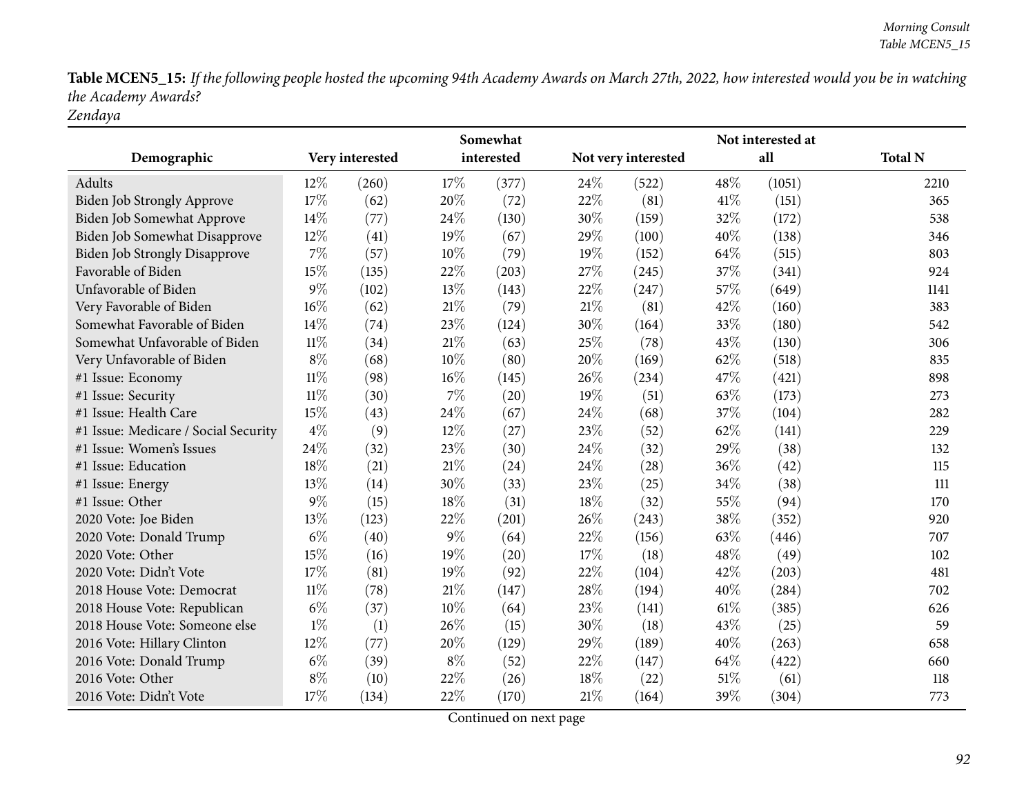**Table MCEN5_15:** *If the following people hosted the upcoming 94th Academy Awards on March 27th, 2022, how interested would you be in watching the Academy Awards?*
*Zendaya*

| Demographic | Very interested | | Somewhat interested | | Not very interested | | Not interested at all | | Total N |
|---|---|---|---|---|---|---|---|---|---|
| Adults | 12% | (260) | 17% | (377) | 24% | (522) | 48% | (1051) | 2210 |
| Biden Job Strongly Approve | 17% | (62) | 20% | (72) | 22% | (81) | 41% | (151) | 365 |
| Biden Job Somewhat Approve | 14% | (77) | 24% | (130) | 30% | (159) | 32% | (172) | 538 |
| Biden Job Somewhat Disapprove | 12% | (41) | 19% | (67) | 29% | (100) | 40% | (138) | 346 |
| Biden Job Strongly Disapprove | 7% | (57) | 10% | (79) | 19% | (152) | 64% | (515) | 803 |
| Favorable of Biden | 15% | (135) | 22% | (203) | 27% | (245) | 37% | (341) | 924 |
| Unfavorable of Biden | 9% | (102) | 13% | (143) | 22% | (247) | 57% | (649) | 1141 |
| Very Favorable of Biden | 16% | (62) | 21% | (79) | 21% | (81) | 42% | (160) | 383 |
| Somewhat Favorable of Biden | 14% | (74) | 23% | (124) | 30% | (164) | 33% | (180) | 542 |
| Somewhat Unfavorable of Biden | 11% | (34) | 21% | (63) | 25% | (78) | 43% | (130) | 306 |
| Very Unfavorable of Biden | 8% | (68) | 10% | (80) | 20% | (169) | 62% | (518) | 835 |
| #1 Issue: Economy | 11% | (98) | 16% | (145) | 26% | (234) | 47% | (421) | 898 |
| #1 Issue: Security | 11% | (30) | 7% | (20) | 19% | (51) | 63% | (173) | 273 |
| #1 Issue: Health Care | 15% | (43) | 24% | (67) | 24% | (68) | 37% | (104) | 282 |
| #1 Issue: Medicare / Social Security | 4% | (9) | 12% | (27) | 23% | (52) | 62% | (141) | 229 |
| #1 Issue: Women's Issues | 24% | (32) | 23% | (30) | 24% | (32) | 29% | (38) | 132 |
| #1 Issue: Education | 18% | (21) | 21% | (24) | 24% | (28) | 36% | (42) | 115 |
| #1 Issue: Energy | 13% | (14) | 30% | (33) | 23% | (25) | 34% | (38) | 111 |
| #1 Issue: Other | 9% | (15) | 18% | (31) | 18% | (32) | 55% | (94) | 170 |
| 2020 Vote: Joe Biden | 13% | (123) | 22% | (201) | 26% | (243) | 38% | (352) | 920 |
| 2020 Vote: Donald Trump | 6% | (40) | 9% | (64) | 22% | (156) | 63% | (446) | 707 |
| 2020 Vote: Other | 15% | (16) | 19% | (20) | 17% | (18) | 48% | (49) | 102 |
| 2020 Vote: Didn't Vote | 17% | (81) | 19% | (92) | 22% | (104) | 42% | (203) | 481 |
| 2018 House Vote: Democrat | 11% | (78) | 21% | (147) | 28% | (194) | 40% | (284) | 702 |
| 2018 House Vote: Republican | 6% | (37) | 10% | (64) | 23% | (141) | 61% | (385) | 626 |
| 2018 House Vote: Someone else | 1% | (1) | 26% | (15) | 30% | (18) | 43% | (25) | 59 |
| 2016 Vote: Hillary Clinton | 12% | (77) | 20% | (129) | 29% | (189) | 40% | (263) | 658 |
| 2016 Vote: Donald Trump | 6% | (39) | 8% | (52) | 22% | (147) | 64% | (422) | 660 |
| 2016 Vote: Other | 8% | (10) | 22% | (26) | 18% | (22) | 51% | (61) | 118 |
| 2016 Vote: Didn't Vote | 17% | (134) | 22% | (170) | 21% | (164) | 39% | (304) | 773 |

Continued on next page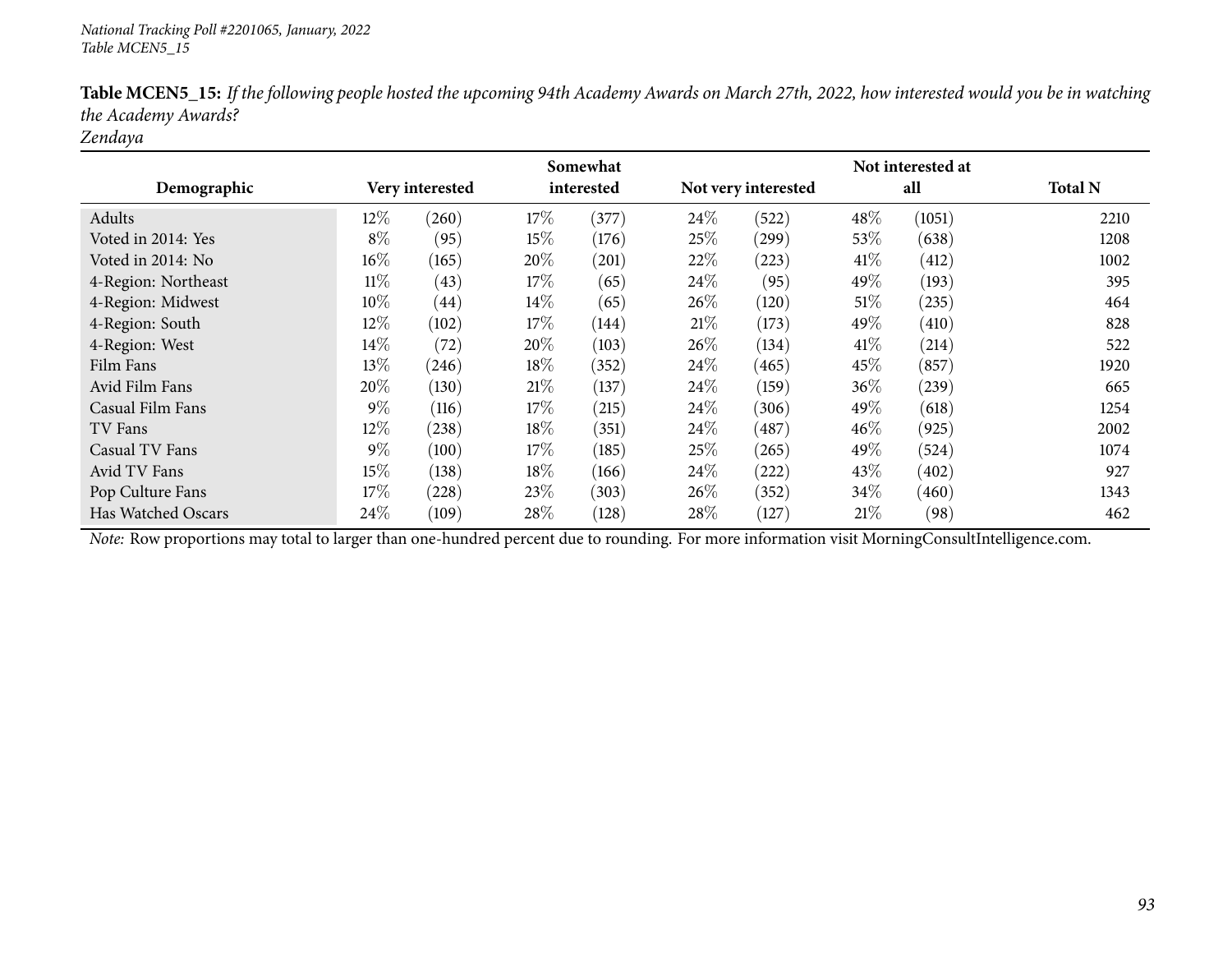*National Tracking Poll #2201065, January, 2022*
*Table MCEN5_15*

**Table MCEN5_15:** *If the following people hosted the upcoming 94th Academy Awards on March 27th, 2022, how interested would you be in watching the Academy Awards?*
*Zendaya*

| Demographic | Very interested | | Somewhat interested | | Not very interested | | Not interested at all | | Total N |
|---|---|---|---|---|---|---|---|---|---|
| Adults | 12% | (260) | 17% | (377) | 24% | (522) | 48% | (1051) | 2210 |
| Voted in 2014: Yes | 8% | (95) | 15% | (176) | 25% | (299) | 53% | (638) | 1208 |
| Voted in 2014: No | 16% | (165) | 20% | (201) | 22% | (223) | 41% | (412) | 1002 |
| 4-Region: Northeast | 11% | (43) | 17% | (65) | 24% | (95) | 49% | (193) | 395 |
| 4-Region: Midwest | 10% | (44) | 14% | (65) | 26% | (120) | 51% | (235) | 464 |
| 4-Region: South | 12% | (102) | 17% | (144) | 21% | (173) | 49% | (410) | 828 |
| 4-Region: West | 14% | (72) | 20% | (103) | 26% | (134) | 41% | (214) | 522 |
| Film Fans | 13% | (246) | 18% | (352) | 24% | (465) | 45% | (857) | 1920 |
| Avid Film Fans | 20% | (130) | 21% | (137) | 24% | (159) | 36% | (239) | 665 |
| Casual Film Fans | 9% | (116) | 17% | (215) | 24% | (306) | 49% | (618) | 1254 |
| TV Fans | 12% | (238) | 18% | (351) | 24% | (487) | 46% | (925) | 2002 |
| Casual TV Fans | 9% | (100) | 17% | (185) | 25% | (265) | 49% | (524) | 1074 |
| Avid TV Fans | 15% | (138) | 18% | (166) | 24% | (222) | 43% | (402) | 927 |
| Pop Culture Fans | 17% | (228) | 23% | (303) | 26% | (352) | 34% | (460) | 1343 |
| Has Watched Oscars | 24% | (109) | 28% | (128) | 28% | (127) | 21% | (98) | 462 |

*Note:* Row proportions may total to larger than one-hundred percent due to rounding. For more information visit MorningConsultIntelligence.com.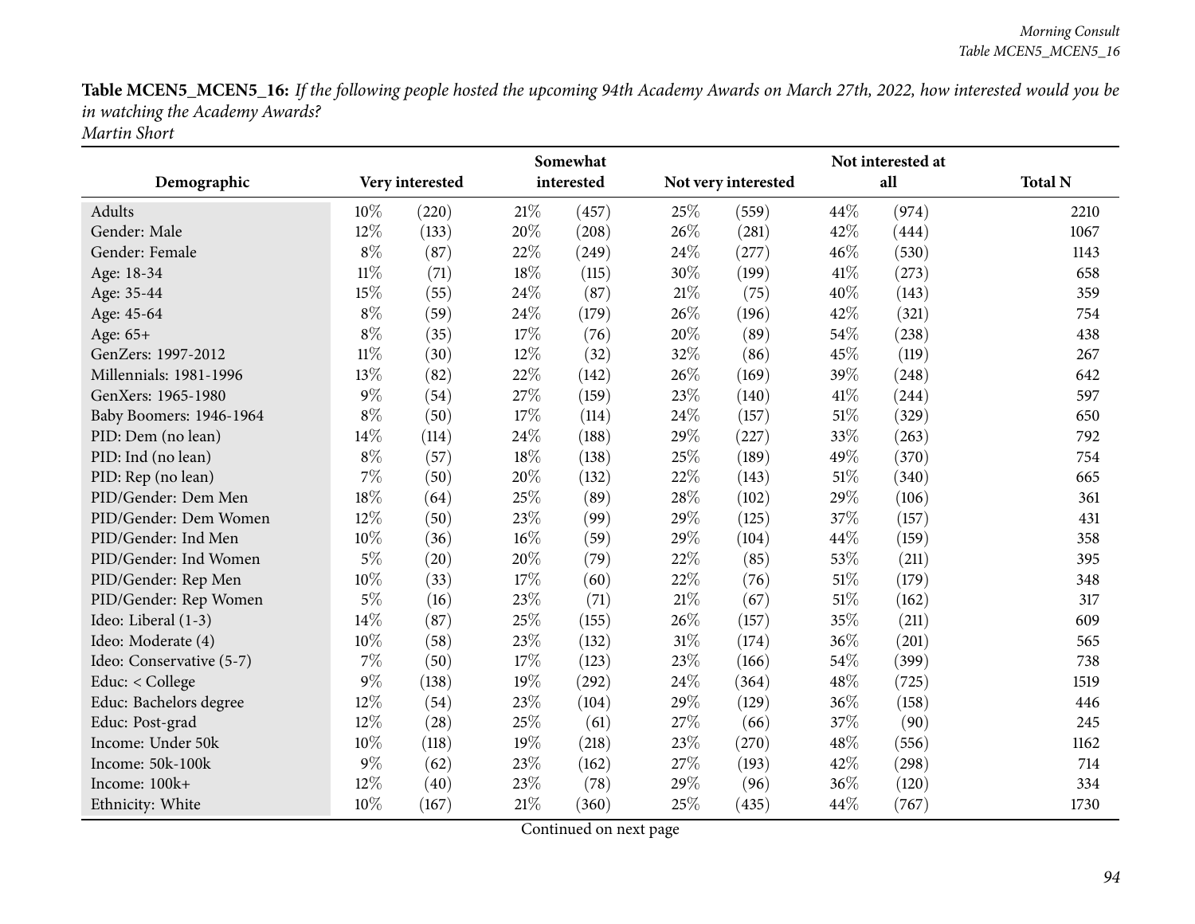**Table MCEN5_MCEN5_16:** *If the following people hosted the upcoming 94th Academy Awards on March 27th, 2022, how interested would you be in watching the Academy Awards?*
*Martin Short*

| Demographic | Very interested | | Somewhat interested | | Not very interested | | Not interested at all | | Total N |
|---|---|---|---|---|---|---|---|---|---|
| Adults | 10% | (220) | 21% | (457) | 25% | (559) | 44% | (974) | 2210 |
| Gender: Male | 12% | (133) | 20% | (208) | 26% | (281) | 42% | (444) | 1067 |
| Gender: Female | 8% | (87) | 22% | (249) | 24% | (277) | 46% | (530) | 1143 |
| Age: 18-34 | 11% | (71) | 18% | (115) | 30% | (199) | 41% | (273) | 658 |
| Age: 35-44 | 15% | (55) | 24% | (87) | 21% | (75) | 40% | (143) | 359 |
| Age: 45-64 | 8% | (59) | 24% | (179) | 26% | (196) | 42% | (321) | 754 |
| Age: 65+ | 8% | (35) | 17% | (76) | 20% | (89) | 54% | (238) | 438 |
| GenZers: 1997-2012 | 11% | (30) | 12% | (32) | 32% | (86) | 45% | (119) | 267 |
| Millennials: 1981-1996 | 13% | (82) | 22% | (142) | 26% | (169) | 39% | (248) | 642 |
| GenXers: 1965-1980 | 9% | (54) | 27% | (159) | 23% | (140) | 41% | (244) | 597 |
| Baby Boomers: 1946-1964 | 8% | (50) | 17% | (114) | 24% | (157) | 51% | (329) | 650 |
| PID: Dem (no lean) | 14% | (114) | 24% | (188) | 29% | (227) | 33% | (263) | 792 |
| PID: Ind (no lean) | 8% | (57) | 18% | (138) | 25% | (189) | 49% | (370) | 754 |
| PID: Rep (no lean) | 7% | (50) | 20% | (132) | 22% | (143) | 51% | (340) | 665 |
| PID/Gender: Dem Men | 18% | (64) | 25% | (89) | 28% | (102) | 29% | (106) | 361 |
| PID/Gender: Dem Women | 12% | (50) | 23% | (99) | 29% | (125) | 37% | (157) | 431 |
| PID/Gender: Ind Men | 10% | (36) | 16% | (59) | 29% | (104) | 44% | (159) | 358 |
| PID/Gender: Ind Women | 5% | (20) | 20% | (79) | 22% | (85) | 53% | (211) | 395 |
| PID/Gender: Rep Men | 10% | (33) | 17% | (60) | 22% | (76) | 51% | (179) | 348 |
| PID/Gender: Rep Women | 5% | (16) | 23% | (71) | 21% | (67) | 51% | (162) | 317 |
| Ideo: Liberal (1-3) | 14% | (87) | 25% | (155) | 26% | (157) | 35% | (211) | 609 |
| Ideo: Moderate (4) | 10% | (58) | 23% | (132) | 31% | (174) | 36% | (201) | 565 |
| Ideo: Conservative (5-7) | 7% | (50) | 17% | (123) | 23% | (166) | 54% | (399) | 738 |
| Educ: < College | 9% | (138) | 19% | (292) | 24% | (364) | 48% | (725) | 1519 |
| Educ: Bachelors degree | 12% | (54) | 23% | (104) | 29% | (129) | 36% | (158) | 446 |
| Educ: Post-grad | 12% | (28) | 25% | (61) | 27% | (66) | 37% | (90) | 245 |
| Income: Under 50k | 10% | (118) | 19% | (218) | 23% | (270) | 48% | (556) | 1162 |
| Income: 50k-100k | 9% | (62) | 23% | (162) | 27% | (193) | 42% | (298) | 714 |
| Income: 100k+ | 12% | (40) | 23% | (78) | 29% | (96) | 36% | (120) | 334 |
| Ethnicity: White | 10% | (167) | 21% | (360) | 25% | (435) | 44% | (767) | 1730 |

Continued on next page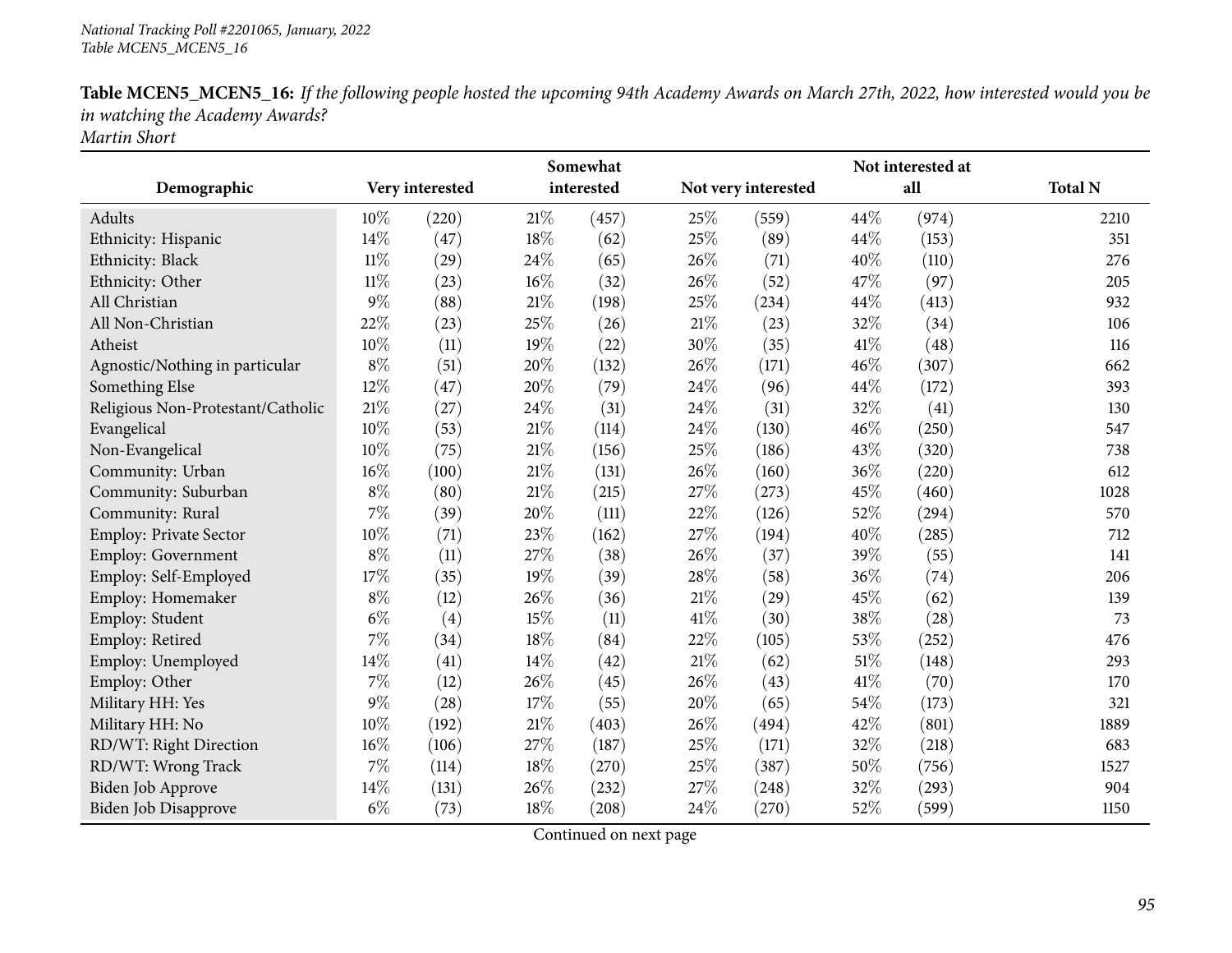**Table MCEN5_MCEN5_16:** *If the following people hosted the upcoming 94th Academy Awards on March 27th, 2022, how interested would you be in watching the Academy Awards?*
*Martin Short*

| Demographic | Very interested | | Somewhat interested | | Not very interested | | Not interested at all | | Total N |
|---|---|---|---|---|---|---|---|---|---|
| Adults | 10% | (220) | 21% | (457) | 25% | (559) | 44% | (974) | 2210 |
| Ethnicity: Hispanic | 14% | (47) | 18% | (62) | 25% | (89) | 44% | (153) | 351 |
| Ethnicity: Black | 11% | (29) | 24% | (65) | 26% | (71) | 40% | (110) | 276 |
| Ethnicity: Other | 11% | (23) | 16% | (32) | 26% | (52) | 47% | (97) | 205 |
| All Christian | 9% | (88) | 21% | (198) | 25% | (234) | 44% | (413) | 932 |
| All Non-Christian | 22% | (23) | 25% | (26) | 21% | (23) | 32% | (34) | 106 |
| Atheist | 10% | (11) | 19% | (22) | 30% | (35) | 41% | (48) | 116 |
| Agnostic/Nothing in particular | 8% | (51) | 20% | (132) | 26% | (171) | 46% | (307) | 662 |
| Something Else | 12% | (47) | 20% | (79) | 24% | (96) | 44% | (172) | 393 |
| Religious Non-Protestant/Catholic | 21% | (27) | 24% | (31) | 24% | (31) | 32% | (41) | 130 |
| Evangelical | 10% | (53) | 21% | (114) | 24% | (130) | 46% | (250) | 547 |
| Non-Evangelical | 10% | (75) | 21% | (156) | 25% | (186) | 43% | (320) | 738 |
| Community: Urban | 16% | (100) | 21% | (131) | 26% | (160) | 36% | (220) | 612 |
| Community: Suburban | 8% | (80) | 21% | (215) | 27% | (273) | 45% | (460) | 1028 |
| Community: Rural | 7% | (39) | 20% | (111) | 22% | (126) | 52% | (294) | 570 |
| Employ: Private Sector | 10% | (71) | 23% | (162) | 27% | (194) | 40% | (285) | 712 |
| Employ: Government | 8% | (11) | 27% | (38) | 26% | (37) | 39% | (55) | 141 |
| Employ: Self-Employed | 17% | (35) | 19% | (39) | 28% | (58) | 36% | (74) | 206 |
| Employ: Homemaker | 8% | (12) | 26% | (36) | 21% | (29) | 45% | (62) | 139 |
| Employ: Student | 6% | (4) | 15% | (11) | 41% | (30) | 38% | (28) | 73 |
| Employ: Retired | 7% | (34) | 18% | (84) | 22% | (105) | 53% | (252) | 476 |
| Employ: Unemployed | 14% | (41) | 14% | (42) | 21% | (62) | 51% | (148) | 293 |
| Employ: Other | 7% | (12) | 26% | (45) | 26% | (43) | 41% | (70) | 170 |
| Military HH: Yes | 9% | (28) | 17% | (55) | 20% | (65) | 54% | (173) | 321 |
| Military HH: No | 10% | (192) | 21% | (403) | 26% | (494) | 42% | (801) | 1889 |
| RD/WT: Right Direction | 16% | (106) | 27% | (187) | 25% | (171) | 32% | (218) | 683 |
| RD/WT: Wrong Track | 7% | (114) | 18% | (270) | 25% | (387) | 50% | (756) | 1527 |
| Biden Job Approve | 14% | (131) | 26% | (232) | 27% | (248) | 32% | (293) | 904 |
| Biden Job Disapprove | 6% | (73) | 18% | (208) | 24% | (270) | 52% | (599) | 1150 |

Continued on next page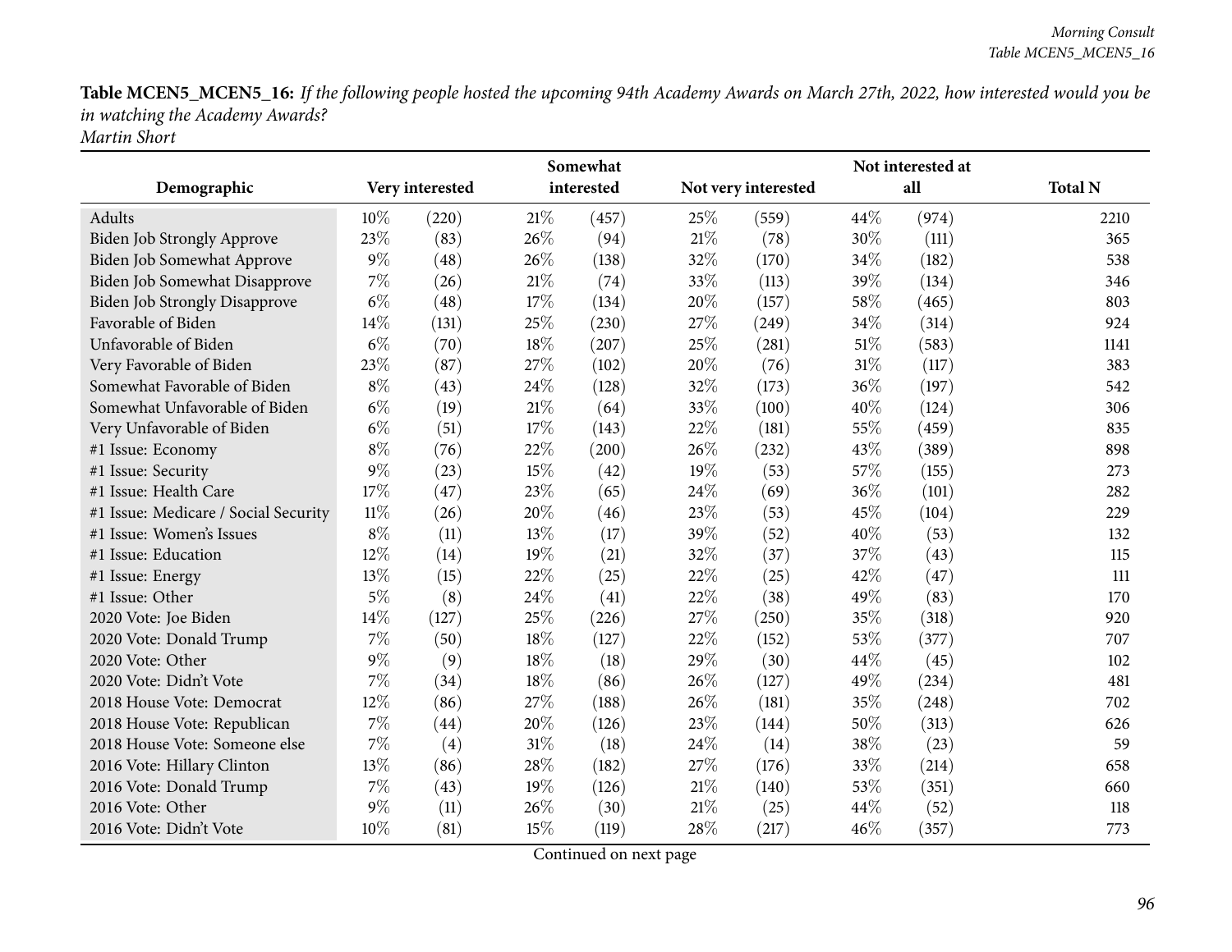**Table MCEN5_MCEN5_16:** *If the following people hosted the upcoming 94th Academy Awards on March 27th, 2022, how interested would you be in watching the Academy Awards?*
*Martin Short*

| Demographic | Very interested | | Somewhat interested | | Not very interested | | Not interested at all | | Total N |
|---|---|---|---|---|---|---|---|---|---|
| Adults | 10% | (220) | 21% | (457) | 25% | (559) | 44% | (974) | 2210 |
| Biden Job Strongly Approve | 23% | (83) | 26% | (94) | 21% | (78) | 30% | (111) | 365 |
| Biden Job Somewhat Approve | 9% | (48) | 26% | (138) | 32% | (170) | 34% | (182) | 538 |
| Biden Job Somewhat Disapprove | 7% | (26) | 21% | (74) | 33% | (113) | 39% | (134) | 346 |
| Biden Job Strongly Disapprove | 6% | (48) | 17% | (134) | 20% | (157) | 58% | (465) | 803 |
| Favorable of Biden | 14% | (131) | 25% | (230) | 27% | (249) | 34% | (314) | 924 |
| Unfavorable of Biden | 6% | (70) | 18% | (207) | 25% | (281) | 51% | (583) | 1141 |
| Very Favorable of Biden | 23% | (87) | 27% | (102) | 20% | (76) | 31% | (117) | 383 |
| Somewhat Favorable of Biden | 8% | (43) | 24% | (128) | 32% | (173) | 36% | (197) | 542 |
| Somewhat Unfavorable of Biden | 6% | (19) | 21% | (64) | 33% | (100) | 40% | (124) | 306 |
| Very Unfavorable of Biden | 6% | (51) | 17% | (143) | 22% | (181) | 55% | (459) | 835 |
| #1 Issue: Economy | 8% | (76) | 22% | (200) | 26% | (232) | 43% | (389) | 898 |
| #1 Issue: Security | 9% | (23) | 15% | (42) | 19% | (53) | 57% | (155) | 273 |
| #1 Issue: Health Care | 17% | (47) | 23% | (65) | 24% | (69) | 36% | (101) | 282 |
| #1 Issue: Medicare / Social Security | 11% | (26) | 20% | (46) | 23% | (53) | 45% | (104) | 229 |
| #1 Issue: Women's Issues | 8% | (11) | 13% | (17) | 39% | (52) | 40% | (53) | 132 |
| #1 Issue: Education | 12% | (14) | 19% | (21) | 32% | (37) | 37% | (43) | 115 |
| #1 Issue: Energy | 13% | (15) | 22% | (25) | 22% | (25) | 42% | (47) | 111 |
| #1 Issue: Other | 5% | (8) | 24% | (41) | 22% | (38) | 49% | (83) | 170 |
| 2020 Vote: Joe Biden | 14% | (127) | 25% | (226) | 27% | (250) | 35% | (318) | 920 |
| 2020 Vote: Donald Trump | 7% | (50) | 18% | (127) | 22% | (152) | 53% | (377) | 707 |
| 2020 Vote: Other | 9% | (9) | 18% | (18) | 29% | (30) | 44% | (45) | 102 |
| 2020 Vote: Didn't Vote | 7% | (34) | 18% | (86) | 26% | (127) | 49% | (234) | 481 |
| 2018 House Vote: Democrat | 12% | (86) | 27% | (188) | 26% | (181) | 35% | (248) | 702 |
| 2018 House Vote: Republican | 7% | (44) | 20% | (126) | 23% | (144) | 50% | (313) | 626 |
| 2018 House Vote: Someone else | 7% | (4) | 31% | (18) | 24% | (14) | 38% | (23) | 59 |
| 2016 Vote: Hillary Clinton | 13% | (86) | 28% | (182) | 27% | (176) | 33% | (214) | 658 |
| 2016 Vote: Donald Trump | 7% | (43) | 19% | (126) | 21% | (140) | 53% | (351) | 660 |
| 2016 Vote: Other | 9% | (11) | 26% | (30) | 21% | (25) | 44% | (52) | 118 |
| 2016 Vote: Didn't Vote | 10% | (81) | 15% | (119) | 28% | (217) | 46% | (357) | 773 |

Continued on next page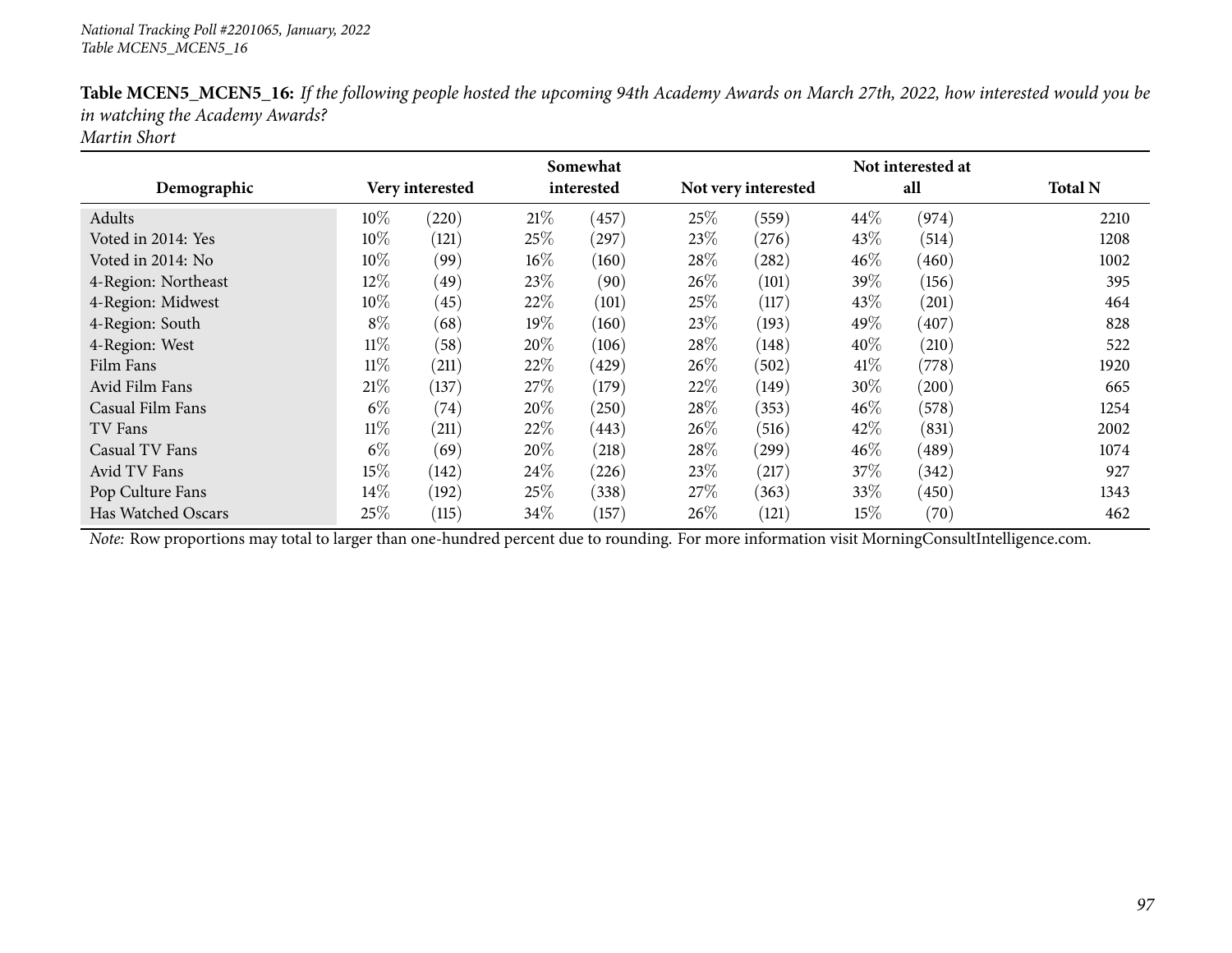*National Tracking Poll #2201065, January, 2022*
*Table MCEN5_MCEN5_16*

**Table MCEN5_MCEN5_16:** *If the following people hosted the upcoming 94th Academy Awards on March 27th, 2022, how interested would you be in watching the Academy Awards?*
*Martin Short*

| Demographic | Very interested | | Somewhat interested | | Not very interested | | Not interested at all | | Total N |
|---|---|---|---|---|---|---|---|---|---|
| Adults | 10% | (220) | 21% | (457) | 25% | (559) | 44% | (974) | 2210 |
| Voted in 2014: Yes | 10% | (121) | 25% | (297) | 23% | (276) | 43% | (514) | 1208 |
| Voted in 2014: No | 10% | (99) | 16% | (160) | 28% | (282) | 46% | (460) | 1002 |
| 4-Region: Northeast | 12% | (49) | 23% | (90) | 26% | (101) | 39% | (156) | 395 |
| 4-Region: Midwest | 10% | (45) | 22% | (101) | 25% | (117) | 43% | (201) | 464 |
| 4-Region: South | 8% | (68) | 19% | (160) | 23% | (193) | 49% | (407) | 828 |
| 4-Region: West | 11% | (58) | 20% | (106) | 28% | (148) | 40% | (210) | 522 |
| Film Fans | 11% | (211) | 22% | (429) | 26% | (502) | 41% | (778) | 1920 |
| Avid Film Fans | 21% | (137) | 27% | (179) | 22% | (149) | 30% | (200) | 665 |
| Casual Film Fans | 6% | (74) | 20% | (250) | 28% | (353) | 46% | (578) | 1254 |
| TV Fans | 11% | (211) | 22% | (443) | 26% | (516) | 42% | (831) | 2002 |
| Casual TV Fans | 6% | (69) | 20% | (218) | 28% | (299) | 46% | (489) | 1074 |
| Avid TV Fans | 15% | (142) | 24% | (226) | 23% | (217) | 37% | (342) | 927 |
| Pop Culture Fans | 14% | (192) | 25% | (338) | 27% | (363) | 33% | (450) | 1343 |
| Has Watched Oscars | 25% | (115) | 34% | (157) | 26% | (121) | 15% | (70) | 462 |

*Note:* Row proportions may total to larger than one-hundred percent due to rounding. For more information visit MorningConsultIntelligence.com.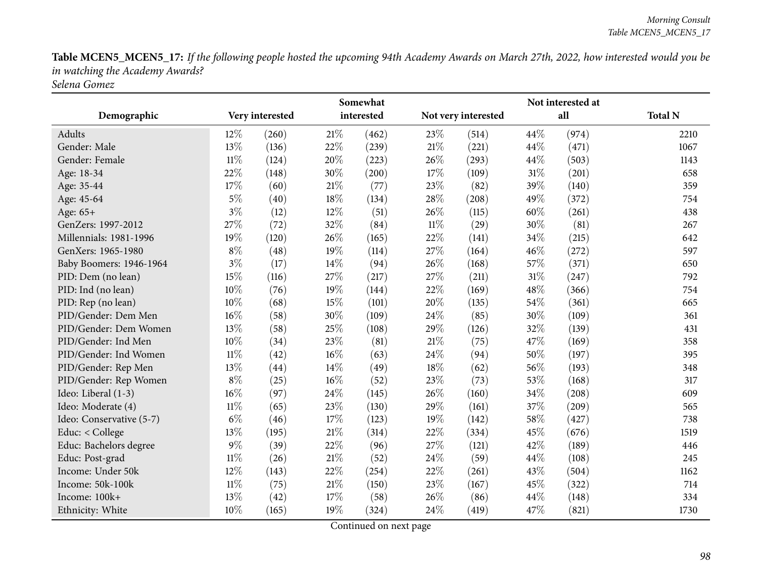**Table MCEN5_MCEN5_17:** *If the following people hosted the upcoming 94th Academy Awards on March 27th, 2022, how interested would you be in watching the Academy Awards?*
*Selena Gomez*

| Demographic | Very interested | | Somewhat interested | | Not very interested | | Not interested at all | | Total N |
|---|---|---|---|---|---|---|---|---|---|
| Adults | 12% | (260) | 21% | (462) | 23% | (514) | 44% | (974) | 2210 |
| Gender: Male | 13% | (136) | 22% | (239) | 21% | (221) | 44% | (471) | 1067 |
| Gender: Female | 11% | (124) | 20% | (223) | 26% | (293) | 44% | (503) | 1143 |
| Age: 18-34 | 22% | (148) | 30% | (200) | 17% | (109) | 31% | (201) | 658 |
| Age: 35-44 | 17% | (60) | 21% | (77) | 23% | (82) | 39% | (140) | 359 |
| Age: 45-64 | 5% | (40) | 18% | (134) | 28% | (208) | 49% | (372) | 754 |
| Age: 65+ | 3% | (12) | 12% | (51) | 26% | (115) | 60% | (261) | 438 |
| GenZers: 1997-2012 | 27% | (72) | 32% | (84) | 11% | (29) | 30% | (81) | 267 |
| Millennials: 1981-1996 | 19% | (120) | 26% | (165) | 22% | (141) | 34% | (215) | 642 |
| GenXers: 1965-1980 | 8% | (48) | 19% | (114) | 27% | (164) | 46% | (272) | 597 |
| Baby Boomers: 1946-1964 | 3% | (17) | 14% | (94) | 26% | (168) | 57% | (371) | 650 |
| PID: Dem (no lean) | 15% | (116) | 27% | (217) | 27% | (211) | 31% | (247) | 792 |
| PID: Ind (no lean) | 10% | (76) | 19% | (144) | 22% | (169) | 48% | (366) | 754 |
| PID: Rep (no lean) | 10% | (68) | 15% | (101) | 20% | (135) | 54% | (361) | 665 |
| PID/Gender: Dem Men | 16% | (58) | 30% | (109) | 24% | (85) | 30% | (109) | 361 |
| PID/Gender: Dem Women | 13% | (58) | 25% | (108) | 29% | (126) | 32% | (139) | 431 |
| PID/Gender: Ind Men | 10% | (34) | 23% | (81) | 21% | (75) | 47% | (169) | 358 |
| PID/Gender: Ind Women | 11% | (42) | 16% | (63) | 24% | (94) | 50% | (197) | 395 |
| PID/Gender: Rep Men | 13% | (44) | 14% | (49) | 18% | (62) | 56% | (193) | 348 |
| PID/Gender: Rep Women | 8% | (25) | 16% | (52) | 23% | (73) | 53% | (168) | 317 |
| Ideo: Liberal (1-3) | 16% | (97) | 24% | (145) | 26% | (160) | 34% | (208) | 609 |
| Ideo: Moderate (4) | 11% | (65) | 23% | (130) | 29% | (161) | 37% | (209) | 565 |
| Ideo: Conservative (5-7) | 6% | (46) | 17% | (123) | 19% | (142) | 58% | (427) | 738 |
| Educ: < College | 13% | (195) | 21% | (314) | 22% | (334) | 45% | (676) | 1519 |
| Educ: Bachelors degree | 9% | (39) | 22% | (96) | 27% | (121) | 42% | (189) | 446 |
| Educ: Post-grad | 11% | (26) | 21% | (52) | 24% | (59) | 44% | (108) | 245 |
| Income: Under 50k | 12% | (143) | 22% | (254) | 22% | (261) | 43% | (504) | 1162 |
| Income: 50k-100k | 11% | (75) | 21% | (150) | 23% | (167) | 45% | (322) | 714 |
| Income: 100k+ | 13% | (42) | 17% | (58) | 26% | (86) | 44% | (148) | 334 |
| Ethnicity: White | 10% | (165) | 19% | (324) | 24% | (419) | 47% | (821) | 1730 |

Continued on next page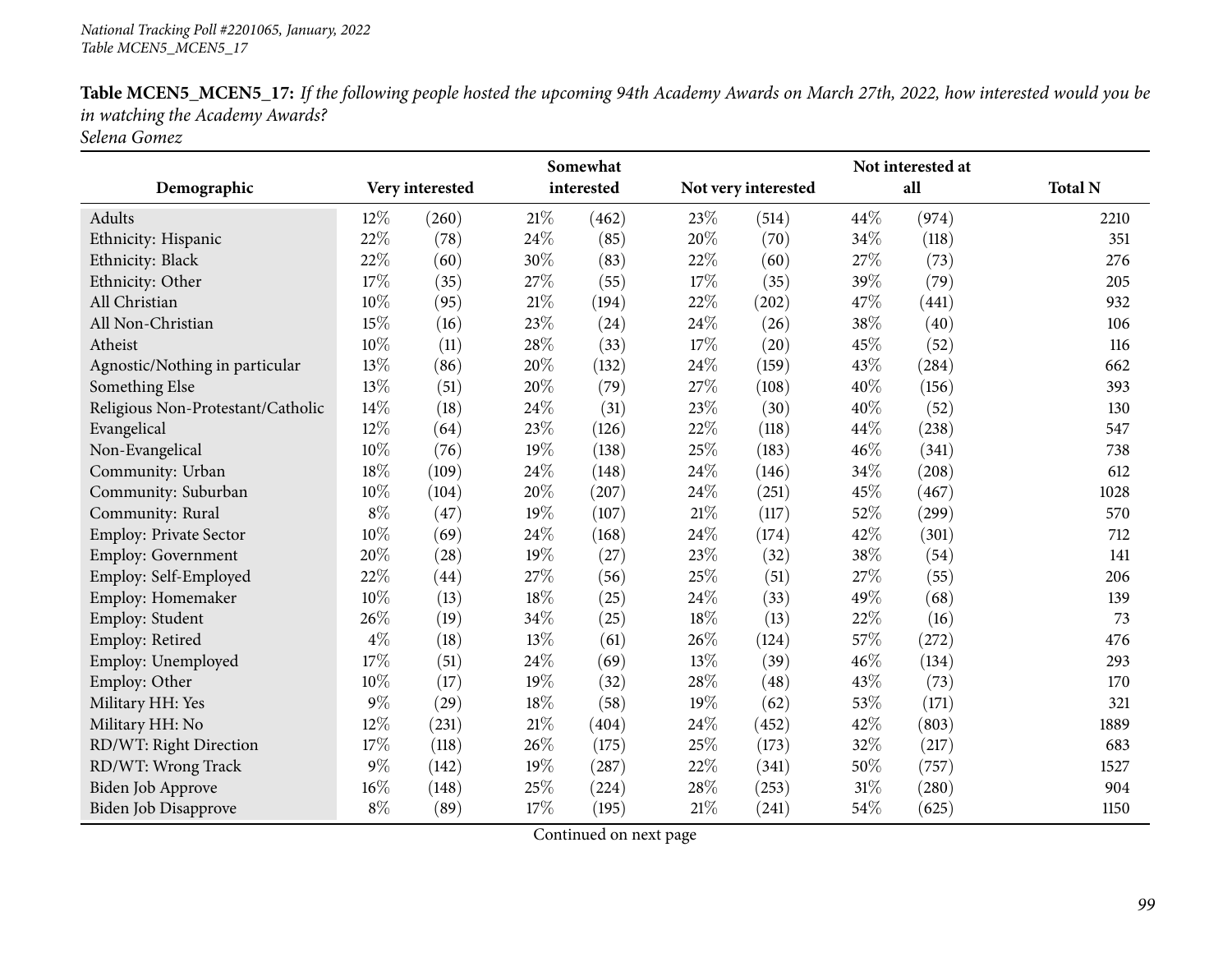**Table MCEN5_MCEN5_17:** *If the following people hosted the upcoming 94th Academy Awards on March 27th, 2022, how interested would you be in watching the Academy Awards?*
*Selena Gomez*

| Demographic | Very interested | | Somewhat interested | | Not very interested | | Not interested at all | | Total N |
|---|---|---|---|---|---|---|---|---|---|
| Adults | 12% | (260) | 21% | (462) | 23% | (514) | 44% | (974) | 2210 |
| Ethnicity: Hispanic | 22% | (78) | 24% | (85) | 20% | (70) | 34% | (118) | 351 |
| Ethnicity: Black | 22% | (60) | 30% | (83) | 22% | (60) | 27% | (73) | 276 |
| Ethnicity: Other | 17% | (35) | 27% | (55) | 17% | (35) | 39% | (79) | 205 |
| All Christian | 10% | (95) | 21% | (194) | 22% | (202) | 47% | (441) | 932 |
| All Non-Christian | 15% | (16) | 23% | (24) | 24% | (26) | 38% | (40) | 106 |
| Atheist | 10% | (11) | 28% | (33) | 17% | (20) | 45% | (52) | 116 |
| Agnostic/Nothing in particular | 13% | (86) | 20% | (132) | 24% | (159) | 43% | (284) | 662 |
| Something Else | 13% | (51) | 20% | (79) | 27% | (108) | 40% | (156) | 393 |
| Religious Non-Protestant/Catholic | 14% | (18) | 24% | (31) | 23% | (30) | 40% | (52) | 130 |
| Evangelical | 12% | (64) | 23% | (126) | 22% | (118) | 44% | (238) | 547 |
| Non-Evangelical | 10% | (76) | 19% | (138) | 25% | (183) | 46% | (341) | 738 |
| Community: Urban | 18% | (109) | 24% | (148) | 24% | (146) | 34% | (208) | 612 |
| Community: Suburban | 10% | (104) | 20% | (207) | 24% | (251) | 45% | (467) | 1028 |
| Community: Rural | 8% | (47) | 19% | (107) | 21% | (117) | 52% | (299) | 570 |
| Employ: Private Sector | 10% | (69) | 24% | (168) | 24% | (174) | 42% | (301) | 712 |
| Employ: Government | 20% | (28) | 19% | (27) | 23% | (32) | 38% | (54) | 141 |
| Employ: Self-Employed | 22% | (44) | 27% | (56) | 25% | (51) | 27% | (55) | 206 |
| Employ: Homemaker | 10% | (13) | 18% | (25) | 24% | (33) | 49% | (68) | 139 |
| Employ: Student | 26% | (19) | 34% | (25) | 18% | (13) | 22% | (16) | 73 |
| Employ: Retired | 4% | (18) | 13% | (61) | 26% | (124) | 57% | (272) | 476 |
| Employ: Unemployed | 17% | (51) | 24% | (69) | 13% | (39) | 46% | (134) | 293 |
| Employ: Other | 10% | (17) | 19% | (32) | 28% | (48) | 43% | (73) | 170 |
| Military HH: Yes | 9% | (29) | 18% | (58) | 19% | (62) | 53% | (171) | 321 |
| Military HH: No | 12% | (231) | 21% | (404) | 24% | (452) | 42% | (803) | 1889 |
| RD/WT: Right Direction | 17% | (118) | 26% | (175) | 25% | (173) | 32% | (217) | 683 |
| RD/WT: Wrong Track | 9% | (142) | 19% | (287) | 22% | (341) | 50% | (757) | 1527 |
| Biden Job Approve | 16% | (148) | 25% | (224) | 28% | (253) | 31% | (280) | 904 |
| Biden Job Disapprove | 8% | (89) | 17% | (195) | 21% | (241) | 54% | (625) | 1150 |

Continued on next page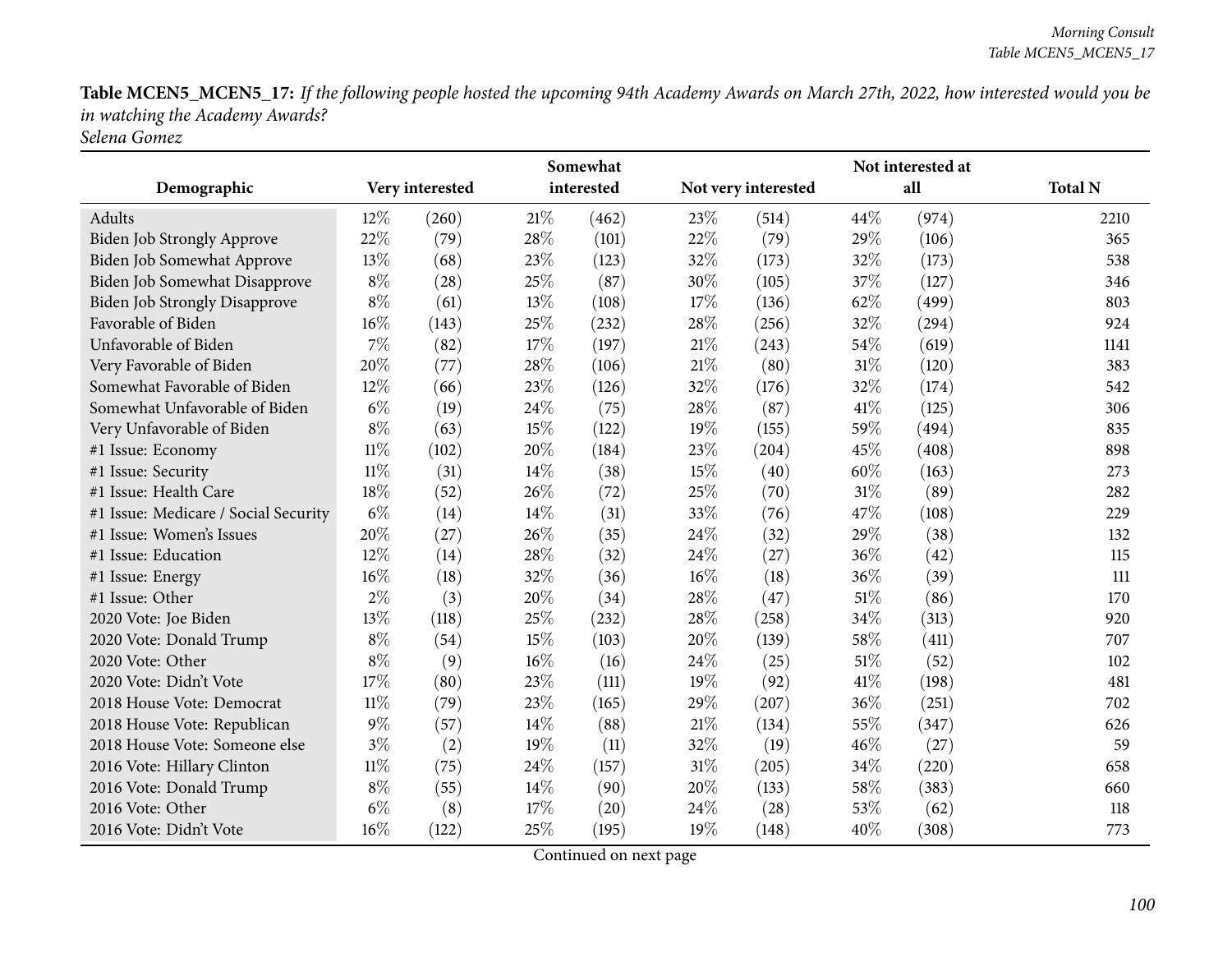**Table MCEN5_MCEN5_17:** *If the following people hosted the upcoming 94th Academy Awards on March 27th, 2022, how interested would you be in watching the Academy Awards?*
*Selena Gomez*

| Demographic | Very interested | | Somewhat interested | | Not very interested | | Not interested at all | | Total N |
|---|---|---|---|---|---|---|---|---|---|
| Adults | 12% | (260) | 21% | (462) | 23% | (514) | 44% | (974) | 2210 |
| Biden Job Strongly Approve | 22% | (79) | 28% | (101) | 22% | (79) | 29% | (106) | 365 |
| Biden Job Somewhat Approve | 13% | (68) | 23% | (123) | 32% | (173) | 32% | (173) | 538 |
| Biden Job Somewhat Disapprove | 8% | (28) | 25% | (87) | 30% | (105) | 37% | (127) | 346 |
| Biden Job Strongly Disapprove | 8% | (61) | 13% | (108) | 17% | (136) | 62% | (499) | 803 |
| Favorable of Biden | 16% | (143) | 25% | (232) | 28% | (256) | 32% | (294) | 924 |
| Unfavorable of Biden | 7% | (82) | 17% | (197) | 21% | (243) | 54% | (619) | 1141 |
| Very Favorable of Biden | 20% | (77) | 28% | (106) | 21% | (80) | 31% | (120) | 383 |
| Somewhat Favorable of Biden | 12% | (66) | 23% | (126) | 32% | (176) | 32% | (174) | 542 |
| Somewhat Unfavorable of Biden | 6% | (19) | 24% | (75) | 28% | (87) | 41% | (125) | 306 |
| Very Unfavorable of Biden | 8% | (63) | 15% | (122) | 19% | (155) | 59% | (494) | 835 |
| #1 Issue: Economy | 11% | (102) | 20% | (184) | 23% | (204) | 45% | (408) | 898 |
| #1 Issue: Security | 11% | (31) | 14% | (38) | 15% | (40) | 60% | (163) | 273 |
| #1 Issue: Health Care | 18% | (52) | 26% | (72) | 25% | (70) | 31% | (89) | 282 |
| #1 Issue: Medicare / Social Security | 6% | (14) | 14% | (31) | 33% | (76) | 47% | (108) | 229 |
| #1 Issue: Women's Issues | 20% | (27) | 26% | (35) | 24% | (32) | 29% | (38) | 132 |
| #1 Issue: Education | 12% | (14) | 28% | (32) | 24% | (27) | 36% | (42) | 115 |
| #1 Issue: Energy | 16% | (18) | 32% | (36) | 16% | (18) | 36% | (39) | 111 |
| #1 Issue: Other | 2% | (3) | 20% | (34) | 28% | (47) | 51% | (86) | 170 |
| 2020 Vote: Joe Biden | 13% | (118) | 25% | (232) | 28% | (258) | 34% | (313) | 920 |
| 2020 Vote: Donald Trump | 8% | (54) | 15% | (103) | 20% | (139) | 58% | (411) | 707 |
| 2020 Vote: Other | 8% | (9) | 16% | (16) | 24% | (25) | 51% | (52) | 102 |
| 2020 Vote: Didn't Vote | 17% | (80) | 23% | (111) | 19% | (92) | 41% | (198) | 481 |
| 2018 House Vote: Democrat | 11% | (79) | 23% | (165) | 29% | (207) | 36% | (251) | 702 |
| 2018 House Vote: Republican | 9% | (57) | 14% | (88) | 21% | (134) | 55% | (347) | 626 |
| 2018 House Vote: Someone else | 3% | (2) | 19% | (11) | 32% | (19) | 46% | (27) | 59 |
| 2016 Vote: Hillary Clinton | 11% | (75) | 24% | (157) | 31% | (205) | 34% | (220) | 658 |
| 2016 Vote: Donald Trump | 8% | (55) | 14% | (90) | 20% | (133) | 58% | (383) | 660 |
| 2016 Vote: Other | 6% | (8) | 17% | (20) | 24% | (28) | 53% | (62) | 118 |
| 2016 Vote: Didn't Vote | 16% | (122) | 25% | (195) | 19% | (148) | 40% | (308) | 773 |

Continued on next page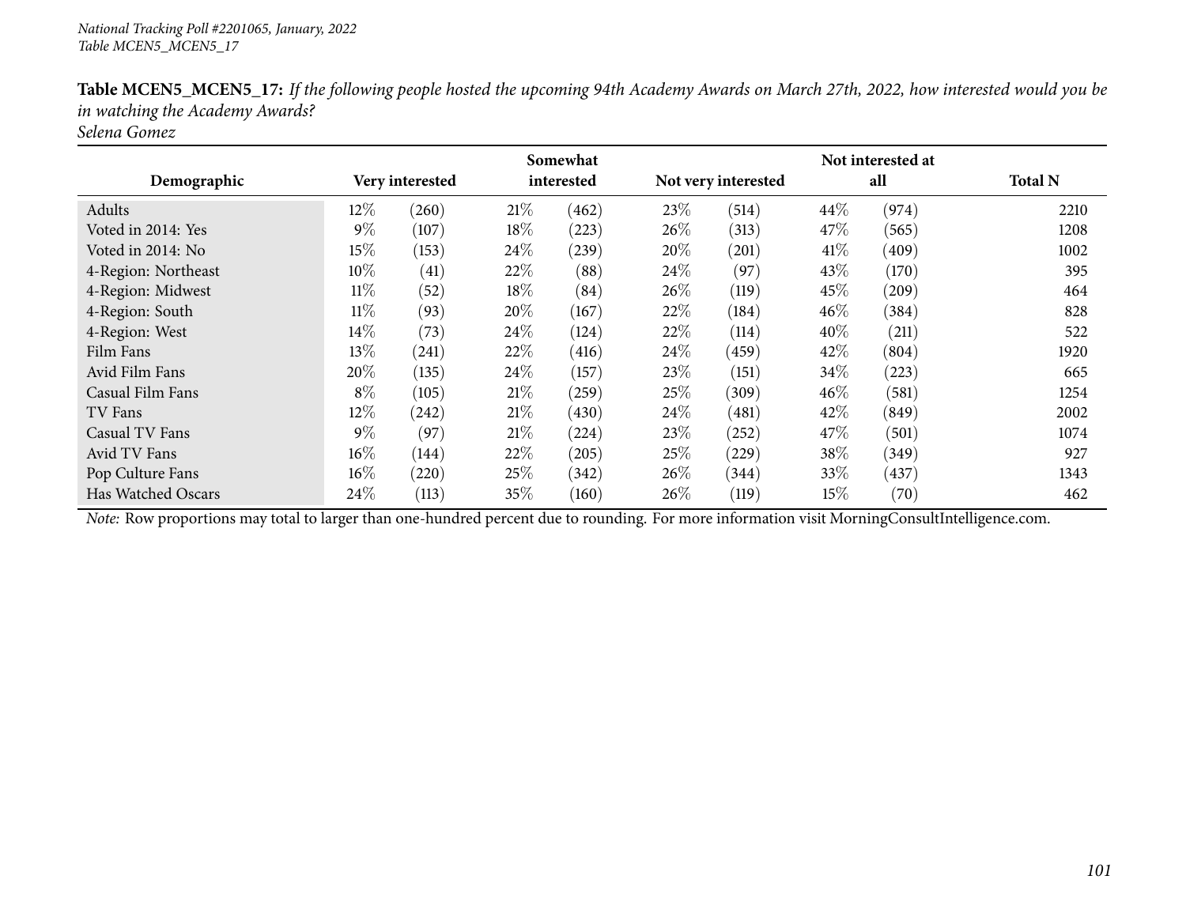*National Tracking Poll #2201065, January, 2022*
*Table MCEN5_MCEN5_17*

**Table MCEN5_MCEN5_17:** *If the following people hosted the upcoming 94th Academy Awards on March 27th, 2022, how interested would you be in watching the Academy Awards?*
*Selena Gomez*

| Demographic | Very interested | | Somewhat interested | | Not very interested | | Not interested at all | | Total N |
|---|---|---|---|---|---|---|---|---|---|
| Adults | 12% | (260) | 21% | (462) | 23% | (514) | 44% | (974) | 2210 |
| Voted in 2014: Yes | 9% | (107) | 18% | (223) | 26% | (313) | 47% | (565) | 1208 |
| Voted in 2014: No | 15% | (153) | 24% | (239) | 20% | (201) | 41% | (409) | 1002 |
| 4-Region: Northeast | 10% | (41) | 22% | (88) | 24% | (97) | 43% | (170) | 395 |
| 4-Region: Midwest | 11% | (52) | 18% | (84) | 26% | (119) | 45% | (209) | 464 |
| 4-Region: South | 11% | (93) | 20% | (167) | 22% | (184) | 46% | (384) | 828 |
| 4-Region: West | 14% | (73) | 24% | (124) | 22% | (114) | 40% | (211) | 522 |
| Film Fans | 13% | (241) | 22% | (416) | 24% | (459) | 42% | (804) | 1920 |
| Avid Film Fans | 20% | (135) | 24% | (157) | 23% | (151) | 34% | (223) | 665 |
| Casual Film Fans | 8% | (105) | 21% | (259) | 25% | (309) | 46% | (581) | 1254 |
| TV Fans | 12% | (242) | 21% | (430) | 24% | (481) | 42% | (849) | 2002 |
| Casual TV Fans | 9% | (97) | 21% | (224) | 23% | (252) | 47% | (501) | 1074 |
| Avid TV Fans | 16% | (144) | 22% | (205) | 25% | (229) | 38% | (349) | 927 |
| Pop Culture Fans | 16% | (220) | 25% | (342) | 26% | (344) | 33% | (437) | 1343 |
| Has Watched Oscars | 24% | (113) | 35% | (160) | 26% | (119) | 15% | (70) | 462 |

*Note:* Row proportions may total to larger than one-hundred percent due to rounding. For more information visit MorningConsultIntelligence.com.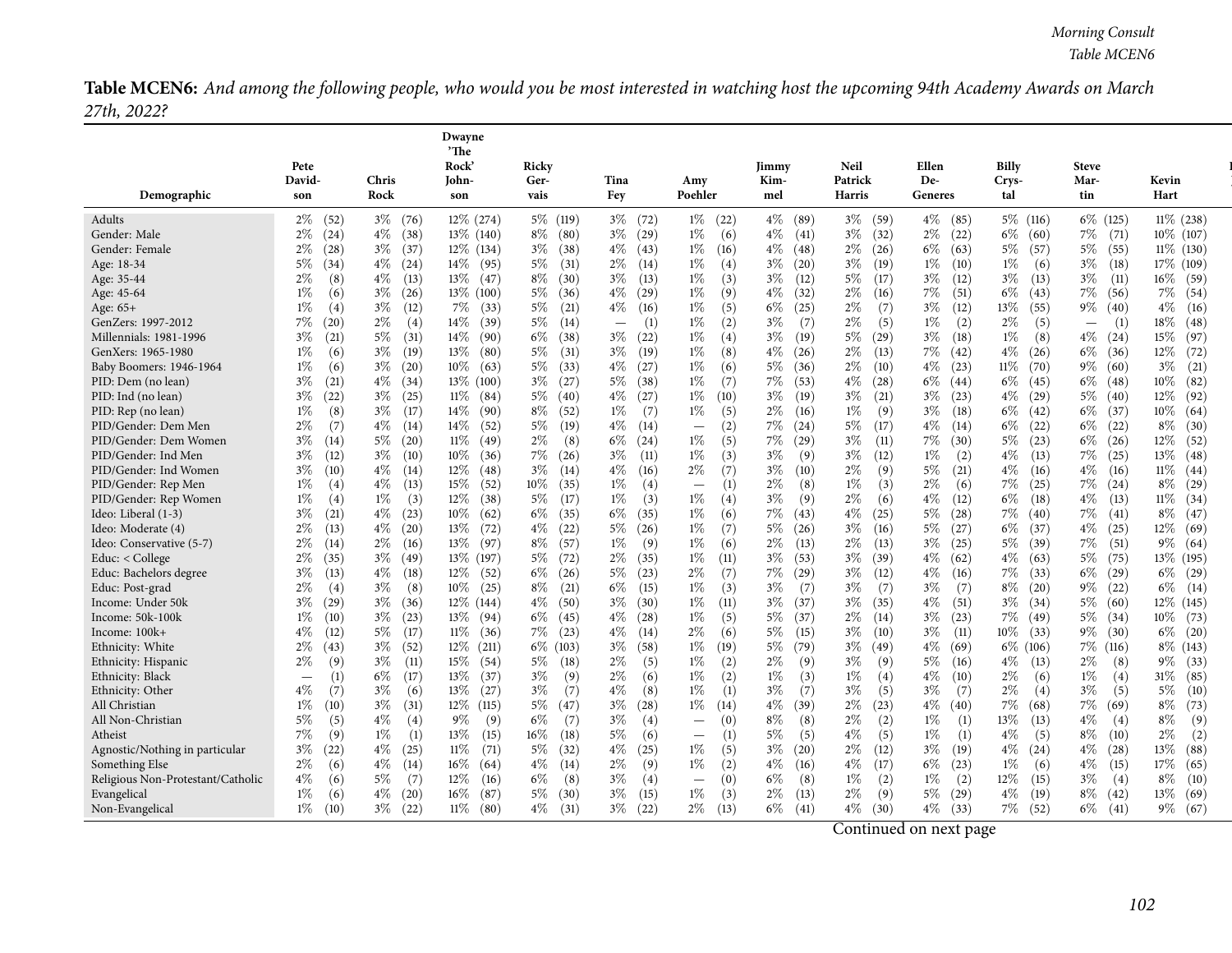**Table MCEN6:** *And among the following people, who would you be most interested in watching host the upcoming 94th Academy Awards on March 27th, 2022?*

| Demographic | Pete David-son | Chris Rock | Dwayne 'The Rock' John-son | Ricky Ger-vais | Tina Fey | Amy Poehler | Jimmy Kim-mel | Neil Patrick Harris | Ellen De-Generes | Billy Crys-tal | Steve Mar-tin | Kevin Hart |
|---|---|---|---|---|---|---|---|---|---|---|---|---|
| Adults | 2% (52) | 3% (76) | 12% (274) | 5% (119) | 3% (72) | 1% (22) | 4% (89) | 3% (59) | 4% (85) | 5% (116) | 6% (125) | 11% (238) |
| Gender: Male | 2% (24) | 4% (38) | 13% (140) | 8% (80) | 3% (29) | 1% (6) | 4% (41) | 3% (32) | 2% (22) | 6% (60) | 7% (71) | 10% (107) |
| Gender: Female | 2% (28) | 3% (37) | 12% (134) | 3% (38) | 4% (43) | 1% (16) | 4% (48) | 2% (26) | 6% (63) | 5% (57) | 5% (55) | 11% (130) |
| Age: 18-34 | 5% (34) | 4% (24) | 14% (95) | 5% (31) | 2% (14) | 1% (4) | 3% (20) | 3% (19) | 1% (10) | 1% (6) | 3% (18) | 17% (109) |
| Age: 35-44 | 2% (8) | 4% (13) | 13% (47) | 8% (30) | 3% (13) | 1% (3) | 3% (12) | 5% (17) | 3% (12) | 3% (13) | 3% (11) | 16% (59) |
| Age: 45-64 | 1% (6) | 3% (26) | 13% (100) | 5% (36) | 4% (29) | 1% (9) | 4% (32) | 2% (16) | 7% (51) | 6% (43) | 7% (56) | 7% (54) |
| Age: 65+ | 1% (4) | 3% (12) | 7% (33) | 5% (21) | 4% (16) | 1% (5) | 6% (25) | 2% (7) | 3% (12) | 13% (55) | 9% (40) | 4% (16) |
| GenZers: 1997-2012 | 7% (20) | 2% (4) | 14% (39) | 5% (14) | — (1) | 1% (2) | 3% (7) | 2% (5) | 1% (2) | 2% (5) | — (1) | 18% (48) |
| Millennials: 1981-1996 | 3% (21) | 5% (31) | 14% (90) | 6% (38) | 3% (22) | 1% (4) | 3% (19) | 5% (29) | 3% (18) | 1% (8) | 4% (24) | 15% (97) |
| GenXers: 1965-1980 | 1% (6) | 3% (19) | 13% (80) | 5% (31) | 3% (19) | 1% (8) | 4% (26) | 2% (13) | 7% (42) | 4% (26) | 6% (36) | 12% (72) |
| Baby Boomers: 1946-1964 | 1% (6) | 3% (20) | 10% (63) | 5% (33) | 4% (27) | 1% (6) | 5% (36) | 2% (10) | 4% (23) | 11% (70) | 9% (60) | 3% (21) |
| PID: Dem (no lean) | 3% (21) | 4% (34) | 13% (100) | 3% (27) | 5% (38) | 1% (7) | 7% (53) | 4% (28) | 6% (44) | 6% (45) | 6% (48) | 10% (82) |
| PID: Ind (no lean) | 3% (22) | 3% (25) | 11% (84) | 5% (40) | 4% (27) | 1% (10) | 3% (19) | 3% (21) | 3% (23) | 4% (29) | 5% (40) | 12% (92) |
| PID: Rep (no lean) | 1% (8) | 3% (17) | 14% (90) | 8% (52) | 1% (7) | 1% (5) | 2% (16) | 1% (9) | 3% (18) | 6% (42) | 6% (37) | 10% (64) |
| PID/Gender: Dem Men | 2% (7) | 4% (14) | 14% (52) | 5% (19) | 4% (14) | — (2) | 7% (24) | 5% (17) | 4% (14) | 6% (22) | 6% (22) | 8% (30) |
| PID/Gender: Dem Women | 3% (14) | 5% (20) | 11% (49) | 2% (8) | 6% (24) | 1% (5) | 7% (29) | 3% (11) | 7% (30) | 5% (23) | 6% (26) | 12% (52) |
| PID/Gender: Ind Men | 3% (12) | 3% (10) | 10% (36) | 7% (26) | 3% (11) | 1% (3) | 3% (9) | 3% (12) | 1% (2) | 4% (13) | 7% (25) | 13% (48) |
| PID/Gender: Ind Women | 3% (10) | 4% (14) | 12% (48) | 3% (14) | 4% (16) | 2% (7) | 3% (10) | 2% (9) | 5% (21) | 4% (16) | 4% (16) | 11% (44) |
| PID/Gender: Rep Men | 1% (4) | 4% (13) | 15% (52) | 10% (35) | 1% (4) | — (1) | 2% (8) | 1% (3) | 2% (6) | 7% (25) | 7% (24) | 8% (29) |
| PID/Gender: Rep Women | 1% (4) | 1% (3) | 12% (38) | 5% (17) | 1% (3) | 1% (4) | 3% (9) | 2% (6) | 4% (12) | 6% (18) | 4% (13) | 11% (34) |
| Ideo: Liberal (1-3) | 3% (21) | 4% (23) | 10% (62) | 6% (35) | 6% (35) | 1% (6) | 7% (43) | 4% (25) | 5% (28) | 7% (40) | 7% (41) | 8% (47) |
| Ideo: Moderate (4) | 2% (13) | 4% (20) | 13% (72) | 4% (22) | 5% (26) | 1% (7) | 5% (26) | 3% (16) | 5% (27) | 6% (37) | 4% (25) | 12% (69) |
| Ideo: Conservative (5-7) | 2% (14) | 2% (16) | 13% (97) | 8% (57) | 1% (9) | 1% (6) | 2% (13) | 2% (13) | 3% (25) | 5% (39) | 7% (51) | 9% (64) |
| Educ: < College | 2% (35) | 3% (49) | 13% (197) | 5% (72) | 2% (35) | 1% (11) | 3% (53) | 3% (39) | 4% (62) | 4% (63) | 5% (75) | 13% (195) |
| Educ: Bachelors degree | 3% (13) | 4% (18) | 12% (52) | 6% (26) | 5% (23) | 2% (7) | 7% (29) | 3% (12) | 4% (16) | 7% (33) | 6% (29) | 6% (29) |
| Educ: Post-grad | 2% (4) | 3% (8) | 10% (25) | 8% (21) | 6% (15) | 1% (3) | 3% (7) | 3% (7) | 3% (7) | 8% (20) | 9% (22) | 6% (14) |
| Income: Under 50k | 3% (29) | 3% (36) | 12% (144) | 4% (50) | 3% (30) | 1% (11) | 3% (37) | 3% (35) | 4% (51) | 3% (34) | 5% (60) | 12% (145) |
| Income: 50k-100k | 1% (10) | 3% (23) | 13% (94) | 6% (45) | 4% (28) | 1% (5) | 5% (37) | 2% (14) | 3% (23) | 7% (49) | 5% (34) | 10% (73) |
| Income: 100k+ | 4% (12) | 5% (17) | 11% (36) | 7% (23) | 4% (14) | 2% (6) | 5% (15) | 3% (10) | 3% (11) | 10% (33) | 9% (30) | 6% (20) |
| Ethnicity: White | 2% (43) | 3% (52) | 12% (211) | 6% (103) | 3% (58) | 1% (19) | 5% (79) | 3% (49) | 4% (69) | 6% (106) | 7% (116) | 8% (143) |
| Ethnicity: Hispanic | 2% (9) | 3% (11) | 15% (54) | 5% (18) | 2% (5) | 1% (2) | 2% (9) | 3% (9) | 5% (16) | 4% (13) | 2% (8) | 9% (33) |
| Ethnicity: Black | — (1) | 6% (17) | 13% (37) | 3% (9) | 2% (6) | 1% (2) | 1% (3) | 1% (4) | 4% (10) | 2% (6) | 1% (4) | 31% (85) |
| Ethnicity: Other | 4% (7) | 3% (6) | 13% (27) | 3% (7) | 4% (8) | 1% (1) | 3% (7) | 3% (5) | 3% (7) | 2% (4) | 3% (5) | 5% (10) |
| All Christian | 1% (10) | 3% (31) | 12% (115) | 5% (47) | 3% (28) | 1% (14) | 4% (39) | 2% (23) | 4% (40) | 7% (68) | 7% (69) | 8% (73) |
| All Non-Christian | 5% (5) | 4% (4) | 9% (9) | 6% (7) | 3% (4) | — (0) | 8% (8) | 2% (2) | 1% (1) | 13% (13) | 4% (4) | 8% (9) |
| Atheist | 7% (9) | 1% (1) | 13% (15) | 16% (18) | 5% (6) | — (1) | 5% (5) | 4% (5) | 1% (1) | 4% (5) | 8% (10) | 2% (2) |
| Agnostic/Nothing in particular | 3% (22) | 4% (25) | 11% (71) | 5% (32) | 4% (25) | 1% (5) | 3% (20) | 2% (12) | 3% (19) | 4% (24) | 4% (28) | 13% (88) |
| Something Else | 2% (6) | 4% (14) | 16% (64) | 4% (14) | 2% (9) | 1% (2) | 4% (16) | 4% (17) | 6% (23) | 1% (6) | 4% (15) | 17% (65) |
| Religious Non-Protestant/Catholic | 4% (6) | 5% (7) | 12% (16) | 6% (8) | 3% (4) | — (0) | 6% (8) | 1% (2) | 1% (2) | 12% (15) | 3% (4) | 8% (10) |
| Evangelical | 1% (6) | 4% (20) | 16% (87) | 5% (30) | 3% (15) | 1% (3) | 2% (13) | 2% (9) | 5% (29) | 4% (19) | 8% (42) | 13% (69) |
| Non-Evangelical | 1% (10) | 3% (22) | 11% (80) | 4% (31) | 3% (22) | 2% (13) | 6% (41) | 4% (30) | 4% (33) | 7% (52) | 6% (41) | 9% (67) |

Continued on next page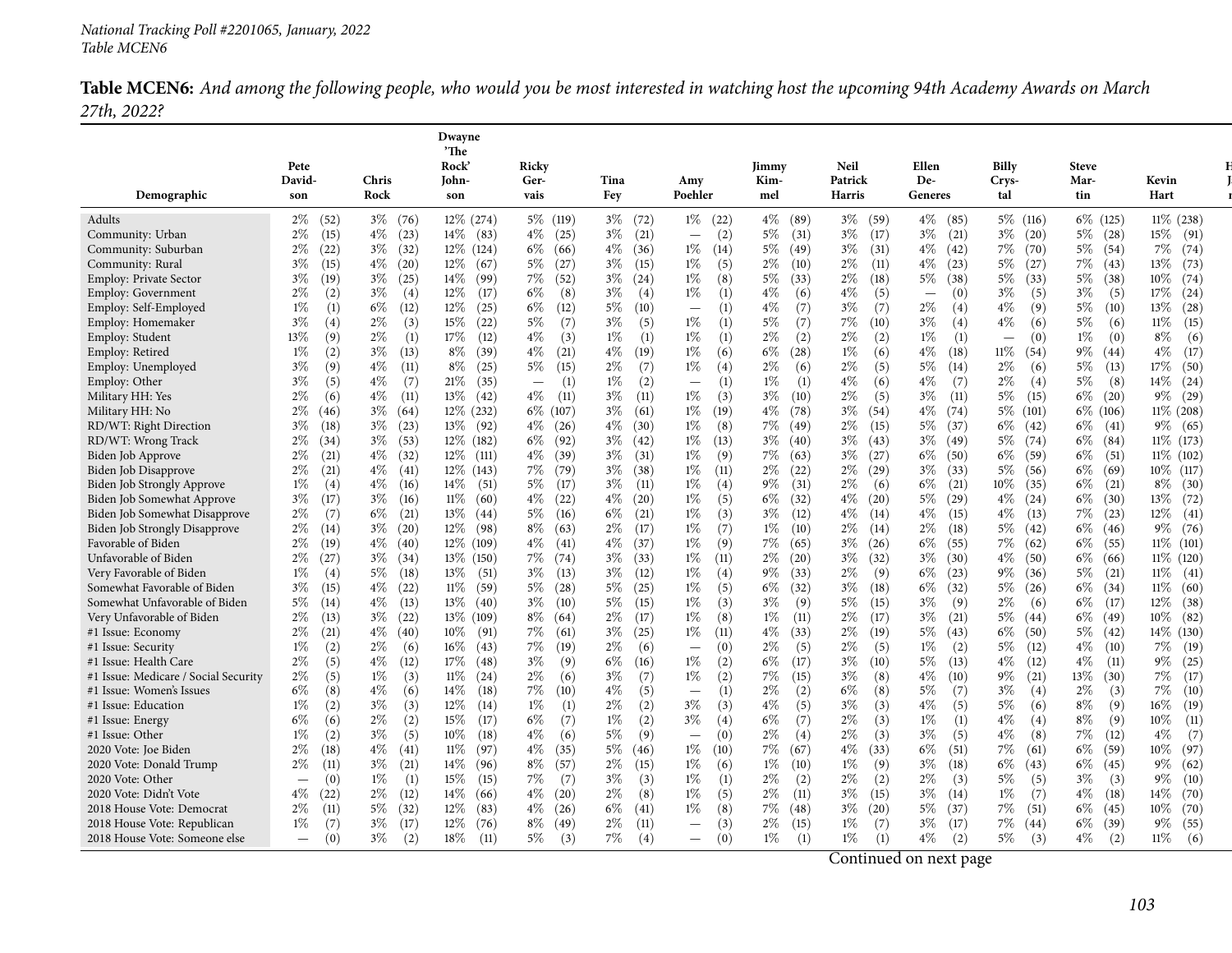**Table MCEN6:** *And among the following people, who would you be most interested in watching host the upcoming 94th Academy Awards on March 27th, 2022?*

| Demographic | Pete David-son | Chris Rock | Dwayne 'The Rock' John-son | Ricky Ger-vais | Tina Fey | Amy Poehler | Jimmy Kim-mel | Neil Patrick Harris | Ellen De-Generes | Billy Crys-tal | Steve Mar-tin | Kevin Hart |
|---|---|---|---|---|---|---|---|---|---|---|---|---|
| Adults | 2% (52) | 3% (76) | 12% (274) | 5% (119) | 3% (72) | 1% (22) | 4% (89) | 3% (59) | 4% (85) | 5% (116) | 6% (125) | 11% (238) |
| Community: Urban | 2% (15) | 4% (23) | 14% (83) | 4% (25) | 3% (21) | — (2) | 5% (31) | 3% (17) | 3% (21) | 3% (20) | 5% (28) | 15% (91) |
| Community: Suburban | 2% (22) | 3% (32) | 12% (124) | 6% (66) | 4% (36) | 1% (14) | 5% (49) | 3% (31) | 4% (42) | 7% (70) | 5% (54) | 7% (74) |
| Community: Rural | 3% (15) | 4% (20) | 12% (67) | 5% (27) | 3% (15) | 1% (5) | 2% (10) | 2% (11) | 4% (23) | 5% (27) | 7% (43) | 13% (73) |
| Employ: Private Sector | 3% (19) | 3% (25) | 14% (99) | 7% (52) | 3% (24) | 1% (8) | 5% (33) | 2% (18) | 5% (38) | 5% (33) | 5% (38) | 10% (74) |
| Employ: Government | 2% (2) | 3% (4) | 12% (17) | 6% (8) | 3% (4) | 1% (1) | 4% (6) | 4% (5) | — (0) | 3% (5) | 3% (5) | 17% (24) |
| Employ: Self-Employed | 1% (1) | 6% (12) | 12% (25) | 6% (12) | 5% (10) | — (1) | 4% (7) | 3% (7) | 2% (4) | 4% (9) | 5% (10) | 13% (28) |
| Employ: Homemaker | 3% (4) | 2% (3) | 15% (22) | 5% (7) | 3% (5) | 1% (1) | 5% (7) | 7% (10) | 3% (4) | 4% (6) | 5% (6) | 11% (15) |
| Employ: Student | 13% (9) | 2% (1) | 17% (12) | 4% (3) | 1% (1) | 1% (1) | 2% (2) | 2% (2) | 1% (1) | — (0) | 1% (0) | 8% (6) |
| Employ: Retired | 1% (2) | 3% (13) | 8% (39) | 4% (21) | 4% (19) | 1% (6) | 6% (28) | 1% (6) | 4% (18) | 11% (54) | 9% (44) | 4% (17) |
| Employ: Unemployed | 3% (9) | 4% (11) | 8% (25) | 5% (15) | 2% (7) | 1% (4) | 2% (6) | 2% (5) | 5% (14) | 2% (6) | 5% (13) | 17% (50) |
| Employ: Other | 3% (5) | 4% (7) | 21% (35) | — (1) | 1% (2) | — (1) | 1% (1) | 4% (6) | 4% (7) | 2% (4) | 5% (8) | 14% (24) |
| Military HH: Yes | 2% (6) | 4% (11) | 13% (42) | 4% (11) | 3% (11) | 1% (3) | 3% (10) | 2% (5) | 3% (11) | 5% (15) | 6% (20) | 9% (29) |
| Military HH: No | 2% (46) | 3% (64) | 12% (232) | 6% (107) | 3% (61) | 1% (19) | 4% (78) | 3% (54) | 4% (74) | 5% (101) | 6% (106) | 11% (208) |
| RD/WT: Right Direction | 3% (18) | 3% (23) | 13% (92) | 4% (26) | 4% (30) | 1% (8) | 7% (49) | 2% (15) | 5% (37) | 6% (42) | 6% (41) | 9% (65) |
| RD/WT: Wrong Track | 2% (34) | 3% (53) | 12% (182) | 6% (92) | 3% (42) | 1% (13) | 3% (40) | 3% (43) | 3% (49) | 5% (74) | 6% (84) | 11% (173) |
| Biden Job Approve | 2% (21) | 4% (32) | 12% (111) | 4% (39) | 3% (31) | 1% (9) | 7% (63) | 3% (27) | 6% (50) | 6% (59) | 6% (51) | 11% (102) |
| Biden Job Disapprove | 2% (21) | 4% (41) | 12% (143) | 7% (79) | 3% (38) | 1% (11) | 2% (22) | 2% (29) | 3% (33) | 5% (56) | 6% (69) | 10% (117) |
| Biden Job Strongly Approve | 1% (4) | 4% (16) | 14% (51) | 5% (17) | 3% (11) | 1% (4) | 9% (31) | 2% (6) | 6% (21) | 10% (35) | 6% (21) | 8% (30) |
| Biden Job Somewhat Approve | 3% (17) | 3% (16) | 11% (60) | 4% (22) | 4% (20) | 1% (5) | 6% (32) | 4% (20) | 5% (29) | 4% (24) | 6% (30) | 13% (72) |
| Biden Job Somewhat Disapprove | 2% (7) | 6% (21) | 13% (44) | 5% (16) | 6% (21) | 1% (3) | 3% (12) | 4% (14) | 4% (15) | 4% (13) | 7% (23) | 12% (41) |
| Biden Job Strongly Disapprove | 2% (14) | 3% (20) | 12% (98) | 8% (63) | 2% (17) | 1% (7) | 1% (10) | 2% (14) | 2% (18) | 5% (42) | 6% (46) | 9% (76) |
| Favorable of Biden | 2% (19) | 4% (40) | 12% (109) | 4% (41) | 4% (37) | 1% (9) | 7% (65) | 3% (26) | 6% (55) | 7% (62) | 6% (55) | 11% (101) |
| Unfavorable of Biden | 2% (27) | 3% (34) | 13% (150) | 7% (74) | 3% (33) | 1% (11) | 2% (20) | 3% (32) | 3% (30) | 4% (50) | 6% (66) | 11% (120) |
| Very Favorable of Biden | 1% (4) | 5% (18) | 13% (51) | 3% (13) | 3% (12) | 1% (4) | 9% (33) | 2% (9) | 6% (23) | 9% (36) | 5% (21) | 11% (41) |
| Somewhat Favorable of Biden | 3% (15) | 4% (22) | 11% (59) | 5% (28) | 5% (25) | 1% (5) | 6% (32) | 3% (18) | 6% (32) | 5% (26) | 6% (34) | 11% (60) |
| Somewhat Unfavorable of Biden | 5% (14) | 4% (13) | 13% (40) | 3% (10) | 5% (15) | 1% (3) | 3% (9) | 5% (15) | 3% (9) | 2% (6) | 6% (17) | 12% (38) |
| Very Unfavorable of Biden | 2% (13) | 3% (22) | 13% (109) | 8% (64) | 2% (17) | 1% (8) | 1% (11) | 2% (17) | 3% (21) | 5% (44) | 6% (49) | 10% (82) |
| #1 Issue: Economy | 2% (21) | 4% (40) | 10% (91) | 7% (61) | 3% (25) | 1% (11) | 4% (33) | 2% (19) | 5% (43) | 6% (50) | 5% (42) | 14% (130) |
| #1 Issue: Security | 1% (2) | 2% (6) | 16% (43) | 7% (19) | 2% (6) | — (0) | 2% (5) | 2% (5) | 1% (2) | 5% (12) | 4% (10) | 7% (19) |
| #1 Issue: Health Care | 2% (5) | 4% (12) | 17% (48) | 3% (9) | 6% (16) | 1% (2) | 6% (17) | 3% (10) | 5% (13) | 4% (12) | 4% (11) | 9% (25) |
| #1 Issue: Medicare / Social Security | 2% (5) | 1% (3) | 11% (24) | 2% (6) | 3% (7) | 1% (2) | 7% (15) | 3% (8) | 4% (10) | 9% (21) | 13% (30) | 7% (17) |
| #1 Issue: Women's Issues | 6% (8) | 4% (6) | 14% (18) | 7% (10) | 4% (5) | — (1) | 2% (2) | 6% (8) | 5% (7) | 3% (4) | 2% (3) | 7% (10) |
| #1 Issue: Education | 1% (2) | 3% (3) | 12% (14) | 1% (1) | 2% (2) | 3% (3) | 4% (5) | 3% (3) | 4% (5) | 5% (6) | 8% (9) | 16% (19) |
| #1 Issue: Energy | 6% (6) | 2% (2) | 15% (17) | 6% (7) | 1% (2) | 3% (4) | 6% (7) | 2% (3) | 1% (1) | 4% (4) | 8% (9) | 10% (11) |
| #1 Issue: Other | 1% (2) | 3% (5) | 10% (18) | 4% (6) | 5% (9) | — (0) | 2% (4) | 2% (3) | 3% (5) | 4% (8) | 7% (12) | 4% (7) |
| 2020 Vote: Joe Biden | 2% (18) | 4% (41) | 11% (97) | 4% (35) | 5% (46) | 1% (10) | 7% (67) | 4% (33) | 6% (51) | 7% (61) | 6% (59) | 10% (97) |
| 2020 Vote: Donald Trump | 2% (11) | 3% (21) | 14% (96) | 8% (57) | 2% (15) | 1% (6) | 1% (10) | 1% (9) | 3% (18) | 6% (43) | 6% (45) | 9% (62) |
| 2020 Vote: Other | — (0) | 1% (1) | 15% (15) | 7% (7) | 3% (3) | 1% (1) | 2% (2) | 2% (2) | 2% (3) | 5% (5) | 3% (3) | 9% (10) |
| 2020 Vote: Didn't Vote | 4% (22) | 2% (12) | 14% (66) | 4% (20) | 2% (8) | 1% (5) | 2% (11) | 3% (15) | 3% (14) | 1% (7) | 4% (18) | 14% (70) |
| 2018 House Vote: Democrat | 2% (11) | 5% (32) | 12% (83) | 4% (26) | 6% (41) | 1% (8) | 7% (48) | 3% (20) | 5% (37) | 7% (51) | 6% (45) | 10% (70) |
| 2018 House Vote: Republican | 1% (7) | 3% (17) | 12% (76) | 8% (49) | 2% (11) | — (3) | 2% (15) | 1% (7) | 3% (17) | 7% (44) | 6% (39) | 9% (55) |
| 2018 House Vote: Someone else | — (0) | 3% (2) | 18% (11) | 5% (3) | 7% (4) | — (0) | 1% (1) | 1% (1) | 4% (2) | 5% (3) | 4% (2) | 11% (6) |

Continued on next page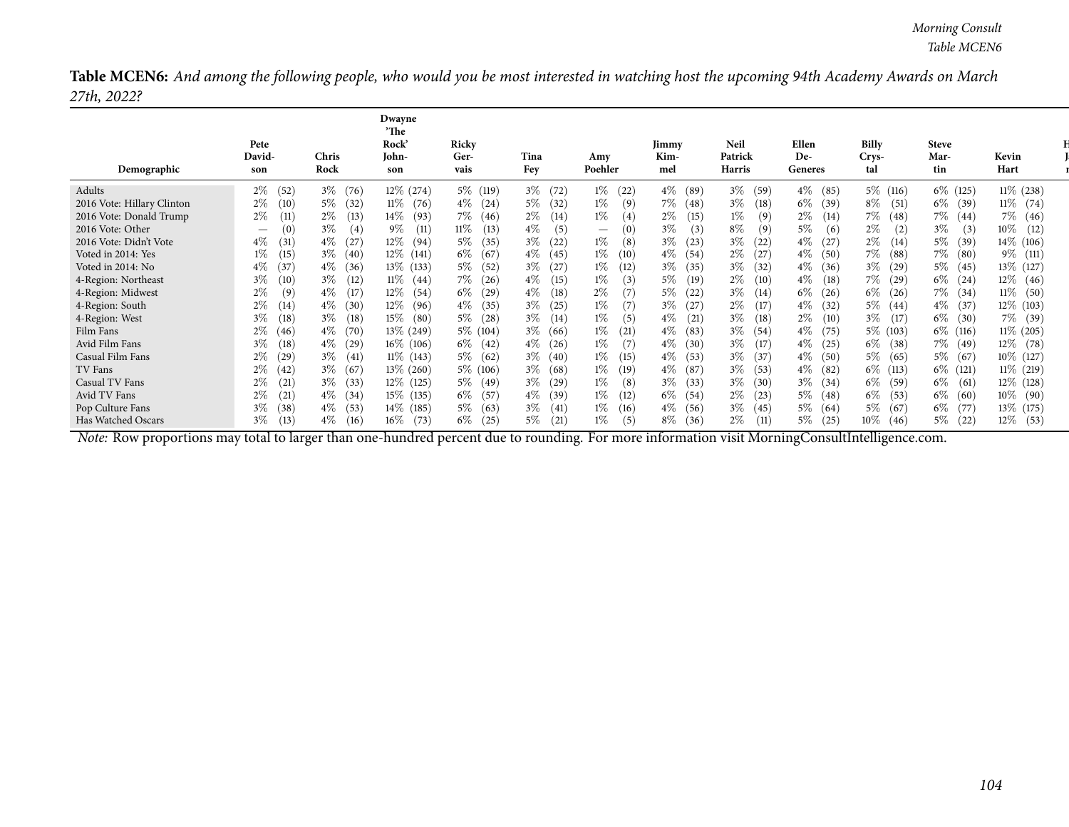**Table MCEN6:** *And among the following people, who would you be most interested in watching host the upcoming 94th Academy Awards on March 27th, 2022?*

| Demographic | Pete Davidson | Chris Rock | Dwayne 'The Rock' Johnson | Ricky Gervais | Tina Fey | Amy Poehler | Jimmy Kimmel | Neil Patrick Harris | Ellen DeGeneres | Billy Crystal | Steve Martin | Kevin Hart |
|---|---|---|---|---|---|---|---|---|---|---|---|---|
| Adults | 2% (52) | 3% (76) | 12% (274) | 5% (119) | 3% (72) | 1% (22) | 4% (89) | 3% (59) | 4% (85) | 5% (116) | 6% (125) | 11% (238) |
| 2016 Vote: Hillary Clinton | 2% (10) | 5% (32) | 11% (76) | 4% (24) | 5% (32) | 1% (9) | 7% (48) | 3% (18) | 6% (39) | 8% (51) | 6% (39) | 11% (74) |
| 2016 Vote: Donald Trump | 2% (11) | 2% (13) | 14% (93) | 7% (46) | 2% (14) | 1% (4) | 2% (15) | 1% (9) | 2% (14) | 7% (48) | 7% (44) | 7% (46) |
| 2016 Vote: Other | — (0) | 3% (4) | 9% (11) | 11% (13) | 4% (5) | — (0) | 3% (3) | 8% (9) | 5% (6) | 2% (2) | 3% (3) | 10% (12) |
| 2016 Vote: Didn't Vote | 4% (31) | 4% (27) | 12% (94) | 5% (35) | 3% (22) | 1% (8) | 3% (23) | 3% (22) | 4% (27) | 2% (14) | 5% (39) | 14% (106) |
| Voted in 2014: Yes | 1% (15) | 3% (40) | 12% (141) | 6% (67) | 4% (45) | 1% (10) | 4% (54) | 2% (27) | 4% (50) | 7% (88) | 7% (80) | 9% (111) |
| Voted in 2014: No | 4% (37) | 4% (36) | 13% (133) | 5% (52) | 3% (27) | 1% (12) | 3% (35) | 3% (32) | 4% (36) | 3% (29) | 5% (45) | 13% (127) |
| 4-Region: Northeast | 3% (10) | 3% (12) | 11% (44) | 7% (26) | 4% (15) | 1% (3) | 5% (19) | 2% (10) | 4% (18) | 7% (29) | 6% (24) | 12% (46) |
| 4-Region: Midwest | 2% (9) | 4% (17) | 12% (54) | 6% (29) | 4% (18) | 2% (7) | 5% (22) | 3% (14) | 6% (26) | 6% (26) | 7% (34) | 11% (50) |
| 4-Region: South | 2% (14) | 4% (30) | 12% (96) | 4% (35) | 3% (25) | 1% (7) | 3% (27) | 2% (17) | 4% (32) | 5% (44) | 4% (37) | 12% (103) |
| 4-Region: West | 3% (18) | 3% (18) | 15% (80) | 5% (28) | 3% (14) | 1% (5) | 4% (21) | 3% (18) | 2% (10) | 3% (17) | 6% (30) | 7% (39) |
| Film Fans | 2% (46) | 4% (70) | 13% (249) | 5% (104) | 3% (66) | 1% (21) | 4% (83) | 3% (54) | 4% (75) | 5% (103) | 6% (116) | 11% (205) |
| Avid Film Fans | 3% (18) | 4% (29) | 16% (106) | 6% (42) | 4% (26) | 1% (7) | 4% (30) | 3% (17) | 4% (25) | 6% (38) | 7% (49) | 12% (78) |
| Casual Film Fans | 2% (29) | 3% (41) | 11% (143) | 5% (62) | 3% (40) | 1% (15) | 4% (53) | 3% (37) | 4% (50) | 5% (65) | 5% (67) | 10% (127) |
| TV Fans | 2% (42) | 3% (67) | 13% (260) | 5% (106) | 3% (68) | 1% (19) | 4% (87) | 3% (53) | 4% (82) | 6% (113) | 6% (121) | 11% (219) |
| Casual TV Fans | 2% (21) | 3% (33) | 12% (125) | 5% (49) | 3% (29) | 1% (8) | 3% (33) | 3% (30) | 3% (34) | 6% (59) | 6% (61) | 12% (128) |
| Avid TV Fans | 2% (21) | 4% (34) | 15% (135) | 6% (57) | 4% (39) | 1% (12) | 6% (54) | 2% (23) | 5% (48) | 6% (53) | 6% (60) | 10% (90) |
| Pop Culture Fans | 3% (38) | 4% (53) | 14% (185) | 5% (63) | 3% (41) | 1% (16) | 4% (56) | 3% (45) | 5% (64) | 5% (67) | 6% (77) | 13% (175) |
| Has Watched Oscars | 3% (13) | 4% (16) | 16% (73) | 6% (25) | 5% (21) | 1% (5) | 8% (36) | 2% (11) | 5% (25) | 10% (46) | 5% (22) | 12% (53) |

*Note:* Row proportions may total to larger than one-hundred percent due to rounding. For more information visit MorningConsultIntelligence.com.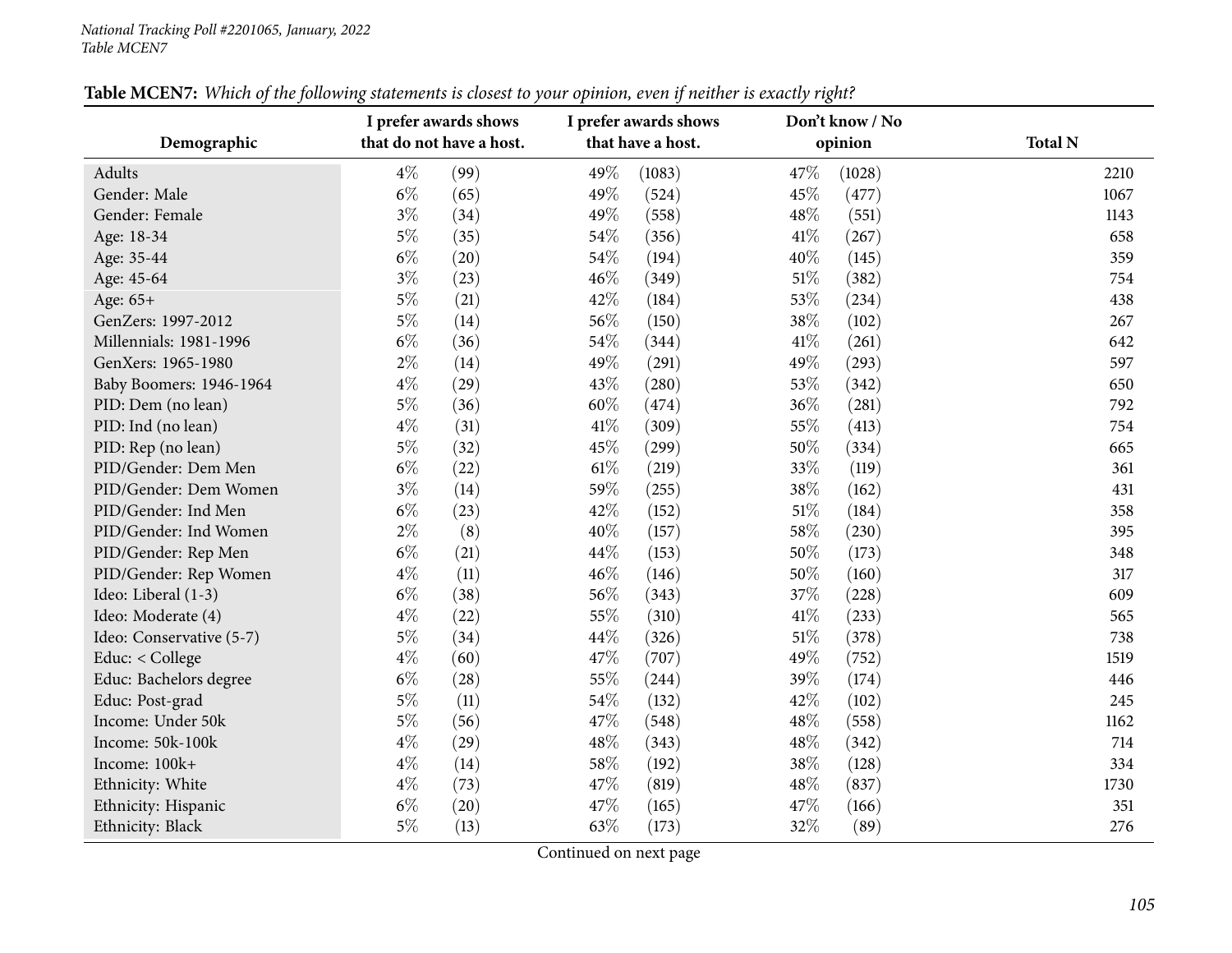**Table MCEN7:** *Which of the following statements is closest to your opinion, even if neither is exactly right?*

| Demographic | I prefer awards shows that do not have a host. | | I prefer awards shows that have a host. | | Don't know / No opinion | | Total N |
|---|---|---|---|---|---|---|---|
| Adults | 4% | (99) | 49% | (1083) | 47% | (1028) | 2210 |
| Gender: Male | 6% | (65) | 49% | (524) | 45% | (477) | 1067 |
| Gender: Female | 3% | (34) | 49% | (558) | 48% | (551) | 1143 |
| Age: 18-34 | 5% | (35) | 54% | (356) | 41% | (267) | 658 |
| Age: 35-44 | 6% | (20) | 54% | (194) | 40% | (145) | 359 |
| Age: 45-64 | 3% | (23) | 46% | (349) | 51% | (382) | 754 |
| Age: 65+ | 5% | (21) | 42% | (184) | 53% | (234) | 438 |
| GenZers: 1997-2012 | 5% | (14) | 56% | (150) | 38% | (102) | 267 |
| Millennials: 1981-1996 | 6% | (36) | 54% | (344) | 41% | (261) | 642 |
| GenXers: 1965-1980 | 2% | (14) | 49% | (291) | 49% | (293) | 597 |
| Baby Boomers: 1946-1964 | 4% | (29) | 43% | (280) | 53% | (342) | 650 |
| PID: Dem (no lean) | 5% | (36) | 60% | (474) | 36% | (281) | 792 |
| PID: Ind (no lean) | 4% | (31) | 41% | (309) | 55% | (413) | 754 |
| PID: Rep (no lean) | 5% | (32) | 45% | (299) | 50% | (334) | 665 |
| PID/Gender: Dem Men | 6% | (22) | 61% | (219) | 33% | (119) | 361 |
| PID/Gender: Dem Women | 3% | (14) | 59% | (255) | 38% | (162) | 431 |
| PID/Gender: Ind Men | 6% | (23) | 42% | (152) | 51% | (184) | 358 |
| PID/Gender: Ind Women | 2% | (8) | 40% | (157) | 58% | (230) | 395 |
| PID/Gender: Rep Men | 6% | (21) | 44% | (153) | 50% | (173) | 348 |
| PID/Gender: Rep Women | 4% | (11) | 46% | (146) | 50% | (160) | 317 |
| Ideo: Liberal (1-3) | 6% | (38) | 56% | (343) | 37% | (228) | 609 |
| Ideo: Moderate (4) | 4% | (22) | 55% | (310) | 41% | (233) | 565 |
| Ideo: Conservative (5-7) | 5% | (34) | 44% | (326) | 51% | (378) | 738 |
| Educ: < College | 4% | (60) | 47% | (707) | 49% | (752) | 1519 |
| Educ: Bachelors degree | 6% | (28) | 55% | (244) | 39% | (174) | 446 |
| Educ: Post-grad | 5% | (11) | 54% | (132) | 42% | (102) | 245 |
| Income: Under 50k | 5% | (56) | 47% | (548) | 48% | (558) | 1162 |
| Income: 50k-100k | 4% | (29) | 48% | (343) | 48% | (342) | 714 |
| Income: 100k+ | 4% | (14) | 58% | (192) | 38% | (128) | 334 |
| Ethnicity: White | 4% | (73) | 47% | (819) | 48% | (837) | 1730 |
| Ethnicity: Hispanic | 6% | (20) | 47% | (165) | 47% | (166) | 351 |
| Ethnicity: Black | 5% | (13) | 63% | (173) | 32% | (89) | 276 |

Continued on next page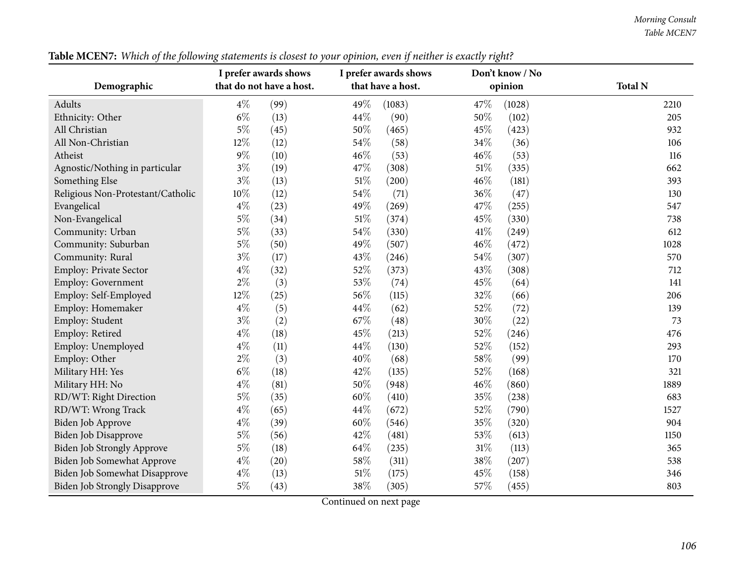**Table MCEN7:** *Which of the following statements is closest to your opinion, even if neither is exactly right?*

| Demographic | I prefer awards shows that do not have a host. | | I prefer awards shows that have a host. | | Don't know / No opinion | | Total N |
|---|---|---|---|---|---|---|---|
| Adults | 4% | (99) | 49% | (1083) | 47% | (1028) | 2210 |
| Ethnicity: Other | 6% | (13) | 44% | (90) | 50% | (102) | 205 |
| All Christian | 5% | (45) | 50% | (465) | 45% | (423) | 932 |
| All Non-Christian | 12% | (12) | 54% | (58) | 34% | (36) | 106 |
| Atheist | 9% | (10) | 46% | (53) | 46% | (53) | 116 |
| Agnostic/Nothing in particular | 3% | (19) | 47% | (308) | 51% | (335) | 662 |
| Something Else | 3% | (13) | 51% | (200) | 46% | (181) | 393 |
| Religious Non-Protestant/Catholic | 10% | (12) | 54% | (71) | 36% | (47) | 130 |
| Evangelical | 4% | (23) | 49% | (269) | 47% | (255) | 547 |
| Non-Evangelical | 5% | (34) | 51% | (374) | 45% | (330) | 738 |
| Community: Urban | 5% | (33) | 54% | (330) | 41% | (249) | 612 |
| Community: Suburban | 5% | (50) | 49% | (507) | 46% | (472) | 1028 |
| Community: Rural | 3% | (17) | 43% | (246) | 54% | (307) | 570 |
| Employ: Private Sector | 4% | (32) | 52% | (373) | 43% | (308) | 712 |
| Employ: Government | 2% | (3) | 53% | (74) | 45% | (64) | 141 |
| Employ: Self-Employed | 12% | (25) | 56% | (115) | 32% | (66) | 206 |
| Employ: Homemaker | 4% | (5) | 44% | (62) | 52% | (72) | 139 |
| Employ: Student | 3% | (2) | 67% | (48) | 30% | (22) | 73 |
| Employ: Retired | 4% | (18) | 45% | (213) | 52% | (246) | 476 |
| Employ: Unemployed | 4% | (11) | 44% | (130) | 52% | (152) | 293 |
| Employ: Other | 2% | (3) | 40% | (68) | 58% | (99) | 170 |
| Military HH: Yes | 6% | (18) | 42% | (135) | 52% | (168) | 321 |
| Military HH: No | 4% | (81) | 50% | (948) | 46% | (860) | 1889 |
| RD/WT: Right Direction | 5% | (35) | 60% | (410) | 35% | (238) | 683 |
| RD/WT: Wrong Track | 4% | (65) | 44% | (672) | 52% | (790) | 1527 |
| Biden Job Approve | 4% | (39) | 60% | (546) | 35% | (320) | 904 |
| Biden Job Disapprove | 5% | (56) | 42% | (481) | 53% | (613) | 1150 |
| Biden Job Strongly Approve | 5% | (18) | 64% | (235) | 31% | (113) | 365 |
| Biden Job Somewhat Approve | 4% | (20) | 58% | (311) | 38% | (207) | 538 |
| Biden Job Somewhat Disapprove | 4% | (13) | 51% | (175) | 45% | (158) | 346 |
| Biden Job Strongly Disapprove | 5% | (43) | 38% | (305) | 57% | (455) | 803 |

Continued on next page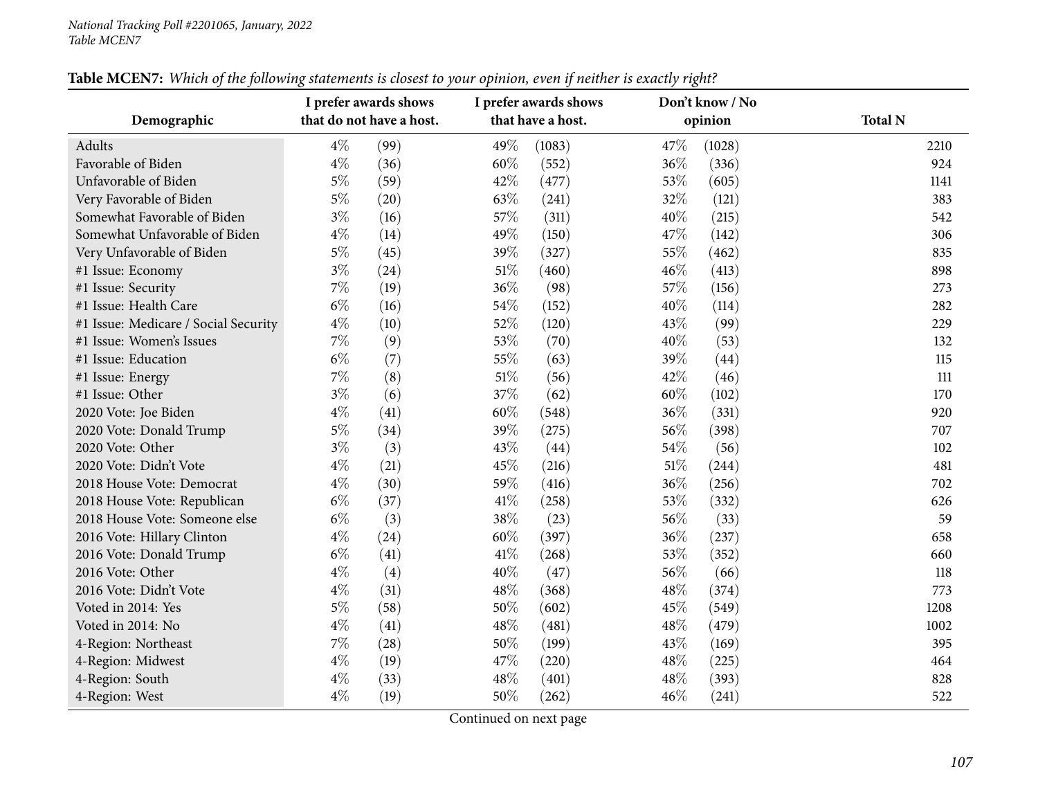*National Tracking Poll #2201065, January, 2022*
*Table MCEN7*

**Table MCEN7:** *Which of the following statements is closest to your opinion, even if neither is exactly right?*

| Demographic | I prefer awards shows that do not have a host. | | I prefer awards shows that have a host. | | Don't know / No opinion | | Total N |
|---|---|---|---|---|---|---|---|
| Adults | 4% | (99) | 49% | (1083) | 47% | (1028) | 2210 |
| Favorable of Biden | 4% | (36) | 60% | (552) | 36% | (336) | 924 |
| Unfavorable of Biden | 5% | (59) | 42% | (477) | 53% | (605) | 1141 |
| Very Favorable of Biden | 5% | (20) | 63% | (241) | 32% | (121) | 383 |
| Somewhat Favorable of Biden | 3% | (16) | 57% | (311) | 40% | (215) | 542 |
| Somewhat Unfavorable of Biden | 4% | (14) | 49% | (150) | 47% | (142) | 306 |
| Very Unfavorable of Biden | 5% | (45) | 39% | (327) | 55% | (462) | 835 |
| #1 Issue: Economy | 3% | (24) | 51% | (460) | 46% | (413) | 898 |
| #1 Issue: Security | 7% | (19) | 36% | (98) | 57% | (156) | 273 |
| #1 Issue: Health Care | 6% | (16) | 54% | (152) | 40% | (114) | 282 |
| #1 Issue: Medicare / Social Security | 4% | (10) | 52% | (120) | 43% | (99) | 229 |
| #1 Issue: Women's Issues | 7% | (9) | 53% | (70) | 40% | (53) | 132 |
| #1 Issue: Education | 6% | (7) | 55% | (63) | 39% | (44) | 115 |
| #1 Issue: Energy | 7% | (8) | 51% | (56) | 42% | (46) | 111 |
| #1 Issue: Other | 3% | (6) | 37% | (62) | 60% | (102) | 170 |
| 2020 Vote: Joe Biden | 4% | (41) | 60% | (548) | 36% | (331) | 920 |
| 2020 Vote: Donald Trump | 5% | (34) | 39% | (275) | 56% | (398) | 707 |
| 2020 Vote: Other | 3% | (3) | 43% | (44) | 54% | (56) | 102 |
| 2020 Vote: Didn't Vote | 4% | (21) | 45% | (216) | 51% | (244) | 481 |
| 2018 House Vote: Democrat | 4% | (30) | 59% | (416) | 36% | (256) | 702 |
| 2018 House Vote: Republican | 6% | (37) | 41% | (258) | 53% | (332) | 626 |
| 2018 House Vote: Someone else | 6% | (3) | 38% | (23) | 56% | (33) | 59 |
| 2016 Vote: Hillary Clinton | 4% | (24) | 60% | (397) | 36% | (237) | 658 |
| 2016 Vote: Donald Trump | 6% | (41) | 41% | (268) | 53% | (352) | 660 |
| 2016 Vote: Other | 4% | (4) | 40% | (47) | 56% | (66) | 118 |
| 2016 Vote: Didn't Vote | 4% | (31) | 48% | (368) | 48% | (374) | 773 |
| Voted in 2014: Yes | 5% | (58) | 50% | (602) | 45% | (549) | 1208 |
| Voted in 2014: No | 4% | (41) | 48% | (481) | 48% | (479) | 1002 |
| 4-Region: Northeast | 7% | (28) | 50% | (199) | 43% | (169) | 395 |
| 4-Region: Midwest | 4% | (19) | 47% | (220) | 48% | (225) | 464 |
| 4-Region: South | 4% | (33) | 48% | (401) | 48% | (393) | 828 |
| 4-Region: West | 4% | (19) | 50% | (262) | 46% | (241) | 522 |

Continued on next page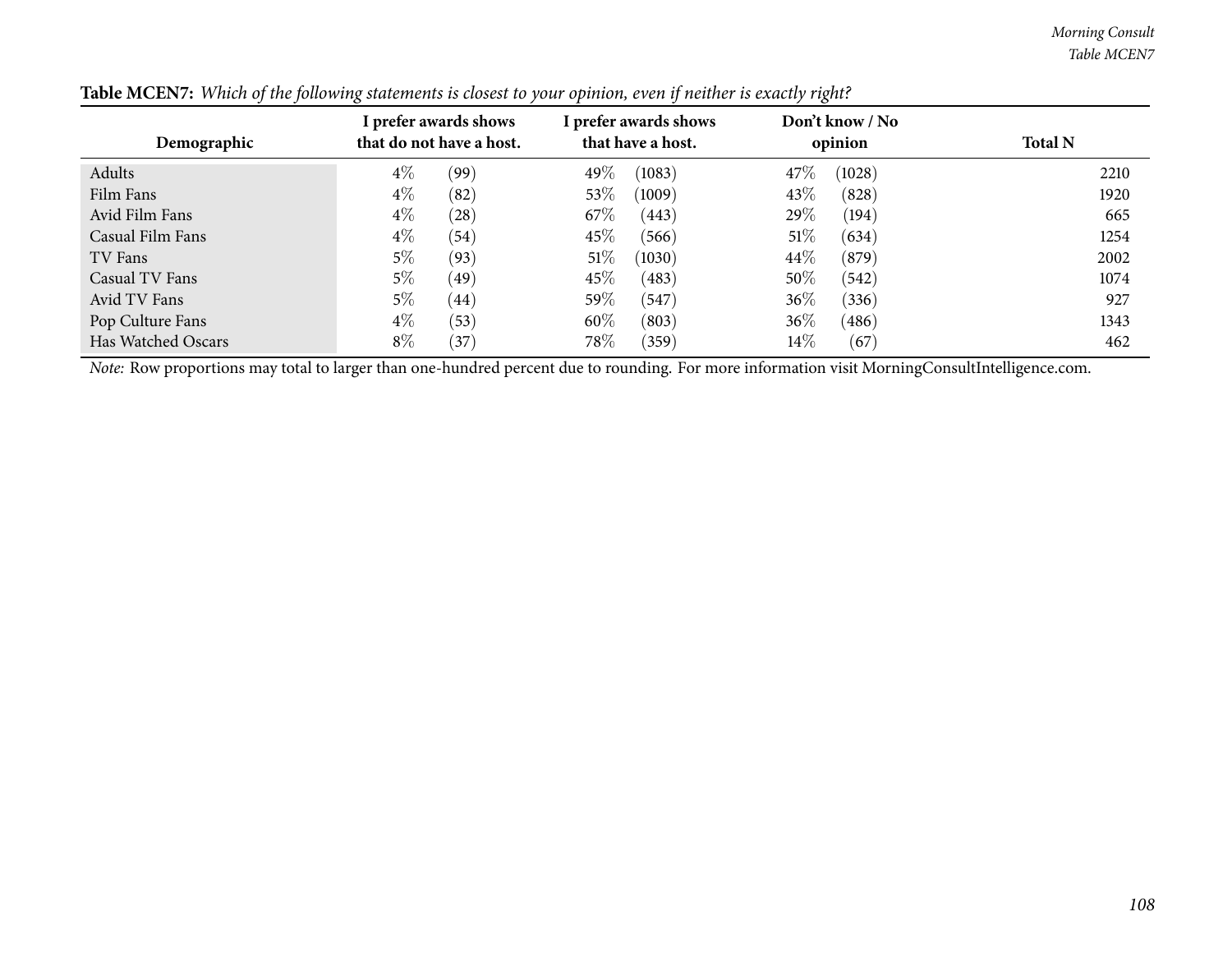**Table MCEN7:** *Which of the following statements is closest to your opinion, even if neither is exactly right?*

| Demographic | I prefer awards shows that do not have a host. | | I prefer awards shows that have a host. | | Don't know / No opinion | | Total N |
|---|---|---|---|---|---|---|---|
| Adults | 4% | (99) | 49% | (1083) | 47% | (1028) | 2210 |
| Film Fans | 4% | (82) | 53% | (1009) | 43% | (828) | 1920 |
| Avid Film Fans | 4% | (28) | 67% | (443) | 29% | (194) | 665 |
| Casual Film Fans | 4% | (54) | 45% | (566) | 51% | (634) | 1254 |
| TV Fans | 5% | (93) | 51% | (1030) | 44% | (879) | 2002 |
| Casual TV Fans | 5% | (49) | 45% | (483) | 50% | (542) | 1074 |
| Avid TV Fans | 5% | (44) | 59% | (547) | 36% | (336) | 927 |
| Pop Culture Fans | 4% | (53) | 60% | (803) | 36% | (486) | 1343 |
| Has Watched Oscars | 8% | (37) | 78% | (359) | 14% | (67) | 462 |

*Note:* Row proportions may total to larger than one-hundred percent due to rounding. For more information visit MorningConsultIntelligence.com.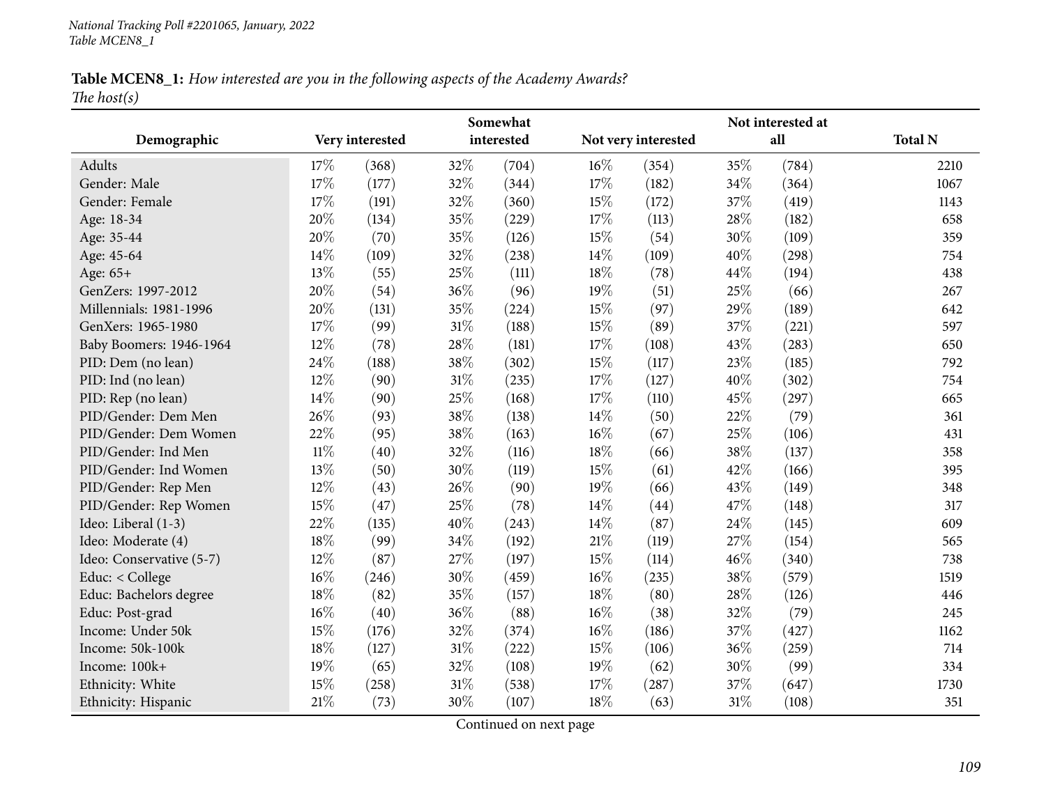*National Tracking Poll #2201065, January, 2022*
*Table MCEN8_1*

**Table MCEN8_1:** *How interested are you in the following aspects of the Academy Awards?*
*The host(s)*

| Demographic | Very interested | | Somewhat interested | | Not very interested | | Not interested at all | | Total N |
|---|---|---|---|---|---|---|---|---|---|
| Adults | 17% | (368) | 32% | (704) | 16% | (354) | 35% | (784) | 2210 |
| Gender: Male | 17% | (177) | 32% | (344) | 17% | (182) | 34% | (364) | 1067 |
| Gender: Female | 17% | (191) | 32% | (360) | 15% | (172) | 37% | (419) | 1143 |
| Age: 18-34 | 20% | (134) | 35% | (229) | 17% | (113) | 28% | (182) | 658 |
| Age: 35-44 | 20% | (70) | 35% | (126) | 15% | (54) | 30% | (109) | 359 |
| Age: 45-64 | 14% | (109) | 32% | (238) | 14% | (109) | 40% | (298) | 754 |
| Age: 65+ | 13% | (55) | 25% | (111) | 18% | (78) | 44% | (194) | 438 |
| GenZers: 1997-2012 | 20% | (54) | 36% | (96) | 19% | (51) | 25% | (66) | 267 |
| Millennials: 1981-1996 | 20% | (131) | 35% | (224) | 15% | (97) | 29% | (189) | 642 |
| GenXers: 1965-1980 | 17% | (99) | 31% | (188) | 15% | (89) | 37% | (221) | 597 |
| Baby Boomers: 1946-1964 | 12% | (78) | 28% | (181) | 17% | (108) | 43% | (283) | 650 |
| PID: Dem (no lean) | 24% | (188) | 38% | (302) | 15% | (117) | 23% | (185) | 792 |
| PID: Ind (no lean) | 12% | (90) | 31% | (235) | 17% | (127) | 40% | (302) | 754 |
| PID: Rep (no lean) | 14% | (90) | 25% | (168) | 17% | (110) | 45% | (297) | 665 |
| PID/Gender: Dem Men | 26% | (93) | 38% | (138) | 14% | (50) | 22% | (79) | 361 |
| PID/Gender: Dem Women | 22% | (95) | 38% | (163) | 16% | (67) | 25% | (106) | 431 |
| PID/Gender: Ind Men | 11% | (40) | 32% | (116) | 18% | (66) | 38% | (137) | 358 |
| PID/Gender: Ind Women | 13% | (50) | 30% | (119) | 15% | (61) | 42% | (166) | 395 |
| PID/Gender: Rep Men | 12% | (43) | 26% | (90) | 19% | (66) | 43% | (149) | 348 |
| PID/Gender: Rep Women | 15% | (47) | 25% | (78) | 14% | (44) | 47% | (148) | 317 |
| Ideo: Liberal (1-3) | 22% | (135) | 40% | (243) | 14% | (87) | 24% | (145) | 609 |
| Ideo: Moderate (4) | 18% | (99) | 34% | (192) | 21% | (119) | 27% | (154) | 565 |
| Ideo: Conservative (5-7) | 12% | (87) | 27% | (197) | 15% | (114) | 46% | (340) | 738 |
| Educ: < College | 16% | (246) | 30% | (459) | 16% | (235) | 38% | (579) | 1519 |
| Educ: Bachelors degree | 18% | (82) | 35% | (157) | 18% | (80) | 28% | (126) | 446 |
| Educ: Post-grad | 16% | (40) | 36% | (88) | 16% | (38) | 32% | (79) | 245 |
| Income: Under 50k | 15% | (176) | 32% | (374) | 16% | (186) | 37% | (427) | 1162 |
| Income: 50k-100k | 18% | (127) | 31% | (222) | 15% | (106) | 36% | (259) | 714 |
| Income: 100k+ | 19% | (65) | 32% | (108) | 19% | (62) | 30% | (99) | 334 |
| Ethnicity: White | 15% | (258) | 31% | (538) | 17% | (287) | 37% | (647) | 1730 |
| Ethnicity: Hispanic | 21% | (73) | 30% | (107) | 18% | (63) | 31% | (108) | 351 |

Continued on next page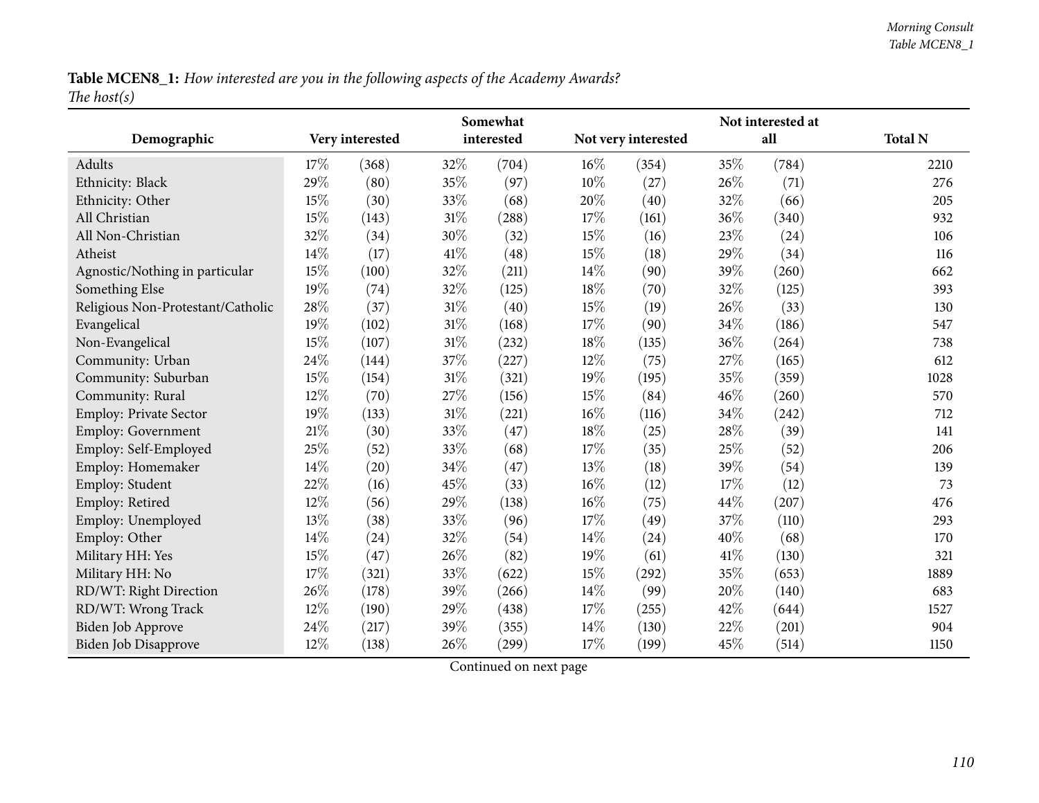**Table MCEN8_1:** *How interested are you in the following aspects of the Academy Awards?*
*The host(s)*

| Demographic | Very interested | | Somewhat interested | | Not very interested | | Not interested at all | | Total N |
|---|---|---|---|---|---|---|---|---|---|
| Adults | 17% | (368) | 32% | (704) | 16% | (354) | 35% | (784) | 2210 |
| Ethnicity: Black | 29% | (80) | 35% | (97) | 10% | (27) | 26% | (71) | 276 |
| Ethnicity: Other | 15% | (30) | 33% | (68) | 20% | (40) | 32% | (66) | 205 |
| All Christian | 15% | (143) | 31% | (288) | 17% | (161) | 36% | (340) | 932 |
| All Non-Christian | 32% | (34) | 30% | (32) | 15% | (16) | 23% | (24) | 106 |
| Atheist | 14% | (17) | 41% | (48) | 15% | (18) | 29% | (34) | 116 |
| Agnostic/Nothing in particular | 15% | (100) | 32% | (211) | 14% | (90) | 39% | (260) | 662 |
| Something Else | 19% | (74) | 32% | (125) | 18% | (70) | 32% | (125) | 393 |
| Religious Non-Protestant/Catholic | 28% | (37) | 31% | (40) | 15% | (19) | 26% | (33) | 130 |
| Evangelical | 19% | (102) | 31% | (168) | 17% | (90) | 34% | (186) | 547 |
| Non-Evangelical | 15% | (107) | 31% | (232) | 18% | (135) | 36% | (264) | 738 |
| Community: Urban | 24% | (144) | 37% | (227) | 12% | (75) | 27% | (165) | 612 |
| Community: Suburban | 15% | (154) | 31% | (321) | 19% | (195) | 35% | (359) | 1028 |
| Community: Rural | 12% | (70) | 27% | (156) | 15% | (84) | 46% | (260) | 570 |
| Employ: Private Sector | 19% | (133) | 31% | (221) | 16% | (116) | 34% | (242) | 712 |
| Employ: Government | 21% | (30) | 33% | (47) | 18% | (25) | 28% | (39) | 141 |
| Employ: Self-Employed | 25% | (52) | 33% | (68) | 17% | (35) | 25% | (52) | 206 |
| Employ: Homemaker | 14% | (20) | 34% | (47) | 13% | (18) | 39% | (54) | 139 |
| Employ: Student | 22% | (16) | 45% | (33) | 16% | (12) | 17% | (12) | 73 |
| Employ: Retired | 12% | (56) | 29% | (138) | 16% | (75) | 44% | (207) | 476 |
| Employ: Unemployed | 13% | (38) | 33% | (96) | 17% | (49) | 37% | (110) | 293 |
| Employ: Other | 14% | (24) | 32% | (54) | 14% | (24) | 40% | (68) | 170 |
| Military HH: Yes | 15% | (47) | 26% | (82) | 19% | (61) | 41% | (130) | 321 |
| Military HH: No | 17% | (321) | 33% | (622) | 15% | (292) | 35% | (653) | 1889 |
| RD/WT: Right Direction | 26% | (178) | 39% | (266) | 14% | (99) | 20% | (140) | 683 |
| RD/WT: Wrong Track | 12% | (190) | 29% | (438) | 17% | (255) | 42% | (644) | 1527 |
| Biden Job Approve | 24% | (217) | 39% | (355) | 14% | (130) | 22% | (201) | 904 |
| Biden Job Disapprove | 12% | (138) | 26% | (299) | 17% | (199) | 45% | (514) | 1150 |

Continued on next page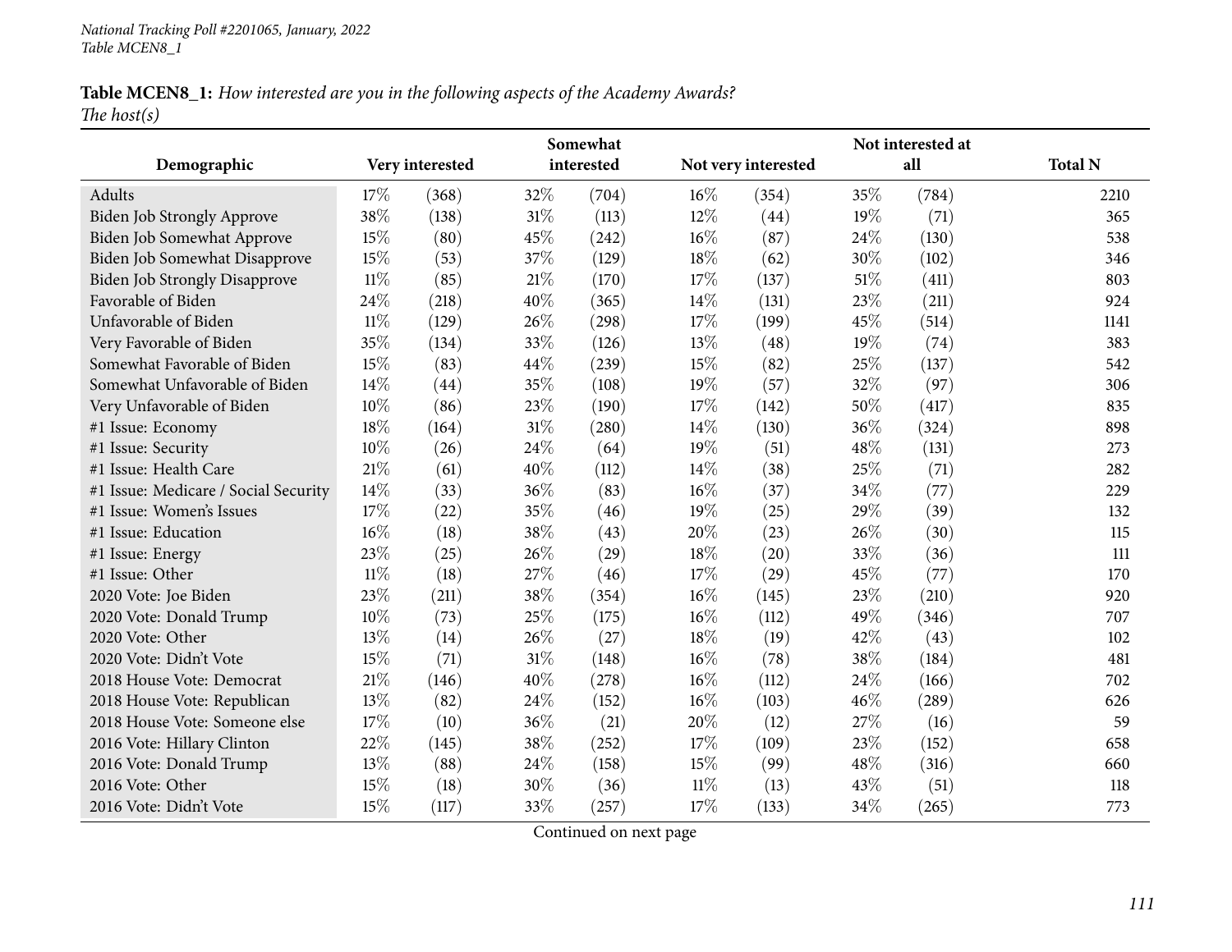National Tracking Poll #2201065, January, 2022
Table MCEN8_1

**Table MCEN8_1:** *How interested are you in the following aspects of the Academy Awards?*
*The host(s)*

| Demographic | Very interested | | Somewhat interested | | Not very interested | | Not interested at all | | Total N |
|---|---|---|---|---|---|---|---|---|---|
| Adults | 17% | (368) | 32% | (704) | 16% | (354) | 35% | (784) | 2210 |
| Biden Job Strongly Approve | 38% | (138) | 31% | (113) | 12% | (44) | 19% | (71) | 365 |
| Biden Job Somewhat Approve | 15% | (80) | 45% | (242) | 16% | (87) | 24% | (130) | 538 |
| Biden Job Somewhat Disapprove | 15% | (53) | 37% | (129) | 18% | (62) | 30% | (102) | 346 |
| Biden Job Strongly Disapprove | 11% | (85) | 21% | (170) | 17% | (137) | 51% | (411) | 803 |
| Favorable of Biden | 24% | (218) | 40% | (365) | 14% | (131) | 23% | (211) | 924 |
| Unfavorable of Biden | 11% | (129) | 26% | (298) | 17% | (199) | 45% | (514) | 1141 |
| Very Favorable of Biden | 35% | (134) | 33% | (126) | 13% | (48) | 19% | (74) | 383 |
| Somewhat Favorable of Biden | 15% | (83) | 44% | (239) | 15% | (82) | 25% | (137) | 542 |
| Somewhat Unfavorable of Biden | 14% | (44) | 35% | (108) | 19% | (57) | 32% | (97) | 306 |
| Very Unfavorable of Biden | 10% | (86) | 23% | (190) | 17% | (142) | 50% | (417) | 835 |
| #1 Issue: Economy | 18% | (164) | 31% | (280) | 14% | (130) | 36% | (324) | 898 |
| #1 Issue: Security | 10% | (26) | 24% | (64) | 19% | (51) | 48% | (131) | 273 |
| #1 Issue: Health Care | 21% | (61) | 40% | (112) | 14% | (38) | 25% | (71) | 282 |
| #1 Issue: Medicare / Social Security | 14% | (33) | 36% | (83) | 16% | (37) | 34% | (77) | 229 |
| #1 Issue: Women's Issues | 17% | (22) | 35% | (46) | 19% | (25) | 29% | (39) | 132 |
| #1 Issue: Education | 16% | (18) | 38% | (43) | 20% | (23) | 26% | (30) | 115 |
| #1 Issue: Energy | 23% | (25) | 26% | (29) | 18% | (20) | 33% | (36) | 111 |
| #1 Issue: Other | 11% | (18) | 27% | (46) | 17% | (29) | 45% | (77) | 170 |
| 2020 Vote: Joe Biden | 23% | (211) | 38% | (354) | 16% | (145) | 23% | (210) | 920 |
| 2020 Vote: Donald Trump | 10% | (73) | 25% | (175) | 16% | (112) | 49% | (346) | 707 |
| 2020 Vote: Other | 13% | (14) | 26% | (27) | 18% | (19) | 42% | (43) | 102 |
| 2020 Vote: Didn't Vote | 15% | (71) | 31% | (148) | 16% | (78) | 38% | (184) | 481 |
| 2018 House Vote: Democrat | 21% | (146) | 40% | (278) | 16% | (112) | 24% | (166) | 702 |
| 2018 House Vote: Republican | 13% | (82) | 24% | (152) | 16% | (103) | 46% | (289) | 626 |
| 2018 House Vote: Someone else | 17% | (10) | 36% | (21) | 20% | (12) | 27% | (16) | 59 |
| 2016 Vote: Hillary Clinton | 22% | (145) | 38% | (252) | 17% | (109) | 23% | (152) | 658 |
| 2016 Vote: Donald Trump | 13% | (88) | 24% | (158) | 15% | (99) | 48% | (316) | 660 |
| 2016 Vote: Other | 15% | (18) | 30% | (36) | 11% | (13) | 43% | (51) | 118 |
| 2016 Vote: Didn't Vote | 15% | (117) | 33% | (257) | 17% | (133) | 34% | (265) | 773 |

Continued on next page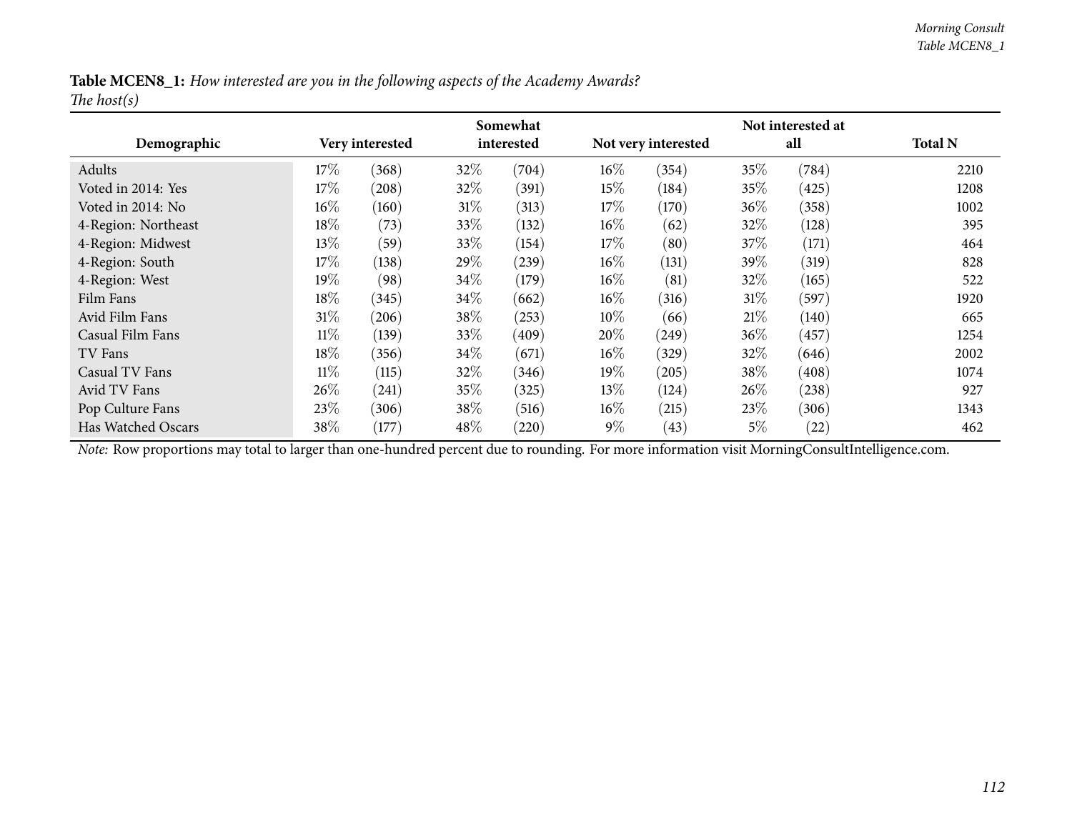**Table MCEN8_1:** *How interested are you in the following aspects of the Academy Awards?*
*The host(s)*

| Demographic | Very interested | | Somewhat interested | | Not very interested | | Not interested at all | | Total N |
|---|---|---|---|---|---|---|---|---|---|
| Adults | 17% | (368) | 32% | (704) | 16% | (354) | 35% | (784) | 2210 |
| Voted in 2014: Yes | 17% | (208) | 32% | (391) | 15% | (184) | 35% | (425) | 1208 |
| Voted in 2014: No | 16% | (160) | 31% | (313) | 17% | (170) | 36% | (358) | 1002 |
| 4-Region: Northeast | 18% | (73) | 33% | (132) | 16% | (62) | 32% | (128) | 395 |
| 4-Region: Midwest | 13% | (59) | 33% | (154) | 17% | (80) | 37% | (171) | 464 |
| 4-Region: South | 17% | (138) | 29% | (239) | 16% | (131) | 39% | (319) | 828 |
| 4-Region: West | 19% | (98) | 34% | (179) | 16% | (81) | 32% | (165) | 522 |
| Film Fans | 18% | (345) | 34% | (662) | 16% | (316) | 31% | (597) | 1920 |
| Avid Film Fans | 31% | (206) | 38% | (253) | 10% | (66) | 21% | (140) | 665 |
| Casual Film Fans | 11% | (139) | 33% | (409) | 20% | (249) | 36% | (457) | 1254 |
| TV Fans | 18% | (356) | 34% | (671) | 16% | (329) | 32% | (646) | 2002 |
| Casual TV Fans | 11% | (115) | 32% | (346) | 19% | (205) | 38% | (408) | 1074 |
| Avid TV Fans | 26% | (241) | 35% | (325) | 13% | (124) | 26% | (238) | 927 |
| Pop Culture Fans | 23% | (306) | 38% | (516) | 16% | (215) | 23% | (306) | 1343 |
| Has Watched Oscars | 38% | (177) | 48% | (220) | 9% | (43) | 5% | (22) | 462 |

*Note:* Row proportions may total to larger than one-hundred percent due to rounding. For more information visit MorningConsultIntelligence.com.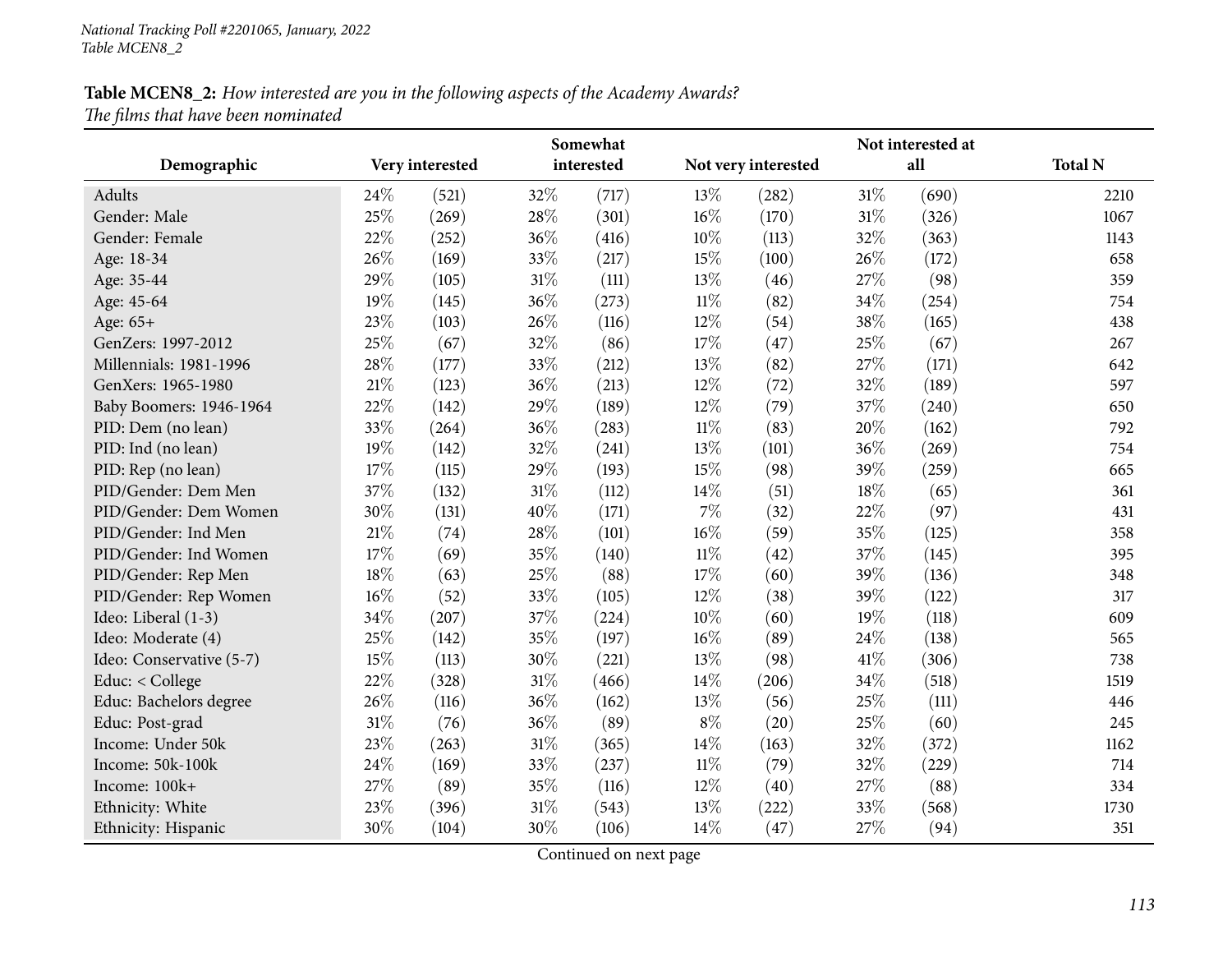**Table MCEN8_2:** *How interested are you in the following aspects of the Academy Awards?*
*The films that have been nominated*

| Demographic | Very interested | | Somewhat interested | | Not very interested | | Not interested at all | | Total N |
|---|---|---|---|---|---|---|---|---|---|
| Adults | 24% | (521) | 32% | (717) | 13% | (282) | 31% | (690) | 2210 |
| Gender: Male | 25% | (269) | 28% | (301) | 16% | (170) | 31% | (326) | 1067 |
| Gender: Female | 22% | (252) | 36% | (416) | 10% | (113) | 32% | (363) | 1143 |
| Age: 18-34 | 26% | (169) | 33% | (217) | 15% | (100) | 26% | (172) | 658 |
| Age: 35-44 | 29% | (105) | 31% | (111) | 13% | (46) | 27% | (98) | 359 |
| Age: 45-64 | 19% | (145) | 36% | (273) | 11% | (82) | 34% | (254) | 754 |
| Age: 65+ | 23% | (103) | 26% | (116) | 12% | (54) | 38% | (165) | 438 |
| GenZers: 1997-2012 | 25% | (67) | 32% | (86) | 17% | (47) | 25% | (67) | 267 |
| Millennials: 1981-1996 | 28% | (177) | 33% | (212) | 13% | (82) | 27% | (171) | 642 |
| GenXers: 1965-1980 | 21% | (123) | 36% | (213) | 12% | (72) | 32% | (189) | 597 |
| Baby Boomers: 1946-1964 | 22% | (142) | 29% | (189) | 12% | (79) | 37% | (240) | 650 |
| PID: Dem (no lean) | 33% | (264) | 36% | (283) | 11% | (83) | 20% | (162) | 792 |
| PID: Ind (no lean) | 19% | (142) | 32% | (241) | 13% | (101) | 36% | (269) | 754 |
| PID: Rep (no lean) | 17% | (115) | 29% | (193) | 15% | (98) | 39% | (259) | 665 |
| PID/Gender: Dem Men | 37% | (132) | 31% | (112) | 14% | (51) | 18% | (65) | 361 |
| PID/Gender: Dem Women | 30% | (131) | 40% | (171) | 7% | (32) | 22% | (97) | 431 |
| PID/Gender: Ind Men | 21% | (74) | 28% | (101) | 16% | (59) | 35% | (125) | 358 |
| PID/Gender: Ind Women | 17% | (69) | 35% | (140) | 11% | (42) | 37% | (145) | 395 |
| PID/Gender: Rep Men | 18% | (63) | 25% | (88) | 17% | (60) | 39% | (136) | 348 |
| PID/Gender: Rep Women | 16% | (52) | 33% | (105) | 12% | (38) | 39% | (122) | 317 |
| Ideo: Liberal (1-3) | 34% | (207) | 37% | (224) | 10% | (60) | 19% | (118) | 609 |
| Ideo: Moderate (4) | 25% | (142) | 35% | (197) | 16% | (89) | 24% | (138) | 565 |
| Ideo: Conservative (5-7) | 15% | (113) | 30% | (221) | 13% | (98) | 41% | (306) | 738 |
| Educ: < College | 22% | (328) | 31% | (466) | 14% | (206) | 34% | (518) | 1519 |
| Educ: Bachelors degree | 26% | (116) | 36% | (162) | 13% | (56) | 25% | (111) | 446 |
| Educ: Post-grad | 31% | (76) | 36% | (89) | 8% | (20) | 25% | (60) | 245 |
| Income: Under 50k | 23% | (263) | 31% | (365) | 14% | (163) | 32% | (372) | 1162 |
| Income: 50k-100k | 24% | (169) | 33% | (237) | 11% | (79) | 32% | (229) | 714 |
| Income: 100k+ | 27% | (89) | 35% | (116) | 12% | (40) | 27% | (88) | 334 |
| Ethnicity: White | 23% | (396) | 31% | (543) | 13% | (222) | 33% | (568) | 1730 |
| Ethnicity: Hispanic | 30% | (104) | 30% | (106) | 14% | (47) | 27% | (94) | 351 |

Continued on next page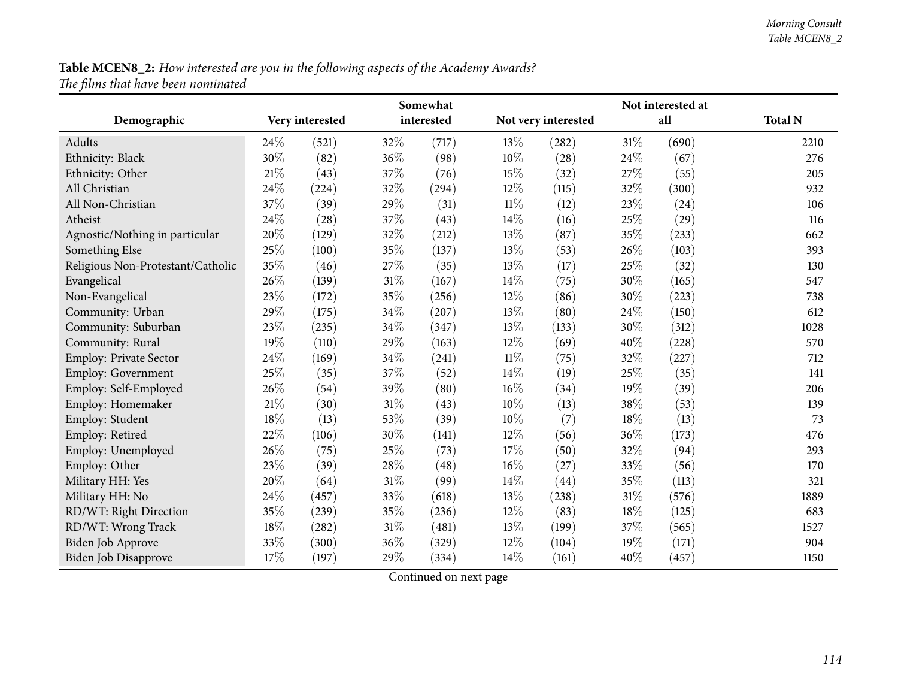**Table MCEN8_2:** *How interested are you in the following aspects of the Academy Awards?*
*The films that have been nominated*

| Demographic | Very interested | | Somewhat interested | | Not very interested | | Not interested at all | | Total N |
|---|---|---|---|---|---|---|---|---|---|
| Adults | 24% | (521) | 32% | (717) | 13% | (282) | 31% | (690) | 2210 |
| Ethnicity: Black | 30% | (82) | 36% | (98) | 10% | (28) | 24% | (67) | 276 |
| Ethnicity: Other | 21% | (43) | 37% | (76) | 15% | (32) | 27% | (55) | 205 |
| All Christian | 24% | (224) | 32% | (294) | 12% | (115) | 32% | (300) | 932 |
| All Non-Christian | 37% | (39) | 29% | (31) | 11% | (12) | 23% | (24) | 106 |
| Atheist | 24% | (28) | 37% | (43) | 14% | (16) | 25% | (29) | 116 |
| Agnostic/Nothing in particular | 20% | (129) | 32% | (212) | 13% | (87) | 35% | (233) | 662 |
| Something Else | 25% | (100) | 35% | (137) | 13% | (53) | 26% | (103) | 393 |
| Religious Non-Protestant/Catholic | 35% | (46) | 27% | (35) | 13% | (17) | 25% | (32) | 130 |
| Evangelical | 26% | (139) | 31% | (167) | 14% | (75) | 30% | (165) | 547 |
| Non-Evangelical | 23% | (172) | 35% | (256) | 12% | (86) | 30% | (223) | 738 |
| Community: Urban | 29% | (175) | 34% | (207) | 13% | (80) | 24% | (150) | 612 |
| Community: Suburban | 23% | (235) | 34% | (347) | 13% | (133) | 30% | (312) | 1028 |
| Community: Rural | 19% | (110) | 29% | (163) | 12% | (69) | 40% | (228) | 570 |
| Employ: Private Sector | 24% | (169) | 34% | (241) | 11% | (75) | 32% | (227) | 712 |
| Employ: Government | 25% | (35) | 37% | (52) | 14% | (19) | 25% | (35) | 141 |
| Employ: Self-Employed | 26% | (54) | 39% | (80) | 16% | (34) | 19% | (39) | 206 |
| Employ: Homemaker | 21% | (30) | 31% | (43) | 10% | (13) | 38% | (53) | 139 |
| Employ: Student | 18% | (13) | 53% | (39) | 10% | (7) | 18% | (13) | 73 |
| Employ: Retired | 22% | (106) | 30% | (141) | 12% | (56) | 36% | (173) | 476 |
| Employ: Unemployed | 26% | (75) | 25% | (73) | 17% | (50) | 32% | (94) | 293 |
| Employ: Other | 23% | (39) | 28% | (48) | 16% | (27) | 33% | (56) | 170 |
| Military HH: Yes | 20% | (64) | 31% | (99) | 14% | (44) | 35% | (113) | 321 |
| Military HH: No | 24% | (457) | 33% | (618) | 13% | (238) | 31% | (576) | 1889 |
| RD/WT: Right Direction | 35% | (239) | 35% | (236) | 12% | (83) | 18% | (125) | 683 |
| RD/WT: Wrong Track | 18% | (282) | 31% | (481) | 13% | (199) | 37% | (565) | 1527 |
| Biden Job Approve | 33% | (300) | 36% | (329) | 12% | (104) | 19% | (171) | 904 |
| Biden Job Disapprove | 17% | (197) | 29% | (334) | 14% | (161) | 40% | (457) | 1150 |

Continued on next page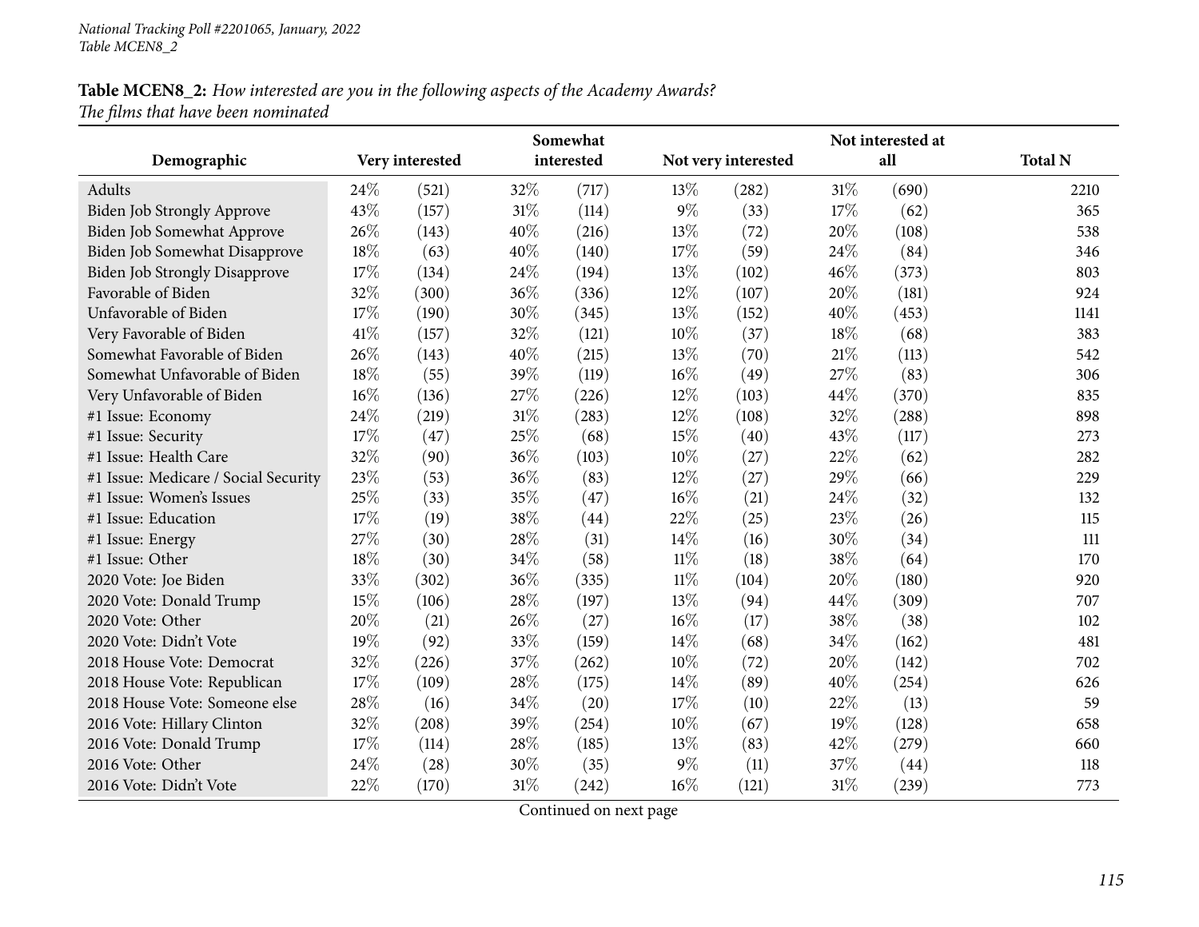**Table MCEN8_2:** *How interested are you in the following aspects of the Academy Awards?*
*The films that have been nominated*

| Demographic | Very interested | | Somewhat interested | | Not very interested | | Not interested at all | | Total N |
|---|---|---|---|---|---|---|---|---|---|
| Adults | 24% | (521) | 32% | (717) | 13% | (282) | 31% | (690) | 2210 |
| Biden Job Strongly Approve | 43% | (157) | 31% | (114) | 9% | (33) | 17% | (62) | 365 |
| Biden Job Somewhat Approve | 26% | (143) | 40% | (216) | 13% | (72) | 20% | (108) | 538 |
| Biden Job Somewhat Disapprove | 18% | (63) | 40% | (140) | 17% | (59) | 24% | (84) | 346 |
| Biden Job Strongly Disapprove | 17% | (134) | 24% | (194) | 13% | (102) | 46% | (373) | 803 |
| Favorable of Biden | 32% | (300) | 36% | (336) | 12% | (107) | 20% | (181) | 924 |
| Unfavorable of Biden | 17% | (190) | 30% | (345) | 13% | (152) | 40% | (453) | 1141 |
| Very Favorable of Biden | 41% | (157) | 32% | (121) | 10% | (37) | 18% | (68) | 383 |
| Somewhat Favorable of Biden | 26% | (143) | 40% | (215) | 13% | (70) | 21% | (113) | 542 |
| Somewhat Unfavorable of Biden | 18% | (55) | 39% | (119) | 16% | (49) | 27% | (83) | 306 |
| Very Unfavorable of Biden | 16% | (136) | 27% | (226) | 12% | (103) | 44% | (370) | 835 |
| #1 Issue: Economy | 24% | (219) | 31% | (283) | 12% | (108) | 32% | (288) | 898 |
| #1 Issue: Security | 17% | (47) | 25% | (68) | 15% | (40) | 43% | (117) | 273 |
| #1 Issue: Health Care | 32% | (90) | 36% | (103) | 10% | (27) | 22% | (62) | 282 |
| #1 Issue: Medicare / Social Security | 23% | (53) | 36% | (83) | 12% | (27) | 29% | (66) | 229 |
| #1 Issue: Women's Issues | 25% | (33) | 35% | (47) | 16% | (21) | 24% | (32) | 132 |
| #1 Issue: Education | 17% | (19) | 38% | (44) | 22% | (25) | 23% | (26) | 115 |
| #1 Issue: Energy | 27% | (30) | 28% | (31) | 14% | (16) | 30% | (34) | 111 |
| #1 Issue: Other | 18% | (30) | 34% | (58) | 11% | (18) | 38% | (64) | 170 |
| 2020 Vote: Joe Biden | 33% | (302) | 36% | (335) | 11% | (104) | 20% | (180) | 920 |
| 2020 Vote: Donald Trump | 15% | (106) | 28% | (197) | 13% | (94) | 44% | (309) | 707 |
| 2020 Vote: Other | 20% | (21) | 26% | (27) | 16% | (17) | 38% | (38) | 102 |
| 2020 Vote: Didn't Vote | 19% | (92) | 33% | (159) | 14% | (68) | 34% | (162) | 481 |
| 2018 House Vote: Democrat | 32% | (226) | 37% | (262) | 10% | (72) | 20% | (142) | 702 |
| 2018 House Vote: Republican | 17% | (109) | 28% | (175) | 14% | (89) | 40% | (254) | 626 |
| 2018 House Vote: Someone else | 28% | (16) | 34% | (20) | 17% | (10) | 22% | (13) | 59 |
| 2016 Vote: Hillary Clinton | 32% | (208) | 39% | (254) | 10% | (67) | 19% | (128) | 658 |
| 2016 Vote: Donald Trump | 17% | (114) | 28% | (185) | 13% | (83) | 42% | (279) | 660 |
| 2016 Vote: Other | 24% | (28) | 30% | (35) | 9% | (11) | 37% | (44) | 118 |
| 2016 Vote: Didn't Vote | 22% | (170) | 31% | (242) | 16% | (121) | 31% | (239) | 773 |

Continued on next page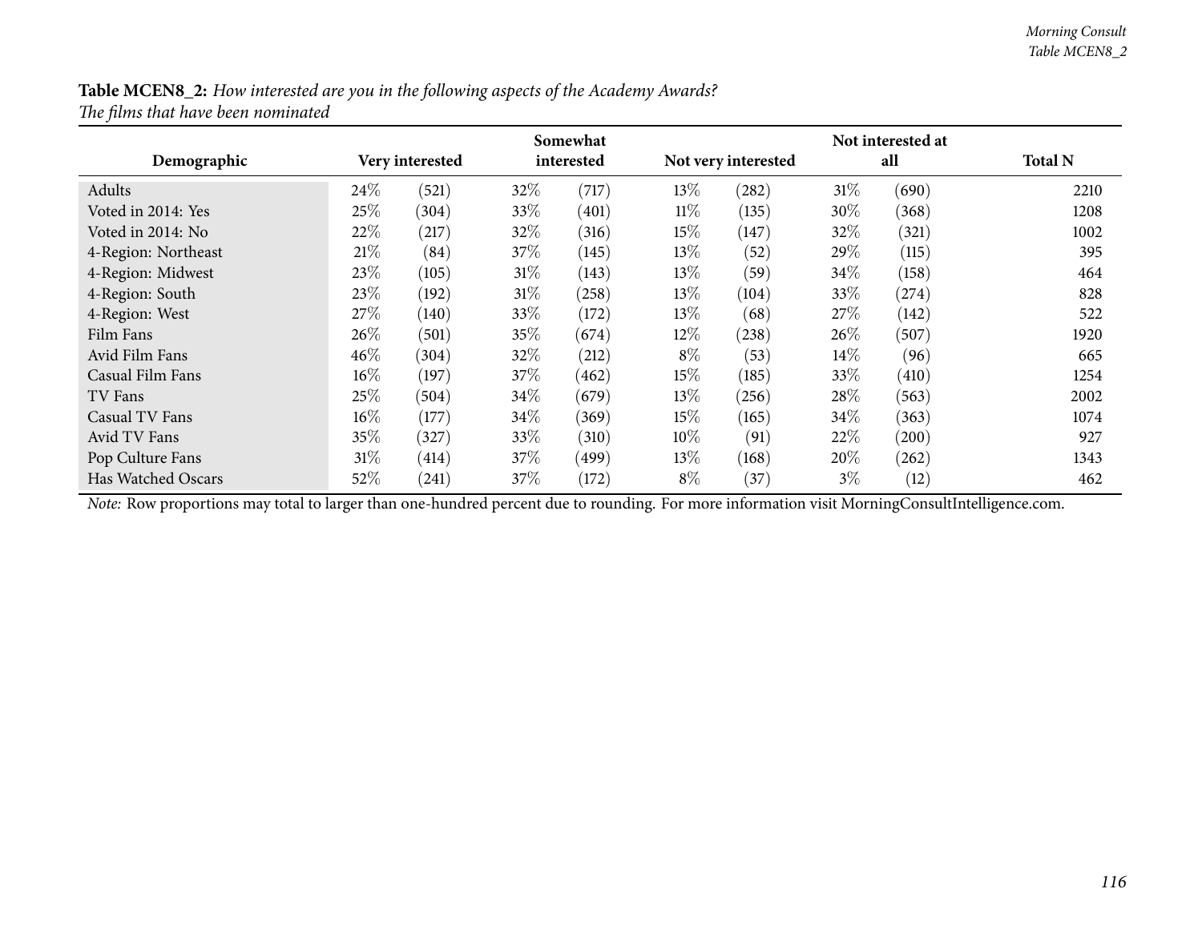**Table MCEN8_2:** *How interested are you in the following aspects of the Academy Awards?*
*The films that have been nominated*

| Demographic | Very interested | | Somewhat interested | | Not very interested | | Not interested at all | | Total N |
|---|---|---|---|---|---|---|---|---|---|
| Adults | 24% | (521) | 32% | (717) | 13% | (282) | 31% | (690) | 2210 |
| Voted in 2014: Yes | 25% | (304) | 33% | (401) | 11% | (135) | 30% | (368) | 1208 |
| Voted in 2014: No | 22% | (217) | 32% | (316) | 15% | (147) | 32% | (321) | 1002 |
| 4-Region: Northeast | 21% | (84) | 37% | (145) | 13% | (52) | 29% | (115) | 395 |
| 4-Region: Midwest | 23% | (105) | 31% | (143) | 13% | (59) | 34% | (158) | 464 |
| 4-Region: South | 23% | (192) | 31% | (258) | 13% | (104) | 33% | (274) | 828 |
| 4-Region: West | 27% | (140) | 33% | (172) | 13% | (68) | 27% | (142) | 522 |
| Film Fans | 26% | (501) | 35% | (674) | 12% | (238) | 26% | (507) | 1920 |
| Avid Film Fans | 46% | (304) | 32% | (212) | 8% | (53) | 14% | (96) | 665 |
| Casual Film Fans | 16% | (197) | 37% | (462) | 15% | (185) | 33% | (410) | 1254 |
| TV Fans | 25% | (504) | 34% | (679) | 13% | (256) | 28% | (563) | 2002 |
| Casual TV Fans | 16% | (177) | 34% | (369) | 15% | (165) | 34% | (363) | 1074 |
| Avid TV Fans | 35% | (327) | 33% | (310) | 10% | (91) | 22% | (200) | 927 |
| Pop Culture Fans | 31% | (414) | 37% | (499) | 13% | (168) | 20% | (262) | 1343 |
| Has Watched Oscars | 52% | (241) | 37% | (172) | 8% | (37) | 3% | (12) | 462 |

*Note:* Row proportions may total to larger than one-hundred percent due to rounding. For more information visit MorningConsultIntelligence.com.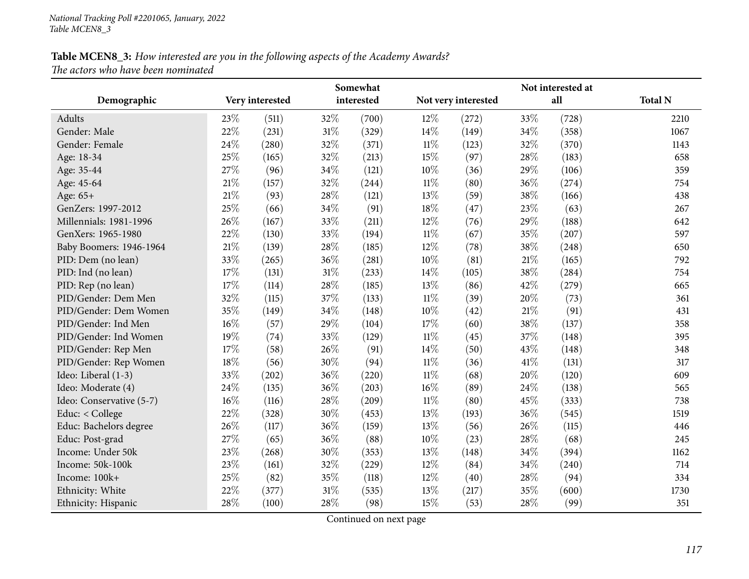*National Tracking Poll #2201065, January, 2022*
*Table MCEN8_3*

**Table MCEN8_3:** *How interested are you in the following aspects of the Academy Awards?*
*The actors who have been nominated*

| Demographic | Very interested | | Somewhat interested | | Not very interested | | Not interested at all | | Total N |
|---|---|---|---|---|---|---|---|---|---|
| Adults | 23% | (511) | 32% | (700) | 12% | (272) | 33% | (728) | 2210 |
| Gender: Male | 22% | (231) | 31% | (329) | 14% | (149) | 34% | (358) | 1067 |
| Gender: Female | 24% | (280) | 32% | (371) | 11% | (123) | 32% | (370) | 1143 |
| Age: 18-34 | 25% | (165) | 32% | (213) | 15% | (97) | 28% | (183) | 658 |
| Age: 35-44 | 27% | (96) | 34% | (121) | 10% | (36) | 29% | (106) | 359 |
| Age: 45-64 | 21% | (157) | 32% | (244) | 11% | (80) | 36% | (274) | 754 |
| Age: 65+ | 21% | (93) | 28% | (121) | 13% | (59) | 38% | (166) | 438 |
| GenZers: 1997-2012 | 25% | (66) | 34% | (91) | 18% | (47) | 23% | (63) | 267 |
| Millennials: 1981-1996 | 26% | (167) | 33% | (211) | 12% | (76) | 29% | (188) | 642 |
| GenXers: 1965-1980 | 22% | (130) | 33% | (194) | 11% | (67) | 35% | (207) | 597 |
| Baby Boomers: 1946-1964 | 21% | (139) | 28% | (185) | 12% | (78) | 38% | (248) | 650 |
| PID: Dem (no lean) | 33% | (265) | 36% | (281) | 10% | (81) | 21% | (165) | 792 |
| PID: Ind (no lean) | 17% | (131) | 31% | (233) | 14% | (105) | 38% | (284) | 754 |
| PID: Rep (no lean) | 17% | (114) | 28% | (185) | 13% | (86) | 42% | (279) | 665 |
| PID/Gender: Dem Men | 32% | (115) | 37% | (133) | 11% | (39) | 20% | (73) | 361 |
| PID/Gender: Dem Women | 35% | (149) | 34% | (148) | 10% | (42) | 21% | (91) | 431 |
| PID/Gender: Ind Men | 16% | (57) | 29% | (104) | 17% | (60) | 38% | (137) | 358 |
| PID/Gender: Ind Women | 19% | (74) | 33% | (129) | 11% | (45) | 37% | (148) | 395 |
| PID/Gender: Rep Men | 17% | (58) | 26% | (91) | 14% | (50) | 43% | (148) | 348 |
| PID/Gender: Rep Women | 18% | (56) | 30% | (94) | 11% | (36) | 41% | (131) | 317 |
| Ideo: Liberal (1-3) | 33% | (202) | 36% | (220) | 11% | (68) | 20% | (120) | 609 |
| Ideo: Moderate (4) | 24% | (135) | 36% | (203) | 16% | (89) | 24% | (138) | 565 |
| Ideo: Conservative (5-7) | 16% | (116) | 28% | (209) | 11% | (80) | 45% | (333) | 738 |
| Educ: < College | 22% | (328) | 30% | (453) | 13% | (193) | 36% | (545) | 1519 |
| Educ: Bachelors degree | 26% | (117) | 36% | (159) | 13% | (56) | 26% | (115) | 446 |
| Educ: Post-grad | 27% | (65) | 36% | (88) | 10% | (23) | 28% | (68) | 245 |
| Income: Under 50k | 23% | (268) | 30% | (353) | 13% | (148) | 34% | (394) | 1162 |
| Income: 50k-100k | 23% | (161) | 32% | (229) | 12% | (84) | 34% | (240) | 714 |
| Income: 100k+ | 25% | (82) | 35% | (118) | 12% | (40) | 28% | (94) | 334 |
| Ethnicity: White | 22% | (377) | 31% | (535) | 13% | (217) | 35% | (600) | 1730 |
| Ethnicity: Hispanic | 28% | (100) | 28% | (98) | 15% | (53) | 28% | (99) | 351 |

Continued on next page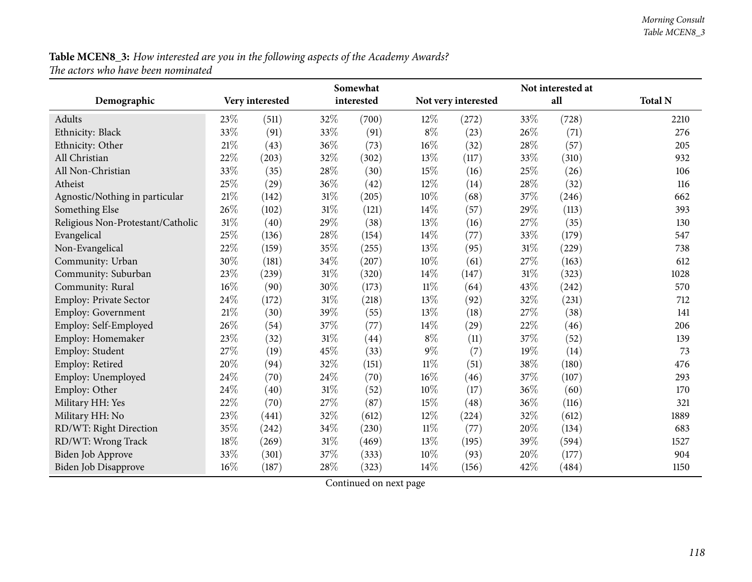**Table MCEN8_3:** *How interested are you in the following aspects of the Academy Awards?*
*The actors who have been nominated*

| Demographic | Very interested | | Somewhat interested | | Not very interested | | Not interested at all | | Total N |
|---|---|---|---|---|---|---|---|---|---|
| Adults | 23% | (511) | 32% | (700) | 12% | (272) | 33% | (728) | 2210 |
| Ethnicity: Black | 33% | (91) | 33% | (91) | 8% | (23) | 26% | (71) | 276 |
| Ethnicity: Other | 21% | (43) | 36% | (73) | 16% | (32) | 28% | (57) | 205 |
| All Christian | 22% | (203) | 32% | (302) | 13% | (117) | 33% | (310) | 932 |
| All Non-Christian | 33% | (35) | 28% | (30) | 15% | (16) | 25% | (26) | 106 |
| Atheist | 25% | (29) | 36% | (42) | 12% | (14) | 28% | (32) | 116 |
| Agnostic/Nothing in particular | 21% | (142) | 31% | (205) | 10% | (68) | 37% | (246) | 662 |
| Something Else | 26% | (102) | 31% | (121) | 14% | (57) | 29% | (113) | 393 |
| Religious Non-Protestant/Catholic | 31% | (40) | 29% | (38) | 13% | (16) | 27% | (35) | 130 |
| Evangelical | 25% | (136) | 28% | (154) | 14% | (77) | 33% | (179) | 547 |
| Non-Evangelical | 22% | (159) | 35% | (255) | 13% | (95) | 31% | (229) | 738 |
| Community: Urban | 30% | (181) | 34% | (207) | 10% | (61) | 27% | (163) | 612 |
| Community: Suburban | 23% | (239) | 31% | (320) | 14% | (147) | 31% | (323) | 1028 |
| Community: Rural | 16% | (90) | 30% | (173) | 11% | (64) | 43% | (242) | 570 |
| Employ: Private Sector | 24% | (172) | 31% | (218) | 13% | (92) | 32% | (231) | 712 |
| Employ: Government | 21% | (30) | 39% | (55) | 13% | (18) | 27% | (38) | 141 |
| Employ: Self-Employed | 26% | (54) | 37% | (77) | 14% | (29) | 22% | (46) | 206 |
| Employ: Homemaker | 23% | (32) | 31% | (44) | 8% | (11) | 37% | (52) | 139 |
| Employ: Student | 27% | (19) | 45% | (33) | 9% | (7) | 19% | (14) | 73 |
| Employ: Retired | 20% | (94) | 32% | (151) | 11% | (51) | 38% | (180) | 476 |
| Employ: Unemployed | 24% | (70) | 24% | (70) | 16% | (46) | 37% | (107) | 293 |
| Employ: Other | 24% | (40) | 31% | (52) | 10% | (17) | 36% | (60) | 170 |
| Military HH: Yes | 22% | (70) | 27% | (87) | 15% | (48) | 36% | (116) | 321 |
| Military HH: No | 23% | (441) | 32% | (612) | 12% | (224) | 32% | (612) | 1889 |
| RD/WT: Right Direction | 35% | (242) | 34% | (230) | 11% | (77) | 20% | (134) | 683 |
| RD/WT: Wrong Track | 18% | (269) | 31% | (469) | 13% | (195) | 39% | (594) | 1527 |
| Biden Job Approve | 33% | (301) | 37% | (333) | 10% | (93) | 20% | (177) | 904 |
| Biden Job Disapprove | 16% | (187) | 28% | (323) | 14% | (156) | 42% | (484) | 1150 |

Continued on next page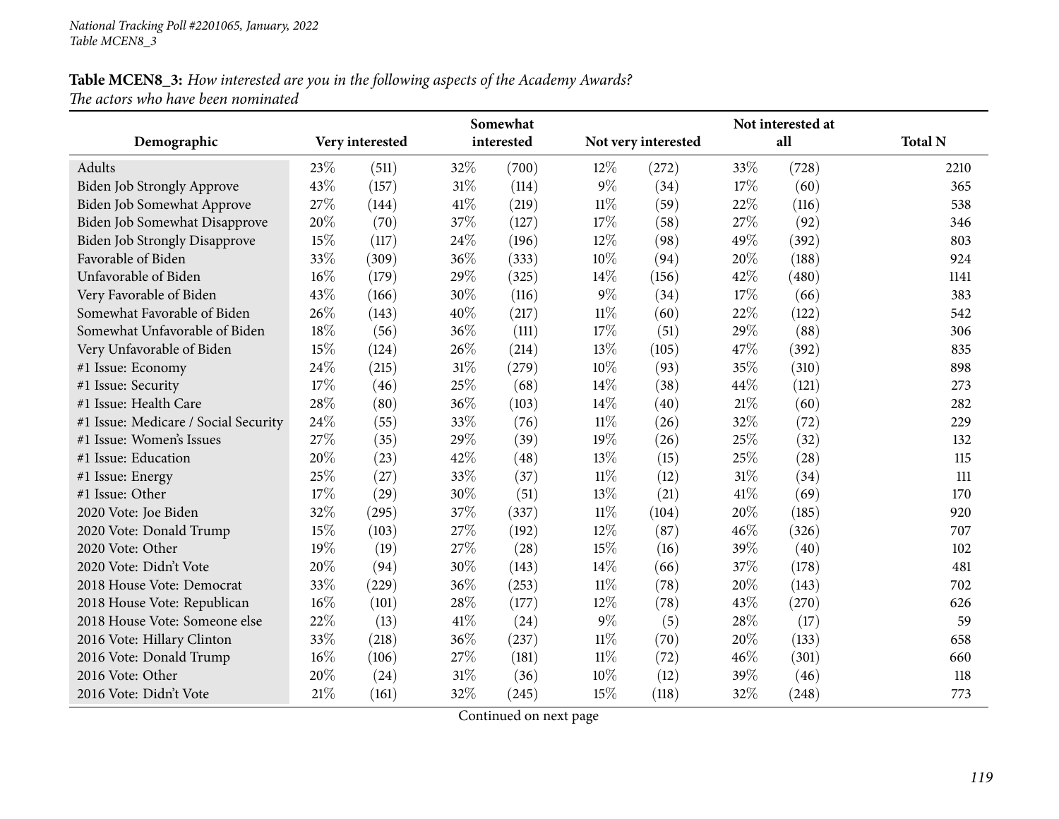**Table MCEN8_3:** *How interested are you in the following aspects of the Academy Awards?*
*The actors who have been nominated*

| Demographic | Very interested | | Somewhat interested | | Not very interested | | Not interested at all | | Total N |
|---|---|---|---|---|---|---|---|---|---|
| Adults | 23% | (511) | 32% | (700) | 12% | (272) | 33% | (728) | 2210 |
| Biden Job Strongly Approve | 43% | (157) | 31% | (114) | 9% | (34) | 17% | (60) | 365 |
| Biden Job Somewhat Approve | 27% | (144) | 41% | (219) | 11% | (59) | 22% | (116) | 538 |
| Biden Job Somewhat Disapprove | 20% | (70) | 37% | (127) | 17% | (58) | 27% | (92) | 346 |
| Biden Job Strongly Disapprove | 15% | (117) | 24% | (196) | 12% | (98) | 49% | (392) | 803 |
| Favorable of Biden | 33% | (309) | 36% | (333) | 10% | (94) | 20% | (188) | 924 |
| Unfavorable of Biden | 16% | (179) | 29% | (325) | 14% | (156) | 42% | (480) | 1141 |
| Very Favorable of Biden | 43% | (166) | 30% | (116) | 9% | (34) | 17% | (66) | 383 |
| Somewhat Favorable of Biden | 26% | (143) | 40% | (217) | 11% | (60) | 22% | (122) | 542 |
| Somewhat Unfavorable of Biden | 18% | (56) | 36% | (111) | 17% | (51) | 29% | (88) | 306 |
| Very Unfavorable of Biden | 15% | (124) | 26% | (214) | 13% | (105) | 47% | (392) | 835 |
| #1 Issue: Economy | 24% | (215) | 31% | (279) | 10% | (93) | 35% | (310) | 898 |
| #1 Issue: Security | 17% | (46) | 25% | (68) | 14% | (38) | 44% | (121) | 273 |
| #1 Issue: Health Care | 28% | (80) | 36% | (103) | 14% | (40) | 21% | (60) | 282 |
| #1 Issue: Medicare / Social Security | 24% | (55) | 33% | (76) | 11% | (26) | 32% | (72) | 229 |
| #1 Issue: Women's Issues | 27% | (35) | 29% | (39) | 19% | (26) | 25% | (32) | 132 |
| #1 Issue: Education | 20% | (23) | 42% | (48) | 13% | (15) | 25% | (28) | 115 |
| #1 Issue: Energy | 25% | (27) | 33% | (37) | 11% | (12) | 31% | (34) | 111 |
| #1 Issue: Other | 17% | (29) | 30% | (51) | 13% | (21) | 41% | (69) | 170 |
| 2020 Vote: Joe Biden | 32% | (295) | 37% | (337) | 11% | (104) | 20% | (185) | 920 |
| 2020 Vote: Donald Trump | 15% | (103) | 27% | (192) | 12% | (87) | 46% | (326) | 707 |
| 2020 Vote: Other | 19% | (19) | 27% | (28) | 15% | (16) | 39% | (40) | 102 |
| 2020 Vote: Didn't Vote | 20% | (94) | 30% | (143) | 14% | (66) | 37% | (178) | 481 |
| 2018 House Vote: Democrat | 33% | (229) | 36% | (253) | 11% | (78) | 20% | (143) | 702 |
| 2018 House Vote: Republican | 16% | (101) | 28% | (177) | 12% | (78) | 43% | (270) | 626 |
| 2018 House Vote: Someone else | 22% | (13) | 41% | (24) | 9% | (5) | 28% | (17) | 59 |
| 2016 Vote: Hillary Clinton | 33% | (218) | 36% | (237) | 11% | (70) | 20% | (133) | 658 |
| 2016 Vote: Donald Trump | 16% | (106) | 27% | (181) | 11% | (72) | 46% | (301) | 660 |
| 2016 Vote: Other | 20% | (24) | 31% | (36) | 10% | (12) | 39% | (46) | 118 |
| 2016 Vote: Didn't Vote | 21% | (161) | 32% | (245) | 15% | (118) | 32% | (248) | 773 |

Continued on next page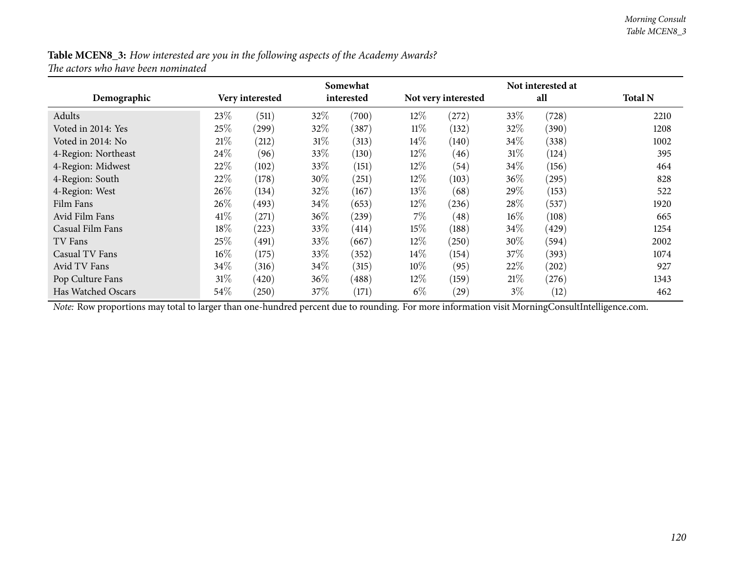**Table MCEN8_3:** *How interested are you in the following aspects of the Academy Awards?*
*The actors who have been nominated*

| Demographic | Very interested | | Somewhat interested | | Not very interested | | Not interested at all | | Total N |
|---|---|---|---|---|---|---|---|---|---|
| Adults | 23% | (511) | 32% | (700) | 12% | (272) | 33% | (728) | 2210 |
| Voted in 2014: Yes | 25% | (299) | 32% | (387) | 11% | (132) | 32% | (390) | 1208 |
| Voted in 2014: No | 21% | (212) | 31% | (313) | 14% | (140) | 34% | (338) | 1002 |
| 4-Region: Northeast | 24% | (96) | 33% | (130) | 12% | (46) | 31% | (124) | 395 |
| 4-Region: Midwest | 22% | (102) | 33% | (151) | 12% | (54) | 34% | (156) | 464 |
| 4-Region: South | 22% | (178) | 30% | (251) | 12% | (103) | 36% | (295) | 828 |
| 4-Region: West | 26% | (134) | 32% | (167) | 13% | (68) | 29% | (153) | 522 |
| Film Fans | 26% | (493) | 34% | (653) | 12% | (236) | 28% | (537) | 1920 |
| Avid Film Fans | 41% | (271) | 36% | (239) | 7% | (48) | 16% | (108) | 665 |
| Casual Film Fans | 18% | (223) | 33% | (414) | 15% | (188) | 34% | (429) | 1254 |
| TV Fans | 25% | (491) | 33% | (667) | 12% | (250) | 30% | (594) | 2002 |
| Casual TV Fans | 16% | (175) | 33% | (352) | 14% | (154) | 37% | (393) | 1074 |
| Avid TV Fans | 34% | (316) | 34% | (315) | 10% | (95) | 22% | (202) | 927 |
| Pop Culture Fans | 31% | (420) | 36% | (488) | 12% | (159) | 21% | (276) | 1343 |
| Has Watched Oscars | 54% | (250) | 37% | (171) | 6% | (29) | 3% | (12) | 462 |

*Note:* Row proportions may total to larger than one-hundred percent due to rounding. For more information visit MorningConsultIntelligence.com.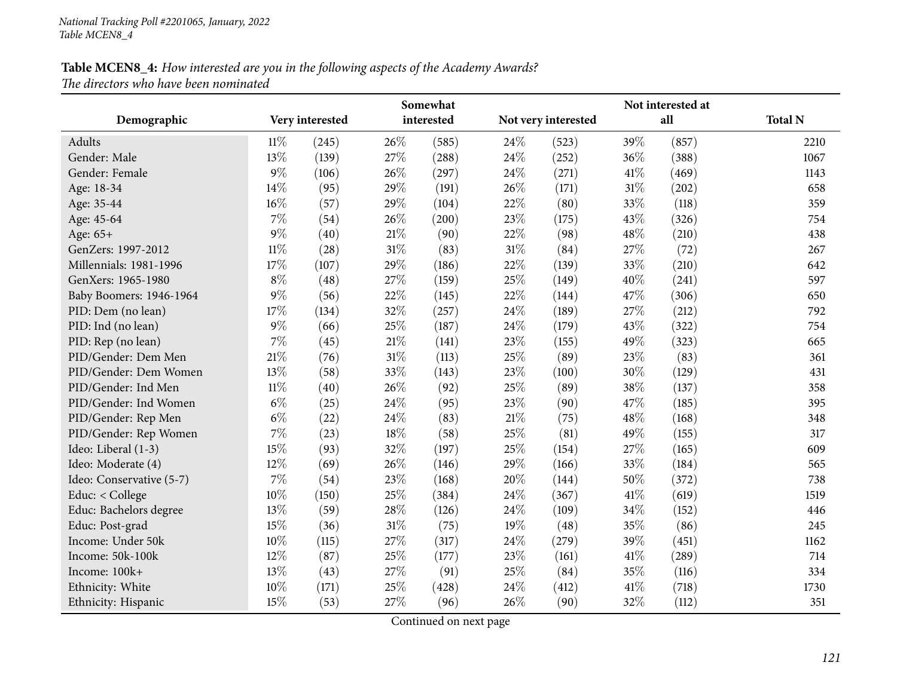National Tracking Poll #2201065, January, 2022
Table MCEN8_4

**Table MCEN8_4:** *How interested are you in the following aspects of the Academy Awards?*
*The directors who have been nominated*

| Demographic | Very interested | | Somewhat interested | | Not very interested | | Not interested at all | | Total N |
|---|---|---|---|---|---|---|---|---|---|
| Adults | 11% | (245) | 26% | (585) | 24% | (523) | 39% | (857) | 2210 |
| Gender: Male | 13% | (139) | 27% | (288) | 24% | (252) | 36% | (388) | 1067 |
| Gender: Female | 9% | (106) | 26% | (297) | 24% | (271) | 41% | (469) | 1143 |
| Age: 18-34 | 14% | (95) | 29% | (191) | 26% | (171) | 31% | (202) | 658 |
| Age: 35-44 | 16% | (57) | 29% | (104) | 22% | (80) | 33% | (118) | 359 |
| Age: 45-64 | 7% | (54) | 26% | (200) | 23% | (175) | 43% | (326) | 754 |
| Age: 65+ | 9% | (40) | 21% | (90) | 22% | (98) | 48% | (210) | 438 |
| GenZers: 1997-2012 | 11% | (28) | 31% | (83) | 31% | (84) | 27% | (72) | 267 |
| Millennials: 1981-1996 | 17% | (107) | 29% | (186) | 22% | (139) | 33% | (210) | 642 |
| GenXers: 1965-1980 | 8% | (48) | 27% | (159) | 25% | (149) | 40% | (241) | 597 |
| Baby Boomers: 1946-1964 | 9% | (56) | 22% | (145) | 22% | (144) | 47% | (306) | 650 |
| PID: Dem (no lean) | 17% | (134) | 32% | (257) | 24% | (189) | 27% | (212) | 792 |
| PID: Ind (no lean) | 9% | (66) | 25% | (187) | 24% | (179) | 43% | (322) | 754 |
| PID: Rep (no lean) | 7% | (45) | 21% | (141) | 23% | (155) | 49% | (323) | 665 |
| PID/Gender: Dem Men | 21% | (76) | 31% | (113) | 25% | (89) | 23% | (83) | 361 |
| PID/Gender: Dem Women | 13% | (58) | 33% | (143) | 23% | (100) | 30% | (129) | 431 |
| PID/Gender: Ind Men | 11% | (40) | 26% | (92) | 25% | (89) | 38% | (137) | 358 |
| PID/Gender: Ind Women | 6% | (25) | 24% | (95) | 23% | (90) | 47% | (185) | 395 |
| PID/Gender: Rep Men | 6% | (22) | 24% | (83) | 21% | (75) | 48% | (168) | 348 |
| PID/Gender: Rep Women | 7% | (23) | 18% | (58) | 25% | (81) | 49% | (155) | 317 |
| Ideo: Liberal (1-3) | 15% | (93) | 32% | (197) | 25% | (154) | 27% | (165) | 609 |
| Ideo: Moderate (4) | 12% | (69) | 26% | (146) | 29% | (166) | 33% | (184) | 565 |
| Ideo: Conservative (5-7) | 7% | (54) | 23% | (168) | 20% | (144) | 50% | (372) | 738 |
| Educ: < College | 10% | (150) | 25% | (384) | 24% | (367) | 41% | (619) | 1519 |
| Educ: Bachelors degree | 13% | (59) | 28% | (126) | 24% | (109) | 34% | (152) | 446 |
| Educ: Post-grad | 15% | (36) | 31% | (75) | 19% | (48) | 35% | (86) | 245 |
| Income: Under 50k | 10% | (115) | 27% | (317) | 24% | (279) | 39% | (451) | 1162 |
| Income: 50k-100k | 12% | (87) | 25% | (177) | 23% | (161) | 41% | (289) | 714 |
| Income: 100k+ | 13% | (43) | 27% | (91) | 25% | (84) | 35% | (116) | 334 |
| Ethnicity: White | 10% | (171) | 25% | (428) | 24% | (412) | 41% | (718) | 1730 |
| Ethnicity: Hispanic | 15% | (53) | 27% | (96) | 26% | (90) | 32% | (112) | 351 |

Continued on next page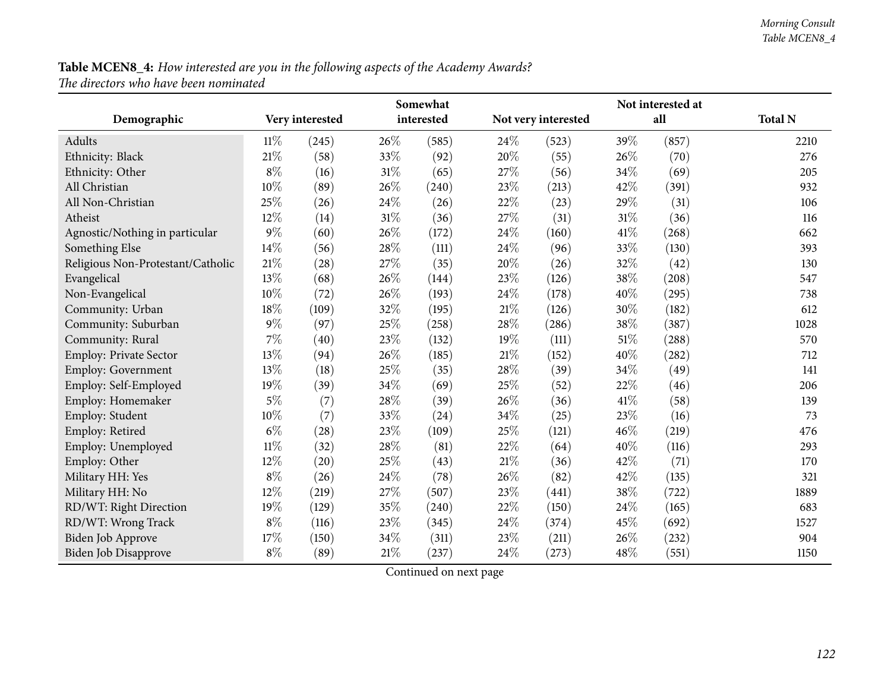**Table MCEN8_4:** *How interested are you in the following aspects of the Academy Awards?*
*The directors who have been nominated*

| Demographic | Very interested | | Somewhat interested | | Not very interested | | Not interested at all | | Total N |
|---|---|---|---|---|---|---|---|---|---|
| Adults | 11% | (245) | 26% | (585) | 24% | (523) | 39% | (857) | 2210 |
| Ethnicity: Black | 21% | (58) | 33% | (92) | 20% | (55) | 26% | (70) | 276 |
| Ethnicity: Other | 8% | (16) | 31% | (65) | 27% | (56) | 34% | (69) | 205 |
| All Christian | 10% | (89) | 26% | (240) | 23% | (213) | 42% | (391) | 932 |
| All Non-Christian | 25% | (26) | 24% | (26) | 22% | (23) | 29% | (31) | 106 |
| Atheist | 12% | (14) | 31% | (36) | 27% | (31) | 31% | (36) | 116 |
| Agnostic/Nothing in particular | 9% | (60) | 26% | (172) | 24% | (160) | 41% | (268) | 662 |
| Something Else | 14% | (56) | 28% | (111) | 24% | (96) | 33% | (130) | 393 |
| Religious Non-Protestant/Catholic | 21% | (28) | 27% | (35) | 20% | (26) | 32% | (42) | 130 |
| Evangelical | 13% | (68) | 26% | (144) | 23% | (126) | 38% | (208) | 547 |
| Non-Evangelical | 10% | (72) | 26% | (193) | 24% | (178) | 40% | (295) | 738 |
| Community: Urban | 18% | (109) | 32% | (195) | 21% | (126) | 30% | (182) | 612 |
| Community: Suburban | 9% | (97) | 25% | (258) | 28% | (286) | 38% | (387) | 1028 |
| Community: Rural | 7% | (40) | 23% | (132) | 19% | (111) | 51% | (288) | 570 |
| Employ: Private Sector | 13% | (94) | 26% | (185) | 21% | (152) | 40% | (282) | 712 |
| Employ: Government | 13% | (18) | 25% | (35) | 28% | (39) | 34% | (49) | 141 |
| Employ: Self-Employed | 19% | (39) | 34% | (69) | 25% | (52) | 22% | (46) | 206 |
| Employ: Homemaker | 5% | (7) | 28% | (39) | 26% | (36) | 41% | (58) | 139 |
| Employ: Student | 10% | (7) | 33% | (24) | 34% | (25) | 23% | (16) | 73 |
| Employ: Retired | 6% | (28) | 23% | (109) | 25% | (121) | 46% | (219) | 476 |
| Employ: Unemployed | 11% | (32) | 28% | (81) | 22% | (64) | 40% | (116) | 293 |
| Employ: Other | 12% | (20) | 25% | (43) | 21% | (36) | 42% | (71) | 170 |
| Military HH: Yes | 8% | (26) | 24% | (78) | 26% | (82) | 42% | (135) | 321 |
| Military HH: No | 12% | (219) | 27% | (507) | 23% | (441) | 38% | (722) | 1889 |
| RD/WT: Right Direction | 19% | (129) | 35% | (240) | 22% | (150) | 24% | (165) | 683 |
| RD/WT: Wrong Track | 8% | (116) | 23% | (345) | 24% | (374) | 45% | (692) | 1527 |
| Biden Job Approve | 17% | (150) | 34% | (311) | 23% | (211) | 26% | (232) | 904 |
| Biden Job Disapprove | 8% | (89) | 21% | (237) | 24% | (273) | 48% | (551) | 1150 |

Continued on next page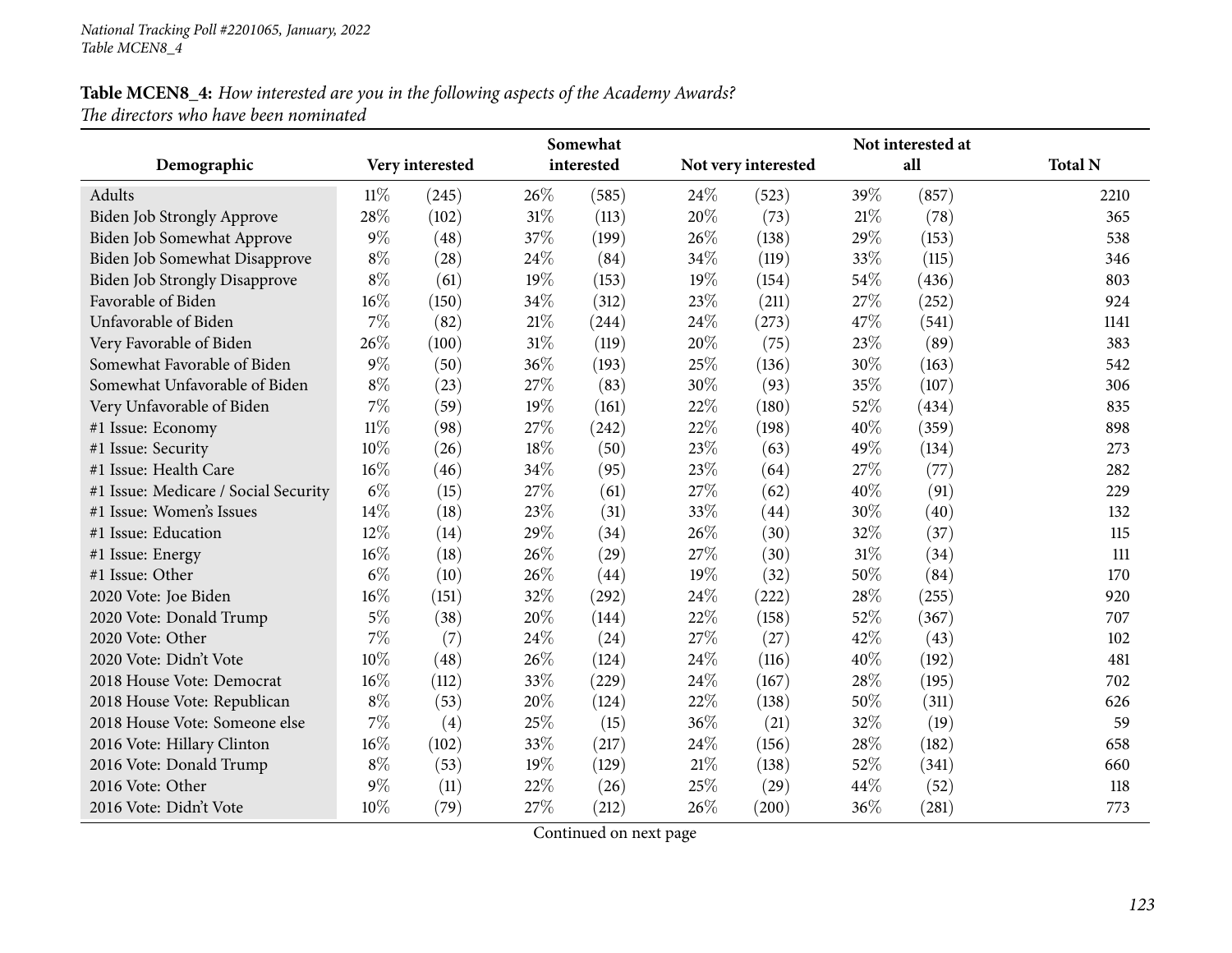*National Tracking Poll #2201065, January, 2022*
*Table MCEN8_4*

**Table MCEN8_4:** *How interested are you in the following aspects of the Academy Awards?*
*The directors who have been nominated*

| Demographic | Very interested | | Somewhat interested | | Not very interested | | Not interested at all | | Total N |
|---|---|---|---|---|---|---|---|---|---|
| Adults | 11% | (245) | 26% | (585) | 24% | (523) | 39% | (857) | 2210 |
| Biden Job Strongly Approve | 28% | (102) | 31% | (113) | 20% | (73) | 21% | (78) | 365 |
| Biden Job Somewhat Approve | 9% | (48) | 37% | (199) | 26% | (138) | 29% | (153) | 538 |
| Biden Job Somewhat Disapprove | 8% | (28) | 24% | (84) | 34% | (119) | 33% | (115) | 346 |
| Biden Job Strongly Disapprove | 8% | (61) | 19% | (153) | 19% | (154) | 54% | (436) | 803 |
| Favorable of Biden | 16% | (150) | 34% | (312) | 23% | (211) | 27% | (252) | 924 |
| Unfavorable of Biden | 7% | (82) | 21% | (244) | 24% | (273) | 47% | (541) | 1141 |
| Very Favorable of Biden | 26% | (100) | 31% | (119) | 20% | (75) | 23% | (89) | 383 |
| Somewhat Favorable of Biden | 9% | (50) | 36% | (193) | 25% | (136) | 30% | (163) | 542 |
| Somewhat Unfavorable of Biden | 8% | (23) | 27% | (83) | 30% | (93) | 35% | (107) | 306 |
| Very Unfavorable of Biden | 7% | (59) | 19% | (161) | 22% | (180) | 52% | (434) | 835 |
| #1 Issue: Economy | 11% | (98) | 27% | (242) | 22% | (198) | 40% | (359) | 898 |
| #1 Issue: Security | 10% | (26) | 18% | (50) | 23% | (63) | 49% | (134) | 273 |
| #1 Issue: Health Care | 16% | (46) | 34% | (95) | 23% | (64) | 27% | (77) | 282 |
| #1 Issue: Medicare / Social Security | 6% | (15) | 27% | (61) | 27% | (62) | 40% | (91) | 229 |
| #1 Issue: Women's Issues | 14% | (18) | 23% | (31) | 33% | (44) | 30% | (40) | 132 |
| #1 Issue: Education | 12% | (14) | 29% | (34) | 26% | (30) | 32% | (37) | 115 |
| #1 Issue: Energy | 16% | (18) | 26% | (29) | 27% | (30) | 31% | (34) | 111 |
| #1 Issue: Other | 6% | (10) | 26% | (44) | 19% | (32) | 50% | (84) | 170 |
| 2020 Vote: Joe Biden | 16% | (151) | 32% | (292) | 24% | (222) | 28% | (255) | 920 |
| 2020 Vote: Donald Trump | 5% | (38) | 20% | (144) | 22% | (158) | 52% | (367) | 707 |
| 2020 Vote: Other | 7% | (7) | 24% | (24) | 27% | (27) | 42% | (43) | 102 |
| 2020 Vote: Didn't Vote | 10% | (48) | 26% | (124) | 24% | (116) | 40% | (192) | 481 |
| 2018 House Vote: Democrat | 16% | (112) | 33% | (229) | 24% | (167) | 28% | (195) | 702 |
| 2018 House Vote: Republican | 8% | (53) | 20% | (124) | 22% | (138) | 50% | (311) | 626 |
| 2018 House Vote: Someone else | 7% | (4) | 25% | (15) | 36% | (21) | 32% | (19) | 59 |
| 2016 Vote: Hillary Clinton | 16% | (102) | 33% | (217) | 24% | (156) | 28% | (182) | 658 |
| 2016 Vote: Donald Trump | 8% | (53) | 19% | (129) | 21% | (138) | 52% | (341) | 660 |
| 2016 Vote: Other | 9% | (11) | 22% | (26) | 25% | (29) | 44% | (52) | 118 |
| 2016 Vote: Didn't Vote | 10% | (79) | 27% | (212) | 26% | (200) | 36% | (281) | 773 |

Continued on next page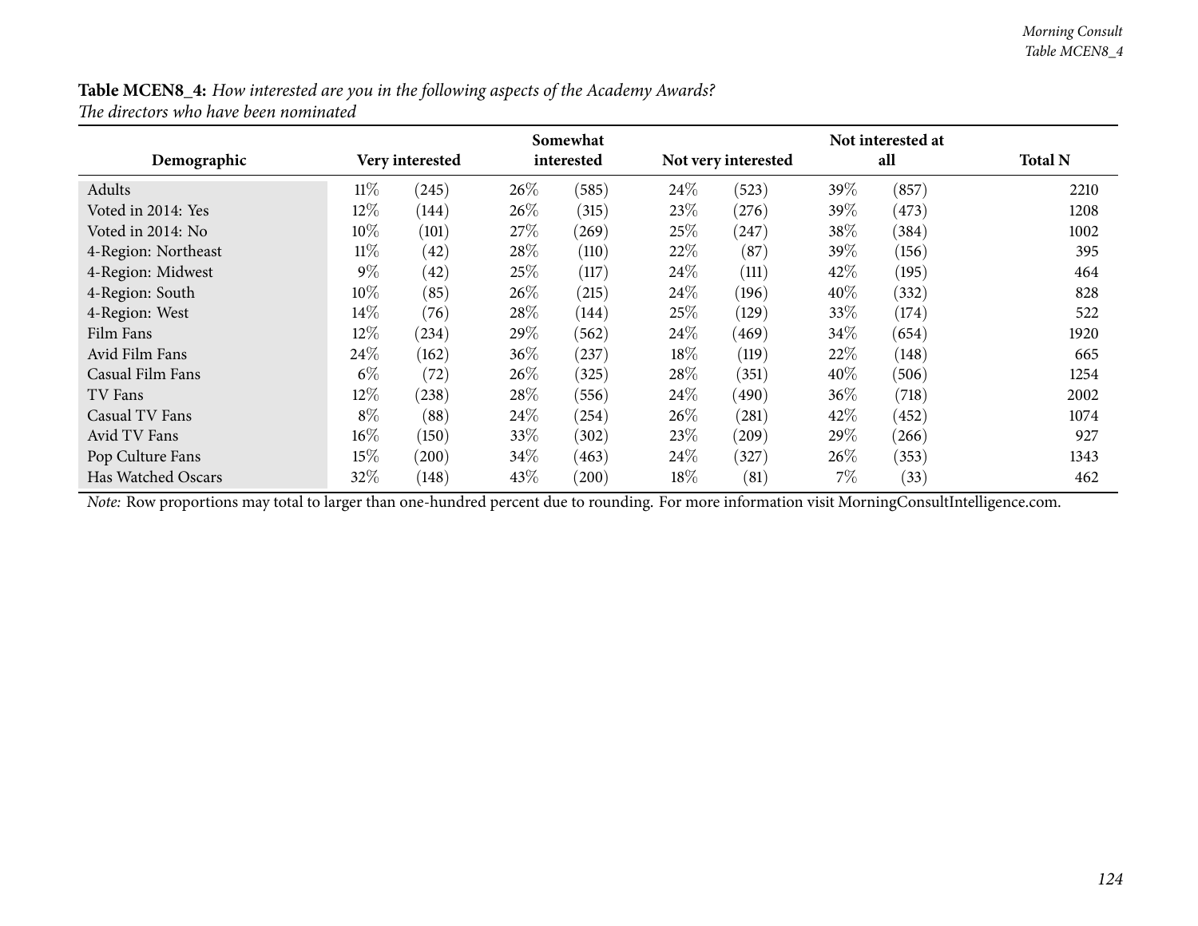**Table MCEN8_4:** *How interested are you in the following aspects of the Academy Awards?*
*The directors who have been nominated*

| Demographic | Very interested | | Somewhat interested | | Not very interested | | Not interested at all | | Total N |
|---|---|---|---|---|---|---|---|---|---|
| Adults | 11% | (245) | 26% | (585) | 24% | (523) | 39% | (857) | 2210 |
| Voted in 2014: Yes | 12% | (144) | 26% | (315) | 23% | (276) | 39% | (473) | 1208 |
| Voted in 2014: No | 10% | (101) | 27% | (269) | 25% | (247) | 38% | (384) | 1002 |
| 4-Region: Northeast | 11% | (42) | 28% | (110) | 22% | (87) | 39% | (156) | 395 |
| 4-Region: Midwest | 9% | (42) | 25% | (117) | 24% | (111) | 42% | (195) | 464 |
| 4-Region: South | 10% | (85) | 26% | (215) | 24% | (196) | 40% | (332) | 828 |
| 4-Region: West | 14% | (76) | 28% | (144) | 25% | (129) | 33% | (174) | 522 |
| Film Fans | 12% | (234) | 29% | (562) | 24% | (469) | 34% | (654) | 1920 |
| Avid Film Fans | 24% | (162) | 36% | (237) | 18% | (119) | 22% | (148) | 665 |
| Casual Film Fans | 6% | (72) | 26% | (325) | 28% | (351) | 40% | (506) | 1254 |
| TV Fans | 12% | (238) | 28% | (556) | 24% | (490) | 36% | (718) | 2002 |
| Casual TV Fans | 8% | (88) | 24% | (254) | 26% | (281) | 42% | (452) | 1074 |
| Avid TV Fans | 16% | (150) | 33% | (302) | 23% | (209) | 29% | (266) | 927 |
| Pop Culture Fans | 15% | (200) | 34% | (463) | 24% | (327) | 26% | (353) | 1343 |
| Has Watched Oscars | 32% | (148) | 43% | (200) | 18% | (81) | 7% | (33) | 462 |

*Note:* Row proportions may total to larger than one-hundred percent due to rounding. For more information visit MorningConsultIntelligence.com.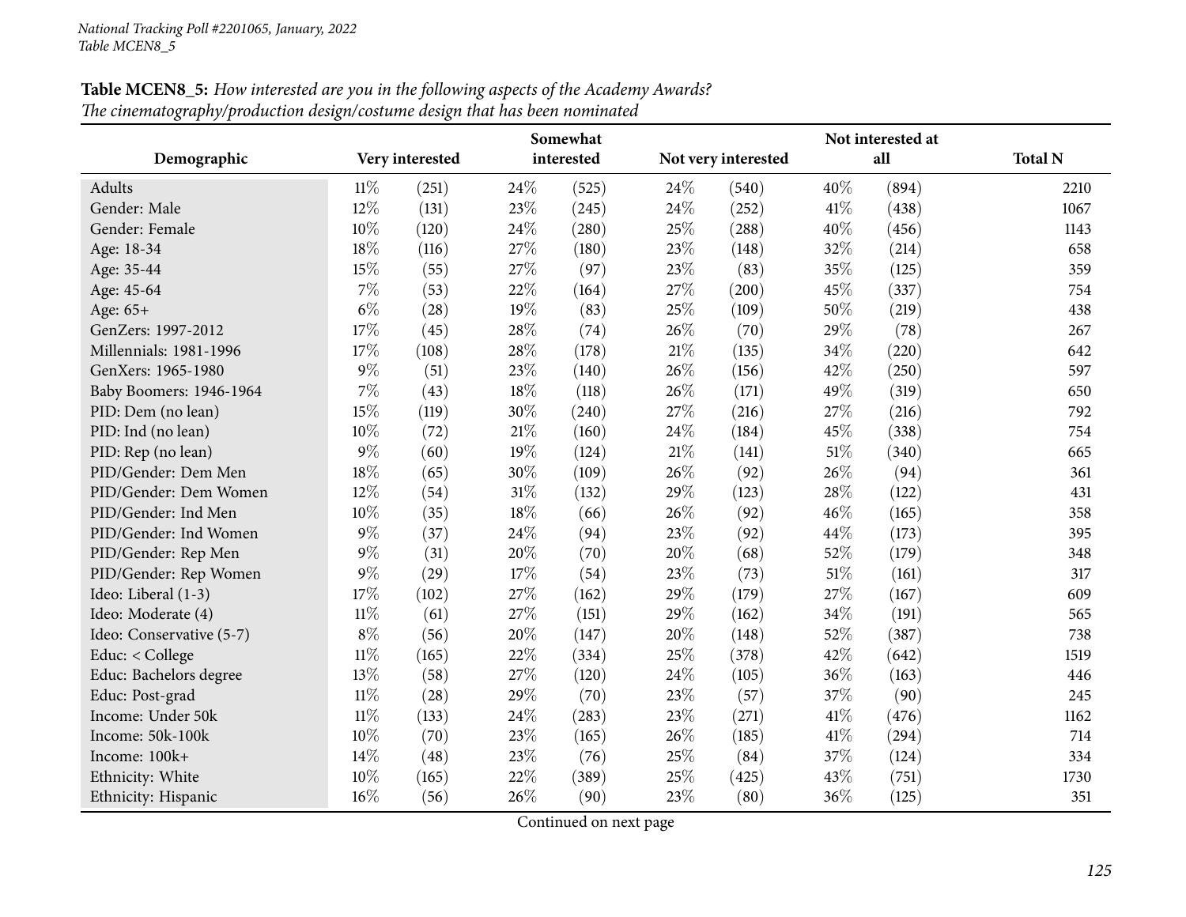**Table MCEN8_5:** *How interested are you in the following aspects of the Academy Awards?*
*The cinematography/production design/costume design that has been nominated*

| Demographic | Very interested | | Somewhat interested | | Not very interested | | Not interested at all | | Total N |
|---|---|---|---|---|---|---|---|---|---|
| Adults | 11% | (251) | 24% | (525) | 24% | (540) | 40% | (894) | 2210 |
| Gender: Male | 12% | (131) | 23% | (245) | 24% | (252) | 41% | (438) | 1067 |
| Gender: Female | 10% | (120) | 24% | (280) | 25% | (288) | 40% | (456) | 1143 |
| Age: 18-34 | 18% | (116) | 27% | (180) | 23% | (148) | 32% | (214) | 658 |
| Age: 35-44 | 15% | (55) | 27% | (97) | 23% | (83) | 35% | (125) | 359 |
| Age: 45-64 | 7% | (53) | 22% | (164) | 27% | (200) | 45% | (337) | 754 |
| Age: 65+ | 6% | (28) | 19% | (83) | 25% | (109) | 50% | (219) | 438 |
| GenZers: 1997-2012 | 17% | (45) | 28% | (74) | 26% | (70) | 29% | (78) | 267 |
| Millennials: 1981-1996 | 17% | (108) | 28% | (178) | 21% | (135) | 34% | (220) | 642 |
| GenXers: 1965-1980 | 9% | (51) | 23% | (140) | 26% | (156) | 42% | (250) | 597 |
| Baby Boomers: 1946-1964 | 7% | (43) | 18% | (118) | 26% | (171) | 49% | (319) | 650 |
| PID: Dem (no lean) | 15% | (119) | 30% | (240) | 27% | (216) | 27% | (216) | 792 |
| PID: Ind (no lean) | 10% | (72) | 21% | (160) | 24% | (184) | 45% | (338) | 754 |
| PID: Rep (no lean) | 9% | (60) | 19% | (124) | 21% | (141) | 51% | (340) | 665 |
| PID/Gender: Dem Men | 18% | (65) | 30% | (109) | 26% | (92) | 26% | (94) | 361 |
| PID/Gender: Dem Women | 12% | (54) | 31% | (132) | 29% | (123) | 28% | (122) | 431 |
| PID/Gender: Ind Men | 10% | (35) | 18% | (66) | 26% | (92) | 46% | (165) | 358 |
| PID/Gender: Ind Women | 9% | (37) | 24% | (94) | 23% | (92) | 44% | (173) | 395 |
| PID/Gender: Rep Men | 9% | (31) | 20% | (70) | 20% | (68) | 52% | (179) | 348 |
| PID/Gender: Rep Women | 9% | (29) | 17% | (54) | 23% | (73) | 51% | (161) | 317 |
| Ideo: Liberal (1-3) | 17% | (102) | 27% | (162) | 29% | (179) | 27% | (167) | 609 |
| Ideo: Moderate (4) | 11% | (61) | 27% | (151) | 29% | (162) | 34% | (191) | 565 |
| Ideo: Conservative (5-7) | 8% | (56) | 20% | (147) | 20% | (148) | 52% | (387) | 738 |
| Educ: < College | 11% | (165) | 22% | (334) | 25% | (378) | 42% | (642) | 1519 |
| Educ: Bachelors degree | 13% | (58) | 27% | (120) | 24% | (105) | 36% | (163) | 446 |
| Educ: Post-grad | 11% | (28) | 29% | (70) | 23% | (57) | 37% | (90) | 245 |
| Income: Under 50k | 11% | (133) | 24% | (283) | 23% | (271) | 41% | (476) | 1162 |
| Income: 50k-100k | 10% | (70) | 23% | (165) | 26% | (185) | 41% | (294) | 714 |
| Income: 100k+ | 14% | (48) | 23% | (76) | 25% | (84) | 37% | (124) | 334 |
| Ethnicity: White | 10% | (165) | 22% | (389) | 25% | (425) | 43% | (751) | 1730 |
| Ethnicity: Hispanic | 16% | (56) | 26% | (90) | 23% | (80) | 36% | (125) | 351 |

Continued on next page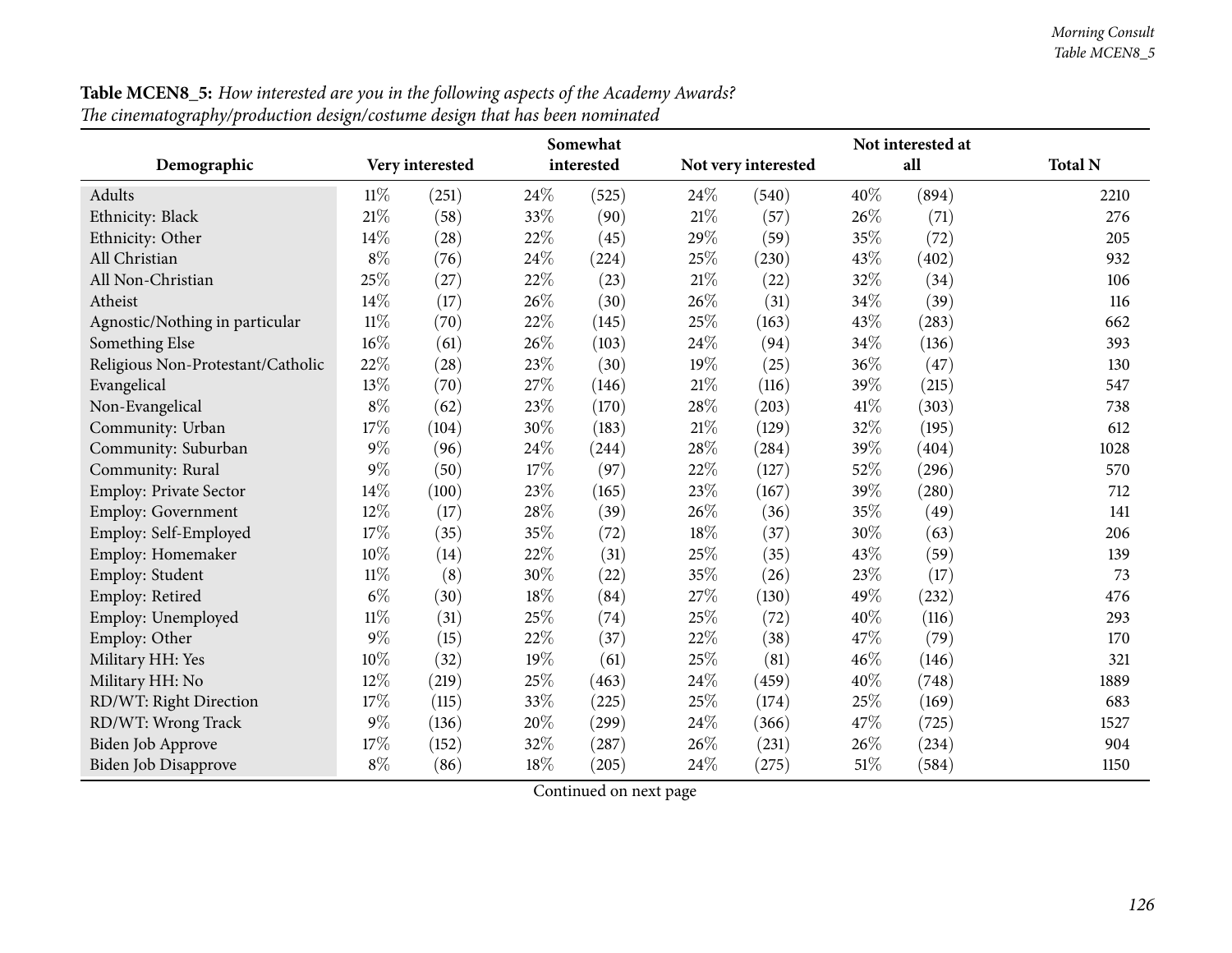**Table MCEN8_5:** *How interested are you in the following aspects of the Academy Awards?*
*The cinematography/production design/costume design that has been nominated*

| Demographic | Very interested | | Somewhat interested | | Not very interested | | Not interested at all | | Total N |
|---|---|---|---|---|---|---|---|---|---|
| Adults | 11% | (251) | 24% | (525) | 24% | (540) | 40% | (894) | 2210 |
| Ethnicity: Black | 21% | (58) | 33% | (90) | 21% | (57) | 26% | (71) | 276 |
| Ethnicity: Other | 14% | (28) | 22% | (45) | 29% | (59) | 35% | (72) | 205 |
| All Christian | 8% | (76) | 24% | (224) | 25% | (230) | 43% | (402) | 932 |
| All Non-Christian | 25% | (27) | 22% | (23) | 21% | (22) | 32% | (34) | 106 |
| Atheist | 14% | (17) | 26% | (30) | 26% | (31) | 34% | (39) | 116 |
| Agnostic/Nothing in particular | 11% | (70) | 22% | (145) | 25% | (163) | 43% | (283) | 662 |
| Something Else | 16% | (61) | 26% | (103) | 24% | (94) | 34% | (136) | 393 |
| Religious Non-Protestant/Catholic | 22% | (28) | 23% | (30) | 19% | (25) | 36% | (47) | 130 |
| Evangelical | 13% | (70) | 27% | (146) | 21% | (116) | 39% | (215) | 547 |
| Non-Evangelical | 8% | (62) | 23% | (170) | 28% | (203) | 41% | (303) | 738 |
| Community: Urban | 17% | (104) | 30% | (183) | 21% | (129) | 32% | (195) | 612 |
| Community: Suburban | 9% | (96) | 24% | (244) | 28% | (284) | 39% | (404) | 1028 |
| Community: Rural | 9% | (50) | 17% | (97) | 22% | (127) | 52% | (296) | 570 |
| Employ: Private Sector | 14% | (100) | 23% | (165) | 23% | (167) | 39% | (280) | 712 |
| Employ: Government | 12% | (17) | 28% | (39) | 26% | (36) | 35% | (49) | 141 |
| Employ: Self-Employed | 17% | (35) | 35% | (72) | 18% | (37) | 30% | (63) | 206 |
| Employ: Homemaker | 10% | (14) | 22% | (31) | 25% | (35) | 43% | (59) | 139 |
| Employ: Student | 11% | (8) | 30% | (22) | 35% | (26) | 23% | (17) | 73 |
| Employ: Retired | 6% | (30) | 18% | (84) | 27% | (130) | 49% | (232) | 476 |
| Employ: Unemployed | 11% | (31) | 25% | (74) | 25% | (72) | 40% | (116) | 293 |
| Employ: Other | 9% | (15) | 22% | (37) | 22% | (38) | 47% | (79) | 170 |
| Military HH: Yes | 10% | (32) | 19% | (61) | 25% | (81) | 46% | (146) | 321 |
| Military HH: No | 12% | (219) | 25% | (463) | 24% | (459) | 40% | (748) | 1889 |
| RD/WT: Right Direction | 17% | (115) | 33% | (225) | 25% | (174) | 25% | (169) | 683 |
| RD/WT: Wrong Track | 9% | (136) | 20% | (299) | 24% | (366) | 47% | (725) | 1527 |
| Biden Job Approve | 17% | (152) | 32% | (287) | 26% | (231) | 26% | (234) | 904 |
| Biden Job Disapprove | 8% | (86) | 18% | (205) | 24% | (275) | 51% | (584) | 1150 |

Continued on next page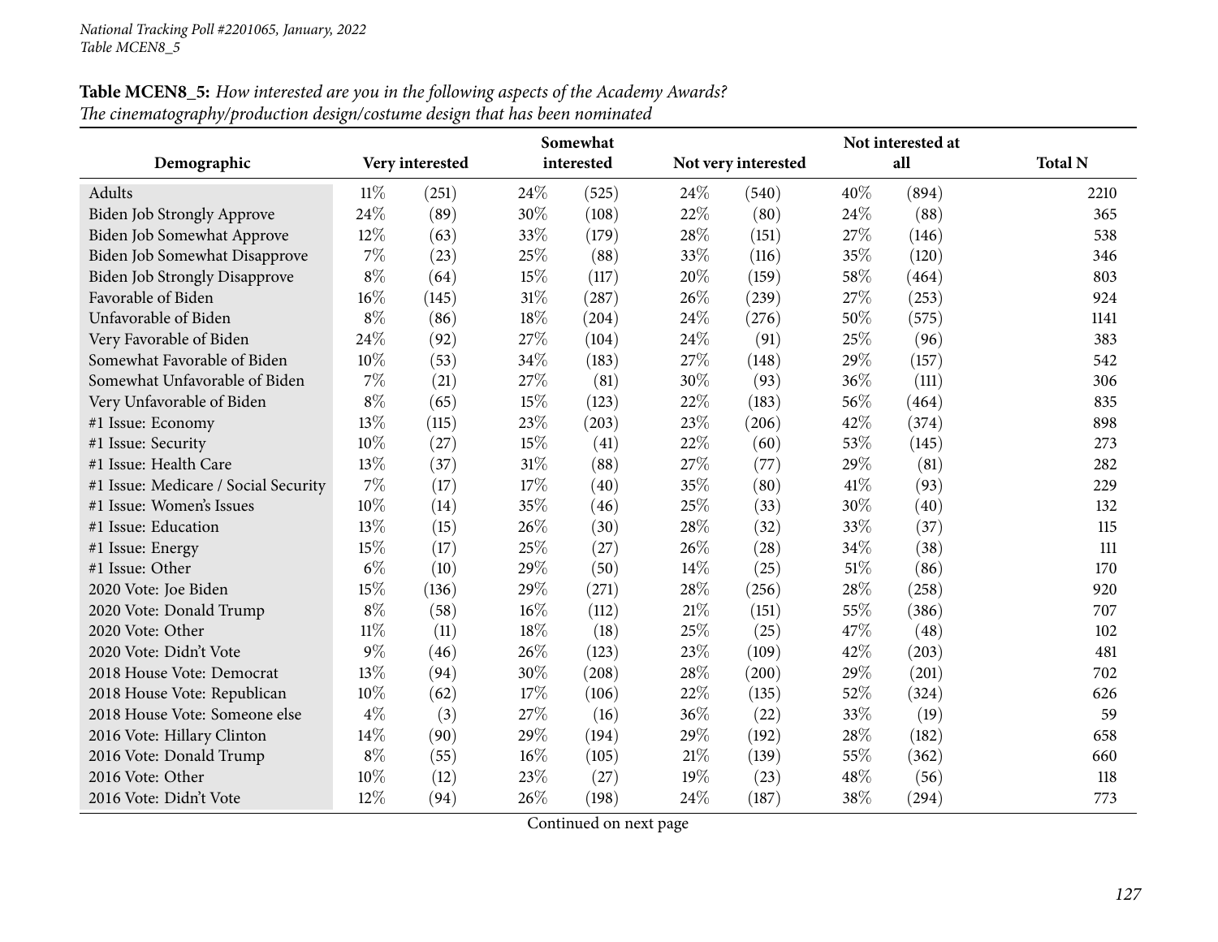**Table MCEN8_5:** *How interested are you in the following aspects of the Academy Awards?*
*The cinematography/production design/costume design that has been nominated*

| Demographic | Very interested | | Somewhat interested | | Not very interested | | Not interested at all | | Total N |
|---|---|---|---|---|---|---|---|---|---|
| Adults | 11% | (251) | 24% | (525) | 24% | (540) | 40% | (894) | 2210 |
| Biden Job Strongly Approve | 24% | (89) | 30% | (108) | 22% | (80) | 24% | (88) | 365 |
| Biden Job Somewhat Approve | 12% | (63) | 33% | (179) | 28% | (151) | 27% | (146) | 538 |
| Biden Job Somewhat Disapprove | 7% | (23) | 25% | (88) | 33% | (116) | 35% | (120) | 346 |
| Biden Job Strongly Disapprove | 8% | (64) | 15% | (117) | 20% | (159) | 58% | (464) | 803 |
| Favorable of Biden | 16% | (145) | 31% | (287) | 26% | (239) | 27% | (253) | 924 |
| Unfavorable of Biden | 8% | (86) | 18% | (204) | 24% | (276) | 50% | (575) | 1141 |
| Very Favorable of Biden | 24% | (92) | 27% | (104) | 24% | (91) | 25% | (96) | 383 |
| Somewhat Favorable of Biden | 10% | (53) | 34% | (183) | 27% | (148) | 29% | (157) | 542 |
| Somewhat Unfavorable of Biden | 7% | (21) | 27% | (81) | 30% | (93) | 36% | (111) | 306 |
| Very Unfavorable of Biden | 8% | (65) | 15% | (123) | 22% | (183) | 56% | (464) | 835 |
| #1 Issue: Economy | 13% | (115) | 23% | (203) | 23% | (206) | 42% | (374) | 898 |
| #1 Issue: Security | 10% | (27) | 15% | (41) | 22% | (60) | 53% | (145) | 273 |
| #1 Issue: Health Care | 13% | (37) | 31% | (88) | 27% | (77) | 29% | (81) | 282 |
| #1 Issue: Medicare / Social Security | 7% | (17) | 17% | (40) | 35% | (80) | 41% | (93) | 229 |
| #1 Issue: Women's Issues | 10% | (14) | 35% | (46) | 25% | (33) | 30% | (40) | 132 |
| #1 Issue: Education | 13% | (15) | 26% | (30) | 28% | (32) | 33% | (37) | 115 |
| #1 Issue: Energy | 15% | (17) | 25% | (27) | 26% | (28) | 34% | (38) | 111 |
| #1 Issue: Other | 6% | (10) | 29% | (50) | 14% | (25) | 51% | (86) | 170 |
| 2020 Vote: Joe Biden | 15% | (136) | 29% | (271) | 28% | (256) | 28% | (258) | 920 |
| 2020 Vote: Donald Trump | 8% | (58) | 16% | (112) | 21% | (151) | 55% | (386) | 707 |
| 2020 Vote: Other | 11% | (11) | 18% | (18) | 25% | (25) | 47% | (48) | 102 |
| 2020 Vote: Didn't Vote | 9% | (46) | 26% | (123) | 23% | (109) | 42% | (203) | 481 |
| 2018 House Vote: Democrat | 13% | (94) | 30% | (208) | 28% | (200) | 29% | (201) | 702 |
| 2018 House Vote: Republican | 10% | (62) | 17% | (106) | 22% | (135) | 52% | (324) | 626 |
| 2018 House Vote: Someone else | 4% | (3) | 27% | (16) | 36% | (22) | 33% | (19) | 59 |
| 2016 Vote: Hillary Clinton | 14% | (90) | 29% | (194) | 29% | (192) | 28% | (182) | 658 |
| 2016 Vote: Donald Trump | 8% | (55) | 16% | (105) | 21% | (139) | 55% | (362) | 660 |
| 2016 Vote: Other | 10% | (12) | 23% | (27) | 19% | (23) | 48% | (56) | 118 |
| 2016 Vote: Didn't Vote | 12% | (94) | 26% | (198) | 24% | (187) | 38% | (294) | 773 |

Continued on next page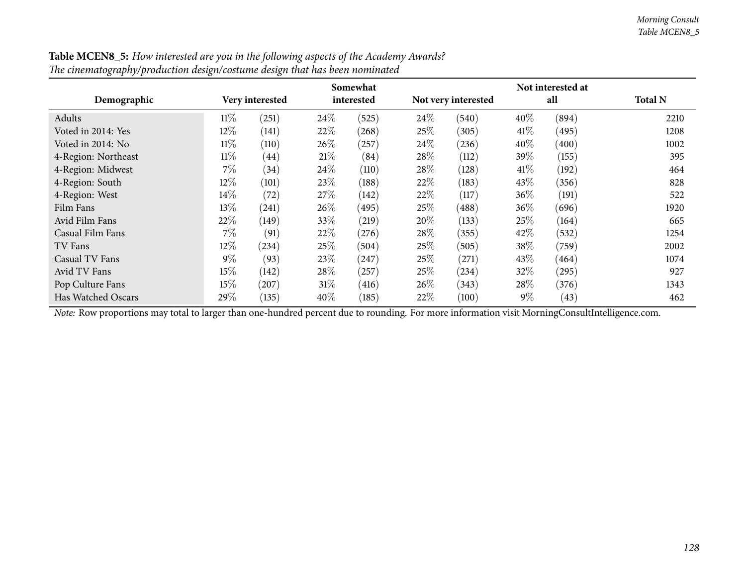**Table MCEN8_5:** *How interested are you in the following aspects of the Academy Awards?*
*The cinematography/production design/costume design that has been nominated*

| Demographic | Very interested | | Somewhat interested | | Not very interested | | Not interested at all | | Total N |
|---|---|---|---|---|---|---|---|---|---|
| Adults | 11% | (251) | 24% | (525) | 24% | (540) | 40% | (894) | 2210 |
| Voted in 2014: Yes | 12% | (141) | 22% | (268) | 25% | (305) | 41% | (495) | 1208 |
| Voted in 2014: No | 11% | (110) | 26% | (257) | 24% | (236) | 40% | (400) | 1002 |
| 4-Region: Northeast | 11% | (44) | 21% | (84) | 28% | (112) | 39% | (155) | 395 |
| 4-Region: Midwest | 7% | (34) | 24% | (110) | 28% | (128) | 41% | (192) | 464 |
| 4-Region: South | 12% | (101) | 23% | (188) | 22% | (183) | 43% | (356) | 828 |
| 4-Region: West | 14% | (72) | 27% | (142) | 22% | (117) | 36% | (191) | 522 |
| Film Fans | 13% | (241) | 26% | (495) | 25% | (488) | 36% | (696) | 1920 |
| Avid Film Fans | 22% | (149) | 33% | (219) | 20% | (133) | 25% | (164) | 665 |
| Casual Film Fans | 7% | (91) | 22% | (276) | 28% | (355) | 42% | (532) | 1254 |
| TV Fans | 12% | (234) | 25% | (504) | 25% | (505) | 38% | (759) | 2002 |
| Casual TV Fans | 9% | (93) | 23% | (247) | 25% | (271) | 43% | (464) | 1074 |
| Avid TV Fans | 15% | (142) | 28% | (257) | 25% | (234) | 32% | (295) | 927 |
| Pop Culture Fans | 15% | (207) | 31% | (416) | 26% | (343) | 28% | (376) | 1343 |
| Has Watched Oscars | 29% | (135) | 40% | (185) | 22% | (100) | 9% | (43) | 462 |

*Note:* Row proportions may total to larger than one-hundred percent due to rounding. For more information visit MorningConsultIntelligence.com.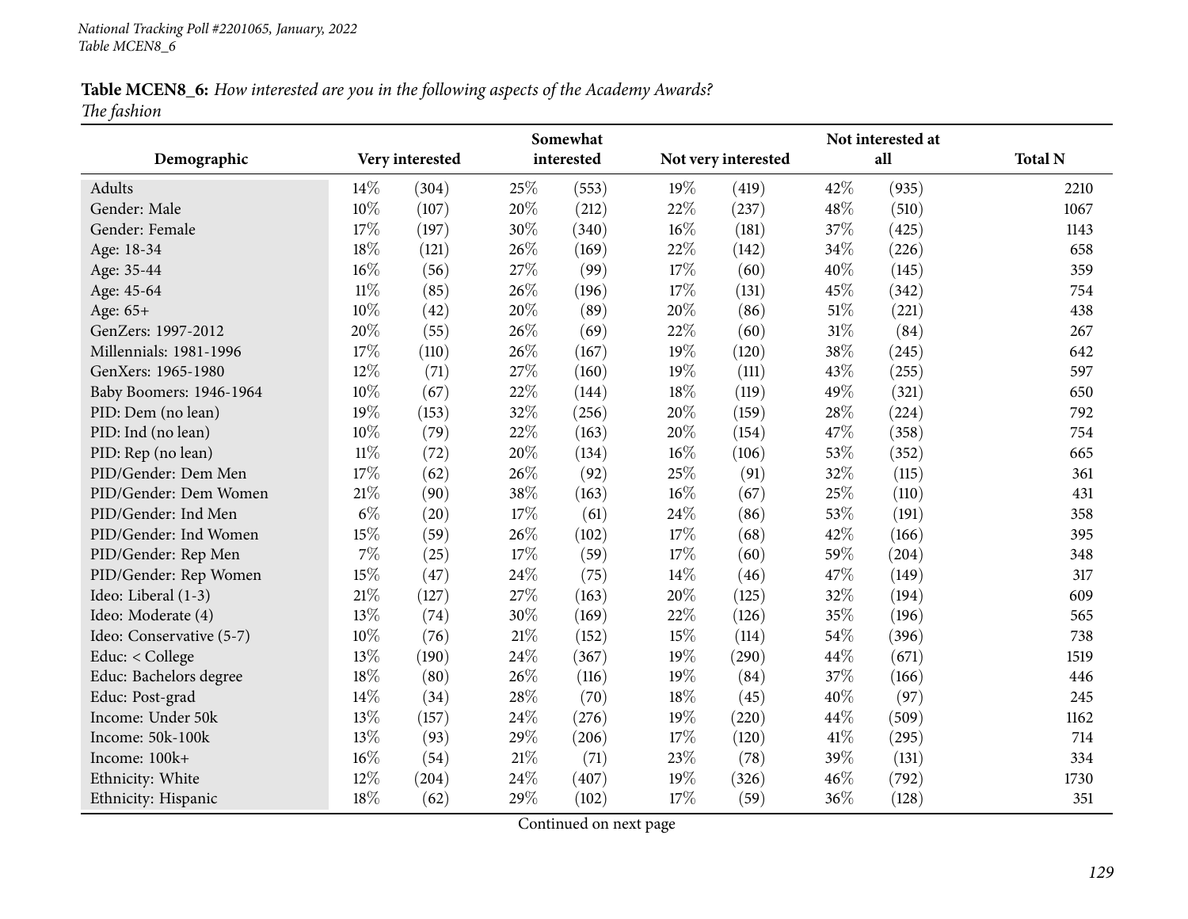**Table MCEN8_6:** *How interested are you in the following aspects of the Academy Awards?*
*The fashion*

| Demographic | Very interested | | Somewhat interested | | Not very interested | | Not interested at all | | Total N |
|---|---|---|---|---|---|---|---|---|---|
| Adults | 14% | (304) | 25% | (553) | 19% | (419) | 42% | (935) | 2210 |
| Gender: Male | 10% | (107) | 20% | (212) | 22% | (237) | 48% | (510) | 1067 |
| Gender: Female | 17% | (197) | 30% | (340) | 16% | (181) | 37% | (425) | 1143 |
| Age: 18-34 | 18% | (121) | 26% | (169) | 22% | (142) | 34% | (226) | 658 |
| Age: 35-44 | 16% | (56) | 27% | (99) | 17% | (60) | 40% | (145) | 359 |
| Age: 45-64 | 11% | (85) | 26% | (196) | 17% | (131) | 45% | (342) | 754 |
| Age: 65+ | 10% | (42) | 20% | (89) | 20% | (86) | 51% | (221) | 438 |
| GenZers: 1997-2012 | 20% | (55) | 26% | (69) | 22% | (60) | 31% | (84) | 267 |
| Millennials: 1981-1996 | 17% | (110) | 26% | (167) | 19% | (120) | 38% | (245) | 642 |
| GenXers: 1965-1980 | 12% | (71) | 27% | (160) | 19% | (111) | 43% | (255) | 597 |
| Baby Boomers: 1946-1964 | 10% | (67) | 22% | (144) | 18% | (119) | 49% | (321) | 650 |
| PID: Dem (no lean) | 19% | (153) | 32% | (256) | 20% | (159) | 28% | (224) | 792 |
| PID: Ind (no lean) | 10% | (79) | 22% | (163) | 20% | (154) | 47% | (358) | 754 |
| PID: Rep (no lean) | 11% | (72) | 20% | (134) | 16% | (106) | 53% | (352) | 665 |
| PID/Gender: Dem Men | 17% | (62) | 26% | (92) | 25% | (91) | 32% | (115) | 361 |
| PID/Gender: Dem Women | 21% | (90) | 38% | (163) | 16% | (67) | 25% | (110) | 431 |
| PID/Gender: Ind Men | 6% | (20) | 17% | (61) | 24% | (86) | 53% | (191) | 358 |
| PID/Gender: Ind Women | 15% | (59) | 26% | (102) | 17% | (68) | 42% | (166) | 395 |
| PID/Gender: Rep Men | 7% | (25) | 17% | (59) | 17% | (60) | 59% | (204) | 348 |
| PID/Gender: Rep Women | 15% | (47) | 24% | (75) | 14% | (46) | 47% | (149) | 317 |
| Ideo: Liberal (1-3) | 21% | (127) | 27% | (163) | 20% | (125) | 32% | (194) | 609 |
| Ideo: Moderate (4) | 13% | (74) | 30% | (169) | 22% | (126) | 35% | (196) | 565 |
| Ideo: Conservative (5-7) | 10% | (76) | 21% | (152) | 15% | (114) | 54% | (396) | 738 |
| Educ: < College | 13% | (190) | 24% | (367) | 19% | (290) | 44% | (671) | 1519 |
| Educ: Bachelors degree | 18% | (80) | 26% | (116) | 19% | (84) | 37% | (166) | 446 |
| Educ: Post-grad | 14% | (34) | 28% | (70) | 18% | (45) | 40% | (97) | 245 |
| Income: Under 50k | 13% | (157) | 24% | (276) | 19% | (220) | 44% | (509) | 1162 |
| Income: 50k-100k | 13% | (93) | 29% | (206) | 17% | (120) | 41% | (295) | 714 |
| Income: 100k+ | 16% | (54) | 21% | (71) | 23% | (78) | 39% | (131) | 334 |
| Ethnicity: White | 12% | (204) | 24% | (407) | 19% | (326) | 46% | (792) | 1730 |
| Ethnicity: Hispanic | 18% | (62) | 29% | (102) | 17% | (59) | 36% | (128) | 351 |

Continued on next page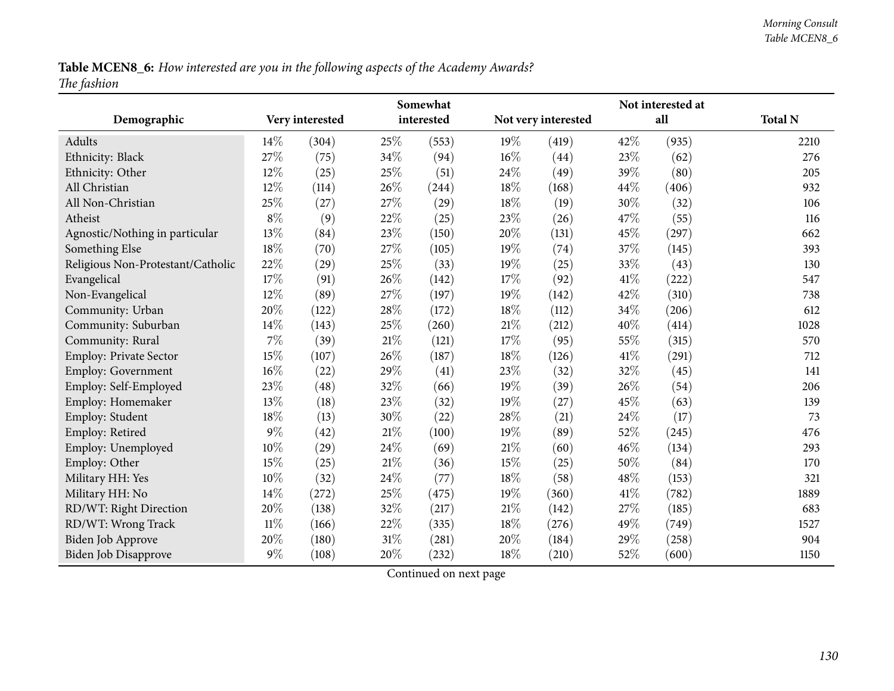**Table MCEN8_6:** *How interested are you in the following aspects of the Academy Awards?*
*The fashion*

| Demographic | Very interested | | Somewhat interested | | Not very interested | | Not interested at all | | Total N |
|---|---|---|---|---|---|---|---|---|---|
| Adults | 14% | (304) | 25% | (553) | 19% | (419) | 42% | (935) | 2210 |
| Ethnicity: Black | 27% | (75) | 34% | (94) | 16% | (44) | 23% | (62) | 276 |
| Ethnicity: Other | 12% | (25) | 25% | (51) | 24% | (49) | 39% | (80) | 205 |
| All Christian | 12% | (114) | 26% | (244) | 18% | (168) | 44% | (406) | 932 |
| All Non-Christian | 25% | (27) | 27% | (29) | 18% | (19) | 30% | (32) | 106 |
| Atheist | 8% | (9) | 22% | (25) | 23% | (26) | 47% | (55) | 116 |
| Agnostic/Nothing in particular | 13% | (84) | 23% | (150) | 20% | (131) | 45% | (297) | 662 |
| Something Else | 18% | (70) | 27% | (105) | 19% | (74) | 37% | (145) | 393 |
| Religious Non-Protestant/Catholic | 22% | (29) | 25% | (33) | 19% | (25) | 33% | (43) | 130 |
| Evangelical | 17% | (91) | 26% | (142) | 17% | (92) | 41% | (222) | 547 |
| Non-Evangelical | 12% | (89) | 27% | (197) | 19% | (142) | 42% | (310) | 738 |
| Community: Urban | 20% | (122) | 28% | (172) | 18% | (112) | 34% | (206) | 612 |
| Community: Suburban | 14% | (143) | 25% | (260) | 21% | (212) | 40% | (414) | 1028 |
| Community: Rural | 7% | (39) | 21% | (121) | 17% | (95) | 55% | (315) | 570 |
| Employ: Private Sector | 15% | (107) | 26% | (187) | 18% | (126) | 41% | (291) | 712 |
| Employ: Government | 16% | (22) | 29% | (41) | 23% | (32) | 32% | (45) | 141 |
| Employ: Self-Employed | 23% | (48) | 32% | (66) | 19% | (39) | 26% | (54) | 206 |
| Employ: Homemaker | 13% | (18) | 23% | (32) | 19% | (27) | 45% | (63) | 139 |
| Employ: Student | 18% | (13) | 30% | (22) | 28% | (21) | 24% | (17) | 73 |
| Employ: Retired | 9% | (42) | 21% | (100) | 19% | (89) | 52% | (245) | 476 |
| Employ: Unemployed | 10% | (29) | 24% | (69) | 21% | (60) | 46% | (134) | 293 |
| Employ: Other | 15% | (25) | 21% | (36) | 15% | (25) | 50% | (84) | 170 |
| Military HH: Yes | 10% | (32) | 24% | (77) | 18% | (58) | 48% | (153) | 321 |
| Military HH: No | 14% | (272) | 25% | (475) | 19% | (360) | 41% | (782) | 1889 |
| RD/WT: Right Direction | 20% | (138) | 32% | (217) | 21% | (142) | 27% | (185) | 683 |
| RD/WT: Wrong Track | 11% | (166) | 22% | (335) | 18% | (276) | 49% | (749) | 1527 |
| Biden Job Approve | 20% | (180) | 31% | (281) | 20% | (184) | 29% | (258) | 904 |
| Biden Job Disapprove | 9% | (108) | 20% | (232) | 18% | (210) | 52% | (600) | 1150 |

Continued on next page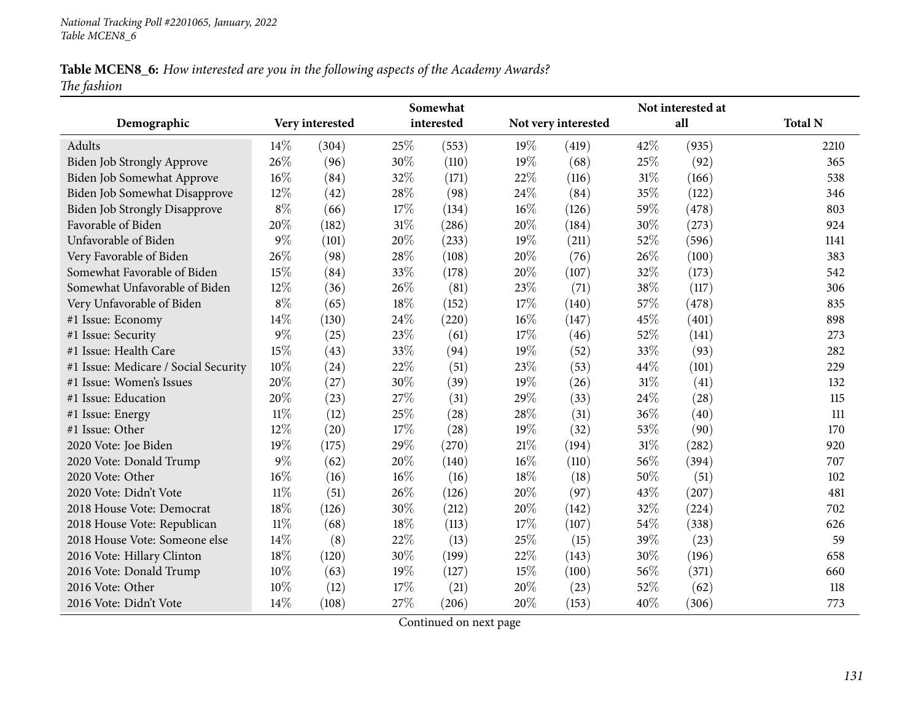National Tracking Poll #2201065, January, 2022
Table MCEN8_6

**Table MCEN8_6:** *How interested are you in the following aspects of the Academy Awards?*
*The fashion*

| Demographic | Very interested | | Somewhat interested | | Not very interested | | Not interested at all | | Total N |
|---|---|---|---|---|---|---|---|---|---|
| Adults | 14% | (304) | 25% | (553) | 19% | (419) | 42% | (935) | 2210 |
| Biden Job Strongly Approve | 26% | (96) | 30% | (110) | 19% | (68) | 25% | (92) | 365 |
| Biden Job Somewhat Approve | 16% | (84) | 32% | (171) | 22% | (116) | 31% | (166) | 538 |
| Biden Job Somewhat Disapprove | 12% | (42) | 28% | (98) | 24% | (84) | 35% | (122) | 346 |
| Biden Job Strongly Disapprove | 8% | (66) | 17% | (134) | 16% | (126) | 59% | (478) | 803 |
| Favorable of Biden | 20% | (182) | 31% | (286) | 20% | (184) | 30% | (273) | 924 |
| Unfavorable of Biden | 9% | (101) | 20% | (233) | 19% | (211) | 52% | (596) | 1141 |
| Very Favorable of Biden | 26% | (98) | 28% | (108) | 20% | (76) | 26% | (100) | 383 |
| Somewhat Favorable of Biden | 15% | (84) | 33% | (178) | 20% | (107) | 32% | (173) | 542 |
| Somewhat Unfavorable of Biden | 12% | (36) | 26% | (81) | 23% | (71) | 38% | (117) | 306 |
| Very Unfavorable of Biden | 8% | (65) | 18% | (152) | 17% | (140) | 57% | (478) | 835 |
| #1 Issue: Economy | 14% | (130) | 24% | (220) | 16% | (147) | 45% | (401) | 898 |
| #1 Issue: Security | 9% | (25) | 23% | (61) | 17% | (46) | 52% | (141) | 273 |
| #1 Issue: Health Care | 15% | (43) | 33% | (94) | 19% | (52) | 33% | (93) | 282 |
| #1 Issue: Medicare / Social Security | 10% | (24) | 22% | (51) | 23% | (53) | 44% | (101) | 229 |
| #1 Issue: Women's Issues | 20% | (27) | 30% | (39) | 19% | (26) | 31% | (41) | 132 |
| #1 Issue: Education | 20% | (23) | 27% | (31) | 29% | (33) | 24% | (28) | 115 |
| #1 Issue: Energy | 11% | (12) | 25% | (28) | 28% | (31) | 36% | (40) | 111 |
| #1 Issue: Other | 12% | (20) | 17% | (28) | 19% | (32) | 53% | (90) | 170 |
| 2020 Vote: Joe Biden | 19% | (175) | 29% | (270) | 21% | (194) | 31% | (282) | 920 |
| 2020 Vote: Donald Trump | 9% | (62) | 20% | (140) | 16% | (110) | 56% | (394) | 707 |
| 2020 Vote: Other | 16% | (16) | 16% | (16) | 18% | (18) | 50% | (51) | 102 |
| 2020 Vote: Didn't Vote | 11% | (51) | 26% | (126) | 20% | (97) | 43% | (207) | 481 |
| 2018 House Vote: Democrat | 18% | (126) | 30% | (212) | 20% | (142) | 32% | (224) | 702 |
| 2018 House Vote: Republican | 11% | (68) | 18% | (113) | 17% | (107) | 54% | (338) | 626 |
| 2018 House Vote: Someone else | 14% | (8) | 22% | (13) | 25% | (15) | 39% | (23) | 59 |
| 2016 Vote: Hillary Clinton | 18% | (120) | 30% | (199) | 22% | (143) | 30% | (196) | 658 |
| 2016 Vote: Donald Trump | 10% | (63) | 19% | (127) | 15% | (100) | 56% | (371) | 660 |
| 2016 Vote: Other | 10% | (12) | 17% | (21) | 20% | (23) | 52% | (62) | 118 |
| 2016 Vote: Didn't Vote | 14% | (108) | 27% | (206) | 20% | (153) | 40% | (306) | 773 |

Continued on next page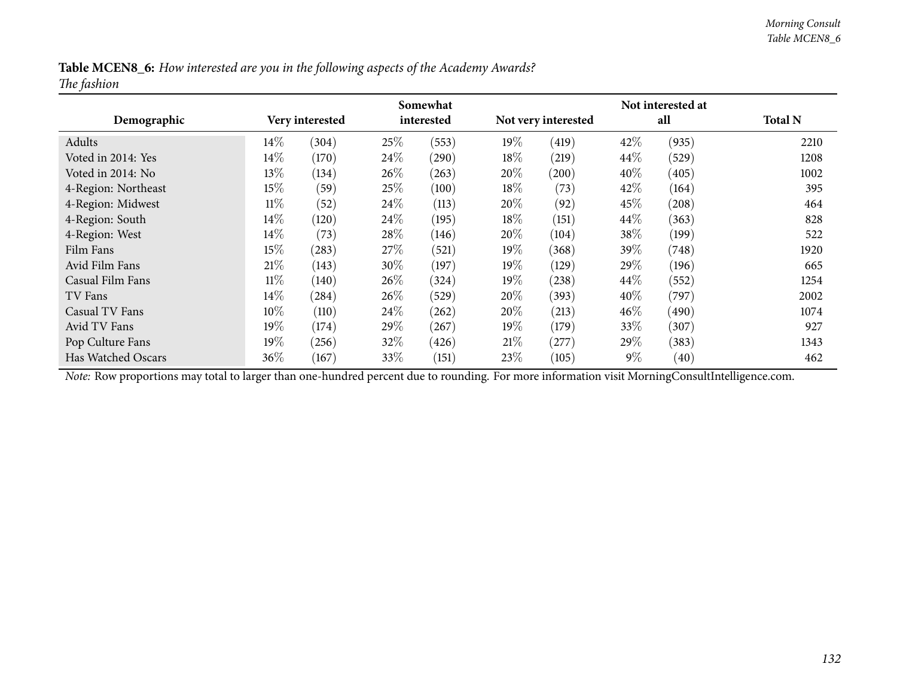**Table MCEN8_6:** *How interested are you in the following aspects of the Academy Awards?*
*The fashion*

| Demographic | Very interested | | Somewhat interested | | Not very interested | | Not interested at all | | Total N |
|---|---|---|---|---|---|---|---|---|---|
| Adults | 14% | (304) | 25% | (553) | 19% | (419) | 42% | (935) | 2210 |
| Voted in 2014: Yes | 14% | (170) | 24% | (290) | 18% | (219) | 44% | (529) | 1208 |
| Voted in 2014: No | 13% | (134) | 26% | (263) | 20% | (200) | 40% | (405) | 1002 |
| 4-Region: Northeast | 15% | (59) | 25% | (100) | 18% | (73) | 42% | (164) | 395 |
| 4-Region: Midwest | 11% | (52) | 24% | (113) | 20% | (92) | 45% | (208) | 464 |
| 4-Region: South | 14% | (120) | 24% | (195) | 18% | (151) | 44% | (363) | 828 |
| 4-Region: West | 14% | (73) | 28% | (146) | 20% | (104) | 38% | (199) | 522 |
| Film Fans | 15% | (283) | 27% | (521) | 19% | (368) | 39% | (748) | 1920 |
| Avid Film Fans | 21% | (143) | 30% | (197) | 19% | (129) | 29% | (196) | 665 |
| Casual Film Fans | 11% | (140) | 26% | (324) | 19% | (238) | 44% | (552) | 1254 |
| TV Fans | 14% | (284) | 26% | (529) | 20% | (393) | 40% | (797) | 2002 |
| Casual TV Fans | 10% | (110) | 24% | (262) | 20% | (213) | 46% | (490) | 1074 |
| Avid TV Fans | 19% | (174) | 29% | (267) | 19% | (179) | 33% | (307) | 927 |
| Pop Culture Fans | 19% | (256) | 32% | (426) | 21% | (277) | 29% | (383) | 1343 |
| Has Watched Oscars | 36% | (167) | 33% | (151) | 23% | (105) | 9% | (40) | 462 |

*Note:* Row proportions may total to larger than one-hundred percent due to rounding. For more information visit MorningConsultIntelligence.com.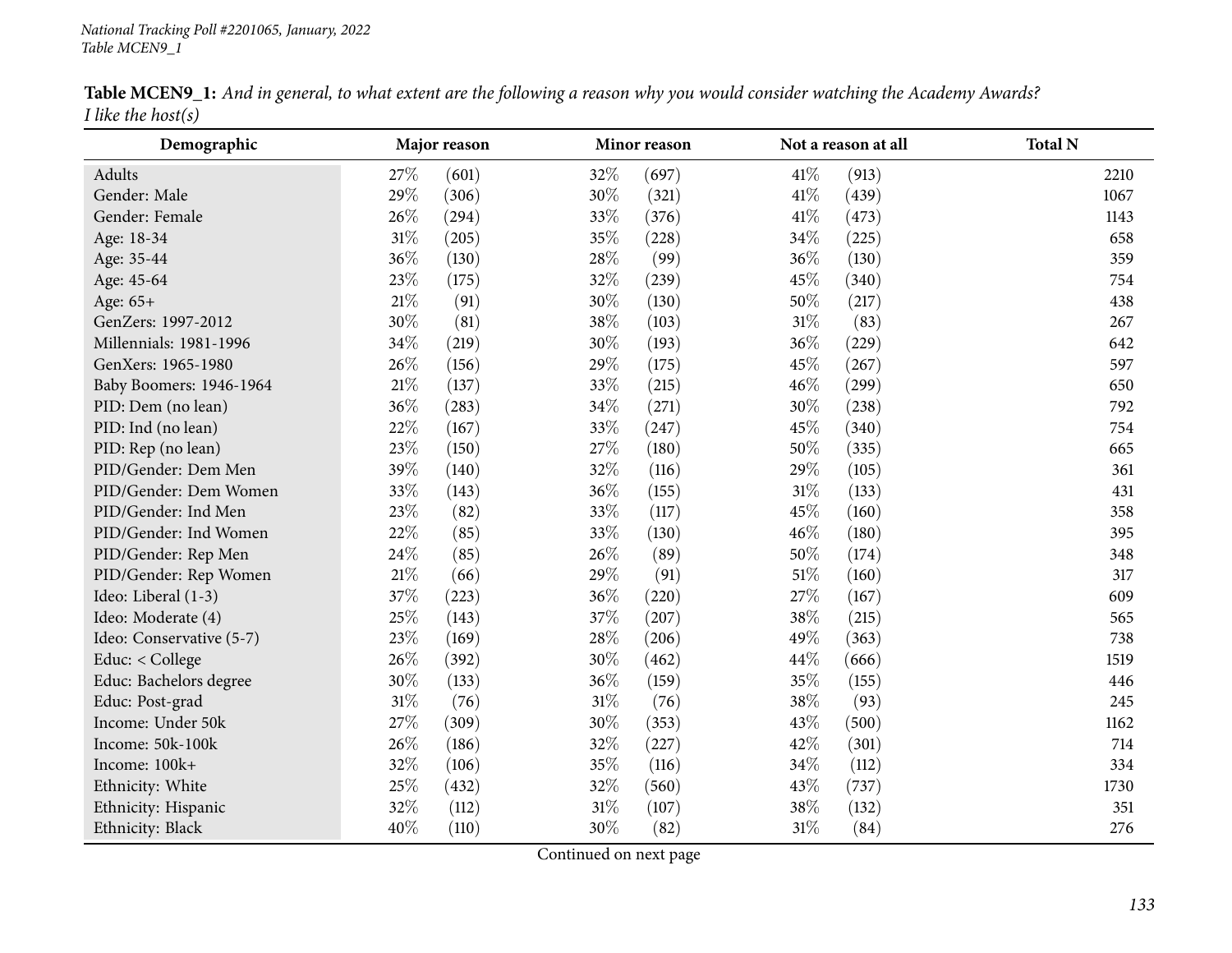**Table MCEN9_1:** *And in general, to what extent are the following a reason why you would consider watching the Academy Awards? I like the host(s)*

| Demographic | Major reason | | Minor reason | | Not a reason at all | | Total N |
|---|---|---|---|---|---|---|---|
| Adults | 27% | (601) | 32% | (697) | 41% | (913) | 2210 |
| Gender: Male | 29% | (306) | 30% | (321) | 41% | (439) | 1067 |
| Gender: Female | 26% | (294) | 33% | (376) | 41% | (473) | 1143 |
| Age: 18-34 | 31% | (205) | 35% | (228) | 34% | (225) | 658 |
| Age: 35-44 | 36% | (130) | 28% | (99) | 36% | (130) | 359 |
| Age: 45-64 | 23% | (175) | 32% | (239) | 45% | (340) | 754 |
| Age: 65+ | 21% | (91) | 30% | (130) | 50% | (217) | 438 |
| GenZers: 1997-2012 | 30% | (81) | 38% | (103) | 31% | (83) | 267 |
| Millennials: 1981-1996 | 34% | (219) | 30% | (193) | 36% | (229) | 642 |
| GenXers: 1965-1980 | 26% | (156) | 29% | (175) | 45% | (267) | 597 |
| Baby Boomers: 1946-1964 | 21% | (137) | 33% | (215) | 46% | (299) | 650 |
| PID: Dem (no lean) | 36% | (283) | 34% | (271) | 30% | (238) | 792 |
| PID: Ind (no lean) | 22% | (167) | 33% | (247) | 45% | (340) | 754 |
| PID: Rep (no lean) | 23% | (150) | 27% | (180) | 50% | (335) | 665 |
| PID/Gender: Dem Men | 39% | (140) | 32% | (116) | 29% | (105) | 361 |
| PID/Gender: Dem Women | 33% | (143) | 36% | (155) | 31% | (133) | 431 |
| PID/Gender: Ind Men | 23% | (82) | 33% | (117) | 45% | (160) | 358 |
| PID/Gender: Ind Women | 22% | (85) | 33% | (130) | 46% | (180) | 395 |
| PID/Gender: Rep Men | 24% | (85) | 26% | (89) | 50% | (174) | 348 |
| PID/Gender: Rep Women | 21% | (66) | 29% | (91) | 51% | (160) | 317 |
| Ideo: Liberal (1-3) | 37% | (223) | 36% | (220) | 27% | (167) | 609 |
| Ideo: Moderate (4) | 25% | (143) | 37% | (207) | 38% | (215) | 565 |
| Ideo: Conservative (5-7) | 23% | (169) | 28% | (206) | 49% | (363) | 738 |
| Educ: < College | 26% | (392) | 30% | (462) | 44% | (666) | 1519 |
| Educ: Bachelors degree | 30% | (133) | 36% | (159) | 35% | (155) | 446 |
| Educ: Post-grad | 31% | (76) | 31% | (76) | 38% | (93) | 245 |
| Income: Under 50k | 27% | (309) | 30% | (353) | 43% | (500) | 1162 |
| Income: 50k-100k | 26% | (186) | 32% | (227) | 42% | (301) | 714 |
| Income: 100k+ | 32% | (106) | 35% | (116) | 34% | (112) | 334 |
| Ethnicity: White | 25% | (432) | 32% | (560) | 43% | (737) | 1730 |
| Ethnicity: Hispanic | 32% | (112) | 31% | (107) | 38% | (132) | 351 |
| Ethnicity: Black | 40% | (110) | 30% | (82) | 31% | (84) | 276 |

Continued on next page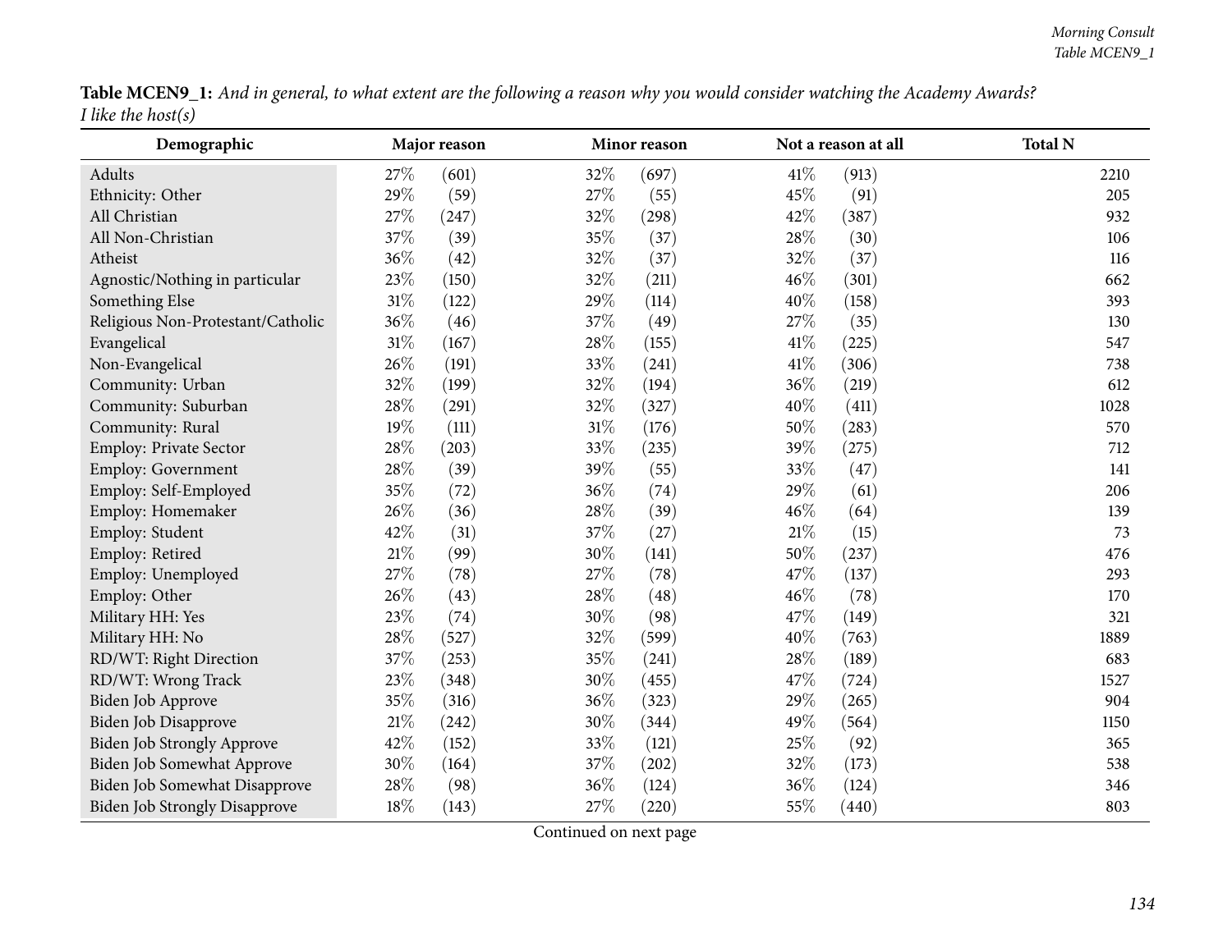**Table MCEN9_1:** *And in general, to what extent are the following a reason why you would consider watching the Academy Awards? I like the host(s)*

| Demographic | Major reason | | Minor reason | | Not a reason at all | | Total N |
|---|---|---|---|---|---|---|---|
| Adults | 27% | (601) | 32% | (697) | 41% | (913) | 2210 |
| Ethnicity: Other | 29% | (59) | 27% | (55) | 45% | (91) | 205 |
| All Christian | 27% | (247) | 32% | (298) | 42% | (387) | 932 |
| All Non-Christian | 37% | (39) | 35% | (37) | 28% | (30) | 106 |
| Atheist | 36% | (42) | 32% | (37) | 32% | (37) | 116 |
| Agnostic/Nothing in particular | 23% | (150) | 32% | (211) | 46% | (301) | 662 |
| Something Else | 31% | (122) | 29% | (114) | 40% | (158) | 393 |
| Religious Non-Protestant/Catholic | 36% | (46) | 37% | (49) | 27% | (35) | 130 |
| Evangelical | 31% | (167) | 28% | (155) | 41% | (225) | 547 |
| Non-Evangelical | 26% | (191) | 33% | (241) | 41% | (306) | 738 |
| Community: Urban | 32% | (199) | 32% | (194) | 36% | (219) | 612 |
| Community: Suburban | 28% | (291) | 32% | (327) | 40% | (411) | 1028 |
| Community: Rural | 19% | (111) | 31% | (176) | 50% | (283) | 570 |
| Employ: Private Sector | 28% | (203) | 33% | (235) | 39% | (275) | 712 |
| Employ: Government | 28% | (39) | 39% | (55) | 33% | (47) | 141 |
| Employ: Self-Employed | 35% | (72) | 36% | (74) | 29% | (61) | 206 |
| Employ: Homemaker | 26% | (36) | 28% | (39) | 46% | (64) | 139 |
| Employ: Student | 42% | (31) | 37% | (27) | 21% | (15) | 73 |
| Employ: Retired | 21% | (99) | 30% | (141) | 50% | (237) | 476 |
| Employ: Unemployed | 27% | (78) | 27% | (78) | 47% | (137) | 293 |
| Employ: Other | 26% | (43) | 28% | (48) | 46% | (78) | 170 |
| Military HH: Yes | 23% | (74) | 30% | (98) | 47% | (149) | 321 |
| Military HH: No | 28% | (527) | 32% | (599) | 40% | (763) | 1889 |
| RD/WT: Right Direction | 37% | (253) | 35% | (241) | 28% | (189) | 683 |
| RD/WT: Wrong Track | 23% | (348) | 30% | (455) | 47% | (724) | 1527 |
| Biden Job Approve | 35% | (316) | 36% | (323) | 29% | (265) | 904 |
| Biden Job Disapprove | 21% | (242) | 30% | (344) | 49% | (564) | 1150 |
| Biden Job Strongly Approve | 42% | (152) | 33% | (121) | 25% | (92) | 365 |
| Biden Job Somewhat Approve | 30% | (164) | 37% | (202) | 32% | (173) | 538 |
| Biden Job Somewhat Disapprove | 28% | (98) | 36% | (124) | 36% | (124) | 346 |
| Biden Job Strongly Disapprove | 18% | (143) | 27% | (220) | 55% | (440) | 803 |

Continued on next page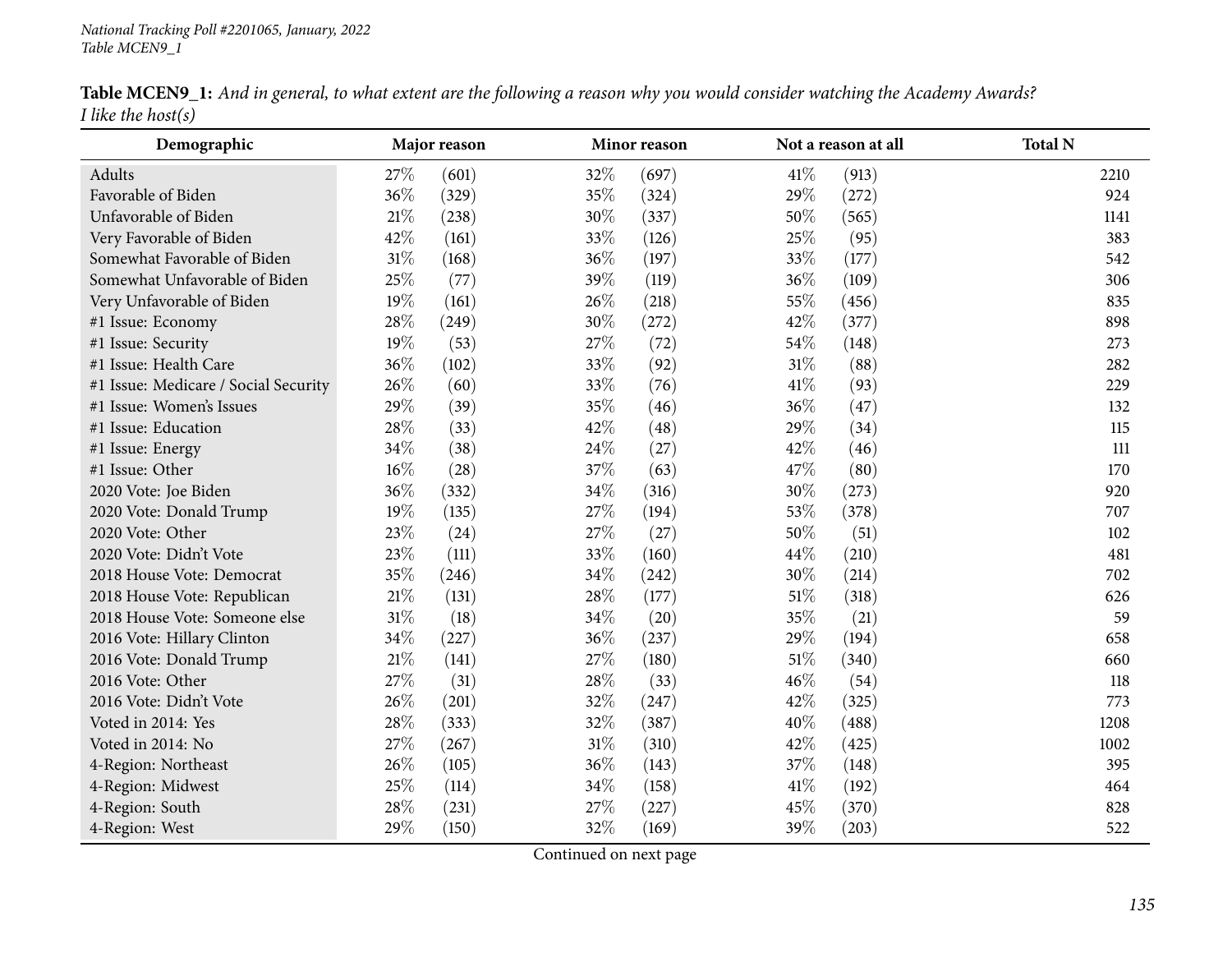**Table MCEN9_1:** *And in general, to what extent are the following a reason why you would consider watching the Academy Awards? I like the host(s)*

| Demographic | Major reason | | Minor reason | | Not a reason at all | | Total N |
|---|---|---|---|---|---|---|---|
| Adults | 27% | (601) | 32% | (697) | 41% | (913) | 2210 |
| Favorable of Biden | 36% | (329) | 35% | (324) | 29% | (272) | 924 |
| Unfavorable of Biden | 21% | (238) | 30% | (337) | 50% | (565) | 1141 |
| Very Favorable of Biden | 42% | (161) | 33% | (126) | 25% | (95) | 383 |
| Somewhat Favorable of Biden | 31% | (168) | 36% | (197) | 33% | (177) | 542 |
| Somewhat Unfavorable of Biden | 25% | (77) | 39% | (119) | 36% | (109) | 306 |
| Very Unfavorable of Biden | 19% | (161) | 26% | (218) | 55% | (456) | 835 |
| #1 Issue: Economy | 28% | (249) | 30% | (272) | 42% | (377) | 898 |
| #1 Issue: Security | 19% | (53) | 27% | (72) | 54% | (148) | 273 |
| #1 Issue: Health Care | 36% | (102) | 33% | (92) | 31% | (88) | 282 |
| #1 Issue: Medicare / Social Security | 26% | (60) | 33% | (76) | 41% | (93) | 229 |
| #1 Issue: Women's Issues | 29% | (39) | 35% | (46) | 36% | (47) | 132 |
| #1 Issue: Education | 28% | (33) | 42% | (48) | 29% | (34) | 115 |
| #1 Issue: Energy | 34% | (38) | 24% | (27) | 42% | (46) | 111 |
| #1 Issue: Other | 16% | (28) | 37% | (63) | 47% | (80) | 170 |
| 2020 Vote: Joe Biden | 36% | (332) | 34% | (316) | 30% | (273) | 920 |
| 2020 Vote: Donald Trump | 19% | (135) | 27% | (194) | 53% | (378) | 707 |
| 2020 Vote: Other | 23% | (24) | 27% | (27) | 50% | (51) | 102 |
| 2020 Vote: Didn't Vote | 23% | (111) | 33% | (160) | 44% | (210) | 481 |
| 2018 House Vote: Democrat | 35% | (246) | 34% | (242) | 30% | (214) | 702 |
| 2018 House Vote: Republican | 21% | (131) | 28% | (177) | 51% | (318) | 626 |
| 2018 House Vote: Someone else | 31% | (18) | 34% | (20) | 35% | (21) | 59 |
| 2016 Vote: Hillary Clinton | 34% | (227) | 36% | (237) | 29% | (194) | 658 |
| 2016 Vote: Donald Trump | 21% | (141) | 27% | (180) | 51% | (340) | 660 |
| 2016 Vote: Other | 27% | (31) | 28% | (33) | 46% | (54) | 118 |
| 2016 Vote: Didn't Vote | 26% | (201) | 32% | (247) | 42% | (325) | 773 |
| Voted in 2014: Yes | 28% | (333) | 32% | (387) | 40% | (488) | 1208 |
| Voted in 2014: No | 27% | (267) | 31% | (310) | 42% | (425) | 1002 |
| 4-Region: Northeast | 26% | (105) | 36% | (143) | 37% | (148) | 395 |
| 4-Region: Midwest | 25% | (114) | 34% | (158) | 41% | (192) | 464 |
| 4-Region: South | 28% | (231) | 27% | (227) | 45% | (370) | 828 |
| 4-Region: West | 29% | (150) | 32% | (169) | 39% | (203) | 522 |

Continued on next page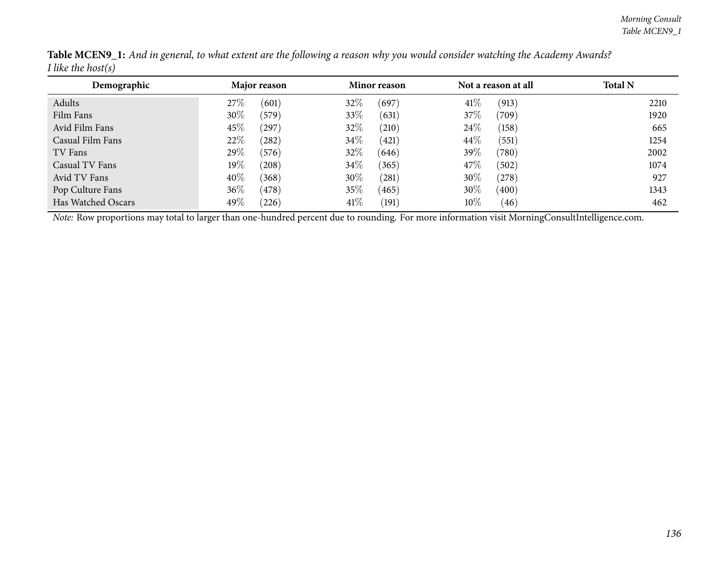**Table MCEN9_1:** *And in general, to what extent are the following a reason why you would consider watching the Academy Awards? I like the host(s)*

| Demographic | Major reason | | Minor reason | | Not a reason at all | | Total N |
|---|---|---|---|---|---|---|---|
| Adults | 27% | (601) | 32% | (697) | 41% | (913) | 2210 |
| Film Fans | 30% | (579) | 33% | (631) | 37% | (709) | 1920 |
| Avid Film Fans | 45% | (297) | 32% | (210) | 24% | (158) | 665 |
| Casual Film Fans | 22% | (282) | 34% | (421) | 44% | (551) | 1254 |
| TV Fans | 29% | (576) | 32% | (646) | 39% | (780) | 2002 |
| Casual TV Fans | 19% | (208) | 34% | (365) | 47% | (502) | 1074 |
| Avid TV Fans | 40% | (368) | 30% | (281) | 30% | (278) | 927 |
| Pop Culture Fans | 36% | (478) | 35% | (465) | 30% | (400) | 1343 |
| Has Watched Oscars | 49% | (226) | 41% | (191) | 10% | (46) | 462 |

*Note:* Row proportions may total to larger than one-hundred percent due to rounding. For more information visit MorningConsultIntelligence.com.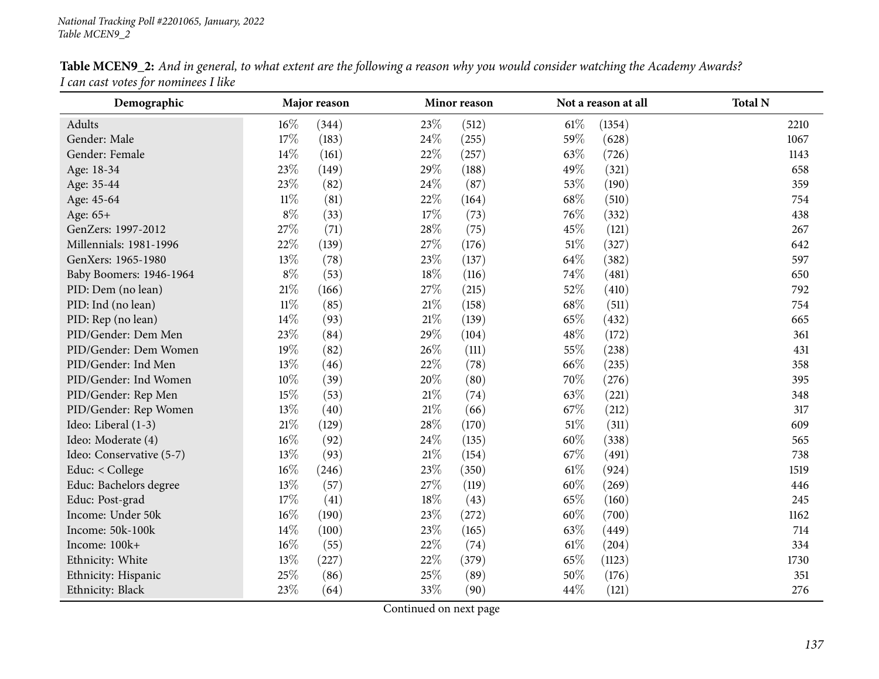**Table MCEN9_2:** *And in general, to what extent are the following a reason why you would consider watching the Academy Awards? I can cast votes for nominees I like*

| Demographic | Major reason | | Minor reason | | Not a reason at all | | Total N |
|---|---|---|---|---|---|---|---|
| Adults | 16% | (344) | 23% | (512) | 61% | (1354) | 2210 |
| Gender: Male | 17% | (183) | 24% | (255) | 59% | (628) | 1067 |
| Gender: Female | 14% | (161) | 22% | (257) | 63% | (726) | 1143 |
| Age: 18-34 | 23% | (149) | 29% | (188) | 49% | (321) | 658 |
| Age: 35-44 | 23% | (82) | 24% | (87) | 53% | (190) | 359 |
| Age: 45-64 | 11% | (81) | 22% | (164) | 68% | (510) | 754 |
| Age: 65+ | 8% | (33) | 17% | (73) | 76% | (332) | 438 |
| GenZers: 1997-2012 | 27% | (71) | 28% | (75) | 45% | (121) | 267 |
| Millennials: 1981-1996 | 22% | (139) | 27% | (176) | 51% | (327) | 642 |
| GenXers: 1965-1980 | 13% | (78) | 23% | (137) | 64% | (382) | 597 |
| Baby Boomers: 1946-1964 | 8% | (53) | 18% | (116) | 74% | (481) | 650 |
| PID: Dem (no lean) | 21% | (166) | 27% | (215) | 52% | (410) | 792 |
| PID: Ind (no lean) | 11% | (85) | 21% | (158) | 68% | (511) | 754 |
| PID: Rep (no lean) | 14% | (93) | 21% | (139) | 65% | (432) | 665 |
| PID/Gender: Dem Men | 23% | (84) | 29% | (104) | 48% | (172) | 361 |
| PID/Gender: Dem Women | 19% | (82) | 26% | (111) | 55% | (238) | 431 |
| PID/Gender: Ind Men | 13% | (46) | 22% | (78) | 66% | (235) | 358 |
| PID/Gender: Ind Women | 10% | (39) | 20% | (80) | 70% | (276) | 395 |
| PID/Gender: Rep Men | 15% | (53) | 21% | (74) | 63% | (221) | 348 |
| PID/Gender: Rep Women | 13% | (40) | 21% | (66) | 67% | (212) | 317 |
| Ideo: Liberal (1-3) | 21% | (129) | 28% | (170) | 51% | (311) | 609 |
| Ideo: Moderate (4) | 16% | (92) | 24% | (135) | 60% | (338) | 565 |
| Ideo: Conservative (5-7) | 13% | (93) | 21% | (154) | 67% | (491) | 738 |
| Educ: < College | 16% | (246) | 23% | (350) | 61% | (924) | 1519 |
| Educ: Bachelors degree | 13% | (57) | 27% | (119) | 60% | (269) | 446 |
| Educ: Post-grad | 17% | (41) | 18% | (43) | 65% | (160) | 245 |
| Income: Under 50k | 16% | (190) | 23% | (272) | 60% | (700) | 1162 |
| Income: 50k-100k | 14% | (100) | 23% | (165) | 63% | (449) | 714 |
| Income: 100k+ | 16% | (55) | 22% | (74) | 61% | (204) | 334 |
| Ethnicity: White | 13% | (227) | 22% | (379) | 65% | (1123) | 1730 |
| Ethnicity: Hispanic | 25% | (86) | 25% | (89) | 50% | (176) | 351 |
| Ethnicity: Black | 23% | (64) | 33% | (90) | 44% | (121) | 276 |

Continued on next page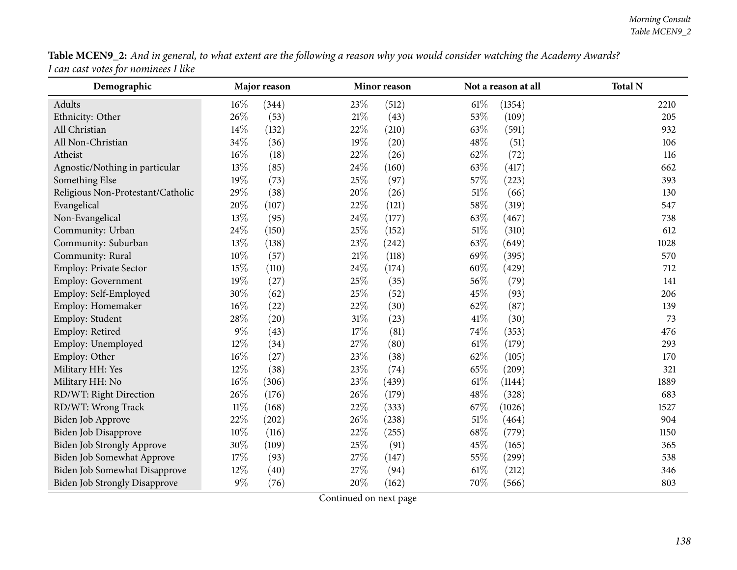**Table MCEN9_2:** *And in general, to what extent are the following a reason why you would consider watching the Academy Awards? I can cast votes for nominees I like*

| Demographic | Major reason | | Minor reason | | Not a reason at all | | Total N |
|---|---|---|---|---|---|---|---|
| Adults | 16% | (344) | 23% | (512) | 61% | (1354) | 2210 |
| Ethnicity: Other | 26% | (53) | 21% | (43) | 53% | (109) | 205 |
| All Christian | 14% | (132) | 22% | (210) | 63% | (591) | 932 |
| All Non-Christian | 34% | (36) | 19% | (20) | 48% | (51) | 106 |
| Atheist | 16% | (18) | 22% | (26) | 62% | (72) | 116 |
| Agnostic/Nothing in particular | 13% | (85) | 24% | (160) | 63% | (417) | 662 |
| Something Else | 19% | (73) | 25% | (97) | 57% | (223) | 393 |
| Religious Non-Protestant/Catholic | 29% | (38) | 20% | (26) | 51% | (66) | 130 |
| Evangelical | 20% | (107) | 22% | (121) | 58% | (319) | 547 |
| Non-Evangelical | 13% | (95) | 24% | (177) | 63% | (467) | 738 |
| Community: Urban | 24% | (150) | 25% | (152) | 51% | (310) | 612 |
| Community: Suburban | 13% | (138) | 23% | (242) | 63% | (649) | 1028 |
| Community: Rural | 10% | (57) | 21% | (118) | 69% | (395) | 570 |
| Employ: Private Sector | 15% | (110) | 24% | (174) | 60% | (429) | 712 |
| Employ: Government | 19% | (27) | 25% | (35) | 56% | (79) | 141 |
| Employ: Self-Employed | 30% | (62) | 25% | (52) | 45% | (93) | 206 |
| Employ: Homemaker | 16% | (22) | 22% | (30) | 62% | (87) | 139 |
| Employ: Student | 28% | (20) | 31% | (23) | 41% | (30) | 73 |
| Employ: Retired | 9% | (43) | 17% | (81) | 74% | (353) | 476 |
| Employ: Unemployed | 12% | (34) | 27% | (80) | 61% | (179) | 293 |
| Employ: Other | 16% | (27) | 23% | (38) | 62% | (105) | 170 |
| Military HH: Yes | 12% | (38) | 23% | (74) | 65% | (209) | 321 |
| Military HH: No | 16% | (306) | 23% | (439) | 61% | (1144) | 1889 |
| RD/WT: Right Direction | 26% | (176) | 26% | (179) | 48% | (328) | 683 |
| RD/WT: Wrong Track | 11% | (168) | 22% | (333) | 67% | (1026) | 1527 |
| Biden Job Approve | 22% | (202) | 26% | (238) | 51% | (464) | 904 |
| Biden Job Disapprove | 10% | (116) | 22% | (255) | 68% | (779) | 1150 |
| Biden Job Strongly Approve | 30% | (109) | 25% | (91) | 45% | (165) | 365 |
| Biden Job Somewhat Approve | 17% | (93) | 27% | (147) | 55% | (299) | 538 |
| Biden Job Somewhat Disapprove | 12% | (40) | 27% | (94) | 61% | (212) | 346 |
| Biden Job Strongly Disapprove | 9% | (76) | 20% | (162) | 70% | (566) | 803 |

Continued on next page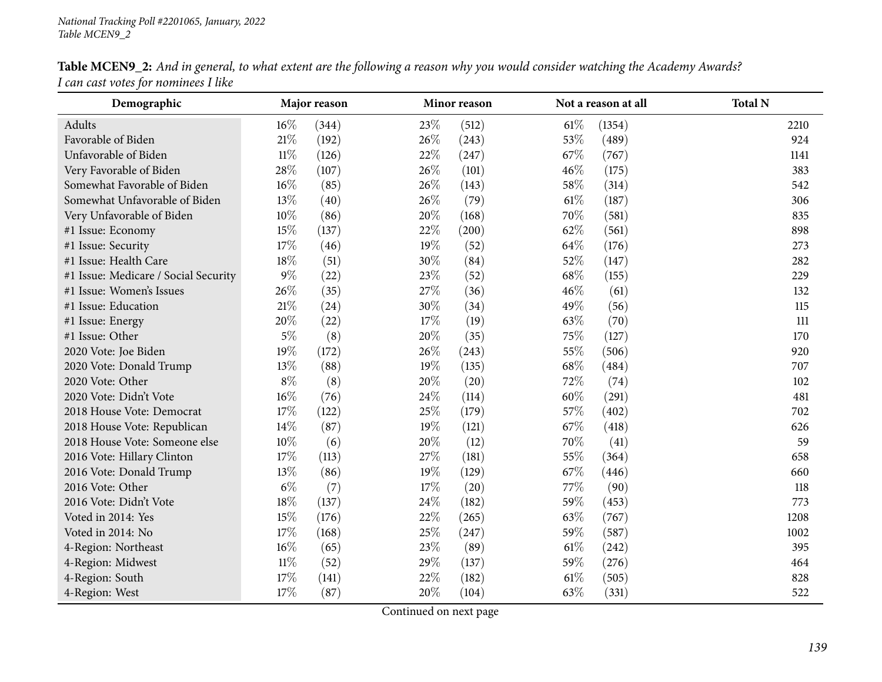**Table MCEN9_2:** *And in general, to what extent are the following a reason why you would consider watching the Academy Awards? I can cast votes for nominees I like*

| Demographic | Major reason | | Minor reason | | Not a reason at all | | Total N |
|---|---|---|---|---|---|---|---|
| Adults | 16% | (344) | 23% | (512) | 61% | (1354) | 2210 |
| Favorable of Biden | 21% | (192) | 26% | (243) | 53% | (489) | 924 |
| Unfavorable of Biden | 11% | (126) | 22% | (247) | 67% | (767) | 1141 |
| Very Favorable of Biden | 28% | (107) | 26% | (101) | 46% | (175) | 383 |
| Somewhat Favorable of Biden | 16% | (85) | 26% | (143) | 58% | (314) | 542 |
| Somewhat Unfavorable of Biden | 13% | (40) | 26% | (79) | 61% | (187) | 306 |
| Very Unfavorable of Biden | 10% | (86) | 20% | (168) | 70% | (581) | 835 |
| #1 Issue: Economy | 15% | (137) | 22% | (200) | 62% | (561) | 898 |
| #1 Issue: Security | 17% | (46) | 19% | (52) | 64% | (176) | 273 |
| #1 Issue: Health Care | 18% | (51) | 30% | (84) | 52% | (147) | 282 |
| #1 Issue: Medicare / Social Security | 9% | (22) | 23% | (52) | 68% | (155) | 229 |
| #1 Issue: Women's Issues | 26% | (35) | 27% | (36) | 46% | (61) | 132 |
| #1 Issue: Education | 21% | (24) | 30% | (34) | 49% | (56) | 115 |
| #1 Issue: Energy | 20% | (22) | 17% | (19) | 63% | (70) | 111 |
| #1 Issue: Other | 5% | (8) | 20% | (35) | 75% | (127) | 170 |
| 2020 Vote: Joe Biden | 19% | (172) | 26% | (243) | 55% | (506) | 920 |
| 2020 Vote: Donald Trump | 13% | (88) | 19% | (135) | 68% | (484) | 707 |
| 2020 Vote: Other | 8% | (8) | 20% | (20) | 72% | (74) | 102 |
| 2020 Vote: Didn't Vote | 16% | (76) | 24% | (114) | 60% | (291) | 481 |
| 2018 House Vote: Democrat | 17% | (122) | 25% | (179) | 57% | (402) | 702 |
| 2018 House Vote: Republican | 14% | (87) | 19% | (121) | 67% | (418) | 626 |
| 2018 House Vote: Someone else | 10% | (6) | 20% | (12) | 70% | (41) | 59 |
| 2016 Vote: Hillary Clinton | 17% | (113) | 27% | (181) | 55% | (364) | 658 |
| 2016 Vote: Donald Trump | 13% | (86) | 19% | (129) | 67% | (446) | 660 |
| 2016 Vote: Other | 6% | (7) | 17% | (20) | 77% | (90) | 118 |
| 2016 Vote: Didn't Vote | 18% | (137) | 24% | (182) | 59% | (453) | 773 |
| Voted in 2014: Yes | 15% | (176) | 22% | (265) | 63% | (767) | 1208 |
| Voted in 2014: No | 17% | (168) | 25% | (247) | 59% | (587) | 1002 |
| 4-Region: Northeast | 16% | (65) | 23% | (89) | 61% | (242) | 395 |
| 4-Region: Midwest | 11% | (52) | 29% | (137) | 59% | (276) | 464 |
| 4-Region: South | 17% | (141) | 22% | (182) | 61% | (505) | 828 |
| 4-Region: West | 17% | (87) | 20% | (104) | 63% | (331) | 522 |

Continued on next page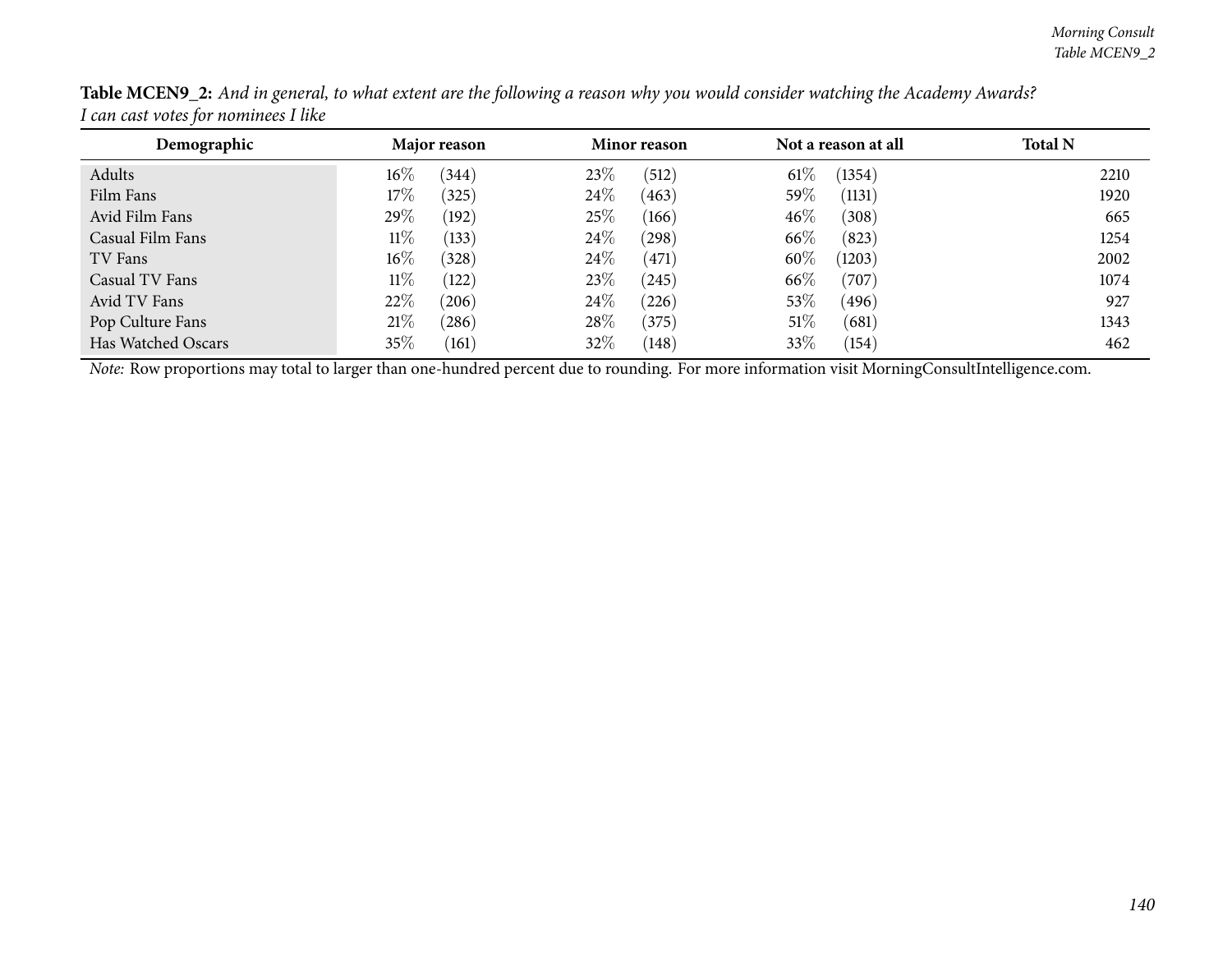**Table MCEN9_2:** *And in general, to what extent are the following a reason why you would consider watching the Academy Awards? I can cast votes for nominees I like*

| Demographic | Major reason | | Minor reason | | Not a reason at all | | Total N |
|---|---|---|---|---|---|---|---|
| Adults | 16% | (344) | 23% | (512) | 61% | (1354) | 2210 |
| Film Fans | 17% | (325) | 24% | (463) | 59% | (1131) | 1920 |
| Avid Film Fans | 29% | (192) | 25% | (166) | 46% | (308) | 665 |
| Casual Film Fans | 11% | (133) | 24% | (298) | 66% | (823) | 1254 |
| TV Fans | 16% | (328) | 24% | (471) | 60% | (1203) | 2002 |
| Casual TV Fans | 11% | (122) | 23% | (245) | 66% | (707) | 1074 |
| Avid TV Fans | 22% | (206) | 24% | (226) | 53% | (496) | 927 |
| Pop Culture Fans | 21% | (286) | 28% | (375) | 51% | (681) | 1343 |
| Has Watched Oscars | 35% | (161) | 32% | (148) | 33% | (154) | 462 |

*Note:* Row proportions may total to larger than one-hundred percent due to rounding. For more information visit MorningConsultIntelligence.com.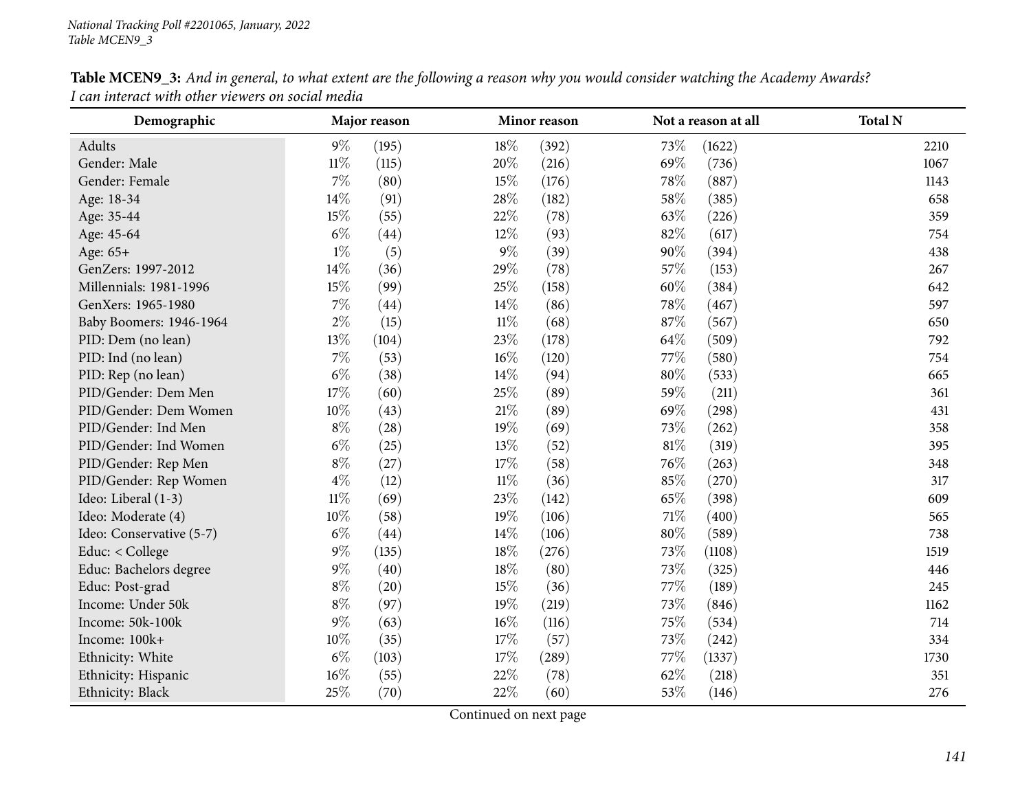**Table MCEN9_3:** *And in general, to what extent are the following a reason why you would consider watching the Academy Awards? I can interact with other viewers on social media*

| Demographic | Major reason | | Minor reason | | Not a reason at all | | Total N |
|---|---|---|---|---|---|---|---|
| Adults | 9% | (195) | 18% | (392) | 73% | (1622) | 2210 |
| Gender: Male | 11% | (115) | 20% | (216) | 69% | (736) | 1067 |
| Gender: Female | 7% | (80) | 15% | (176) | 78% | (887) | 1143 |
| Age: 18-34 | 14% | (91) | 28% | (182) | 58% | (385) | 658 |
| Age: 35-44 | 15% | (55) | 22% | (78) | 63% | (226) | 359 |
| Age: 45-64 | 6% | (44) | 12% | (93) | 82% | (617) | 754 |
| Age: 65+ | 1% | (5) | 9% | (39) | 90% | (394) | 438 |
| GenZers: 1997-2012 | 14% | (36) | 29% | (78) | 57% | (153) | 267 |
| Millennials: 1981-1996 | 15% | (99) | 25% | (158) | 60% | (384) | 642 |
| GenXers: 1965-1980 | 7% | (44) | 14% | (86) | 78% | (467) | 597 |
| Baby Boomers: 1946-1964 | 2% | (15) | 11% | (68) | 87% | (567) | 650 |
| PID: Dem (no lean) | 13% | (104) | 23% | (178) | 64% | (509) | 792 |
| PID: Ind (no lean) | 7% | (53) | 16% | (120) | 77% | (580) | 754 |
| PID: Rep (no lean) | 6% | (38) | 14% | (94) | 80% | (533) | 665 |
| PID/Gender: Dem Men | 17% | (60) | 25% | (89) | 59% | (211) | 361 |
| PID/Gender: Dem Women | 10% | (43) | 21% | (89) | 69% | (298) | 431 |
| PID/Gender: Ind Men | 8% | (28) | 19% | (69) | 73% | (262) | 358 |
| PID/Gender: Ind Women | 6% | (25) | 13% | (52) | 81% | (319) | 395 |
| PID/Gender: Rep Men | 8% | (27) | 17% | (58) | 76% | (263) | 348 |
| PID/Gender: Rep Women | 4% | (12) | 11% | (36) | 85% | (270) | 317 |
| Ideo: Liberal (1-3) | 11% | (69) | 23% | (142) | 65% | (398) | 609 |
| Ideo: Moderate (4) | 10% | (58) | 19% | (106) | 71% | (400) | 565 |
| Ideo: Conservative (5-7) | 6% | (44) | 14% | (106) | 80% | (589) | 738 |
| Educ: < College | 9% | (135) | 18% | (276) | 73% | (1108) | 1519 |
| Educ: Bachelors degree | 9% | (40) | 18% | (80) | 73% | (325) | 446 |
| Educ: Post-grad | 8% | (20) | 15% | (36) | 77% | (189) | 245 |
| Income: Under 50k | 8% | (97) | 19% | (219) | 73% | (846) | 1162 |
| Income: 50k-100k | 9% | (63) | 16% | (116) | 75% | (534) | 714 |
| Income: 100k+ | 10% | (35) | 17% | (57) | 73% | (242) | 334 |
| Ethnicity: White | 6% | (103) | 17% | (289) | 77% | (1337) | 1730 |
| Ethnicity: Hispanic | 16% | (55) | 22% | (78) | 62% | (218) | 351 |
| Ethnicity: Black | 25% | (70) | 22% | (60) | 53% | (146) | 276 |

Continued on next page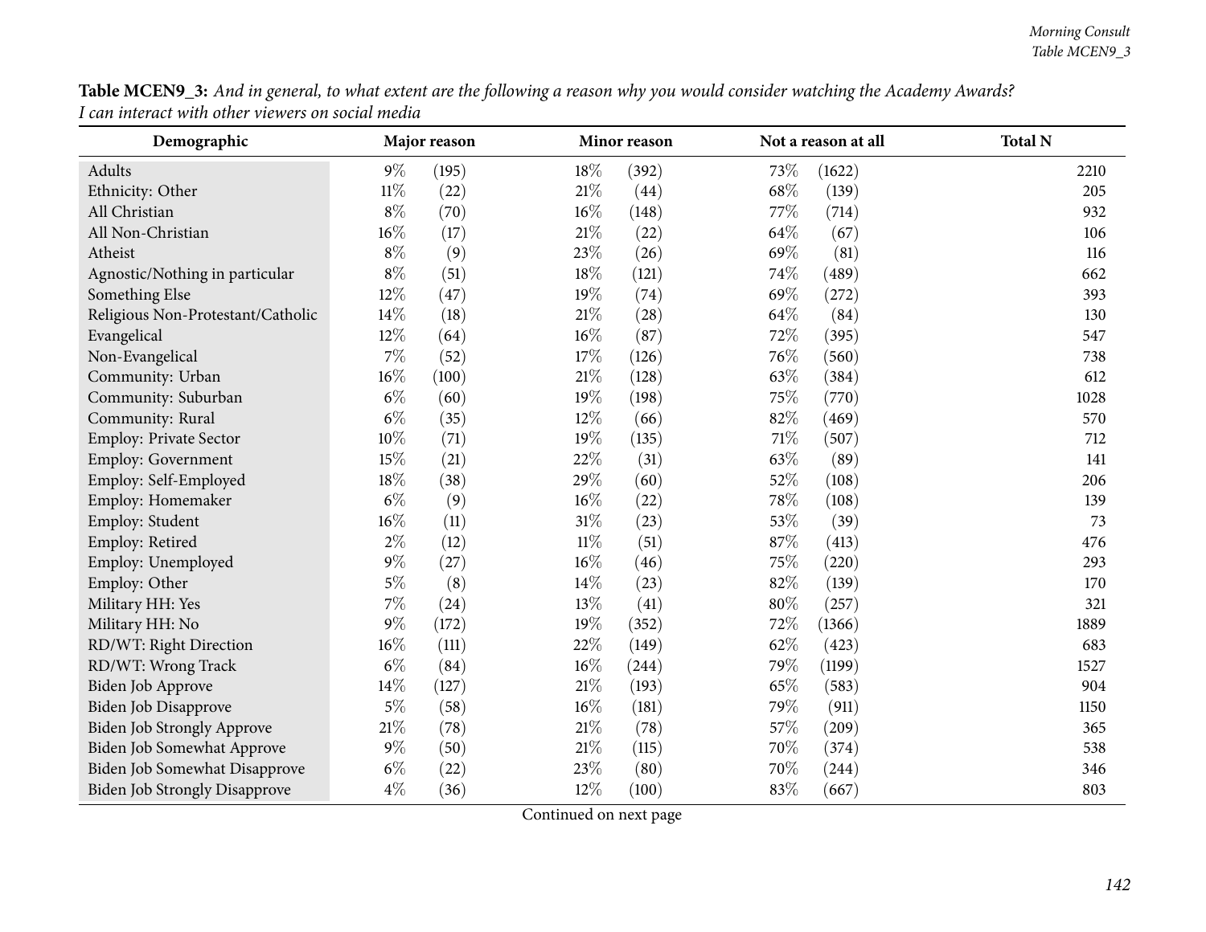**Table MCEN9_3:** *And in general, to what extent are the following a reason why you would consider watching the Academy Awards? I can interact with other viewers on social media*

| Demographic | Major reason | | Minor reason | | Not a reason at all | | Total N |
|---|---|---|---|---|---|---|---|
| Adults | 9% | (195) | 18% | (392) | 73% | (1622) | 2210 |
| Ethnicity: Other | 11% | (22) | 21% | (44) | 68% | (139) | 205 |
| All Christian | 8% | (70) | 16% | (148) | 77% | (714) | 932 |
| All Non-Christian | 16% | (17) | 21% | (22) | 64% | (67) | 106 |
| Atheist | 8% | (9) | 23% | (26) | 69% | (81) | 116 |
| Agnostic/Nothing in particular | 8% | (51) | 18% | (121) | 74% | (489) | 662 |
| Something Else | 12% | (47) | 19% | (74) | 69% | (272) | 393 |
| Religious Non-Protestant/Catholic | 14% | (18) | 21% | (28) | 64% | (84) | 130 |
| Evangelical | 12% | (64) | 16% | (87) | 72% | (395) | 547 |
| Non-Evangelical | 7% | (52) | 17% | (126) | 76% | (560) | 738 |
| Community: Urban | 16% | (100) | 21% | (128) | 63% | (384) | 612 |
| Community: Suburban | 6% | (60) | 19% | (198) | 75% | (770) | 1028 |
| Community: Rural | 6% | (35) | 12% | (66) | 82% | (469) | 570 |
| Employ: Private Sector | 10% | (71) | 19% | (135) | 71% | (507) | 712 |
| Employ: Government | 15% | (21) | 22% | (31) | 63% | (89) | 141 |
| Employ: Self-Employed | 18% | (38) | 29% | (60) | 52% | (108) | 206 |
| Employ: Homemaker | 6% | (9) | 16% | (22) | 78% | (108) | 139 |
| Employ: Student | 16% | (11) | 31% | (23) | 53% | (39) | 73 |
| Employ: Retired | 2% | (12) | 11% | (51) | 87% | (413) | 476 |
| Employ: Unemployed | 9% | (27) | 16% | (46) | 75% | (220) | 293 |
| Employ: Other | 5% | (8) | 14% | (23) | 82% | (139) | 170 |
| Military HH: Yes | 7% | (24) | 13% | (41) | 80% | (257) | 321 |
| Military HH: No | 9% | (172) | 19% | (352) | 72% | (1366) | 1889 |
| RD/WT: Right Direction | 16% | (111) | 22% | (149) | 62% | (423) | 683 |
| RD/WT: Wrong Track | 6% | (84) | 16% | (244) | 79% | (1199) | 1527 |
| Biden Job Approve | 14% | (127) | 21% | (193) | 65% | (583) | 904 |
| Biden Job Disapprove | 5% | (58) | 16% | (181) | 79% | (911) | 1150 |
| Biden Job Strongly Approve | 21% | (78) | 21% | (78) | 57% | (209) | 365 |
| Biden Job Somewhat Approve | 9% | (50) | 21% | (115) | 70% | (374) | 538 |
| Biden Job Somewhat Disapprove | 6% | (22) | 23% | (80) | 70% | (244) | 346 |
| Biden Job Strongly Disapprove | 4% | (36) | 12% | (100) | 83% | (667) | 803 |

Continued on next page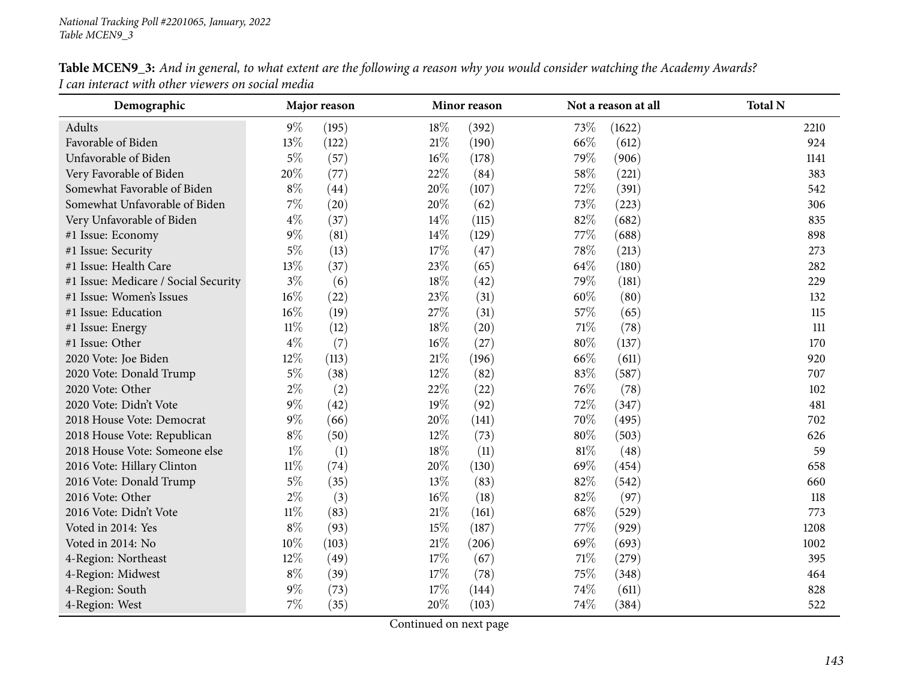**Table MCEN9_3:** *And in general, to what extent are the following a reason why you would consider watching the Academy Awards? I can interact with other viewers on social media*

| Demographic | Major reason | | Minor reason | | Not a reason at all | | Total N |
|---|---|---|---|---|---|---|---|
| Adults | 9% | (195) | 18% | (392) | 73% | (1622) | 2210 |
| Favorable of Biden | 13% | (122) | 21% | (190) | 66% | (612) | 924 |
| Unfavorable of Biden | 5% | (57) | 16% | (178) | 79% | (906) | 1141 |
| Very Favorable of Biden | 20% | (77) | 22% | (84) | 58% | (221) | 383 |
| Somewhat Favorable of Biden | 8% | (44) | 20% | (107) | 72% | (391) | 542 |
| Somewhat Unfavorable of Biden | 7% | (20) | 20% | (62) | 73% | (223) | 306 |
| Very Unfavorable of Biden | 4% | (37) | 14% | (115) | 82% | (682) | 835 |
| #1 Issue: Economy | 9% | (81) | 14% | (129) | 77% | (688) | 898 |
| #1 Issue: Security | 5% | (13) | 17% | (47) | 78% | (213) | 273 |
| #1 Issue: Health Care | 13% | (37) | 23% | (65) | 64% | (180) | 282 |
| #1 Issue: Medicare / Social Security | 3% | (6) | 18% | (42) | 79% | (181) | 229 |
| #1 Issue: Women's Issues | 16% | (22) | 23% | (31) | 60% | (80) | 132 |
| #1 Issue: Education | 16% | (19) | 27% | (31) | 57% | (65) | 115 |
| #1 Issue: Energy | 11% | (12) | 18% | (20) | 71% | (78) | 111 |
| #1 Issue: Other | 4% | (7) | 16% | (27) | 80% | (137) | 170 |
| 2020 Vote: Joe Biden | 12% | (113) | 21% | (196) | 66% | (611) | 920 |
| 2020 Vote: Donald Trump | 5% | (38) | 12% | (82) | 83% | (587) | 707 |
| 2020 Vote: Other | 2% | (2) | 22% | (22) | 76% | (78) | 102 |
| 2020 Vote: Didn't Vote | 9% | (42) | 19% | (92) | 72% | (347) | 481 |
| 2018 House Vote: Democrat | 9% | (66) | 20% | (141) | 70% | (495) | 702 |
| 2018 House Vote: Republican | 8% | (50) | 12% | (73) | 80% | (503) | 626 |
| 2018 House Vote: Someone else | 1% | (1) | 18% | (11) | 81% | (48) | 59 |
| 2016 Vote: Hillary Clinton | 11% | (74) | 20% | (130) | 69% | (454) | 658 |
| 2016 Vote: Donald Trump | 5% | (35) | 13% | (83) | 82% | (542) | 660 |
| 2016 Vote: Other | 2% | (3) | 16% | (18) | 82% | (97) | 118 |
| 2016 Vote: Didn't Vote | 11% | (83) | 21% | (161) | 68% | (529) | 773 |
| Voted in 2014: Yes | 8% | (93) | 15% | (187) | 77% | (929) | 1208 |
| Voted in 2014: No | 10% | (103) | 21% | (206) | 69% | (693) | 1002 |
| 4-Region: Northeast | 12% | (49) | 17% | (67) | 71% | (279) | 395 |
| 4-Region: Midwest | 8% | (39) | 17% | (78) | 75% | (348) | 464 |
| 4-Region: South | 9% | (73) | 17% | (144) | 74% | (611) | 828 |
| 4-Region: West | 7% | (35) | 20% | (103) | 74% | (384) | 522 |

Continued on next page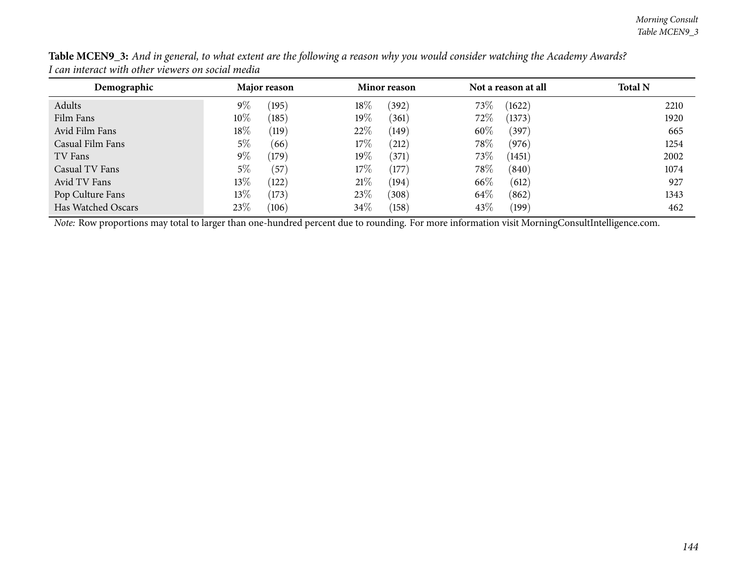**Table MCEN9_3:** *And in general, to what extent are the following a reason why you would consider watching the Academy Awards?*
*I can interact with other viewers on social media*

| Demographic | Major reason | | Minor reason | | Not a reason at all | | Total N |
|---|---|---|---|---|---|---|---|
| Adults | 9% | (195) | 18% | (392) | 73% | (1622) | 2210 |
| Film Fans | 10% | (185) | 19% | (361) | 72% | (1373) | 1920 |
| Avid Film Fans | 18% | (119) | 22% | (149) | 60% | (397) | 665 |
| Casual Film Fans | 5% | (66) | 17% | (212) | 78% | (976) | 1254 |
| TV Fans | 9% | (179) | 19% | (371) | 73% | (1451) | 2002 |
| Casual TV Fans | 5% | (57) | 17% | (177) | 78% | (840) | 1074 |
| Avid TV Fans | 13% | (122) | 21% | (194) | 66% | (612) | 927 |
| Pop Culture Fans | 13% | (173) | 23% | (308) | 64% | (862) | 1343 |
| Has Watched Oscars | 23% | (106) | 34% | (158) | 43% | (199) | 462 |

*Note:* Row proportions may total to larger than one-hundred percent due to rounding. For more information visit MorningConsultIntelligence.com.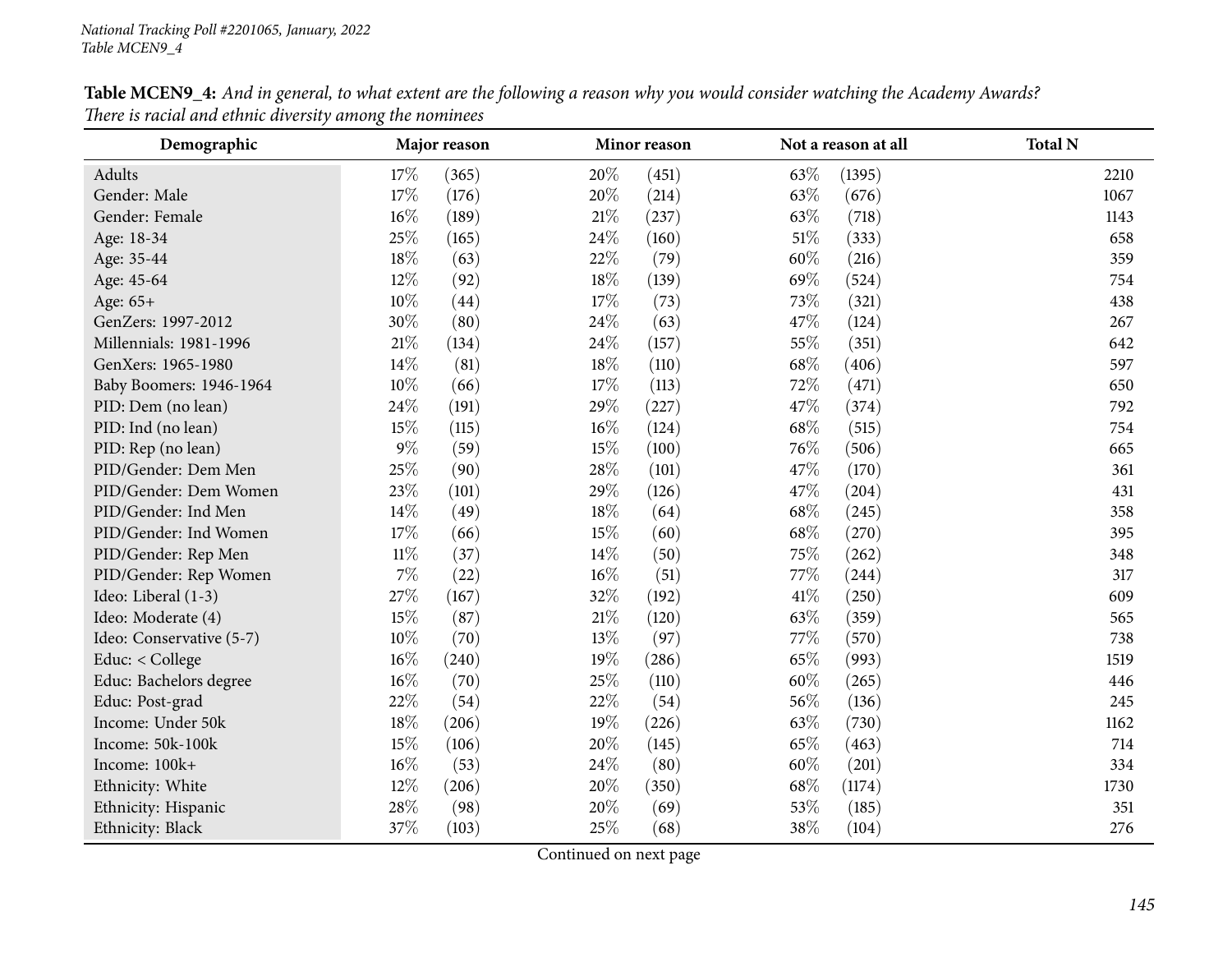**Table MCEN9_4:** *And in general, to what extent are the following a reason why you would consider watching the Academy Awards? There is racial and ethnic diversity among the nominees*

| Demographic | Major reason | | Minor reason | | Not a reason at all | | Total N |
|---|---|---|---|---|---|---|---|
| Adults | 17% | (365) | 20% | (451) | 63% | (1395) | 2210 |
| Gender: Male | 17% | (176) | 20% | (214) | 63% | (676) | 1067 |
| Gender: Female | 16% | (189) | 21% | (237) | 63% | (718) | 1143 |
| Age: 18-34 | 25% | (165) | 24% | (160) | 51% | (333) | 658 |
| Age: 35-44 | 18% | (63) | 22% | (79) | 60% | (216) | 359 |
| Age: 45-64 | 12% | (92) | 18% | (139) | 69% | (524) | 754 |
| Age: 65+ | 10% | (44) | 17% | (73) | 73% | (321) | 438 |
| GenZers: 1997-2012 | 30% | (80) | 24% | (63) | 47% | (124) | 267 |
| Millennials: 1981-1996 | 21% | (134) | 24% | (157) | 55% | (351) | 642 |
| GenXers: 1965-1980 | 14% | (81) | 18% | (110) | 68% | (406) | 597 |
| Baby Boomers: 1946-1964 | 10% | (66) | 17% | (113) | 72% | (471) | 650 |
| PID: Dem (no lean) | 24% | (191) | 29% | (227) | 47% | (374) | 792 |
| PID: Ind (no lean) | 15% | (115) | 16% | (124) | 68% | (515) | 754 |
| PID: Rep (no lean) | 9% | (59) | 15% | (100) | 76% | (506) | 665 |
| PID/Gender: Dem Men | 25% | (90) | 28% | (101) | 47% | (170) | 361 |
| PID/Gender: Dem Women | 23% | (101) | 29% | (126) | 47% | (204) | 431 |
| PID/Gender: Ind Men | 14% | (49) | 18% | (64) | 68% | (245) | 358 |
| PID/Gender: Ind Women | 17% | (66) | 15% | (60) | 68% | (270) | 395 |
| PID/Gender: Rep Men | 11% | (37) | 14% | (50) | 75% | (262) | 348 |
| PID/Gender: Rep Women | 7% | (22) | 16% | (51) | 77% | (244) | 317 |
| Ideo: Liberal (1-3) | 27% | (167) | 32% | (192) | 41% | (250) | 609 |
| Ideo: Moderate (4) | 15% | (87) | 21% | (120) | 63% | (359) | 565 |
| Ideo: Conservative (5-7) | 10% | (70) | 13% | (97) | 77% | (570) | 738 |
| Educ: < College | 16% | (240) | 19% | (286) | 65% | (993) | 1519 |
| Educ: Bachelors degree | 16% | (70) | 25% | (110) | 60% | (265) | 446 |
| Educ: Post-grad | 22% | (54) | 22% | (54) | 56% | (136) | 245 |
| Income: Under 50k | 18% | (206) | 19% | (226) | 63% | (730) | 1162 |
| Income: 50k-100k | 15% | (106) | 20% | (145) | 65% | (463) | 714 |
| Income: 100k+ | 16% | (53) | 24% | (80) | 60% | (201) | 334 |
| Ethnicity: White | 12% | (206) | 20% | (350) | 68% | (1174) | 1730 |
| Ethnicity: Hispanic | 28% | (98) | 20% | (69) | 53% | (185) | 351 |
| Ethnicity: Black | 37% | (103) | 25% | (68) | 38% | (104) | 276 |

Continued on next page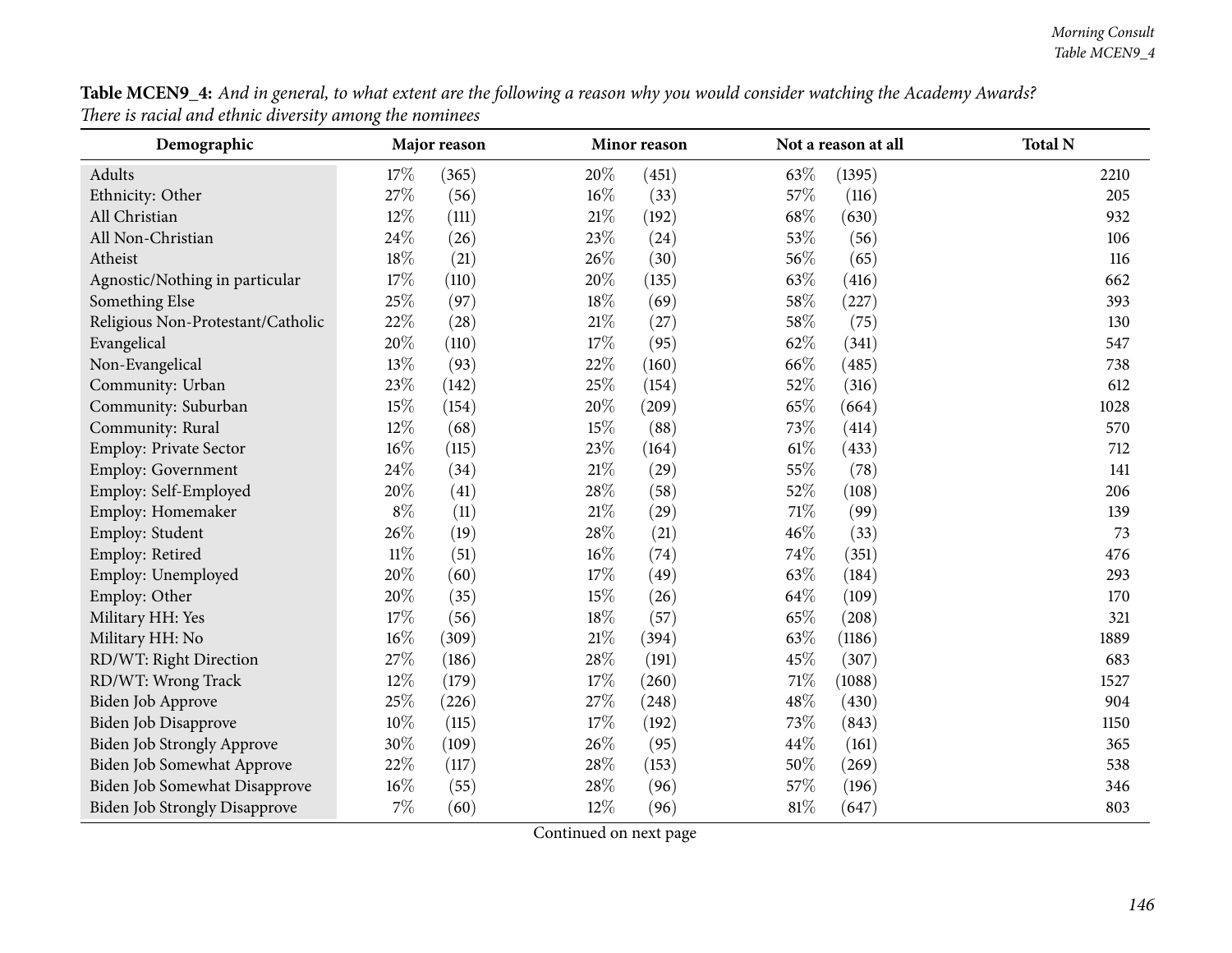**Table MCEN9_4:** *And in general, to what extent are the following a reason why you would consider watching the Academy Awards? There is racial and ethnic diversity among the nominees*

| Demographic | Major reason | | Minor reason | | Not a reason at all | | Total N |
|---|---|---|---|---|---|---|---|
| Adults | 17% | (365) | 20% | (451) | 63% | (1395) | 2210 |
| Ethnicity: Other | 27% | (56) | 16% | (33) | 57% | (116) | 205 |
| All Christian | 12% | (111) | 21% | (192) | 68% | (630) | 932 |
| All Non-Christian | 24% | (26) | 23% | (24) | 53% | (56) | 106 |
| Atheist | 18% | (21) | 26% | (30) | 56% | (65) | 116 |
| Agnostic/Nothing in particular | 17% | (110) | 20% | (135) | 63% | (416) | 662 |
| Something Else | 25% | (97) | 18% | (69) | 58% | (227) | 393 |
| Religious Non-Protestant/Catholic | 22% | (28) | 21% | (27) | 58% | (75) | 130 |
| Evangelical | 20% | (110) | 17% | (95) | 62% | (341) | 547 |
| Non-Evangelical | 13% | (93) | 22% | (160) | 66% | (485) | 738 |
| Community: Urban | 23% | (142) | 25% | (154) | 52% | (316) | 612 |
| Community: Suburban | 15% | (154) | 20% | (209) | 65% | (664) | 1028 |
| Community: Rural | 12% | (68) | 15% | (88) | 73% | (414) | 570 |
| Employ: Private Sector | 16% | (115) | 23% | (164) | 61% | (433) | 712 |
| Employ: Government | 24% | (34) | 21% | (29) | 55% | (78) | 141 |
| Employ: Self-Employed | 20% | (41) | 28% | (58) | 52% | (108) | 206 |
| Employ: Homemaker | 8% | (11) | 21% | (29) | 71% | (99) | 139 |
| Employ: Student | 26% | (19) | 28% | (21) | 46% | (33) | 73 |
| Employ: Retired | 11% | (51) | 16% | (74) | 74% | (351) | 476 |
| Employ: Unemployed | 20% | (60) | 17% | (49) | 63% | (184) | 293 |
| Employ: Other | 20% | (35) | 15% | (26) | 64% | (109) | 170 |
| Military HH: Yes | 17% | (56) | 18% | (57) | 65% | (208) | 321 |
| Military HH: No | 16% | (309) | 21% | (394) | 63% | (1186) | 1889 |
| RD/WT: Right Direction | 27% | (186) | 28% | (191) | 45% | (307) | 683 |
| RD/WT: Wrong Track | 12% | (179) | 17% | (260) | 71% | (1088) | 1527 |
| Biden Job Approve | 25% | (226) | 27% | (248) | 48% | (430) | 904 |
| Biden Job Disapprove | 10% | (115) | 17% | (192) | 73% | (843) | 1150 |
| Biden Job Strongly Approve | 30% | (109) | 26% | (95) | 44% | (161) | 365 |
| Biden Job Somewhat Approve | 22% | (117) | 28% | (153) | 50% | (269) | 538 |
| Biden Job Somewhat Disapprove | 16% | (55) | 28% | (96) | 57% | (196) | 346 |
| Biden Job Strongly Disapprove | 7% | (60) | 12% | (96) | 81% | (647) | 803 |

Continued on next page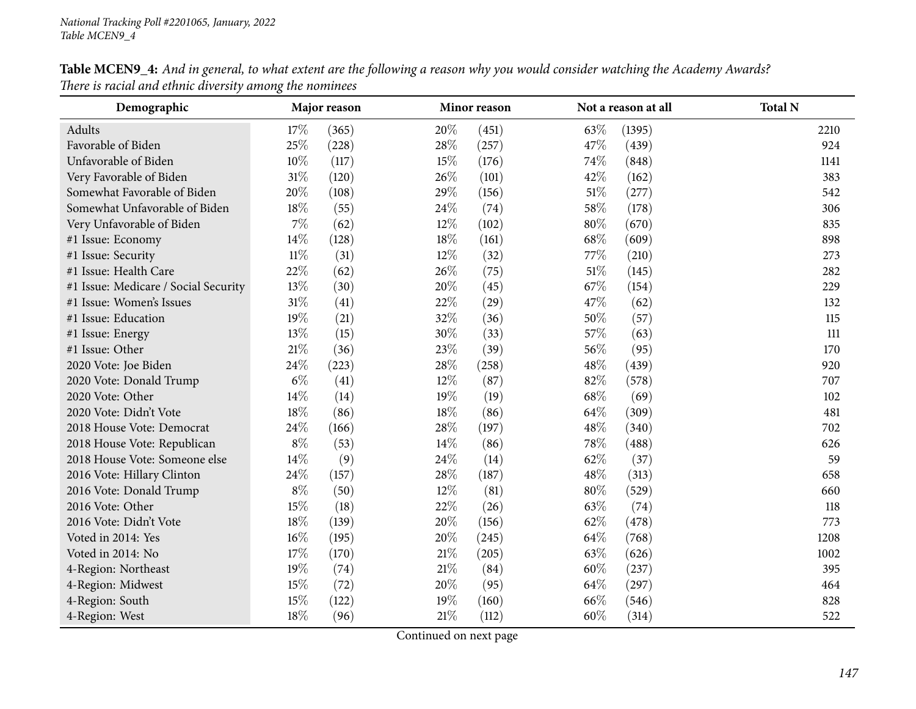**Table MCEN9_4:** *And in general, to what extent are the following a reason why you would consider watching the Academy Awards? There is racial and ethnic diversity among the nominees*

| Demographic | Major reason | | Minor reason | | Not a reason at all | | Total N |
|---|---|---|---|---|---|---|---|
| Adults | 17% | (365) | 20% | (451) | 63% | (1395) | 2210 |
| Favorable of Biden | 25% | (228) | 28% | (257) | 47% | (439) | 924 |
| Unfavorable of Biden | 10% | (117) | 15% | (176) | 74% | (848) | 1141 |
| Very Favorable of Biden | 31% | (120) | 26% | (101) | 42% | (162) | 383 |
| Somewhat Favorable of Biden | 20% | (108) | 29% | (156) | 51% | (277) | 542 |
| Somewhat Unfavorable of Biden | 18% | (55) | 24% | (74) | 58% | (178) | 306 |
| Very Unfavorable of Biden | 7% | (62) | 12% | (102) | 80% | (670) | 835 |
| #1 Issue: Economy | 14% | (128) | 18% | (161) | 68% | (609) | 898 |
| #1 Issue: Security | 11% | (31) | 12% | (32) | 77% | (210) | 273 |
| #1 Issue: Health Care | 22% | (62) | 26% | (75) | 51% | (145) | 282 |
| #1 Issue: Medicare / Social Security | 13% | (30) | 20% | (45) | 67% | (154) | 229 |
| #1 Issue: Women's Issues | 31% | (41) | 22% | (29) | 47% | (62) | 132 |
| #1 Issue: Education | 19% | (21) | 32% | (36) | 50% | (57) | 115 |
| #1 Issue: Energy | 13% | (15) | 30% | (33) | 57% | (63) | 111 |
| #1 Issue: Other | 21% | (36) | 23% | (39) | 56% | (95) | 170 |
| 2020 Vote: Joe Biden | 24% | (223) | 28% | (258) | 48% | (439) | 920 |
| 2020 Vote: Donald Trump | 6% | (41) | 12% | (87) | 82% | (578) | 707 |
| 2020 Vote: Other | 14% | (14) | 19% | (19) | 68% | (69) | 102 |
| 2020 Vote: Didn't Vote | 18% | (86) | 18% | (86) | 64% | (309) | 481 |
| 2018 House Vote: Democrat | 24% | (166) | 28% | (197) | 48% | (340) | 702 |
| 2018 House Vote: Republican | 8% | (53) | 14% | (86) | 78% | (488) | 626 |
| 2018 House Vote: Someone else | 14% | (9) | 24% | (14) | 62% | (37) | 59 |
| 2016 Vote: Hillary Clinton | 24% | (157) | 28% | (187) | 48% | (313) | 658 |
| 2016 Vote: Donald Trump | 8% | (50) | 12% | (81) | 80% | (529) | 660 |
| 2016 Vote: Other | 15% | (18) | 22% | (26) | 63% | (74) | 118 |
| 2016 Vote: Didn't Vote | 18% | (139) | 20% | (156) | 62% | (478) | 773 |
| Voted in 2014: Yes | 16% | (195) | 20% | (245) | 64% | (768) | 1208 |
| Voted in 2014: No | 17% | (170) | 21% | (205) | 63% | (626) | 1002 |
| 4-Region: Northeast | 19% | (74) | 21% | (84) | 60% | (237) | 395 |
| 4-Region: Midwest | 15% | (72) | 20% | (95) | 64% | (297) | 464 |
| 4-Region: South | 15% | (122) | 19% | (160) | 66% | (546) | 828 |
| 4-Region: West | 18% | (96) | 21% | (112) | 60% | (314) | 522 |

Continued on next page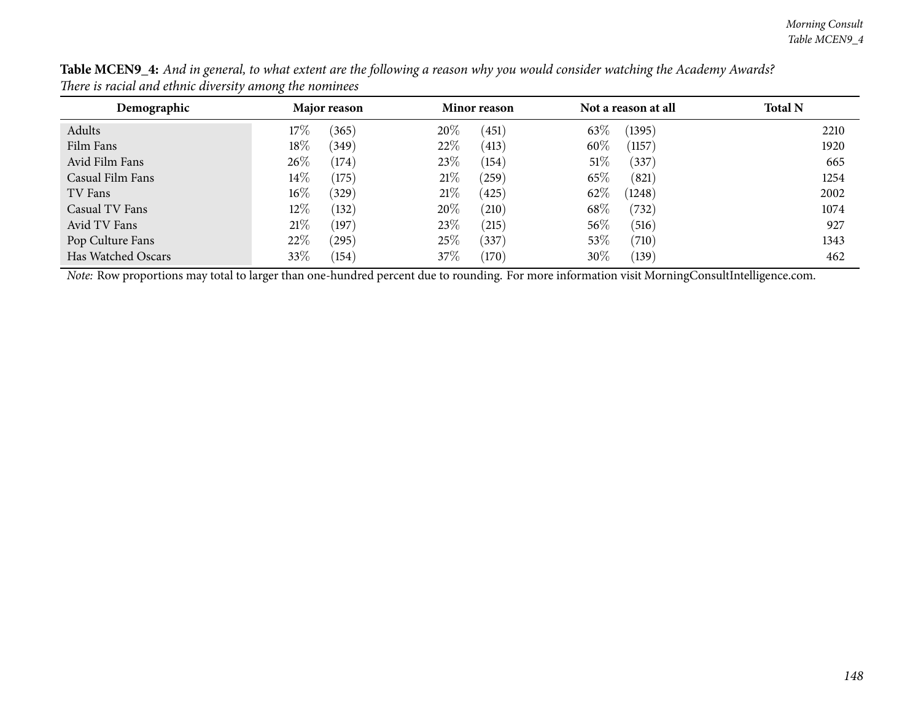**Table MCEN9_4:** *And in general, to what extent are the following a reason why you would consider watching the Academy Awards? There is racial and ethnic diversity among the nominees*

| Demographic | Major reason | | Minor reason | | Not a reason at all | | Total N |
|---|---|---|---|---|---|---|---|
| Adults | 17% | (365) | 20% | (451) | 63% | (1395) | 2210 |
| Film Fans | 18% | (349) | 22% | (413) | 60% | (1157) | 1920 |
| Avid Film Fans | 26% | (174) | 23% | (154) | 51% | (337) | 665 |
| Casual Film Fans | 14% | (175) | 21% | (259) | 65% | (821) | 1254 |
| TV Fans | 16% | (329) | 21% | (425) | 62% | (1248) | 2002 |
| Casual TV Fans | 12% | (132) | 20% | (210) | 68% | (732) | 1074 |
| Avid TV Fans | 21% | (197) | 23% | (215) | 56% | (516) | 927 |
| Pop Culture Fans | 22% | (295) | 25% | (337) | 53% | (710) | 1343 |
| Has Watched Oscars | 33% | (154) | 37% | (170) | 30% | (139) | 462 |

*Note:* Row proportions may total to larger than one-hundred percent due to rounding. For more information visit MorningConsultIntelligence.com.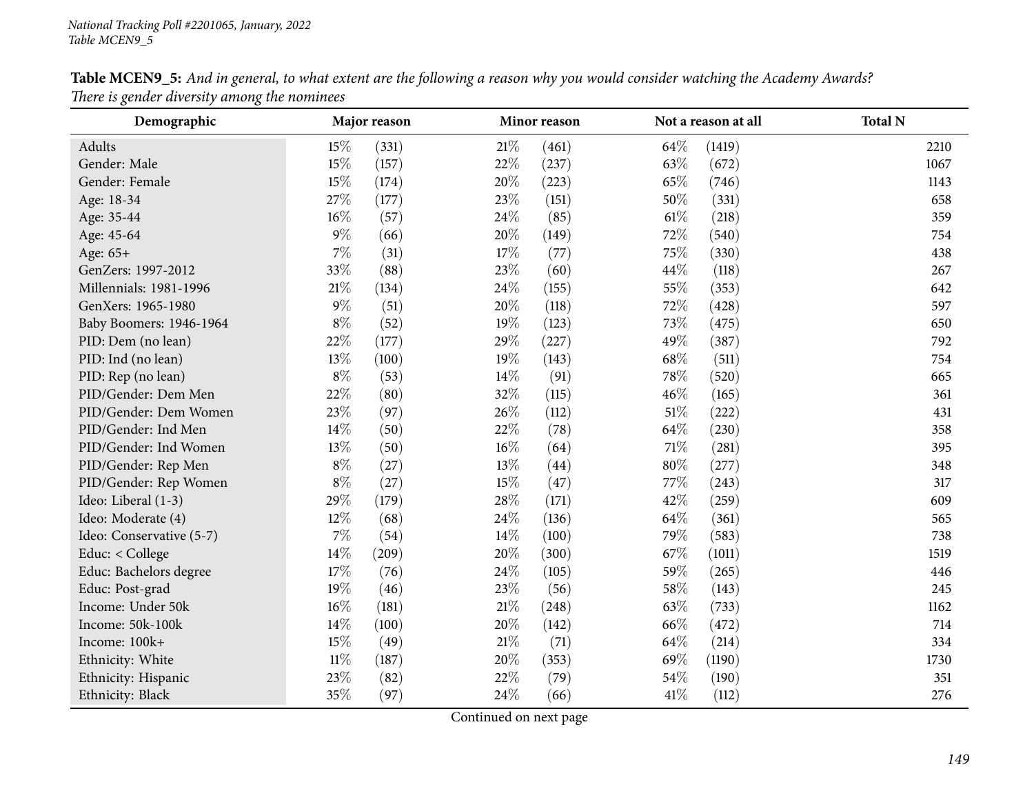**Table MCEN9_5:** *And in general, to what extent are the following a reason why you would consider watching the Academy Awards? There is gender diversity among the nominees*

| Demographic | Major reason | | Minor reason | | Not a reason at all | | Total N |
|---|---|---|---|---|---|---|---|
| Adults | 15% | (331) | 21% | (461) | 64% | (1419) | 2210 |
| Gender: Male | 15% | (157) | 22% | (237) | 63% | (672) | 1067 |
| Gender: Female | 15% | (174) | 20% | (223) | 65% | (746) | 1143 |
| Age: 18-34 | 27% | (177) | 23% | (151) | 50% | (331) | 658 |
| Age: 35-44 | 16% | (57) | 24% | (85) | 61% | (218) | 359 |
| Age: 45-64 | 9% | (66) | 20% | (149) | 72% | (540) | 754 |
| Age: 65+ | 7% | (31) | 17% | (77) | 75% | (330) | 438 |
| GenZers: 1997-2012 | 33% | (88) | 23% | (60) | 44% | (118) | 267 |
| Millennials: 1981-1996 | 21% | (134) | 24% | (155) | 55% | (353) | 642 |
| GenXers: 1965-1980 | 9% | (51) | 20% | (118) | 72% | (428) | 597 |
| Baby Boomers: 1946-1964 | 8% | (52) | 19% | (123) | 73% | (475) | 650 |
| PID: Dem (no lean) | 22% | (177) | 29% | (227) | 49% | (387) | 792 |
| PID: Ind (no lean) | 13% | (100) | 19% | (143) | 68% | (511) | 754 |
| PID: Rep (no lean) | 8% | (53) | 14% | (91) | 78% | (520) | 665 |
| PID/Gender: Dem Men | 22% | (80) | 32% | (115) | 46% | (165) | 361 |
| PID/Gender: Dem Women | 23% | (97) | 26% | (112) | 51% | (222) | 431 |
| PID/Gender: Ind Men | 14% | (50) | 22% | (78) | 64% | (230) | 358 |
| PID/Gender: Ind Women | 13% | (50) | 16% | (64) | 71% | (281) | 395 |
| PID/Gender: Rep Men | 8% | (27) | 13% | (44) | 80% | (277) | 348 |
| PID/Gender: Rep Women | 8% | (27) | 15% | (47) | 77% | (243) | 317 |
| Ideo: Liberal (1-3) | 29% | (179) | 28% | (171) | 42% | (259) | 609 |
| Ideo: Moderate (4) | 12% | (68) | 24% | (136) | 64% | (361) | 565 |
| Ideo: Conservative (5-7) | 7% | (54) | 14% | (100) | 79% | (583) | 738 |
| Educ: < College | 14% | (209) | 20% | (300) | 67% | (1011) | 1519 |
| Educ: Bachelors degree | 17% | (76) | 24% | (105) | 59% | (265) | 446 |
| Educ: Post-grad | 19% | (46) | 23% | (56) | 58% | (143) | 245 |
| Income: Under 50k | 16% | (181) | 21% | (248) | 63% | (733) | 1162 |
| Income: 50k-100k | 14% | (100) | 20% | (142) | 66% | (472) | 714 |
| Income: 100k+ | 15% | (49) | 21% | (71) | 64% | (214) | 334 |
| Ethnicity: White | 11% | (187) | 20% | (353) | 69% | (1190) | 1730 |
| Ethnicity: Hispanic | 23% | (82) | 22% | (79) | 54% | (190) | 351 |
| Ethnicity: Black | 35% | (97) | 24% | (66) | 41% | (112) | 276 |

Continued on next page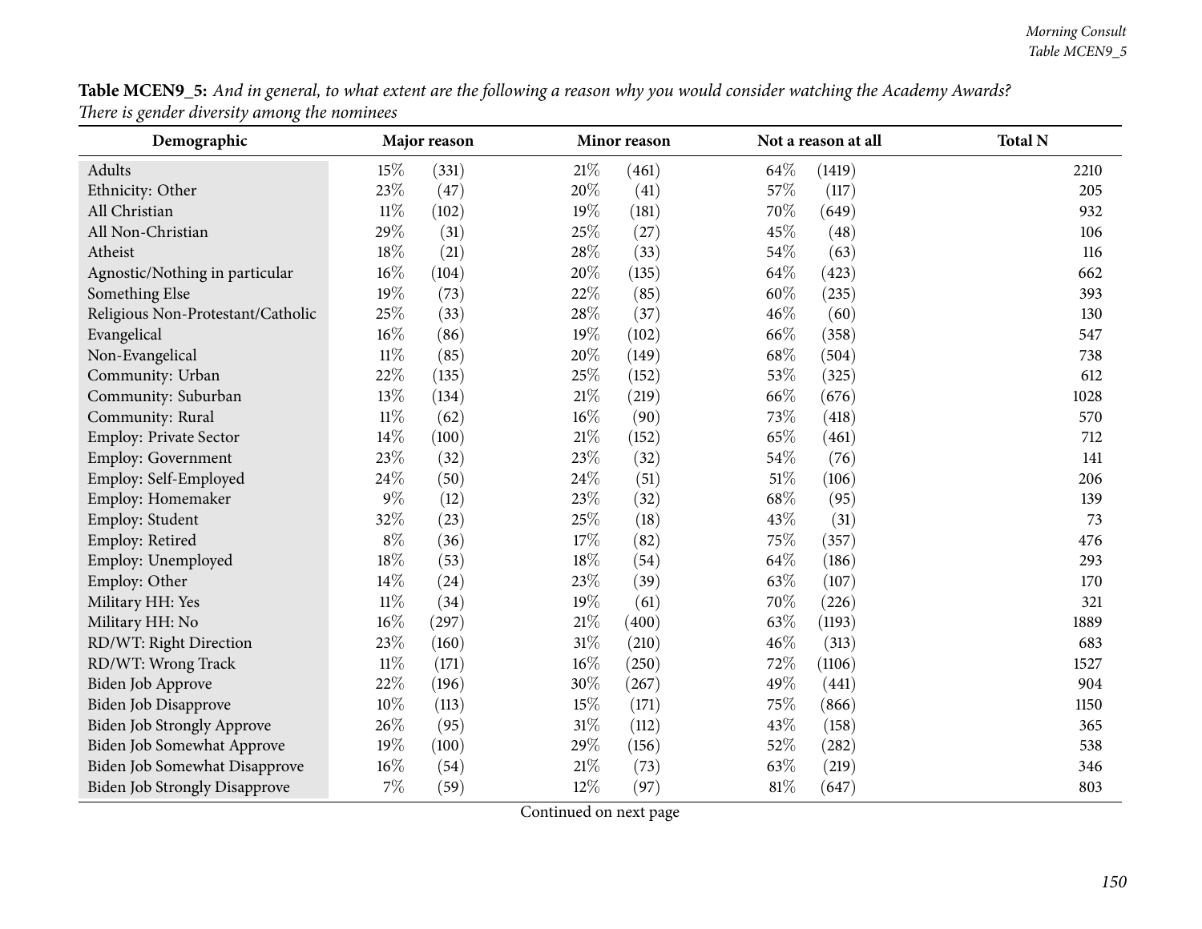**Table MCEN9_5:** *And in general, to what extent are the following a reason why you would consider watching the Academy Awards? There is gender diversity among the nominees*

| Demographic | Major reason | | Minor reason | | Not a reason at all | | Total N |
|---|---|---|---|---|---|---|---|
| Adults | 15% | (331) | 21% | (461) | 64% | (1419) | 2210 |
| Ethnicity: Other | 23% | (47) | 20% | (41) | 57% | (117) | 205 |
| All Christian | 11% | (102) | 19% | (181) | 70% | (649) | 932 |
| All Non-Christian | 29% | (31) | 25% | (27) | 45% | (48) | 106 |
| Atheist | 18% | (21) | 28% | (33) | 54% | (63) | 116 |
| Agnostic/Nothing in particular | 16% | (104) | 20% | (135) | 64% | (423) | 662 |
| Something Else | 19% | (73) | 22% | (85) | 60% | (235) | 393 |
| Religious Non-Protestant/Catholic | 25% | (33) | 28% | (37) | 46% | (60) | 130 |
| Evangelical | 16% | (86) | 19% | (102) | 66% | (358) | 547 |
| Non-Evangelical | 11% | (85) | 20% | (149) | 68% | (504) | 738 |
| Community: Urban | 22% | (135) | 25% | (152) | 53% | (325) | 612 |
| Community: Suburban | 13% | (134) | 21% | (219) | 66% | (676) | 1028 |
| Community: Rural | 11% | (62) | 16% | (90) | 73% | (418) | 570 |
| Employ: Private Sector | 14% | (100) | 21% | (152) | 65% | (461) | 712 |
| Employ: Government | 23% | (32) | 23% | (32) | 54% | (76) | 141 |
| Employ: Self-Employed | 24% | (50) | 24% | (51) | 51% | (106) | 206 |
| Employ: Homemaker | 9% | (12) | 23% | (32) | 68% | (95) | 139 |
| Employ: Student | 32% | (23) | 25% | (18) | 43% | (31) | 73 |
| Employ: Retired | 8% | (36) | 17% | (82) | 75% | (357) | 476 |
| Employ: Unemployed | 18% | (53) | 18% | (54) | 64% | (186) | 293 |
| Employ: Other | 14% | (24) | 23% | (39) | 63% | (107) | 170 |
| Military HH: Yes | 11% | (34) | 19% | (61) | 70% | (226) | 321 |
| Military HH: No | 16% | (297) | 21% | (400) | 63% | (1193) | 1889 |
| RD/WT: Right Direction | 23% | (160) | 31% | (210) | 46% | (313) | 683 |
| RD/WT: Wrong Track | 11% | (171) | 16% | (250) | 72% | (1106) | 1527 |
| Biden Job Approve | 22% | (196) | 30% | (267) | 49% | (441) | 904 |
| Biden Job Disapprove | 10% | (113) | 15% | (171) | 75% | (866) | 1150 |
| Biden Job Strongly Approve | 26% | (95) | 31% | (112) | 43% | (158) | 365 |
| Biden Job Somewhat Approve | 19% | (100) | 29% | (156) | 52% | (282) | 538 |
| Biden Job Somewhat Disapprove | 16% | (54) | 21% | (73) | 63% | (219) | 346 |
| Biden Job Strongly Disapprove | 7% | (59) | 12% | (97) | 81% | (647) | 803 |

Continued on next page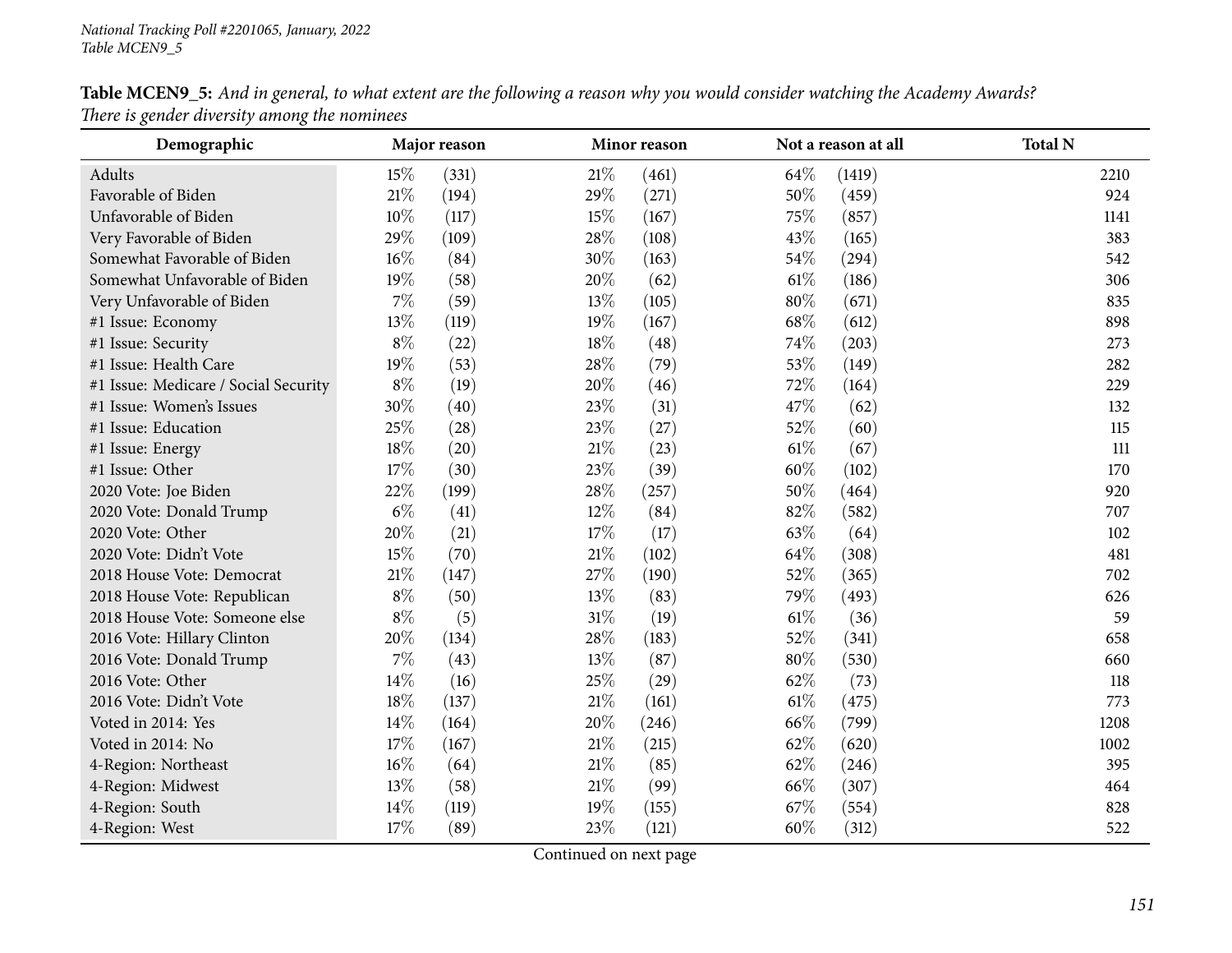National Tracking Poll #2201065, January, 2022
Table MCEN9_5

**Table MCEN9_5:** *And in general, to what extent are the following a reason why you would consider watching the Academy Awards? There is gender diversity among the nominees*

| Demographic | Major reason | | Minor reason | | Not a reason at all | | Total N |
|---|---|---|---|---|---|---|---|
| Adults | 15% | (331) | 21% | (461) | 64% | (1419) | 2210 |
| Favorable of Biden | 21% | (194) | 29% | (271) | 50% | (459) | 924 |
| Unfavorable of Biden | 10% | (117) | 15% | (167) | 75% | (857) | 1141 |
| Very Favorable of Biden | 29% | (109) | 28% | (108) | 43% | (165) | 383 |
| Somewhat Favorable of Biden | 16% | (84) | 30% | (163) | 54% | (294) | 542 |
| Somewhat Unfavorable of Biden | 19% | (58) | 20% | (62) | 61% | (186) | 306 |
| Very Unfavorable of Biden | 7% | (59) | 13% | (105) | 80% | (671) | 835 |
| #1 Issue: Economy | 13% | (119) | 19% | (167) | 68% | (612) | 898 |
| #1 Issue: Security | 8% | (22) | 18% | (48) | 74% | (203) | 273 |
| #1 Issue: Health Care | 19% | (53) | 28% | (79) | 53% | (149) | 282 |
| #1 Issue: Medicare / Social Security | 8% | (19) | 20% | (46) | 72% | (164) | 229 |
| #1 Issue: Women's Issues | 30% | (40) | 23% | (31) | 47% | (62) | 132 |
| #1 Issue: Education | 25% | (28) | 23% | (27) | 52% | (60) | 115 |
| #1 Issue: Energy | 18% | (20) | 21% | (23) | 61% | (67) | 111 |
| #1 Issue: Other | 17% | (30) | 23% | (39) | 60% | (102) | 170 |
| 2020 Vote: Joe Biden | 22% | (199) | 28% | (257) | 50% | (464) | 920 |
| 2020 Vote: Donald Trump | 6% | (41) | 12% | (84) | 82% | (582) | 707 |
| 2020 Vote: Other | 20% | (21) | 17% | (17) | 63% | (64) | 102 |
| 2020 Vote: Didn't Vote | 15% | (70) | 21% | (102) | 64% | (308) | 481 |
| 2018 House Vote: Democrat | 21% | (147) | 27% | (190) | 52% | (365) | 702 |
| 2018 House Vote: Republican | 8% | (50) | 13% | (83) | 79% | (493) | 626 |
| 2018 House Vote: Someone else | 8% | (5) | 31% | (19) | 61% | (36) | 59 |
| 2016 Vote: Hillary Clinton | 20% | (134) | 28% | (183) | 52% | (341) | 658 |
| 2016 Vote: Donald Trump | 7% | (43) | 13% | (87) | 80% | (530) | 660 |
| 2016 Vote: Other | 14% | (16) | 25% | (29) | 62% | (73) | 118 |
| 2016 Vote: Didn't Vote | 18% | (137) | 21% | (161) | 61% | (475) | 773 |
| Voted in 2014: Yes | 14% | (164) | 20% | (246) | 66% | (799) | 1208 |
| Voted in 2014: No | 17% | (167) | 21% | (215) | 62% | (620) | 1002 |
| 4-Region: Northeast | 16% | (64) | 21% | (85) | 62% | (246) | 395 |
| 4-Region: Midwest | 13% | (58) | 21% | (99) | 66% | (307) | 464 |
| 4-Region: South | 14% | (119) | 19% | (155) | 67% | (554) | 828 |
| 4-Region: West | 17% | (89) | 23% | (121) | 60% | (312) | 522 |

Continued on next page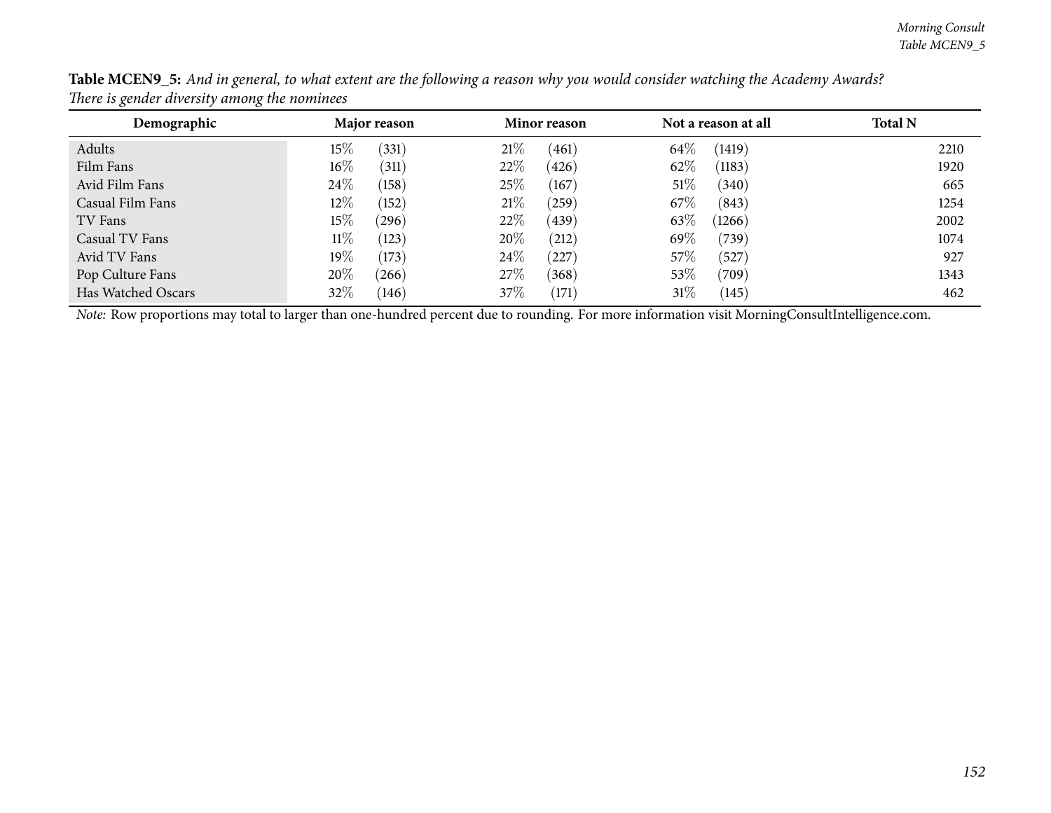**Table MCEN9_5:** *And in general, to what extent are the following a reason why you would consider watching the Academy Awards? There is gender diversity among the nominees*

| Demographic | Major reason | | Minor reason | | Not a reason at all | | Total N |
|---|---|---|---|---|---|---|---|
| Adults | 15% | (331) | 21% | (461) | 64% | (1419) | 2210 |
| Film Fans | 16% | (311) | 22% | (426) | 62% | (1183) | 1920 |
| Avid Film Fans | 24% | (158) | 25% | (167) | 51% | (340) | 665 |
| Casual Film Fans | 12% | (152) | 21% | (259) | 67% | (843) | 1254 |
| TV Fans | 15% | (296) | 22% | (439) | 63% | (1266) | 2002 |
| Casual TV Fans | 11% | (123) | 20% | (212) | 69% | (739) | 1074 |
| Avid TV Fans | 19% | (173) | 24% | (227) | 57% | (527) | 927 |
| Pop Culture Fans | 20% | (266) | 27% | (368) | 53% | (709) | 1343 |
| Has Watched Oscars | 32% | (146) | 37% | (171) | 31% | (145) | 462 |

*Note:* Row proportions may total to larger than one-hundred percent due to rounding. For more information visit MorningConsultIntelligence.com.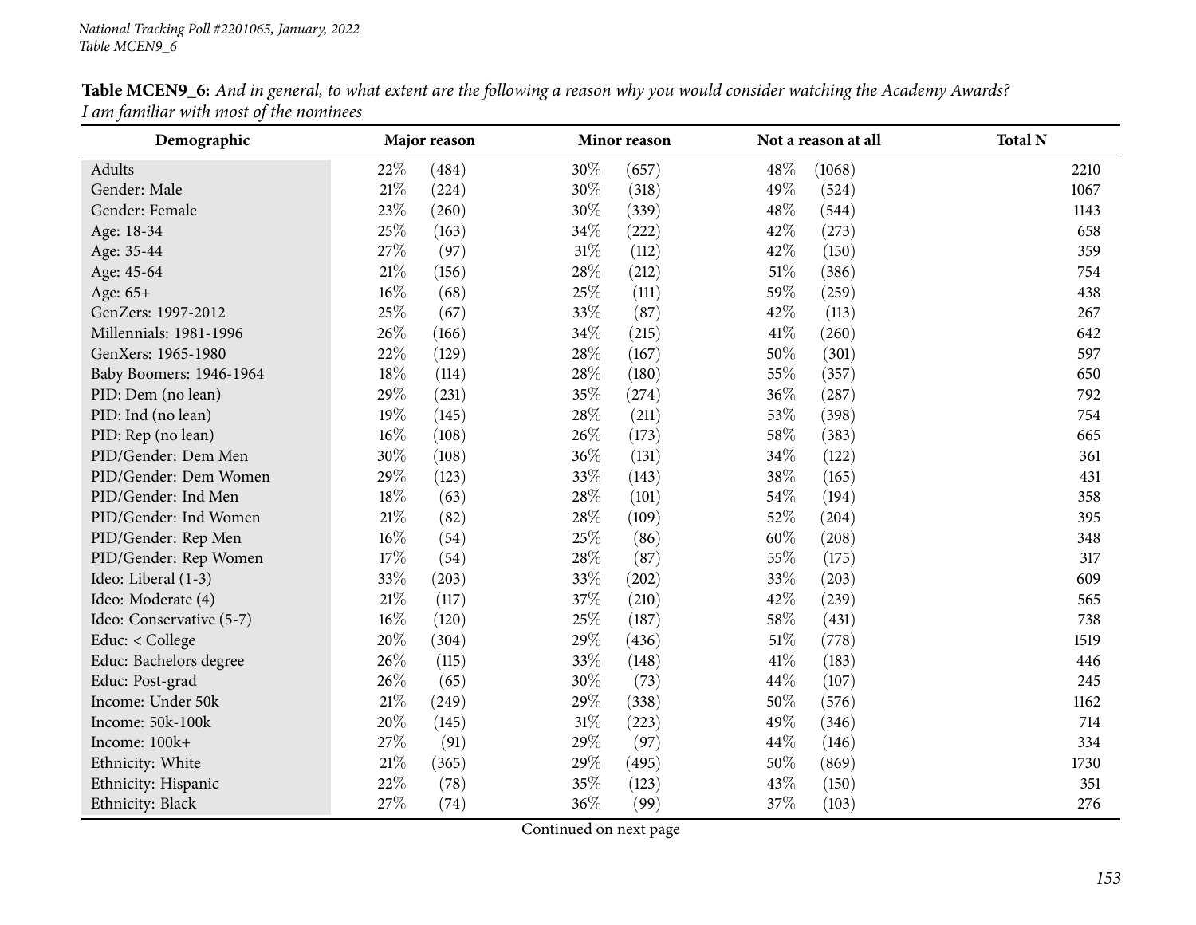**Table MCEN9_6:** *And in general, to what extent are the following a reason why you would consider watching the Academy Awards? I am familiar with most of the nominees*

| Demographic | Major reason | | Minor reason | | Not a reason at all | | Total N |
|---|---|---|---|---|---|---|---|
| Adults | 22% | (484) | 30% | (657) | 48% | (1068) | 2210 |
| Gender: Male | 21% | (224) | 30% | (318) | 49% | (524) | 1067 |
| Gender: Female | 23% | (260) | 30% | (339) | 48% | (544) | 1143 |
| Age: 18-34 | 25% | (163) | 34% | (222) | 42% | (273) | 658 |
| Age: 35-44 | 27% | (97) | 31% | (112) | 42% | (150) | 359 |
| Age: 45-64 | 21% | (156) | 28% | (212) | 51% | (386) | 754 |
| Age: 65+ | 16% | (68) | 25% | (111) | 59% | (259) | 438 |
| GenZers: 1997-2012 | 25% | (67) | 33% | (87) | 42% | (113) | 267 |
| Millennials: 1981-1996 | 26% | (166) | 34% | (215) | 41% | (260) | 642 |
| GenXers: 1965-1980 | 22% | (129) | 28% | (167) | 50% | (301) | 597 |
| Baby Boomers: 1946-1964 | 18% | (114) | 28% | (180) | 55% | (357) | 650 |
| PID: Dem (no lean) | 29% | (231) | 35% | (274) | 36% | (287) | 792 |
| PID: Ind (no lean) | 19% | (145) | 28% | (211) | 53% | (398) | 754 |
| PID: Rep (no lean) | 16% | (108) | 26% | (173) | 58% | (383) | 665 |
| PID/Gender: Dem Men | 30% | (108) | 36% | (131) | 34% | (122) | 361 |
| PID/Gender: Dem Women | 29% | (123) | 33% | (143) | 38% | (165) | 431 |
| PID/Gender: Ind Men | 18% | (63) | 28% | (101) | 54% | (194) | 358 |
| PID/Gender: Ind Women | 21% | (82) | 28% | (109) | 52% | (204) | 395 |
| PID/Gender: Rep Men | 16% | (54) | 25% | (86) | 60% | (208) | 348 |
| PID/Gender: Rep Women | 17% | (54) | 28% | (87) | 55% | (175) | 317 |
| Ideo: Liberal (1-3) | 33% | (203) | 33% | (202) | 33% | (203) | 609 |
| Ideo: Moderate (4) | 21% | (117) | 37% | (210) | 42% | (239) | 565 |
| Ideo: Conservative (5-7) | 16% | (120) | 25% | (187) | 58% | (431) | 738 |
| Educ: < College | 20% | (304) | 29% | (436) | 51% | (778) | 1519 |
| Educ: Bachelors degree | 26% | (115) | 33% | (148) | 41% | (183) | 446 |
| Educ: Post-grad | 26% | (65) | 30% | (73) | 44% | (107) | 245 |
| Income: Under 50k | 21% | (249) | 29% | (338) | 50% | (576) | 1162 |
| Income: 50k-100k | 20% | (145) | 31% | (223) | 49% | (346) | 714 |
| Income: 100k+ | 27% | (91) | 29% | (97) | 44% | (146) | 334 |
| Ethnicity: White | 21% | (365) | 29% | (495) | 50% | (869) | 1730 |
| Ethnicity: Hispanic | 22% | (78) | 35% | (123) | 43% | (150) | 351 |
| Ethnicity: Black | 27% | (74) | 36% | (99) | 37% | (103) | 276 |

Continued on next page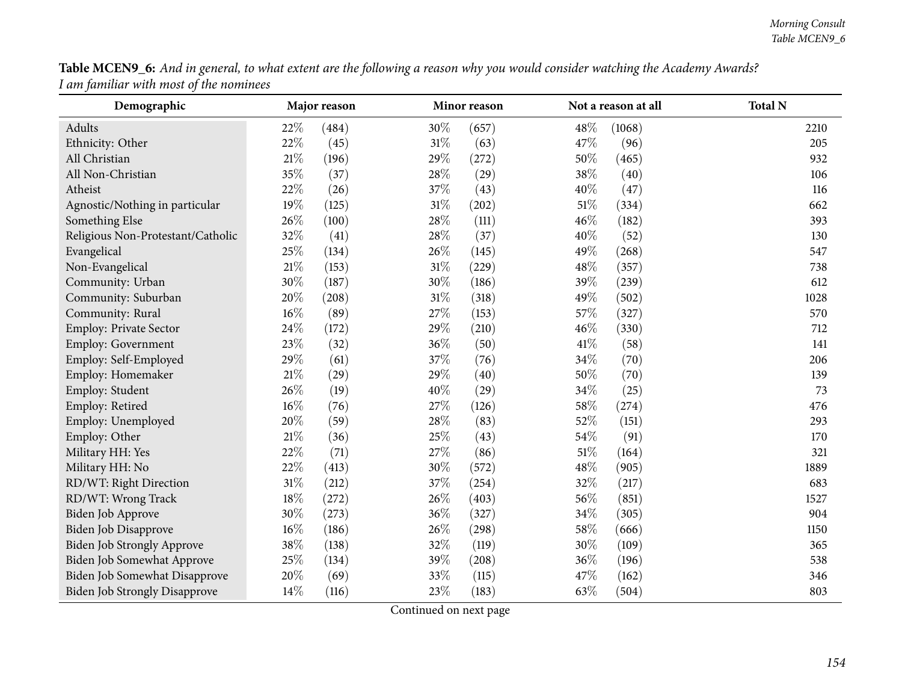**Table MCEN9_6:** *And in general, to what extent are the following a reason why you would consider watching the Academy Awards? I am familiar with most of the nominees*

| Demographic | Major reason | | Minor reason | | Not a reason at all | | Total N |
|---|---|---|---|---|---|---|---|
| Adults | 22% | (484) | 30% | (657) | 48% | (1068) | 2210 |
| Ethnicity: Other | 22% | (45) | 31% | (63) | 47% | (96) | 205 |
| All Christian | 21% | (196) | 29% | (272) | 50% | (465) | 932 |
| All Non-Christian | 35% | (37) | 28% | (29) | 38% | (40) | 106 |
| Atheist | 22% | (26) | 37% | (43) | 40% | (47) | 116 |
| Agnostic/Nothing in particular | 19% | (125) | 31% | (202) | 51% | (334) | 662 |
| Something Else | 26% | (100) | 28% | (111) | 46% | (182) | 393 |
| Religious Non-Protestant/Catholic | 32% | (41) | 28% | (37) | 40% | (52) | 130 |
| Evangelical | 25% | (134) | 26% | (145) | 49% | (268) | 547 |
| Non-Evangelical | 21% | (153) | 31% | (229) | 48% | (357) | 738 |
| Community: Urban | 30% | (187) | 30% | (186) | 39% | (239) | 612 |
| Community: Suburban | 20% | (208) | 31% | (318) | 49% | (502) | 1028 |
| Community: Rural | 16% | (89) | 27% | (153) | 57% | (327) | 570 |
| Employ: Private Sector | 24% | (172) | 29% | (210) | 46% | (330) | 712 |
| Employ: Government | 23% | (32) | 36% | (50) | 41% | (58) | 141 |
| Employ: Self-Employed | 29% | (61) | 37% | (76) | 34% | (70) | 206 |
| Employ: Homemaker | 21% | (29) | 29% | (40) | 50% | (70) | 139 |
| Employ: Student | 26% | (19) | 40% | (29) | 34% | (25) | 73 |
| Employ: Retired | 16% | (76) | 27% | (126) | 58% | (274) | 476 |
| Employ: Unemployed | 20% | (59) | 28% | (83) | 52% | (151) | 293 |
| Employ: Other | 21% | (36) | 25% | (43) | 54% | (91) | 170 |
| Military HH: Yes | 22% | (71) | 27% | (86) | 51% | (164) | 321 |
| Military HH: No | 22% | (413) | 30% | (572) | 48% | (905) | 1889 |
| RD/WT: Right Direction | 31% | (212) | 37% | (254) | 32% | (217) | 683 |
| RD/WT: Wrong Track | 18% | (272) | 26% | (403) | 56% | (851) | 1527 |
| Biden Job Approve | 30% | (273) | 36% | (327) | 34% | (305) | 904 |
| Biden Job Disapprove | 16% | (186) | 26% | (298) | 58% | (666) | 1150 |
| Biden Job Strongly Approve | 38% | (138) | 32% | (119) | 30% | (109) | 365 |
| Biden Job Somewhat Approve | 25% | (134) | 39% | (208) | 36% | (196) | 538 |
| Biden Job Somewhat Disapprove | 20% | (69) | 33% | (115) | 47% | (162) | 346 |
| Biden Job Strongly Disapprove | 14% | (116) | 23% | (183) | 63% | (504) | 803 |

Continued on next page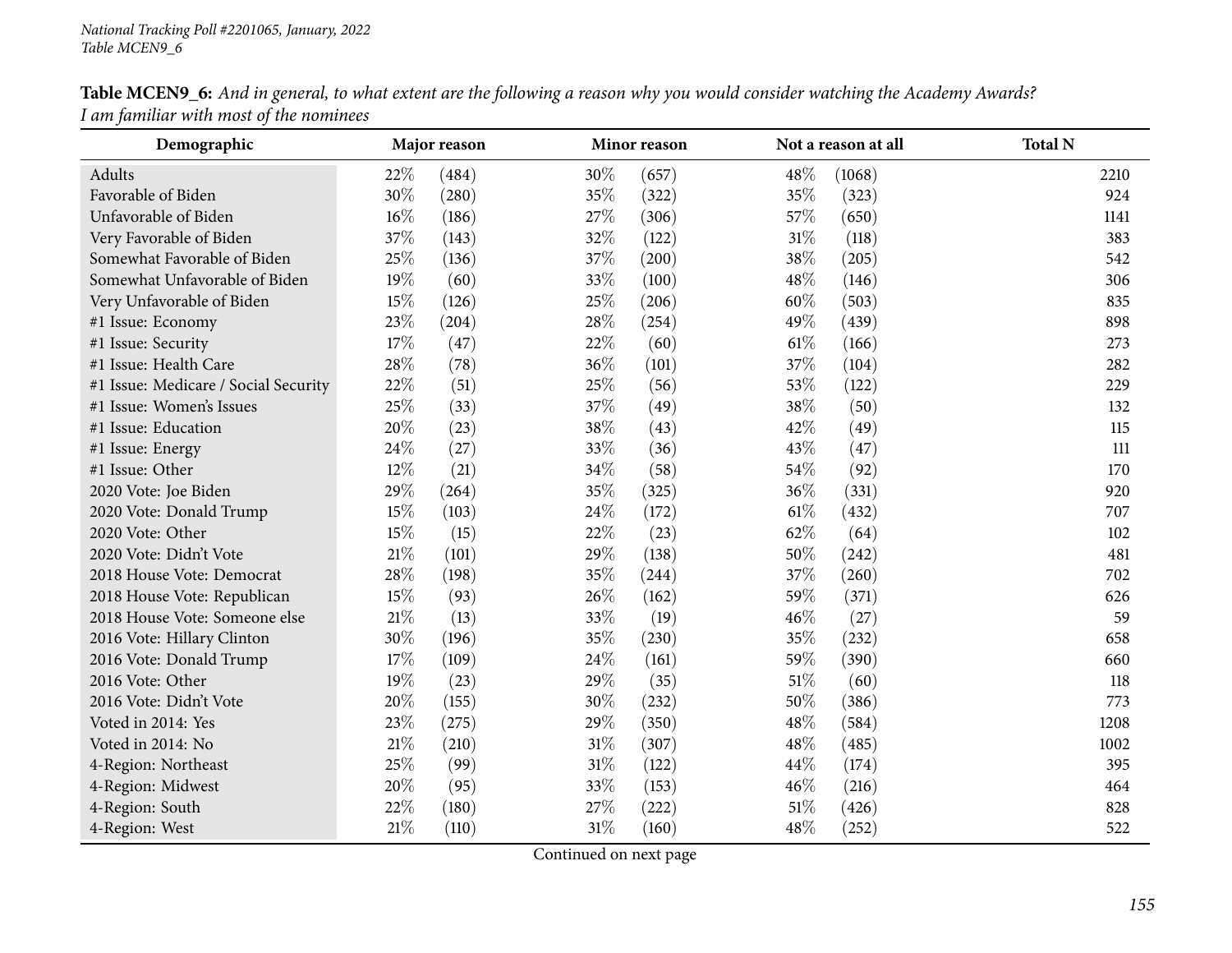**Table MCEN9_6:** *And in general, to what extent are the following a reason why you would consider watching the Academy Awards? I am familiar with most of the nominees*

| Demographic | Major reason | | Minor reason | | Not a reason at all | | Total N |
|---|---|---|---|---|---|---|---|
| Adults | 22% | (484) | 30% | (657) | 48% | (1068) | 2210 |
| Favorable of Biden | 30% | (280) | 35% | (322) | 35% | (323) | 924 |
| Unfavorable of Biden | 16% | (186) | 27% | (306) | 57% | (650) | 1141 |
| Very Favorable of Biden | 37% | (143) | 32% | (122) | 31% | (118) | 383 |
| Somewhat Favorable of Biden | 25% | (136) | 37% | (200) | 38% | (205) | 542 |
| Somewhat Unfavorable of Biden | 19% | (60) | 33% | (100) | 48% | (146) | 306 |
| Very Unfavorable of Biden | 15% | (126) | 25% | (206) | 60% | (503) | 835 |
| #1 Issue: Economy | 23% | (204) | 28% | (254) | 49% | (439) | 898 |
| #1 Issue: Security | 17% | (47) | 22% | (60) | 61% | (166) | 273 |
| #1 Issue: Health Care | 28% | (78) | 36% | (101) | 37% | (104) | 282 |
| #1 Issue: Medicare / Social Security | 22% | (51) | 25% | (56) | 53% | (122) | 229 |
| #1 Issue: Women's Issues | 25% | (33) | 37% | (49) | 38% | (50) | 132 |
| #1 Issue: Education | 20% | (23) | 38% | (43) | 42% | (49) | 115 |
| #1 Issue: Energy | 24% | (27) | 33% | (36) | 43% | (47) | 111 |
| #1 Issue: Other | 12% | (21) | 34% | (58) | 54% | (92) | 170 |
| 2020 Vote: Joe Biden | 29% | (264) | 35% | (325) | 36% | (331) | 920 |
| 2020 Vote: Donald Trump | 15% | (103) | 24% | (172) | 61% | (432) | 707 |
| 2020 Vote: Other | 15% | (15) | 22% | (23) | 62% | (64) | 102 |
| 2020 Vote: Didn't Vote | 21% | (101) | 29% | (138) | 50% | (242) | 481 |
| 2018 House Vote: Democrat | 28% | (198) | 35% | (244) | 37% | (260) | 702 |
| 2018 House Vote: Republican | 15% | (93) | 26% | (162) | 59% | (371) | 626 |
| 2018 House Vote: Someone else | 21% | (13) | 33% | (19) | 46% | (27) | 59 |
| 2016 Vote: Hillary Clinton | 30% | (196) | 35% | (230) | 35% | (232) | 658 |
| 2016 Vote: Donald Trump | 17% | (109) | 24% | (161) | 59% | (390) | 660 |
| 2016 Vote: Other | 19% | (23) | 29% | (35) | 51% | (60) | 118 |
| 2016 Vote: Didn't Vote | 20% | (155) | 30% | (232) | 50% | (386) | 773 |
| Voted in 2014: Yes | 23% | (275) | 29% | (350) | 48% | (584) | 1208 |
| Voted in 2014: No | 21% | (210) | 31% | (307) | 48% | (485) | 1002 |
| 4-Region: Northeast | 25% | (99) | 31% | (122) | 44% | (174) | 395 |
| 4-Region: Midwest | 20% | (95) | 33% | (153) | 46% | (216) | 464 |
| 4-Region: South | 22% | (180) | 27% | (222) | 51% | (426) | 828 |
| 4-Region: West | 21% | (110) | 31% | (160) | 48% | (252) | 522 |

Continued on next page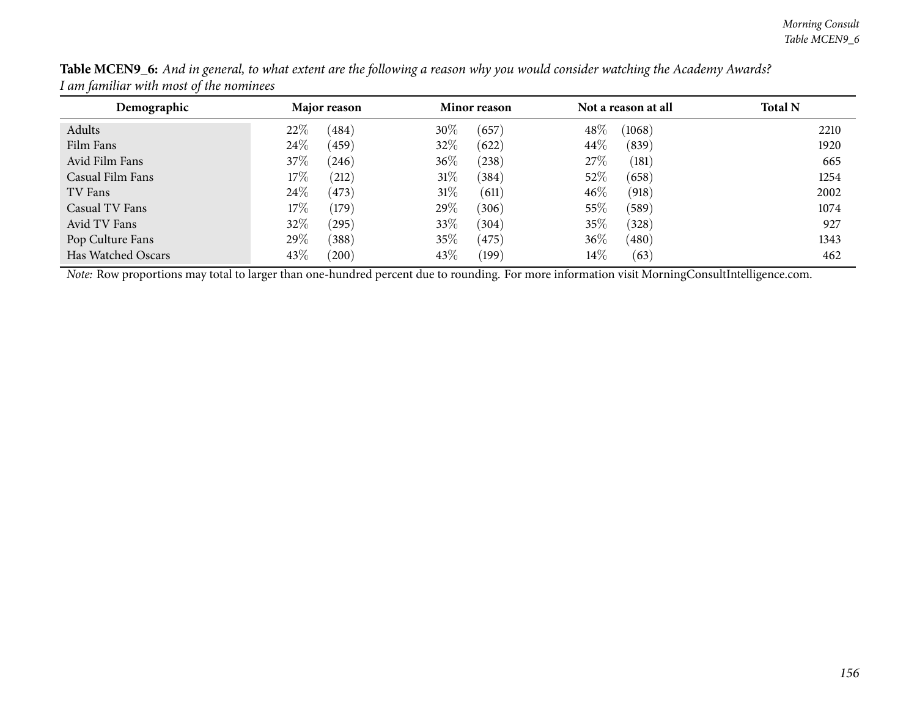**Table MCEN9_6:** *And in general, to what extent are the following a reason why you would consider watching the Academy Awards? I am familiar with most of the nominees*

| Demographic | Major reason | | Minor reason | | Not a reason at all | | Total N |
|---|---|---|---|---|---|---|---|
| Adults | 22% | (484) | 30% | (657) | 48% | (1068) | 2210 |
| Film Fans | 24% | (459) | 32% | (622) | 44% | (839) | 1920 |
| Avid Film Fans | 37% | (246) | 36% | (238) | 27% | (181) | 665 |
| Casual Film Fans | 17% | (212) | 31% | (384) | 52% | (658) | 1254 |
| TV Fans | 24% | (473) | 31% | (611) | 46% | (918) | 2002 |
| Casual TV Fans | 17% | (179) | 29% | (306) | 55% | (589) | 1074 |
| Avid TV Fans | 32% | (295) | 33% | (304) | 35% | (328) | 927 |
| Pop Culture Fans | 29% | (388) | 35% | (475) | 36% | (480) | 1343 |
| Has Watched Oscars | 43% | (200) | 43% | (199) | 14% | (63) | 462 |

*Note:* Row proportions may total to larger than one-hundred percent due to rounding. For more information visit MorningConsultIntelligence.com.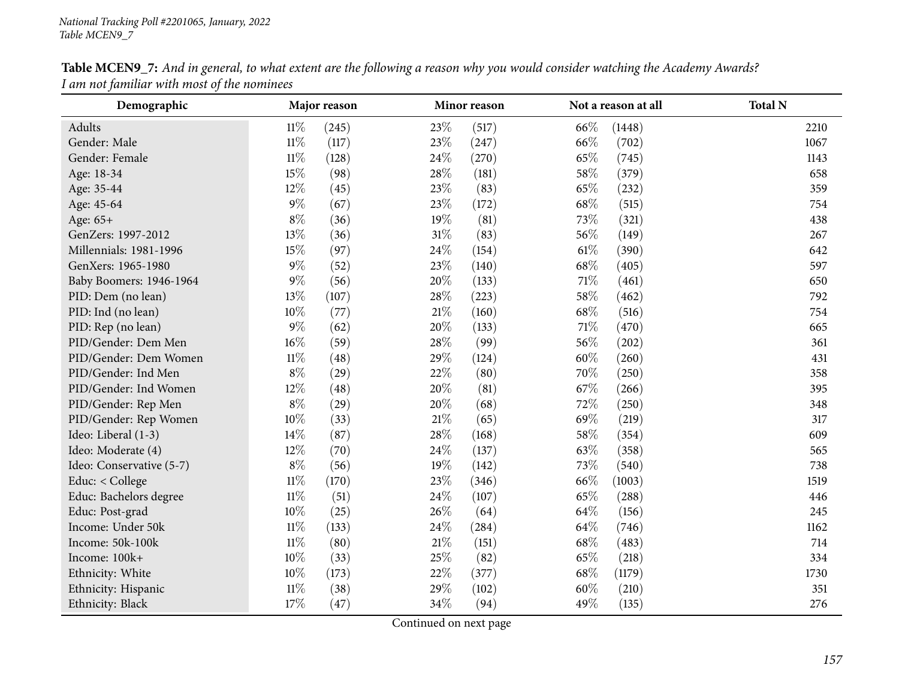**Table MCEN9_7:** *And in general, to what extent are the following a reason why you would consider watching the Academy Awards? I am not familiar with most of the nominees*

| Demographic | Major reason | | Minor reason | | Not a reason at all | | Total N |
|---|---|---|---|---|---|---|---|
| Adults | 11% | (245) | 23% | (517) | 66% | (1448) | 2210 |
| Gender: Male | 11% | (117) | 23% | (247) | 66% | (702) | 1067 |
| Gender: Female | 11% | (128) | 24% | (270) | 65% | (745) | 1143 |
| Age: 18-34 | 15% | (98) | 28% | (181) | 58% | (379) | 658 |
| Age: 35-44 | 12% | (45) | 23% | (83) | 65% | (232) | 359 |
| Age: 45-64 | 9% | (67) | 23% | (172) | 68% | (515) | 754 |
| Age: 65+ | 8% | (36) | 19% | (81) | 73% | (321) | 438 |
| GenZers: 1997-2012 | 13% | (36) | 31% | (83) | 56% | (149) | 267 |
| Millennials: 1981-1996 | 15% | (97) | 24% | (154) | 61% | (390) | 642 |
| GenXers: 1965-1980 | 9% | (52) | 23% | (140) | 68% | (405) | 597 |
| Baby Boomers: 1946-1964 | 9% | (56) | 20% | (133) | 71% | (461) | 650 |
| PID: Dem (no lean) | 13% | (107) | 28% | (223) | 58% | (462) | 792 |
| PID: Ind (no lean) | 10% | (77) | 21% | (160) | 68% | (516) | 754 |
| PID: Rep (no lean) | 9% | (62) | 20% | (133) | 71% | (470) | 665 |
| PID/Gender: Dem Men | 16% | (59) | 28% | (99) | 56% | (202) | 361 |
| PID/Gender: Dem Women | 11% | (48) | 29% | (124) | 60% | (260) | 431 |
| PID/Gender: Ind Men | 8% | (29) | 22% | (80) | 70% | (250) | 358 |
| PID/Gender: Ind Women | 12% | (48) | 20% | (81) | 67% | (266) | 395 |
| PID/Gender: Rep Men | 8% | (29) | 20% | (68) | 72% | (250) | 348 |
| PID/Gender: Rep Women | 10% | (33) | 21% | (65) | 69% | (219) | 317 |
| Ideo: Liberal (1-3) | 14% | (87) | 28% | (168) | 58% | (354) | 609 |
| Ideo: Moderate (4) | 12% | (70) | 24% | (137) | 63% | (358) | 565 |
| Ideo: Conservative (5-7) | 8% | (56) | 19% | (142) | 73% | (540) | 738 |
| Educ: < College | 11% | (170) | 23% | (346) | 66% | (1003) | 1519 |
| Educ: Bachelors degree | 11% | (51) | 24% | (107) | 65% | (288) | 446 |
| Educ: Post-grad | 10% | (25) | 26% | (64) | 64% | (156) | 245 |
| Income: Under 50k | 11% | (133) | 24% | (284) | 64% | (746) | 1162 |
| Income: 50k-100k | 11% | (80) | 21% | (151) | 68% | (483) | 714 |
| Income: 100k+ | 10% | (33) | 25% | (82) | 65% | (218) | 334 |
| Ethnicity: White | 10% | (173) | 22% | (377) | 68% | (1179) | 1730 |
| Ethnicity: Hispanic | 11% | (38) | 29% | (102) | 60% | (210) | 351 |
| Ethnicity: Black | 17% | (47) | 34% | (94) | 49% | (135) | 276 |

Continued on next page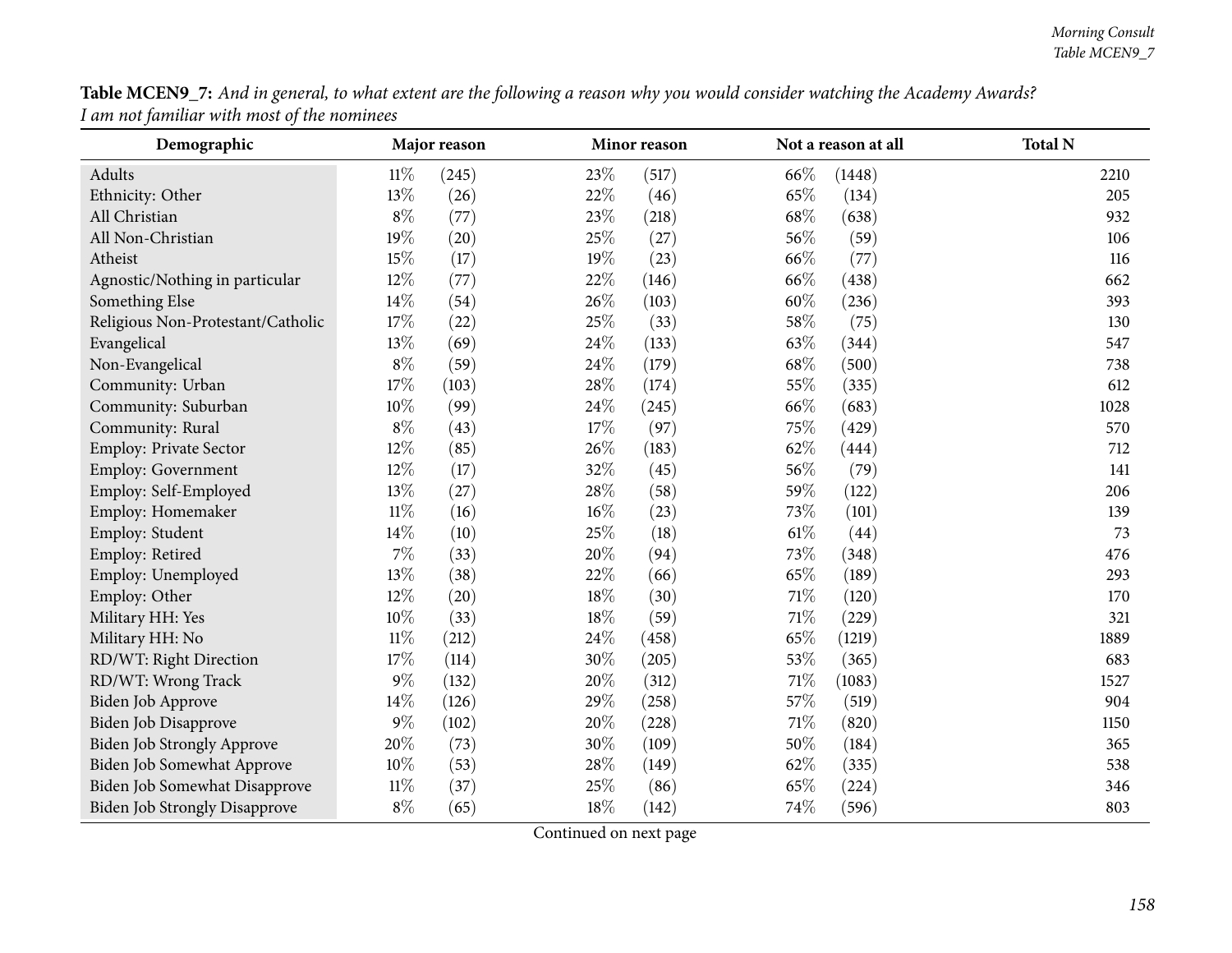**Table MCEN9_7:** *And in general, to what extent are the following a reason why you would consider watching the Academy Awards? I am not familiar with most of the nominees*

| Demographic | Major reason | | Minor reason | | Not a reason at all | | Total N |
|---|---|---|---|---|---|---|---|
| Adults | 11% | (245) | 23% | (517) | 66% | (1448) | 2210 |
| Ethnicity: Other | 13% | (26) | 22% | (46) | 65% | (134) | 205 |
| All Christian | 8% | (77) | 23% | (218) | 68% | (638) | 932 |
| All Non-Christian | 19% | (20) | 25% | (27) | 56% | (59) | 106 |
| Atheist | 15% | (17) | 19% | (23) | 66% | (77) | 116 |
| Agnostic/Nothing in particular | 12% | (77) | 22% | (146) | 66% | (438) | 662 |
| Something Else | 14% | (54) | 26% | (103) | 60% | (236) | 393 |
| Religious Non-Protestant/Catholic | 17% | (22) | 25% | (33) | 58% | (75) | 130 |
| Evangelical | 13% | (69) | 24% | (133) | 63% | (344) | 547 |
| Non-Evangelical | 8% | (59) | 24% | (179) | 68% | (500) | 738 |
| Community: Urban | 17% | (103) | 28% | (174) | 55% | (335) | 612 |
| Community: Suburban | 10% | (99) | 24% | (245) | 66% | (683) | 1028 |
| Community: Rural | 8% | (43) | 17% | (97) | 75% | (429) | 570 |
| Employ: Private Sector | 12% | (85) | 26% | (183) | 62% | (444) | 712 |
| Employ: Government | 12% | (17) | 32% | (45) | 56% | (79) | 141 |
| Employ: Self-Employed | 13% | (27) | 28% | (58) | 59% | (122) | 206 |
| Employ: Homemaker | 11% | (16) | 16% | (23) | 73% | (101) | 139 |
| Employ: Student | 14% | (10) | 25% | (18) | 61% | (44) | 73 |
| Employ: Retired | 7% | (33) | 20% | (94) | 73% | (348) | 476 |
| Employ: Unemployed | 13% | (38) | 22% | (66) | 65% | (189) | 293 |
| Employ: Other | 12% | (20) | 18% | (30) | 71% | (120) | 170 |
| Military HH: Yes | 10% | (33) | 18% | (59) | 71% | (229) | 321 |
| Military HH: No | 11% | (212) | 24% | (458) | 65% | (1219) | 1889 |
| RD/WT: Right Direction | 17% | (114) | 30% | (205) | 53% | (365) | 683 |
| RD/WT: Wrong Track | 9% | (132) | 20% | (312) | 71% | (1083) | 1527 |
| Biden Job Approve | 14% | (126) | 29% | (258) | 57% | (519) | 904 |
| Biden Job Disapprove | 9% | (102) | 20% | (228) | 71% | (820) | 1150 |
| Biden Job Strongly Approve | 20% | (73) | 30% | (109) | 50% | (184) | 365 |
| Biden Job Somewhat Approve | 10% | (53) | 28% | (149) | 62% | (335) | 538 |
| Biden Job Somewhat Disapprove | 11% | (37) | 25% | (86) | 65% | (224) | 346 |
| Biden Job Strongly Disapprove | 8% | (65) | 18% | (142) | 74% | (596) | 803 |

Continued on next page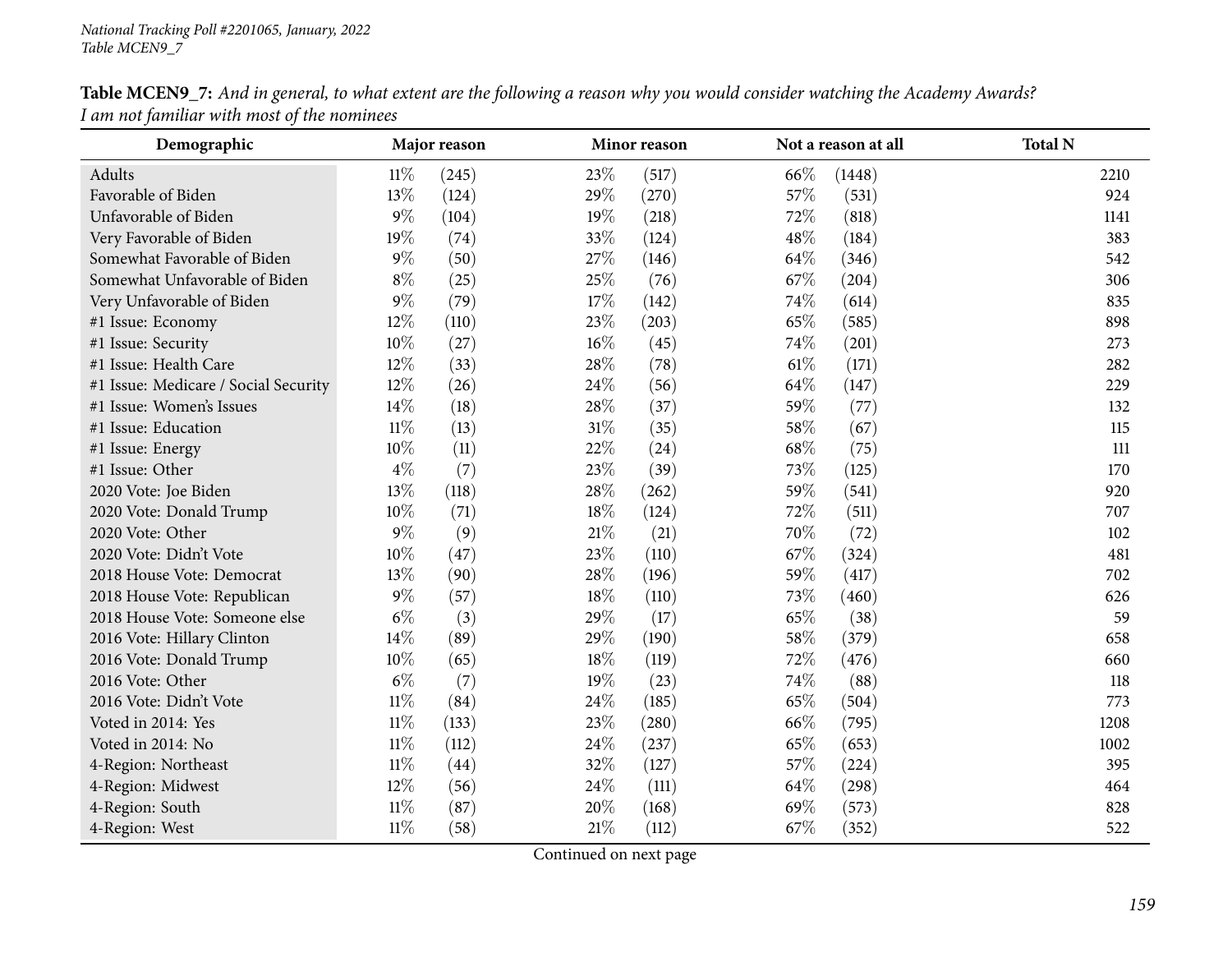**Table MCEN9_7:** *And in general, to what extent are the following a reason why you would consider watching the Academy Awards? I am not familiar with most of the nominees*

| Demographic | Major reason | | Minor reason | | Not a reason at all | | Total N |
|---|---|---|---|---|---|---|---|
| Adults | 11% | (245) | 23% | (517) | 66% | (1448) | 2210 |
| Favorable of Biden | 13% | (124) | 29% | (270) | 57% | (531) | 924 |
| Unfavorable of Biden | 9% | (104) | 19% | (218) | 72% | (818) | 1141 |
| Very Favorable of Biden | 19% | (74) | 33% | (124) | 48% | (184) | 383 |
| Somewhat Favorable of Biden | 9% | (50) | 27% | (146) | 64% | (346) | 542 |
| Somewhat Unfavorable of Biden | 8% | (25) | 25% | (76) | 67% | (204) | 306 |
| Very Unfavorable of Biden | 9% | (79) | 17% | (142) | 74% | (614) | 835 |
| #1 Issue: Economy | 12% | (110) | 23% | (203) | 65% | (585) | 898 |
| #1 Issue: Security | 10% | (27) | 16% | (45) | 74% | (201) | 273 |
| #1 Issue: Health Care | 12% | (33) | 28% | (78) | 61% | (171) | 282 |
| #1 Issue: Medicare / Social Security | 12% | (26) | 24% | (56) | 64% | (147) | 229 |
| #1 Issue: Women's Issues | 14% | (18) | 28% | (37) | 59% | (77) | 132 |
| #1 Issue: Education | 11% | (13) | 31% | (35) | 58% | (67) | 115 |
| #1 Issue: Energy | 10% | (11) | 22% | (24) | 68% | (75) | 111 |
| #1 Issue: Other | 4% | (7) | 23% | (39) | 73% | (125) | 170 |
| 2020 Vote: Joe Biden | 13% | (118) | 28% | (262) | 59% | (541) | 920 |
| 2020 Vote: Donald Trump | 10% | (71) | 18% | (124) | 72% | (511) | 707 |
| 2020 Vote: Other | 9% | (9) | 21% | (21) | 70% | (72) | 102 |
| 2020 Vote: Didn't Vote | 10% | (47) | 23% | (110) | 67% | (324) | 481 |
| 2018 House Vote: Democrat | 13% | (90) | 28% | (196) | 59% | (417) | 702 |
| 2018 House Vote: Republican | 9% | (57) | 18% | (110) | 73% | (460) | 626 |
| 2018 House Vote: Someone else | 6% | (3) | 29% | (17) | 65% | (38) | 59 |
| 2016 Vote: Hillary Clinton | 14% | (89) | 29% | (190) | 58% | (379) | 658 |
| 2016 Vote: Donald Trump | 10% | (65) | 18% | (119) | 72% | (476) | 660 |
| 2016 Vote: Other | 6% | (7) | 19% | (23) | 74% | (88) | 118 |
| 2016 Vote: Didn't Vote | 11% | (84) | 24% | (185) | 65% | (504) | 773 |
| Voted in 2014: Yes | 11% | (133) | 23% | (280) | 66% | (795) | 1208 |
| Voted in 2014: No | 11% | (112) | 24% | (237) | 65% | (653) | 1002 |
| 4-Region: Northeast | 11% | (44) | 32% | (127) | 57% | (224) | 395 |
| 4-Region: Midwest | 12% | (56) | 24% | (111) | 64% | (298) | 464 |
| 4-Region: South | 11% | (87) | 20% | (168) | 69% | (573) | 828 |
| 4-Region: West | 11% | (58) | 21% | (112) | 67% | (352) | 522 |

Continued on next page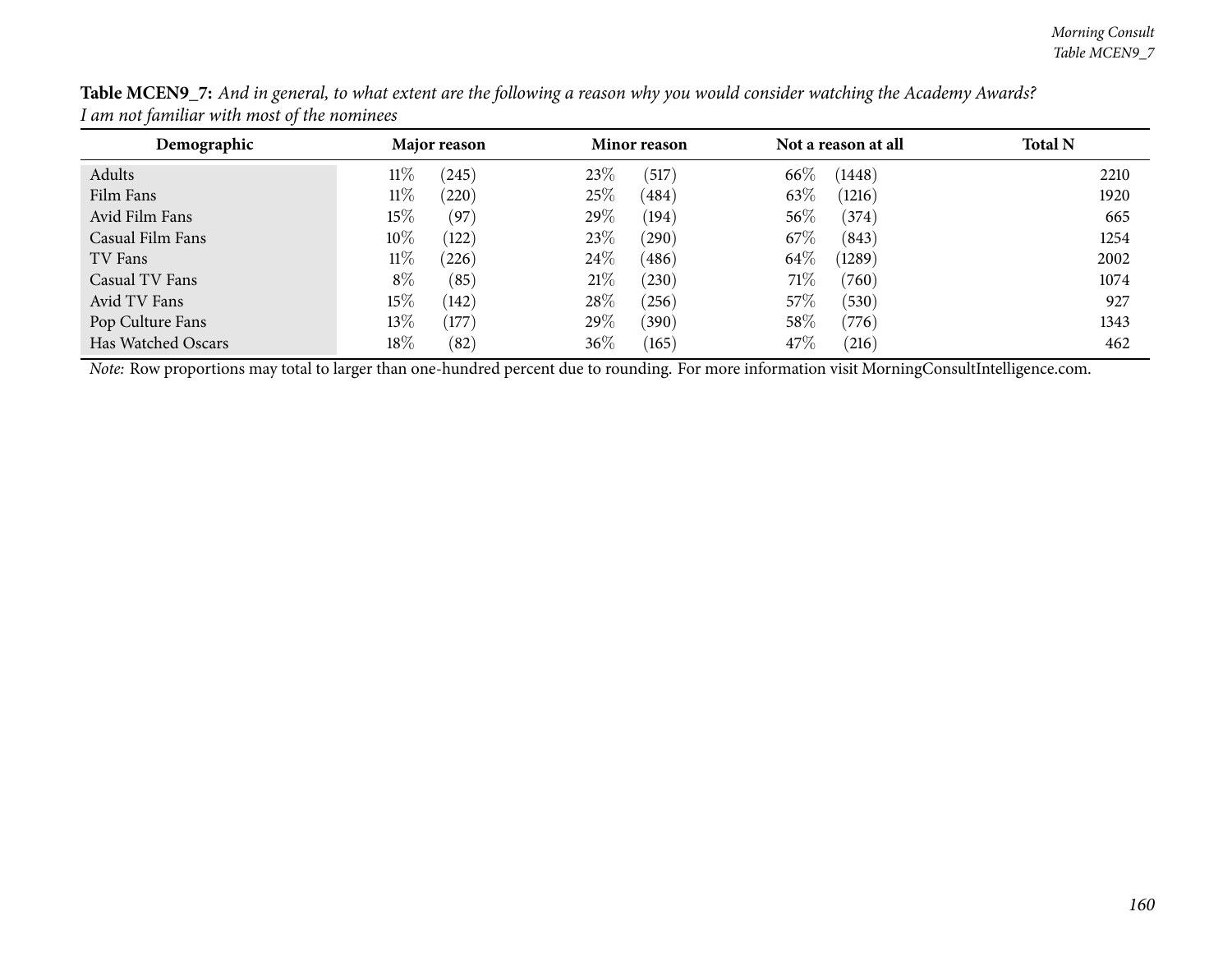**Table MCEN9_7:** *And in general, to what extent are the following a reason why you would consider watching the Academy Awards? I am not familiar with most of the nominees*

| Demographic | Major reason | | Minor reason | | Not a reason at all | | Total N |
|---|---|---|---|---|---|---|---|
| Adults | 11% | (245) | 23% | (517) | 66% | (1448) | 2210 |
| Film Fans | 11% | (220) | 25% | (484) | 63% | (1216) | 1920 |
| Avid Film Fans | 15% | (97) | 29% | (194) | 56% | (374) | 665 |
| Casual Film Fans | 10% | (122) | 23% | (290) | 67% | (843) | 1254 |
| TV Fans | 11% | (226) | 24% | (486) | 64% | (1289) | 2002 |
| Casual TV Fans | 8% | (85) | 21% | (230) | 71% | (760) | 1074 |
| Avid TV Fans | 15% | (142) | 28% | (256) | 57% | (530) | 927 |
| Pop Culture Fans | 13% | (177) | 29% | (390) | 58% | (776) | 1343 |
| Has Watched Oscars | 18% | (82) | 36% | (165) | 47% | (216) | 462 |

*Note:* Row proportions may total to larger than one-hundred percent due to rounding. For more information visit MorningConsultIntelligence.com.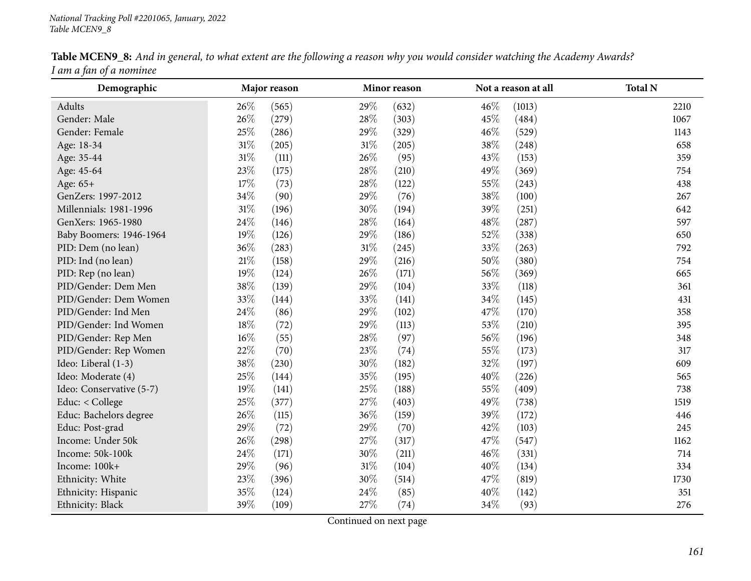**Table MCEN9_8:** *And in general, to what extent are the following a reason why you would consider watching the Academy Awards? I am a fan of a nominee*

| Demographic | Major reason | | Minor reason | | Not a reason at all | | Total N |
|---|---|---|---|---|---|---|---|
| Adults | 26% | (565) | 29% | (632) | 46% | (1013) | 2210 |
| Gender: Male | 26% | (279) | 28% | (303) | 45% | (484) | 1067 |
| Gender: Female | 25% | (286) | 29% | (329) | 46% | (529) | 1143 |
| Age: 18-34 | 31% | (205) | 31% | (205) | 38% | (248) | 658 |
| Age: 35-44 | 31% | (111) | 26% | (95) | 43% | (153) | 359 |
| Age: 45-64 | 23% | (175) | 28% | (210) | 49% | (369) | 754 |
| Age: 65+ | 17% | (73) | 28% | (122) | 55% | (243) | 438 |
| GenZers: 1997-2012 | 34% | (90) | 29% | (76) | 38% | (100) | 267 |
| Millennials: 1981-1996 | 31% | (196) | 30% | (194) | 39% | (251) | 642 |
| GenXers: 1965-1980 | 24% | (146) | 28% | (164) | 48% | (287) | 597 |
| Baby Boomers: 1946-1964 | 19% | (126) | 29% | (186) | 52% | (338) | 650 |
| PID: Dem (no lean) | 36% | (283) | 31% | (245) | 33% | (263) | 792 |
| PID: Ind (no lean) | 21% | (158) | 29% | (216) | 50% | (380) | 754 |
| PID: Rep (no lean) | 19% | (124) | 26% | (171) | 56% | (369) | 665 |
| PID/Gender: Dem Men | 38% | (139) | 29% | (104) | 33% | (118) | 361 |
| PID/Gender: Dem Women | 33% | (144) | 33% | (141) | 34% | (145) | 431 |
| PID/Gender: Ind Men | 24% | (86) | 29% | (102) | 47% | (170) | 358 |
| PID/Gender: Ind Women | 18% | (72) | 29% | (113) | 53% | (210) | 395 |
| PID/Gender: Rep Men | 16% | (55) | 28% | (97) | 56% | (196) | 348 |
| PID/Gender: Rep Women | 22% | (70) | 23% | (74) | 55% | (173) | 317 |
| Ideo: Liberal (1-3) | 38% | (230) | 30% | (182) | 32% | (197) | 609 |
| Ideo: Moderate (4) | 25% | (144) | 35% | (195) | 40% | (226) | 565 |
| Ideo: Conservative (5-7) | 19% | (141) | 25% | (188) | 55% | (409) | 738 |
| Educ: < College | 25% | (377) | 27% | (403) | 49% | (738) | 1519 |
| Educ: Bachelors degree | 26% | (115) | 36% | (159) | 39% | (172) | 446 |
| Educ: Post-grad | 29% | (72) | 29% | (70) | 42% | (103) | 245 |
| Income: Under 50k | 26% | (298) | 27% | (317) | 47% | (547) | 1162 |
| Income: 50k-100k | 24% | (171) | 30% | (211) | 46% | (331) | 714 |
| Income: 100k+ | 29% | (96) | 31% | (104) | 40% | (134) | 334 |
| Ethnicity: White | 23% | (396) | 30% | (514) | 47% | (819) | 1730 |
| Ethnicity: Hispanic | 35% | (124) | 24% | (85) | 40% | (142) | 351 |
| Ethnicity: Black | 39% | (109) | 27% | (74) | 34% | (93) | 276 |

Continued on next page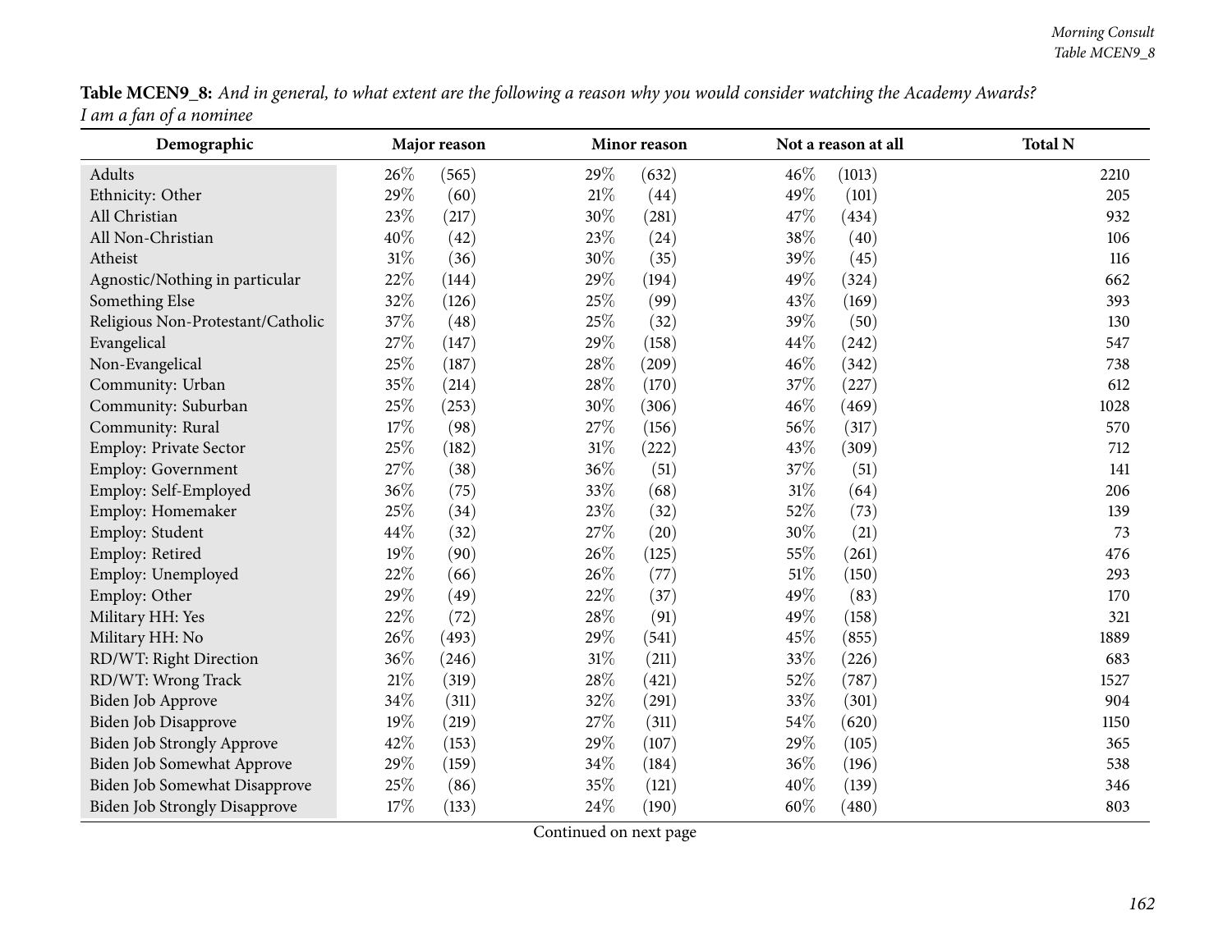**Table MCEN9_8:** *And in general, to what extent are the following a reason why you would consider watching the Academy Awards? I am a fan of a nominee*

| Demographic | Major reason | | Minor reason | | Not a reason at all | | Total N |
|---|---|---|---|---|---|---|---|
| Adults | 26% | (565) | 29% | (632) | 46% | (1013) | 2210 |
| Ethnicity: Other | 29% | (60) | 21% | (44) | 49% | (101) | 205 |
| All Christian | 23% | (217) | 30% | (281) | 47% | (434) | 932 |
| All Non-Christian | 40% | (42) | 23% | (24) | 38% | (40) | 106 |
| Atheist | 31% | (36) | 30% | (35) | 39% | (45) | 116 |
| Agnostic/Nothing in particular | 22% | (144) | 29% | (194) | 49% | (324) | 662 |
| Something Else | 32% | (126) | 25% | (99) | 43% | (169) | 393 |
| Religious Non-Protestant/Catholic | 37% | (48) | 25% | (32) | 39% | (50) | 130 |
| Evangelical | 27% | (147) | 29% | (158) | 44% | (242) | 547 |
| Non-Evangelical | 25% | (187) | 28% | (209) | 46% | (342) | 738 |
| Community: Urban | 35% | (214) | 28% | (170) | 37% | (227) | 612 |
| Community: Suburban | 25% | (253) | 30% | (306) | 46% | (469) | 1028 |
| Community: Rural | 17% | (98) | 27% | (156) | 56% | (317) | 570 |
| Employ: Private Sector | 25% | (182) | 31% | (222) | 43% | (309) | 712 |
| Employ: Government | 27% | (38) | 36% | (51) | 37% | (51) | 141 |
| Employ: Self-Employed | 36% | (75) | 33% | (68) | 31% | (64) | 206 |
| Employ: Homemaker | 25% | (34) | 23% | (32) | 52% | (73) | 139 |
| Employ: Student | 44% | (32) | 27% | (20) | 30% | (21) | 73 |
| Employ: Retired | 19% | (90) | 26% | (125) | 55% | (261) | 476 |
| Employ: Unemployed | 22% | (66) | 26% | (77) | 51% | (150) | 293 |
| Employ: Other | 29% | (49) | 22% | (37) | 49% | (83) | 170 |
| Military HH: Yes | 22% | (72) | 28% | (91) | 49% | (158) | 321 |
| Military HH: No | 26% | (493) | 29% | (541) | 45% | (855) | 1889 |
| RD/WT: Right Direction | 36% | (246) | 31% | (211) | 33% | (226) | 683 |
| RD/WT: Wrong Track | 21% | (319) | 28% | (421) | 52% | (787) | 1527 |
| Biden Job Approve | 34% | (311) | 32% | (291) | 33% | (301) | 904 |
| Biden Job Disapprove | 19% | (219) | 27% | (311) | 54% | (620) | 1150 |
| Biden Job Strongly Approve | 42% | (153) | 29% | (107) | 29% | (105) | 365 |
| Biden Job Somewhat Approve | 29% | (159) | 34% | (184) | 36% | (196) | 538 |
| Biden Job Somewhat Disapprove | 25% | (86) | 35% | (121) | 40% | (139) | 346 |
| Biden Job Strongly Disapprove | 17% | (133) | 24% | (190) | 60% | (480) | 803 |

Continued on next page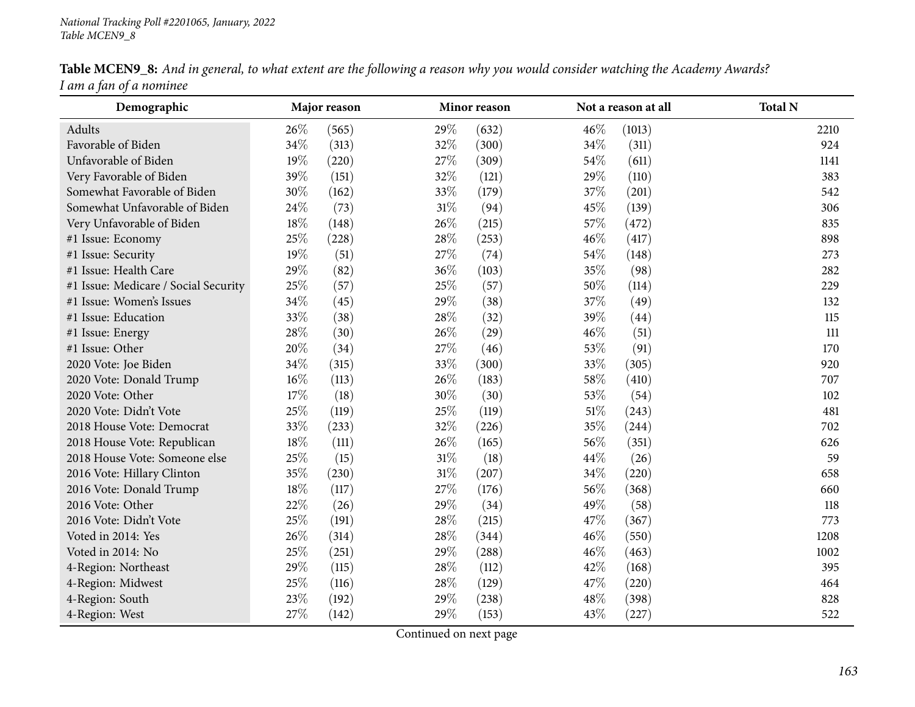*National Tracking Poll #2201065, January, 2022*
*Table MCEN9_8*

**Table MCEN9_8:** *And in general, to what extent are the following a reason why you would consider watching the Academy Awards? I am a fan of a nominee*

| Demographic | Major reason | | Minor reason | | Not a reason at all | | Total N |
|---|---|---|---|---|---|---|---|
| Adults | 26% | (565) | 29% | (632) | 46% | (1013) | 2210 |
| Favorable of Biden | 34% | (313) | 32% | (300) | 34% | (311) | 924 |
| Unfavorable of Biden | 19% | (220) | 27% | (309) | 54% | (611) | 1141 |
| Very Favorable of Biden | 39% | (151) | 32% | (121) | 29% | (110) | 383 |
| Somewhat Favorable of Biden | 30% | (162) | 33% | (179) | 37% | (201) | 542 |
| Somewhat Unfavorable of Biden | 24% | (73) | 31% | (94) | 45% | (139) | 306 |
| Very Unfavorable of Biden | 18% | (148) | 26% | (215) | 57% | (472) | 835 |
| #1 Issue: Economy | 25% | (228) | 28% | (253) | 46% | (417) | 898 |
| #1 Issue: Security | 19% | (51) | 27% | (74) | 54% | (148) | 273 |
| #1 Issue: Health Care | 29% | (82) | 36% | (103) | 35% | (98) | 282 |
| #1 Issue: Medicare / Social Security | 25% | (57) | 25% | (57) | 50% | (114) | 229 |
| #1 Issue: Women's Issues | 34% | (45) | 29% | (38) | 37% | (49) | 132 |
| #1 Issue: Education | 33% | (38) | 28% | (32) | 39% | (44) | 115 |
| #1 Issue: Energy | 28% | (30) | 26% | (29) | 46% | (51) | 111 |
| #1 Issue: Other | 20% | (34) | 27% | (46) | 53% | (91) | 170 |
| 2020 Vote: Joe Biden | 34% | (315) | 33% | (300) | 33% | (305) | 920 |
| 2020 Vote: Donald Trump | 16% | (113) | 26% | (183) | 58% | (410) | 707 |
| 2020 Vote: Other | 17% | (18) | 30% | (30) | 53% | (54) | 102 |
| 2020 Vote: Didn't Vote | 25% | (119) | 25% | (119) | 51% | (243) | 481 |
| 2018 House Vote: Democrat | 33% | (233) | 32% | (226) | 35% | (244) | 702 |
| 2018 House Vote: Republican | 18% | (111) | 26% | (165) | 56% | (351) | 626 |
| 2018 House Vote: Someone else | 25% | (15) | 31% | (18) | 44% | (26) | 59 |
| 2016 Vote: Hillary Clinton | 35% | (230) | 31% | (207) | 34% | (220) | 658 |
| 2016 Vote: Donald Trump | 18% | (117) | 27% | (176) | 56% | (368) | 660 |
| 2016 Vote: Other | 22% | (26) | 29% | (34) | 49% | (58) | 118 |
| 2016 Vote: Didn't Vote | 25% | (191) | 28% | (215) | 47% | (367) | 773 |
| Voted in 2014: Yes | 26% | (314) | 28% | (344) | 46% | (550) | 1208 |
| Voted in 2014: No | 25% | (251) | 29% | (288) | 46% | (463) | 1002 |
| 4-Region: Northeast | 29% | (115) | 28% | (112) | 42% | (168) | 395 |
| 4-Region: Midwest | 25% | (116) | 28% | (129) | 47% | (220) | 464 |
| 4-Region: South | 23% | (192) | 29% | (238) | 48% | (398) | 828 |
| 4-Region: West | 27% | (142) | 29% | (153) | 43% | (227) | 522 |

Continued on next page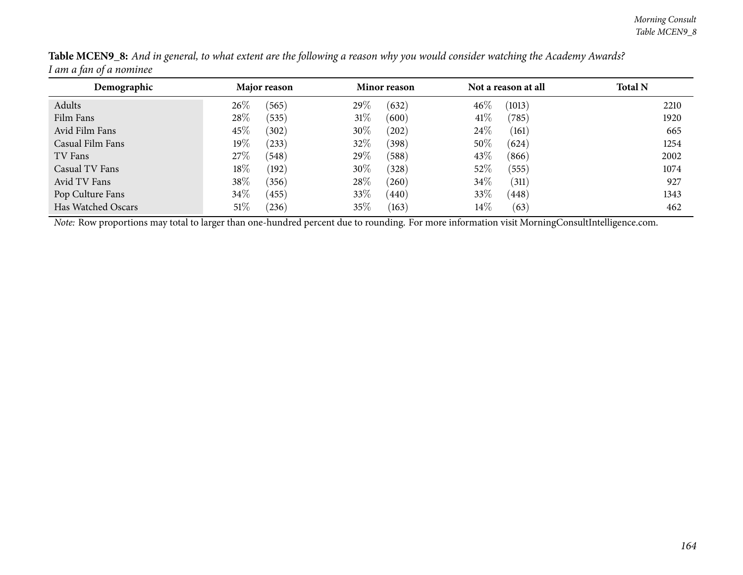**Table MCEN9_8:** *And in general, to what extent are the following a reason why you would consider watching the Academy Awards?*
*I am a fan of a nominee*

| Demographic | Major reason | | Minor reason | | Not a reason at all | | Total N |
|---|---|---|---|---|---|---|---|
| Adults | 26% | (565) | 29% | (632) | 46% | (1013) | 2210 |
| Film Fans | 28% | (535) | 31% | (600) | 41% | (785) | 1920 |
| Avid Film Fans | 45% | (302) | 30% | (202) | 24% | (161) | 665 |
| Casual Film Fans | 19% | (233) | 32% | (398) | 50% | (624) | 1254 |
| TV Fans | 27% | (548) | 29% | (588) | 43% | (866) | 2002 |
| Casual TV Fans | 18% | (192) | 30% | (328) | 52% | (555) | 1074 |
| Avid TV Fans | 38% | (356) | 28% | (260) | 34% | (311) | 927 |
| Pop Culture Fans | 34% | (455) | 33% | (440) | 33% | (448) | 1343 |
| Has Watched Oscars | 51% | (236) | 35% | (163) | 14% | (63) | 462 |

*Note:* Row proportions may total to larger than one-hundred percent due to rounding. For more information visit MorningConsultIntelligence.com.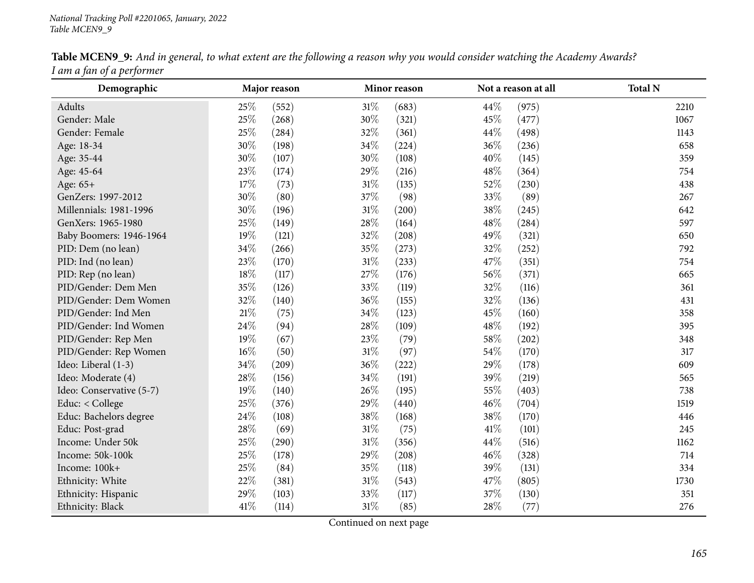**Table MCEN9_9:** *And in general, to what extent are the following a reason why you would consider watching the Academy Awards? I am a fan of a performer*

| Demographic | Major reason | | Minor reason | | Not a reason at all | | Total N |
|---|---|---|---|---|---|---|---|
| Adults | 25% | (552) | 31% | (683) | 44% | (975) | 2210 |
| Gender: Male | 25% | (268) | 30% | (321) | 45% | (477) | 1067 |
| Gender: Female | 25% | (284) | 32% | (361) | 44% | (498) | 1143 |
| Age: 18-34 | 30% | (198) | 34% | (224) | 36% | (236) | 658 |
| Age: 35-44 | 30% | (107) | 30% | (108) | 40% | (145) | 359 |
| Age: 45-64 | 23% | (174) | 29% | (216) | 48% | (364) | 754 |
| Age: 65+ | 17% | (73) | 31% | (135) | 52% | (230) | 438 |
| GenZers: 1997-2012 | 30% | (80) | 37% | (98) | 33% | (89) | 267 |
| Millennials: 1981-1996 | 30% | (196) | 31% | (200) | 38% | (245) | 642 |
| GenXers: 1965-1980 | 25% | (149) | 28% | (164) | 48% | (284) | 597 |
| Baby Boomers: 1946-1964 | 19% | (121) | 32% | (208) | 49% | (321) | 650 |
| PID: Dem (no lean) | 34% | (266) | 35% | (273) | 32% | (252) | 792 |
| PID: Ind (no lean) | 23% | (170) | 31% | (233) | 47% | (351) | 754 |
| PID: Rep (no lean) | 18% | (117) | 27% | (176) | 56% | (371) | 665 |
| PID/Gender: Dem Men | 35% | (126) | 33% | (119) | 32% | (116) | 361 |
| PID/Gender: Dem Women | 32% | (140) | 36% | (155) | 32% | (136) | 431 |
| PID/Gender: Ind Men | 21% | (75) | 34% | (123) | 45% | (160) | 358 |
| PID/Gender: Ind Women | 24% | (94) | 28% | (109) | 48% | (192) | 395 |
| PID/Gender: Rep Men | 19% | (67) | 23% | (79) | 58% | (202) | 348 |
| PID/Gender: Rep Women | 16% | (50) | 31% | (97) | 54% | (170) | 317 |
| Ideo: Liberal (1-3) | 34% | (209) | 36% | (222) | 29% | (178) | 609 |
| Ideo: Moderate (4) | 28% | (156) | 34% | (191) | 39% | (219) | 565 |
| Ideo: Conservative (5-7) | 19% | (140) | 26% | (195) | 55% | (403) | 738 |
| Educ: < College | 25% | (376) | 29% | (440) | 46% | (704) | 1519 |
| Educ: Bachelors degree | 24% | (108) | 38% | (168) | 38% | (170) | 446 |
| Educ: Post-grad | 28% | (69) | 31% | (75) | 41% | (101) | 245 |
| Income: Under 50k | 25% | (290) | 31% | (356) | 44% | (516) | 1162 |
| Income: 50k-100k | 25% | (178) | 29% | (208) | 46% | (328) | 714 |
| Income: 100k+ | 25% | (84) | 35% | (118) | 39% | (131) | 334 |
| Ethnicity: White | 22% | (381) | 31% | (543) | 47% | (805) | 1730 |
| Ethnicity: Hispanic | 29% | (103) | 33% | (117) | 37% | (130) | 351 |
| Ethnicity: Black | 41% | (114) | 31% | (85) | 28% | (77) | 276 |

Continued on next page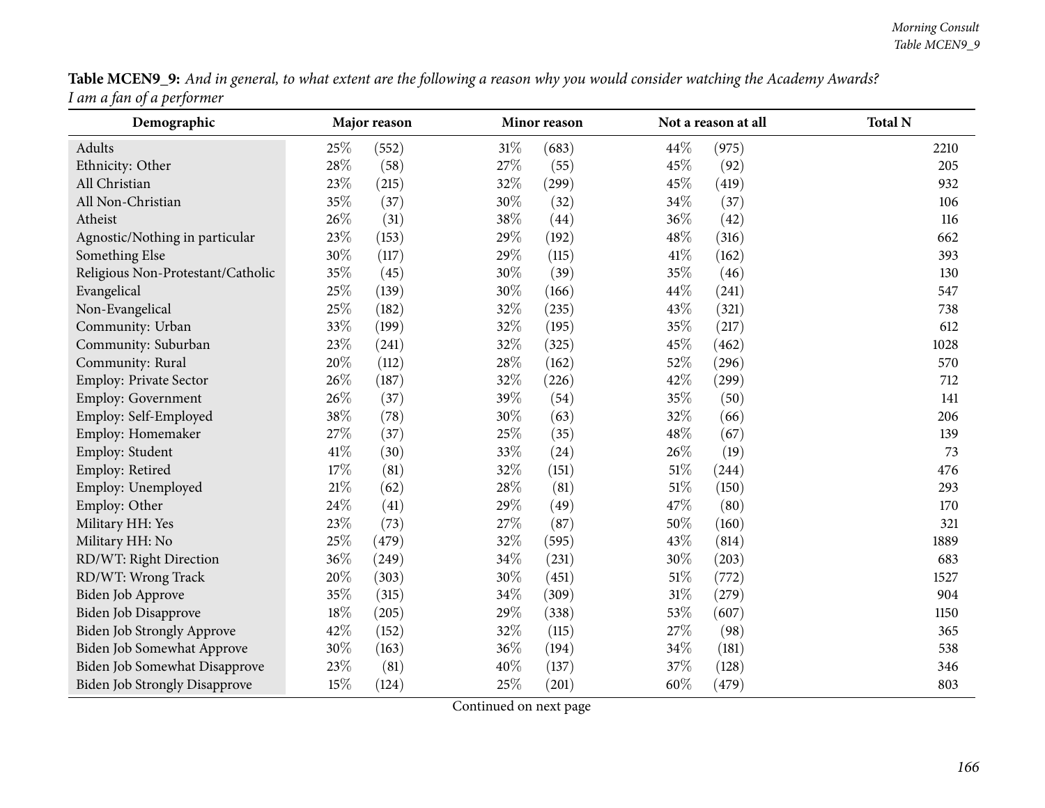**Table MCEN9_9:** *And in general, to what extent are the following a reason why you would consider watching the Academy Awards? I am a fan of a performer*

| Demographic | Major reason | | Minor reason | | Not a reason at all | | Total N |
|---|---|---|---|---|---|---|---|
| Adults | 25% | (552) | 31% | (683) | 44% | (975) | 2210 |
| Ethnicity: Other | 28% | (58) | 27% | (55) | 45% | (92) | 205 |
| All Christian | 23% | (215) | 32% | (299) | 45% | (419) | 932 |
| All Non-Christian | 35% | (37) | 30% | (32) | 34% | (37) | 106 |
| Atheist | 26% | (31) | 38% | (44) | 36% | (42) | 116 |
| Agnostic/Nothing in particular | 23% | (153) | 29% | (192) | 48% | (316) | 662 |
| Something Else | 30% | (117) | 29% | (115) | 41% | (162) | 393 |
| Religious Non-Protestant/Catholic | 35% | (45) | 30% | (39) | 35% | (46) | 130 |
| Evangelical | 25% | (139) | 30% | (166) | 44% | (241) | 547 |
| Non-Evangelical | 25% | (182) | 32% | (235) | 43% | (321) | 738 |
| Community: Urban | 33% | (199) | 32% | (195) | 35% | (217) | 612 |
| Community: Suburban | 23% | (241) | 32% | (325) | 45% | (462) | 1028 |
| Community: Rural | 20% | (112) | 28% | (162) | 52% | (296) | 570 |
| Employ: Private Sector | 26% | (187) | 32% | (226) | 42% | (299) | 712 |
| Employ: Government | 26% | (37) | 39% | (54) | 35% | (50) | 141 |
| Employ: Self-Employed | 38% | (78) | 30% | (63) | 32% | (66) | 206 |
| Employ: Homemaker | 27% | (37) | 25% | (35) | 48% | (67) | 139 |
| Employ: Student | 41% | (30) | 33% | (24) | 26% | (19) | 73 |
| Employ: Retired | 17% | (81) | 32% | (151) | 51% | (244) | 476 |
| Employ: Unemployed | 21% | (62) | 28% | (81) | 51% | (150) | 293 |
| Employ: Other | 24% | (41) | 29% | (49) | 47% | (80) | 170 |
| Military HH: Yes | 23% | (73) | 27% | (87) | 50% | (160) | 321 |
| Military HH: No | 25% | (479) | 32% | (595) | 43% | (814) | 1889 |
| RD/WT: Right Direction | 36% | (249) | 34% | (231) | 30% | (203) | 683 |
| RD/WT: Wrong Track | 20% | (303) | 30% | (451) | 51% | (772) | 1527 |
| Biden Job Approve | 35% | (315) | 34% | (309) | 31% | (279) | 904 |
| Biden Job Disapprove | 18% | (205) | 29% | (338) | 53% | (607) | 1150 |
| Biden Job Strongly Approve | 42% | (152) | 32% | (115) | 27% | (98) | 365 |
| Biden Job Somewhat Approve | 30% | (163) | 36% | (194) | 34% | (181) | 538 |
| Biden Job Somewhat Disapprove | 23% | (81) | 40% | (137) | 37% | (128) | 346 |
| Biden Job Strongly Disapprove | 15% | (124) | 25% | (201) | 60% | (479) | 803 |

Continued on next page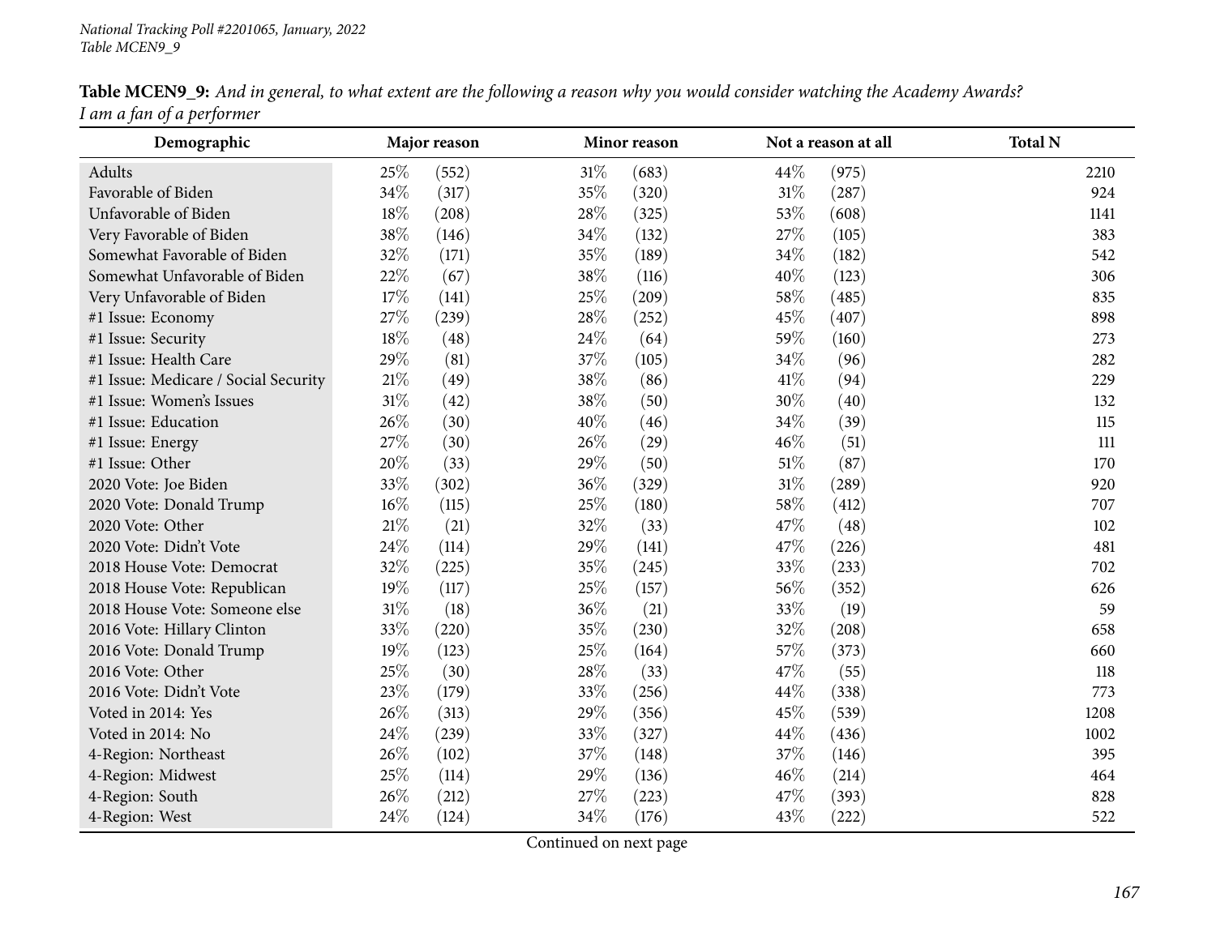*National Tracking Poll #2201065, January, 2022*
*Table MCEN9_9*

**Table MCEN9_9:** *And in general, to what extent are the following a reason why you would consider watching the Academy Awards? I am a fan of a performer*

| Demographic | Major reason | | Minor reason | | Not a reason at all | | Total N |
|---|---|---|---|---|---|---|---|
| Adults | 25% | (552) | 31% | (683) | 44% | (975) | 2210 |
| Favorable of Biden | 34% | (317) | 35% | (320) | 31% | (287) | 924 |
| Unfavorable of Biden | 18% | (208) | 28% | (325) | 53% | (608) | 1141 |
| Very Favorable of Biden | 38% | (146) | 34% | (132) | 27% | (105) | 383 |
| Somewhat Favorable of Biden | 32% | (171) | 35% | (189) | 34% | (182) | 542 |
| Somewhat Unfavorable of Biden | 22% | (67) | 38% | (116) | 40% | (123) | 306 |
| Very Unfavorable of Biden | 17% | (141) | 25% | (209) | 58% | (485) | 835 |
| #1 Issue: Economy | 27% | (239) | 28% | (252) | 45% | (407) | 898 |
| #1 Issue: Security | 18% | (48) | 24% | (64) | 59% | (160) | 273 |
| #1 Issue: Health Care | 29% | (81) | 37% | (105) | 34% | (96) | 282 |
| #1 Issue: Medicare / Social Security | 21% | (49) | 38% | (86) | 41% | (94) | 229 |
| #1 Issue: Women's Issues | 31% | (42) | 38% | (50) | 30% | (40) | 132 |
| #1 Issue: Education | 26% | (30) | 40% | (46) | 34% | (39) | 115 |
| #1 Issue: Energy | 27% | (30) | 26% | (29) | 46% | (51) | 111 |
| #1 Issue: Other | 20% | (33) | 29% | (50) | 51% | (87) | 170 |
| 2020 Vote: Joe Biden | 33% | (302) | 36% | (329) | 31% | (289) | 920 |
| 2020 Vote: Donald Trump | 16% | (115) | 25% | (180) | 58% | (412) | 707 |
| 2020 Vote: Other | 21% | (21) | 32% | (33) | 47% | (48) | 102 |
| 2020 Vote: Didn't Vote | 24% | (114) | 29% | (141) | 47% | (226) | 481 |
| 2018 House Vote: Democrat | 32% | (225) | 35% | (245) | 33% | (233) | 702 |
| 2018 House Vote: Republican | 19% | (117) | 25% | (157) | 56% | (352) | 626 |
| 2018 House Vote: Someone else | 31% | (18) | 36% | (21) | 33% | (19) | 59 |
| 2016 Vote: Hillary Clinton | 33% | (220) | 35% | (230) | 32% | (208) | 658 |
| 2016 Vote: Donald Trump | 19% | (123) | 25% | (164) | 57% | (373) | 660 |
| 2016 Vote: Other | 25% | (30) | 28% | (33) | 47% | (55) | 118 |
| 2016 Vote: Didn't Vote | 23% | (179) | 33% | (256) | 44% | (338) | 773 |
| Voted in 2014: Yes | 26% | (313) | 29% | (356) | 45% | (539) | 1208 |
| Voted in 2014: No | 24% | (239) | 33% | (327) | 44% | (436) | 1002 |
| 4-Region: Northeast | 26% | (102) | 37% | (148) | 37% | (146) | 395 |
| 4-Region: Midwest | 25% | (114) | 29% | (136) | 46% | (214) | 464 |
| 4-Region: South | 26% | (212) | 27% | (223) | 47% | (393) | 828 |
| 4-Region: West | 24% | (124) | 34% | (176) | 43% | (222) | 522 |

Continued on next page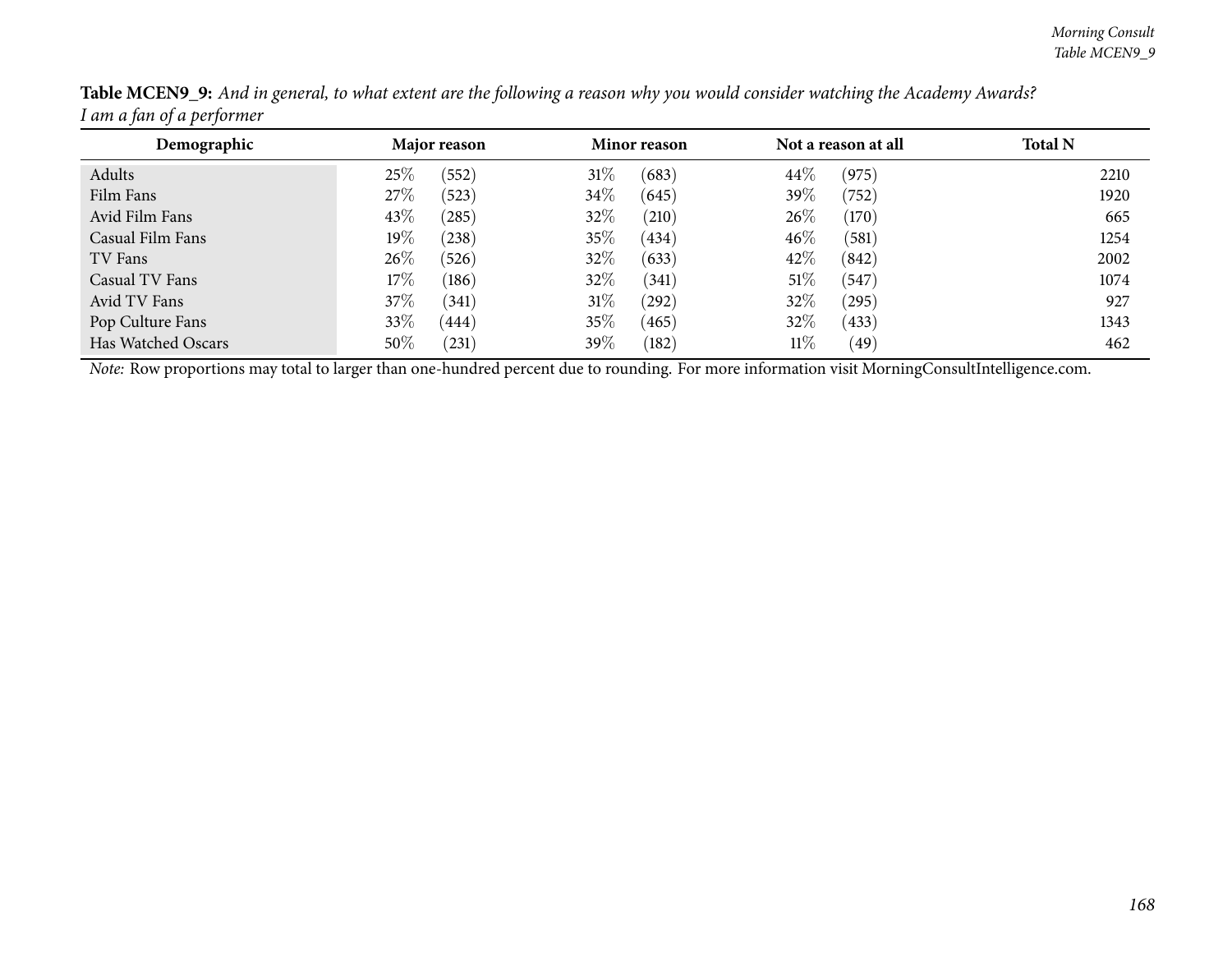**Table MCEN9_9:** *And in general, to what extent are the following a reason why you would consider watching the Academy Awards?*
*I am a fan of a performer*

| Demographic | Major reason | | Minor reason | | Not a reason at all | | Total N |
|---|---|---|---|---|---|---|---|
| Adults | 25% | (552) | 31% | (683) | 44% | (975) | 2210 |
| Film Fans | 27% | (523) | 34% | (645) | 39% | (752) | 1920 |
| Avid Film Fans | 43% | (285) | 32% | (210) | 26% | (170) | 665 |
| Casual Film Fans | 19% | (238) | 35% | (434) | 46% | (581) | 1254 |
| TV Fans | 26% | (526) | 32% | (633) | 42% | (842) | 2002 |
| Casual TV Fans | 17% | (186) | 32% | (341) | 51% | (547) | 1074 |
| Avid TV Fans | 37% | (341) | 31% | (292) | 32% | (295) | 927 |
| Pop Culture Fans | 33% | (444) | 35% | (465) | 32% | (433) | 1343 |
| Has Watched Oscars | 50% | (231) | 39% | (182) | 11% | (49) | 462 |

*Note:* Row proportions may total to larger than one-hundred percent due to rounding. For more information visit MorningConsultIntelligence.com.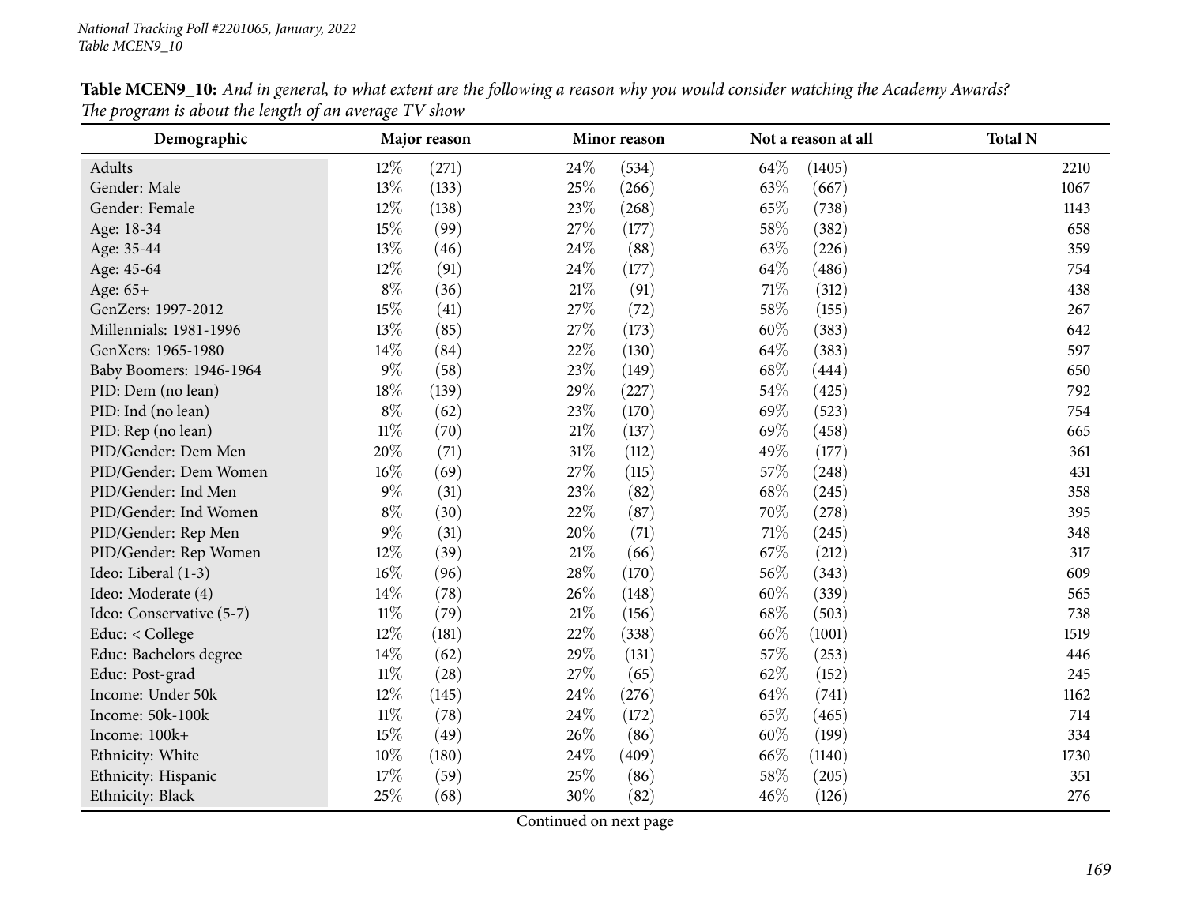**Table MCEN9_10:** *And in general, to what extent are the following a reason why you would consider watching the Academy Awards? The program is about the length of an average TV show*

| Demographic | Major reason | | Minor reason | | Not a reason at all | | Total N |
|---|---|---|---|---|---|---|---|
| Adults | 12% | (271) | 24% | (534) | 64% | (1405) | 2210 |
| Gender: Male | 13% | (133) | 25% | (266) | 63% | (667) | 1067 |
| Gender: Female | 12% | (138) | 23% | (268) | 65% | (738) | 1143 |
| Age: 18-34 | 15% | (99) | 27% | (177) | 58% | (382) | 658 |
| Age: 35-44 | 13% | (46) | 24% | (88) | 63% | (226) | 359 |
| Age: 45-64 | 12% | (91) | 24% | (177) | 64% | (486) | 754 |
| Age: 65+ | 8% | (36) | 21% | (91) | 71% | (312) | 438 |
| GenZers: 1997-2012 | 15% | (41) | 27% | (72) | 58% | (155) | 267 |
| Millennials: 1981-1996 | 13% | (85) | 27% | (173) | 60% | (383) | 642 |
| GenXers: 1965-1980 | 14% | (84) | 22% | (130) | 64% | (383) | 597 |
| Baby Boomers: 1946-1964 | 9% | (58) | 23% | (149) | 68% | (444) | 650 |
| PID: Dem (no lean) | 18% | (139) | 29% | (227) | 54% | (425) | 792 |
| PID: Ind (no lean) | 8% | (62) | 23% | (170) | 69% | (523) | 754 |
| PID: Rep (no lean) | 11% | (70) | 21% | (137) | 69% | (458) | 665 |
| PID/Gender: Dem Men | 20% | (71) | 31% | (112) | 49% | (177) | 361 |
| PID/Gender: Dem Women | 16% | (69) | 27% | (115) | 57% | (248) | 431 |
| PID/Gender: Ind Men | 9% | (31) | 23% | (82) | 68% | (245) | 358 |
| PID/Gender: Ind Women | 8% | (30) | 22% | (87) | 70% | (278) | 395 |
| PID/Gender: Rep Men | 9% | (31) | 20% | (71) | 71% | (245) | 348 |
| PID/Gender: Rep Women | 12% | (39) | 21% | (66) | 67% | (212) | 317 |
| Ideo: Liberal (1-3) | 16% | (96) | 28% | (170) | 56% | (343) | 609 |
| Ideo: Moderate (4) | 14% | (78) | 26% | (148) | 60% | (339) | 565 |
| Ideo: Conservative (5-7) | 11% | (79) | 21% | (156) | 68% | (503) | 738 |
| Educ: < College | 12% | (181) | 22% | (338) | 66% | (1001) | 1519 |
| Educ: Bachelors degree | 14% | (62) | 29% | (131) | 57% | (253) | 446 |
| Educ: Post-grad | 11% | (28) | 27% | (65) | 62% | (152) | 245 |
| Income: Under 50k | 12% | (145) | 24% | (276) | 64% | (741) | 1162 |
| Income: 50k-100k | 11% | (78) | 24% | (172) | 65% | (465) | 714 |
| Income: 100k+ | 15% | (49) | 26% | (86) | 60% | (199) | 334 |
| Ethnicity: White | 10% | (180) | 24% | (409) | 66% | (1140) | 1730 |
| Ethnicity: Hispanic | 17% | (59) | 25% | (86) | 58% | (205) | 351 |
| Ethnicity: Black | 25% | (68) | 30% | (82) | 46% | (126) | 276 |

Continued on next page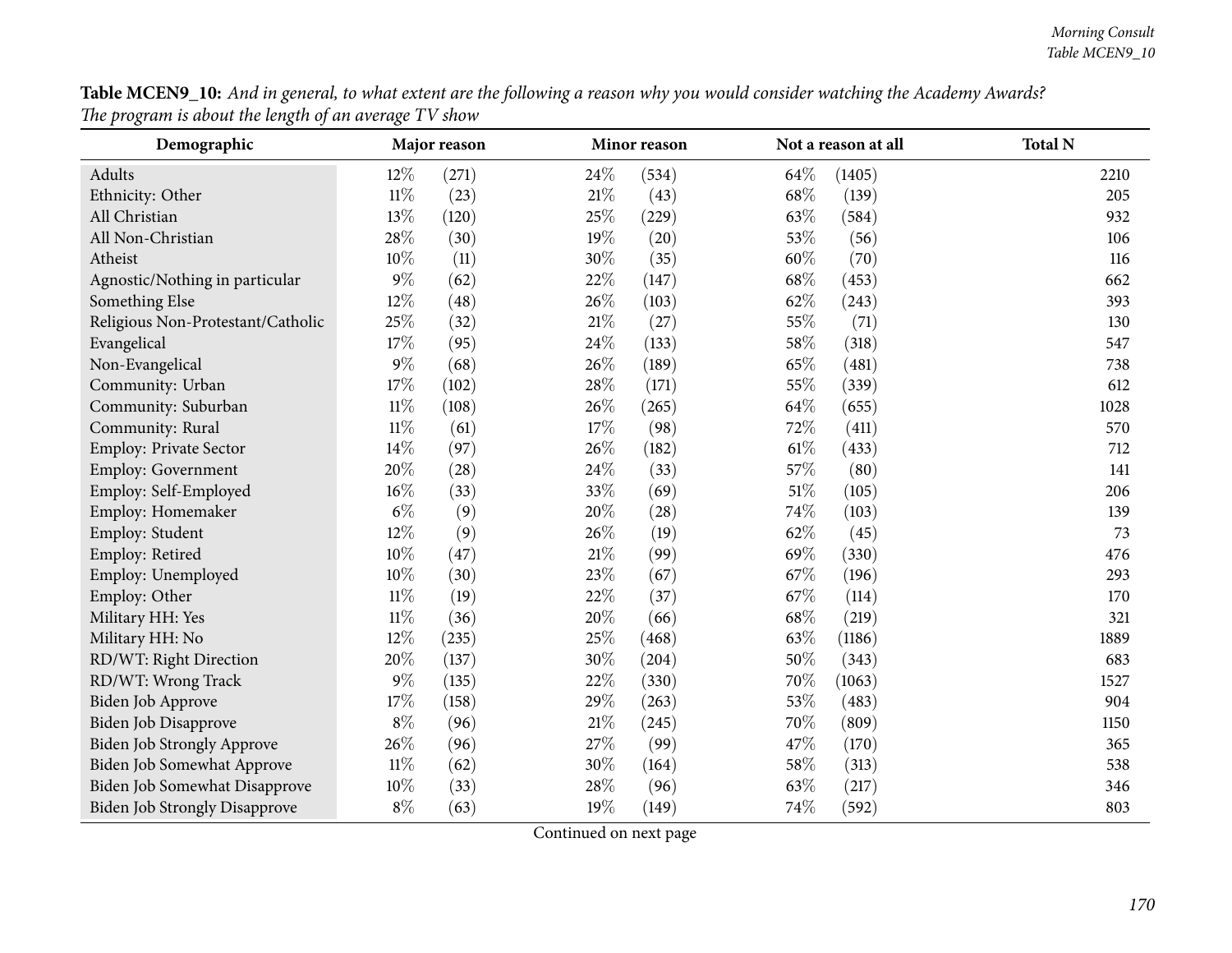**Table MCEN9_10:** *And in general, to what extent are the following a reason why you would consider watching the Academy Awards? The program is about the length of an average TV show*

| Demographic | Major reason | | Minor reason | | Not a reason at all | | Total N |
|---|---|---|---|---|---|---|---|
| Adults | 12% | (271) | 24% | (534) | 64% | (1405) | 2210 |
| Ethnicity: Other | 11% | (23) | 21% | (43) | 68% | (139) | 205 |
| All Christian | 13% | (120) | 25% | (229) | 63% | (584) | 932 |
| All Non-Christian | 28% | (30) | 19% | (20) | 53% | (56) | 106 |
| Atheist | 10% | (11) | 30% | (35) | 60% | (70) | 116 |
| Agnostic/Nothing in particular | 9% | (62) | 22% | (147) | 68% | (453) | 662 |
| Something Else | 12% | (48) | 26% | (103) | 62% | (243) | 393 |
| Religious Non-Protestant/Catholic | 25% | (32) | 21% | (27) | 55% | (71) | 130 |
| Evangelical | 17% | (95) | 24% | (133) | 58% | (318) | 547 |
| Non-Evangelical | 9% | (68) | 26% | (189) | 65% | (481) | 738 |
| Community: Urban | 17% | (102) | 28% | (171) | 55% | (339) | 612 |
| Community: Suburban | 11% | (108) | 26% | (265) | 64% | (655) | 1028 |
| Community: Rural | 11% | (61) | 17% | (98) | 72% | (411) | 570 |
| Employ: Private Sector | 14% | (97) | 26% | (182) | 61% | (433) | 712 |
| Employ: Government | 20% | (28) | 24% | (33) | 57% | (80) | 141 |
| Employ: Self-Employed | 16% | (33) | 33% | (69) | 51% | (105) | 206 |
| Employ: Homemaker | 6% | (9) | 20% | (28) | 74% | (103) | 139 |
| Employ: Student | 12% | (9) | 26% | (19) | 62% | (45) | 73 |
| Employ: Retired | 10% | (47) | 21% | (99) | 69% | (330) | 476 |
| Employ: Unemployed | 10% | (30) | 23% | (67) | 67% | (196) | 293 |
| Employ: Other | 11% | (19) | 22% | (37) | 67% | (114) | 170 |
| Military HH: Yes | 11% | (36) | 20% | (66) | 68% | (219) | 321 |
| Military HH: No | 12% | (235) | 25% | (468) | 63% | (1186) | 1889 |
| RD/WT: Right Direction | 20% | (137) | 30% | (204) | 50% | (343) | 683 |
| RD/WT: Wrong Track | 9% | (135) | 22% | (330) | 70% | (1063) | 1527 |
| Biden Job Approve | 17% | (158) | 29% | (263) | 53% | (483) | 904 |
| Biden Job Disapprove | 8% | (96) | 21% | (245) | 70% | (809) | 1150 |
| Biden Job Strongly Approve | 26% | (96) | 27% | (99) | 47% | (170) | 365 |
| Biden Job Somewhat Approve | 11% | (62) | 30% | (164) | 58% | (313) | 538 |
| Biden Job Somewhat Disapprove | 10% | (33) | 28% | (96) | 63% | (217) | 346 |
| Biden Job Strongly Disapprove | 8% | (63) | 19% | (149) | 74% | (592) | 803 |

Continued on next page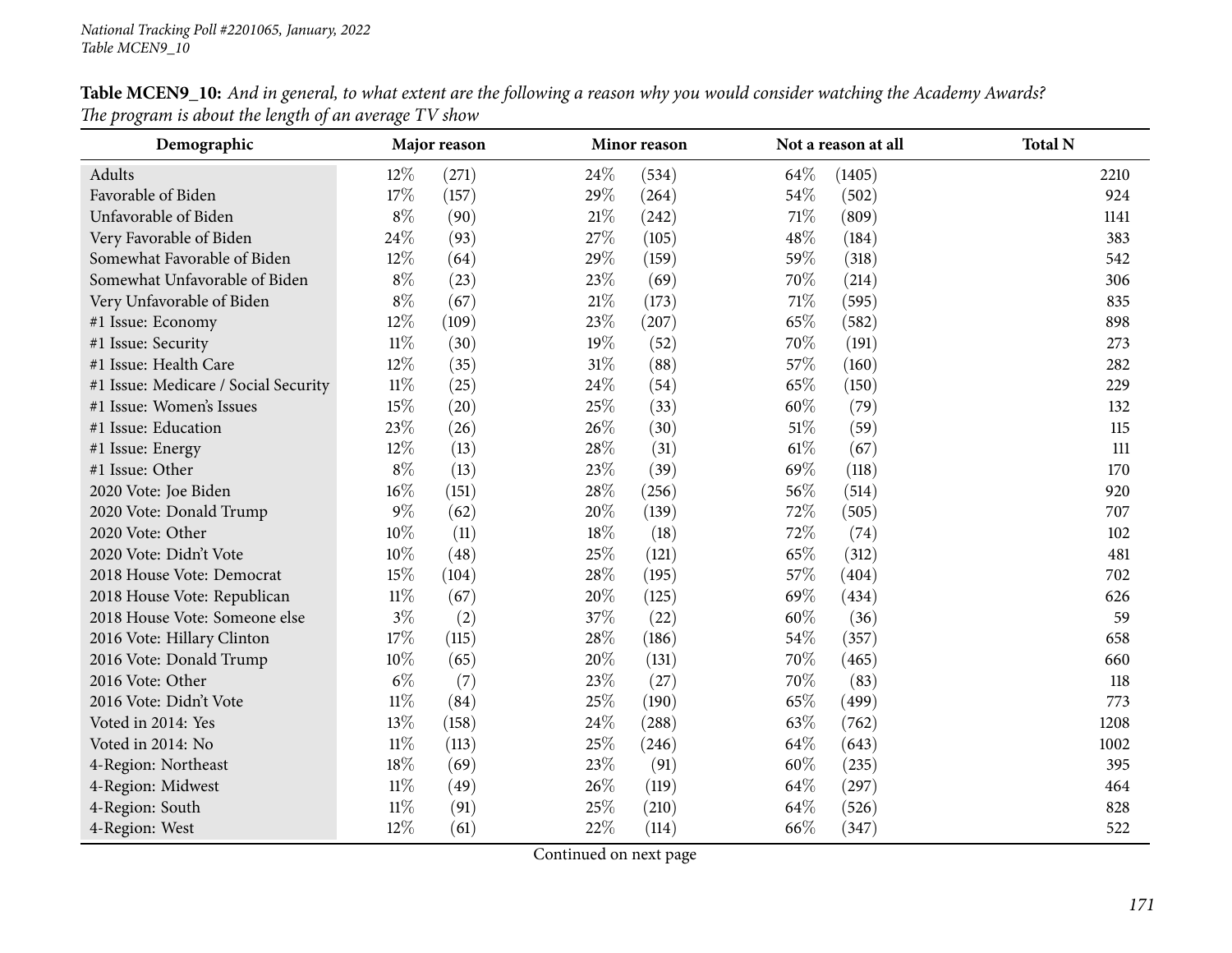**Table MCEN9_10:** *And in general, to what extent are the following a reason why you would consider watching the Academy Awards? The program is about the length of an average TV show*

| Demographic | Major reason | | Minor reason | | Not a reason at all | | Total N |
|---|---|---|---|---|---|---|---|
| Adults | 12% | (271) | 24% | (534) | 64% | (1405) | 2210 |
| Favorable of Biden | 17% | (157) | 29% | (264) | 54% | (502) | 924 |
| Unfavorable of Biden | 8% | (90) | 21% | (242) | 71% | (809) | 1141 |
| Very Favorable of Biden | 24% | (93) | 27% | (105) | 48% | (184) | 383 |
| Somewhat Favorable of Biden | 12% | (64) | 29% | (159) | 59% | (318) | 542 |
| Somewhat Unfavorable of Biden | 8% | (23) | 23% | (69) | 70% | (214) | 306 |
| Very Unfavorable of Biden | 8% | (67) | 21% | (173) | 71% | (595) | 835 |
| #1 Issue: Economy | 12% | (109) | 23% | (207) | 65% | (582) | 898 |
| #1 Issue: Security | 11% | (30) | 19% | (52) | 70% | (191) | 273 |
| #1 Issue: Health Care | 12% | (35) | 31% | (88) | 57% | (160) | 282 |
| #1 Issue: Medicare / Social Security | 11% | (25) | 24% | (54) | 65% | (150) | 229 |
| #1 Issue: Women's Issues | 15% | (20) | 25% | (33) | 60% | (79) | 132 |
| #1 Issue: Education | 23% | (26) | 26% | (30) | 51% | (59) | 115 |
| #1 Issue: Energy | 12% | (13) | 28% | (31) | 61% | (67) | 111 |
| #1 Issue: Other | 8% | (13) | 23% | (39) | 69% | (118) | 170 |
| 2020 Vote: Joe Biden | 16% | (151) | 28% | (256) | 56% | (514) | 920 |
| 2020 Vote: Donald Trump | 9% | (62) | 20% | (139) | 72% | (505) | 707 |
| 2020 Vote: Other | 10% | (11) | 18% | (18) | 72% | (74) | 102 |
| 2020 Vote: Didn't Vote | 10% | (48) | 25% | (121) | 65% | (312) | 481 |
| 2018 House Vote: Democrat | 15% | (104) | 28% | (195) | 57% | (404) | 702 |
| 2018 House Vote: Republican | 11% | (67) | 20% | (125) | 69% | (434) | 626 |
| 2018 House Vote: Someone else | 3% | (2) | 37% | (22) | 60% | (36) | 59 |
| 2016 Vote: Hillary Clinton | 17% | (115) | 28% | (186) | 54% | (357) | 658 |
| 2016 Vote: Donald Trump | 10% | (65) | 20% | (131) | 70% | (465) | 660 |
| 2016 Vote: Other | 6% | (7) | 23% | (27) | 70% | (83) | 118 |
| 2016 Vote: Didn't Vote | 11% | (84) | 25% | (190) | 65% | (499) | 773 |
| Voted in 2014: Yes | 13% | (158) | 24% | (288) | 63% | (762) | 1208 |
| Voted in 2014: No | 11% | (113) | 25% | (246) | 64% | (643) | 1002 |
| 4-Region: Northeast | 18% | (69) | 23% | (91) | 60% | (235) | 395 |
| 4-Region: Midwest | 11% | (49) | 26% | (119) | 64% | (297) | 464 |
| 4-Region: South | 11% | (91) | 25% | (210) | 64% | (526) | 828 |
| 4-Region: West | 12% | (61) | 22% | (114) | 66% | (347) | 522 |

Continued on next page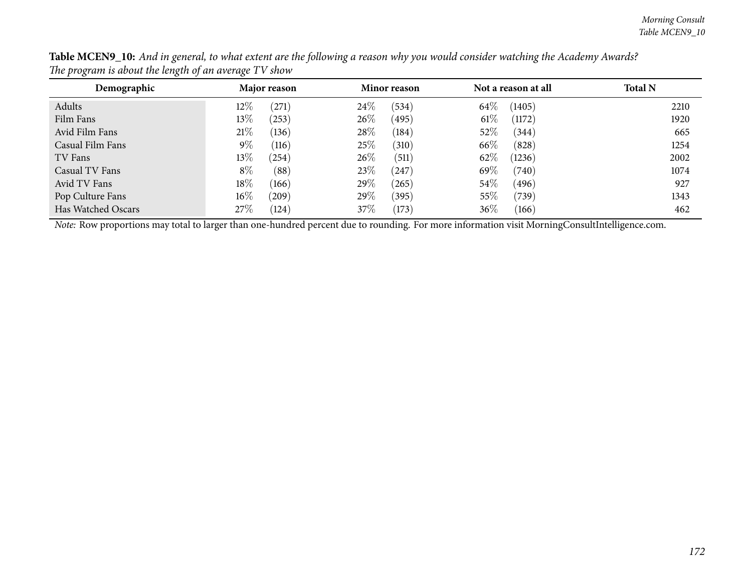**Table MCEN9_10:** *And in general, to what extent are the following a reason why you would consider watching the Academy Awards? The program is about the length of an average TV show*

| Demographic | Major reason | | Minor reason | | Not a reason at all | | Total N |
|---|---|---|---|---|---|---|---|
| Adults | 12% | (271) | 24% | (534) | 64% | (1405) | 2210 |
| Film Fans | 13% | (253) | 26% | (495) | 61% | (1172) | 1920 |
| Avid Film Fans | 21% | (136) | 28% | (184) | 52% | (344) | 665 |
| Casual Film Fans | 9% | (116) | 25% | (310) | 66% | (828) | 1254 |
| TV Fans | 13% | (254) | 26% | (511) | 62% | (1236) | 2002 |
| Casual TV Fans | 8% | (88) | 23% | (247) | 69% | (740) | 1074 |
| Avid TV Fans | 18% | (166) | 29% | (265) | 54% | (496) | 927 |
| Pop Culture Fans | 16% | (209) | 29% | (395) | 55% | (739) | 1343 |
| Has Watched Oscars | 27% | (124) | 37% | (173) | 36% | (166) | 462 |

*Note:* Row proportions may total to larger than one-hundred percent due to rounding. For more information visit MorningConsultIntelligence.com.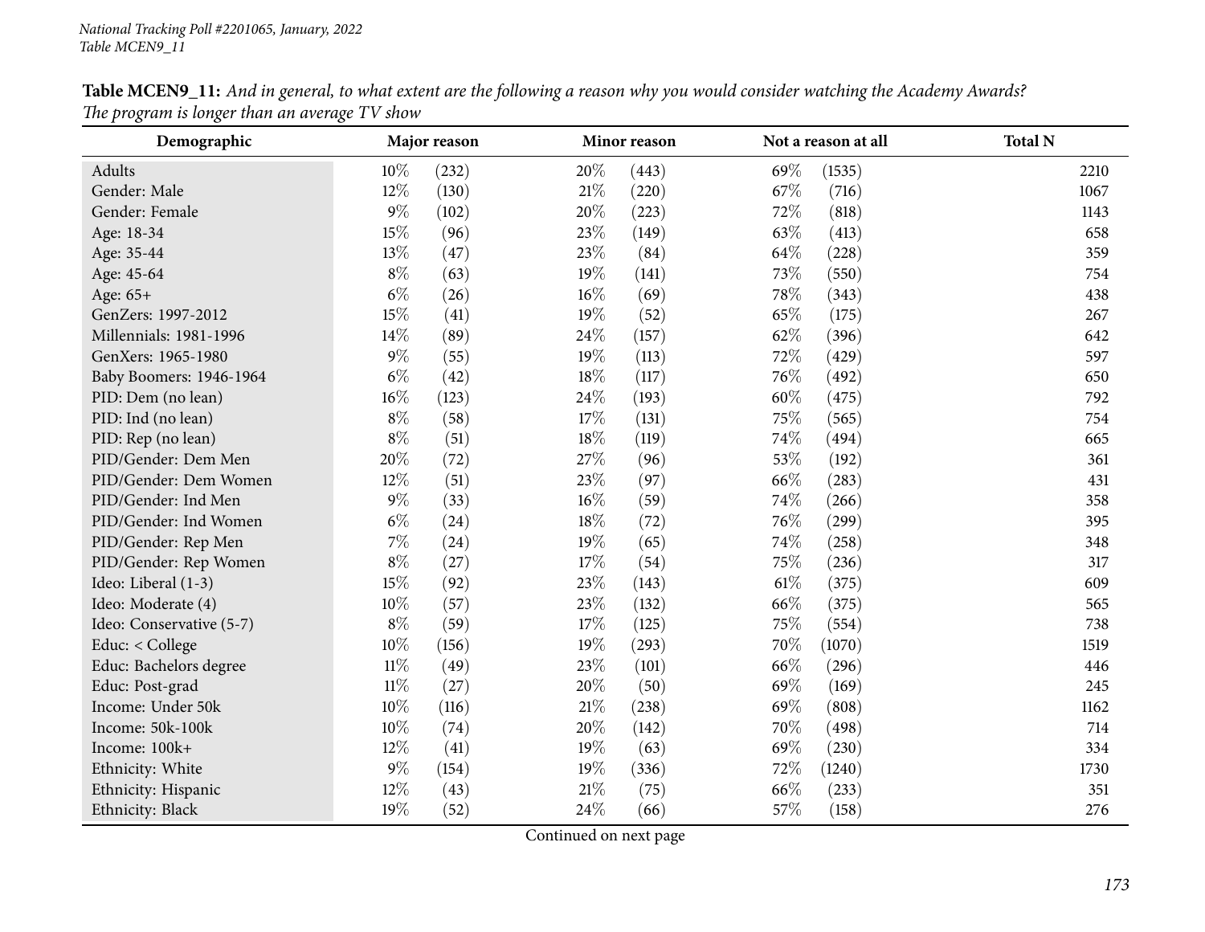**Table MCEN9_11:** *And in general, to what extent are the following a reason why you would consider watching the Academy Awards? The program is longer than an average TV show*

| Demographic | Major reason | | Minor reason | | Not a reason at all | | Total N |
|---|---|---|---|---|---|---|---|
| Adults | 10% | (232) | 20% | (443) | 69% | (1535) | 2210 |
| Gender: Male | 12% | (130) | 21% | (220) | 67% | (716) | 1067 |
| Gender: Female | 9% | (102) | 20% | (223) | 72% | (818) | 1143 |
| Age: 18-34 | 15% | (96) | 23% | (149) | 63% | (413) | 658 |
| Age: 35-44 | 13% | (47) | 23% | (84) | 64% | (228) | 359 |
| Age: 45-64 | 8% | (63) | 19% | (141) | 73% | (550) | 754 |
| Age: 65+ | 6% | (26) | 16% | (69) | 78% | (343) | 438 |
| GenZers: 1997-2012 | 15% | (41) | 19% | (52) | 65% | (175) | 267 |
| Millennials: 1981-1996 | 14% | (89) | 24% | (157) | 62% | (396) | 642 |
| GenXers: 1965-1980 | 9% | (55) | 19% | (113) | 72% | (429) | 597 |
| Baby Boomers: 1946-1964 | 6% | (42) | 18% | (117) | 76% | (492) | 650 |
| PID: Dem (no lean) | 16% | (123) | 24% | (193) | 60% | (475) | 792 |
| PID: Ind (no lean) | 8% | (58) | 17% | (131) | 75% | (565) | 754 |
| PID: Rep (no lean) | 8% | (51) | 18% | (119) | 74% | (494) | 665 |
| PID/Gender: Dem Men | 20% | (72) | 27% | (96) | 53% | (192) | 361 |
| PID/Gender: Dem Women | 12% | (51) | 23% | (97) | 66% | (283) | 431 |
| PID/Gender: Ind Men | 9% | (33) | 16% | (59) | 74% | (266) | 358 |
| PID/Gender: Ind Women | 6% | (24) | 18% | (72) | 76% | (299) | 395 |
| PID/Gender: Rep Men | 7% | (24) | 19% | (65) | 74% | (258) | 348 |
| PID/Gender: Rep Women | 8% | (27) | 17% | (54) | 75% | (236) | 317 |
| Ideo: Liberal (1-3) | 15% | (92) | 23% | (143) | 61% | (375) | 609 |
| Ideo: Moderate (4) | 10% | (57) | 23% | (132) | 66% | (375) | 565 |
| Ideo: Conservative (5-7) | 8% | (59) | 17% | (125) | 75% | (554) | 738 |
| Educ: < College | 10% | (156) | 19% | (293) | 70% | (1070) | 1519 |
| Educ: Bachelors degree | 11% | (49) | 23% | (101) | 66% | (296) | 446 |
| Educ: Post-grad | 11% | (27) | 20% | (50) | 69% | (169) | 245 |
| Income: Under 50k | 10% | (116) | 21% | (238) | 69% | (808) | 1162 |
| Income: 50k-100k | 10% | (74) | 20% | (142) | 70% | (498) | 714 |
| Income: 100k+ | 12% | (41) | 19% | (63) | 69% | (230) | 334 |
| Ethnicity: White | 9% | (154) | 19% | (336) | 72% | (1240) | 1730 |
| Ethnicity: Hispanic | 12% | (43) | 21% | (75) | 66% | (233) | 351 |
| Ethnicity: Black | 19% | (52) | 24% | (66) | 57% | (158) | 276 |

Continued on next page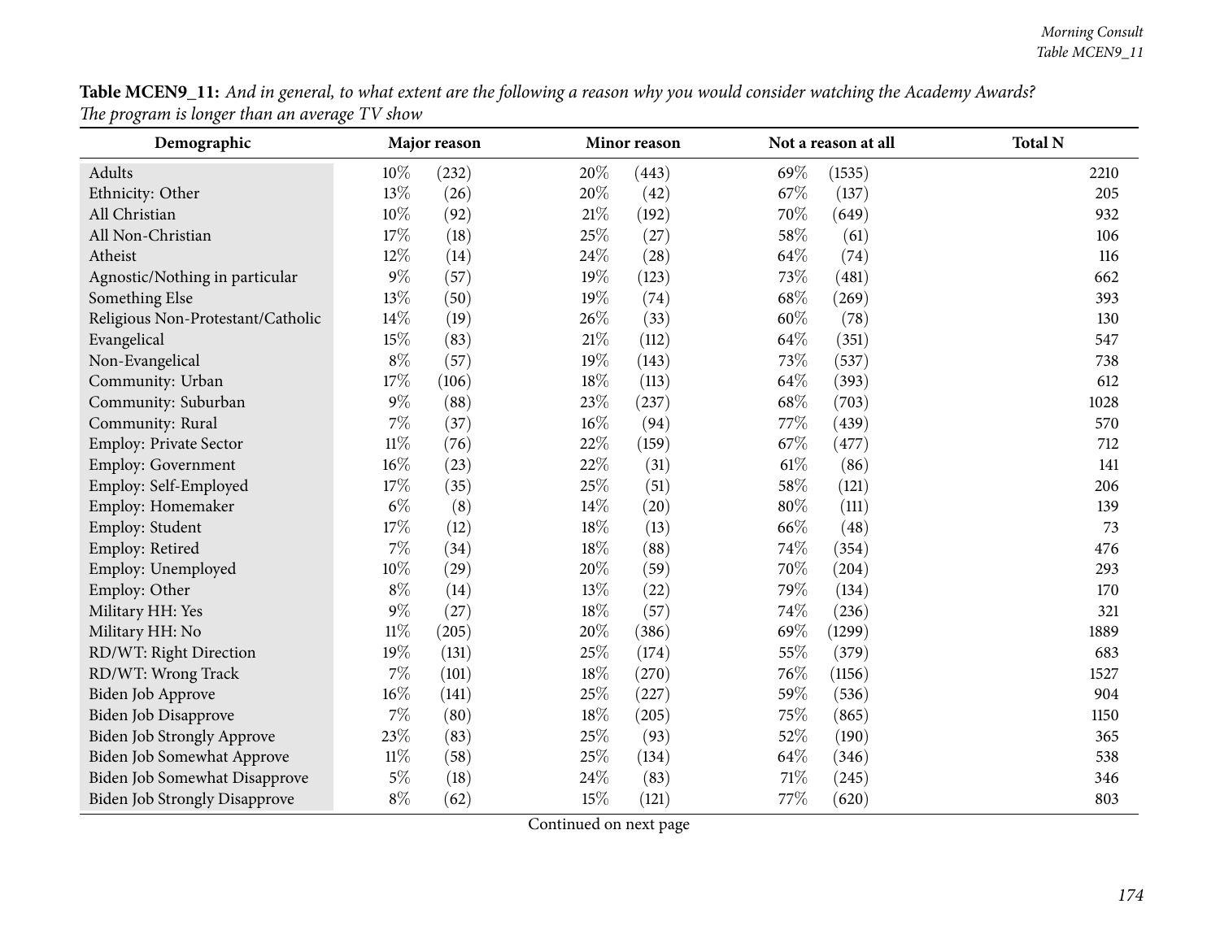**Table MCEN9_11:** *And in general, to what extent are the following a reason why you would consider watching the Academy Awards? The program is longer than an average TV show*

| Demographic | Major reason | | Minor reason | | Not a reason at all | | Total N |
|---|---|---|---|---|---|---|---|
| Adults | 10% | (232) | 20% | (443) | 69% | (1535) | 2210 |
| Ethnicity: Other | 13% | (26) | 20% | (42) | 67% | (137) | 205 |
| All Christian | 10% | (92) | 21% | (192) | 70% | (649) | 932 |
| All Non-Christian | 17% | (18) | 25% | (27) | 58% | (61) | 106 |
| Atheist | 12% | (14) | 24% | (28) | 64% | (74) | 116 |
| Agnostic/Nothing in particular | 9% | (57) | 19% | (123) | 73% | (481) | 662 |
| Something Else | 13% | (50) | 19% | (74) | 68% | (269) | 393 |
| Religious Non-Protestant/Catholic | 14% | (19) | 26% | (33) | 60% | (78) | 130 |
| Evangelical | 15% | (83) | 21% | (112) | 64% | (351) | 547 |
| Non-Evangelical | 8% | (57) | 19% | (143) | 73% | (537) | 738 |
| Community: Urban | 17% | (106) | 18% | (113) | 64% | (393) | 612 |
| Community: Suburban | 9% | (88) | 23% | (237) | 68% | (703) | 1028 |
| Community: Rural | 7% | (37) | 16% | (94) | 77% | (439) | 570 |
| Employ: Private Sector | 11% | (76) | 22% | (159) | 67% | (477) | 712 |
| Employ: Government | 16% | (23) | 22% | (31) | 61% | (86) | 141 |
| Employ: Self-Employed | 17% | (35) | 25% | (51) | 58% | (121) | 206 |
| Employ: Homemaker | 6% | (8) | 14% | (20) | 80% | (111) | 139 |
| Employ: Student | 17% | (12) | 18% | (13) | 66% | (48) | 73 |
| Employ: Retired | 7% | (34) | 18% | (88) | 74% | (354) | 476 |
| Employ: Unemployed | 10% | (29) | 20% | (59) | 70% | (204) | 293 |
| Employ: Other | 8% | (14) | 13% | (22) | 79% | (134) | 170 |
| Military HH: Yes | 9% | (27) | 18% | (57) | 74% | (236) | 321 |
| Military HH: No | 11% | (205) | 20% | (386) | 69% | (1299) | 1889 |
| RD/WT: Right Direction | 19% | (131) | 25% | (174) | 55% | (379) | 683 |
| RD/WT: Wrong Track | 7% | (101) | 18% | (270) | 76% | (1156) | 1527 |
| Biden Job Approve | 16% | (141) | 25% | (227) | 59% | (536) | 904 |
| Biden Job Disapprove | 7% | (80) | 18% | (205) | 75% | (865) | 1150 |
| Biden Job Strongly Approve | 23% | (83) | 25% | (93) | 52% | (190) | 365 |
| Biden Job Somewhat Approve | 11% | (58) | 25% | (134) | 64% | (346) | 538 |
| Biden Job Somewhat Disapprove | 5% | (18) | 24% | (83) | 71% | (245) | 346 |
| Biden Job Strongly Disapprove | 8% | (62) | 15% | (121) | 77% | (620) | 803 |

Continued on next page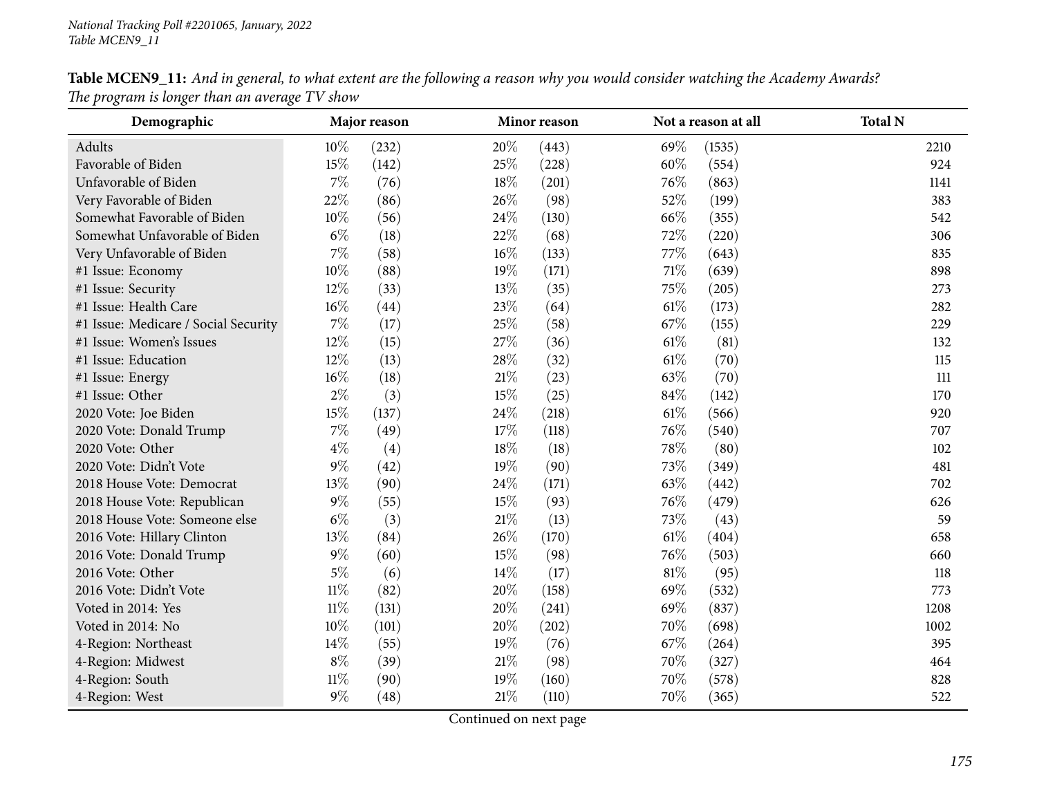National Tracking Poll #2201065, January, 2022
Table MCEN9_11

**Table MCEN9_11:** *And in general, to what extent are the following a reason why you would consider watching the Academy Awards? The program is longer than an average TV show*

| Demographic | Major reason | | Minor reason | | Not a reason at all | | Total N |
|---|---|---|---|---|---|---|---|
| Adults | 10% | (232) | 20% | (443) | 69% | (1535) | 2210 |
| Favorable of Biden | 15% | (142) | 25% | (228) | 60% | (554) | 924 |
| Unfavorable of Biden | 7% | (76) | 18% | (201) | 76% | (863) | 1141 |
| Very Favorable of Biden | 22% | (86) | 26% | (98) | 52% | (199) | 383 |
| Somewhat Favorable of Biden | 10% | (56) | 24% | (130) | 66% | (355) | 542 |
| Somewhat Unfavorable of Biden | 6% | (18) | 22% | (68) | 72% | (220) | 306 |
| Very Unfavorable of Biden | 7% | (58) | 16% | (133) | 77% | (643) | 835 |
| #1 Issue: Economy | 10% | (88) | 19% | (171) | 71% | (639) | 898 |
| #1 Issue: Security | 12% | (33) | 13% | (35) | 75% | (205) | 273 |
| #1 Issue: Health Care | 16% | (44) | 23% | (64) | 61% | (173) | 282 |
| #1 Issue: Medicare / Social Security | 7% | (17) | 25% | (58) | 67% | (155) | 229 |
| #1 Issue: Women's Issues | 12% | (15) | 27% | (36) | 61% | (81) | 132 |
| #1 Issue: Education | 12% | (13) | 28% | (32) | 61% | (70) | 115 |
| #1 Issue: Energy | 16% | (18) | 21% | (23) | 63% | (70) | 111 |
| #1 Issue: Other | 2% | (3) | 15% | (25) | 84% | (142) | 170 |
| 2020 Vote: Joe Biden | 15% | (137) | 24% | (218) | 61% | (566) | 920 |
| 2020 Vote: Donald Trump | 7% | (49) | 17% | (118) | 76% | (540) | 707 |
| 2020 Vote: Other | 4% | (4) | 18% | (18) | 78% | (80) | 102 |
| 2020 Vote: Didn't Vote | 9% | (42) | 19% | (90) | 73% | (349) | 481 |
| 2018 House Vote: Democrat | 13% | (90) | 24% | (171) | 63% | (442) | 702 |
| 2018 House Vote: Republican | 9% | (55) | 15% | (93) | 76% | (479) | 626 |
| 2018 House Vote: Someone else | 6% | (3) | 21% | (13) | 73% | (43) | 59 |
| 2016 Vote: Hillary Clinton | 13% | (84) | 26% | (170) | 61% | (404) | 658 |
| 2016 Vote: Donald Trump | 9% | (60) | 15% | (98) | 76% | (503) | 660 |
| 2016 Vote: Other | 5% | (6) | 14% | (17) | 81% | (95) | 118 |
| 2016 Vote: Didn't Vote | 11% | (82) | 20% | (158) | 69% | (532) | 773 |
| Voted in 2014: Yes | 11% | (131) | 20% | (241) | 69% | (837) | 1208 |
| Voted in 2014: No | 10% | (101) | 20% | (202) | 70% | (698) | 1002 |
| 4-Region: Northeast | 14% | (55) | 19% | (76) | 67% | (264) | 395 |
| 4-Region: Midwest | 8% | (39) | 21% | (98) | 70% | (327) | 464 |
| 4-Region: South | 11% | (90) | 19% | (160) | 70% | (578) | 828 |
| 4-Region: West | 9% | (48) | 21% | (110) | 70% | (365) | 522 |

Continued on next page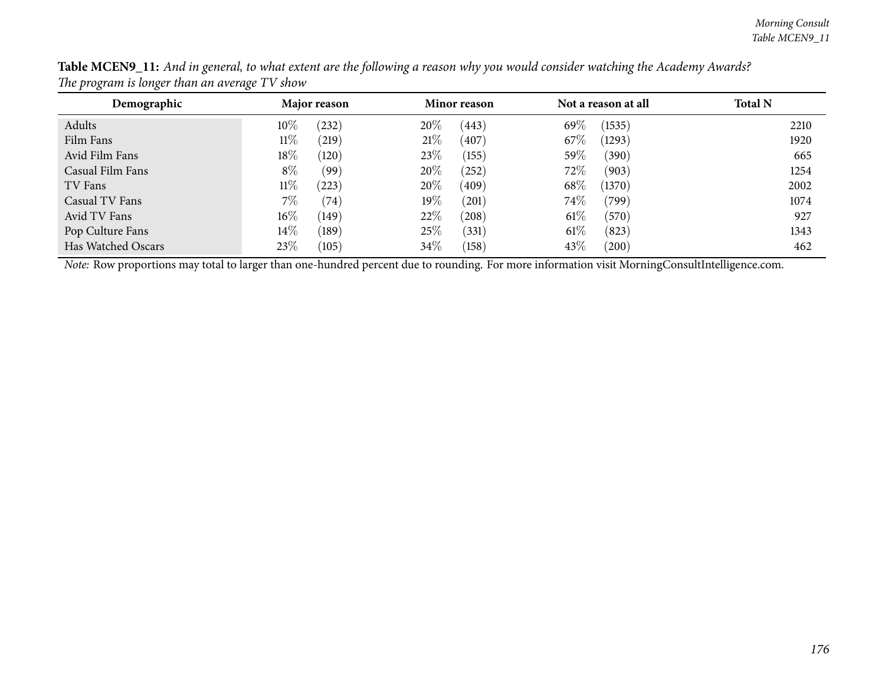**Table MCEN9_11:** *And in general, to what extent are the following a reason why you would consider watching the Academy Awards? The program is longer than an average TV show*

| Demographic | Major reason | | Minor reason | | Not a reason at all | | Total N |
|---|---|---|---|---|---|---|---|
| Adults | 10% | (232) | 20% | (443) | 69% | (1535) | 2210 |
| Film Fans | 11% | (219) | 21% | (407) | 67% | (1293) | 1920 |
| Avid Film Fans | 18% | (120) | 23% | (155) | 59% | (390) | 665 |
| Casual Film Fans | 8% | (99) | 20% | (252) | 72% | (903) | 1254 |
| TV Fans | 11% | (223) | 20% | (409) | 68% | (1370) | 2002 |
| Casual TV Fans | 7% | (74) | 19% | (201) | 74% | (799) | 1074 |
| Avid TV Fans | 16% | (149) | 22% | (208) | 61% | (570) | 927 |
| Pop Culture Fans | 14% | (189) | 25% | (331) | 61% | (823) | 1343 |
| Has Watched Oscars | 23% | (105) | 34% | (158) | 43% | (200) | 462 |

*Note:* Row proportions may total to larger than one-hundred percent due to rounding. For more information visit MorningConsultIntelligence.com.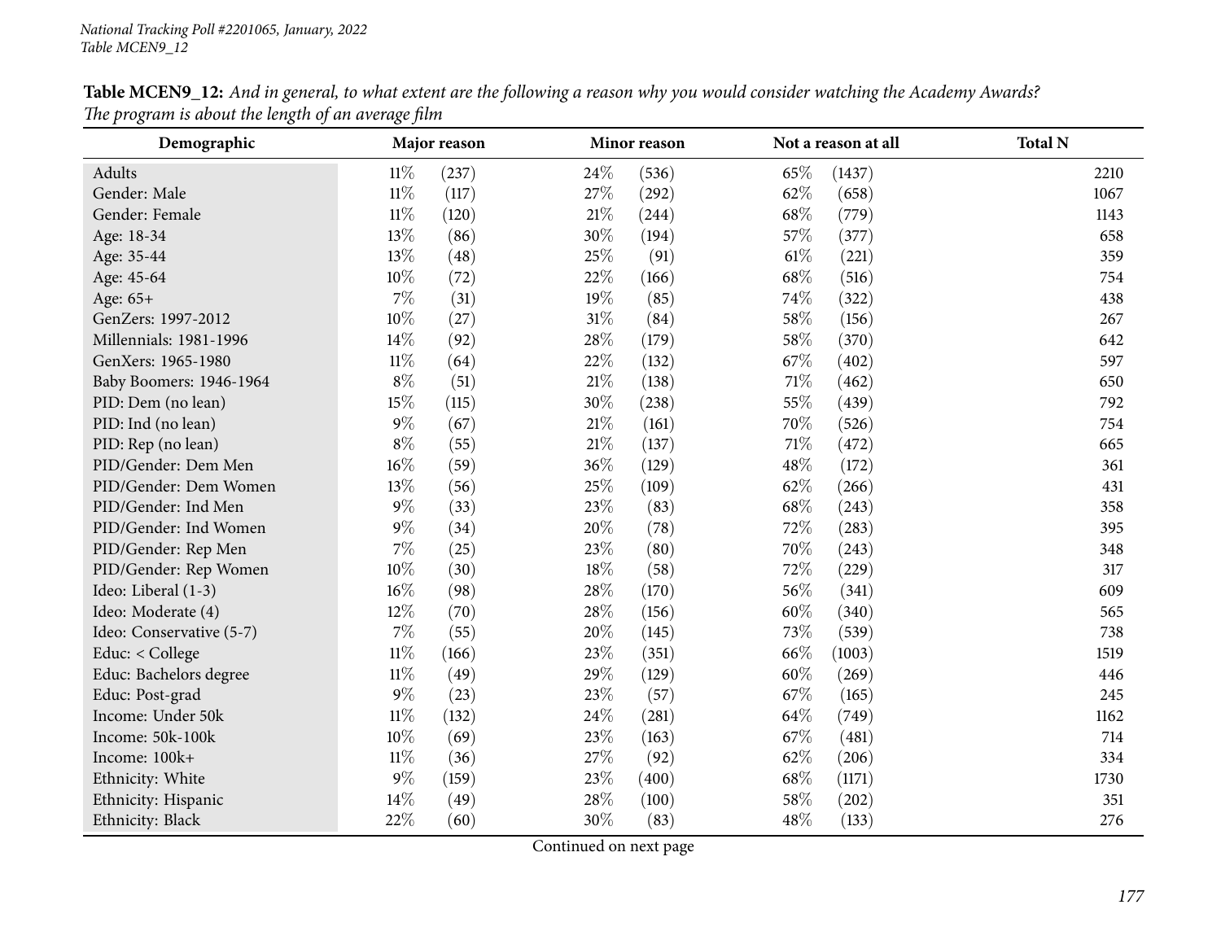**Table MCEN9_12:** *And in general, to what extent are the following a reason why you would consider watching the Academy Awards? The program is about the length of an average film*

| Demographic | Major reason | | Minor reason | | Not a reason at all | | Total N |
|---|---|---|---|---|---|---|---|
| Adults | 11% | (237) | 24% | (536) | 65% | (1437) | 2210 |
| Gender: Male | 11% | (117) | 27% | (292) | 62% | (658) | 1067 |
| Gender: Female | 11% | (120) | 21% | (244) | 68% | (779) | 1143 |
| Age: 18-34 | 13% | (86) | 30% | (194) | 57% | (377) | 658 |
| Age: 35-44 | 13% | (48) | 25% | (91) | 61% | (221) | 359 |
| Age: 45-64 | 10% | (72) | 22% | (166) | 68% | (516) | 754 |
| Age: 65+ | 7% | (31) | 19% | (85) | 74% | (322) | 438 |
| GenZers: 1997-2012 | 10% | (27) | 31% | (84) | 58% | (156) | 267 |
| Millennials: 1981-1996 | 14% | (92) | 28% | (179) | 58% | (370) | 642 |
| GenXers: 1965-1980 | 11% | (64) | 22% | (132) | 67% | (402) | 597 |
| Baby Boomers: 1946-1964 | 8% | (51) | 21% | (138) | 71% | (462) | 650 |
| PID: Dem (no lean) | 15% | (115) | 30% | (238) | 55% | (439) | 792 |
| PID: Ind (no lean) | 9% | (67) | 21% | (161) | 70% | (526) | 754 |
| PID: Rep (no lean) | 8% | (55) | 21% | (137) | 71% | (472) | 665 |
| PID/Gender: Dem Men | 16% | (59) | 36% | (129) | 48% | (172) | 361 |
| PID/Gender: Dem Women | 13% | (56) | 25% | (109) | 62% | (266) | 431 |
| PID/Gender: Ind Men | 9% | (33) | 23% | (83) | 68% | (243) | 358 |
| PID/Gender: Ind Women | 9% | (34) | 20% | (78) | 72% | (283) | 395 |
| PID/Gender: Rep Men | 7% | (25) | 23% | (80) | 70% | (243) | 348 |
| PID/Gender: Rep Women | 10% | (30) | 18% | (58) | 72% | (229) | 317 |
| Ideo: Liberal (1-3) | 16% | (98) | 28% | (170) | 56% | (341) | 609 |
| Ideo: Moderate (4) | 12% | (70) | 28% | (156) | 60% | (340) | 565 |
| Ideo: Conservative (5-7) | 7% | (55) | 20% | (145) | 73% | (539) | 738 |
| Educ: < College | 11% | (166) | 23% | (351) | 66% | (1003) | 1519 |
| Educ: Bachelors degree | 11% | (49) | 29% | (129) | 60% | (269) | 446 |
| Educ: Post-grad | 9% | (23) | 23% | (57) | 67% | (165) | 245 |
| Income: Under 50k | 11% | (132) | 24% | (281) | 64% | (749) | 1162 |
| Income: 50k-100k | 10% | (69) | 23% | (163) | 67% | (481) | 714 |
| Income: 100k+ | 11% | (36) | 27% | (92) | 62% | (206) | 334 |
| Ethnicity: White | 9% | (159) | 23% | (400) | 68% | (1171) | 1730 |
| Ethnicity: Hispanic | 14% | (49) | 28% | (100) | 58% | (202) | 351 |
| Ethnicity: Black | 22% | (60) | 30% | (83) | 48% | (133) | 276 |

Continued on next page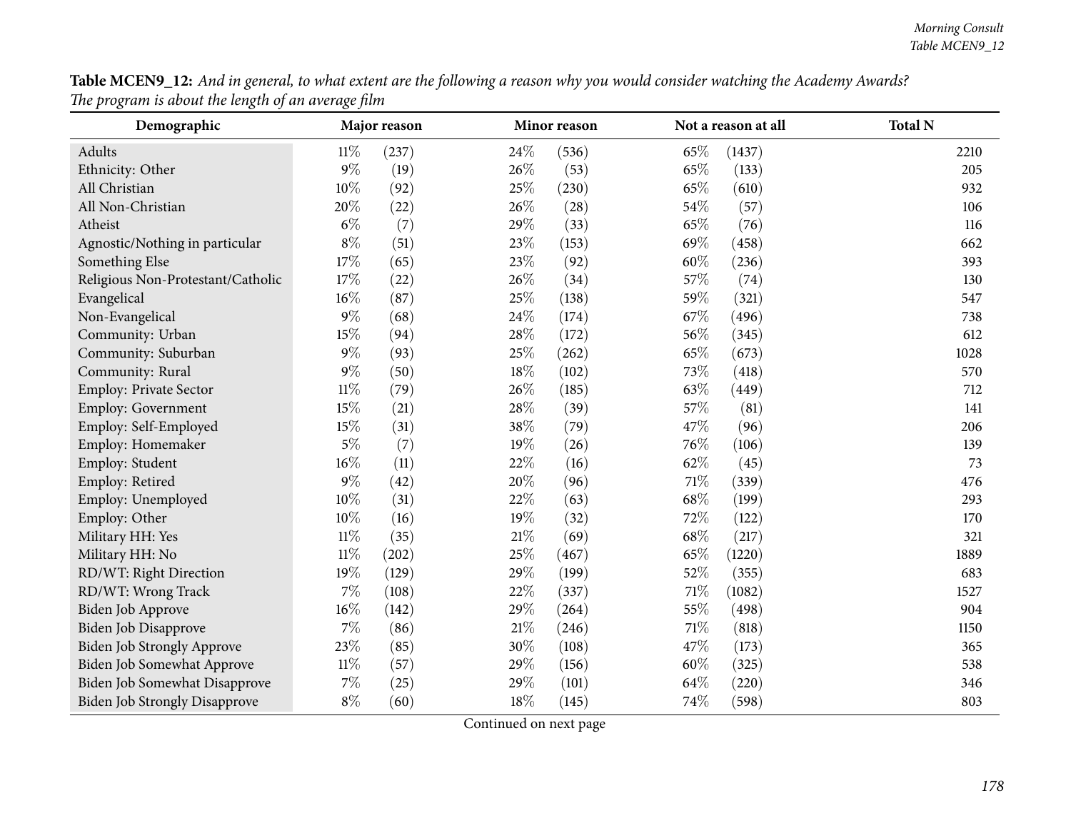**Table MCEN9_12:** *And in general, to what extent are the following a reason why you would consider watching the Academy Awards? The program is about the length of an average film*

| Demographic | Major reason | | Minor reason | | Not a reason at all | | Total N |
|---|---|---|---|---|---|---|---|
| Adults | 11% | (237) | 24% | (536) | 65% | (1437) | 2210 |
| Ethnicity: Other | 9% | (19) | 26% | (53) | 65% | (133) | 205 |
| All Christian | 10% | (92) | 25% | (230) | 65% | (610) | 932 |
| All Non-Christian | 20% | (22) | 26% | (28) | 54% | (57) | 106 |
| Atheist | 6% | (7) | 29% | (33) | 65% | (76) | 116 |
| Agnostic/Nothing in particular | 8% | (51) | 23% | (153) | 69% | (458) | 662 |
| Something Else | 17% | (65) | 23% | (92) | 60% | (236) | 393 |
| Religious Non-Protestant/Catholic | 17% | (22) | 26% | (34) | 57% | (74) | 130 |
| Evangelical | 16% | (87) | 25% | (138) | 59% | (321) | 547 |
| Non-Evangelical | 9% | (68) | 24% | (174) | 67% | (496) | 738 |
| Community: Urban | 15% | (94) | 28% | (172) | 56% | (345) | 612 |
| Community: Suburban | 9% | (93) | 25% | (262) | 65% | (673) | 1028 |
| Community: Rural | 9% | (50) | 18% | (102) | 73% | (418) | 570 |
| Employ: Private Sector | 11% | (79) | 26% | (185) | 63% | (449) | 712 |
| Employ: Government | 15% | (21) | 28% | (39) | 57% | (81) | 141 |
| Employ: Self-Employed | 15% | (31) | 38% | (79) | 47% | (96) | 206 |
| Employ: Homemaker | 5% | (7) | 19% | (26) | 76% | (106) | 139 |
| Employ: Student | 16% | (11) | 22% | (16) | 62% | (45) | 73 |
| Employ: Retired | 9% | (42) | 20% | (96) | 71% | (339) | 476 |
| Employ: Unemployed | 10% | (31) | 22% | (63) | 68% | (199) | 293 |
| Employ: Other | 10% | (16) | 19% | (32) | 72% | (122) | 170 |
| Military HH: Yes | 11% | (35) | 21% | (69) | 68% | (217) | 321 |
| Military HH: No | 11% | (202) | 25% | (467) | 65% | (1220) | 1889 |
| RD/WT: Right Direction | 19% | (129) | 29% | (199) | 52% | (355) | 683 |
| RD/WT: Wrong Track | 7% | (108) | 22% | (337) | 71% | (1082) | 1527 |
| Biden Job Approve | 16% | (142) | 29% | (264) | 55% | (498) | 904 |
| Biden Job Disapprove | 7% | (86) | 21% | (246) | 71% | (818) | 1150 |
| Biden Job Strongly Approve | 23% | (85) | 30% | (108) | 47% | (173) | 365 |
| Biden Job Somewhat Approve | 11% | (57) | 29% | (156) | 60% | (325) | 538 |
| Biden Job Somewhat Disapprove | 7% | (25) | 29% | (101) | 64% | (220) | 346 |
| Biden Job Strongly Disapprove | 8% | (60) | 18% | (145) | 74% | (598) | 803 |

Continued on next page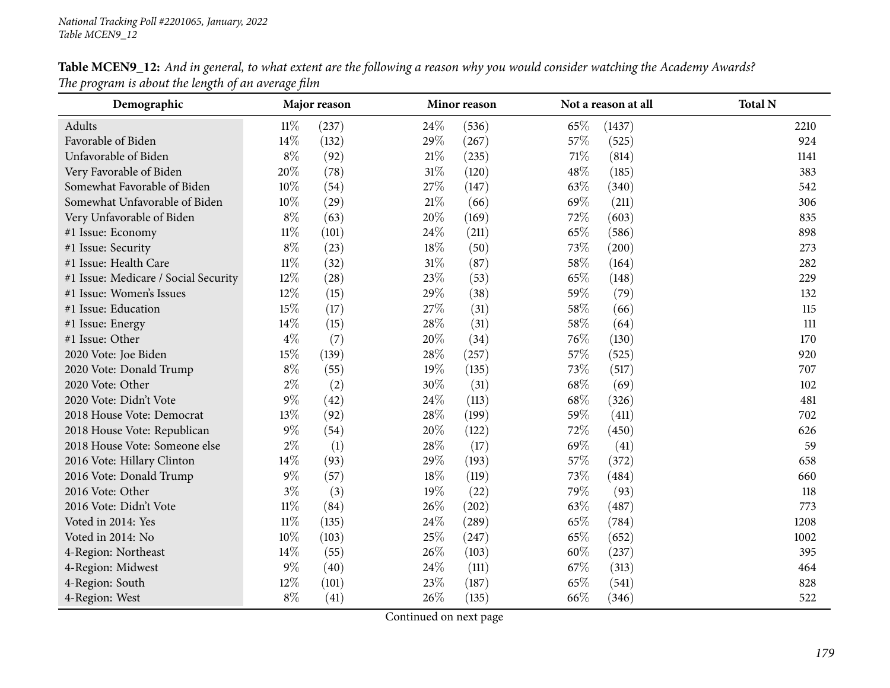**Table MCEN9_12:** *And in general, to what extent are the following a reason why you would consider watching the Academy Awards? The program is about the length of an average film*

| Demographic | Major reason | | Minor reason | | Not a reason at all | | Total N |
|---|---|---|---|---|---|---|---|
| Adults | 11% | (237) | 24% | (536) | 65% | (1437) | 2210 |
| Favorable of Biden | 14% | (132) | 29% | (267) | 57% | (525) | 924 |
| Unfavorable of Biden | 8% | (92) | 21% | (235) | 71% | (814) | 1141 |
| Very Favorable of Biden | 20% | (78) | 31% | (120) | 48% | (185) | 383 |
| Somewhat Favorable of Biden | 10% | (54) | 27% | (147) | 63% | (340) | 542 |
| Somewhat Unfavorable of Biden | 10% | (29) | 21% | (66) | 69% | (211) | 306 |
| Very Unfavorable of Biden | 8% | (63) | 20% | (169) | 72% | (603) | 835 |
| #1 Issue: Economy | 11% | (101) | 24% | (211) | 65% | (586) | 898 |
| #1 Issue: Security | 8% | (23) | 18% | (50) | 73% | (200) | 273 |
| #1 Issue: Health Care | 11% | (32) | 31% | (87) | 58% | (164) | 282 |
| #1 Issue: Medicare / Social Security | 12% | (28) | 23% | (53) | 65% | (148) | 229 |
| #1 Issue: Women's Issues | 12% | (15) | 29% | (38) | 59% | (79) | 132 |
| #1 Issue: Education | 15% | (17) | 27% | (31) | 58% | (66) | 115 |
| #1 Issue: Energy | 14% | (15) | 28% | (31) | 58% | (64) | 111 |
| #1 Issue: Other | 4% | (7) | 20% | (34) | 76% | (130) | 170 |
| 2020 Vote: Joe Biden | 15% | (139) | 28% | (257) | 57% | (525) | 920 |
| 2020 Vote: Donald Trump | 8% | (55) | 19% | (135) | 73% | (517) | 707 |
| 2020 Vote: Other | 2% | (2) | 30% | (31) | 68% | (69) | 102 |
| 2020 Vote: Didn't Vote | 9% | (42) | 24% | (113) | 68% | (326) | 481 |
| 2018 House Vote: Democrat | 13% | (92) | 28% | (199) | 59% | (411) | 702 |
| 2018 House Vote: Republican | 9% | (54) | 20% | (122) | 72% | (450) | 626 |
| 2018 House Vote: Someone else | 2% | (1) | 28% | (17) | 69% | (41) | 59 |
| 2016 Vote: Hillary Clinton | 14% | (93) | 29% | (193) | 57% | (372) | 658 |
| 2016 Vote: Donald Trump | 9% | (57) | 18% | (119) | 73% | (484) | 660 |
| 2016 Vote: Other | 3% | (3) | 19% | (22) | 79% | (93) | 118 |
| 2016 Vote: Didn't Vote | 11% | (84) | 26% | (202) | 63% | (487) | 773 |
| Voted in 2014: Yes | 11% | (135) | 24% | (289) | 65% | (784) | 1208 |
| Voted in 2014: No | 10% | (103) | 25% | (247) | 65% | (652) | 1002 |
| 4-Region: Northeast | 14% | (55) | 26% | (103) | 60% | (237) | 395 |
| 4-Region: Midwest | 9% | (40) | 24% | (111) | 67% | (313) | 464 |
| 4-Region: South | 12% | (101) | 23% | (187) | 65% | (541) | 828 |
| 4-Region: West | 8% | (41) | 26% | (135) | 66% | (346) | 522 |

Continued on next page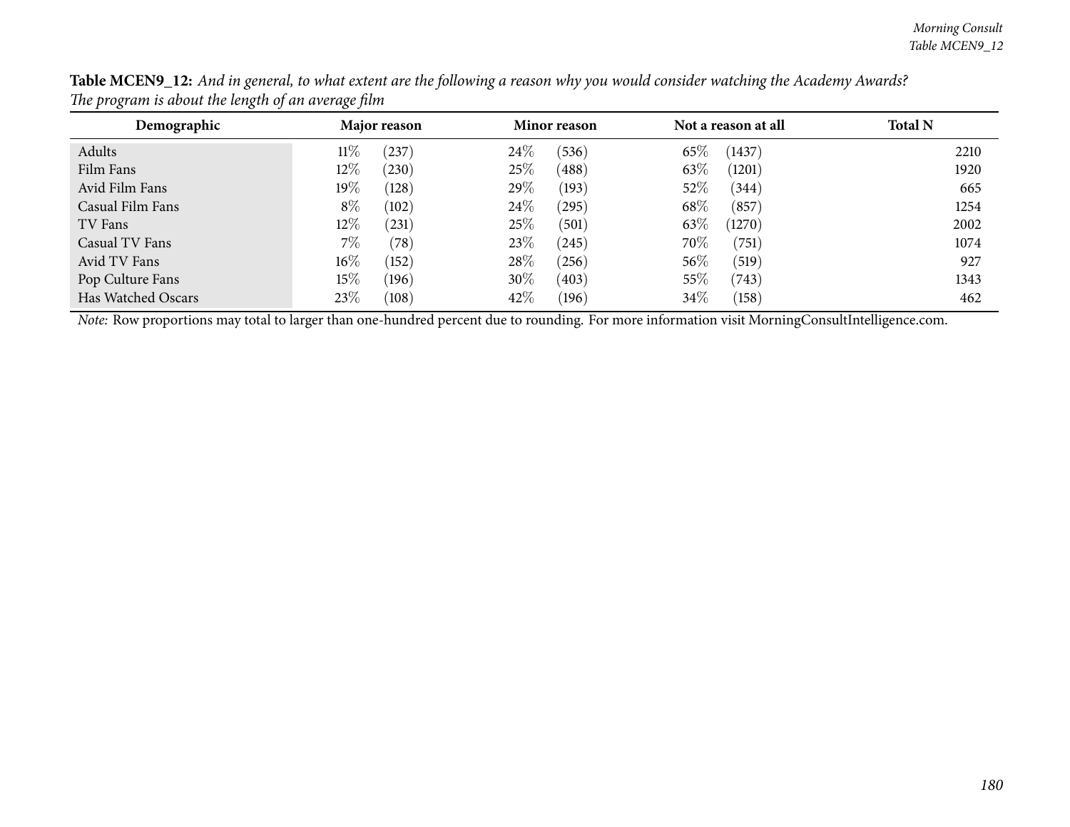**Table MCEN9_12:** *And in general, to what extent are the following a reason why you would consider watching the Academy Awards? The program is about the length of an average film*

| Demographic | Major reason | | Minor reason | | Not a reason at all | | Total N |
|---|---|---|---|---|---|---|---|
| Adults | 11% | (237) | 24% | (536) | 65% | (1437) | 2210 |
| Film Fans | 12% | (230) | 25% | (488) | 63% | (1201) | 1920 |
| Avid Film Fans | 19% | (128) | 29% | (193) | 52% | (344) | 665 |
| Casual Film Fans | 8% | (102) | 24% | (295) | 68% | (857) | 1254 |
| TV Fans | 12% | (231) | 25% | (501) | 63% | (1270) | 2002 |
| Casual TV Fans | 7% | (78) | 23% | (245) | 70% | (751) | 1074 |
| Avid TV Fans | 16% | (152) | 28% | (256) | 56% | (519) | 927 |
| Pop Culture Fans | 15% | (196) | 30% | (403) | 55% | (743) | 1343 |
| Has Watched Oscars | 23% | (108) | 42% | (196) | 34% | (158) | 462 |

*Note:* Row proportions may total to larger than one-hundred percent due to rounding. For more information visit MorningConsultIntelligence.com.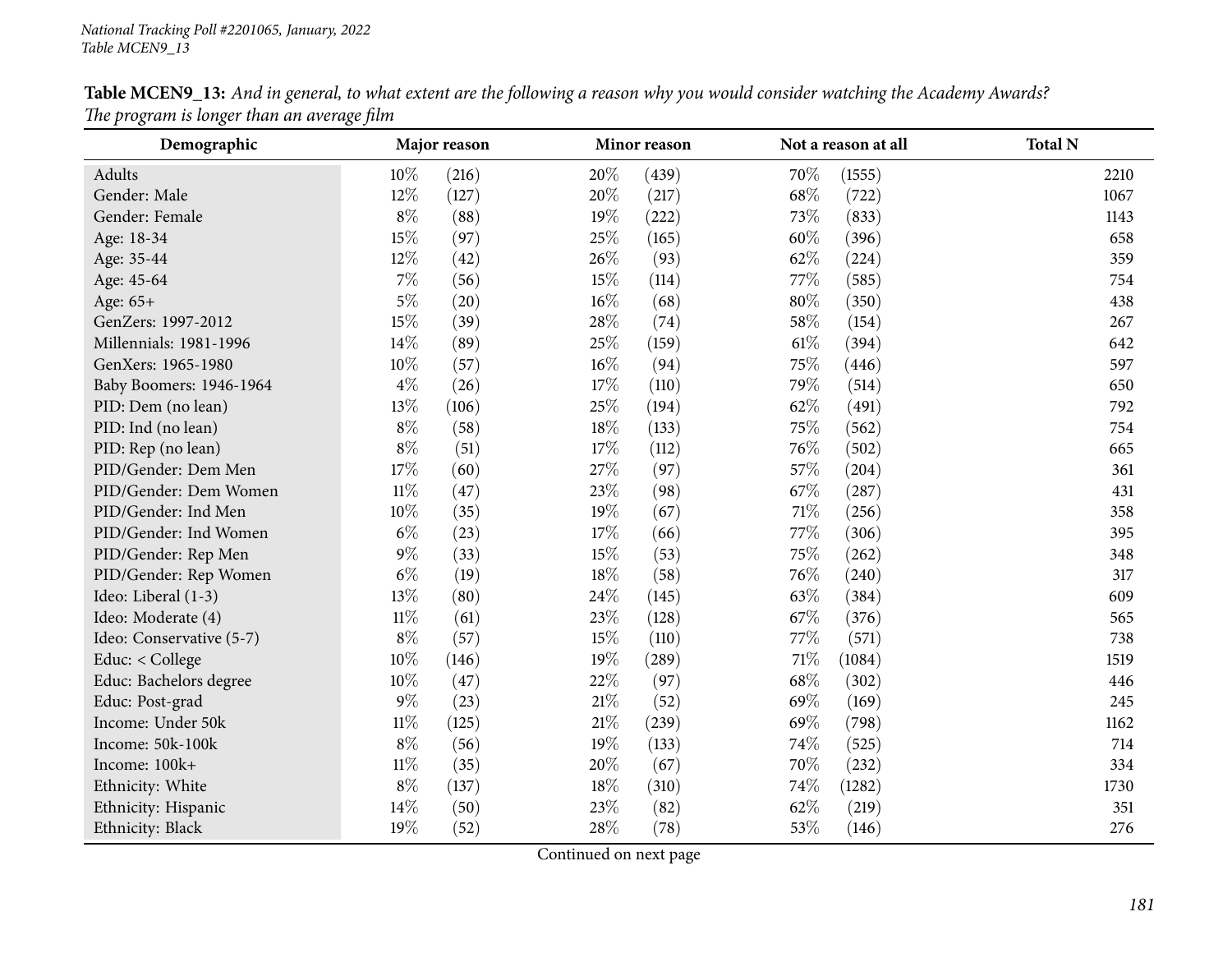**Table MCEN9_13:** *And in general, to what extent are the following a reason why you would consider watching the Academy Awards? The program is longer than an average film*

| Demographic | Major reason | | Minor reason | | Not a reason at all | | Total N |
|---|---|---|---|---|---|---|---|
| Adults | 10% | (216) | 20% | (439) | 70% | (1555) | 2210 |
| Gender: Male | 12% | (127) | 20% | (217) | 68% | (722) | 1067 |
| Gender: Female | 8% | (88) | 19% | (222) | 73% | (833) | 1143 |
| Age: 18-34 | 15% | (97) | 25% | (165) | 60% | (396) | 658 |
| Age: 35-44 | 12% | (42) | 26% | (93) | 62% | (224) | 359 |
| Age: 45-64 | 7% | (56) | 15% | (114) | 77% | (585) | 754 |
| Age: 65+ | 5% | (20) | 16% | (68) | 80% | (350) | 438 |
| GenZers: 1997-2012 | 15% | (39) | 28% | (74) | 58% | (154) | 267 |
| Millennials: 1981-1996 | 14% | (89) | 25% | (159) | 61% | (394) | 642 |
| GenXers: 1965-1980 | 10% | (57) | 16% | (94) | 75% | (446) | 597 |
| Baby Boomers: 1946-1964 | 4% | (26) | 17% | (110) | 79% | (514) | 650 |
| PID: Dem (no lean) | 13% | (106) | 25% | (194) | 62% | (491) | 792 |
| PID: Ind (no lean) | 8% | (58) | 18% | (133) | 75% | (562) | 754 |
| PID: Rep (no lean) | 8% | (51) | 17% | (112) | 76% | (502) | 665 |
| PID/Gender: Dem Men | 17% | (60) | 27% | (97) | 57% | (204) | 361 |
| PID/Gender: Dem Women | 11% | (47) | 23% | (98) | 67% | (287) | 431 |
| PID/Gender: Ind Men | 10% | (35) | 19% | (67) | 71% | (256) | 358 |
| PID/Gender: Ind Women | 6% | (23) | 17% | (66) | 77% | (306) | 395 |
| PID/Gender: Rep Men | 9% | (33) | 15% | (53) | 75% | (262) | 348 |
| PID/Gender: Rep Women | 6% | (19) | 18% | (58) | 76% | (240) | 317 |
| Ideo: Liberal (1-3) | 13% | (80) | 24% | (145) | 63% | (384) | 609 |
| Ideo: Moderate (4) | 11% | (61) | 23% | (128) | 67% | (376) | 565 |
| Ideo: Conservative (5-7) | 8% | (57) | 15% | (110) | 77% | (571) | 738 |
| Educ: < College | 10% | (146) | 19% | (289) | 71% | (1084) | 1519 |
| Educ: Bachelors degree | 10% | (47) | 22% | (97) | 68% | (302) | 446 |
| Educ: Post-grad | 9% | (23) | 21% | (52) | 69% | (169) | 245 |
| Income: Under 50k | 11% | (125) | 21% | (239) | 69% | (798) | 1162 |
| Income: 50k-100k | 8% | (56) | 19% | (133) | 74% | (525) | 714 |
| Income: 100k+ | 11% | (35) | 20% | (67) | 70% | (232) | 334 |
| Ethnicity: White | 8% | (137) | 18% | (310) | 74% | (1282) | 1730 |
| Ethnicity: Hispanic | 14% | (50) | 23% | (82) | 62% | (219) | 351 |
| Ethnicity: Black | 19% | (52) | 28% | (78) | 53% | (146) | 276 |

Continued on next page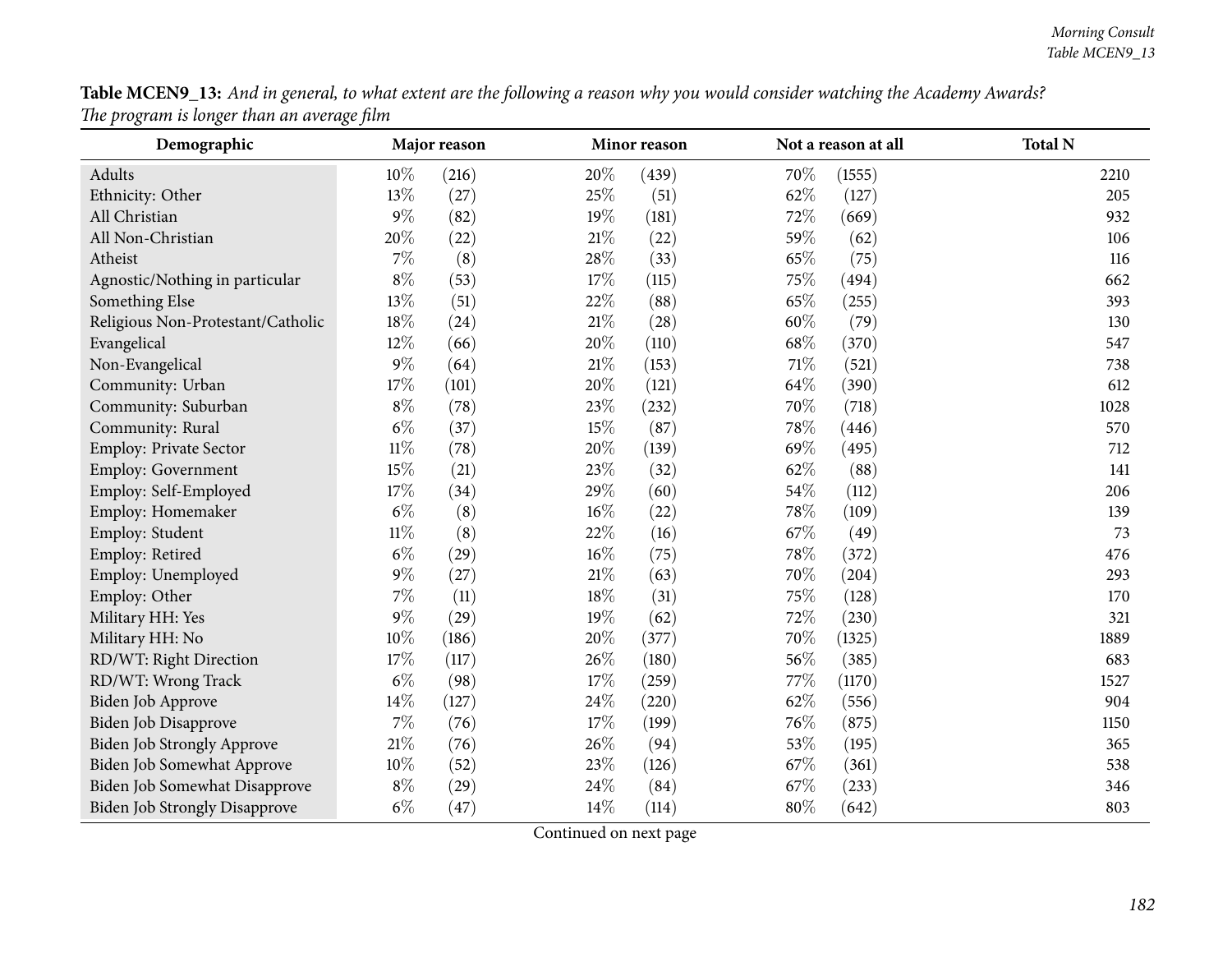**Table MCEN9_13:** *And in general, to what extent are the following a reason why you would consider watching the Academy Awards? The program is longer than an average film*

| Demographic | Major reason | | Minor reason | | Not a reason at all | | Total N |
|---|---|---|---|---|---|---|---|
| Adults | 10% | (216) | 20% | (439) | 70% | (1555) | 2210 |
| Ethnicity: Other | 13% | (27) | 25% | (51) | 62% | (127) | 205 |
| All Christian | 9% | (82) | 19% | (181) | 72% | (669) | 932 |
| All Non-Christian | 20% | (22) | 21% | (22) | 59% | (62) | 106 |
| Atheist | 7% | (8) | 28% | (33) | 65% | (75) | 116 |
| Agnostic/Nothing in particular | 8% | (53) | 17% | (115) | 75% | (494) | 662 |
| Something Else | 13% | (51) | 22% | (88) | 65% | (255) | 393 |
| Religious Non-Protestant/Catholic | 18% | (24) | 21% | (28) | 60% | (79) | 130 |
| Evangelical | 12% | (66) | 20% | (110) | 68% | (370) | 547 |
| Non-Evangelical | 9% | (64) | 21% | (153) | 71% | (521) | 738 |
| Community: Urban | 17% | (101) | 20% | (121) | 64% | (390) | 612 |
| Community: Suburban | 8% | (78) | 23% | (232) | 70% | (718) | 1028 |
| Community: Rural | 6% | (37) | 15% | (87) | 78% | (446) | 570 |
| Employ: Private Sector | 11% | (78) | 20% | (139) | 69% | (495) | 712 |
| Employ: Government | 15% | (21) | 23% | (32) | 62% | (88) | 141 |
| Employ: Self-Employed | 17% | (34) | 29% | (60) | 54% | (112) | 206 |
| Employ: Homemaker | 6% | (8) | 16% | (22) | 78% | (109) | 139 |
| Employ: Student | 11% | (8) | 22% | (16) | 67% | (49) | 73 |
| Employ: Retired | 6% | (29) | 16% | (75) | 78% | (372) | 476 |
| Employ: Unemployed | 9% | (27) | 21% | (63) | 70% | (204) | 293 |
| Employ: Other | 7% | (11) | 18% | (31) | 75% | (128) | 170 |
| Military HH: Yes | 9% | (29) | 19% | (62) | 72% | (230) | 321 |
| Military HH: No | 10% | (186) | 20% | (377) | 70% | (1325) | 1889 |
| RD/WT: Right Direction | 17% | (117) | 26% | (180) | 56% | (385) | 683 |
| RD/WT: Wrong Track | 6% | (98) | 17% | (259) | 77% | (1170) | 1527 |
| Biden Job Approve | 14% | (127) | 24% | (220) | 62% | (556) | 904 |
| Biden Job Disapprove | 7% | (76) | 17% | (199) | 76% | (875) | 1150 |
| Biden Job Strongly Approve | 21% | (76) | 26% | (94) | 53% | (195) | 365 |
| Biden Job Somewhat Approve | 10% | (52) | 23% | (126) | 67% | (361) | 538 |
| Biden Job Somewhat Disapprove | 8% | (29) | 24% | (84) | 67% | (233) | 346 |
| Biden Job Strongly Disapprove | 6% | (47) | 14% | (114) | 80% | (642) | 803 |

Continued on next page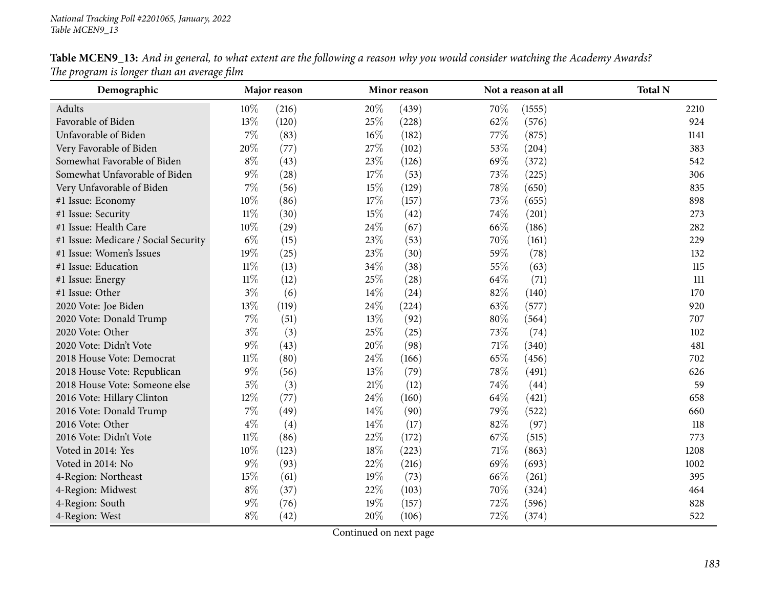**Table MCEN9_13:** *And in general, to what extent are the following a reason why you would consider watching the Academy Awards? The program is longer than an average film*

| Demographic | Major reason | | Minor reason | | Not a reason at all | | Total N |
|---|---|---|---|---|---|---|---|
| Adults | 10% | (216) | 20% | (439) | 70% | (1555) | 2210 |
| Favorable of Biden | 13% | (120) | 25% | (228) | 62% | (576) | 924 |
| Unfavorable of Biden | 7% | (83) | 16% | (182) | 77% | (875) | 1141 |
| Very Favorable of Biden | 20% | (77) | 27% | (102) | 53% | (204) | 383 |
| Somewhat Favorable of Biden | 8% | (43) | 23% | (126) | 69% | (372) | 542 |
| Somewhat Unfavorable of Biden | 9% | (28) | 17% | (53) | 73% | (225) | 306 |
| Very Unfavorable of Biden | 7% | (56) | 15% | (129) | 78% | (650) | 835 |
| #1 Issue: Economy | 10% | (86) | 17% | (157) | 73% | (655) | 898 |
| #1 Issue: Security | 11% | (30) | 15% | (42) | 74% | (201) | 273 |
| #1 Issue: Health Care | 10% | (29) | 24% | (67) | 66% | (186) | 282 |
| #1 Issue: Medicare / Social Security | 6% | (15) | 23% | (53) | 70% | (161) | 229 |
| #1 Issue: Women's Issues | 19% | (25) | 23% | (30) | 59% | (78) | 132 |
| #1 Issue: Education | 11% | (13) | 34% | (38) | 55% | (63) | 115 |
| #1 Issue: Energy | 11% | (12) | 25% | (28) | 64% | (71) | 111 |
| #1 Issue: Other | 3% | (6) | 14% | (24) | 82% | (140) | 170 |
| 2020 Vote: Joe Biden | 13% | (119) | 24% | (224) | 63% | (577) | 920 |
| 2020 Vote: Donald Trump | 7% | (51) | 13% | (92) | 80% | (564) | 707 |
| 2020 Vote: Other | 3% | (3) | 25% | (25) | 73% | (74) | 102 |
| 2020 Vote: Didn't Vote | 9% | (43) | 20% | (98) | 71% | (340) | 481 |
| 2018 House Vote: Democrat | 11% | (80) | 24% | (166) | 65% | (456) | 702 |
| 2018 House Vote: Republican | 9% | (56) | 13% | (79) | 78% | (491) | 626 |
| 2018 House Vote: Someone else | 5% | (3) | 21% | (12) | 74% | (44) | 59 |
| 2016 Vote: Hillary Clinton | 12% | (77) | 24% | (160) | 64% | (421) | 658 |
| 2016 Vote: Donald Trump | 7% | (49) | 14% | (90) | 79% | (522) | 660 |
| 2016 Vote: Other | 4% | (4) | 14% | (17) | 82% | (97) | 118 |
| 2016 Vote: Didn't Vote | 11% | (86) | 22% | (172) | 67% | (515) | 773 |
| Voted in 2014: Yes | 10% | (123) | 18% | (223) | 71% | (863) | 1208 |
| Voted in 2014: No | 9% | (93) | 22% | (216) | 69% | (693) | 1002 |
| 4-Region: Northeast | 15% | (61) | 19% | (73) | 66% | (261) | 395 |
| 4-Region: Midwest | 8% | (37) | 22% | (103) | 70% | (324) | 464 |
| 4-Region: South | 9% | (76) | 19% | (157) | 72% | (596) | 828 |
| 4-Region: West | 8% | (42) | 20% | (106) | 72% | (374) | 522 |

Continued on next page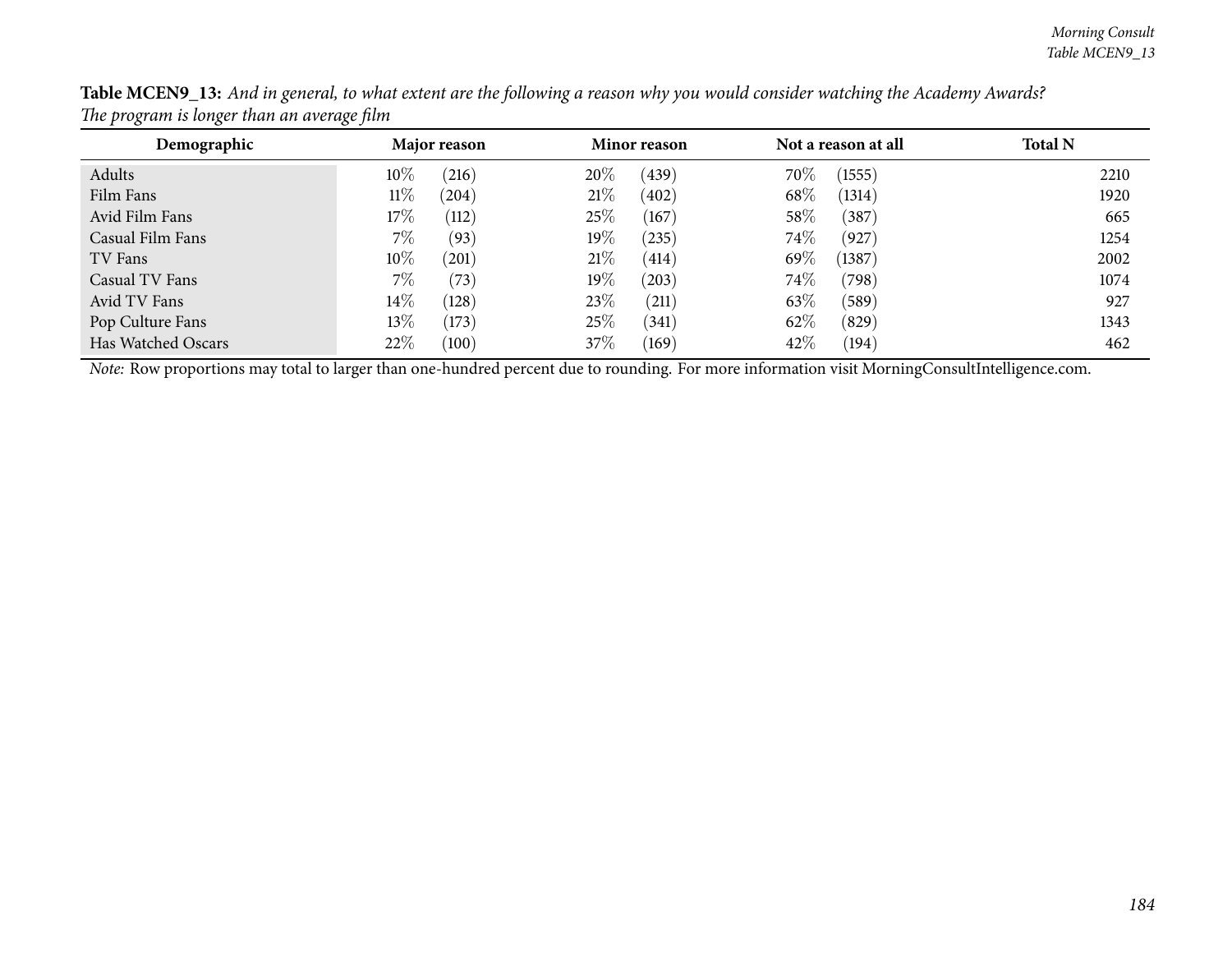**Table MCEN9_13:** *And in general, to what extent are the following a reason why you would consider watching the Academy Awards?*
*The program is longer than an average film*

| Demographic | Major reason | | Minor reason | | Not a reason at all | | Total N |
|---|---|---|---|---|---|---|---|
| Adults | 10% | (216) | 20% | (439) | 70% | (1555) | 2210 |
| Film Fans | 11% | (204) | 21% | (402) | 68% | (1314) | 1920 |
| Avid Film Fans | 17% | (112) | 25% | (167) | 58% | (387) | 665 |
| Casual Film Fans | 7% | (93) | 19% | (235) | 74% | (927) | 1254 |
| TV Fans | 10% | (201) | 21% | (414) | 69% | (1387) | 2002 |
| Casual TV Fans | 7% | (73) | 19% | (203) | 74% | (798) | 1074 |
| Avid TV Fans | 14% | (128) | 23% | (211) | 63% | (589) | 927 |
| Pop Culture Fans | 13% | (173) | 25% | (341) | 62% | (829) | 1343 |
| Has Watched Oscars | 22% | (100) | 37% | (169) | 42% | (194) | 462 |

*Note:* Row proportions may total to larger than one-hundred percent due to rounding. For more information visit MorningConsultIntelligence.com.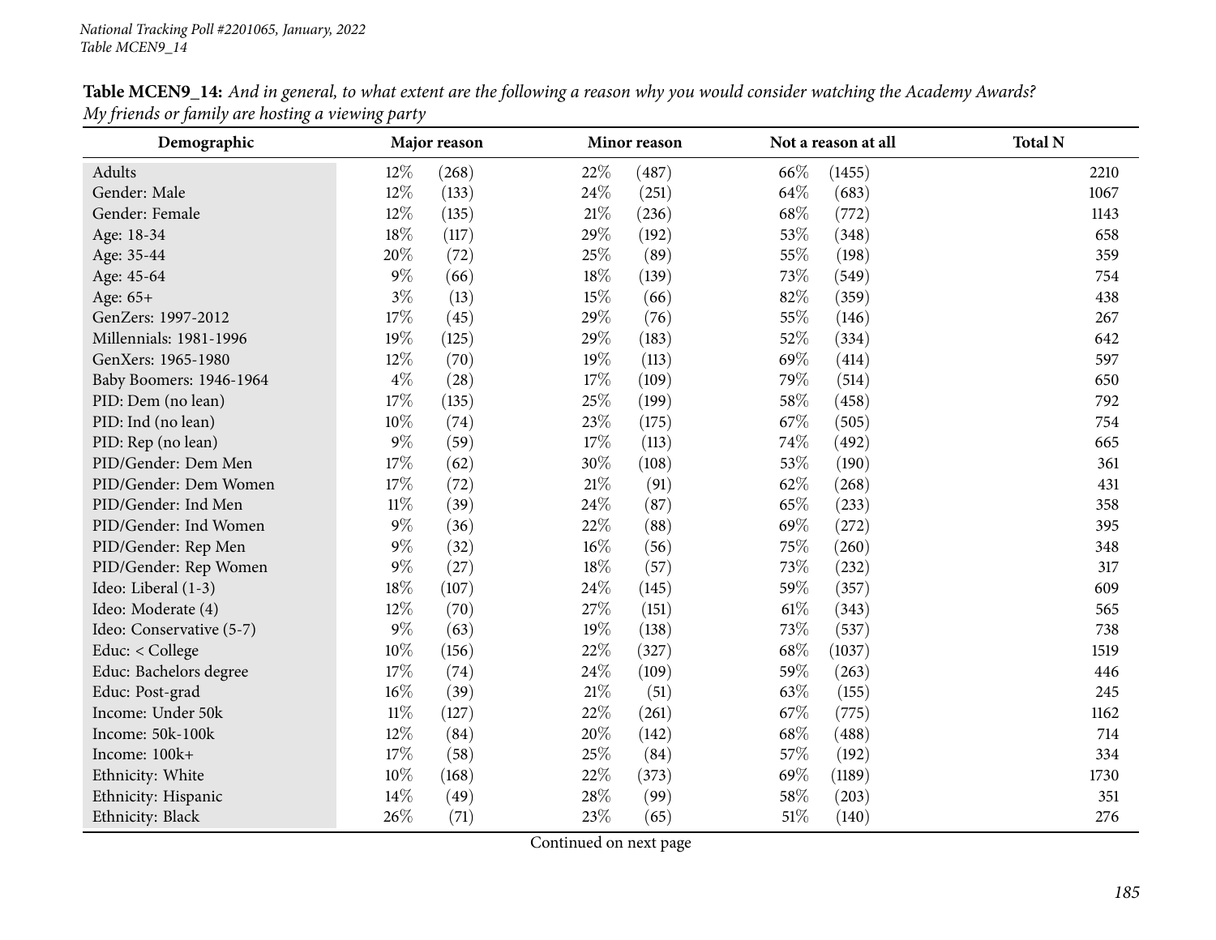**Table MCEN9_14:** *And in general, to what extent are the following a reason why you would consider watching the Academy Awards? My friends or family are hosting a viewing party*

| Demographic | Major reason | | Minor reason | | Not a reason at all | | Total N |
|---|---|---|---|---|---|---|---|
| Adults | 12% | (268) | 22% | (487) | 66% | (1455) | 2210 |
| Gender: Male | 12% | (133) | 24% | (251) | 64% | (683) | 1067 |
| Gender: Female | 12% | (135) | 21% | (236) | 68% | (772) | 1143 |
| Age: 18-34 | 18% | (117) | 29% | (192) | 53% | (348) | 658 |
| Age: 35-44 | 20% | (72) | 25% | (89) | 55% | (198) | 359 |
| Age: 45-64 | 9% | (66) | 18% | (139) | 73% | (549) | 754 |
| Age: 65+ | 3% | (13) | 15% | (66) | 82% | (359) | 438 |
| GenZers: 1997-2012 | 17% | (45) | 29% | (76) | 55% | (146) | 267 |
| Millennials: 1981-1996 | 19% | (125) | 29% | (183) | 52% | (334) | 642 |
| GenXers: 1965-1980 | 12% | (70) | 19% | (113) | 69% | (414) | 597 |
| Baby Boomers: 1946-1964 | 4% | (28) | 17% | (109) | 79% | (514) | 650 |
| PID: Dem (no lean) | 17% | (135) | 25% | (199) | 58% | (458) | 792 |
| PID: Ind (no lean) | 10% | (74) | 23% | (175) | 67% | (505) | 754 |
| PID: Rep (no lean) | 9% | (59) | 17% | (113) | 74% | (492) | 665 |
| PID/Gender: Dem Men | 17% | (62) | 30% | (108) | 53% | (190) | 361 |
| PID/Gender: Dem Women | 17% | (72) | 21% | (91) | 62% | (268) | 431 |
| PID/Gender: Ind Men | 11% | (39) | 24% | (87) | 65% | (233) | 358 |
| PID/Gender: Ind Women | 9% | (36) | 22% | (88) | 69% | (272) | 395 |
| PID/Gender: Rep Men | 9% | (32) | 16% | (56) | 75% | (260) | 348 |
| PID/Gender: Rep Women | 9% | (27) | 18% | (57) | 73% | (232) | 317 |
| Ideo: Liberal (1-3) | 18% | (107) | 24% | (145) | 59% | (357) | 609 |
| Ideo: Moderate (4) | 12% | (70) | 27% | (151) | 61% | (343) | 565 |
| Ideo: Conservative (5-7) | 9% | (63) | 19% | (138) | 73% | (537) | 738 |
| Educ: < College | 10% | (156) | 22% | (327) | 68% | (1037) | 1519 |
| Educ: Bachelors degree | 17% | (74) | 24% | (109) | 59% | (263) | 446 |
| Educ: Post-grad | 16% | (39) | 21% | (51) | 63% | (155) | 245 |
| Income: Under 50k | 11% | (127) | 22% | (261) | 67% | (775) | 1162 |
| Income: 50k-100k | 12% | (84) | 20% | (142) | 68% | (488) | 714 |
| Income: 100k+ | 17% | (58) | 25% | (84) | 57% | (192) | 334 |
| Ethnicity: White | 10% | (168) | 22% | (373) | 69% | (1189) | 1730 |
| Ethnicity: Hispanic | 14% | (49) | 28% | (99) | 58% | (203) | 351 |
| Ethnicity: Black | 26% | (71) | 23% | (65) | 51% | (140) | 276 |

Continued on next page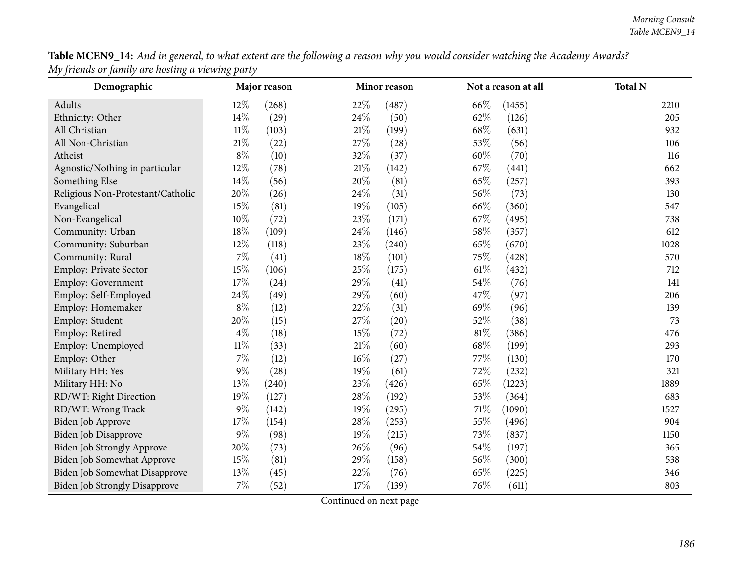**Table MCEN9_14:** *And in general, to what extent are the following a reason why you would consider watching the Academy Awards? My friends or family are hosting a viewing party*

| Demographic | Major reason | | Minor reason | | Not a reason at all | | Total N |
|---|---|---|---|---|---|---|---|
| Adults | 12% | (268) | 22% | (487) | 66% | (1455) | 2210 |
| Ethnicity: Other | 14% | (29) | 24% | (50) | 62% | (126) | 205 |
| All Christian | 11% | (103) | 21% | (199) | 68% | (631) | 932 |
| All Non-Christian | 21% | (22) | 27% | (28) | 53% | (56) | 106 |
| Atheist | 8% | (10) | 32% | (37) | 60% | (70) | 116 |
| Agnostic/Nothing in particular | 12% | (78) | 21% | (142) | 67% | (441) | 662 |
| Something Else | 14% | (56) | 20% | (81) | 65% | (257) | 393 |
| Religious Non-Protestant/Catholic | 20% | (26) | 24% | (31) | 56% | (73) | 130 |
| Evangelical | 15% | (81) | 19% | (105) | 66% | (360) | 547 |
| Non-Evangelical | 10% | (72) | 23% | (171) | 67% | (495) | 738 |
| Community: Urban | 18% | (109) | 24% | (146) | 58% | (357) | 612 |
| Community: Suburban | 12% | (118) | 23% | (240) | 65% | (670) | 1028 |
| Community: Rural | 7% | (41) | 18% | (101) | 75% | (428) | 570 |
| Employ: Private Sector | 15% | (106) | 25% | (175) | 61% | (432) | 712 |
| Employ: Government | 17% | (24) | 29% | (41) | 54% | (76) | 141 |
| Employ: Self-Employed | 24% | (49) | 29% | (60) | 47% | (97) | 206 |
| Employ: Homemaker | 8% | (12) | 22% | (31) | 69% | (96) | 139 |
| Employ: Student | 20% | (15) | 27% | (20) | 52% | (38) | 73 |
| Employ: Retired | 4% | (18) | 15% | (72) | 81% | (386) | 476 |
| Employ: Unemployed | 11% | (33) | 21% | (60) | 68% | (199) | 293 |
| Employ: Other | 7% | (12) | 16% | (27) | 77% | (130) | 170 |
| Military HH: Yes | 9% | (28) | 19% | (61) | 72% | (232) | 321 |
| Military HH: No | 13% | (240) | 23% | (426) | 65% | (1223) | 1889 |
| RD/WT: Right Direction | 19% | (127) | 28% | (192) | 53% | (364) | 683 |
| RD/WT: Wrong Track | 9% | (142) | 19% | (295) | 71% | (1090) | 1527 |
| Biden Job Approve | 17% | (154) | 28% | (253) | 55% | (496) | 904 |
| Biden Job Disapprove | 9% | (98) | 19% | (215) | 73% | (837) | 1150 |
| Biden Job Strongly Approve | 20% | (73) | 26% | (96) | 54% | (197) | 365 |
| Biden Job Somewhat Approve | 15% | (81) | 29% | (158) | 56% | (300) | 538 |
| Biden Job Somewhat Disapprove | 13% | (45) | 22% | (76) | 65% | (225) | 346 |
| Biden Job Strongly Disapprove | 7% | (52) | 17% | (139) | 76% | (611) | 803 |

Continued on next page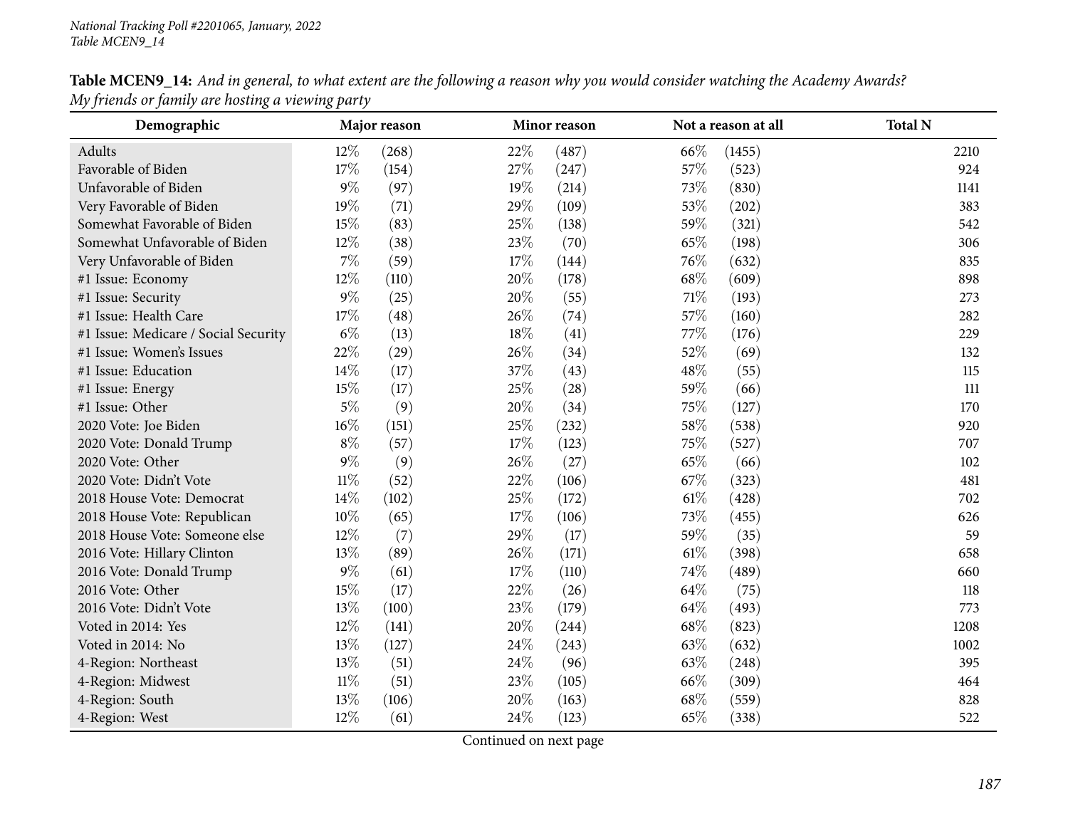**Table MCEN9_14:** *And in general, to what extent are the following a reason why you would consider watching the Academy Awards? My friends or family are hosting a viewing party*

| Demographic | Major reason | | Minor reason | | Not a reason at all | | Total N |
|---|---|---|---|---|---|---|---|
| Adults | 12% | (268) | 22% | (487) | 66% | (1455) | 2210 |
| Favorable of Biden | 17% | (154) | 27% | (247) | 57% | (523) | 924 |
| Unfavorable of Biden | 9% | (97) | 19% | (214) | 73% | (830) | 1141 |
| Very Favorable of Biden | 19% | (71) | 29% | (109) | 53% | (202) | 383 |
| Somewhat Favorable of Biden | 15% | (83) | 25% | (138) | 59% | (321) | 542 |
| Somewhat Unfavorable of Biden | 12% | (38) | 23% | (70) | 65% | (198) | 306 |
| Very Unfavorable of Biden | 7% | (59) | 17% | (144) | 76% | (632) | 835 |
| #1 Issue: Economy | 12% | (110) | 20% | (178) | 68% | (609) | 898 |
| #1 Issue: Security | 9% | (25) | 20% | (55) | 71% | (193) | 273 |
| #1 Issue: Health Care | 17% | (48) | 26% | (74) | 57% | (160) | 282 |
| #1 Issue: Medicare / Social Security | 6% | (13) | 18% | (41) | 77% | (176) | 229 |
| #1 Issue: Women's Issues | 22% | (29) | 26% | (34) | 52% | (69) | 132 |
| #1 Issue: Education | 14% | (17) | 37% | (43) | 48% | (55) | 115 |
| #1 Issue: Energy | 15% | (17) | 25% | (28) | 59% | (66) | 111 |
| #1 Issue: Other | 5% | (9) | 20% | (34) | 75% | (127) | 170 |
| 2020 Vote: Joe Biden | 16% | (151) | 25% | (232) | 58% | (538) | 920 |
| 2020 Vote: Donald Trump | 8% | (57) | 17% | (123) | 75% | (527) | 707 |
| 2020 Vote: Other | 9% | (9) | 26% | (27) | 65% | (66) | 102 |
| 2020 Vote: Didn't Vote | 11% | (52) | 22% | (106) | 67% | (323) | 481 |
| 2018 House Vote: Democrat | 14% | (102) | 25% | (172) | 61% | (428) | 702 |
| 2018 House Vote: Republican | 10% | (65) | 17% | (106) | 73% | (455) | 626 |
| 2018 House Vote: Someone else | 12% | (7) | 29% | (17) | 59% | (35) | 59 |
| 2016 Vote: Hillary Clinton | 13% | (89) | 26% | (171) | 61% | (398) | 658 |
| 2016 Vote: Donald Trump | 9% | (61) | 17% | (110) | 74% | (489) | 660 |
| 2016 Vote: Other | 15% | (17) | 22% | (26) | 64% | (75) | 118 |
| 2016 Vote: Didn't Vote | 13% | (100) | 23% | (179) | 64% | (493) | 773 |
| Voted in 2014: Yes | 12% | (141) | 20% | (244) | 68% | (823) | 1208 |
| Voted in 2014: No | 13% | (127) | 24% | (243) | 63% | (632) | 1002 |
| 4-Region: Northeast | 13% | (51) | 24% | (96) | 63% | (248) | 395 |
| 4-Region: Midwest | 11% | (51) | 23% | (105) | 66% | (309) | 464 |
| 4-Region: South | 13% | (106) | 20% | (163) | 68% | (559) | 828 |
| 4-Region: West | 12% | (61) | 24% | (123) | 65% | (338) | 522 |

Continued on next page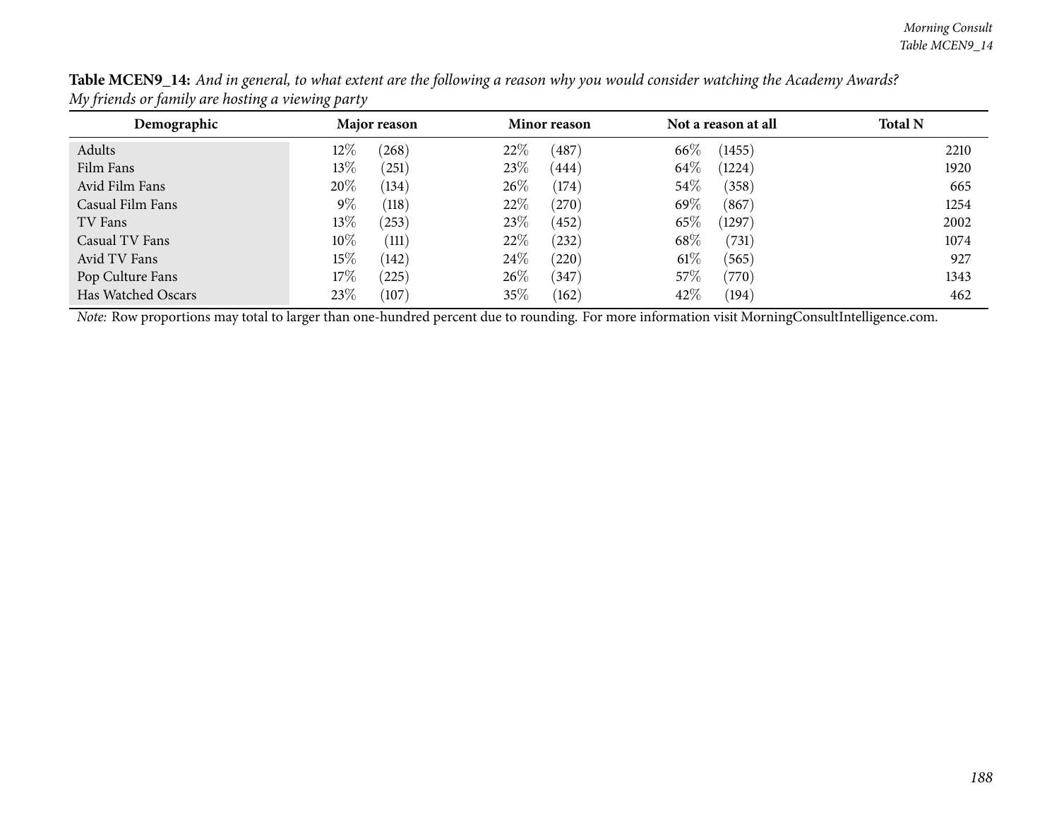**Table MCEN9_14:** *And in general, to what extent are the following a reason why you would consider watching the Academy Awards? My friends or family are hosting a viewing party*

| Demographic | Major reason | | Minor reason | | Not a reason at all | | Total N |
|---|---|---|---|---|---|---|---|
| Adults | 12% | (268) | 22% | (487) | 66% | (1455) | 2210 |
| Film Fans | 13% | (251) | 23% | (444) | 64% | (1224) | 1920 |
| Avid Film Fans | 20% | (134) | 26% | (174) | 54% | (358) | 665 |
| Casual Film Fans | 9% | (118) | 22% | (270) | 69% | (867) | 1254 |
| TV Fans | 13% | (253) | 23% | (452) | 65% | (1297) | 2002 |
| Casual TV Fans | 10% | (111) | 22% | (232) | 68% | (731) | 1074 |
| Avid TV Fans | 15% | (142) | 24% | (220) | 61% | (565) | 927 |
| Pop Culture Fans | 17% | (225) | 26% | (347) | 57% | (770) | 1343 |
| Has Watched Oscars | 23% | (107) | 35% | (162) | 42% | (194) | 462 |

*Note:* Row proportions may total to larger than one-hundred percent due to rounding. For more information visit MorningConsultIntelligence.com.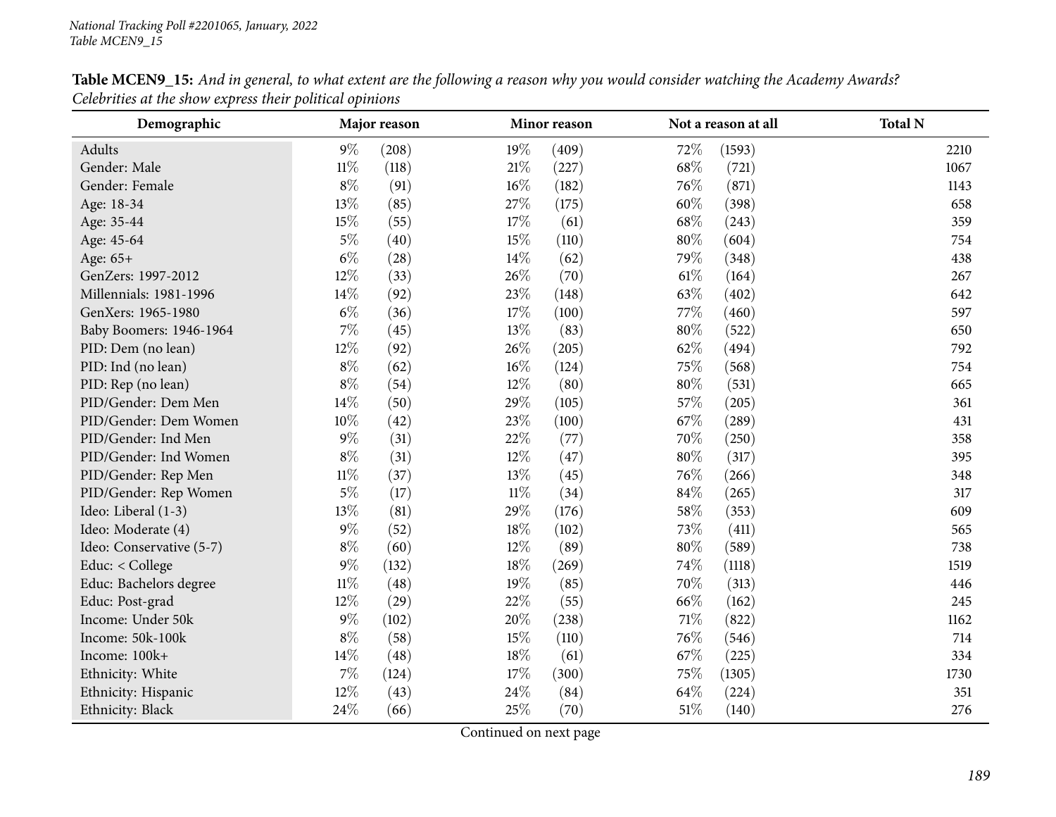**Table MCEN9_15:** *And in general, to what extent are the following a reason why you would consider watching the Academy Awards? Celebrities at the show express their political opinions*

| Demographic | Major reason | | Minor reason | | Not a reason at all | | Total N |
|---|---|---|---|---|---|---|---|
| Adults | 9% | (208) | 19% | (409) | 72% | (1593) | 2210 |
| Gender: Male | 11% | (118) | 21% | (227) | 68% | (721) | 1067 |
| Gender: Female | 8% | (91) | 16% | (182) | 76% | (871) | 1143 |
| Age: 18-34 | 13% | (85) | 27% | (175) | 60% | (398) | 658 |
| Age: 35-44 | 15% | (55) | 17% | (61) | 68% | (243) | 359 |
| Age: 45-64 | 5% | (40) | 15% | (110) | 80% | (604) | 754 |
| Age: 65+ | 6% | (28) | 14% | (62) | 79% | (348) | 438 |
| GenZers: 1997-2012 | 12% | (33) | 26% | (70) | 61% | (164) | 267 |
| Millennials: 1981-1996 | 14% | (92) | 23% | (148) | 63% | (402) | 642 |
| GenXers: 1965-1980 | 6% | (36) | 17% | (100) | 77% | (460) | 597 |
| Baby Boomers: 1946-1964 | 7% | (45) | 13% | (83) | 80% | (522) | 650 |
| PID: Dem (no lean) | 12% | (92) | 26% | (205) | 62% | (494) | 792 |
| PID: Ind (no lean) | 8% | (62) | 16% | (124) | 75% | (568) | 754 |
| PID: Rep (no lean) | 8% | (54) | 12% | (80) | 80% | (531) | 665 |
| PID/Gender: Dem Men | 14% | (50) | 29% | (105) | 57% | (205) | 361 |
| PID/Gender: Dem Women | 10% | (42) | 23% | (100) | 67% | (289) | 431 |
| PID/Gender: Ind Men | 9% | (31) | 22% | (77) | 70% | (250) | 358 |
| PID/Gender: Ind Women | 8% | (31) | 12% | (47) | 80% | (317) | 395 |
| PID/Gender: Rep Men | 11% | (37) | 13% | (45) | 76% | (266) | 348 |
| PID/Gender: Rep Women | 5% | (17) | 11% | (34) | 84% | (265) | 317 |
| Ideo: Liberal (1-3) | 13% | (81) | 29% | (176) | 58% | (353) | 609 |
| Ideo: Moderate (4) | 9% | (52) | 18% | (102) | 73% | (411) | 565 |
| Ideo: Conservative (5-7) | 8% | (60) | 12% | (89) | 80% | (589) | 738 |
| Educ: < College | 9% | (132) | 18% | (269) | 74% | (1118) | 1519 |
| Educ: Bachelors degree | 11% | (48) | 19% | (85) | 70% | (313) | 446 |
| Educ: Post-grad | 12% | (29) | 22% | (55) | 66% | (162) | 245 |
| Income: Under 50k | 9% | (102) | 20% | (238) | 71% | (822) | 1162 |
| Income: 50k-100k | 8% | (58) | 15% | (110) | 76% | (546) | 714 |
| Income: 100k+ | 14% | (48) | 18% | (61) | 67% | (225) | 334 |
| Ethnicity: White | 7% | (124) | 17% | (300) | 75% | (1305) | 1730 |
| Ethnicity: Hispanic | 12% | (43) | 24% | (84) | 64% | (224) | 351 |
| Ethnicity: Black | 24% | (66) | 25% | (70) | 51% | (140) | 276 |

Continued on next page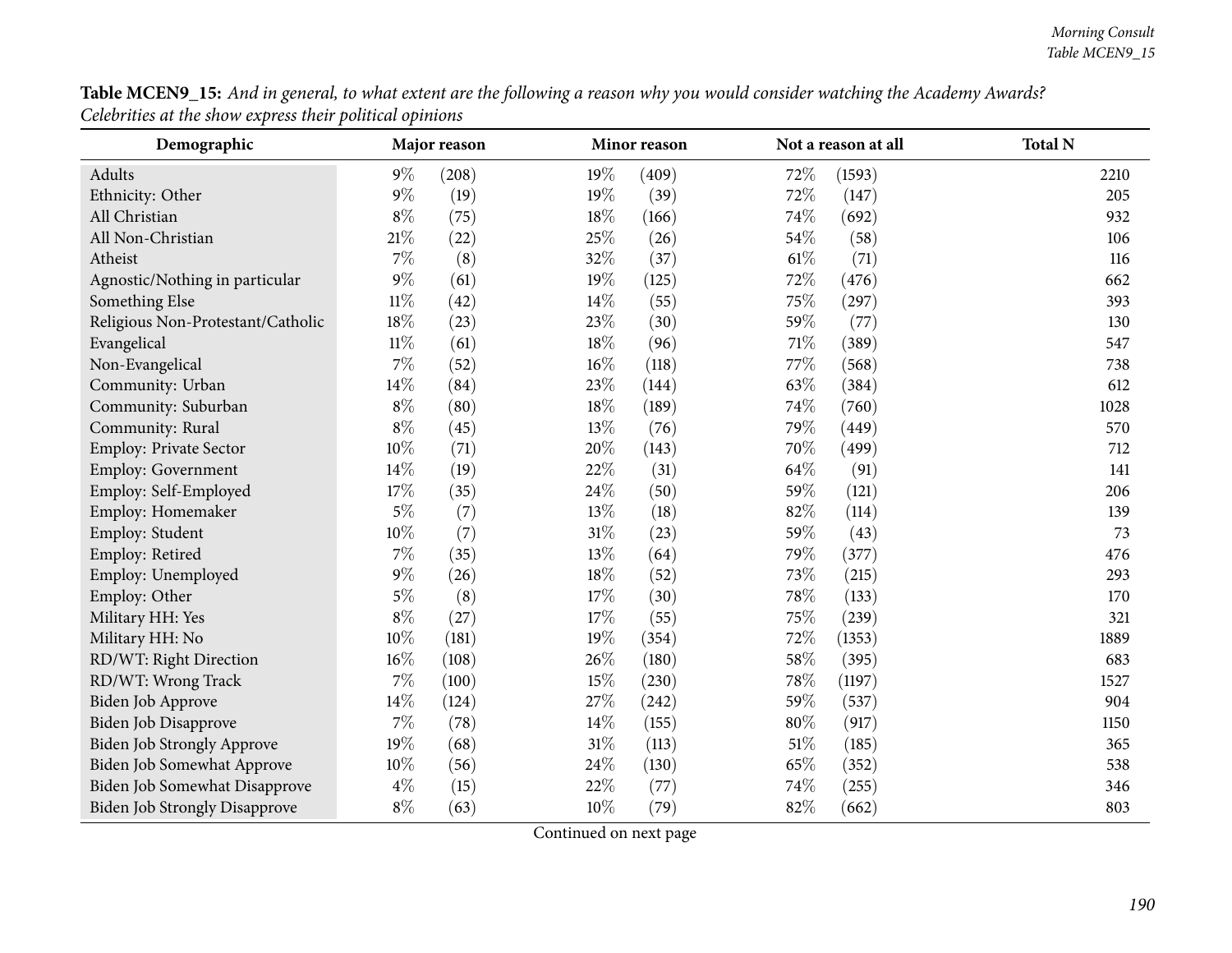**Table MCEN9_15:** *And in general, to what extent are the following a reason why you would consider watching the Academy Awards? Celebrities at the show express their political opinions*

| Demographic | Major reason | | Minor reason | | Not a reason at all | | Total N |
|---|---|---|---|---|---|---|---|
| Adults | 9% | (208) | 19% | (409) | 72% | (1593) | 2210 |
| Ethnicity: Other | 9% | (19) | 19% | (39) | 72% | (147) | 205 |
| All Christian | 8% | (75) | 18% | (166) | 74% | (692) | 932 |
| All Non-Christian | 21% | (22) | 25% | (26) | 54% | (58) | 106 |
| Atheist | 7% | (8) | 32% | (37) | 61% | (71) | 116 |
| Agnostic/Nothing in particular | 9% | (61) | 19% | (125) | 72% | (476) | 662 |
| Something Else | 11% | (42) | 14% | (55) | 75% | (297) | 393 |
| Religious Non-Protestant/Catholic | 18% | (23) | 23% | (30) | 59% | (77) | 130 |
| Evangelical | 11% | (61) | 18% | (96) | 71% | (389) | 547 |
| Non-Evangelical | 7% | (52) | 16% | (118) | 77% | (568) | 738 |
| Community: Urban | 14% | (84) | 23% | (144) | 63% | (384) | 612 |
| Community: Suburban | 8% | (80) | 18% | (189) | 74% | (760) | 1028 |
| Community: Rural | 8% | (45) | 13% | (76) | 79% | (449) | 570 |
| Employ: Private Sector | 10% | (71) | 20% | (143) | 70% | (499) | 712 |
| Employ: Government | 14% | (19) | 22% | (31) | 64% | (91) | 141 |
| Employ: Self-Employed | 17% | (35) | 24% | (50) | 59% | (121) | 206 |
| Employ: Homemaker | 5% | (7) | 13% | (18) | 82% | (114) | 139 |
| Employ: Student | 10% | (7) | 31% | (23) | 59% | (43) | 73 |
| Employ: Retired | 7% | (35) | 13% | (64) | 79% | (377) | 476 |
| Employ: Unemployed | 9% | (26) | 18% | (52) | 73% | (215) | 293 |
| Employ: Other | 5% | (8) | 17% | (30) | 78% | (133) | 170 |
| Military HH: Yes | 8% | (27) | 17% | (55) | 75% | (239) | 321 |
| Military HH: No | 10% | (181) | 19% | (354) | 72% | (1353) | 1889 |
| RD/WT: Right Direction | 16% | (108) | 26% | (180) | 58% | (395) | 683 |
| RD/WT: Wrong Track | 7% | (100) | 15% | (230) | 78% | (1197) | 1527 |
| Biden Job Approve | 14% | (124) | 27% | (242) | 59% | (537) | 904 |
| Biden Job Disapprove | 7% | (78) | 14% | (155) | 80% | (917) | 1150 |
| Biden Job Strongly Approve | 19% | (68) | 31% | (113) | 51% | (185) | 365 |
| Biden Job Somewhat Approve | 10% | (56) | 24% | (130) | 65% | (352) | 538 |
| Biden Job Somewhat Disapprove | 4% | (15) | 22% | (77) | 74% | (255) | 346 |
| Biden Job Strongly Disapprove | 8% | (63) | 10% | (79) | 82% | (662) | 803 |

Continued on next page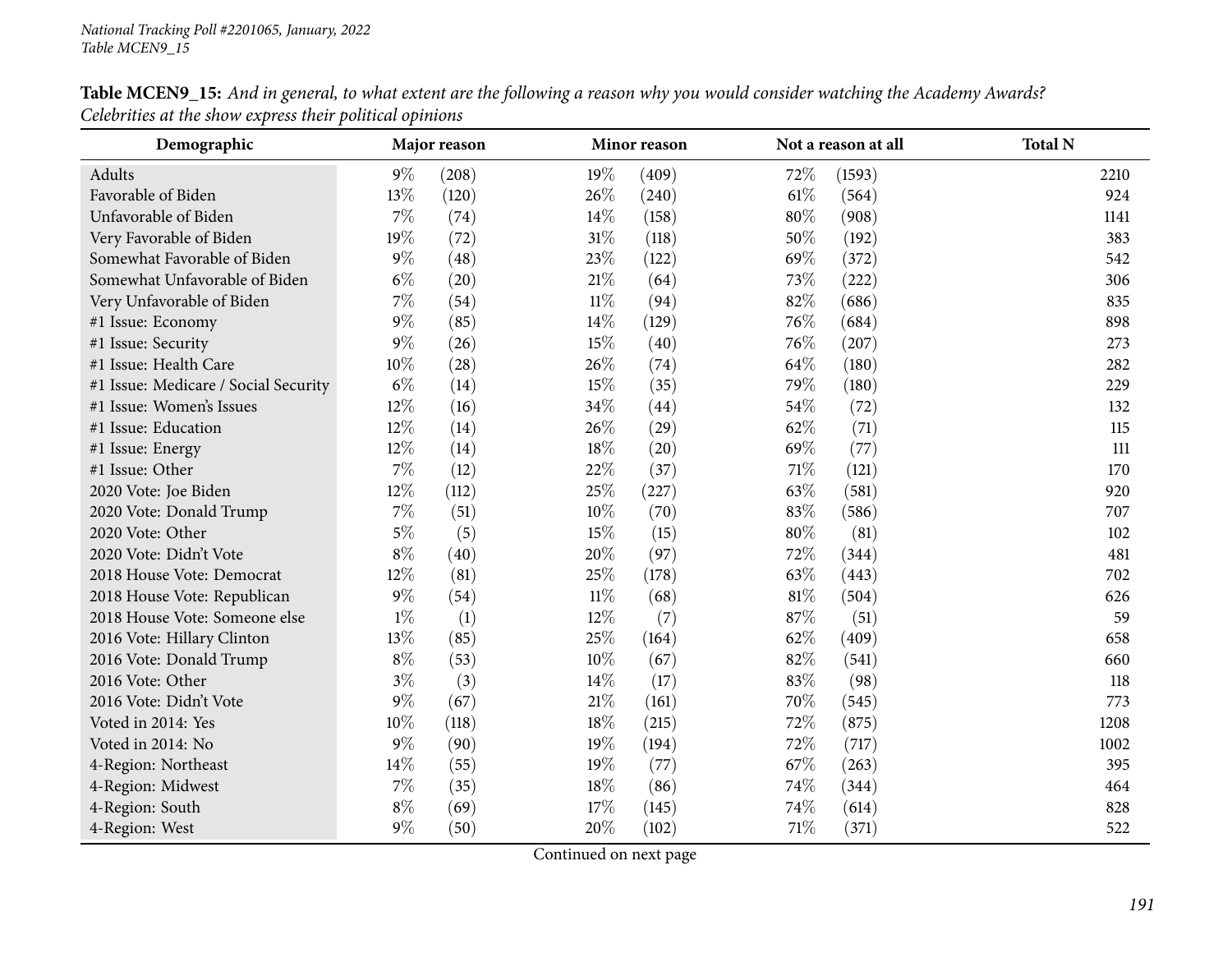**Table MCEN9_15:** *And in general, to what extent are the following a reason why you would consider watching the Academy Awards? Celebrities at the show express their political opinions*

| Demographic | Major reason | | Minor reason | | Not a reason at all | | Total N |
|---|---|---|---|---|---|---|---|
| Adults | 9% | (208) | 19% | (409) | 72% | (1593) | 2210 |
| Favorable of Biden | 13% | (120) | 26% | (240) | 61% | (564) | 924 |
| Unfavorable of Biden | 7% | (74) | 14% | (158) | 80% | (908) | 1141 |
| Very Favorable of Biden | 19% | (72) | 31% | (118) | 50% | (192) | 383 |
| Somewhat Favorable of Biden | 9% | (48) | 23% | (122) | 69% | (372) | 542 |
| Somewhat Unfavorable of Biden | 6% | (20) | 21% | (64) | 73% | (222) | 306 |
| Very Unfavorable of Biden | 7% | (54) | 11% | (94) | 82% | (686) | 835 |
| #1 Issue: Economy | 9% | (85) | 14% | (129) | 76% | (684) | 898 |
| #1 Issue: Security | 9% | (26) | 15% | (40) | 76% | (207) | 273 |
| #1 Issue: Health Care | 10% | (28) | 26% | (74) | 64% | (180) | 282 |
| #1 Issue: Medicare / Social Security | 6% | (14) | 15% | (35) | 79% | (180) | 229 |
| #1 Issue: Women's Issues | 12% | (16) | 34% | (44) | 54% | (72) | 132 |
| #1 Issue: Education | 12% | (14) | 26% | (29) | 62% | (71) | 115 |
| #1 Issue: Energy | 12% | (14) | 18% | (20) | 69% | (77) | 111 |
| #1 Issue: Other | 7% | (12) | 22% | (37) | 71% | (121) | 170 |
| 2020 Vote: Joe Biden | 12% | (112) | 25% | (227) | 63% | (581) | 920 |
| 2020 Vote: Donald Trump | 7% | (51) | 10% | (70) | 83% | (586) | 707 |
| 2020 Vote: Other | 5% | (5) | 15% | (15) | 80% | (81) | 102 |
| 2020 Vote: Didn't Vote | 8% | (40) | 20% | (97) | 72% | (344) | 481 |
| 2018 House Vote: Democrat | 12% | (81) | 25% | (178) | 63% | (443) | 702 |
| 2018 House Vote: Republican | 9% | (54) | 11% | (68) | 81% | (504) | 626 |
| 2018 House Vote: Someone else | 1% | (1) | 12% | (7) | 87% | (51) | 59 |
| 2016 Vote: Hillary Clinton | 13% | (85) | 25% | (164) | 62% | (409) | 658 |
| 2016 Vote: Donald Trump | 8% | (53) | 10% | (67) | 82% | (541) | 660 |
| 2016 Vote: Other | 3% | (3) | 14% | (17) | 83% | (98) | 118 |
| 2016 Vote: Didn't Vote | 9% | (67) | 21% | (161) | 70% | (545) | 773 |
| Voted in 2014: Yes | 10% | (118) | 18% | (215) | 72% | (875) | 1208 |
| Voted in 2014: No | 9% | (90) | 19% | (194) | 72% | (717) | 1002 |
| 4-Region: Northeast | 14% | (55) | 19% | (77) | 67% | (263) | 395 |
| 4-Region: Midwest | 7% | (35) | 18% | (86) | 74% | (344) | 464 |
| 4-Region: South | 8% | (69) | 17% | (145) | 74% | (614) | 828 |
| 4-Region: West | 9% | (50) | 20% | (102) | 71% | (371) | 522 |

Continued on next page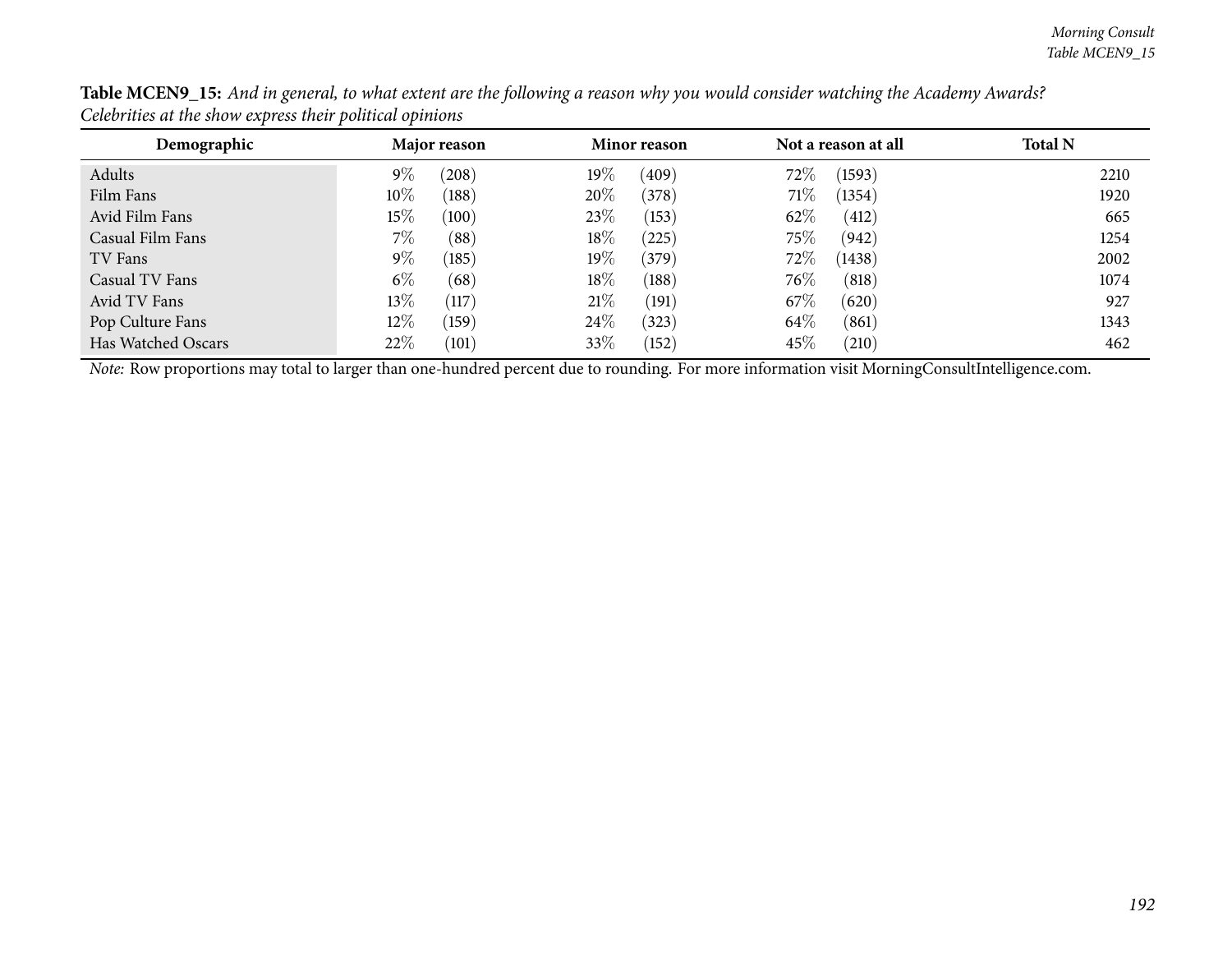**Table MCEN9_15:** *And in general, to what extent are the following a reason why you would consider watching the Academy Awards? Celebrities at the show express their political opinions*

| Demographic | Major reason | | Minor reason | | Not a reason at all | | Total N |
|---|---|---|---|---|---|---|---|
| Adults | 9% | (208) | 19% | (409) | 72% | (1593) | 2210 |
| Film Fans | 10% | (188) | 20% | (378) | 71% | (1354) | 1920 |
| Avid Film Fans | 15% | (100) | 23% | (153) | 62% | (412) | 665 |
| Casual Film Fans | 7% | (88) | 18% | (225) | 75% | (942) | 1254 |
| TV Fans | 9% | (185) | 19% | (379) | 72% | (1438) | 2002 |
| Casual TV Fans | 6% | (68) | 18% | (188) | 76% | (818) | 1074 |
| Avid TV Fans | 13% | (117) | 21% | (191) | 67% | (620) | 927 |
| Pop Culture Fans | 12% | (159) | 24% | (323) | 64% | (861) | 1343 |
| Has Watched Oscars | 22% | (101) | 33% | (152) | 45% | (210) | 462 |

*Note:* Row proportions may total to larger than one-hundred percent due to rounding. For more information visit MorningConsultIntelligence.com.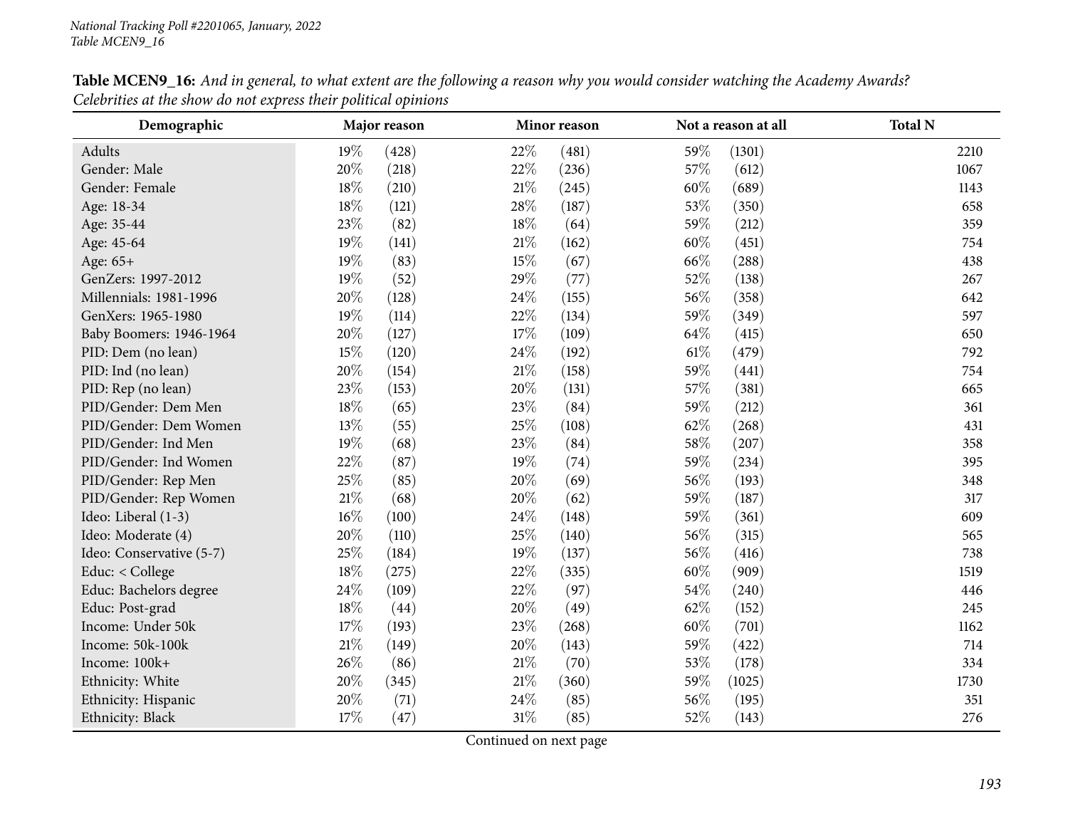**Table MCEN9_16:** *And in general, to what extent are the following a reason why you would consider watching the Academy Awards? Celebrities at the show do not express their political opinions*

| Demographic | Major reason | | Minor reason | | Not a reason at all | | Total N |
|---|---|---|---|---|---|---|---|
| Adults | 19% | (428) | 22% | (481) | 59% | (1301) | 2210 |
| Gender: Male | 20% | (218) | 22% | (236) | 57% | (612) | 1067 |
| Gender: Female | 18% | (210) | 21% | (245) | 60% | (689) | 1143 |
| Age: 18-34 | 18% | (121) | 28% | (187) | 53% | (350) | 658 |
| Age: 35-44 | 23% | (82) | 18% | (64) | 59% | (212) | 359 |
| Age: 45-64 | 19% | (141) | 21% | (162) | 60% | (451) | 754 |
| Age: 65+ | 19% | (83) | 15% | (67) | 66% | (288) | 438 |
| GenZers: 1997-2012 | 19% | (52) | 29% | (77) | 52% | (138) | 267 |
| Millennials: 1981-1996 | 20% | (128) | 24% | (155) | 56% | (358) | 642 |
| GenXers: 1965-1980 | 19% | (114) | 22% | (134) | 59% | (349) | 597 |
| Baby Boomers: 1946-1964 | 20% | (127) | 17% | (109) | 64% | (415) | 650 |
| PID: Dem (no lean) | 15% | (120) | 24% | (192) | 61% | (479) | 792 |
| PID: Ind (no lean) | 20% | (154) | 21% | (158) | 59% | (441) | 754 |
| PID: Rep (no lean) | 23% | (153) | 20% | (131) | 57% | (381) | 665 |
| PID/Gender: Dem Men | 18% | (65) | 23% | (84) | 59% | (212) | 361 |
| PID/Gender: Dem Women | 13% | (55) | 25% | (108) | 62% | (268) | 431 |
| PID/Gender: Ind Men | 19% | (68) | 23% | (84) | 58% | (207) | 358 |
| PID/Gender: Ind Women | 22% | (87) | 19% | (74) | 59% | (234) | 395 |
| PID/Gender: Rep Men | 25% | (85) | 20% | (69) | 56% | (193) | 348 |
| PID/Gender: Rep Women | 21% | (68) | 20% | (62) | 59% | (187) | 317 |
| Ideo: Liberal (1-3) | 16% | (100) | 24% | (148) | 59% | (361) | 609 |
| Ideo: Moderate (4) | 20% | (110) | 25% | (140) | 56% | (315) | 565 |
| Ideo: Conservative (5-7) | 25% | (184) | 19% | (137) | 56% | (416) | 738 |
| Educ: < College | 18% | (275) | 22% | (335) | 60% | (909) | 1519 |
| Educ: Bachelors degree | 24% | (109) | 22% | (97) | 54% | (240) | 446 |
| Educ: Post-grad | 18% | (44) | 20% | (49) | 62% | (152) | 245 |
| Income: Under 50k | 17% | (193) | 23% | (268) | 60% | (701) | 1162 |
| Income: 50k-100k | 21% | (149) | 20% | (143) | 59% | (422) | 714 |
| Income: 100k+ | 26% | (86) | 21% | (70) | 53% | (178) | 334 |
| Ethnicity: White | 20% | (345) | 21% | (360) | 59% | (1025) | 1730 |
| Ethnicity: Hispanic | 20% | (71) | 24% | (85) | 56% | (195) | 351 |
| Ethnicity: Black | 17% | (47) | 31% | (85) | 52% | (143) | 276 |

Continued on next page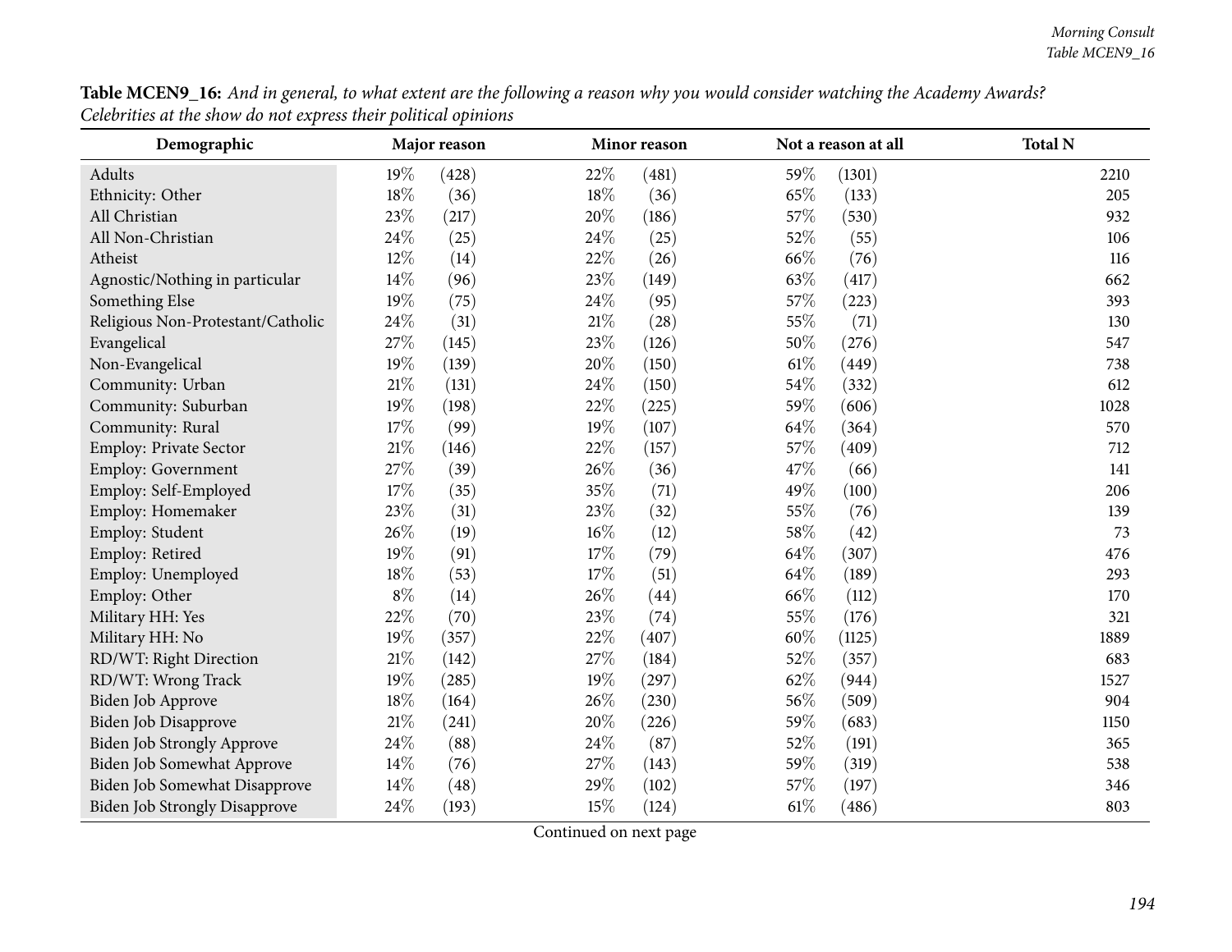**Table MCEN9_16:** *And in general, to what extent are the following a reason why you would consider watching the Academy Awards? Celebrities at the show do not express their political opinions*

| Demographic | Major reason | | Minor reason | | Not a reason at all | | Total N |
|---|---|---|---|---|---|---|---|
| Adults | 19% | (428) | 22% | (481) | 59% | (1301) | 2210 |
| Ethnicity: Other | 18% | (36) | 18% | (36) | 65% | (133) | 205 |
| All Christian | 23% | (217) | 20% | (186) | 57% | (530) | 932 |
| All Non-Christian | 24% | (25) | 24% | (25) | 52% | (55) | 106 |
| Atheist | 12% | (14) | 22% | (26) | 66% | (76) | 116 |
| Agnostic/Nothing in particular | 14% | (96) | 23% | (149) | 63% | (417) | 662 |
| Something Else | 19% | (75) | 24% | (95) | 57% | (223) | 393 |
| Religious Non-Protestant/Catholic | 24% | (31) | 21% | (28) | 55% | (71) | 130 |
| Evangelical | 27% | (145) | 23% | (126) | 50% | (276) | 547 |
| Non-Evangelical | 19% | (139) | 20% | (150) | 61% | (449) | 738 |
| Community: Urban | 21% | (131) | 24% | (150) | 54% | (332) | 612 |
| Community: Suburban | 19% | (198) | 22% | (225) | 59% | (606) | 1028 |
| Community: Rural | 17% | (99) | 19% | (107) | 64% | (364) | 570 |
| Employ: Private Sector | 21% | (146) | 22% | (157) | 57% | (409) | 712 |
| Employ: Government | 27% | (39) | 26% | (36) | 47% | (66) | 141 |
| Employ: Self-Employed | 17% | (35) | 35% | (71) | 49% | (100) | 206 |
| Employ: Homemaker | 23% | (31) | 23% | (32) | 55% | (76) | 139 |
| Employ: Student | 26% | (19) | 16% | (12) | 58% | (42) | 73 |
| Employ: Retired | 19% | (91) | 17% | (79) | 64% | (307) | 476 |
| Employ: Unemployed | 18% | (53) | 17% | (51) | 64% | (189) | 293 |
| Employ: Other | 8% | (14) | 26% | (44) | 66% | (112) | 170 |
| Military HH: Yes | 22% | (70) | 23% | (74) | 55% | (176) | 321 |
| Military HH: No | 19% | (357) | 22% | (407) | 60% | (1125) | 1889 |
| RD/WT: Right Direction | 21% | (142) | 27% | (184) | 52% | (357) | 683 |
| RD/WT: Wrong Track | 19% | (285) | 19% | (297) | 62% | (944) | 1527 |
| Biden Job Approve | 18% | (164) | 26% | (230) | 56% | (509) | 904 |
| Biden Job Disapprove | 21% | (241) | 20% | (226) | 59% | (683) | 1150 |
| Biden Job Strongly Approve | 24% | (88) | 24% | (87) | 52% | (191) | 365 |
| Biden Job Somewhat Approve | 14% | (76) | 27% | (143) | 59% | (319) | 538 |
| Biden Job Somewhat Disapprove | 14% | (48) | 29% | (102) | 57% | (197) | 346 |
| Biden Job Strongly Disapprove | 24% | (193) | 15% | (124) | 61% | (486) | 803 |

Continued on next page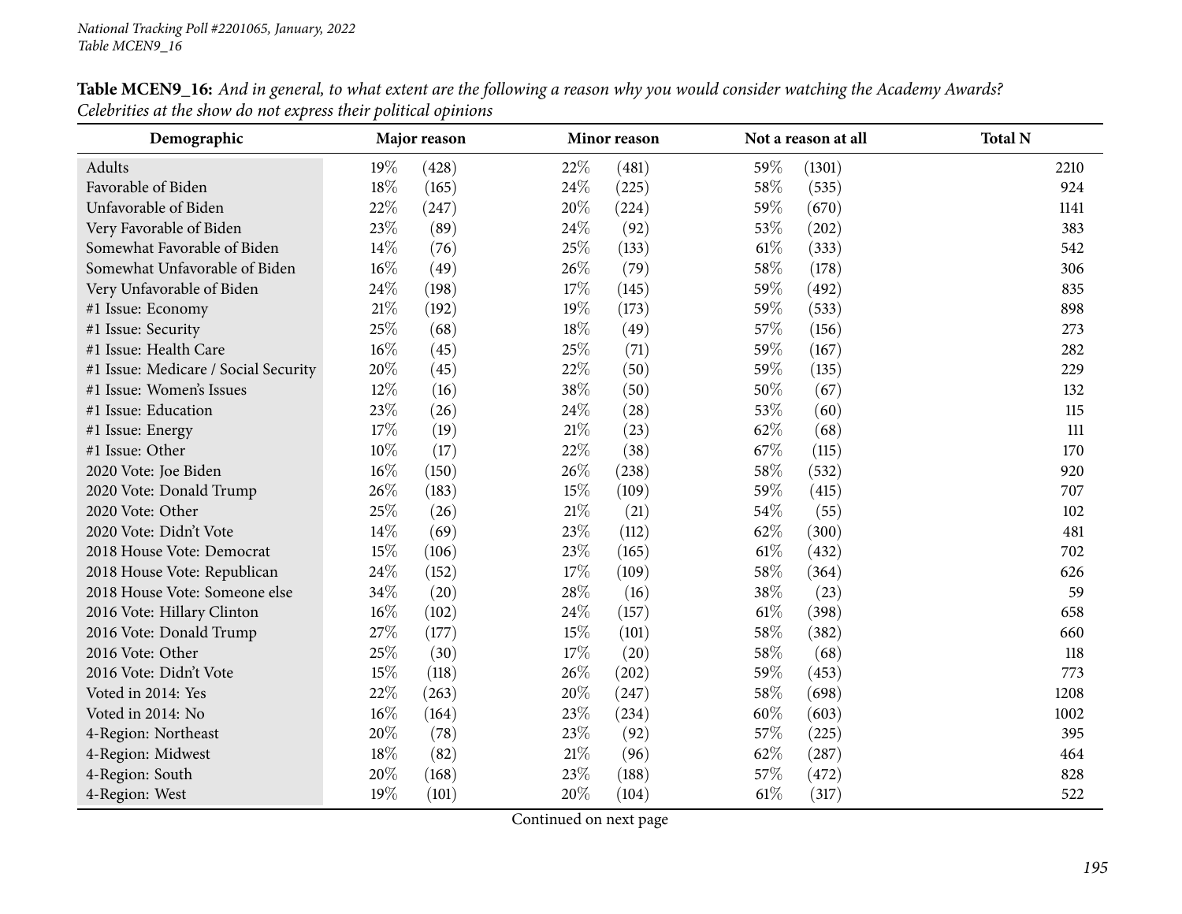National Tracking Poll #2201065, January, 2022
Table MCEN9_16

**Table MCEN9_16:** *And in general, to what extent are the following a reason why you would consider watching the Academy Awards? Celebrities at the show do not express their political opinions*

| Demographic | Major reason | | Minor reason | | Not a reason at all | | Total N |
|---|---|---|---|---|---|---|---|
| Adults | 19% | (428) | 22% | (481) | 59% | (1301) | 2210 |
| Favorable of Biden | 18% | (165) | 24% | (225) | 58% | (535) | 924 |
| Unfavorable of Biden | 22% | (247) | 20% | (224) | 59% | (670) | 1141 |
| Very Favorable of Biden | 23% | (89) | 24% | (92) | 53% | (202) | 383 |
| Somewhat Favorable of Biden | 14% | (76) | 25% | (133) | 61% | (333) | 542 |
| Somewhat Unfavorable of Biden | 16% | (49) | 26% | (79) | 58% | (178) | 306 |
| Very Unfavorable of Biden | 24% | (198) | 17% | (145) | 59% | (492) | 835 |
| #1 Issue: Economy | 21% | (192) | 19% | (173) | 59% | (533) | 898 |
| #1 Issue: Security | 25% | (68) | 18% | (49) | 57% | (156) | 273 |
| #1 Issue: Health Care | 16% | (45) | 25% | (71) | 59% | (167) | 282 |
| #1 Issue: Medicare / Social Security | 20% | (45) | 22% | (50) | 59% | (135) | 229 |
| #1 Issue: Women's Issues | 12% | (16) | 38% | (50) | 50% | (67) | 132 |
| #1 Issue: Education | 23% | (26) | 24% | (28) | 53% | (60) | 115 |
| #1 Issue: Energy | 17% | (19) | 21% | (23) | 62% | (68) | 111 |
| #1 Issue: Other | 10% | (17) | 22% | (38) | 67% | (115) | 170 |
| 2020 Vote: Joe Biden | 16% | (150) | 26% | (238) | 58% | (532) | 920 |
| 2020 Vote: Donald Trump | 26% | (183) | 15% | (109) | 59% | (415) | 707 |
| 2020 Vote: Other | 25% | (26) | 21% | (21) | 54% | (55) | 102 |
| 2020 Vote: Didn't Vote | 14% | (69) | 23% | (112) | 62% | (300) | 481 |
| 2018 House Vote: Democrat | 15% | (106) | 23% | (165) | 61% | (432) | 702 |
| 2018 House Vote: Republican | 24% | (152) | 17% | (109) | 58% | (364) | 626 |
| 2018 House Vote: Someone else | 34% | (20) | 28% | (16) | 38% | (23) | 59 |
| 2016 Vote: Hillary Clinton | 16% | (102) | 24% | (157) | 61% | (398) | 658 |
| 2016 Vote: Donald Trump | 27% | (177) | 15% | (101) | 58% | (382) | 660 |
| 2016 Vote: Other | 25% | (30) | 17% | (20) | 58% | (68) | 118 |
| 2016 Vote: Didn't Vote | 15% | (118) | 26% | (202) | 59% | (453) | 773 |
| Voted in 2014: Yes | 22% | (263) | 20% | (247) | 58% | (698) | 1208 |
| Voted in 2014: No | 16% | (164) | 23% | (234) | 60% | (603) | 1002 |
| 4-Region: Northeast | 20% | (78) | 23% | (92) | 57% | (225) | 395 |
| 4-Region: Midwest | 18% | (82) | 21% | (96) | 62% | (287) | 464 |
| 4-Region: South | 20% | (168) | 23% | (188) | 57% | (472) | 828 |
| 4-Region: West | 19% | (101) | 20% | (104) | 61% | (317) | 522 |

Continued on next page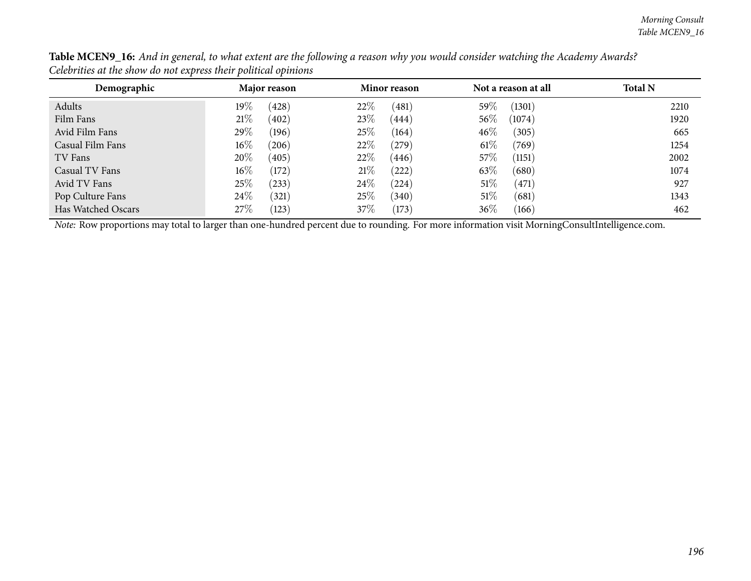**Table MCEN9_16:** *And in general, to what extent are the following a reason why you would consider watching the Academy Awards? Celebrities at the show do not express their political opinions*

| Demographic | Major reason | | Minor reason | | Not a reason at all | | Total N |
|---|---|---|---|---|---|---|---|
| Adults | 19% | (428) | 22% | (481) | 59% | (1301) | 2210 |
| Film Fans | 21% | (402) | 23% | (444) | 56% | (1074) | 1920 |
| Avid Film Fans | 29% | (196) | 25% | (164) | 46% | (305) | 665 |
| Casual Film Fans | 16% | (206) | 22% | (279) | 61% | (769) | 1254 |
| TV Fans | 20% | (405) | 22% | (446) | 57% | (1151) | 2002 |
| Casual TV Fans | 16% | (172) | 21% | (222) | 63% | (680) | 1074 |
| Avid TV Fans | 25% | (233) | 24% | (224) | 51% | (471) | 927 |
| Pop Culture Fans | 24% | (321) | 25% | (340) | 51% | (681) | 1343 |
| Has Watched Oscars | 27% | (123) | 37% | (173) | 36% | (166) | 462 |

*Note:* Row proportions may total to larger than one-hundred percent due to rounding. For more information visit MorningConsultIntelligence.com.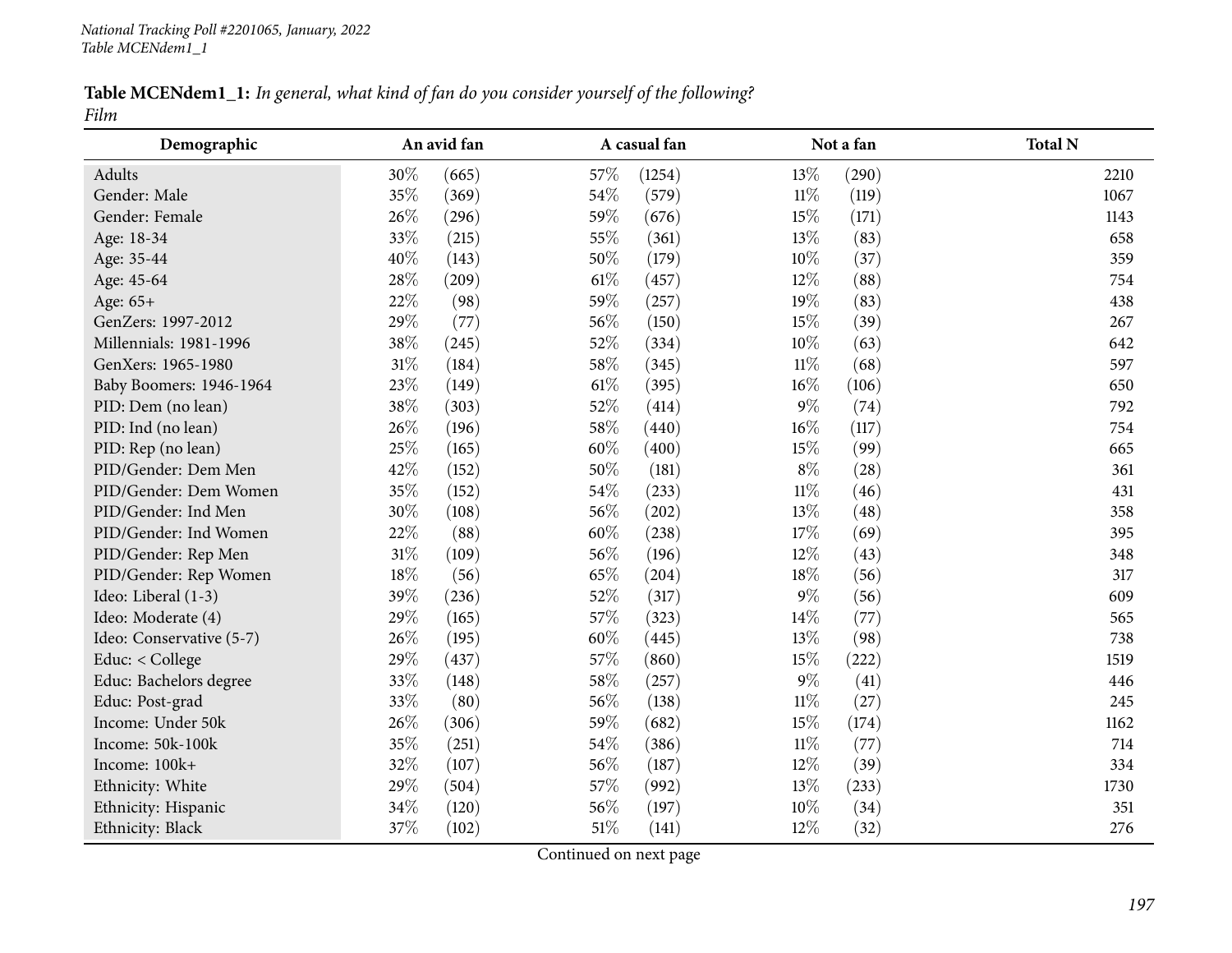**Table MCENdem1_1:** *In general, what kind of fan do you consider yourself of the following?*
*Film*

| Demographic | An avid fan | | A casual fan | | Not a fan | | Total N |
|---|---|---|---|---|---|---|---|
| Adults | 30% | (665) | 57% | (1254) | 13% | (290) | 2210 |
| Gender: Male | 35% | (369) | 54% | (579) | 11% | (119) | 1067 |
| Gender: Female | 26% | (296) | 59% | (676) | 15% | (171) | 1143 |
| Age: 18-34 | 33% | (215) | 55% | (361) | 13% | (83) | 658 |
| Age: 35-44 | 40% | (143) | 50% | (179) | 10% | (37) | 359 |
| Age: 45-64 | 28% | (209) | 61% | (457) | 12% | (88) | 754 |
| Age: 65+ | 22% | (98) | 59% | (257) | 19% | (83) | 438 |
| GenZers: 1997-2012 | 29% | (77) | 56% | (150) | 15% | (39) | 267 |
| Millennials: 1981-1996 | 38% | (245) | 52% | (334) | 10% | (63) | 642 |
| GenXers: 1965-1980 | 31% | (184) | 58% | (345) | 11% | (68) | 597 |
| Baby Boomers: 1946-1964 | 23% | (149) | 61% | (395) | 16% | (106) | 650 |
| PID: Dem (no lean) | 38% | (303) | 52% | (414) | 9% | (74) | 792 |
| PID: Ind (no lean) | 26% | (196) | 58% | (440) | 16% | (117) | 754 |
| PID: Rep (no lean) | 25% | (165) | 60% | (400) | 15% | (99) | 665 |
| PID/Gender: Dem Men | 42% | (152) | 50% | (181) | 8% | (28) | 361 |
| PID/Gender: Dem Women | 35% | (152) | 54% | (233) | 11% | (46) | 431 |
| PID/Gender: Ind Men | 30% | (108) | 56% | (202) | 13% | (48) | 358 |
| PID/Gender: Ind Women | 22% | (88) | 60% | (238) | 17% | (69) | 395 |
| PID/Gender: Rep Men | 31% | (109) | 56% | (196) | 12% | (43) | 348 |
| PID/Gender: Rep Women | 18% | (56) | 65% | (204) | 18% | (56) | 317 |
| Ideo: Liberal (1-3) | 39% | (236) | 52% | (317) | 9% | (56) | 609 |
| Ideo: Moderate (4) | 29% | (165) | 57% | (323) | 14% | (77) | 565 |
| Ideo: Conservative (5-7) | 26% | (195) | 60% | (445) | 13% | (98) | 738 |
| Educ: < College | 29% | (437) | 57% | (860) | 15% | (222) | 1519 |
| Educ: Bachelors degree | 33% | (148) | 58% | (257) | 9% | (41) | 446 |
| Educ: Post-grad | 33% | (80) | 56% | (138) | 11% | (27) | 245 |
| Income: Under 50k | 26% | (306) | 59% | (682) | 15% | (174) | 1162 |
| Income: 50k-100k | 35% | (251) | 54% | (386) | 11% | (77) | 714 |
| Income: 100k+ | 32% | (107) | 56% | (187) | 12% | (39) | 334 |
| Ethnicity: White | 29% | (504) | 57% | (992) | 13% | (233) | 1730 |
| Ethnicity: Hispanic | 34% | (120) | 56% | (197) | 10% | (34) | 351 |
| Ethnicity: Black | 37% | (102) | 51% | (141) | 12% | (32) | 276 |

Continued on next page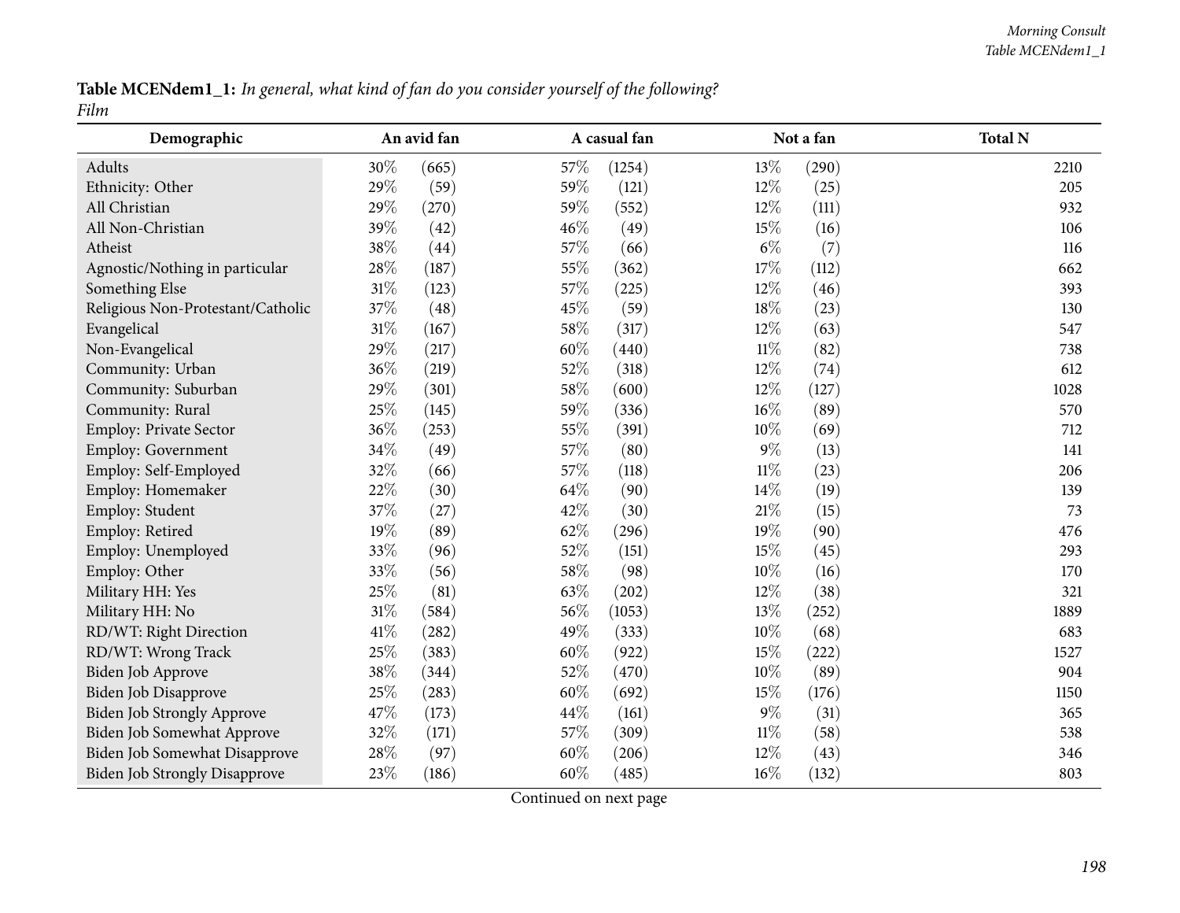**Table MCENdem1_1:** *In general, what kind of fan do you consider yourself of the following?*
*Film*

| Demographic | An avid fan | | A casual fan | | Not a fan | | Total N |
|---|---|---|---|---|---|---|---|
| Adults | 30% | (665) | 57% | (1254) | 13% | (290) | 2210 |
| Ethnicity: Other | 29% | (59) | 59% | (121) | 12% | (25) | 205 |
| All Christian | 29% | (270) | 59% | (552) | 12% | (111) | 932 |
| All Non-Christian | 39% | (42) | 46% | (49) | 15% | (16) | 106 |
| Atheist | 38% | (44) | 57% | (66) | 6% | (7) | 116 |
| Agnostic/Nothing in particular | 28% | (187) | 55% | (362) | 17% | (112) | 662 |
| Something Else | 31% | (123) | 57% | (225) | 12% | (46) | 393 |
| Religious Non-Protestant/Catholic | 37% | (48) | 45% | (59) | 18% | (23) | 130 |
| Evangelical | 31% | (167) | 58% | (317) | 12% | (63) | 547 |
| Non-Evangelical | 29% | (217) | 60% | (440) | 11% | (82) | 738 |
| Community: Urban | 36% | (219) | 52% | (318) | 12% | (74) | 612 |
| Community: Suburban | 29% | (301) | 58% | (600) | 12% | (127) | 1028 |
| Community: Rural | 25% | (145) | 59% | (336) | 16% | (89) | 570 |
| Employ: Private Sector | 36% | (253) | 55% | (391) | 10% | (69) | 712 |
| Employ: Government | 34% | (49) | 57% | (80) | 9% | (13) | 141 |
| Employ: Self-Employed | 32% | (66) | 57% | (118) | 11% | (23) | 206 |
| Employ: Homemaker | 22% | (30) | 64% | (90) | 14% | (19) | 139 |
| Employ: Student | 37% | (27) | 42% | (30) | 21% | (15) | 73 |
| Employ: Retired | 19% | (89) | 62% | (296) | 19% | (90) | 476 |
| Employ: Unemployed | 33% | (96) | 52% | (151) | 15% | (45) | 293 |
| Employ: Other | 33% | (56) | 58% | (98) | 10% | (16) | 170 |
| Military HH: Yes | 25% | (81) | 63% | (202) | 12% | (38) | 321 |
| Military HH: No | 31% | (584) | 56% | (1053) | 13% | (252) | 1889 |
| RD/WT: Right Direction | 41% | (282) | 49% | (333) | 10% | (68) | 683 |
| RD/WT: Wrong Track | 25% | (383) | 60% | (922) | 15% | (222) | 1527 |
| Biden Job Approve | 38% | (344) | 52% | (470) | 10% | (89) | 904 |
| Biden Job Disapprove | 25% | (283) | 60% | (692) | 15% | (176) | 1150 |
| Biden Job Strongly Approve | 47% | (173) | 44% | (161) | 9% | (31) | 365 |
| Biden Job Somewhat Approve | 32% | (171) | 57% | (309) | 11% | (58) | 538 |
| Biden Job Somewhat Disapprove | 28% | (97) | 60% | (206) | 12% | (43) | 346 |
| Biden Job Strongly Disapprove | 23% | (186) | 60% | (485) | 16% | (132) | 803 |

Continued on next page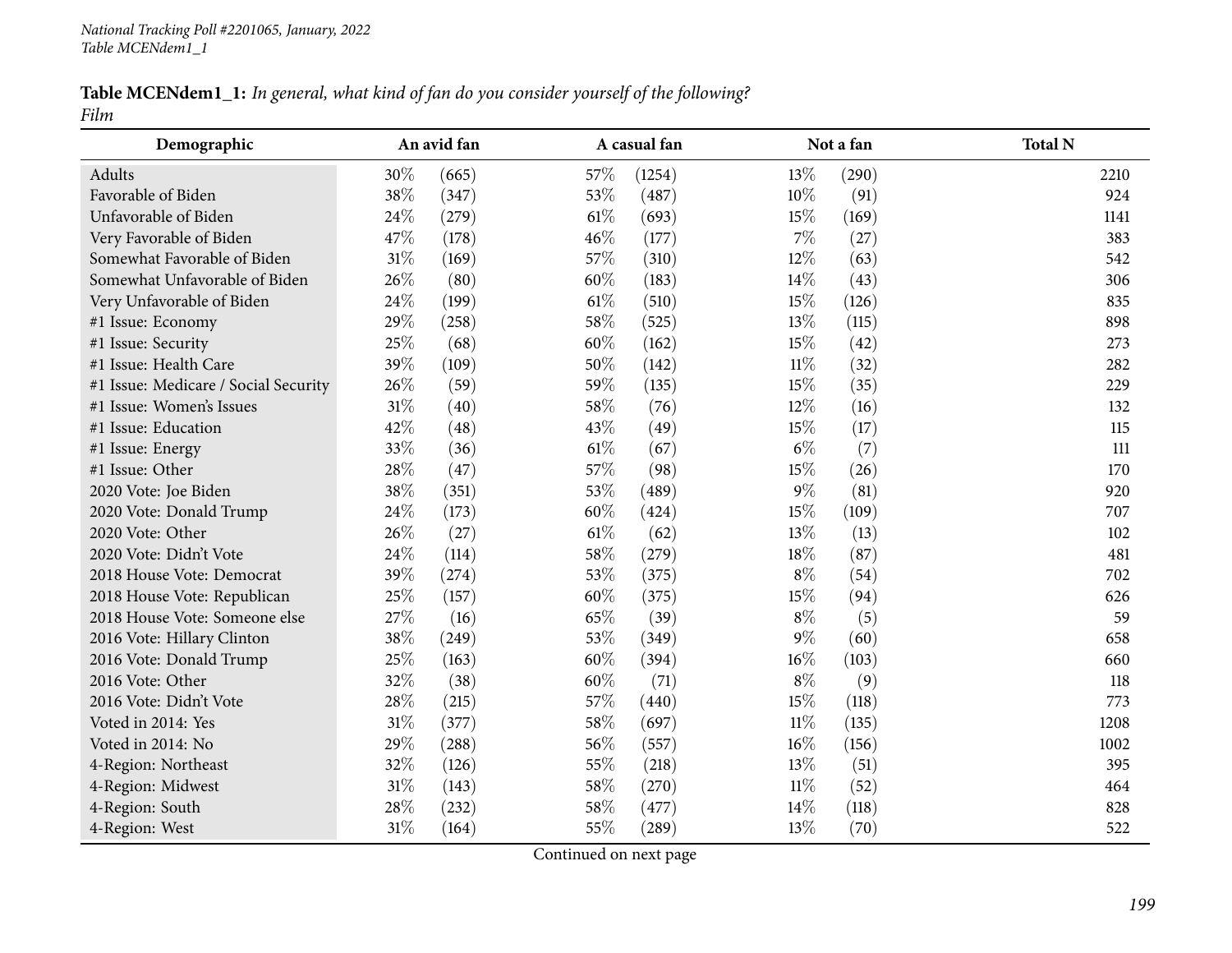**Table MCENdem1_1:** *In general, what kind of fan do you consider yourself of the following?*
*Film*

| Demographic | An avid fan | | A casual fan | | Not a fan | | Total N |
|---|---|---|---|---|---|---|---|
| Adults | 30% | (665) | 57% | (1254) | 13% | (290) | 2210 |
| Favorable of Biden | 38% | (347) | 53% | (487) | 10% | (91) | 924 |
| Unfavorable of Biden | 24% | (279) | 61% | (693) | 15% | (169) | 1141 |
| Very Favorable of Biden | 47% | (178) | 46% | (177) | 7% | (27) | 383 |
| Somewhat Favorable of Biden | 31% | (169) | 57% | (310) | 12% | (63) | 542 |
| Somewhat Unfavorable of Biden | 26% | (80) | 60% | (183) | 14% | (43) | 306 |
| Very Unfavorable of Biden | 24% | (199) | 61% | (510) | 15% | (126) | 835 |
| #1 Issue: Economy | 29% | (258) | 58% | (525) | 13% | (115) | 898 |
| #1 Issue: Security | 25% | (68) | 60% | (162) | 15% | (42) | 273 |
| #1 Issue: Health Care | 39% | (109) | 50% | (142) | 11% | (32) | 282 |
| #1 Issue: Medicare / Social Security | 26% | (59) | 59% | (135) | 15% | (35) | 229 |
| #1 Issue: Women's Issues | 31% | (40) | 58% | (76) | 12% | (16) | 132 |
| #1 Issue: Education | 42% | (48) | 43% | (49) | 15% | (17) | 115 |
| #1 Issue: Energy | 33% | (36) | 61% | (67) | 6% | (7) | 111 |
| #1 Issue: Other | 28% | (47) | 57% | (98) | 15% | (26) | 170 |
| 2020 Vote: Joe Biden | 38% | (351) | 53% | (489) | 9% | (81) | 920 |
| 2020 Vote: Donald Trump | 24% | (173) | 60% | (424) | 15% | (109) | 707 |
| 2020 Vote: Other | 26% | (27) | 61% | (62) | 13% | (13) | 102 |
| 2020 Vote: Didn't Vote | 24% | (114) | 58% | (279) | 18% | (87) | 481 |
| 2018 House Vote: Democrat | 39% | (274) | 53% | (375) | 8% | (54) | 702 |
| 2018 House Vote: Republican | 25% | (157) | 60% | (375) | 15% | (94) | 626 |
| 2018 House Vote: Someone else | 27% | (16) | 65% | (39) | 8% | (5) | 59 |
| 2016 Vote: Hillary Clinton | 38% | (249) | 53% | (349) | 9% | (60) | 658 |
| 2016 Vote: Donald Trump | 25% | (163) | 60% | (394) | 16% | (103) | 660 |
| 2016 Vote: Other | 32% | (38) | 60% | (71) | 8% | (9) | 118 |
| 2016 Vote: Didn't Vote | 28% | (215) | 57% | (440) | 15% | (118) | 773 |
| Voted in 2014: Yes | 31% | (377) | 58% | (697) | 11% | (135) | 1208 |
| Voted in 2014: No | 29% | (288) | 56% | (557) | 16% | (156) | 1002 |
| 4-Region: Northeast | 32% | (126) | 55% | (218) | 13% | (51) | 395 |
| 4-Region: Midwest | 31% | (143) | 58% | (270) | 11% | (52) | 464 |
| 4-Region: South | 28% | (232) | 58% | (477) | 14% | (118) | 828 |
| 4-Region: West | 31% | (164) | 55% | (289) | 13% | (70) | 522 |

Continued on next page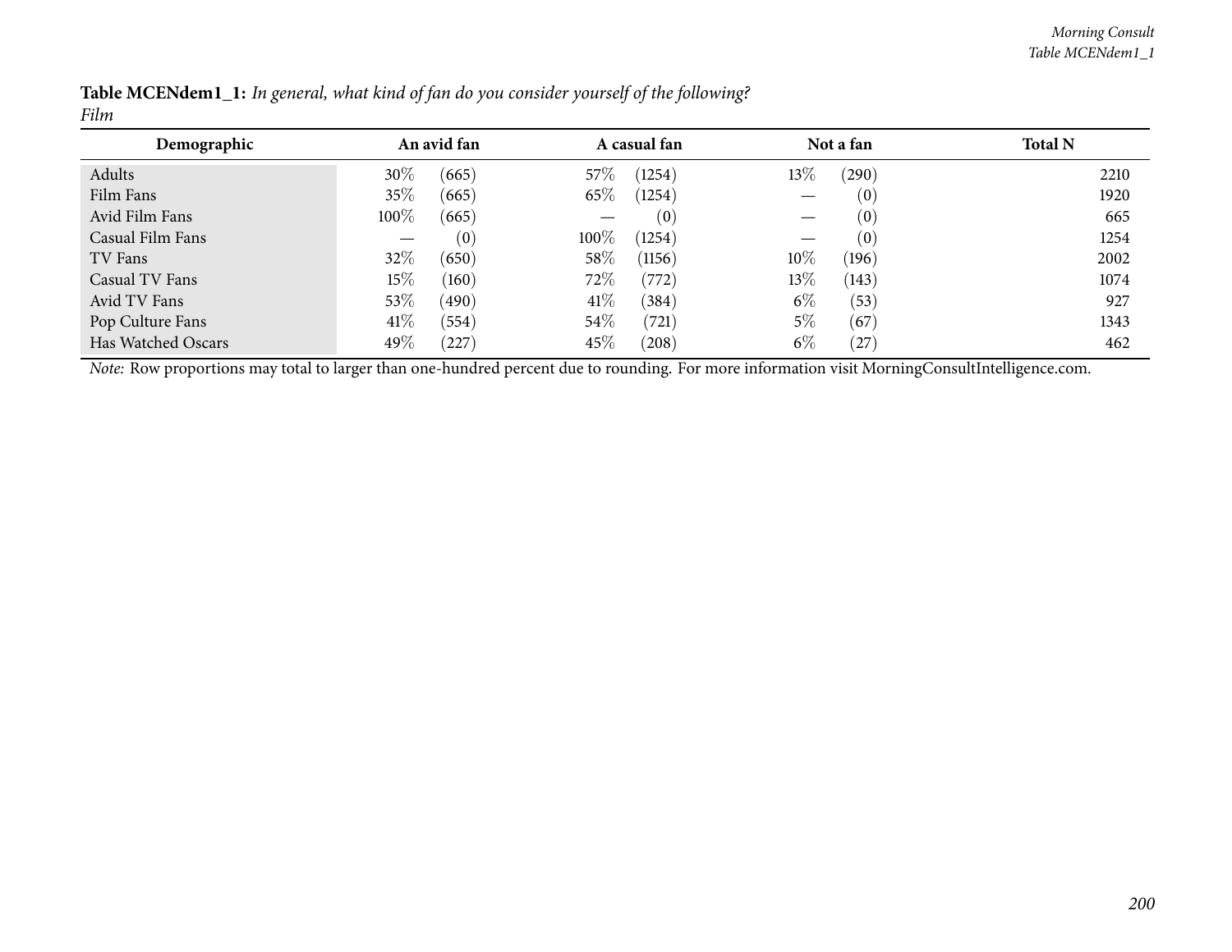**Table MCENdem1_1:** *In general, what kind of fan do you consider yourself of the following?*
*Film*

| Demographic | An avid fan | | A casual fan | | Not a fan | | Total N |
|---|---|---|---|---|---|---|---|
| Adults | 30% | (665) | 57% | (1254) | 13% | (290) | 2210 |
| Film Fans | 35% | (665) | 65% | (1254) | — | (0) | 1920 |
| Avid Film Fans | 100% | (665) | — | (0) | — | (0) | 665 |
| Casual Film Fans | — | (0) | 100% | (1254) | — | (0) | 1254 |
| TV Fans | 32% | (650) | 58% | (1156) | 10% | (196) | 2002 |
| Casual TV Fans | 15% | (160) | 72% | (772) | 13% | (143) | 1074 |
| Avid TV Fans | 53% | (490) | 41% | (384) | 6% | (53) | 927 |
| Pop Culture Fans | 41% | (554) | 54% | (721) | 5% | (67) | 1343 |
| Has Watched Oscars | 49% | (227) | 45% | (208) | 6% | (27) | 462 |

*Note:* Row proportions may total to larger than one-hundred percent due to rounding. For more information visit MorningConsultIntelligence.com.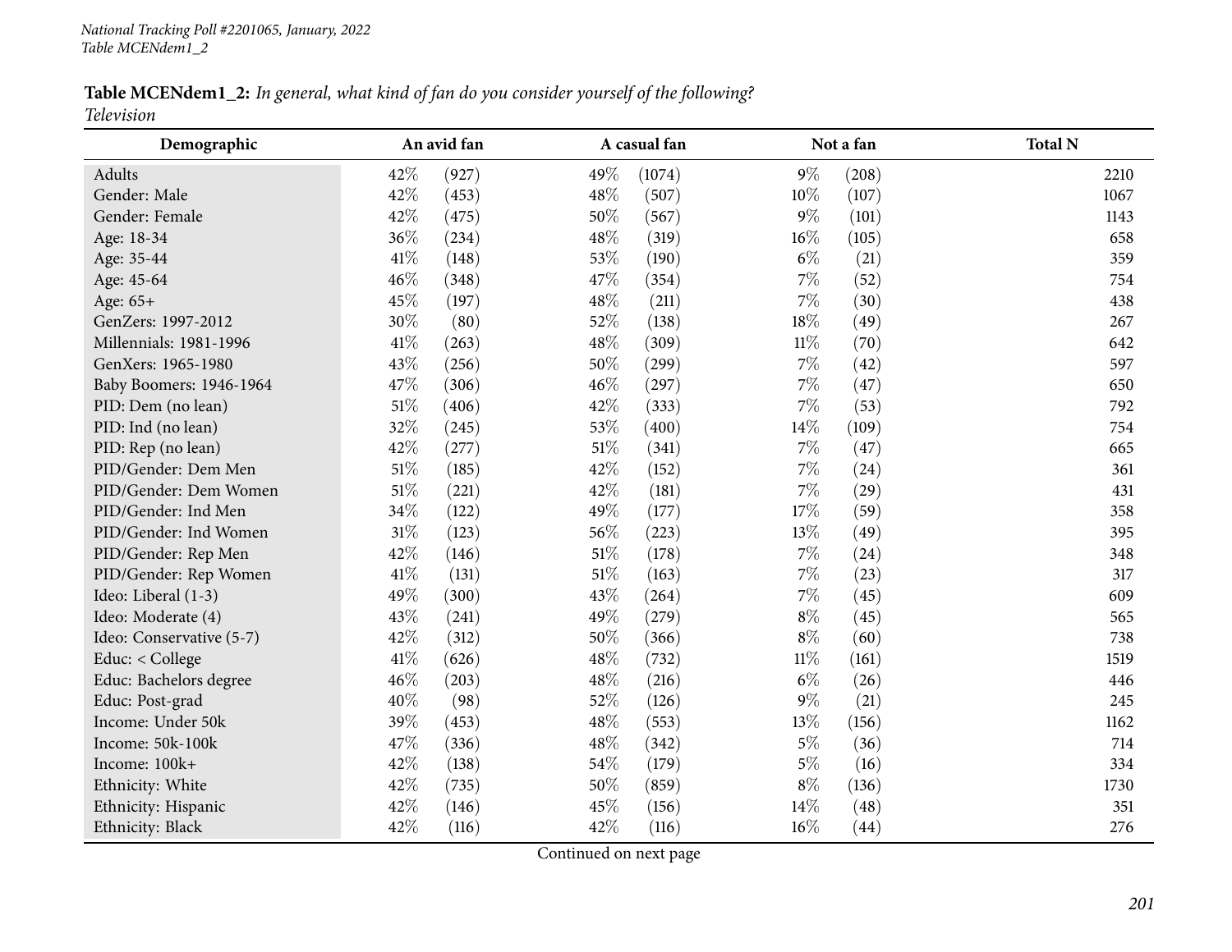**Table MCENdem1_2:** *In general, what kind of fan do you consider yourself of the following?*
*Television*

| Demographic | An avid fan | | A casual fan | | Not a fan | | Total N |
|---|---|---|---|---|---|---|---|
| Adults | 42% | (927) | 49% | (1074) | 9% | (208) | 2210 |
| Gender: Male | 42% | (453) | 48% | (507) | 10% | (107) | 1067 |
| Gender: Female | 42% | (475) | 50% | (567) | 9% | (101) | 1143 |
| Age: 18-34 | 36% | (234) | 48% | (319) | 16% | (105) | 658 |
| Age: 35-44 | 41% | (148) | 53% | (190) | 6% | (21) | 359 |
| Age: 45-64 | 46% | (348) | 47% | (354) | 7% | (52) | 754 |
| Age: 65+ | 45% | (197) | 48% | (211) | 7% | (30) | 438 |
| GenZers: 1997-2012 | 30% | (80) | 52% | (138) | 18% | (49) | 267 |
| Millennials: 1981-1996 | 41% | (263) | 48% | (309) | 11% | (70) | 642 |
| GenXers: 1965-1980 | 43% | (256) | 50% | (299) | 7% | (42) | 597 |
| Baby Boomers: 1946-1964 | 47% | (306) | 46% | (297) | 7% | (47) | 650 |
| PID: Dem (no lean) | 51% | (406) | 42% | (333) | 7% | (53) | 792 |
| PID: Ind (no lean) | 32% | (245) | 53% | (400) | 14% | (109) | 754 |
| PID: Rep (no lean) | 42% | (277) | 51% | (341) | 7% | (47) | 665 |
| PID/Gender: Dem Men | 51% | (185) | 42% | (152) | 7% | (24) | 361 |
| PID/Gender: Dem Women | 51% | (221) | 42% | (181) | 7% | (29) | 431 |
| PID/Gender: Ind Men | 34% | (122) | 49% | (177) | 17% | (59) | 358 |
| PID/Gender: Ind Women | 31% | (123) | 56% | (223) | 13% | (49) | 395 |
| PID/Gender: Rep Men | 42% | (146) | 51% | (178) | 7% | (24) | 348 |
| PID/Gender: Rep Women | 41% | (131) | 51% | (163) | 7% | (23) | 317 |
| Ideo: Liberal (1-3) | 49% | (300) | 43% | (264) | 7% | (45) | 609 |
| Ideo: Moderate (4) | 43% | (241) | 49% | (279) | 8% | (45) | 565 |
| Ideo: Conservative (5-7) | 42% | (312) | 50% | (366) | 8% | (60) | 738 |
| Educ: < College | 41% | (626) | 48% | (732) | 11% | (161) | 1519 |
| Educ: Bachelors degree | 46% | (203) | 48% | (216) | 6% | (26) | 446 |
| Educ: Post-grad | 40% | (98) | 52% | (126) | 9% | (21) | 245 |
| Income: Under 50k | 39% | (453) | 48% | (553) | 13% | (156) | 1162 |
| Income: 50k-100k | 47% | (336) | 48% | (342) | 5% | (36) | 714 |
| Income: 100k+ | 42% | (138) | 54% | (179) | 5% | (16) | 334 |
| Ethnicity: White | 42% | (735) | 50% | (859) | 8% | (136) | 1730 |
| Ethnicity: Hispanic | 42% | (146) | 45% | (156) | 14% | (48) | 351 |
| Ethnicity: Black | 42% | (116) | 42% | (116) | 16% | (44) | 276 |

Continued on next page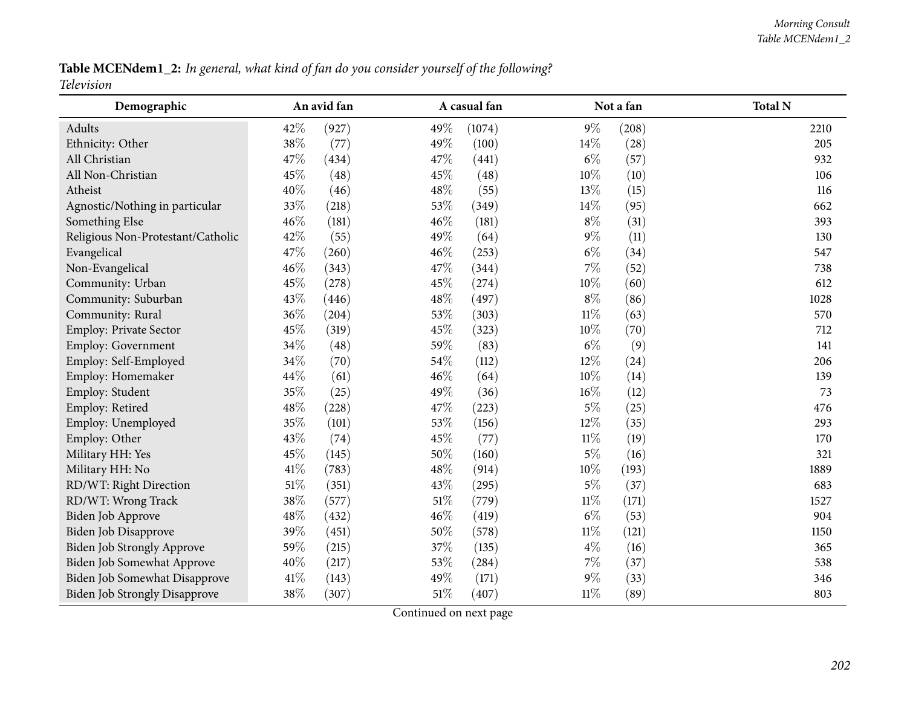**Table MCENdem1_2:** *In general, what kind of fan do you consider yourself of the following?*
*Television*

| Demographic | An avid fan | | A casual fan | | Not a fan | | Total N |
|---|---|---|---|---|---|---|---|
| Adults | 42% | (927) | 49% | (1074) | 9% | (208) | 2210 |
| Ethnicity: Other | 38% | (77) | 49% | (100) | 14% | (28) | 205 |
| All Christian | 47% | (434) | 47% | (441) | 6% | (57) | 932 |
| All Non-Christian | 45% | (48) | 45% | (48) | 10% | (10) | 106 |
| Atheist | 40% | (46) | 48% | (55) | 13% | (15) | 116 |
| Agnostic/Nothing in particular | 33% | (218) | 53% | (349) | 14% | (95) | 662 |
| Something Else | 46% | (181) | 46% | (181) | 8% | (31) | 393 |
| Religious Non-Protestant/Catholic | 42% | (55) | 49% | (64) | 9% | (11) | 130 |
| Evangelical | 47% | (260) | 46% | (253) | 6% | (34) | 547 |
| Non-Evangelical | 46% | (343) | 47% | (344) | 7% | (52) | 738 |
| Community: Urban | 45% | (278) | 45% | (274) | 10% | (60) | 612 |
| Community: Suburban | 43% | (446) | 48% | (497) | 8% | (86) | 1028 |
| Community: Rural | 36% | (204) | 53% | (303) | 11% | (63) | 570 |
| Employ: Private Sector | 45% | (319) | 45% | (323) | 10% | (70) | 712 |
| Employ: Government | 34% | (48) | 59% | (83) | 6% | (9) | 141 |
| Employ: Self-Employed | 34% | (70) | 54% | (112) | 12% | (24) | 206 |
| Employ: Homemaker | 44% | (61) | 46% | (64) | 10% | (14) | 139 |
| Employ: Student | 35% | (25) | 49% | (36) | 16% | (12) | 73 |
| Employ: Retired | 48% | (228) | 47% | (223) | 5% | (25) | 476 |
| Employ: Unemployed | 35% | (101) | 53% | (156) | 12% | (35) | 293 |
| Employ: Other | 43% | (74) | 45% | (77) | 11% | (19) | 170 |
| Military HH: Yes | 45% | (145) | 50% | (160) | 5% | (16) | 321 |
| Military HH: No | 41% | (783) | 48% | (914) | 10% | (193) | 1889 |
| RD/WT: Right Direction | 51% | (351) | 43% | (295) | 5% | (37) | 683 |
| RD/WT: Wrong Track | 38% | (577) | 51% | (779) | 11% | (171) | 1527 |
| Biden Job Approve | 48% | (432) | 46% | (419) | 6% | (53) | 904 |
| Biden Job Disapprove | 39% | (451) | 50% | (578) | 11% | (121) | 1150 |
| Biden Job Strongly Approve | 59% | (215) | 37% | (135) | 4% | (16) | 365 |
| Biden Job Somewhat Approve | 40% | (217) | 53% | (284) | 7% | (37) | 538 |
| Biden Job Somewhat Disapprove | 41% | (143) | 49% | (171) | 9% | (33) | 346 |
| Biden Job Strongly Disapprove | 38% | (307) | 51% | (407) | 11% | (89) | 803 |

Continued on next page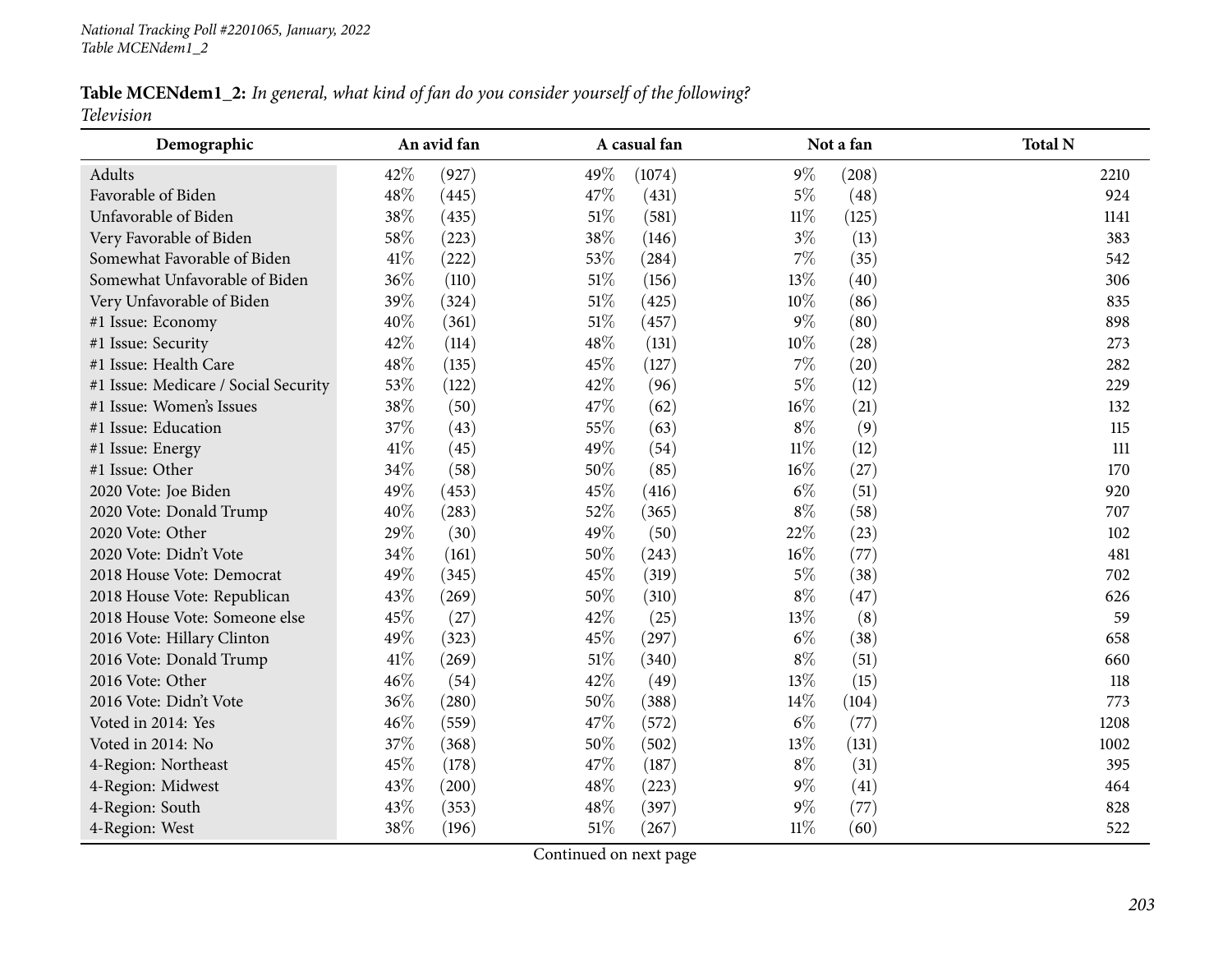**Table MCENdem1_2:** *In general, what kind of fan do you consider yourself of the following?*
*Television*

| Demographic | An avid fan | | A casual fan | | Not a fan | | Total N |
|---|---|---|---|---|---|---|---|
| Adults | 42% | (927) | 49% | (1074) | 9% | (208) | 2210 |
| Favorable of Biden | 48% | (445) | 47% | (431) | 5% | (48) | 924 |
| Unfavorable of Biden | 38% | (435) | 51% | (581) | 11% | (125) | 1141 |
| Very Favorable of Biden | 58% | (223) | 38% | (146) | 3% | (13) | 383 |
| Somewhat Favorable of Biden | 41% | (222) | 53% | (284) | 7% | (35) | 542 |
| Somewhat Unfavorable of Biden | 36% | (110) | 51% | (156) | 13% | (40) | 306 |
| Very Unfavorable of Biden | 39% | (324) | 51% | (425) | 10% | (86) | 835 |
| #1 Issue: Economy | 40% | (361) | 51% | (457) | 9% | (80) | 898 |
| #1 Issue: Security | 42% | (114) | 48% | (131) | 10% | (28) | 273 |
| #1 Issue: Health Care | 48% | (135) | 45% | (127) | 7% | (20) | 282 |
| #1 Issue: Medicare / Social Security | 53% | (122) | 42% | (96) | 5% | (12) | 229 |
| #1 Issue: Women's Issues | 38% | (50) | 47% | (62) | 16% | (21) | 132 |
| #1 Issue: Education | 37% | (43) | 55% | (63) | 8% | (9) | 115 |
| #1 Issue: Energy | 41% | (45) | 49% | (54) | 11% | (12) | 111 |
| #1 Issue: Other | 34% | (58) | 50% | (85) | 16% | (27) | 170 |
| 2020 Vote: Joe Biden | 49% | (453) | 45% | (416) | 6% | (51) | 920 |
| 2020 Vote: Donald Trump | 40% | (283) | 52% | (365) | 8% | (58) | 707 |
| 2020 Vote: Other | 29% | (30) | 49% | (50) | 22% | (23) | 102 |
| 2020 Vote: Didn't Vote | 34% | (161) | 50% | (243) | 16% | (77) | 481 |
| 2018 House Vote: Democrat | 49% | (345) | 45% | (319) | 5% | (38) | 702 |
| 2018 House Vote: Republican | 43% | (269) | 50% | (310) | 8% | (47) | 626 |
| 2018 House Vote: Someone else | 45% | (27) | 42% | (25) | 13% | (8) | 59 |
| 2016 Vote: Hillary Clinton | 49% | (323) | 45% | (297) | 6% | (38) | 658 |
| 2016 Vote: Donald Trump | 41% | (269) | 51% | (340) | 8% | (51) | 660 |
| 2016 Vote: Other | 46% | (54) | 42% | (49) | 13% | (15) | 118 |
| 2016 Vote: Didn't Vote | 36% | (280) | 50% | (388) | 14% | (104) | 773 |
| Voted in 2014: Yes | 46% | (559) | 47% | (572) | 6% | (77) | 1208 |
| Voted in 2014: No | 37% | (368) | 50% | (502) | 13% | (131) | 1002 |
| 4-Region: Northeast | 45% | (178) | 47% | (187) | 8% | (31) | 395 |
| 4-Region: Midwest | 43% | (200) | 48% | (223) | 9% | (41) | 464 |
| 4-Region: South | 43% | (353) | 48% | (397) | 9% | (77) | 828 |
| 4-Region: West | 38% | (196) | 51% | (267) | 11% | (60) | 522 |

Continued on next page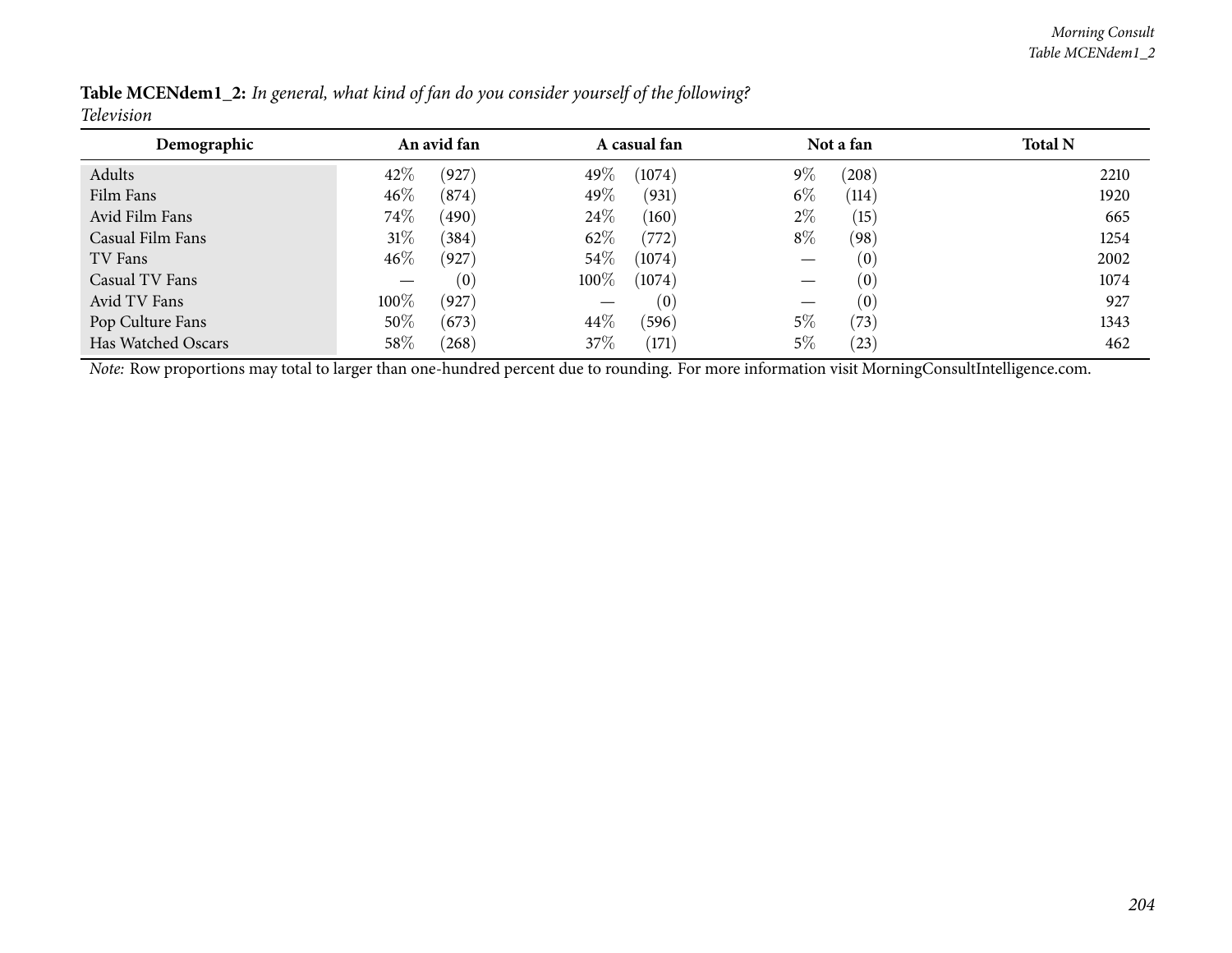**Table MCENdem1_2:** *In general, what kind of fan do you consider yourself of the following?*
*Television*

| Demographic | An avid fan | | A casual fan | | Not a fan | | Total N |
|---|---|---|---|---|---|---|---|
| Adults | 42% | (927) | 49% | (1074) | 9% | (208) | 2210 |
| Film Fans | 46% | (874) | 49% | (931) | 6% | (114) | 1920 |
| Avid Film Fans | 74% | (490) | 24% | (160) | 2% | (15) | 665 |
| Casual Film Fans | 31% | (384) | 62% | (772) | 8% | (98) | 1254 |
| TV Fans | 46% | (927) | 54% | (1074) | — | (0) | 2002 |
| Casual TV Fans | — | (0) | 100% | (1074) | — | (0) | 1074 |
| Avid TV Fans | 100% | (927) | — | (0) | — | (0) | 927 |
| Pop Culture Fans | 50% | (673) | 44% | (596) | 5% | (73) | 1343 |
| Has Watched Oscars | 58% | (268) | 37% | (171) | 5% | (23) | 462 |

*Note:* Row proportions may total to larger than one-hundred percent due to rounding. For more information visit MorningConsultIntelligence.com.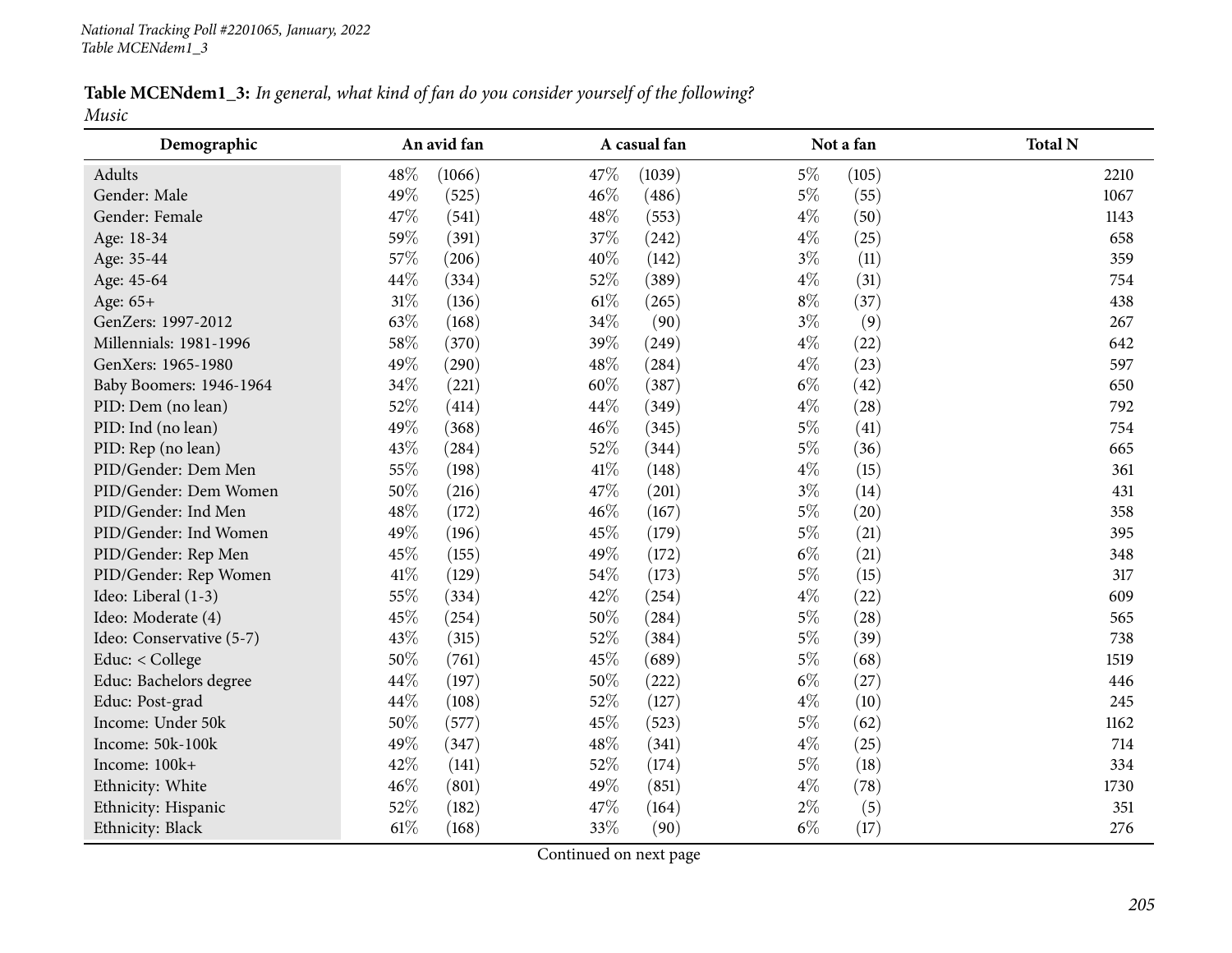**Table MCENdem1_3:** *In general, what kind of fan do you consider yourself of the following?*
*Music*

| Demographic | An avid fan | | A casual fan | | Not a fan | | Total N |
|---|---|---|---|---|---|---|---|
| Adults | 48% | (1066) | 47% | (1039) | 5% | (105) | 2210 |
| Gender: Male | 49% | (525) | 46% | (486) | 5% | (55) | 1067 |
| Gender: Female | 47% | (541) | 48% | (553) | 4% | (50) | 1143 |
| Age: 18-34 | 59% | (391) | 37% | (242) | 4% | (25) | 658 |
| Age: 35-44 | 57% | (206) | 40% | (142) | 3% | (11) | 359 |
| Age: 45-64 | 44% | (334) | 52% | (389) | 4% | (31) | 754 |
| Age: 65+ | 31% | (136) | 61% | (265) | 8% | (37) | 438 |
| GenZers: 1997-2012 | 63% | (168) | 34% | (90) | 3% | (9) | 267 |
| Millennials: 1981-1996 | 58% | (370) | 39% | (249) | 4% | (22) | 642 |
| GenXers: 1965-1980 | 49% | (290) | 48% | (284) | 4% | (23) | 597 |
| Baby Boomers: 1946-1964 | 34% | (221) | 60% | (387) | 6% | (42) | 650 |
| PID: Dem (no lean) | 52% | (414) | 44% | (349) | 4% | (28) | 792 |
| PID: Ind (no lean) | 49% | (368) | 46% | (345) | 5% | (41) | 754 |
| PID: Rep (no lean) | 43% | (284) | 52% | (344) | 5% | (36) | 665 |
| PID/Gender: Dem Men | 55% | (198) | 41% | (148) | 4% | (15) | 361 |
| PID/Gender: Dem Women | 50% | (216) | 47% | (201) | 3% | (14) | 431 |
| PID/Gender: Ind Men | 48% | (172) | 46% | (167) | 5% | (20) | 358 |
| PID/Gender: Ind Women | 49% | (196) | 45% | (179) | 5% | (21) | 395 |
| PID/Gender: Rep Men | 45% | (155) | 49% | (172) | 6% | (21) | 348 |
| PID/Gender: Rep Women | 41% | (129) | 54% | (173) | 5% | (15) | 317 |
| Ideo: Liberal (1-3) | 55% | (334) | 42% | (254) | 4% | (22) | 609 |
| Ideo: Moderate (4) | 45% | (254) | 50% | (284) | 5% | (28) | 565 |
| Ideo: Conservative (5-7) | 43% | (315) | 52% | (384) | 5% | (39) | 738 |
| Educ: < College | 50% | (761) | 45% | (689) | 5% | (68) | 1519 |
| Educ: Bachelors degree | 44% | (197) | 50% | (222) | 6% | (27) | 446 |
| Educ: Post-grad | 44% | (108) | 52% | (127) | 4% | (10) | 245 |
| Income: Under 50k | 50% | (577) | 45% | (523) | 5% | (62) | 1162 |
| Income: 50k-100k | 49% | (347) | 48% | (341) | 4% | (25) | 714 |
| Income: 100k+ | 42% | (141) | 52% | (174) | 5% | (18) | 334 |
| Ethnicity: White | 46% | (801) | 49% | (851) | 4% | (78) | 1730 |
| Ethnicity: Hispanic | 52% | (182) | 47% | (164) | 2% | (5) | 351 |
| Ethnicity: Black | 61% | (168) | 33% | (90) | 6% | (17) | 276 |

Continued on next page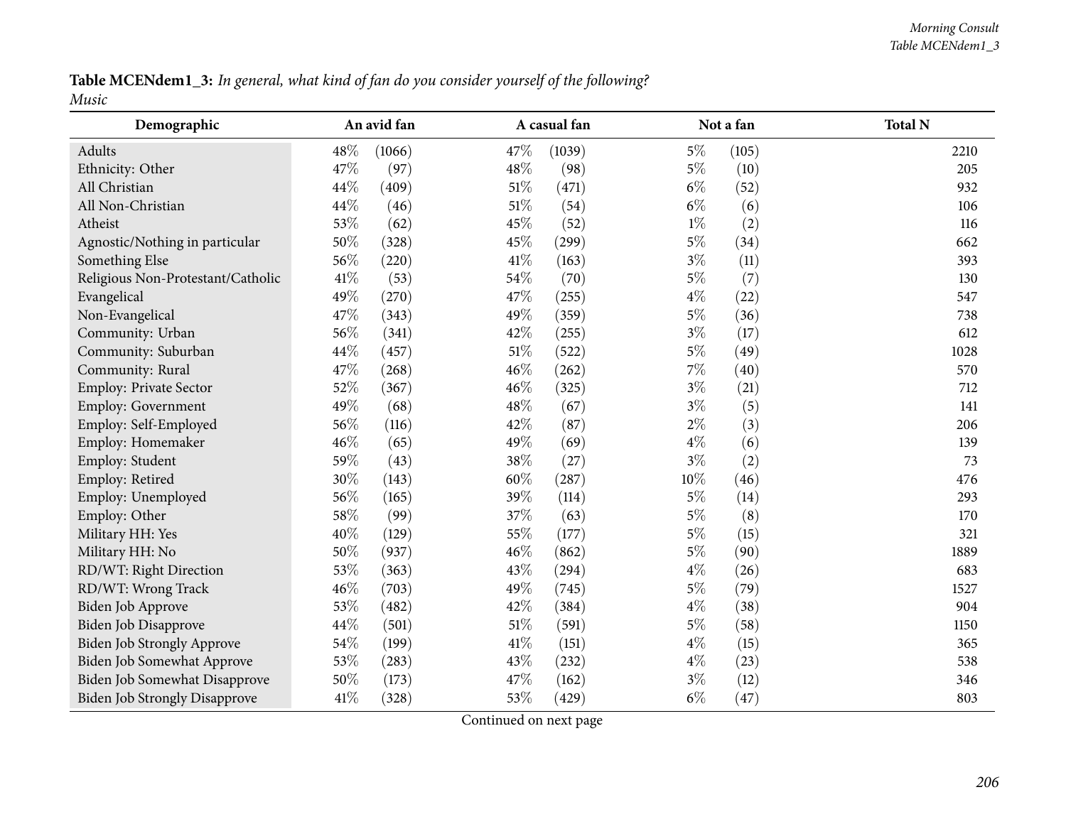**Table MCENdem1_3:** *In general, what kind of fan do you consider yourself of the following?*
*Music*

| Demographic | An avid fan | | A casual fan | | Not a fan | | Total N |
|---|---|---|---|---|---|---|---|
| Adults | 48% | (1066) | 47% | (1039) | 5% | (105) | 2210 |
| Ethnicity: Other | 47% | (97) | 48% | (98) | 5% | (10) | 205 |
| All Christian | 44% | (409) | 51% | (471) | 6% | (52) | 932 |
| All Non-Christian | 44% | (46) | 51% | (54) | 6% | (6) | 106 |
| Atheist | 53% | (62) | 45% | (52) | 1% | (2) | 116 |
| Agnostic/Nothing in particular | 50% | (328) | 45% | (299) | 5% | (34) | 662 |
| Something Else | 56% | (220) | 41% | (163) | 3% | (11) | 393 |
| Religious Non-Protestant/Catholic | 41% | (53) | 54% | (70) | 5% | (7) | 130 |
| Evangelical | 49% | (270) | 47% | (255) | 4% | (22) | 547 |
| Non-Evangelical | 47% | (343) | 49% | (359) | 5% | (36) | 738 |
| Community: Urban | 56% | (341) | 42% | (255) | 3% | (17) | 612 |
| Community: Suburban | 44% | (457) | 51% | (522) | 5% | (49) | 1028 |
| Community: Rural | 47% | (268) | 46% | (262) | 7% | (40) | 570 |
| Employ: Private Sector | 52% | (367) | 46% | (325) | 3% | (21) | 712 |
| Employ: Government | 49% | (68) | 48% | (67) | 3% | (5) | 141 |
| Employ: Self-Employed | 56% | (116) | 42% | (87) | 2% | (3) | 206 |
| Employ: Homemaker | 46% | (65) | 49% | (69) | 4% | (6) | 139 |
| Employ: Student | 59% | (43) | 38% | (27) | 3% | (2) | 73 |
| Employ: Retired | 30% | (143) | 60% | (287) | 10% | (46) | 476 |
| Employ: Unemployed | 56% | (165) | 39% | (114) | 5% | (14) | 293 |
| Employ: Other | 58% | (99) | 37% | (63) | 5% | (8) | 170 |
| Military HH: Yes | 40% | (129) | 55% | (177) | 5% | (15) | 321 |
| Military HH: No | 50% | (937) | 46% | (862) | 5% | (90) | 1889 |
| RD/WT: Right Direction | 53% | (363) | 43% | (294) | 4% | (26) | 683 |
| RD/WT: Wrong Track | 46% | (703) | 49% | (745) | 5% | (79) | 1527 |
| Biden Job Approve | 53% | (482) | 42% | (384) | 4% | (38) | 904 |
| Biden Job Disapprove | 44% | (501) | 51% | (591) | 5% | (58) | 1150 |
| Biden Job Strongly Approve | 54% | (199) | 41% | (151) | 4% | (15) | 365 |
| Biden Job Somewhat Approve | 53% | (283) | 43% | (232) | 4% | (23) | 538 |
| Biden Job Somewhat Disapprove | 50% | (173) | 47% | (162) | 3% | (12) | 346 |
| Biden Job Strongly Disapprove | 41% | (328) | 53% | (429) | 6% | (47) | 803 |

Continued on next page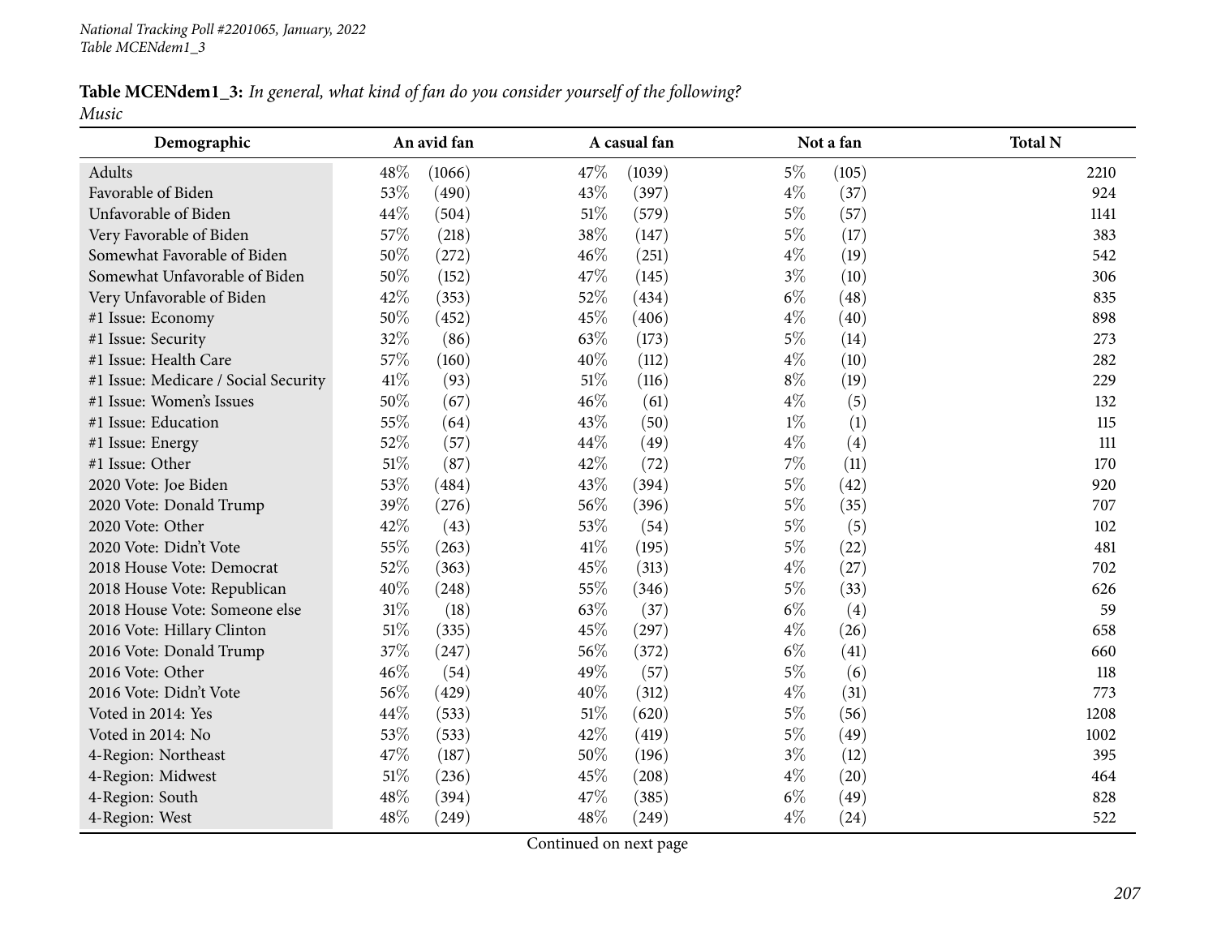**Table MCENdem1_3:** *In general, what kind of fan do you consider yourself of the following?*
*Music*

| Demographic | An avid fan | | A casual fan | | Not a fan | | Total N |
|---|---|---|---|---|---|---|---|
| Adults | 48% | (1066) | 47% | (1039) | 5% | (105) | 2210 |
| Favorable of Biden | 53% | (490) | 43% | (397) | 4% | (37) | 924 |
| Unfavorable of Biden | 44% | (504) | 51% | (579) | 5% | (57) | 1141 |
| Very Favorable of Biden | 57% | (218) | 38% | (147) | 5% | (17) | 383 |
| Somewhat Favorable of Biden | 50% | (272) | 46% | (251) | 4% | (19) | 542 |
| Somewhat Unfavorable of Biden | 50% | (152) | 47% | (145) | 3% | (10) | 306 |
| Very Unfavorable of Biden | 42% | (353) | 52% | (434) | 6% | (48) | 835 |
| #1 Issue: Economy | 50% | (452) | 45% | (406) | 4% | (40) | 898 |
| #1 Issue: Security | 32% | (86) | 63% | (173) | 5% | (14) | 273 |
| #1 Issue: Health Care | 57% | (160) | 40% | (112) | 4% | (10) | 282 |
| #1 Issue: Medicare / Social Security | 41% | (93) | 51% | (116) | 8% | (19) | 229 |
| #1 Issue: Women's Issues | 50% | (67) | 46% | (61) | 4% | (5) | 132 |
| #1 Issue: Education | 55% | (64) | 43% | (50) | 1% | (1) | 115 |
| #1 Issue: Energy | 52% | (57) | 44% | (49) | 4% | (4) | 111 |
| #1 Issue: Other | 51% | (87) | 42% | (72) | 7% | (11) | 170 |
| 2020 Vote: Joe Biden | 53% | (484) | 43% | (394) | 5% | (42) | 920 |
| 2020 Vote: Donald Trump | 39% | (276) | 56% | (396) | 5% | (35) | 707 |
| 2020 Vote: Other | 42% | (43) | 53% | (54) | 5% | (5) | 102 |
| 2020 Vote: Didn't Vote | 55% | (263) | 41% | (195) | 5% | (22) | 481 |
| 2018 House Vote: Democrat | 52% | (363) | 45% | (313) | 4% | (27) | 702 |
| 2018 House Vote: Republican | 40% | (248) | 55% | (346) | 5% | (33) | 626 |
| 2018 House Vote: Someone else | 31% | (18) | 63% | (37) | 6% | (4) | 59 |
| 2016 Vote: Hillary Clinton | 51% | (335) | 45% | (297) | 4% | (26) | 658 |
| 2016 Vote: Donald Trump | 37% | (247) | 56% | (372) | 6% | (41) | 660 |
| 2016 Vote: Other | 46% | (54) | 49% | (57) | 5% | (6) | 118 |
| 2016 Vote: Didn't Vote | 56% | (429) | 40% | (312) | 4% | (31) | 773 |
| Voted in 2014: Yes | 44% | (533) | 51% | (620) | 5% | (56) | 1208 |
| Voted in 2014: No | 53% | (533) | 42% | (419) | 5% | (49) | 1002 |
| 4-Region: Northeast | 47% | (187) | 50% | (196) | 3% | (12) | 395 |
| 4-Region: Midwest | 51% | (236) | 45% | (208) | 4% | (20) | 464 |
| 4-Region: South | 48% | (394) | 47% | (385) | 6% | (49) | 828 |
| 4-Region: West | 48% | (249) | 48% | (249) | 4% | (24) | 522 |

Continued on next page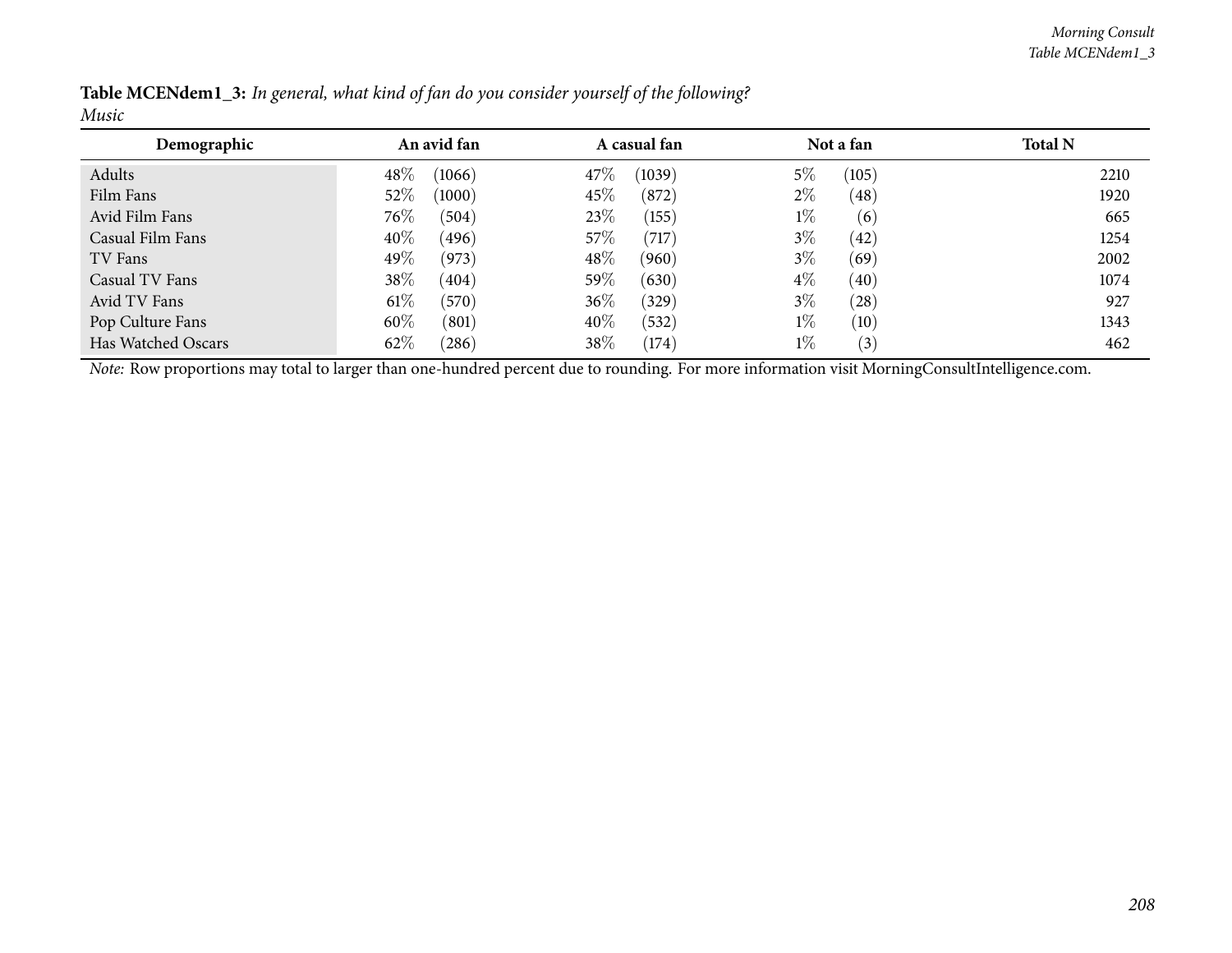**Table MCENdem1_3:** *In general, what kind of fan do you consider yourself of the following?*
*Music*

| Demographic | An avid fan | | A casual fan | | Not a fan | | Total N |
|---|---|---|---|---|---|---|---|
| Adults | 48% | (1066) | 47% | (1039) | 5% | (105) | 2210 |
| Film Fans | 52% | (1000) | 45% | (872) | 2% | (48) | 1920 |
| Avid Film Fans | 76% | (504) | 23% | (155) | 1% | (6) | 665 |
| Casual Film Fans | 40% | (496) | 57% | (717) | 3% | (42) | 1254 |
| TV Fans | 49% | (973) | 48% | (960) | 3% | (69) | 2002 |
| Casual TV Fans | 38% | (404) | 59% | (630) | 4% | (40) | 1074 |
| Avid TV Fans | 61% | (570) | 36% | (329) | 3% | (28) | 927 |
| Pop Culture Fans | 60% | (801) | 40% | (532) | 1% | (10) | 1343 |
| Has Watched Oscars | 62% | (286) | 38% | (174) | 1% | (3) | 462 |

*Note:* Row proportions may total to larger than one-hundred percent due to rounding. For more information visit MorningConsultIntelligence.com.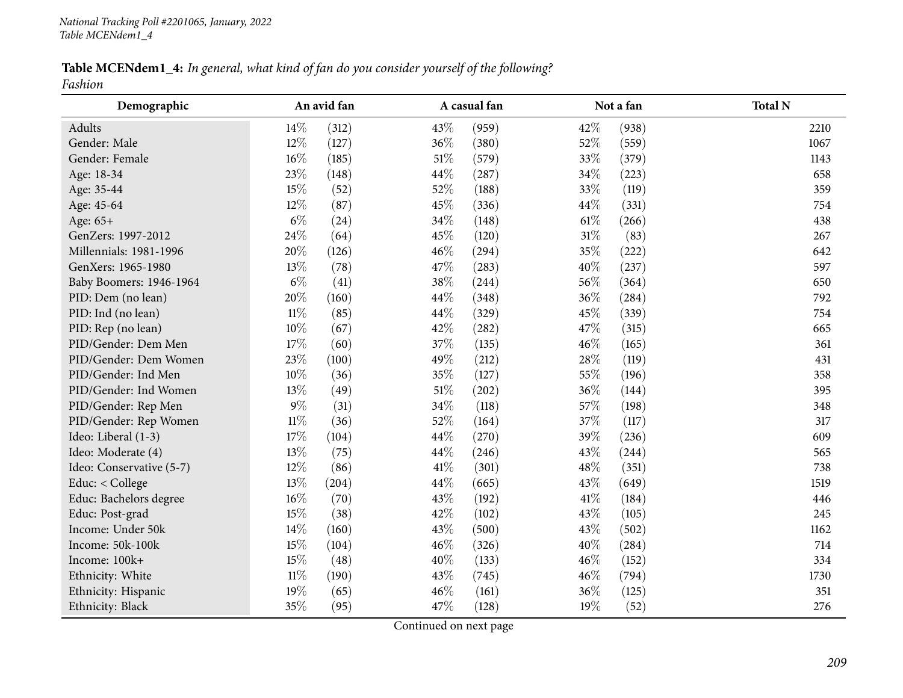**Table MCENdem1_4:** *In general, what kind of fan do you consider yourself of the following?*
*Fashion*

| Demographic | An avid fan | | A casual fan | | Not a fan | | Total N |
|---|---|---|---|---|---|---|---|
| Adults | 14% | (312) | 43% | (959) | 42% | (938) | 2210 |
| Gender: Male | 12% | (127) | 36% | (380) | 52% | (559) | 1067 |
| Gender: Female | 16% | (185) | 51% | (579) | 33% | (379) | 1143 |
| Age: 18-34 | 23% | (148) | 44% | (287) | 34% | (223) | 658 |
| Age: 35-44 | 15% | (52) | 52% | (188) | 33% | (119) | 359 |
| Age: 45-64 | 12% | (87) | 45% | (336) | 44% | (331) | 754 |
| Age: 65+ | 6% | (24) | 34% | (148) | 61% | (266) | 438 |
| GenZers: 1997-2012 | 24% | (64) | 45% | (120) | 31% | (83) | 267 |
| Millennials: 1981-1996 | 20% | (126) | 46% | (294) | 35% | (222) | 642 |
| GenXers: 1965-1980 | 13% | (78) | 47% | (283) | 40% | (237) | 597 |
| Baby Boomers: 1946-1964 | 6% | (41) | 38% | (244) | 56% | (364) | 650 |
| PID: Dem (no lean) | 20% | (160) | 44% | (348) | 36% | (284) | 792 |
| PID: Ind (no lean) | 11% | (85) | 44% | (329) | 45% | (339) | 754 |
| PID: Rep (no lean) | 10% | (67) | 42% | (282) | 47% | (315) | 665 |
| PID/Gender: Dem Men | 17% | (60) | 37% | (135) | 46% | (165) | 361 |
| PID/Gender: Dem Women | 23% | (100) | 49% | (212) | 28% | (119) | 431 |
| PID/Gender: Ind Men | 10% | (36) | 35% | (127) | 55% | (196) | 358 |
| PID/Gender: Ind Women | 13% | (49) | 51% | (202) | 36% | (144) | 395 |
| PID/Gender: Rep Men | 9% | (31) | 34% | (118) | 57% | (198) | 348 |
| PID/Gender: Rep Women | 11% | (36) | 52% | (164) | 37% | (117) | 317 |
| Ideo: Liberal (1-3) | 17% | (104) | 44% | (270) | 39% | (236) | 609 |
| Ideo: Moderate (4) | 13% | (75) | 44% | (246) | 43% | (244) | 565 |
| Ideo: Conservative (5-7) | 12% | (86) | 41% | (301) | 48% | (351) | 738 |
| Educ: < College | 13% | (204) | 44% | (665) | 43% | (649) | 1519 |
| Educ: Bachelors degree | 16% | (70) | 43% | (192) | 41% | (184) | 446 |
| Educ: Post-grad | 15% | (38) | 42% | (102) | 43% | (105) | 245 |
| Income: Under 50k | 14% | (160) | 43% | (500) | 43% | (502) | 1162 |
| Income: 50k-100k | 15% | (104) | 46% | (326) | 40% | (284) | 714 |
| Income: 100k+ | 15% | (48) | 40% | (133) | 46% | (152) | 334 |
| Ethnicity: White | 11% | (190) | 43% | (745) | 46% | (794) | 1730 |
| Ethnicity: Hispanic | 19% | (65) | 46% | (161) | 36% | (125) | 351 |
| Ethnicity: Black | 35% | (95) | 47% | (128) | 19% | (52) | 276 |

Continued on next page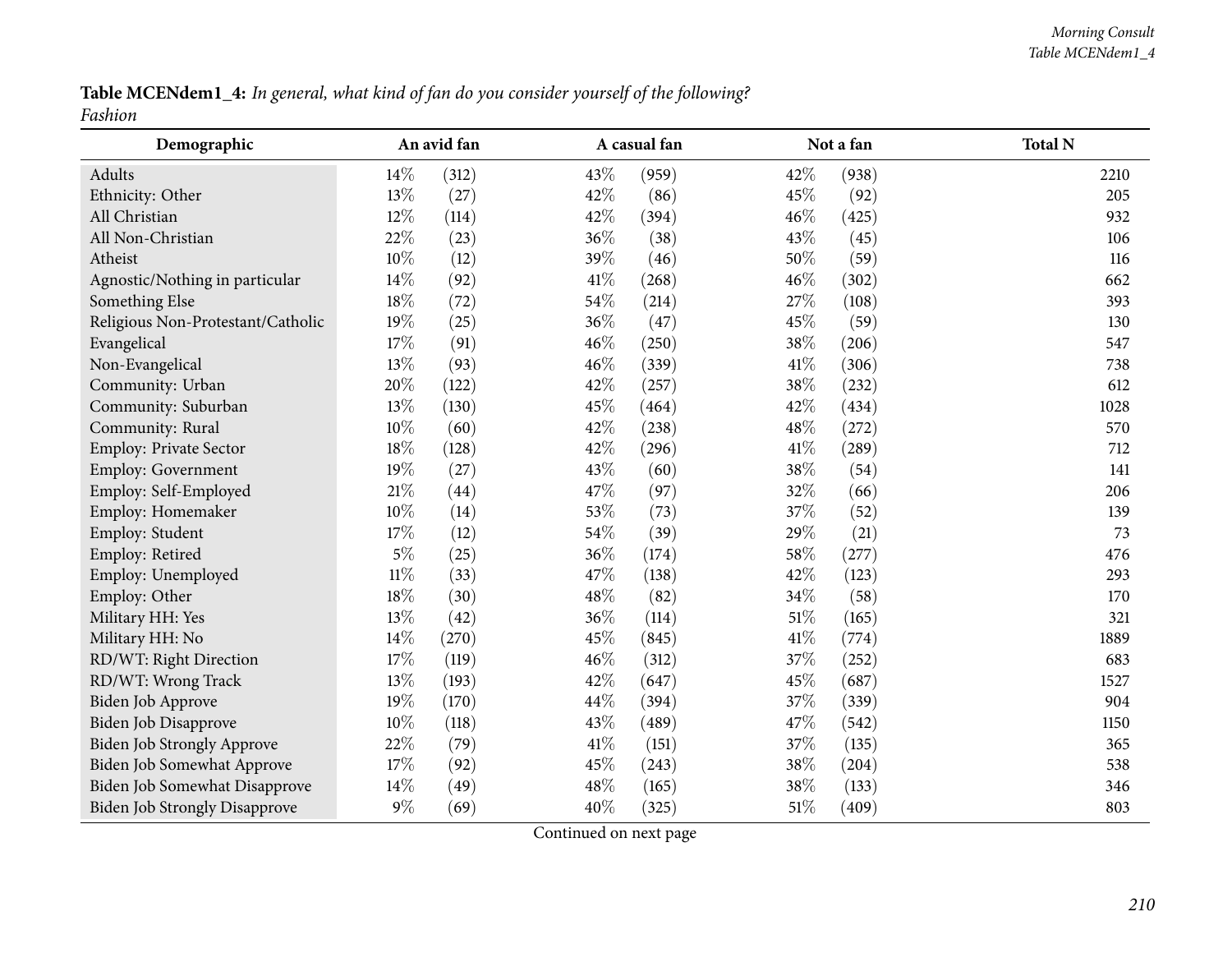**Table MCENdem1_4:** *In general, what kind of fan do you consider yourself of the following?*
*Fashion*

| Demographic | An avid fan | | A casual fan | | Not a fan | | Total N |
|---|---|---|---|---|---|---|---|
| Adults | 14% | (312) | 43% | (959) | 42% | (938) | 2210 |
| Ethnicity: Other | 13% | (27) | 42% | (86) | 45% | (92) | 205 |
| All Christian | 12% | (114) | 42% | (394) | 46% | (425) | 932 |
| All Non-Christian | 22% | (23) | 36% | (38) | 43% | (45) | 106 |
| Atheist | 10% | (12) | 39% | (46) | 50% | (59) | 116 |
| Agnostic/Nothing in particular | 14% | (92) | 41% | (268) | 46% | (302) | 662 |
| Something Else | 18% | (72) | 54% | (214) | 27% | (108) | 393 |
| Religious Non-Protestant/Catholic | 19% | (25) | 36% | (47) | 45% | (59) | 130 |
| Evangelical | 17% | (91) | 46% | (250) | 38% | (206) | 547 |
| Non-Evangelical | 13% | (93) | 46% | (339) | 41% | (306) | 738 |
| Community: Urban | 20% | (122) | 42% | (257) | 38% | (232) | 612 |
| Community: Suburban | 13% | (130) | 45% | (464) | 42% | (434) | 1028 |
| Community: Rural | 10% | (60) | 42% | (238) | 48% | (272) | 570 |
| Employ: Private Sector | 18% | (128) | 42% | (296) | 41% | (289) | 712 |
| Employ: Government | 19% | (27) | 43% | (60) | 38% | (54) | 141 |
| Employ: Self-Employed | 21% | (44) | 47% | (97) | 32% | (66) | 206 |
| Employ: Homemaker | 10% | (14) | 53% | (73) | 37% | (52) | 139 |
| Employ: Student | 17% | (12) | 54% | (39) | 29% | (21) | 73 |
| Employ: Retired | 5% | (25) | 36% | (174) | 58% | (277) | 476 |
| Employ: Unemployed | 11% | (33) | 47% | (138) | 42% | (123) | 293 |
| Employ: Other | 18% | (30) | 48% | (82) | 34% | (58) | 170 |
| Military HH: Yes | 13% | (42) | 36% | (114) | 51% | (165) | 321 |
| Military HH: No | 14% | (270) | 45% | (845) | 41% | (774) | 1889 |
| RD/WT: Right Direction | 17% | (119) | 46% | (312) | 37% | (252) | 683 |
| RD/WT: Wrong Track | 13% | (193) | 42% | (647) | 45% | (687) | 1527 |
| Biden Job Approve | 19% | (170) | 44% | (394) | 37% | (339) | 904 |
| Biden Job Disapprove | 10% | (118) | 43% | (489) | 47% | (542) | 1150 |
| Biden Job Strongly Approve | 22% | (79) | 41% | (151) | 37% | (135) | 365 |
| Biden Job Somewhat Approve | 17% | (92) | 45% | (243) | 38% | (204) | 538 |
| Biden Job Somewhat Disapprove | 14% | (49) | 48% | (165) | 38% | (133) | 346 |
| Biden Job Strongly Disapprove | 9% | (69) | 40% | (325) | 51% | (409) | 803 |

Continued on next page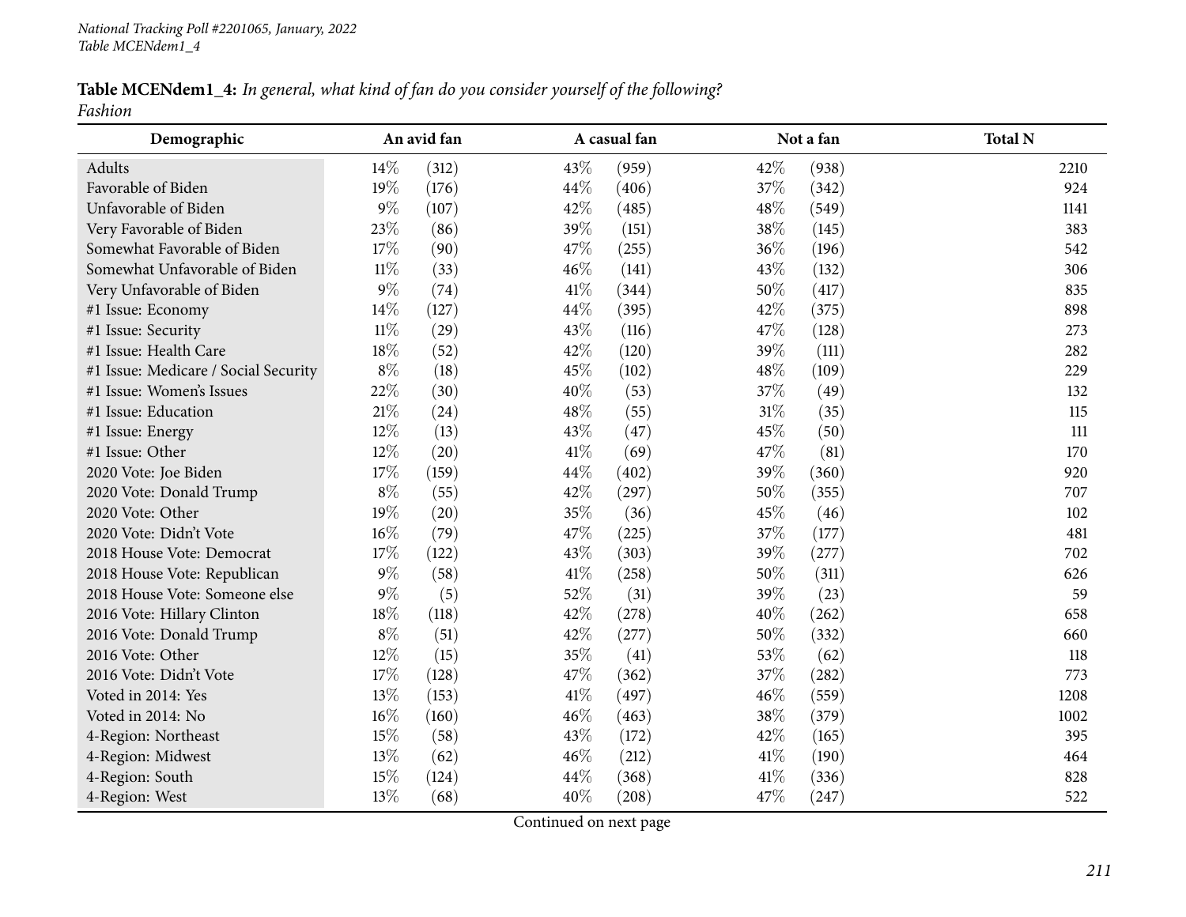**Table MCENdem1_4:** *In general, what kind of fan do you consider yourself of the following?*
*Fashion*

| Demographic | An avid fan | | A casual fan | | Not a fan | | Total N |
|---|---|---|---|---|---|---|---|
| Adults | 14% | (312) | 43% | (959) | 42% | (938) | 2210 |
| Favorable of Biden | 19% | (176) | 44% | (406) | 37% | (342) | 924 |
| Unfavorable of Biden | 9% | (107) | 42% | (485) | 48% | (549) | 1141 |
| Very Favorable of Biden | 23% | (86) | 39% | (151) | 38% | (145) | 383 |
| Somewhat Favorable of Biden | 17% | (90) | 47% | (255) | 36% | (196) | 542 |
| Somewhat Unfavorable of Biden | 11% | (33) | 46% | (141) | 43% | (132) | 306 |
| Very Unfavorable of Biden | 9% | (74) | 41% | (344) | 50% | (417) | 835 |
| #1 Issue: Economy | 14% | (127) | 44% | (395) | 42% | (375) | 898 |
| #1 Issue: Security | 11% | (29) | 43% | (116) | 47% | (128) | 273 |
| #1 Issue: Health Care | 18% | (52) | 42% | (120) | 39% | (111) | 282 |
| #1 Issue: Medicare / Social Security | 8% | (18) | 45% | (102) | 48% | (109) | 229 |
| #1 Issue: Women's Issues | 22% | (30) | 40% | (53) | 37% | (49) | 132 |
| #1 Issue: Education | 21% | (24) | 48% | (55) | 31% | (35) | 115 |
| #1 Issue: Energy | 12% | (13) | 43% | (47) | 45% | (50) | 111 |
| #1 Issue: Other | 12% | (20) | 41% | (69) | 47% | (81) | 170 |
| 2020 Vote: Joe Biden | 17% | (159) | 44% | (402) | 39% | (360) | 920 |
| 2020 Vote: Donald Trump | 8% | (55) | 42% | (297) | 50% | (355) | 707 |
| 2020 Vote: Other | 19% | (20) | 35% | (36) | 45% | (46) | 102 |
| 2020 Vote: Didn't Vote | 16% | (79) | 47% | (225) | 37% | (177) | 481 |
| 2018 House Vote: Democrat | 17% | (122) | 43% | (303) | 39% | (277) | 702 |
| 2018 House Vote: Republican | 9% | (58) | 41% | (258) | 50% | (311) | 626 |
| 2018 House Vote: Someone else | 9% | (5) | 52% | (31) | 39% | (23) | 59 |
| 2016 Vote: Hillary Clinton | 18% | (118) | 42% | (278) | 40% | (262) | 658 |
| 2016 Vote: Donald Trump | 8% | (51) | 42% | (277) | 50% | (332) | 660 |
| 2016 Vote: Other | 12% | (15) | 35% | (41) | 53% | (62) | 118 |
| 2016 Vote: Didn't Vote | 17% | (128) | 47% | (362) | 37% | (282) | 773 |
| Voted in 2014: Yes | 13% | (153) | 41% | (497) | 46% | (559) | 1208 |
| Voted in 2014: No | 16% | (160) | 46% | (463) | 38% | (379) | 1002 |
| 4-Region: Northeast | 15% | (58) | 43% | (172) | 42% | (165) | 395 |
| 4-Region: Midwest | 13% | (62) | 46% | (212) | 41% | (190) | 464 |
| 4-Region: South | 15% | (124) | 44% | (368) | 41% | (336) | 828 |
| 4-Region: West | 13% | (68) | 40% | (208) | 47% | (247) | 522 |

Continued on next page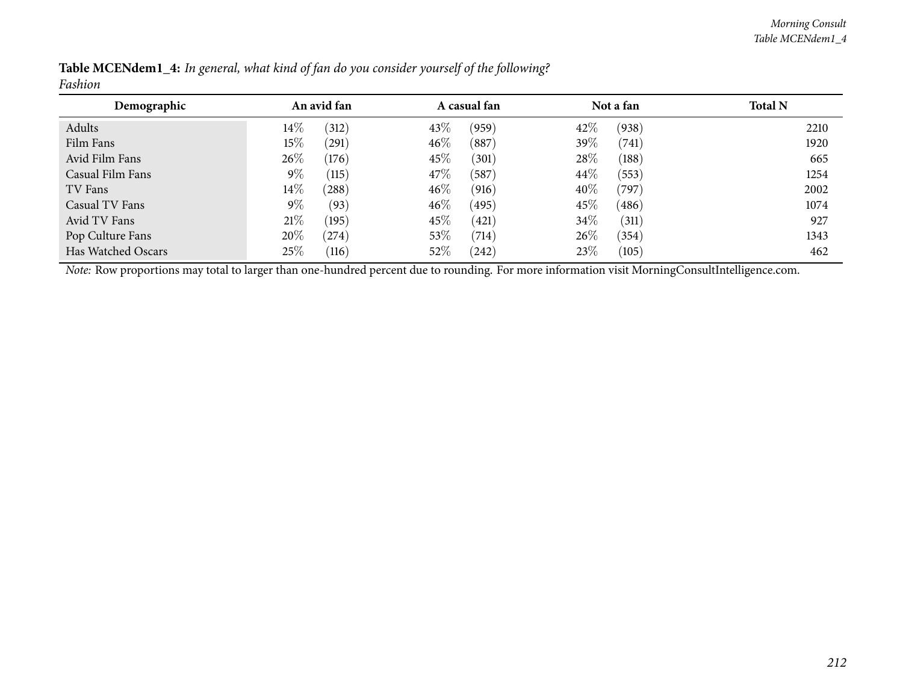**Table MCENdem1_4:** *In general, what kind of fan do you consider yourself of the following?*
*Fashion*

| Demographic | An avid fan | | A casual fan | | Not a fan | | Total N |
|---|---|---|---|---|---|---|---|
| Adults | 14% | (312) | 43% | (959) | 42% | (938) | 2210 |
| Film Fans | 15% | (291) | 46% | (887) | 39% | (741) | 1920 |
| Avid Film Fans | 26% | (176) | 45% | (301) | 28% | (188) | 665 |
| Casual Film Fans | 9% | (115) | 47% | (587) | 44% | (553) | 1254 |
| TV Fans | 14% | (288) | 46% | (916) | 40% | (797) | 2002 |
| Casual TV Fans | 9% | (93) | 46% | (495) | 45% | (486) | 1074 |
| Avid TV Fans | 21% | (195) | 45% | (421) | 34% | (311) | 927 |
| Pop Culture Fans | 20% | (274) | 53% | (714) | 26% | (354) | 1343 |
| Has Watched Oscars | 25% | (116) | 52% | (242) | 23% | (105) | 462 |

*Note:* Row proportions may total to larger than one-hundred percent due to rounding. For more information visit MorningConsultIntelligence.com.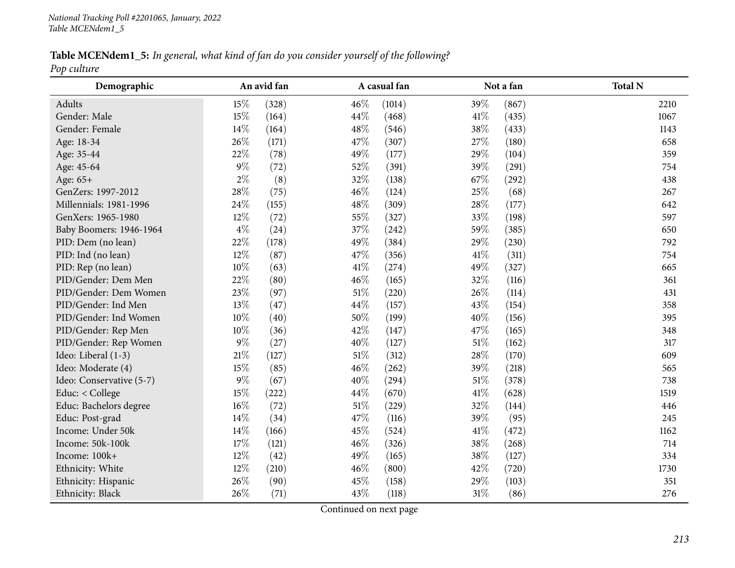**Table MCENdem1_5:** *In general, what kind of fan do you consider yourself of the following?*
*Pop culture*

| Demographic | An avid fan | | A casual fan | | Not a fan | | Total N |
|---|---|---|---|---|---|---|---|
| Adults | 15% | (328) | 46% | (1014) | 39% | (867) | 2210 |
| Gender: Male | 15% | (164) | 44% | (468) | 41% | (435) | 1067 |
| Gender: Female | 14% | (164) | 48% | (546) | 38% | (433) | 1143 |
| Age: 18-34 | 26% | (171) | 47% | (307) | 27% | (180) | 658 |
| Age: 35-44 | 22% | (78) | 49% | (177) | 29% | (104) | 359 |
| Age: 45-64 | 9% | (72) | 52% | (391) | 39% | (291) | 754 |
| Age: 65+ | 2% | (8) | 32% | (138) | 67% | (292) | 438 |
| GenZers: 1997-2012 | 28% | (75) | 46% | (124) | 25% | (68) | 267 |
| Millennials: 1981-1996 | 24% | (155) | 48% | (309) | 28% | (177) | 642 |
| GenXers: 1965-1980 | 12% | (72) | 55% | (327) | 33% | (198) | 597 |
| Baby Boomers: 1946-1964 | 4% | (24) | 37% | (242) | 59% | (385) | 650 |
| PID: Dem (no lean) | 22% | (178) | 49% | (384) | 29% | (230) | 792 |
| PID: Ind (no lean) | 12% | (87) | 47% | (356) | 41% | (311) | 754 |
| PID: Rep (no lean) | 10% | (63) | 41% | (274) | 49% | (327) | 665 |
| PID/Gender: Dem Men | 22% | (80) | 46% | (165) | 32% | (116) | 361 |
| PID/Gender: Dem Women | 23% | (97) | 51% | (220) | 26% | (114) | 431 |
| PID/Gender: Ind Men | 13% | (47) | 44% | (157) | 43% | (154) | 358 |
| PID/Gender: Ind Women | 10% | (40) | 50% | (199) | 40% | (156) | 395 |
| PID/Gender: Rep Men | 10% | (36) | 42% | (147) | 47% | (165) | 348 |
| PID/Gender: Rep Women | 9% | (27) | 40% | (127) | 51% | (162) | 317 |
| Ideo: Liberal (1-3) | 21% | (127) | 51% | (312) | 28% | (170) | 609 |
| Ideo: Moderate (4) | 15% | (85) | 46% | (262) | 39% | (218) | 565 |
| Ideo: Conservative (5-7) | 9% | (67) | 40% | (294) | 51% | (378) | 738 |
| Educ: < College | 15% | (222) | 44% | (670) | 41% | (628) | 1519 |
| Educ: Bachelors degree | 16% | (72) | 51% | (229) | 32% | (144) | 446 |
| Educ: Post-grad | 14% | (34) | 47% | (116) | 39% | (95) | 245 |
| Income: Under 50k | 14% | (166) | 45% | (524) | 41% | (472) | 1162 |
| Income: 50k-100k | 17% | (121) | 46% | (326) | 38% | (268) | 714 |
| Income: 100k+ | 12% | (42) | 49% | (165) | 38% | (127) | 334 |
| Ethnicity: White | 12% | (210) | 46% | (800) | 42% | (720) | 1730 |
| Ethnicity: Hispanic | 26% | (90) | 45% | (158) | 29% | (103) | 351 |
| Ethnicity: Black | 26% | (71) | 43% | (118) | 31% | (86) | 276 |

Continued on next page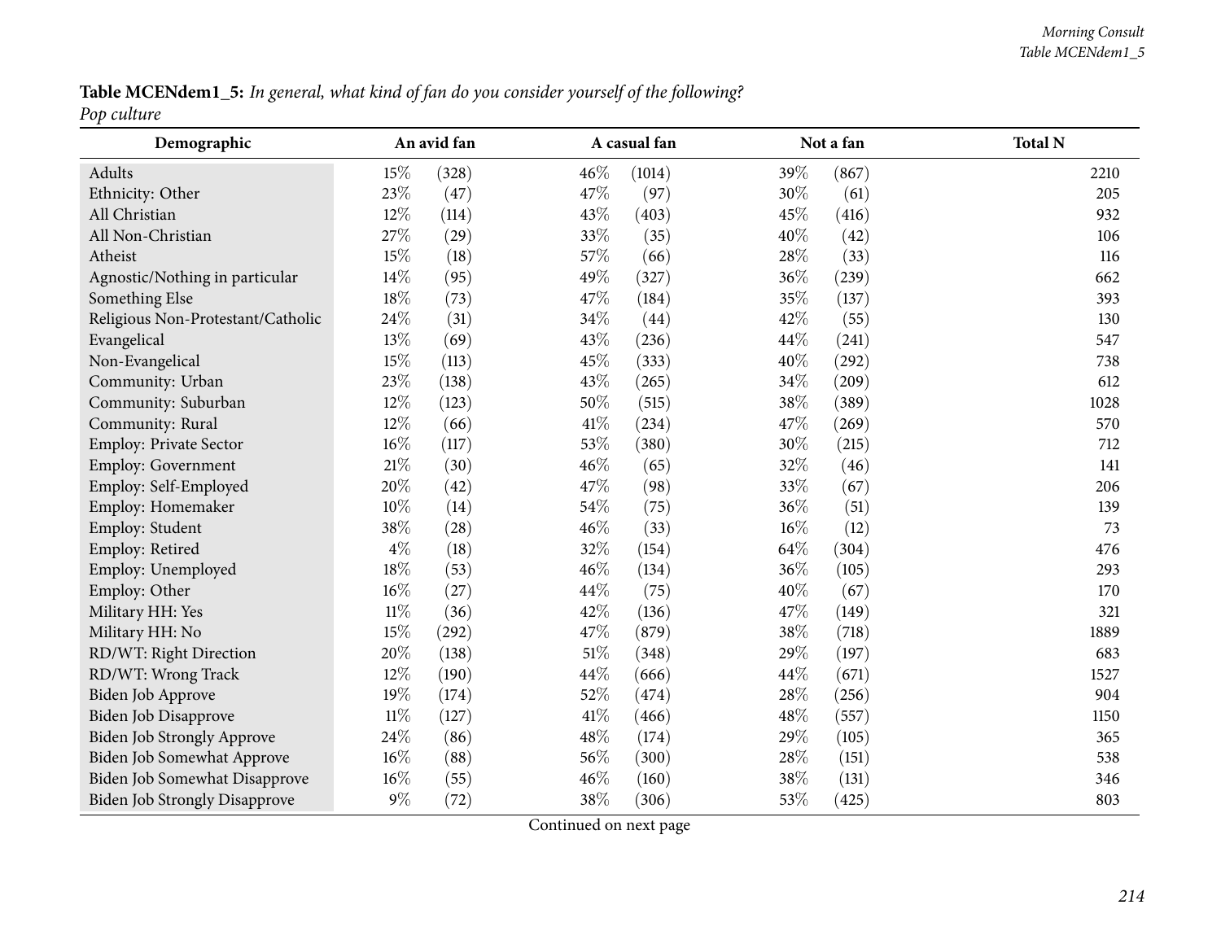**Table MCENdem1_5:** *In general, what kind of fan do you consider yourself of the following?*
*Pop culture*

| Demographic | An avid fan | | A casual fan | | Not a fan | | Total N |
|---|---|---|---|---|---|---|---|
| Adults | 15% | (328) | 46% | (1014) | 39% | (867) | 2210 |
| Ethnicity: Other | 23% | (47) | 47% | (97) | 30% | (61) | 205 |
| All Christian | 12% | (114) | 43% | (403) | 45% | (416) | 932 |
| All Non-Christian | 27% | (29) | 33% | (35) | 40% | (42) | 106 |
| Atheist | 15% | (18) | 57% | (66) | 28% | (33) | 116 |
| Agnostic/Nothing in particular | 14% | (95) | 49% | (327) | 36% | (239) | 662 |
| Something Else | 18% | (73) | 47% | (184) | 35% | (137) | 393 |
| Religious Non-Protestant/Catholic | 24% | (31) | 34% | (44) | 42% | (55) | 130 |
| Evangelical | 13% | (69) | 43% | (236) | 44% | (241) | 547 |
| Non-Evangelical | 15% | (113) | 45% | (333) | 40% | (292) | 738 |
| Community: Urban | 23% | (138) | 43% | (265) | 34% | (209) | 612 |
| Community: Suburban | 12% | (123) | 50% | (515) | 38% | (389) | 1028 |
| Community: Rural | 12% | (66) | 41% | (234) | 47% | (269) | 570 |
| Employ: Private Sector | 16% | (117) | 53% | (380) | 30% | (215) | 712 |
| Employ: Government | 21% | (30) | 46% | (65) | 32% | (46) | 141 |
| Employ: Self-Employed | 20% | (42) | 47% | (98) | 33% | (67) | 206 |
| Employ: Homemaker | 10% | (14) | 54% | (75) | 36% | (51) | 139 |
| Employ: Student | 38% | (28) | 46% | (33) | 16% | (12) | 73 |
| Employ: Retired | 4% | (18) | 32% | (154) | 64% | (304) | 476 |
| Employ: Unemployed | 18% | (53) | 46% | (134) | 36% | (105) | 293 |
| Employ: Other | 16% | (27) | 44% | (75) | 40% | (67) | 170 |
| Military HH: Yes | 11% | (36) | 42% | (136) | 47% | (149) | 321 |
| Military HH: No | 15% | (292) | 47% | (879) | 38% | (718) | 1889 |
| RD/WT: Right Direction | 20% | (138) | 51% | (348) | 29% | (197) | 683 |
| RD/WT: Wrong Track | 12% | (190) | 44% | (666) | 44% | (671) | 1527 |
| Biden Job Approve | 19% | (174) | 52% | (474) | 28% | (256) | 904 |
| Biden Job Disapprove | 11% | (127) | 41% | (466) | 48% | (557) | 1150 |
| Biden Job Strongly Approve | 24% | (86) | 48% | (174) | 29% | (105) | 365 |
| Biden Job Somewhat Approve | 16% | (88) | 56% | (300) | 28% | (151) | 538 |
| Biden Job Somewhat Disapprove | 16% | (55) | 46% | (160) | 38% | (131) | 346 |
| Biden Job Strongly Disapprove | 9% | (72) | 38% | (306) | 53% | (425) | 803 |

Continued on next page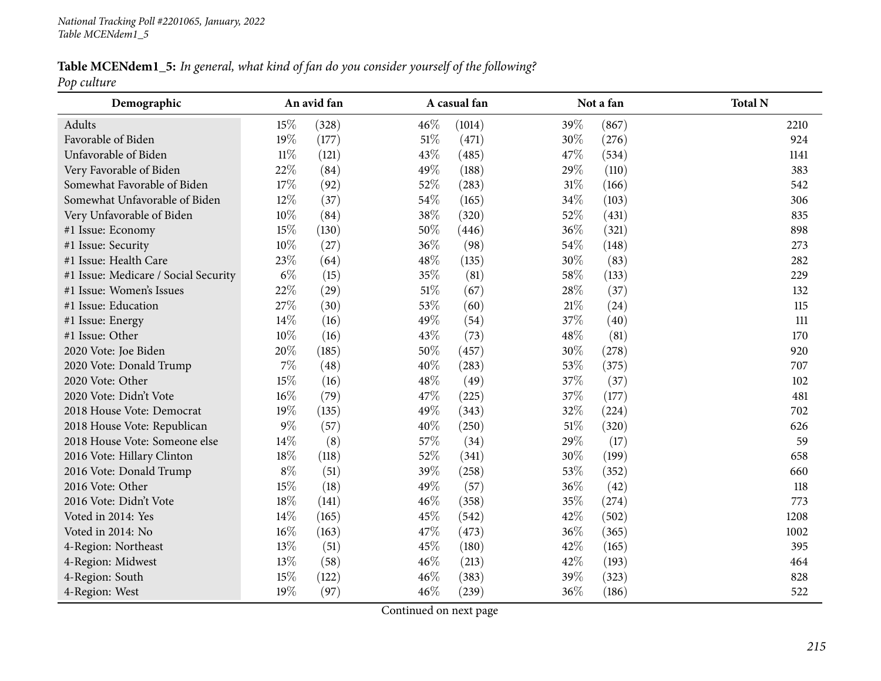**Table MCENdem1_5:** *In general, what kind of fan do you consider yourself of the following?*
*Pop culture*

| Demographic | An avid fan | | A casual fan | | Not a fan | | Total N |
|---|---|---|---|---|---|---|---|
| Adults | 15% | (328) | 46% | (1014) | 39% | (867) | 2210 |
| Favorable of Biden | 19% | (177) | 51% | (471) | 30% | (276) | 924 |
| Unfavorable of Biden | 11% | (121) | 43% | (485) | 47% | (534) | 1141 |
| Very Favorable of Biden | 22% | (84) | 49% | (188) | 29% | (110) | 383 |
| Somewhat Favorable of Biden | 17% | (92) | 52% | (283) | 31% | (166) | 542 |
| Somewhat Unfavorable of Biden | 12% | (37) | 54% | (165) | 34% | (103) | 306 |
| Very Unfavorable of Biden | 10% | (84) | 38% | (320) | 52% | (431) | 835 |
| #1 Issue: Economy | 15% | (130) | 50% | (446) | 36% | (321) | 898 |
| #1 Issue: Security | 10% | (27) | 36% | (98) | 54% | (148) | 273 |
| #1 Issue: Health Care | 23% | (64) | 48% | (135) | 30% | (83) | 282 |
| #1 Issue: Medicare / Social Security | 6% | (15) | 35% | (81) | 58% | (133) | 229 |
| #1 Issue: Women's Issues | 22% | (29) | 51% | (67) | 28% | (37) | 132 |
| #1 Issue: Education | 27% | (30) | 53% | (60) | 21% | (24) | 115 |
| #1 Issue: Energy | 14% | (16) | 49% | (54) | 37% | (40) | 111 |
| #1 Issue: Other | 10% | (16) | 43% | (73) | 48% | (81) | 170 |
| 2020 Vote: Joe Biden | 20% | (185) | 50% | (457) | 30% | (278) | 920 |
| 2020 Vote: Donald Trump | 7% | (48) | 40% | (283) | 53% | (375) | 707 |
| 2020 Vote: Other | 15% | (16) | 48% | (49) | 37% | (37) | 102 |
| 2020 Vote: Didn't Vote | 16% | (79) | 47% | (225) | 37% | (177) | 481 |
| 2018 House Vote: Democrat | 19% | (135) | 49% | (343) | 32% | (224) | 702 |
| 2018 House Vote: Republican | 9% | (57) | 40% | (250) | 51% | (320) | 626 |
| 2018 House Vote: Someone else | 14% | (8) | 57% | (34) | 29% | (17) | 59 |
| 2016 Vote: Hillary Clinton | 18% | (118) | 52% | (341) | 30% | (199) | 658 |
| 2016 Vote: Donald Trump | 8% | (51) | 39% | (258) | 53% | (352) | 660 |
| 2016 Vote: Other | 15% | (18) | 49% | (57) | 36% | (42) | 118 |
| 2016 Vote: Didn't Vote | 18% | (141) | 46% | (358) | 35% | (274) | 773 |
| Voted in 2014: Yes | 14% | (165) | 45% | (542) | 42% | (502) | 1208 |
| Voted in 2014: No | 16% | (163) | 47% | (473) | 36% | (365) | 1002 |
| 4-Region: Northeast | 13% | (51) | 45% | (180) | 42% | (165) | 395 |
| 4-Region: Midwest | 13% | (58) | 46% | (213) | 42% | (193) | 464 |
| 4-Region: South | 15% | (122) | 46% | (383) | 39% | (323) | 828 |
| 4-Region: West | 19% | (97) | 46% | (239) | 36% | (186) | 522 |

Continued on next page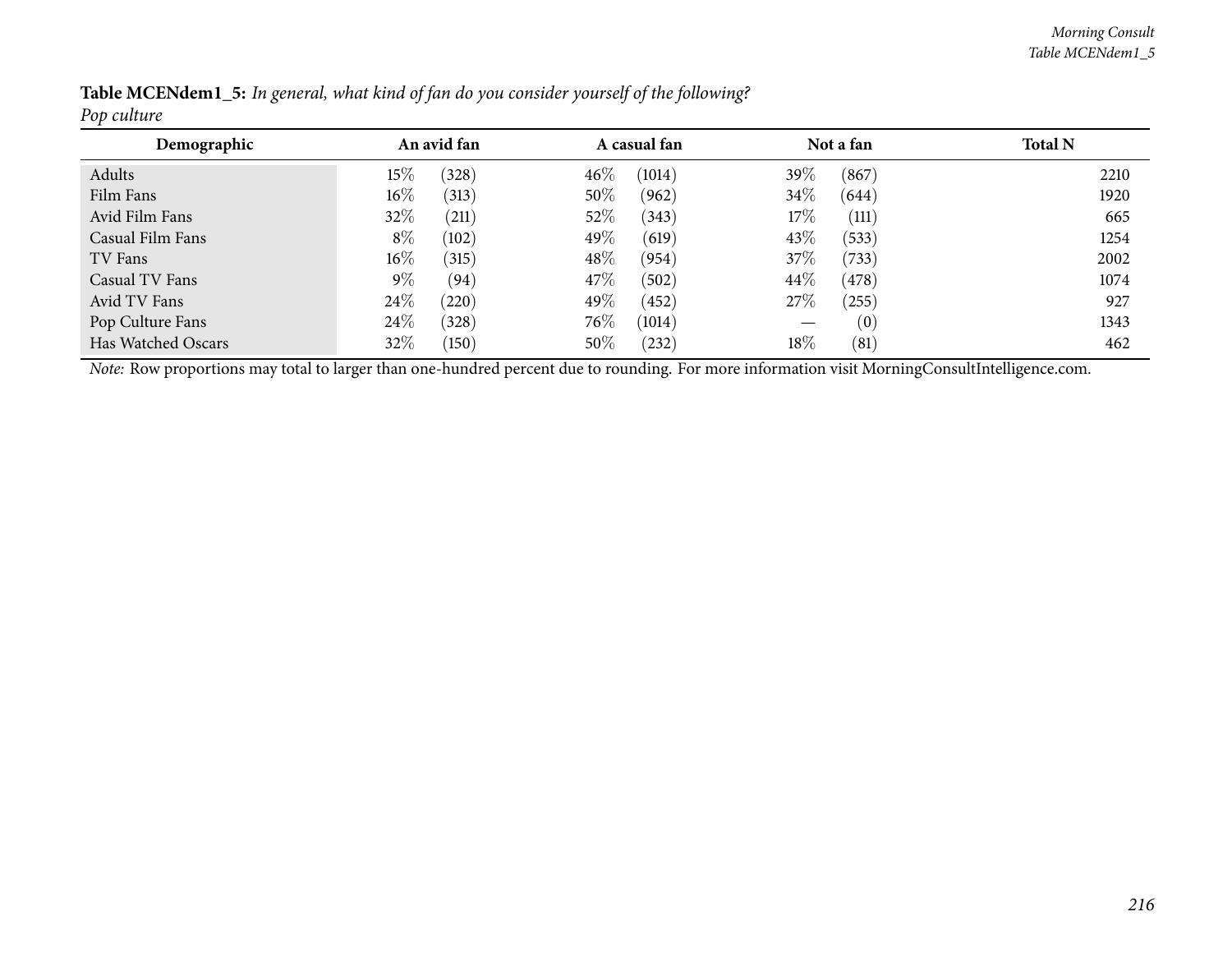**Table MCENdem1_5:** *In general, what kind of fan do you consider yourself of the following?*
*Pop culture*

| Demographic | An avid fan | | A casual fan | | Not a fan | | Total N |
|---|---|---|---|---|---|---|---|
| Adults | 15% | (328) | 46% | (1014) | 39% | (867) | 2210 |
| Film Fans | 16% | (313) | 50% | (962) | 34% | (644) | 1920 |
| Avid Film Fans | 32% | (211) | 52% | (343) | 17% | (111) | 665 |
| Casual Film Fans | 8% | (102) | 49% | (619) | 43% | (533) | 1254 |
| TV Fans | 16% | (315) | 48% | (954) | 37% | (733) | 2002 |
| Casual TV Fans | 9% | (94) | 47% | (502) | 44% | (478) | 1074 |
| Avid TV Fans | 24% | (220) | 49% | (452) | 27% | (255) | 927 |
| Pop Culture Fans | 24% | (328) | 76% | (1014) | — | (0) | 1343 |
| Has Watched Oscars | 32% | (150) | 50% | (232) | 18% | (81) | 462 |

*Note:* Row proportions may total to larger than one-hundred percent due to rounding. For more information visit MorningConsultIntelligence.com.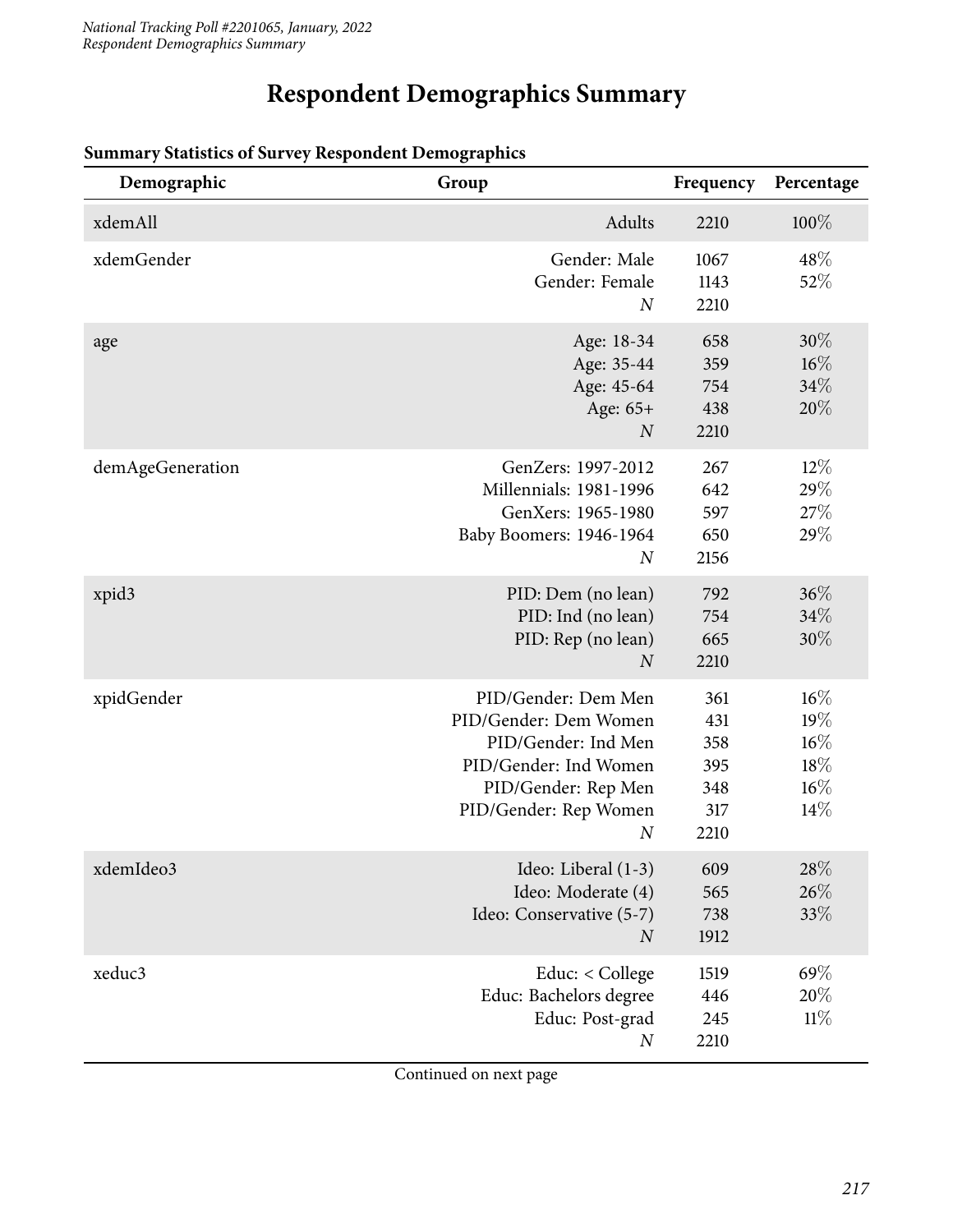# Respondent Demographics Summary

**Summary Statistics of Survey Respondent Demographics**

| Demographic | Group | Frequency | Percentage |
|---|---|---|---|
| xdemAll | Adults | 2210 | 100% |
| xdemGender | Gender: Male | 1067 | 48% |
| | Gender: Female | 1143 | 52% |
| | *N* | 2210 | |
| age | Age: 18-34 | 658 | 30% |
| | Age: 35-44 | 359 | 16% |
| | Age: 45-64 | 754 | 34% |
| | Age: 65+ | 438 | 20% |
| | *N* | 2210 | |
| demAgeGeneration | GenZers: 1997-2012 | 267 | 12% |
| | Millennials: 1981-1996 | 642 | 29% |
| | GenXers: 1965-1980 | 597 | 27% |
| | Baby Boomers: 1946-1964 | 650 | 29% |
| | *N* | 2156 | |
| xpid3 | PID: Dem (no lean) | 792 | 36% |
| | PID: Ind (no lean) | 754 | 34% |
| | PID: Rep (no lean) | 665 | 30% |
| | *N* | 2210 | |
| xpidGender | PID/Gender: Dem Men | 361 | 16% |
| | PID/Gender: Dem Women | 431 | 19% |
| | PID/Gender: Ind Men | 358 | 16% |
| | PID/Gender: Ind Women | 395 | 18% |
| | PID/Gender: Rep Men | 348 | 16% |
| | PID/Gender: Rep Women | 317 | 14% |
| | *N* | 2210 | |
| xdemIdeo3 | Ideo: Liberal (1-3) | 609 | 28% |
| | Ideo: Moderate (4) | 565 | 26% |
| | Ideo: Conservative (5-7) | 738 | 33% |
| | *N* | 1912 | |
| xeduc3 | Educ: < College | 1519 | 69% |
| | Educ: Bachelors degree | 446 | 20% |
| | Educ: Post-grad | 245 | 11% |
| | *N* | 2210 | |

Continued on next page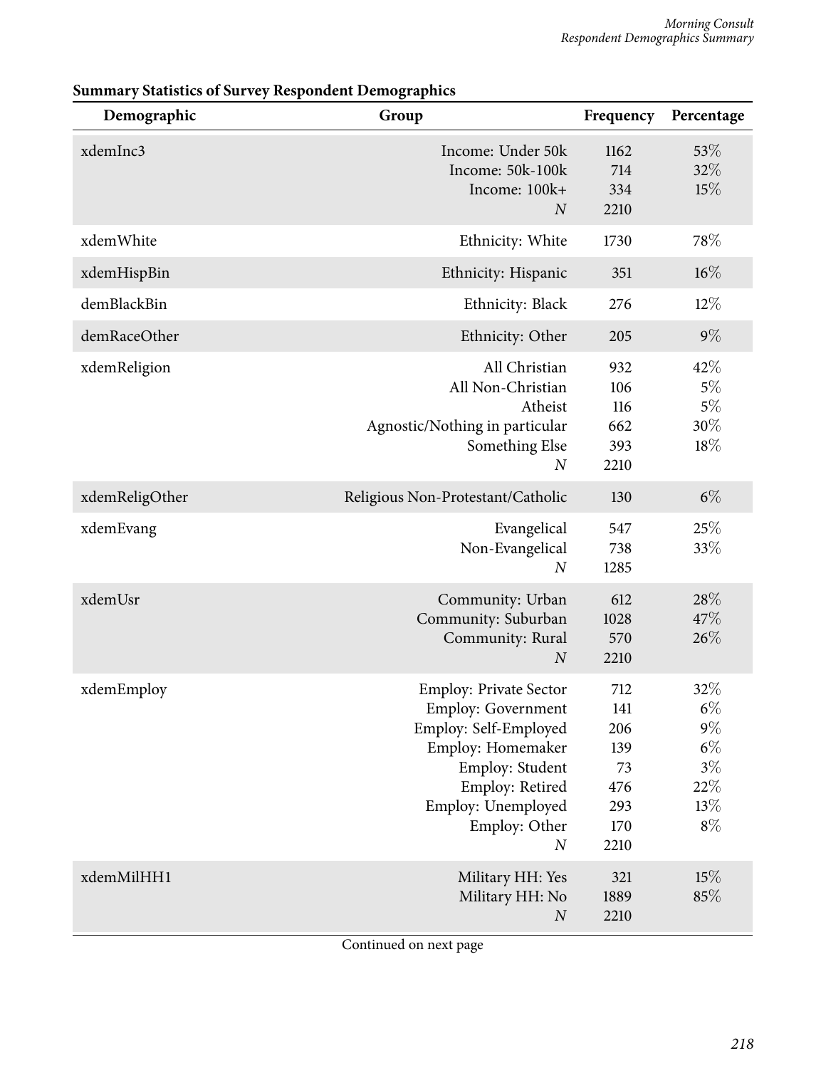**Summary Statistics of Survey Respondent Demographics**

| Demographic | Group | Frequency | Percentage |
|---|---|---|---|
| xdemInc3 | Income: Under 50k | 1162 | 53% |
| | Income: 50k-100k | 714 | 32% |
| | Income: 100k+ | 334 | 15% |
| | *N* | 2210 | |
| xdemWhite | Ethnicity: White | 1730 | 78% |
| xdemHispBin | Ethnicity: Hispanic | 351 | 16% |
| demBlackBin | Ethnicity: Black | 276 | 12% |
| demRaceOther | Ethnicity: Other | 205 | 9% |
| xdemReligion | All Christian | 932 | 42% |
| | All Non-Christian | 106 | 5% |
| | Atheist | 116 | 5% |
| | Agnostic/Nothing in particular | 662 | 30% |
| | Something Else | 393 | 18% |
| | *N* | 2210 | |
| xdemReligOther | Religious Non-Protestant/Catholic | 130 | 6% |
| xdemEvang | Evangelical | 547 | 25% |
| | Non-Evangelical | 738 | 33% |
| | *N* | 1285 | |
| xdemUsr | Community: Urban | 612 | 28% |
| | Community: Suburban | 1028 | 47% |
| | Community: Rural | 570 | 26% |
| | *N* | 2210 | |
| xdemEmploy | Employ: Private Sector | 712 | 32% |
| | Employ: Government | 141 | 6% |
| | Employ: Self-Employed | 206 | 9% |
| | Employ: Homemaker | 139 | 6% |
| | Employ: Student | 73 | 3% |
| | Employ: Retired | 476 | 22% |
| | Employ: Unemployed | 293 | 13% |
| | Employ: Other | 170 | 8% |
| | *N* | 2210 | |
| xdemMilHH1 | Military HH: Yes | 321 | 15% |
| | Military HH: No | 1889 | 85% |
| | *N* | 2210 | |

Continued on next page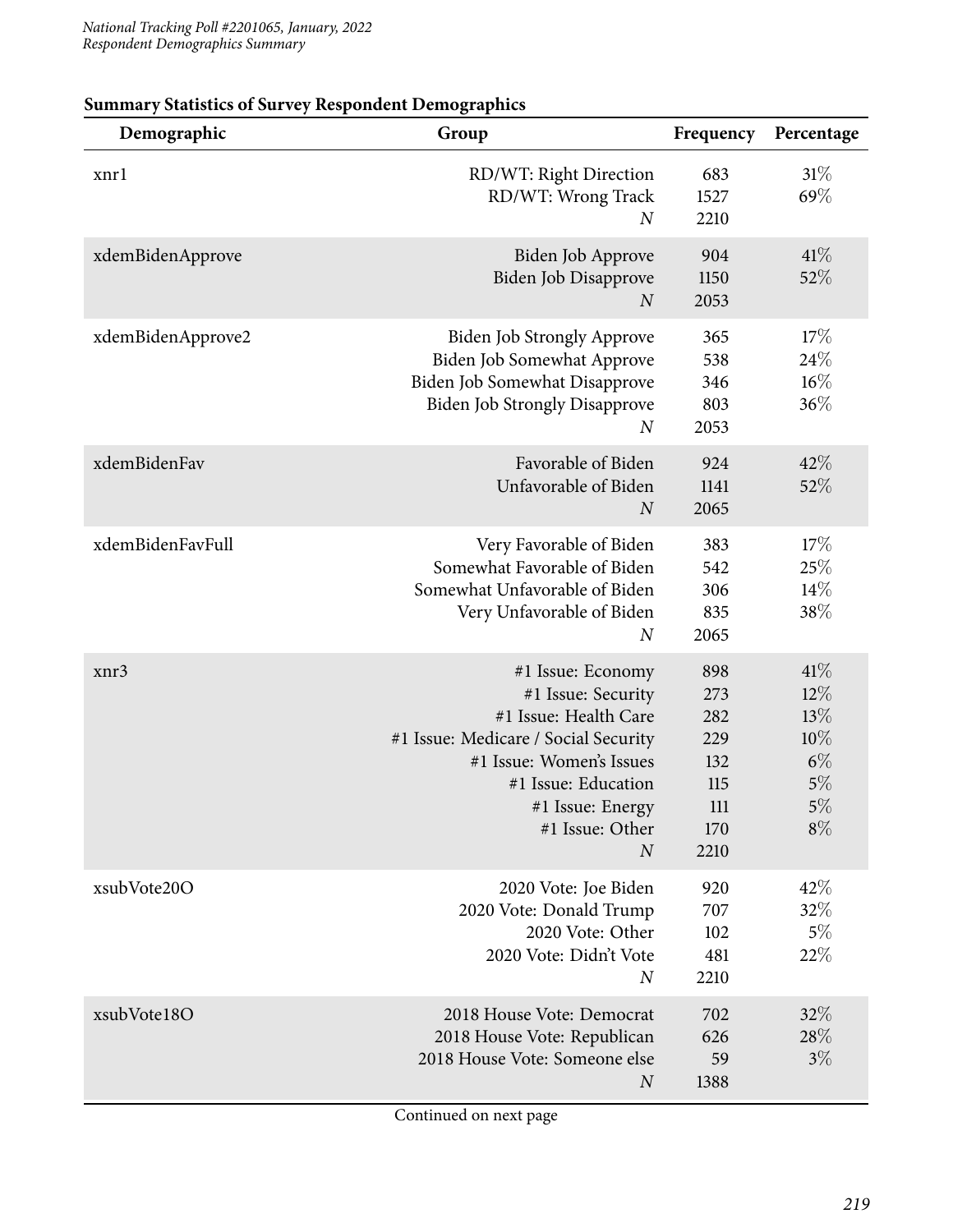**Summary Statistics of Survey Respondent Demographics**

| Demographic | Group | Frequency | Percentage |
|---|---|---|---|
| xnr1 | RD/WT: Right Direction | 683 | 31% |
| | RD/WT: Wrong Track | 1527 | 69% |
| | *N* | 2210 | |
| xdemBidenApprove | Biden Job Approve | 904 | 41% |
| | Biden Job Disapprove | 1150 | 52% |
| | *N* | 2053 | |
| xdemBidenApprove2 | Biden Job Strongly Approve | 365 | 17% |
| | Biden Job Somewhat Approve | 538 | 24% |
| | Biden Job Somewhat Disapprove | 346 | 16% |
| | Biden Job Strongly Disapprove | 803 | 36% |
| | *N* | 2053 | |
| xdemBidenFav | Favorable of Biden | 924 | 42% |
| | Unfavorable of Biden | 1141 | 52% |
| | *N* | 2065 | |
| xdemBidenFavFull | Very Favorable of Biden | 383 | 17% |
| | Somewhat Favorable of Biden | 542 | 25% |
| | Somewhat Unfavorable of Biden | 306 | 14% |
| | Very Unfavorable of Biden | 835 | 38% |
| | *N* | 2065 | |
| xnr3 | #1 Issue: Economy | 898 | 41% |
| | #1 Issue: Security | 273 | 12% |
| | #1 Issue: Health Care | 282 | 13% |
| | #1 Issue: Medicare / Social Security | 229 | 10% |
| | #1 Issue: Women's Issues | 132 | 6% |
| | #1 Issue: Education | 115 | 5% |
| | #1 Issue: Energy | 111 | 5% |
| | #1 Issue: Other | 170 | 8% |
| | *N* | 2210 | |
| xsubVote20O | 2020 Vote: Joe Biden | 920 | 42% |
| | 2020 Vote: Donald Trump | 707 | 32% |
| | 2020 Vote: Other | 102 | 5% |
| | 2020 Vote: Didn't Vote | 481 | 22% |
| | *N* | 2210 | |
| xsubVote18O | 2018 House Vote: Democrat | 702 | 32% |
| | 2018 House Vote: Republican | 626 | 28% |
| | 2018 House Vote: Someone else | 59 | 3% |
| | *N* | 1388 | |

Continued on next page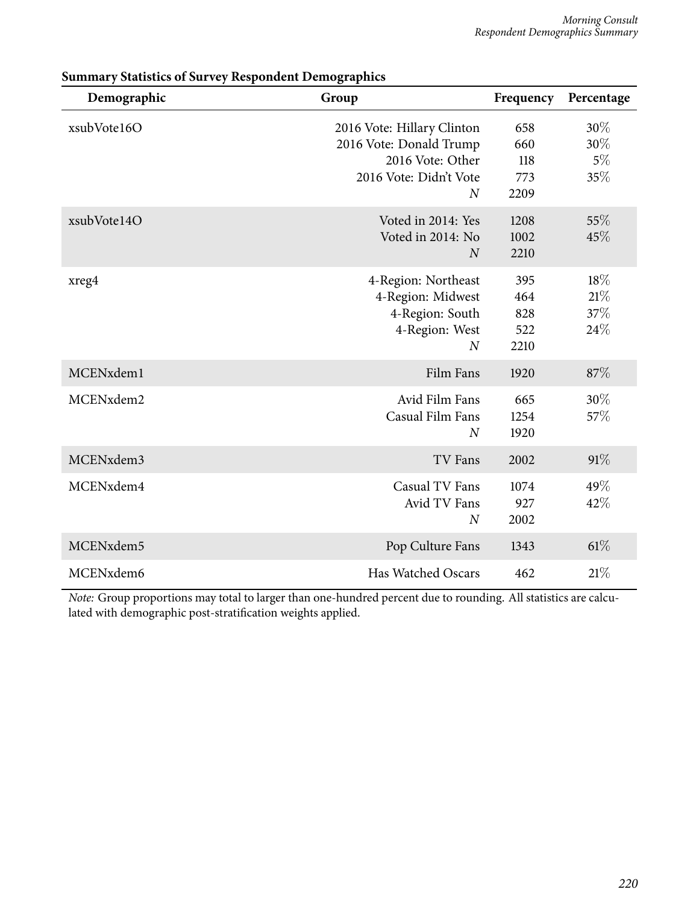**Summary Statistics of Survey Respondent Demographics**

| Demographic | Group | Frequency | Percentage |
|---|---|---|---|
| xsubVote16O | 2016 Vote: Hillary Clinton | 658 | 30% |
| | 2016 Vote: Donald Trump | 660 | 30% |
| | 2016 Vote: Other | 118 | 5% |
| | 2016 Vote: Didn't Vote | 773 | 35% |
| | *N* | 2209 | |
| xsubVote14O | Voted in 2014: Yes | 1208 | 55% |
| | Voted in 2014: No | 1002 | 45% |
| | *N* | 2210 | |
| xreg4 | 4-Region: Northeast | 395 | 18% |
| | 4-Region: Midwest | 464 | 21% |
| | 4-Region: South | 828 | 37% |
| | 4-Region: West | 522 | 24% |
| | *N* | 2210 | |
| MCENxdem1 | Film Fans | 1920 | 87% |
| MCENxdem2 | Avid Film Fans | 665 | 30% |
| | Casual Film Fans | 1254 | 57% |
| | *N* | 1920 | |
| MCENxdem3 | TV Fans | 2002 | 91% |
| MCENxdem4 | Casual TV Fans | 1074 | 49% |
| | Avid TV Fans | 927 | 42% |
| | *N* | 2002 | |
| MCENxdem5 | Pop Culture Fans | 1343 | 61% |
| MCENxdem6 | Has Watched Oscars | 462 | 21% |

*Note:* Group proportions may total to larger than one-hundred percent due to rounding. All statistics are calculated with demographic post-stratification weights applied.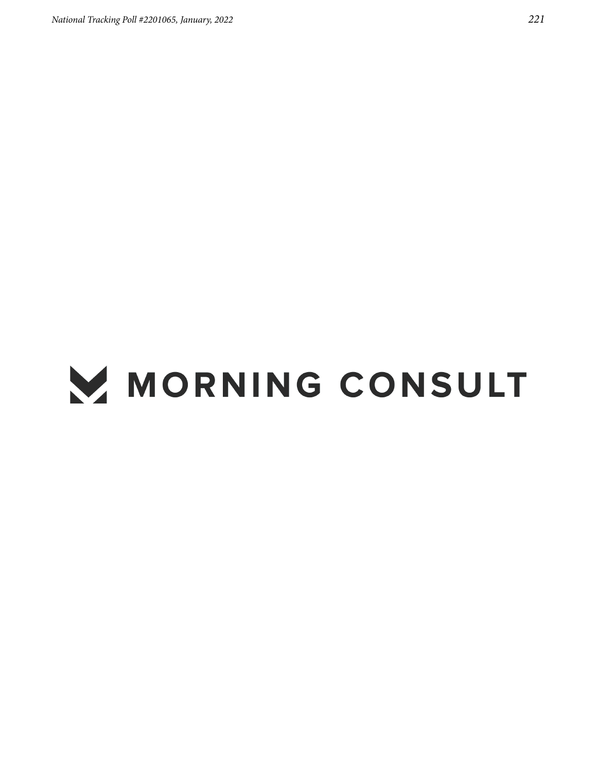MORNING CONSULT